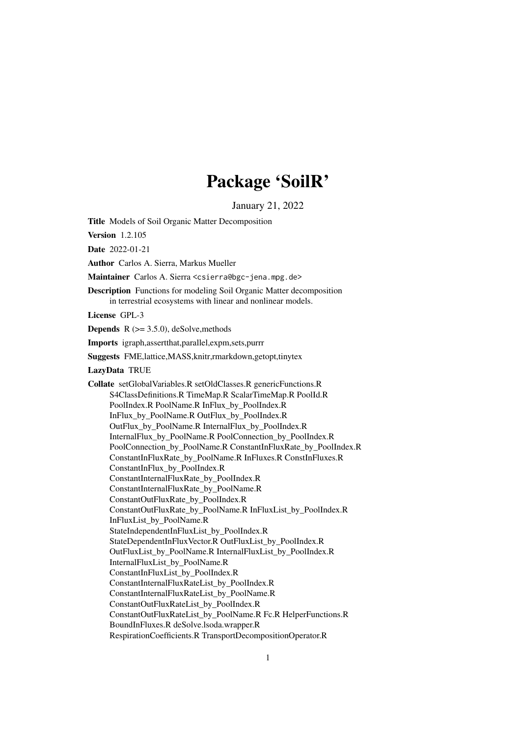# Package 'SoilR'

January 21, 2022

**Title** Models of Soil Organic Matter Decomposition

**Version** 1.2.105

**Date** 2022-01-21

**Author** Carlos A. Sierra, Markus Mueller

**Maintainer** Carlos A. Sierra <csierra@bgc-jena.mpg.de>

**Description** Functions for modeling Soil Organic Matter decomposition in terrestrial ecosystems with linear and nonlinear models.

**License** GPL-3

**Depends** R (>= 3.5.0), deSolve,methods

**Imports** igraph,assertthat,parallel,expm,sets,purrr

**Suggests** FME,lattice,MASS,knitr,rmarkdown,getopt,tinytex

**LazyData** TRUE

**Collate** setGlobalVariables.R setOldClasses.R genericFunctions.R S4ClassDefinitions.R TimeMap.R ScalarTimeMap.R PoolId.R PoolIndex.R PoolName.R InFlux_by_PoolIndex.R InFlux_by_PoolName.R OutFlux_by_PoolName.R InternalFlux_by_PoolIndex.R InternalFlux_by_PoolName.R PoolConnection_by_PoolIndex.R PoolConnection_by_PoolName.R ConstantInFluxRate_by_PoolIndex.R ConstantInFluxRate_by_PoolName.R InFluxes.R ConstInFluxes.R ConstantInFlux_by_PoolIndex.R ConstantInternalFluxRate_by_PoolIndex.R ConstantInternalFluxRate_by_PoolName.R ConstantOutFluxRate_by_PoolIndex.R ConstantOutFluxRate_by_PoolName.R InFluxList_by_PoolIndex.R InFluxList_by_PoolName.R StateIndependentInFluxList_by_PoolIndex.R StateDependentInFluxVector.R OutFluxList_by_PoolIndex.R OutFluxList_by_PoolName.R InternalFluxList_by_PoolIndex.R InternalFluxList_by_PoolName.R ConstantInFluxList_by_PoolIndex.R ConstantInternalFluxRateList_by_PoolIndex.R ConstantInternalFluxRateList_by_PoolName.R ConstantOutFluxRateList_by_PoolIndex.R ConstantOutFluxRateList_by_PoolName.R Fc.R HelperFunctions.R BoundInFluxes.R deSolve.lsoda.wrapper.R RespirationCoefficients.R TransportDecompositionOperator.R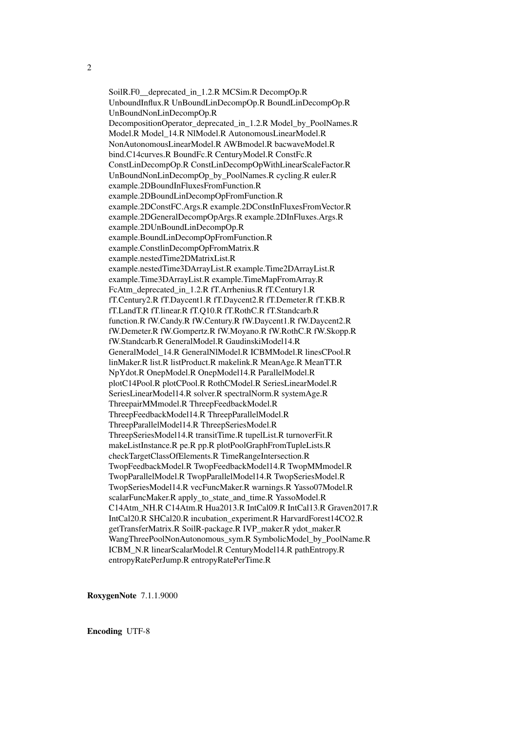SoilR.F0__deprecated_in_1.2.R MCSim.R DecompOp.R UnboundInflux.R UnBoundLinDecompOp.R BoundLinDecompOp.R UnBoundNonLinDecompOp.R DecompositionOperator_deprecated_in_1.2.R Model_by_PoolNames.R Model.R Model_14.R NlModel.R AutonomousLinearModel.R NonAutonomousLinearModel.R AWBmodel.R bacwaveModel.R bind.C14curves.R BoundFc.R CenturyModel.R ConstFc.R ConstLinDecompOp.R ConstLinDecompOpWithLinearScaleFactor.R UnBoundNonLinDecompOp_by_PoolNames.R cycling.R euler.R example.2DBoundInFluxesFromFunction.R example.2DBoundLinDecompOpFromFunction.R example.2DConstFC.Args.R example.2DConstInFluxesFromVector.R example.2DGeneralDecompOpArgs.R example.2DInFluxes.Args.R example.2DUnBoundLinDecompOp.R example.BoundLinDecompOpFromFunction.R example.ConstlinDecompOpFromMatrix.R example.nestedTime2DMatrixList.R example.nestedTime3DArrayList.R example.Time2DArrayList.R example.Time3DArrayList.R example.TimeMapFromArray.R FcAtm_deprecated_in_1.2.R fT.Arrhenius.R fT.Century1.R fT.Century2.R fT.Daycent1.R fT.Daycent2.R fT.Demeter.R fT.KB.R fT.LandT.R fT.linear.R fT.Q10.R fT.RothC.R fT.Standcarb.R function.R fW.Candy.R fW.Century.R fW.Daycent1.R fW.Daycent2.R fW.Demeter.R fW.Gompertz.R fW.Moyano.R fW.RothC.R fW.Skopp.R fW.Standcarb.R GeneralModel.R GaudinskiModel14.R GeneralModel_14.R GeneralNlModel.R ICBMModel.R linesCPool.R linMaker.R list.R listProduct.R makelink.R MeanAge.R MeanTT.R NpYdot.R OnepModel.R OnepModel14.R ParallelModel.R plotC14Pool.R plotCPool.R RothCModel.R SeriesLinearModel.R SeriesLinearModel14.R solver.R spectralNorm.R systemAge.R ThreepairMMmodel.R ThreepFeedbackModel.R ThreepFeedbackModel14.R ThreepParallelModel.R ThreepParallelModel14.R ThreepSeriesModel.R ThreepSeriesModel14.R transitTime.R tupelList.R turnoverFit.R makeListInstance.R pe.R pp.R plotPoolGraphFromTupleLists.R checkTargetClassOfElements.R TimeRangeIntersection.R TwopFeedbackModel.R TwopFeedbackModel14.R TwopMMmodel.R TwopParallelModel.R TwopParallelModel14.R TwopSeriesModel.R TwopSeriesModel14.R vecFuncMaker.R warnings.R Yasso07Model.R scalarFuncMaker.R apply_to_state_and_time.R YassoModel.R C14Atm_NH.R C14Atm.R Hua2013.R IntCal09.R IntCal13.R Graven2017.R IntCal20.R SHCal20.R incubation_experiment.R HarvardForest14CO2.R getTransferMatrix.R SoilR-package.R IVP_maker.R ydot_maker.R WangThreePoolNonAutonomous_sym.R SymbolicModel_by_PoolName.R ICBM_N.R linearScalarModel.R CenturyModel14.R pathEntropy.R entropyRatePerJump.R entropyRatePerTime.R

**RoxygenNote** 7.1.1.9000

**Encoding** UTF-8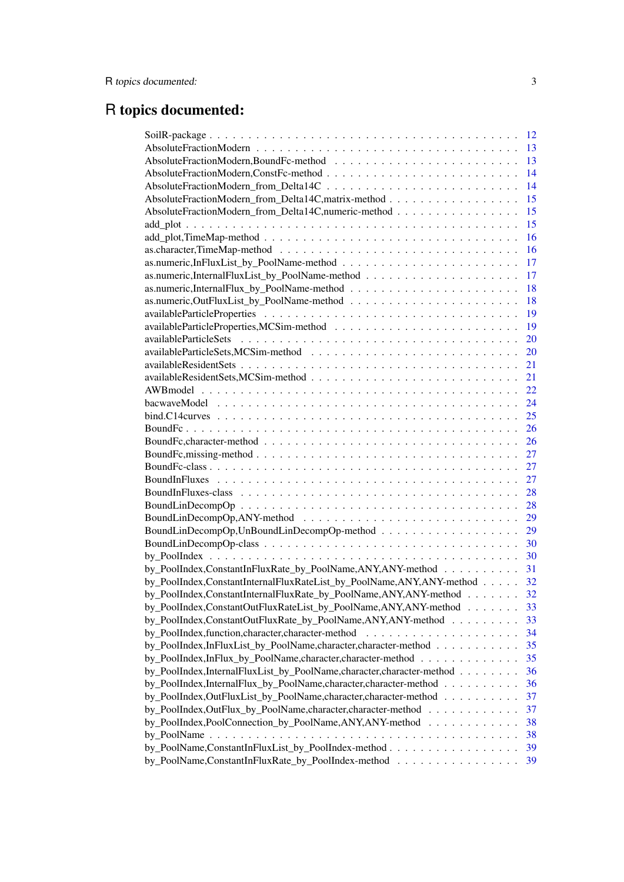# R topics documented:

SoilR-package . . . . . . . . . . . . . . . . . . . . . . . . . . . . . . . . . . . . . . . . 12
AbsoluteFractionModern . . . . . . . . . . . . . . . . . . . . . . . . . . . . . . . . . . . 13
AbsoluteFractionModern,BoundFc-method . . . . . . . . . . . . . . . . . . . . . . . . . 13
AbsoluteFractionModern,ConstFc-method . . . . . . . . . . . . . . . . . . . . . . . . . 14
AbsoluteFractionModern_from_Delta14C . . . . . . . . . . . . . . . . . . . . . . . . . . 14
AbsoluteFractionModern_from_Delta14C,matrix-method . . . . . . . . . . . . . . . . . . 15
AbsoluteFractionModern_from_Delta14C,numeric-method . . . . . . . . . . . . . . . . . 15
add_plot . . . . . . . . . . . . . . . . . . . . . . . . . . . . . . . . . . . . . . . . . . 15
add_plot,TimeMap-method . . . . . . . . . . . . . . . . . . . . . . . . . . . . . . . . . 16
as.character,TimeMap-method . . . . . . . . . . . . . . . . . . . . . . . . . . . . . . . 16
as.numeric,InFluxList_by_PoolName-method . . . . . . . . . . . . . . . . . . . . . . . . 17
as.numeric,InternalFluxList_by_PoolName-method . . . . . . . . . . . . . . . . . . . . . 17
as.numeric,InternalFlux_by_PoolName-method . . . . . . . . . . . . . . . . . . . . . . . 18
as.numeric,OutFluxList_by_PoolName-method . . . . . . . . . . . . . . . . . . . . . . . 18
availableParticleProperties . . . . . . . . . . . . . . . . . . . . . . . . . . . . . . . . . 19
availableParticleProperties,MCSim-method . . . . . . . . . . . . . . . . . . . . . . . . . 19
availableParticleSets . . . . . . . . . . . . . . . . . . . . . . . . . . . . . . . . . . . . 20
availableParticleSets,MCSim-method . . . . . . . . . . . . . . . . . . . . . . . . . . . . 20
availableResidentSets . . . . . . . . . . . . . . . . . . . . . . . . . . . . . . . . . . . . 21
availableResidentSets,MCSim-method . . . . . . . . . . . . . . . . . . . . . . . . . . . . 21
AWBmodel . . . . . . . . . . . . . . . . . . . . . . . . . . . . . . . . . . . . . . . . . 22
bacwaveModel . . . . . . . . . . . . . . . . . . . . . . . . . . . . . . . . . . . . . . . . 24
bind.C14curves . . . . . . . . . . . . . . . . . . . . . . . . . . . . . . . . . . . . . . . 25
BoundFc . . . . . . . . . . . . . . . . . . . . . . . . . . . . . . . . . . . . . . . . . . . 26
BoundFc,character-method . . . . . . . . . . . . . . . . . . . . . . . . . . . . . . . . . 26
BoundFc,missing-method . . . . . . . . . . . . . . . . . . . . . . . . . . . . . . . . . . 27
BoundFc-class . . . . . . . . . . . . . . . . . . . . . . . . . . . . . . . . . . . . . . . . 27
BoundInFluxes . . . . . . . . . . . . . . . . . . . . . . . . . . . . . . . . . . . . . . . 27
BoundInFluxes-class . . . . . . . . . . . . . . . . . . . . . . . . . . . . . . . . . . . . 28
BoundLinDecompOp . . . . . . . . . . . . . . . . . . . . . . . . . . . . . . . . . . . . . 28
BoundLinDecompOp,ANY-method . . . . . . . . . . . . . . . . . . . . . . . . . . . . . . 29
BoundLinDecompOp,UnBoundLinDecompOp-method . . . . . . . . . . . . . . . . . . . 29
BoundLinDecompOp-class . . . . . . . . . . . . . . . . . . . . . . . . . . . . . . . . . 30
by_PoolIndex . . . . . . . . . . . . . . . . . . . . . . . . . . . . . . . . . . . . . . . . 30
by_PoolIndex,ConstantInFluxRate_by_PoolName,ANY,ANY-method . . . . . . . . . . 31
by_PoolIndex,ConstantInternalFluxRateList_by_PoolName,ANY,ANY-method . . . . . 32
by_PoolIndex,ConstantInternalFluxRate_by_PoolName,ANY,ANY-method . . . . . . . 32
by_PoolIndex,ConstantOutFluxRateList_by_PoolName,ANY,ANY-method . . . . . . . 33
by_PoolIndex,ConstantOutFluxRate_by_PoolName,ANY,ANY-method . . . . . . . . . 33
by_PoolIndex,function,character,character-method . . . . . . . . . . . . . . . . . . . . 34
by_PoolIndex,InFluxList_by_PoolName,character,character-method . . . . . . . . . . . 35
by_PoolIndex,InFlux_by_PoolName,character,character-method . . . . . . . . . . . . . 35
by_PoolIndex,InternalFluxList_by_PoolName,character,character-method . . . . . . . . 36
by_PoolIndex,InternalFlux_by_PoolName,character,character-method . . . . . . . . . . 36
by_PoolIndex,OutFluxList_by_PoolName,character,character-method . . . . . . . . . . 37
by_PoolIndex,OutFlux_by_PoolName,character,character-method . . . . . . . . . . . . 37
by_PoolIndex,PoolConnection_by_PoolName,ANY,ANY-method . . . . . . . . . . . . 38
by_PoolName . . . . . . . . . . . . . . . . . . . . . . . . . . . . . . . . . . . . . . . . 38
by_PoolName,ConstantInFluxList_by_PoolIndex-method . . . . . . . . . . . . . . . . . 39
by_PoolName,ConstantInFluxRate_by_PoolIndex-method . . . . . . . . . . . . . . . . 39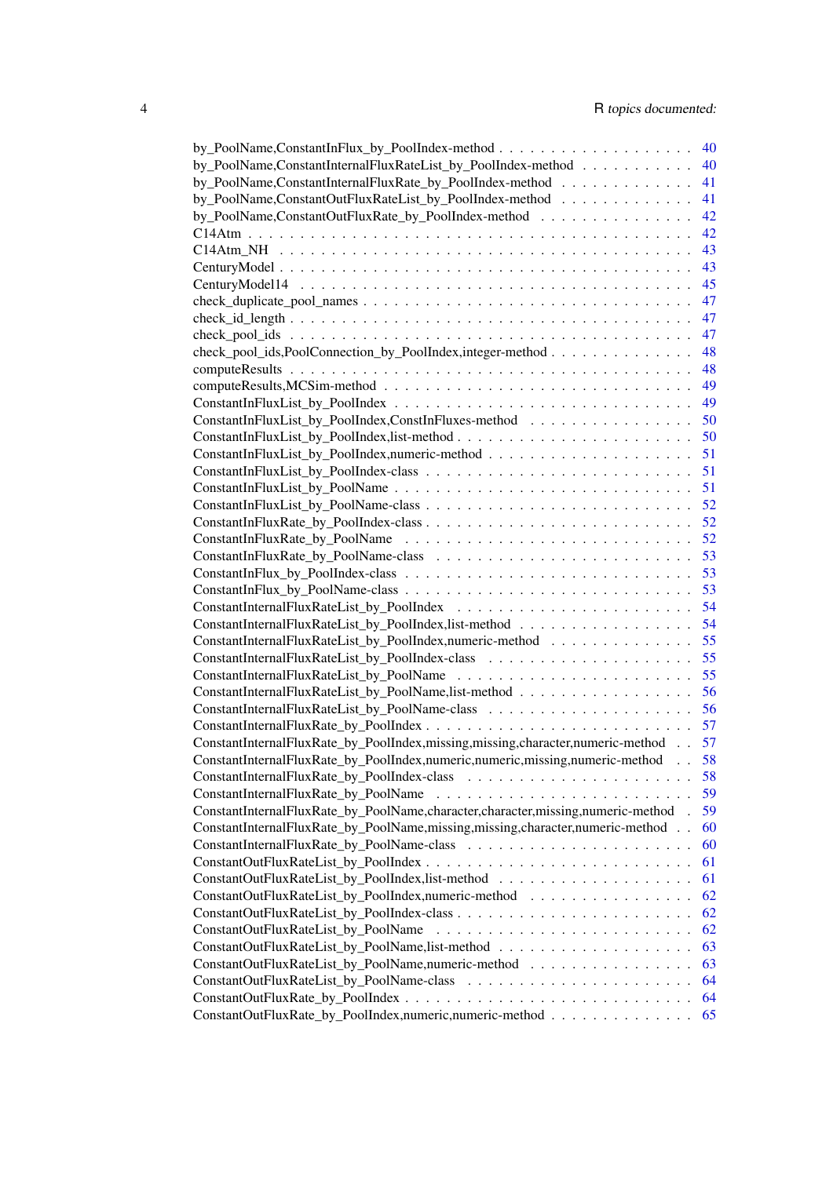by_PoolName,ConstantInFlux_by_PoolIndex-method . . . . . . . . . . . . . . . . . . . 40
by_PoolName,ConstantInternalFluxRateList_by_PoolIndex-method . . . . . . . . . . . 40
by_PoolName,ConstantInternalFluxRate_by_PoolIndex-method . . . . . . . . . . . . . 41
by_PoolName,ConstantOutFluxRateList_by_PoolIndex-method . . . . . . . . . . . . . 41
by_PoolName,ConstantOutFluxRate_by_PoolIndex-method . . . . . . . . . . . . . 42
C14Atm . . . . . . . . . . . . . . . . . . . . . . . . . . . . . . . . . . . . . . . 42
C14Atm_NH . . . . . . . . . . . . . . . . . . . . . . . . . . . . . . . . . . . . 43
CenturyModel . . . . . . . . . . . . . . . . . . . . . . . . . . . . . . . . . . . 43
CenturyModel14 . . . . . . . . . . . . . . . . . . . . . . . . . . . . . . . . . . 45
check_duplicate_pool_names . . . . . . . . . . . . . . . . . . . . . . . . . . . . 47
check_id_length . . . . . . . . . . . . . . . . . . . . . . . . . . . . . . . . . . 47
check_pool_ids . . . . . . . . . . . . . . . . . . . . . . . . . . . . . . . . . . 47
check_pool_ids,PoolConnection_by_PoolIndex,integer-method . . . . . . . . . . . . . 48
computeResults . . . . . . . . . . . . . . . . . . . . . . . . . . . . . . . . . . 48
computeResults,MCSim-method . . . . . . . . . . . . . . . . . . . . . . . . . . . 49
ConstantInFluxList_by_PoolIndex . . . . . . . . . . . . . . . . . . . . . . . . . . 49
ConstantInFluxList_by_PoolIndex,ConstInFluxes-method . . . . . . . . . . . . . . . 50
ConstantInFluxList_by_PoolIndex,list-method . . . . . . . . . . . . . . . . . . . . 50
ConstantInFluxList_by_PoolIndex,numeric-method . . . . . . . . . . . . . . . . . . 51
ConstantInFluxList_by_PoolIndex-class . . . . . . . . . . . . . . . . . . . . . . . 51
ConstantInFluxList_by_PoolName . . . . . . . . . . . . . . . . . . . . . . . . . . 51
ConstantInFluxList_by_PoolName-class . . . . . . . . . . . . . . . . . . . . . . . 52
ConstantInFluxRate_by_PoolIndex-class . . . . . . . . . . . . . . . . . . . . . . . 52
ConstantInFluxRate_by_PoolName . . . . . . . . . . . . . . . . . . . . . . . . . . 52
ConstantInFluxRate_by_PoolName-class . . . . . . . . . . . . . . . . . . . . . . . 53
ConstantInFlux_by_PoolIndex-class . . . . . . . . . . . . . . . . . . . . . . . . . 53
ConstantInFlux_by_PoolName-class . . . . . . . . . . . . . . . . . . . . . . . . . 53
ConstantInternalFluxRateList_by_PoolIndex . . . . . . . . . . . . . . . . . . . . . 54
ConstantInternalFluxRateList_by_PoolIndex,list-method . . . . . . . . . . . . . . . 54
ConstantInternalFluxRateList_by_PoolIndex,numeric-method . . . . . . . . . . . . . 55
ConstantInternalFluxRateList_by_PoolIndex-class . . . . . . . . . . . . . . . . . . 55
ConstantInternalFluxRateList_by_PoolName . . . . . . . . . . . . . . . . . . . . . 55
ConstantInternalFluxRateList_by_PoolName,list-method . . . . . . . . . . . . . . . 56
ConstantInternalFluxRateList_by_PoolName-class . . . . . . . . . . . . . . . . . . 56
ConstantInternalFluxRate_by_PoolIndex . . . . . . . . . . . . . . . . . . . . . . . 57
ConstantInternalFluxRate_by_PoolIndex,missing,missing,character,numeric-method . . 57
ConstantInternalFluxRate_by_PoolIndex,numeric,numeric,missing,numeric-method . . 58
ConstantInternalFluxRate_by_PoolIndex-class . . . . . . . . . . . . . . . . . . . . 58
ConstantInternalFluxRate_by_PoolName . . . . . . . . . . . . . . . . . . . . . . . 59
ConstantInternalFluxRate_by_PoolName,character,character,missing,numeric-method . 59
ConstantInternalFluxRate_by_PoolName,missing,missing,character,numeric-method . . 60
ConstantInternalFluxRate_by_PoolName-class . . . . . . . . . . . . . . . . . . . . 60
ConstantOutFluxRateList_by_PoolIndex . . . . . . . . . . . . . . . . . . . . . . . 61
ConstantOutFluxRateList_by_PoolIndex,list-method . . . . . . . . . . . . . . . . . 61
ConstantOutFluxRateList_by_PoolIndex,numeric-method . . . . . . . . . . . . . . . 62
ConstantOutFluxRateList_by_PoolIndex-class . . . . . . . . . . . . . . . . . . . . 62
ConstantOutFluxRateList_by_PoolName . . . . . . . . . . . . . . . . . . . . . . . . 62
ConstantOutFluxRateList_by_PoolName,list-method . . . . . . . . . . . . . . . . . 63
ConstantOutFluxRateList_by_PoolName,numeric-method . . . . . . . . . . . . . . . 63
ConstantOutFluxRateList_by_PoolName-class . . . . . . . . . . . . . . . . . . . . 64
ConstantOutFluxRate_by_PoolIndex . . . . . . . . . . . . . . . . . . . . . . . . . 64
ConstantOutFluxRate_by_PoolIndex,numeric,numeric-method . . . . . . . . . . . . . 65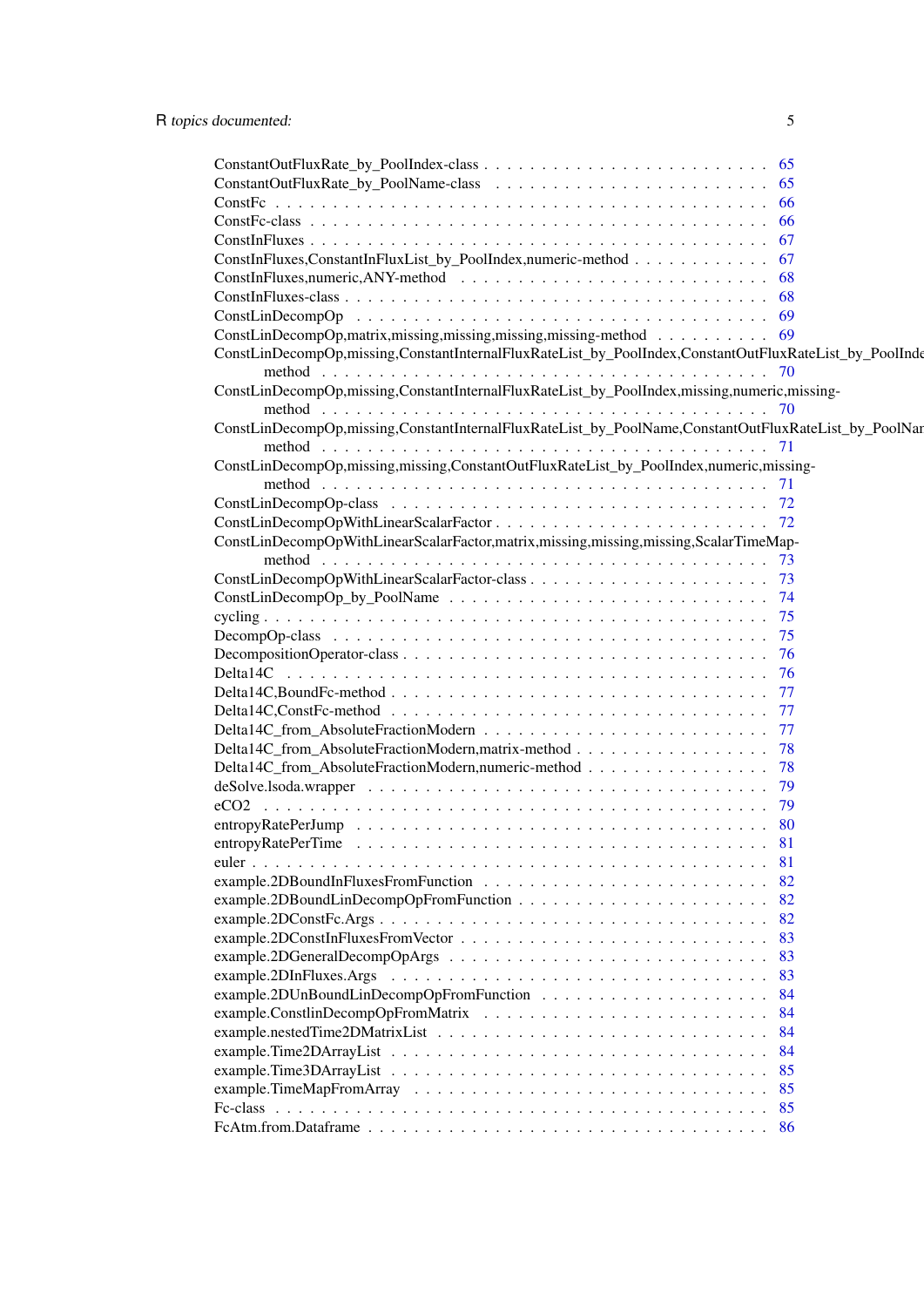ConstantOutFluxRate_by_PoolIndex-class . . . . . . . . . . . . . . . . . . . . . . . . 65
ConstantOutFluxRate_by_PoolName-class . . . . . . . . . . . . . . . . . . . . . . . . 65
ConstFc . . . . . . . . . . . . . . . . . . . . . . . . . . . . . . . . . . . . . . . 66
ConstFc-class . . . . . . . . . . . . . . . . . . . . . . . . . . . . . . . . . . . . 66
ConstInFluxes . . . . . . . . . . . . . . . . . . . . . . . . . . . . . . . . . . . . 67
ConstInFluxes,ConstantInFluxList_by_PoolIndex,numeric-method . . . . . . . . . . . . 67
ConstInFluxes,numeric,ANY-method . . . . . . . . . . . . . . . . . . . . . . . . . . 68
ConstInFluxes-class . . . . . . . . . . . . . . . . . . . . . . . . . . . . . . . . . 68
ConstLinDecompOp . . . . . . . . . . . . . . . . . . . . . . . . . . . . . . . . . . 69
ConstLinDecompOp,matrix,missing,missing,missing,missing-method . . . . . . . . . . 69
ConstLinDecompOp,missing,ConstantInternalFluxRateList_by_PoolIndex,ConstantOutFluxRateList_by_PoolIndex
method . . . . . . . . . . . . . . . . . . . . . . . . . . . . . . . . . . . . . . . 70
ConstLinDecompOp,missing,ConstantInternalFluxRateList_by_PoolIndex,missing,numeric,missing-
method . . . . . . . . . . . . . . . . . . . . . . . . . . . . . . . . . . . . . . . 70
ConstLinDecompOp,missing,ConstantInternalFluxRateList_by_PoolName,ConstantOutFluxRateList_by_PoolName
method . . . . . . . . . . . . . . . . . . . . . . . . . . . . . . . . . . . . . . . 71
ConstLinDecompOp,missing,missing,ConstantOutFluxRateList_by_PoolIndex,numeric,missing-
method . . . . . . . . . . . . . . . . . . . . . . . . . . . . . . . . . . . . . . . 71
ConstLinDecompOp-class . . . . . . . . . . . . . . . . . . . . . . . . . . . . . . . 72
ConstLinDecompOpWithLinearScalarFactor . . . . . . . . . . . . . . . . . . . . . . . 72
ConstLinDecompOpWithLinearScalarFactor,matrix,missing,missing,missing,ScalarTimeMap-
method . . . . . . . . . . . . . . . . . . . . . . . . . . . . . . . . . . . . . . . 73
ConstLinDecompOpWithLinearScalarFactor-class . . . . . . . . . . . . . . . . . . . . 73
ConstLinDecompOp_by_PoolName . . . . . . . . . . . . . . . . . . . . . . . . . . . . 74
cycling . . . . . . . . . . . . . . . . . . . . . . . . . . . . . . . . . . . . . . . 75
DecompOp-class . . . . . . . . . . . . . . . . . . . . . . . . . . . . . . . . . . . 75
DecompositionOperator-class . . . . . . . . . . . . . . . . . . . . . . . . . . . . . 76
Delta14C . . . . . . . . . . . . . . . . . . . . . . . . . . . . . . . . . . . . . . 76
Delta14C,BoundFc-method . . . . . . . . . . . . . . . . . . . . . . . . . . . . . . . 77
Delta14C,ConstFc-method . . . . . . . . . . . . . . . . . . . . . . . . . . . . . . . 77
Delta14C_from_AbsoluteFractionModern . . . . . . . . . . . . . . . . . . . . . . . . 77
Delta14C_from_AbsoluteFractionModern,matrix-method . . . . . . . . . . . . . . . . . 78
Delta14C_from_AbsoluteFractionModern,numeric-method . . . . . . . . . . . . . . . . 78
deSolve.lsoda.wrapper . . . . . . . . . . . . . . . . . . . . . . . . . . . . . . . . 79
eCO2 . . . . . . . . . . . . . . . . . . . . . . . . . . . . . . . . . . . . . . . . . 79
entropyRatePerJump . . . . . . . . . . . . . . . . . . . . . . . . . . . . . . . . . 80
entropyRatePerTime . . . . . . . . . . . . . . . . . . . . . . . . . . . . . . . . . 81
euler . . . . . . . . . . . . . . . . . . . . . . . . . . . . . . . . . . . . . . . . 81
example.2DBoundInFluxesFromFunction . . . . . . . . . . . . . . . . . . . . . . . . 82
example.2DBoundLinDecompOpFromFunction . . . . . . . . . . . . . . . . . . . . . . . 82
example.2DConstFc.Args . . . . . . . . . . . . . . . . . . . . . . . . . . . . . . . 82
example.2DConstInFluxesFromVector . . . . . . . . . . . . . . . . . . . . . . . . . . 83
example.2DGeneralDecompOpArgs . . . . . . . . . . . . . . . . . . . . . . . . . . . . 83
example.2DInFluxes.Args . . . . . . . . . . . . . . . . . . . . . . . . . . . . . . . 83
example.2DUnBoundLinDecompOpFromFunction . . . . . . . . . . . . . . . . . . . . . . 84
example.ConstlinDecompOpFromMatrix . . . . . . . . . . . . . . . . . . . . . . . . . 84
example.nestedTime2DMatrixList . . . . . . . . . . . . . . . . . . . . . . . . . . . 84
example.Time2DArrayList . . . . . . . . . . . . . . . . . . . . . . . . . . . . . . . 84
example.Time3DArrayList . . . . . . . . . . . . . . . . . . . . . . . . . . . . . . . 85
example.TimeMapFromArray . . . . . . . . . . . . . . . . . . . . . . . . . . . . . . 85
Fc-class . . . . . . . . . . . . . . . . . . . . . . . . . . . . . . . . . . . . . . . 85
FcAtm.from.Dataframe . . . . . . . . . . . . . . . . . . . . . . . . . . . . . . . . 86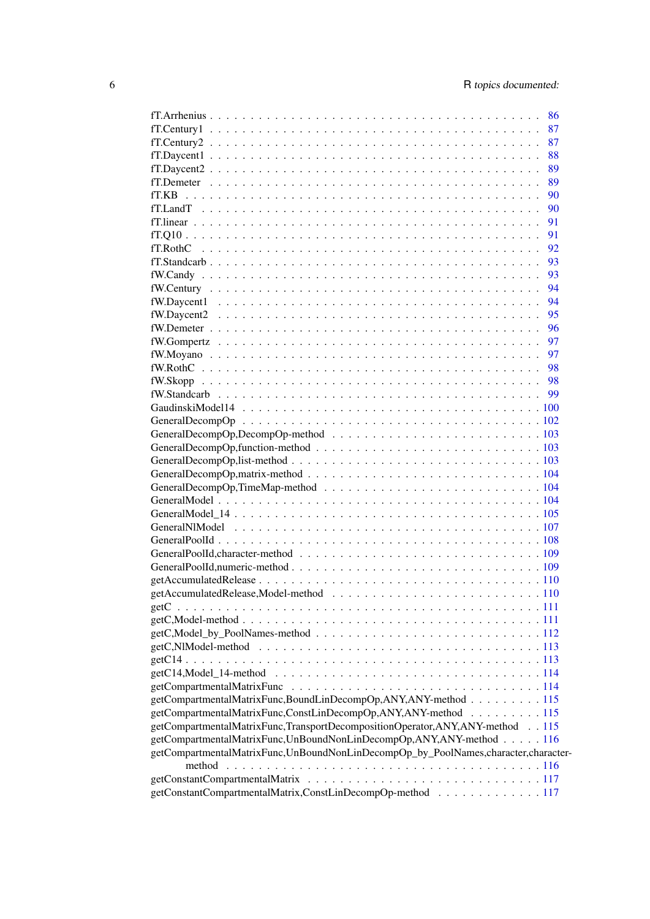fT.Arrhenius . . . . . . . . . . . . . . . . . . . . . . . . . . . . . . . . . . . . . . 86
fT.Century1 . . . . . . . . . . . . . . . . . . . . . . . . . . . . . . . . . . . . . . 87
fT.Century2 . . . . . . . . . . . . . . . . . . . . . . . . . . . . . . . . . . . . . . 87
fT.Daycent1 . . . . . . . . . . . . . . . . . . . . . . . . . . . . . . . . . . . . . . 88
fT.Daycent2 . . . . . . . . . . . . . . . . . . . . . . . . . . . . . . . . . . . . . . 89
fT.Demeter . . . . . . . . . . . . . . . . . . . . . . . . . . . . . . . . . . . . . . 89
fT.KB . . . . . . . . . . . . . . . . . . . . . . . . . . . . . . . . . . . . . . . . 90
fT.LandT . . . . . . . . . . . . . . . . . . . . . . . . . . . . . . . . . . . . . . 90
fT.linear . . . . . . . . . . . . . . . . . . . . . . . . . . . . . . . . . . . . . . 91
fT.Q10 . . . . . . . . . . . . . . . . . . . . . . . . . . . . . . . . . . . . . . . 91
fT.RothC . . . . . . . . . . . . . . . . . . . . . . . . . . . . . . . . . . . . . . 92
fT.Standcarb . . . . . . . . . . . . . . . . . . . . . . . . . . . . . . . . . . . . . 93
fW.Candy . . . . . . . . . . . . . . . . . . . . . . . . . . . . . . . . . . . . . . 93
fW.Century . . . . . . . . . . . . . . . . . . . . . . . . . . . . . . . . . . . . . 94
fW.Daycent1 . . . . . . . . . . . . . . . . . . . . . . . . . . . . . . . . . . . . . 94
fW.Daycent2 . . . . . . . . . . . . . . . . . . . . . . . . . . . . . . . . . . . . . 95
fW.Demeter . . . . . . . . . . . . . . . . . . . . . . . . . . . . . . . . . . . . . 96
fW.Gompertz . . . . . . . . . . . . . . . . . . . . . . . . . . . . . . . . . . . . 97
fW.Moyano . . . . . . . . . . . . . . . . . . . . . . . . . . . . . . . . . . . . . 97
fW.RothC . . . . . . . . . . . . . . . . . . . . . . . . . . . . . . . . . . . . . . 98
fW.Skopp . . . . . . . . . . . . . . . . . . . . . . . . . . . . . . . . . . . . . . 98
fW.Standcarb . . . . . . . . . . . . . . . . . . . . . . . . . . . . . . . . . . . . 99
GaudinskiModel14 . . . . . . . . . . . . . . . . . . . . . . . . . . . . . . . . . 100
GeneralDecompOp . . . . . . . . . . . . . . . . . . . . . . . . . . . . . . . . . 102
GeneralDecompOp,DecompOp-method . . . . . . . . . . . . . . . . . . . . . . 103
GeneralDecompOp,function-method . . . . . . . . . . . . . . . . . . . . . . . 103
GeneralDecompOp,list-method . . . . . . . . . . . . . . . . . . . . . . . . . . 103
GeneralDecompOp,matrix-method . . . . . . . . . . . . . . . . . . . . . . . . 104
GeneralDecompOp,TimeMap-method . . . . . . . . . . . . . . . . . . . . . . . 104
GeneralModel . . . . . . . . . . . . . . . . . . . . . . . . . . . . . . . . . . . 104
GeneralModel_14 . . . . . . . . . . . . . . . . . . . . . . . . . . . . . . . . . 105
GeneralNlModel . . . . . . . . . . . . . . . . . . . . . . . . . . . . . . . . . . 107
GeneralPoolId . . . . . . . . . . . . . . . . . . . . . . . . . . . . . . . . . . . 108
GeneralPoolId,character-method . . . . . . . . . . . . . . . . . . . . . . . . . 109
GeneralPoolId,numeric-method . . . . . . . . . . . . . . . . . . . . . . . . . . 109
getAccumulatedRelease . . . . . . . . . . . . . . . . . . . . . . . . . . . . . . 110
getAccumulatedRelease,Model-method . . . . . . . . . . . . . . . . . . . . . . 110
getC . . . . . . . . . . . . . . . . . . . . . . . . . . . . . . . . . . . . . . . . 111
getC,Model-method . . . . . . . . . . . . . . . . . . . . . . . . . . . . . . . . 111
getC,Model_by_PoolNames-method . . . . . . . . . . . . . . . . . . . . . . . . 112
getC,NlModel-method . . . . . . . . . . . . . . . . . . . . . . . . . . . . . . . 113
getC14 . . . . . . . . . . . . . . . . . . . . . . . . . . . . . . . . . . . . . . . 113
getC14,Model_14-method . . . . . . . . . . . . . . . . . . . . . . . . . . . . . 114
getCompartmentalMatrixFunc . . . . . . . . . . . . . . . . . . . . . . . . . . . 114
getCompartmentalMatrixFunc,BoundLinDecompOp,ANY,ANY-method . . . . . . . . . 115
getCompartmentalMatrixFunc,ConstLinDecompOp,ANY,ANY-method . . . . . . . . . 115
getCompartmentalMatrixFunc,TransportDecompositionOperator,ANY,ANY-method . . 115
getCompartmentalMatrixFunc,UnBoundNonLinDecompOp,ANY,ANY-method . . . . . 116
getCompartmentalMatrixFunc,UnBoundNonLinDecompOp_by_PoolNames,character,character-method . . . . . . . . . . . . . . . . . . . . . . . . . . . . . . . . . . . 116
getConstantCompartmentalMatrix . . . . . . . . . . . . . . . . . . . . . . . . . 117
getConstantCompartmentalMatrix,ConstLinDecompOp-method . . . . . . . . . . . . 117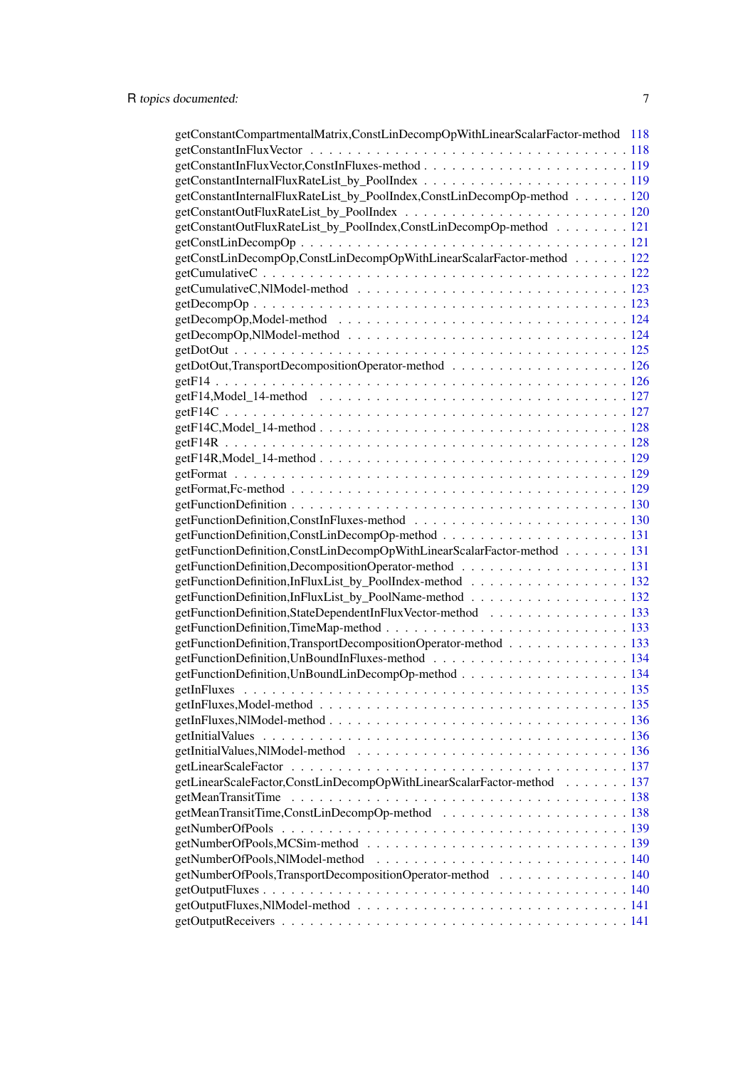getConstantCompartmentalMatrix,ConstLinDecompOpWithLinearScalarFactor-method 118
getConstantInFluxVector . . . . . . . . . . . . . . . . . . . . . . . . . . . . . . . . . 118
getConstantInFluxVector,ConstInFluxes-method . . . . . . . . . . . . . . . . . . . . . . 119
getConstantInternalFluxRateList_by_PoolIndex . . . . . . . . . . . . . . . . . . . . . . 119
getConstantInternalFluxRateList_by_PoolIndex,ConstLinDecompOp-method . . . . . . 120
getConstantOutFluxRateList_by_PoolIndex . . . . . . . . . . . . . . . . . . . . . . . . 120
getConstantOutFluxRateList_by_PoolIndex,ConstLinDecompOp-method . . . . . . . . 121
getConstLinDecompOp . . . . . . . . . . . . . . . . . . . . . . . . . . . . . . . . . . 121
getConstLinDecompOp,ConstLinDecompOpWithLinearScalarFactor-method . . . . . . 122
getCumulativeC . . . . . . . . . . . . . . . . . . . . . . . . . . . . . . . . . . . . . . 122
getCumulativeC,NlModel-method . . . . . . . . . . . . . . . . . . . . . . . . . . . . . 123
getDecompOp . . . . . . . . . . . . . . . . . . . . . . . . . . . . . . . . . . . . . . . 123
getDecompOp,Model-method . . . . . . . . . . . . . . . . . . . . . . . . . . . . . . . 124
getDecompOp,NlModel-method . . . . . . . . . . . . . . . . . . . . . . . . . . . . . . 124
getDotOut . . . . . . . . . . . . . . . . . . . . . . . . . . . . . . . . . . . . . . . . . 125
getDotOut,TransportDecompositionOperator-method . . . . . . . . . . . . . . . . . . . 126
getF14 . . . . . . . . . . . . . . . . . . . . . . . . . . . . . . . . . . . . . . . . . . . 126
getF14,Model_14-method . . . . . . . . . . . . . . . . . . . . . . . . . . . . . . . . . 127
getF14C . . . . . . . . . . . . . . . . . . . . . . . . . . . . . . . . . . . . . . . . . . 127
getF14C,Model_14-method . . . . . . . . . . . . . . . . . . . . . . . . . . . . . . . . 128
getF14R . . . . . . . . . . . . . . . . . . . . . . . . . . . . . . . . . . . . . . . . . . 128
getF14R,Model_14-method . . . . . . . . . . . . . . . . . . . . . . . . . . . . . . . . 129
getFormat . . . . . . . . . . . . . . . . . . . . . . . . . . . . . . . . . . . . . . . . . 129
getFormat,Fc-method . . . . . . . . . . . . . . . . . . . . . . . . . . . . . . . . . . . 129
getFunctionDefinition . . . . . . . . . . . . . . . . . . . . . . . . . . . . . . . . . . . 130
getFunctionDefinition,ConstInFluxes-method . . . . . . . . . . . . . . . . . . . . . . . 130
getFunctionDefinition,ConstLinDecompOp-method . . . . . . . . . . . . . . . . . . . . 131
getFunctionDefinition,ConstLinDecompOpWithLinearScalarFactor-method . . . . . . . 131
getFunctionDefinition,DecompositionOperator-method . . . . . . . . . . . . . . . . . . 131
getFunctionDefinition,InFluxList_by_PoolIndex-method . . . . . . . . . . . . . . . . . 132
getFunctionDefinition,InFluxList_by_PoolName-method . . . . . . . . . . . . . . . . . 132
getFunctionDefinition,StateDependentInFluxVector-method . . . . . . . . . . . . . . . 133
getFunctionDefinition,TimeMap-method . . . . . . . . . . . . . . . . . . . . . . . . . . 133
getFunctionDefinition,TransportDecompositionOperator-method . . . . . . . . . . . . . 133
getFunctionDefinition,UnBoundInFluxes-method . . . . . . . . . . . . . . . . . . . . . 134
getFunctionDefinition,UnBoundLinDecompOp-method . . . . . . . . . . . . . . . . . . . 134
getInFluxes . . . . . . . . . . . . . . . . . . . . . . . . . . . . . . . . . . . . . . . . 135
getInFluxes,Model-method . . . . . . . . . . . . . . . . . . . . . . . . . . . . . . . . . 135
getInFluxes,NlModel-method . . . . . . . . . . . . . . . . . . . . . . . . . . . . . . . 136
getInitialValues . . . . . . . . . . . . . . . . . . . . . . . . . . . . . . . . . . . . . . 136
getInitialValues,NlModel-method . . . . . . . . . . . . . . . . . . . . . . . . . . . . . 136
getLinearScaleFactor . . . . . . . . . . . . . . . . . . . . . . . . . . . . . . . . . . . 137
getLinearScaleFactor,ConstLinDecompOpWithLinearScalarFactor-method . . . . . . . 137
getMeanTransitTime . . . . . . . . . . . . . . . . . . . . . . . . . . . . . . . . . . . . 138
getMeanTransitTime,ConstLinDecompOp-method . . . . . . . . . . . . . . . . . . . . . 138
getNumberOfPools . . . . . . . . . . . . . . . . . . . . . . . . . . . . . . . . . . . . . 139
getNumberOfPools,MCSim-method . . . . . . . . . . . . . . . . . . . . . . . . . . . . . 139
getNumberOfPools,NlModel-method . . . . . . . . . . . . . . . . . . . . . . . . . . . . 140
getNumberOfPools,TransportDecompositionOperator-method . . . . . . . . . . . . . . . 140
getOutputFluxes . . . . . . . . . . . . . . . . . . . . . . . . . . . . . . . . . . . . . . 140
getOutputFluxes,NlModel-method . . . . . . . . . . . . . . . . . . . . . . . . . . . . . 141
getOutputReceivers . . . . . . . . . . . . . . . . . . . . . . . . . . . . . . . . . . . . 141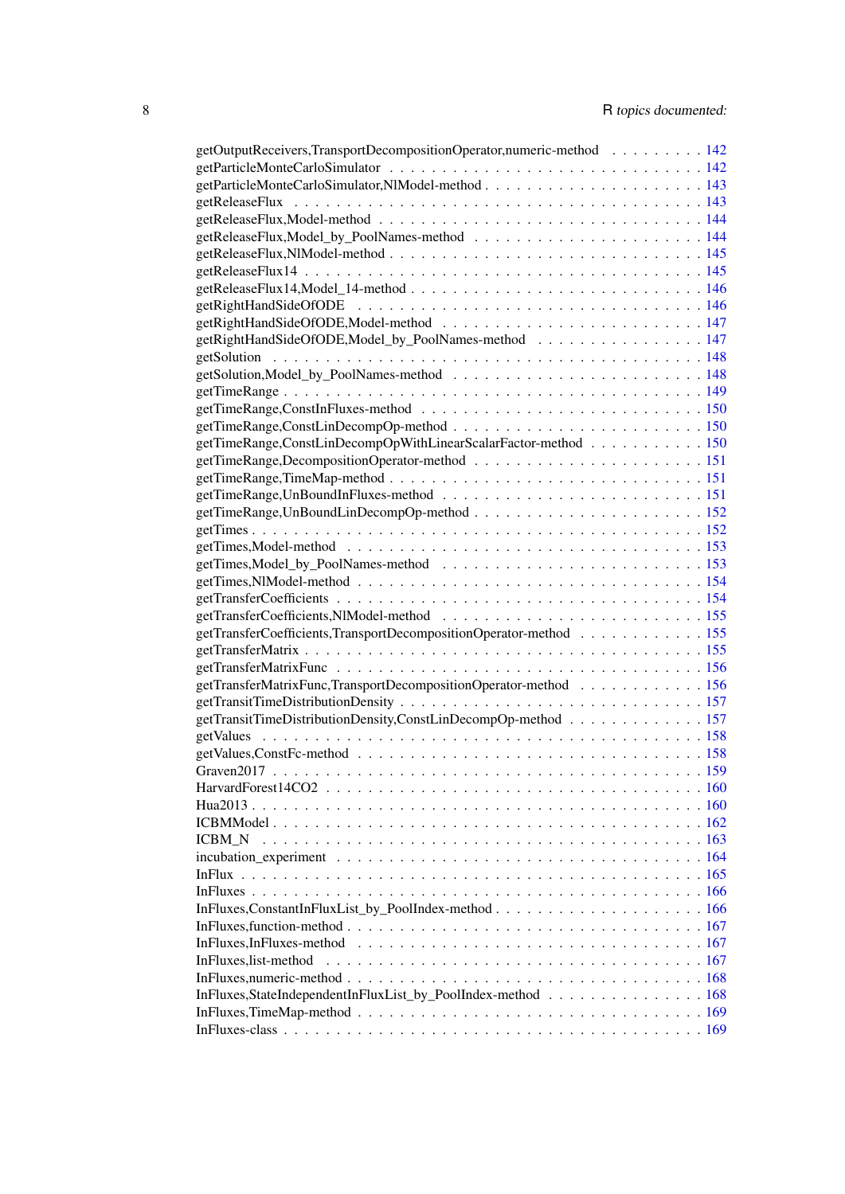getOutputReceivers,TransportDecompositionOperator,numeric-method . . . . . . . . . . 142
getParticleMonteCarloSimulator . . . . . . . . . . . . . . . . . . . . . . . . . . . . . 142
getParticleMonteCarloSimulator,NlModel-method . . . . . . . . . . . . . . . . . . . . 143
getReleaseFlux . . . . . . . . . . . . . . . . . . . . . . . . . . . . . . . . . . . . 143
getReleaseFlux,Model-method . . . . . . . . . . . . . . . . . . . . . . . . . . . . . 144
getReleaseFlux,Model_by_PoolNames-method . . . . . . . . . . . . . . . . . . . . . 144
getReleaseFlux,NlModel-method . . . . . . . . . . . . . . . . . . . . . . . . . . . . 145
getReleaseFlux14 . . . . . . . . . . . . . . . . . . . . . . . . . . . . . . . . . . . 145
getReleaseFlux14,Model_14-method . . . . . . . . . . . . . . . . . . . . . . . . . . 146
getRightHandSideOfODE . . . . . . . . . . . . . . . . . . . . . . . . . . . . . . . . 146
getRightHandSideOfODE,Model-method . . . . . . . . . . . . . . . . . . . . . . . . . 147
getRightHandSideOfODE,Model_by_PoolNames-method . . . . . . . . . . . . . . . . 147
getSolution . . . . . . . . . . . . . . . . . . . . . . . . . . . . . . . . . . . . . . 148
getSolution,Model_by_PoolNames-method . . . . . . . . . . . . . . . . . . . . . . . 148
getTimeRange . . . . . . . . . . . . . . . . . . . . . . . . . . . . . . . . . . . . . 149
getTimeRange,ConstInFluxes-method . . . . . . . . . . . . . . . . . . . . . . . . . . 150
getTimeRange,ConstLinDecompOp-method . . . . . . . . . . . . . . . . . . . . . . . 150
getTimeRange,ConstLinDecompOpWithLinearScalarFactor-method . . . . . . . . . . . 150
getTimeRange,DecompositionOperator-method . . . . . . . . . . . . . . . . . . . . . 151
getTimeRange,TimeMap-method . . . . . . . . . . . . . . . . . . . . . . . . . . . . . 151
getTimeRange,UnBoundInFluxes-method . . . . . . . . . . . . . . . . . . . . . . . . 151
getTimeRange,UnBoundLinDecompOp-method . . . . . . . . . . . . . . . . . . . . . . 152
getTimes . . . . . . . . . . . . . . . . . . . . . . . . . . . . . . . . . . . . . . . . 152
getTimes,Model-method . . . . . . . . . . . . . . . . . . . . . . . . . . . . . . . . 153
getTimes,Model_by_PoolNames-method . . . . . . . . . . . . . . . . . . . . . . . . 153
getTimes,NlModel-method . . . . . . . . . . . . . . . . . . . . . . . . . . . . . . . 154
getTransferCoefficients . . . . . . . . . . . . . . . . . . . . . . . . . . . . . . . . 154
getTransferCoefficients,NlModel-method . . . . . . . . . . . . . . . . . . . . . . . 155
getTransferCoefficients,TransportDecompositionOperator-method . . . . . . . . . . . 155
getTransferMatrix . . . . . . . . . . . . . . . . . . . . . . . . . . . . . . . . . . . 155
getTransferMatrixFunc . . . . . . . . . . . . . . . . . . . . . . . . . . . . . . . . . 156
getTransferMatrixFunc,TransportDecompositionOperator-method . . . . . . . . . . . 156
getTransitTimeDistributionDensity . . . . . . . . . . . . . . . . . . . . . . . . . . . 157
getTransitTimeDistributionDensity,ConstLinDecompOp-method . . . . . . . . . . . . 157
getValues . . . . . . . . . . . . . . . . . . . . . . . . . . . . . . . . . . . . . . . 158
getValues,ConstFc-method . . . . . . . . . . . . . . . . . . . . . . . . . . . . . . . 158
Graven2017 . . . . . . . . . . . . . . . . . . . . . . . . . . . . . . . . . . . . . . 159
HarvardForest14CO2 . . . . . . . . . . . . . . . . . . . . . . . . . . . . . . . . . . 160
Hua2013 . . . . . . . . . . . . . . . . . . . . . . . . . . . . . . . . . . . . . . . . 160
ICBMModel . . . . . . . . . . . . . . . . . . . . . . . . . . . . . . . . . . . . . . . 162
ICBM_N . . . . . . . . . . . . . . . . . . . . . . . . . . . . . . . . . . . . . . . . 163
incubation_experiment . . . . . . . . . . . . . . . . . . . . . . . . . . . . . . . . . 164
InFlux . . . . . . . . . . . . . . . . . . . . . . . . . . . . . . . . . . . . . . . . . 165
InFluxes . . . . . . . . . . . . . . . . . . . . . . . . . . . . . . . . . . . . . . . . 166
InFluxes,ConstantInFluxList_by_PoolIndex-method . . . . . . . . . . . . . . . . . . . 166
InFluxes,function-method . . . . . . . . . . . . . . . . . . . . . . . . . . . . . . . 167
InFluxes,InFluxes-method . . . . . . . . . . . . . . . . . . . . . . . . . . . . . . . 167
InFluxes,list-method . . . . . . . . . . . . . . . . . . . . . . . . . . . . . . . . . . 167
InFluxes,numeric-method . . . . . . . . . . . . . . . . . . . . . . . . . . . . . . . . 168
InFluxes,StateIndependentInFluxList_by_PoolIndex-method . . . . . . . . . . . . . . 168
InFluxes,TimeMap-method . . . . . . . . . . . . . . . . . . . . . . . . . . . . . . . 169
InFluxes-class . . . . . . . . . . . . . . . . . . . . . . . . . . . . . . . . . . . . . 169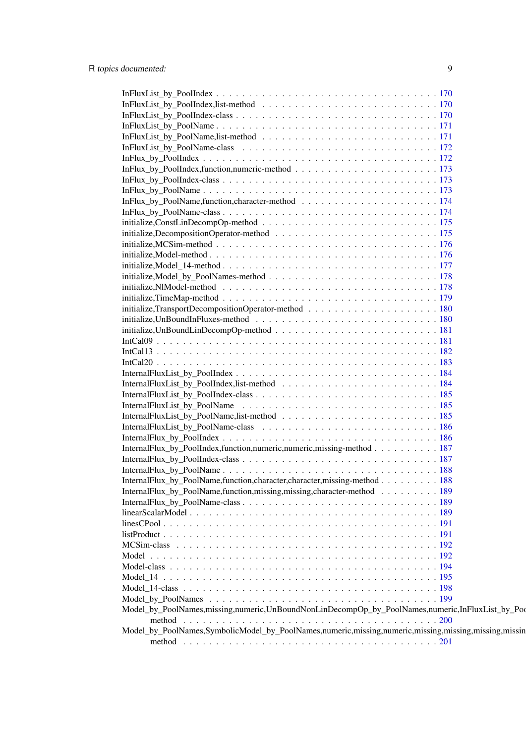InFluxList_by_PoolIndex . . . . . . . . . . . . . . . . . . . . . . . . . . . . . . . . . 170
InFluxList_by_PoolIndex,list-method . . . . . . . . . . . . . . . . . . . . . . . . . . . 170
InFluxList_by_PoolIndex-class . . . . . . . . . . . . . . . . . . . . . . . . . . . . . . 170
InFluxList_by_PoolName . . . . . . . . . . . . . . . . . . . . . . . . . . . . . . . . . 171
InFluxList_by_PoolName,list-method . . . . . . . . . . . . . . . . . . . . . . . . . . . 171
InFluxList_by_PoolName-class . . . . . . . . . . . . . . . . . . . . . . . . . . . . . . 172
InFlux_by_PoolIndex . . . . . . . . . . . . . . . . . . . . . . . . . . . . . . . . . . . 172
InFlux_by_PoolIndex,function,numeric-method . . . . . . . . . . . . . . . . . . . . . . 173
InFlux_by_PoolIndex-class . . . . . . . . . . . . . . . . . . . . . . . . . . . . . . . . 173
InFlux_by_PoolName . . . . . . . . . . . . . . . . . . . . . . . . . . . . . . . . . . . 173
InFlux_by_PoolName,function,character-method . . . . . . . . . . . . . . . . . . . . . 174
InFlux_by_PoolName-class . . . . . . . . . . . . . . . . . . . . . . . . . . . . . . . . 174
initialize,ConstLinDecompOp-method . . . . . . . . . . . . . . . . . . . . . . . . . . 175
initialize,DecompositionOperator-method . . . . . . . . . . . . . . . . . . . . . . . . 175
initialize,MCSim-method . . . . . . . . . . . . . . . . . . . . . . . . . . . . . . . . . 176
initialize,Model-method . . . . . . . . . . . . . . . . . . . . . . . . . . . . . . . . . 176
initialize,Model_14-method . . . . . . . . . . . . . . . . . . . . . . . . . . . . . . . . 177
initialize,Model_by_PoolNames-method . . . . . . . . . . . . . . . . . . . . . . . . . 178
initialize,NlModel-method . . . . . . . . . . . . . . . . . . . . . . . . . . . . . . . . 178
initialize,TimeMap-method . . . . . . . . . . . . . . . . . . . . . . . . . . . . . . . . 179
initialize,TransportDecompositionOperator-method . . . . . . . . . . . . . . . . . . . 180
initialize,UnBoundInFluxes-method . . . . . . . . . . . . . . . . . . . . . . . . . . . 180
initialize,UnBoundLinDecompOp-method . . . . . . . . . . . . . . . . . . . . . . . . . 181
IntCal09 . . . . . . . . . . . . . . . . . . . . . . . . . . . . . . . . . . . . . . . . . 181
IntCal13 . . . . . . . . . . . . . . . . . . . . . . . . . . . . . . . . . . . . . . . . . 182
IntCal20 . . . . . . . . . . . . . . . . . . . . . . . . . . . . . . . . . . . . . . . . . 183
InternalFluxList_by_PoolIndex . . . . . . . . . . . . . . . . . . . . . . . . . . . . . . 184
InternalFluxList_by_PoolIndex,list-method . . . . . . . . . . . . . . . . . . . . . . . . 184
InternalFluxList_by_PoolIndex-class . . . . . . . . . . . . . . . . . . . . . . . . . . . 185
InternalFluxList_by_PoolName . . . . . . . . . . . . . . . . . . . . . . . . . . . . . . 185
InternalFluxList_by_PoolName,list-method . . . . . . . . . . . . . . . . . . . . . . . . 185
InternalFluxList_by_PoolName-class . . . . . . . . . . . . . . . . . . . . . . . . . . . 186
InternalFlux_by_PoolIndex . . . . . . . . . . . . . . . . . . . . . . . . . . . . . . . . 186
InternalFlux_by_PoolIndex,function,numeric,numeric,missing-method . . . . . . . . . . 187
InternalFlux_by_PoolIndex-class . . . . . . . . . . . . . . . . . . . . . . . . . . . . . 187
InternalFlux_by_PoolName . . . . . . . . . . . . . . . . . . . . . . . . . . . . . . . . 188
InternalFlux_by_PoolName,function,character,character,missing-method . . . . . . . . . 188
InternalFlux_by_PoolName,function,missing,missing,character-method . . . . . . . . . 189
InternalFlux_by_PoolName-class . . . . . . . . . . . . . . . . . . . . . . . . . . . . . 189
linearScalarModel . . . . . . . . . . . . . . . . . . . . . . . . . . . . . . . . . . . . 189
linesCPool . . . . . . . . . . . . . . . . . . . . . . . . . . . . . . . . . . . . . . . . 191
listProduct . . . . . . . . . . . . . . . . . . . . . . . . . . . . . . . . . . . . . . . . 191
MCSim-class . . . . . . . . . . . . . . . . . . . . . . . . . . . . . . . . . . . . . . . 192
Model . . . . . . . . . . . . . . . . . . . . . . . . . . . . . . . . . . . . . . . . . . 192
Model-class . . . . . . . . . . . . . . . . . . . . . . . . . . . . . . . . . . . . . . . 194
Model_14 . . . . . . . . . . . . . . . . . . . . . . . . . . . . . . . . . . . . . . . . 195
Model_14-class . . . . . . . . . . . . . . . . . . . . . . . . . . . . . . . . . . . . . . 198
Model_by_PoolNames . . . . . . . . . . . . . . . . . . . . . . . . . . . . . . . . . . . 199
Model_by_PoolNames,missing,numeric,UnBoundNonLinDecompOp_by_PoolNames,numeric,InFluxList_by_Poo
    method . . . . . . . . . . . . . . . . . . . . . . . . . . . . . . . . . . . . . . . 200
Model_by_PoolNames,SymbolicModel_by_PoolNames,numeric,missing,numeric,missing,missing,missing,missin
    method . . . . . . . . . . . . . . . . . . . . . . . . . . . . . . . . . . . . . . . 201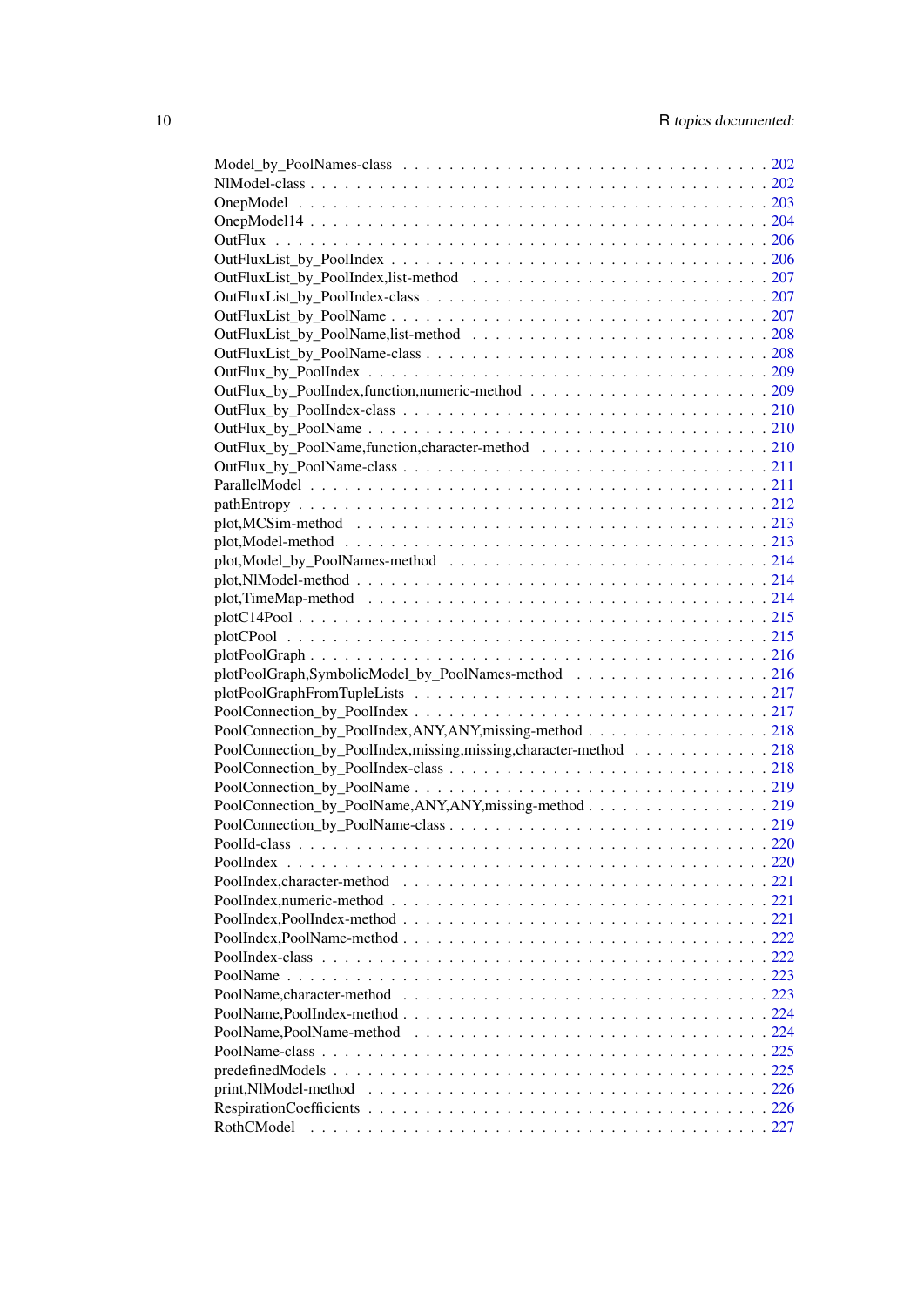Model_by_PoolNames-class . . . . . . . . . . . . . . . . . . . . . . . . . . . . . . . 202
NlModel-class . . . . . . . . . . . . . . . . . . . . . . . . . . . . . . . . . . . . . . 202
OnepModel . . . . . . . . . . . . . . . . . . . . . . . . . . . . . . . . . . . . . . . 203
OnepModel14 . . . . . . . . . . . . . . . . . . . . . . . . . . . . . . . . . . . . . . 204
OutFlux . . . . . . . . . . . . . . . . . . . . . . . . . . . . . . . . . . . . . . . . 206
OutFluxList_by_PoolIndex . . . . . . . . . . . . . . . . . . . . . . . . . . . . . . 206
OutFluxList_by_PoolIndex,list-method . . . . . . . . . . . . . . . . . . . . . . . . 207
OutFluxList_by_PoolIndex-class . . . . . . . . . . . . . . . . . . . . . . . . . . . 207
OutFluxList_by_PoolName . . . . . . . . . . . . . . . . . . . . . . . . . . . . . . 207
OutFluxList_by_PoolName,list-method . . . . . . . . . . . . . . . . . . . . . . . . 208
OutFluxList_by_PoolName-class . . . . . . . . . . . . . . . . . . . . . . . . . . . 208
OutFlux_by_PoolIndex . . . . . . . . . . . . . . . . . . . . . . . . . . . . . . . . 209
OutFlux_by_PoolIndex,function,numeric-method . . . . . . . . . . . . . . . . . . . 209
OutFlux_by_PoolIndex-class . . . . . . . . . . . . . . . . . . . . . . . . . . . . . 210
OutFlux_by_PoolName . . . . . . . . . . . . . . . . . . . . . . . . . . . . . . . . 210
OutFlux_by_PoolName,function,character-method . . . . . . . . . . . . . . . . . . 210
OutFlux_by_PoolName-class . . . . . . . . . . . . . . . . . . . . . . . . . . . . . 211
ParallelModel . . . . . . . . . . . . . . . . . . . . . . . . . . . . . . . . . . . . . 211
pathEntropy . . . . . . . . . . . . . . . . . . . . . . . . . . . . . . . . . . . . . . 212
plot,MCSim-method . . . . . . . . . . . . . . . . . . . . . . . . . . . . . . . . . . 213
plot,Model-method . . . . . . . . . . . . . . . . . . . . . . . . . . . . . . . . . . 213
plot,Model_by_PoolNames-method . . . . . . . . . . . . . . . . . . . . . . . . . . 214
plot,NlModel-method . . . . . . . . . . . . . . . . . . . . . . . . . . . . . . . . . 214
plot,TimeMap-method . . . . . . . . . . . . . . . . . . . . . . . . . . . . . . . . . 214
plotC14Pool . . . . . . . . . . . . . . . . . . . . . . . . . . . . . . . . . . . . . . 215
plotCPool . . . . . . . . . . . . . . . . . . . . . . . . . . . . . . . . . . . . . . . 215
plotPoolGraph . . . . . . . . . . . . . . . . . . . . . . . . . . . . . . . . . . . . . 216
plotPoolGraph,SymbolicModel_by_PoolNames-method . . . . . . . . . . . . . . . . 216
plotPoolGraphFromTupleLists . . . . . . . . . . . . . . . . . . . . . . . . . . . . 217
PoolConnection_by_PoolIndex . . . . . . . . . . . . . . . . . . . . . . . . . . . . 217
PoolConnection_by_PoolIndex,ANY,ANY,missing-method . . . . . . . . . . . . . . . 218
PoolConnection_by_PoolIndex,missing,missing,character-method . . . . . . . . . . . 218
PoolConnection_by_PoolIndex-class . . . . . . . . . . . . . . . . . . . . . . . . . 218
PoolConnection_by_PoolName . . . . . . . . . . . . . . . . . . . . . . . . . . . . 219
PoolConnection_by_PoolName,ANY,ANY,missing-method . . . . . . . . . . . . . . . 219
PoolConnection_by_PoolName-class . . . . . . . . . . . . . . . . . . . . . . . . . 219
PoolId-class . . . . . . . . . . . . . . . . . . . . . . . . . . . . . . . . . . . . . . 220
PoolIndex . . . . . . . . . . . . . . . . . . . . . . . . . . . . . . . . . . . . . . . 220
PoolIndex,character-method . . . . . . . . . . . . . . . . . . . . . . . . . . . . . 221
PoolIndex,numeric-method . . . . . . . . . . . . . . . . . . . . . . . . . . . . . . 221
PoolIndex,PoolIndex-method . . . . . . . . . . . . . . . . . . . . . . . . . . . . . 221
PoolIndex,PoolName-method . . . . . . . . . . . . . . . . . . . . . . . . . . . . . 222
PoolIndex-class . . . . . . . . . . . . . . . . . . . . . . . . . . . . . . . . . . . . 222
PoolName . . . . . . . . . . . . . . . . . . . . . . . . . . . . . . . . . . . . . . . 223
PoolName,character-method . . . . . . . . . . . . . . . . . . . . . . . . . . . . . 223
PoolName,PoolIndex-method . . . . . . . . . . . . . . . . . . . . . . . . . . . . . 224
PoolName,PoolName-method . . . . . . . . . . . . . . . . . . . . . . . . . . . . . 224
PoolName-class . . . . . . . . . . . . . . . . . . . . . . . . . . . . . . . . . . . . 225
predefinedModels . . . . . . . . . . . . . . . . . . . . . . . . . . . . . . . . . . . 225
print,NlModel-method . . . . . . . . . . . . . . . . . . . . . . . . . . . . . . . . . 226
RespirationCoefficients . . . . . . . . . . . . . . . . . . . . . . . . . . . . . . . . 226
RothCModel . . . . . . . . . . . . . . . . . . . . . . . . . . . . . . . . . . . . . . 227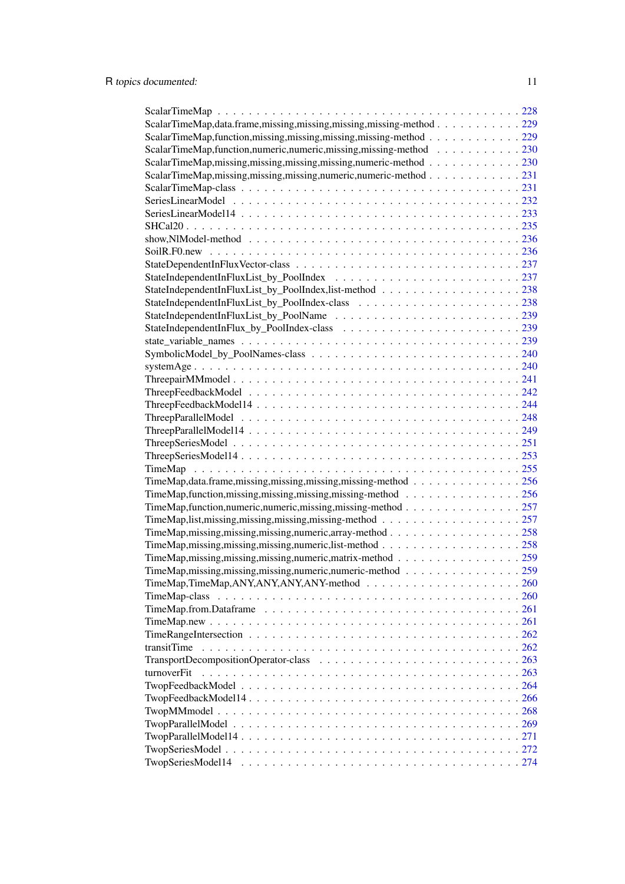ScalarTimeMap . . . . . . . . . . . . . . . . . . . . . . . . . . . . . . . . . . . . . . . . 228
ScalarTimeMap,data.frame,missing,missing,missing,missing-method . . . . . . . . . . . 229
ScalarTimeMap,function,missing,missing,missing,missing-method . . . . . . . . . . . . 229
ScalarTimeMap,function,numeric,numeric,missing,missing-method . . . . . . . . . . . 230
ScalarTimeMap,missing,missing,missing,missing,numeric-method . . . . . . . . . . . . 230
ScalarTimeMap,missing,missing,missing,numeric,numeric-method . . . . . . . . . . . . 231
ScalarTimeMap-class . . . . . . . . . . . . . . . . . . . . . . . . . . . . . . . . . . . . 231
SeriesLinearModel . . . . . . . . . . . . . . . . . . . . . . . . . . . . . . . . . . . . . 232
SeriesLinearModel14 . . . . . . . . . . . . . . . . . . . . . . . . . . . . . . . . . . . . 233
SHCal20 . . . . . . . . . . . . . . . . . . . . . . . . . . . . . . . . . . . . . . . . . . . 235
show,NlModel-method . . . . . . . . . . . . . . . . . . . . . . . . . . . . . . . . . . . . 236
SoilR.F0.new . . . . . . . . . . . . . . . . . . . . . . . . . . . . . . . . . . . . . . . . 236
StateDependentInFluxVector-class . . . . . . . . . . . . . . . . . . . . . . . . . . . . . 237
StateIndependentInFluxList_by_PoolIndex . . . . . . . . . . . . . . . . . . . . . . . . 237
StateIndependentInFluxList_by_PoolIndex,list-method . . . . . . . . . . . . . . . . . . 238
StateIndependentInFluxList_by_PoolIndex-class . . . . . . . . . . . . . . . . . . . . . 238
StateIndependentInFluxList_by_PoolName . . . . . . . . . . . . . . . . . . . . . . . . . 239
StateIndependentInFlux_by_PoolIndex-class . . . . . . . . . . . . . . . . . . . . . . . 239
state_variable_names . . . . . . . . . . . . . . . . . . . . . . . . . . . . . . . . . . . . 239
SymbolicModel_by_PoolNames-class . . . . . . . . . . . . . . . . . . . . . . . . . . . . 240
systemAge . . . . . . . . . . . . . . . . . . . . . . . . . . . . . . . . . . . . . . . . . . 240
ThreepairMMmodel . . . . . . . . . . . . . . . . . . . . . . . . . . . . . . . . . . . . . . 241
ThreepFeedbackModel . . . . . . . . . . . . . . . . . . . . . . . . . . . . . . . . . . . . 242
ThreepFeedbackModel14 . . . . . . . . . . . . . . . . . . . . . . . . . . . . . . . . . . . 244
ThreepParallelModel . . . . . . . . . . . . . . . . . . . . . . . . . . . . . . . . . . . . . 248
ThreepParallelModel14 . . . . . . . . . . . . . . . . . . . . . . . . . . . . . . . . . . . . 249
ThreepSeriesModel . . . . . . . . . . . . . . . . . . . . . . . . . . . . . . . . . . . . . . 251
ThreepSeriesModel14 . . . . . . . . . . . . . . . . . . . . . . . . . . . . . . . . . . . . . 253
TimeMap . . . . . . . . . . . . . . . . . . . . . . . . . . . . . . . . . . . . . . . . . . . 255
TimeMap,data.frame,missing,missing,missing,missing-method . . . . . . . . . . . . . . 256
TimeMap,function,missing,missing,missing,missing-method . . . . . . . . . . . . . . . 256
TimeMap,function,numeric,numeric,missing,missing-method . . . . . . . . . . . . . . . 257
TimeMap,list,missing,missing,missing,missing-method . . . . . . . . . . . . . . . . . . 257
TimeMap,missing,missing,missing,numeric,array-method . . . . . . . . . . . . . . . . . 258
TimeMap,missing,missing,missing,numeric,list-method . . . . . . . . . . . . . . . . . . 258
TimeMap,missing,missing,missing,numeric,matrix-method . . . . . . . . . . . . . . . . 259
TimeMap,missing,missing,missing,numeric,numeric-method . . . . . . . . . . . . . . . 259
TimeMap,TimeMap,ANY,ANY,ANY,ANY-method . . . . . . . . . . . . . . . . . . . . . . 260
TimeMap-class . . . . . . . . . . . . . . . . . . . . . . . . . . . . . . . . . . . . . . . . 260
TimeMap.from.Dataframe . . . . . . . . . . . . . . . . . . . . . . . . . . . . . . . . . . 261
TimeMap.new . . . . . . . . . . . . . . . . . . . . . . . . . . . . . . . . . . . . . . . . . 261
TimeRangeIntersection . . . . . . . . . . . . . . . . . . . . . . . . . . . . . . . . . . . 262
transitTime . . . . . . . . . . . . . . . . . . . . . . . . . . . . . . . . . . . . . . . . . 262
TransportDecompositionOperator-class . . . . . . . . . . . . . . . . . . . . . . . . . . 263
turnoverFit . . . . . . . . . . . . . . . . . . . . . . . . . . . . . . . . . . . . . . . . . 263
TwopFeedbackModel . . . . . . . . . . . . . . . . . . . . . . . . . . . . . . . . . . . . . 264
TwopFeedbackModel14 . . . . . . . . . . . . . . . . . . . . . . . . . . . . . . . . . . . . 266
TwopMMmodel . . . . . . . . . . . . . . . . . . . . . . . . . . . . . . . . . . . . . . . . . 268
TwopParallelModel . . . . . . . . . . . . . . . . . . . . . . . . . . . . . . . . . . . . . . 269
TwopParallelModel14 . . . . . . . . . . . . . . . . . . . . . . . . . . . . . . . . . . . . . 271
TwopSeriesModel . . . . . . . . . . . . . . . . . . . . . . . . . . . . . . . . . . . . . . . 272
TwopSeriesModel14 . . . . . . . . . . . . . . . . . . . . . . . . . . . . . . . . . . . . . . 274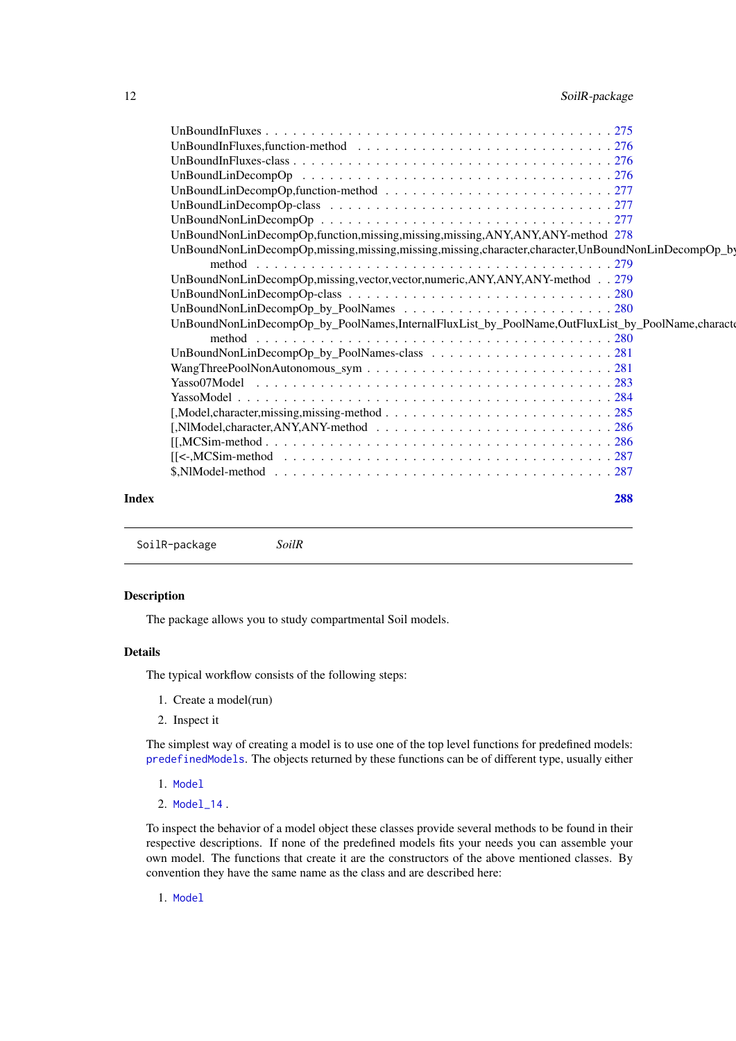UnBoundInFluxes . . . . . . . . . . . . . . . . . . . . . . . . . . . . . . . . . . . . 275
UnBoundInFluxes,function-method . . . . . . . . . . . . . . . . . . . . . . . . . . . . 276
UnBoundInFluxes-class . . . . . . . . . . . . . . . . . . . . . . . . . . . . . . . . . 276
UnBoundLinDecompOp . . . . . . . . . . . . . . . . . . . . . . . . . . . . . . . . . . 276
UnBoundLinDecompOp,function-method . . . . . . . . . . . . . . . . . . . . . . . . . 277
UnBoundLinDecompOp-class . . . . . . . . . . . . . . . . . . . . . . . . . . . . . . . 277
UnBoundNonLinDecompOp . . . . . . . . . . . . . . . . . . . . . . . . . . . . . . . . 277
UnBoundNonLinDecompOp,function,missing,missing,missing,ANY,ANY,ANY-method 278
UnBoundNonLinDecompOp,missing,missing,missing,missing,character,character,UnBoundNonLinDecompOp_by
method . . . . . . . . . . . . . . . . . . . . . . . . . . . . . . . . . . . . . . . . 279
UnBoundNonLinDecompOp,missing,vector,vector,numeric,ANY,ANY,ANY-method . . 279
UnBoundNonLinDecompOp-class . . . . . . . . . . . . . . . . . . . . . . . . . . . . . 280
UnBoundNonLinDecompOp_by_PoolNames . . . . . . . . . . . . . . . . . . . . . . . . 280
UnBoundNonLinDecompOp_by_PoolNames,InternalFluxList_by_PoolName,OutFluxList_by_PoolName,characte
method . . . . . . . . . . . . . . . . . . . . . . . . . . . . . . . . . . . . . . . . 280
UnBoundNonLinDecompOp_by_PoolNames-class . . . . . . . . . . . . . . . . . . . . . 281
WangThreePoolNonAutonomous_sym . . . . . . . . . . . . . . . . . . . . . . . . . . . 281
Yasso07Model . . . . . . . . . . . . . . . . . . . . . . . . . . . . . . . . . . . . . . 283
YassoModel . . . . . . . . . . . . . . . . . . . . . . . . . . . . . . . . . . . . . . . 284
[,Model,character,missing,missing-method . . . . . . . . . . . . . . . . . . . . . . . 285
[,NlModel,character,ANY,ANY-method . . . . . . . . . . . . . . . . . . . . . . . . . 286
[[,MCSim-method . . . . . . . . . . . . . . . . . . . . . . . . . . . . . . . . . . . . 286
[[<-,MCSim-method . . . . . . . . . . . . . . . . . . . . . . . . . . . . . . . . . . . 287
$,NlModel-method . . . . . . . . . . . . . . . . . . . . . . . . . . . . . . . . . . . . 287

**Index** 288

---

`SoilR-package` *SoilR*

---

### Description

The package allows you to study compartmental Soil models.

### Details

The typical workflow consists of the following steps:

1. Create a model(run)
2. Inspect it

The simplest way of creating a model is to use one of the top level functions for predefined models: `predefinedModels`. The objects returned by these functions can be of different type, usually either

1. `Model`
2. `Model_14` .

To inspect the behavior of a model object these classes provide several methods to be found in their respective descriptions. If none of the predefined models fits your needs you can assemble your own model. The functions that create it are the constructors of the above mentioned classes. By convention they have the same name as the class and are described here:

1. `Model`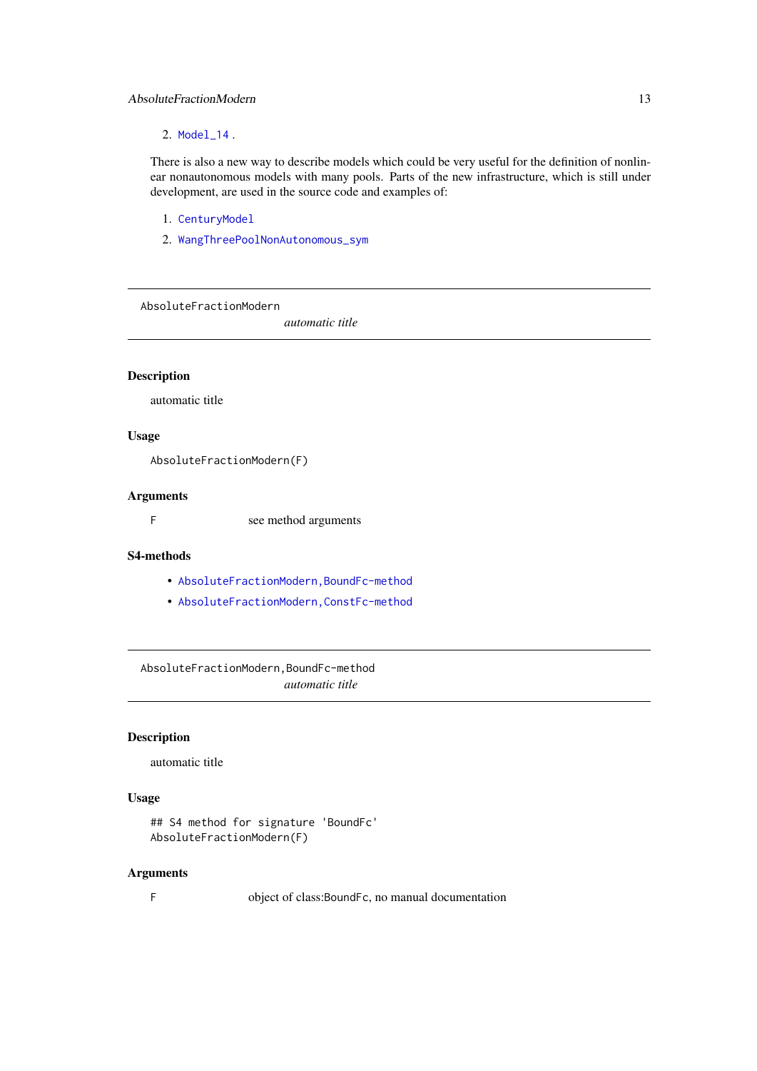2. `Model_14` .

There is also a new way to describe models which could be very useful for the definition of nonlinear nonautonomous models with many pools. Parts of the new infrastructure, which is still under development, are used in the source code and examples of:

1. `CenturyModel`
2. `WangThreePoolNonAutonomous_sym`

---

## AbsoluteFractionModern — *automatic title*

### Description

automatic title

### Usage

```
AbsoluteFractionModern(F)
```

### Arguments

| | |
|---|---|
| F | see method arguments |

### S4-methods

- `AbsoluteFractionModern,BoundFc-method`
- `AbsoluteFractionModern,ConstFc-method`

---

## AbsoluteFractionModern,BoundFc-method — *automatic title*

### Description

automatic title

### Usage

```
## S4 method for signature 'BoundFc'
AbsoluteFractionModern(F)
```

### Arguments

| | |
|---|---|
| F | object of class:BoundFc, no manual documentation |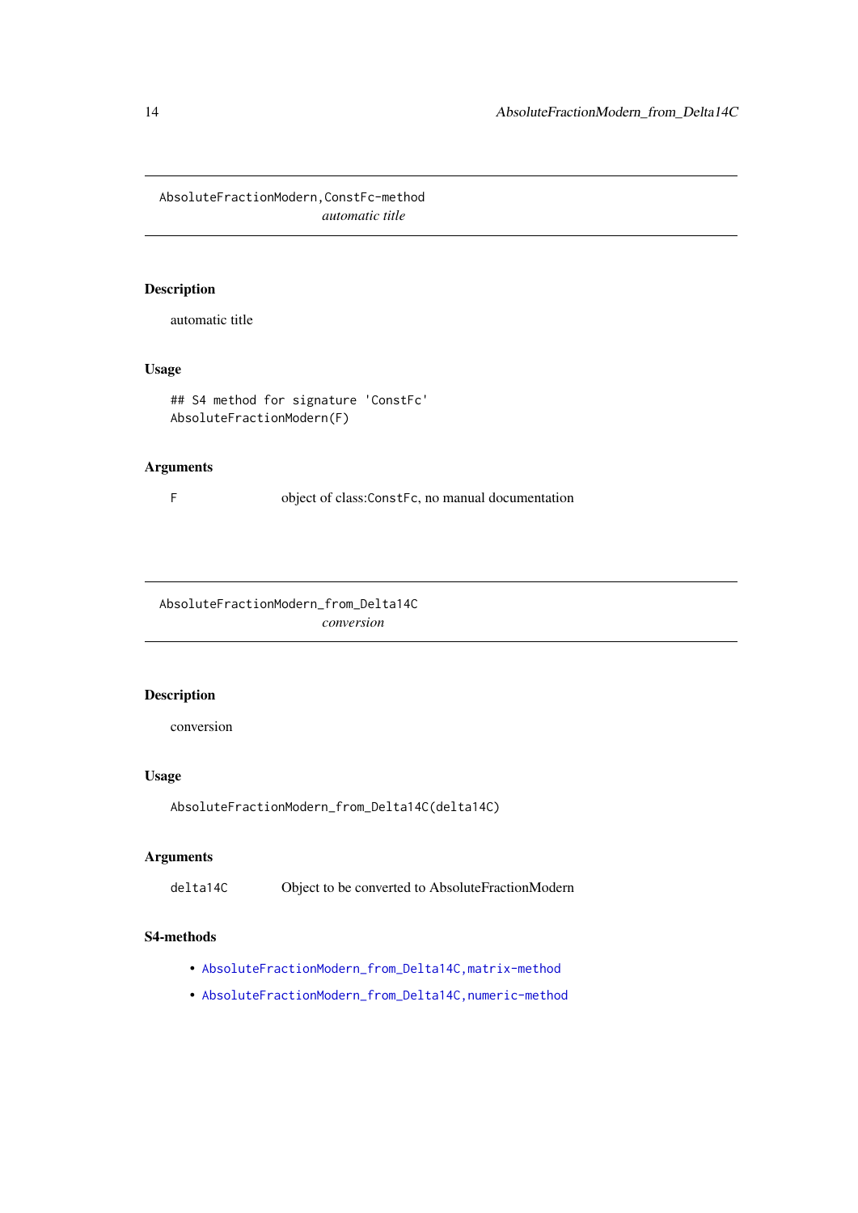## AbsoluteFractionModern,ConstFc-method

*automatic title*

### Description

automatic title

### Usage

```
## S4 method for signature 'ConstFc'
AbsoluteFractionModern(F)
```

### Arguments

| | |
|---|---|
| F | object of class:ConstFc, no manual documentation |

## AbsoluteFractionModern_from_Delta14C

*conversion*

### Description

conversion

### Usage

```
AbsoluteFractionModern_from_Delta14C(delta14C)
```

### Arguments

| | |
|---|---|
| delta14C | Object to be converted to AbsoluteFractionModern |

### S4-methods

- AbsoluteFractionModern_from_Delta14C,matrix-method
- AbsoluteFractionModern_from_Delta14C,numeric-method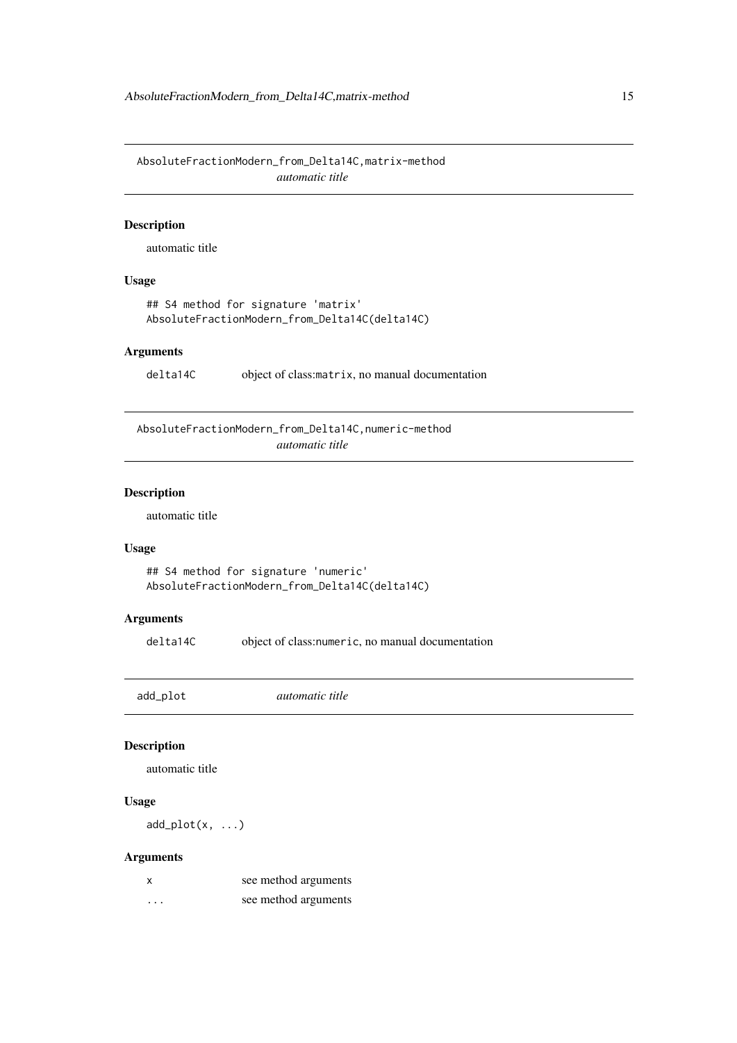## AbsoluteFractionModern_from_Delta14C,matrix-method

*automatic title*

### Description

automatic title

### Usage

```
## S4 method for signature 'matrix'
AbsoluteFractionModern_from_Delta14C(delta14C)
```

### Arguments

| | |
|---|---|
| delta14C | object of class:matrix, no manual documentation |

## AbsoluteFractionModern_from_Delta14C,numeric-method

*automatic title*

### Description

automatic title

### Usage

```
## S4 method for signature 'numeric'
AbsoluteFractionModern_from_Delta14C(delta14C)
```

### Arguments

| | |
|---|---|
| delta14C | object of class:numeric, no manual documentation |

## add_plot

*automatic title*

### Description

automatic title

### Usage

```
add_plot(x, ...)
```

### Arguments

| | |
|---|---|
| x | see method arguments |
| ... | see method arguments |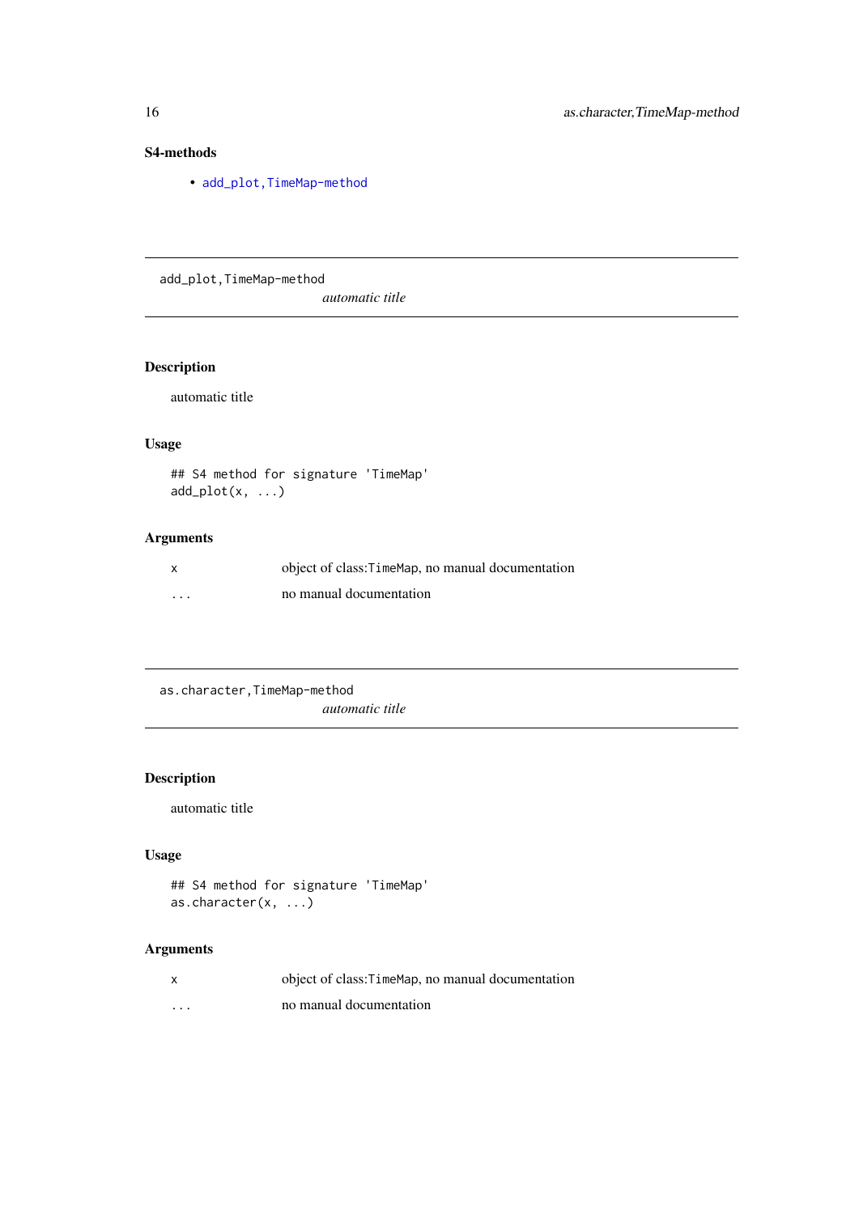### S4-methods

- add_plot,TimeMap-method

---

## add_plot,TimeMap-method

*automatic title*

---

### Description

automatic title

### Usage

```
## S4 method for signature 'TimeMap'
add_plot(x, ...)
```

### Arguments

| | |
|---|---|
| x | object of class:TimeMap, no manual documentation |
| ... | no manual documentation |

---

## as.character,TimeMap-method

*automatic title*

---

### Description

automatic title

### Usage

```
## S4 method for signature 'TimeMap'
as.character(x, ...)
```

### Arguments

| | |
|---|---|
| x | object of class:TimeMap, no manual documentation |
| ... | no manual documentation |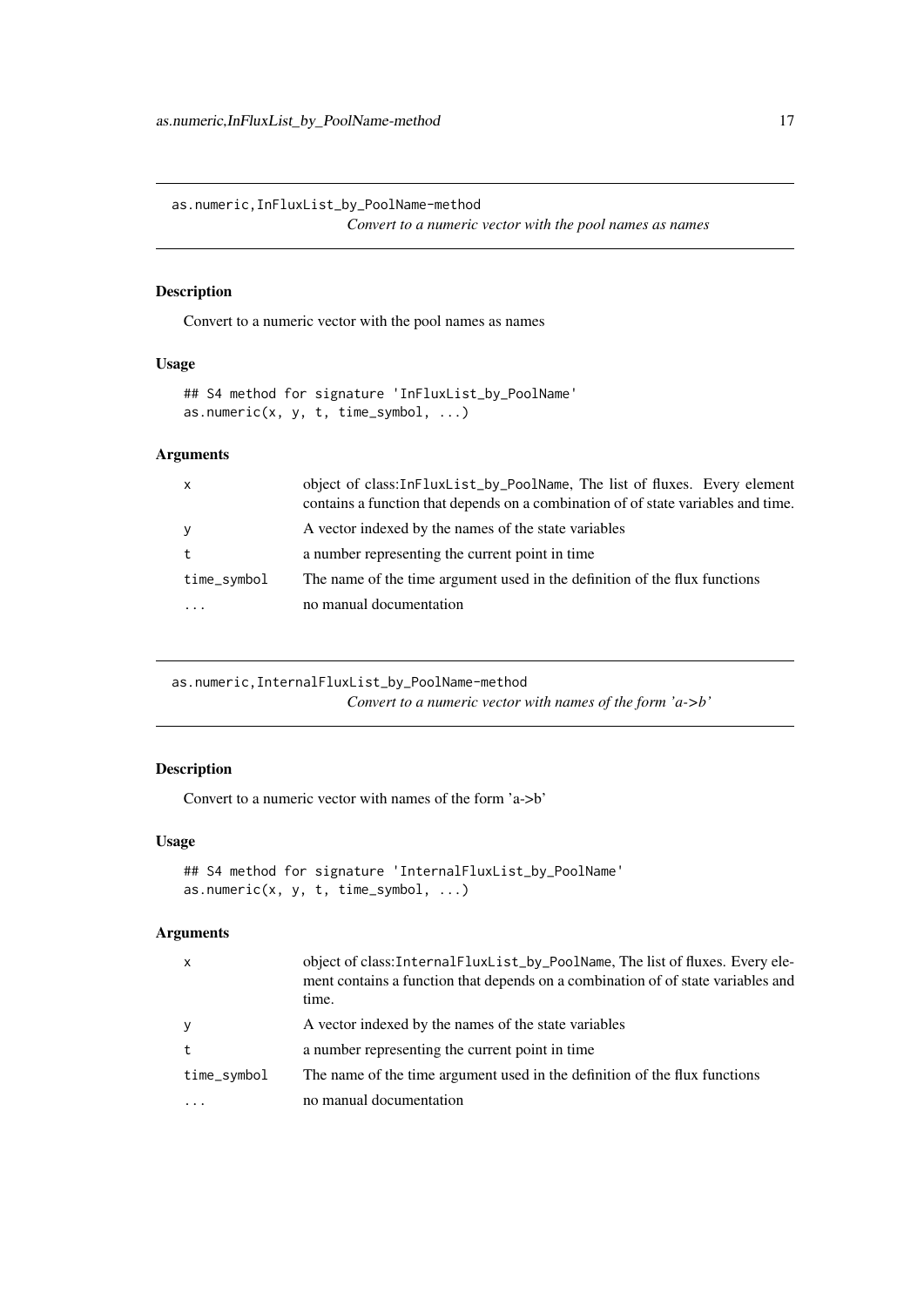## as.numeric,InFluxList_by_PoolName-method

*Convert to a numeric vector with the pool names as names*

### Description

Convert to a numeric vector with the pool names as names

### Usage

```
## S4 method for signature 'InFluxList_by_PoolName'
as.numeric(x, y, t, time_symbol, ...)
```

### Arguments

| | |
|---|---|
| x | object of class:InFluxList_by_PoolName, The list of fluxes. Every element contains a function that depends on a combination of of state variables and time. |
| y | A vector indexed by the names of the state variables |
| t | a number representing the current point in time |
| time_symbol | The name of the time argument used in the definition of the flux functions |
| ... | no manual documentation |

## as.numeric,InternalFluxList_by_PoolName-method

*Convert to a numeric vector with names of the form 'a->b'*

### Description

Convert to a numeric vector with names of the form 'a->b'

### Usage

```
## S4 method for signature 'InternalFluxList_by_PoolName'
as.numeric(x, y, t, time_symbol, ...)
```

### Arguments

| | |
|---|---|
| x | object of class:InternalFluxList_by_PoolName, The list of fluxes. Every element contains a function that depends on a combination of of state variables and time. |
| y | A vector indexed by the names of the state variables |
| t | a number representing the current point in time |
| time_symbol | The name of the time argument used in the definition of the flux functions |
| ... | no manual documentation |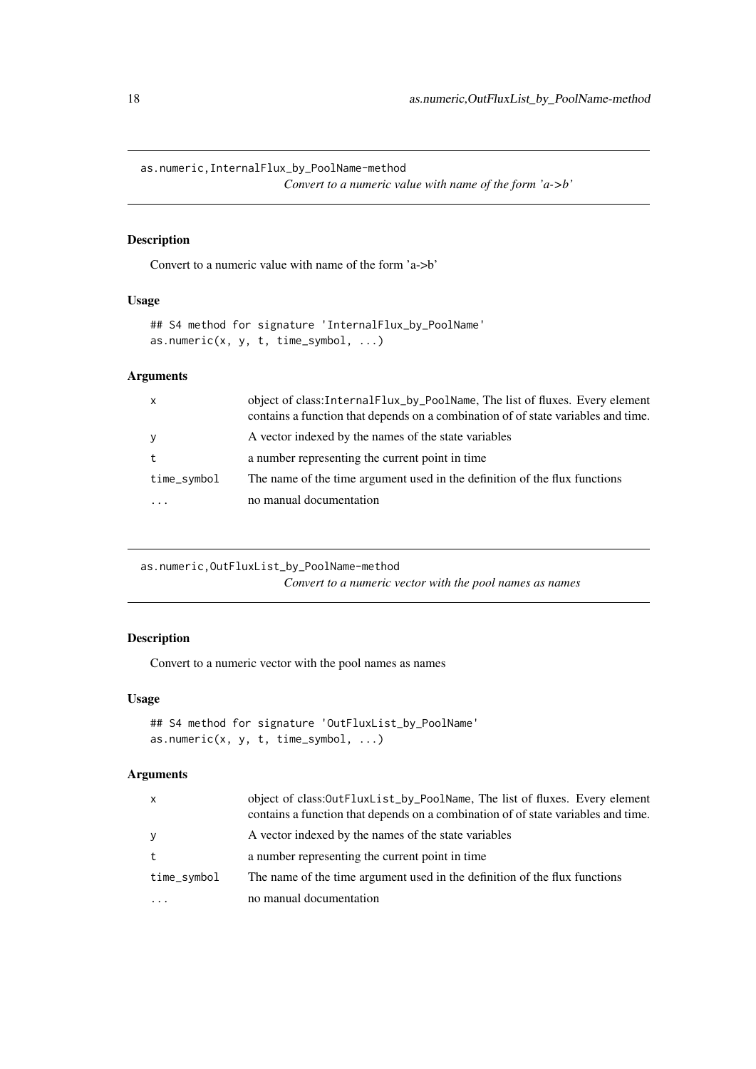## as.numeric,InternalFlux_by_PoolName-method

*Convert to a numeric value with name of the form 'a->b'*

### Description

Convert to a numeric value with name of the form 'a->b'

### Usage

```
## S4 method for signature 'InternalFlux_by_PoolName'
as.numeric(x, y, t, time_symbol, ...)
```

### Arguments

| | |
|---|---|
| x | object of class:InternalFlux_by_PoolName, The list of fluxes. Every element contains a function that depends on a combination of of state variables and time. |
| y | A vector indexed by the names of the state variables |
| t | a number representing the current point in time |
| time_symbol | The name of the time argument used in the definition of the flux functions |
| ... | no manual documentation |

## as.numeric,OutFluxList_by_PoolName-method

*Convert to a numeric vector with the pool names as names*

### Description

Convert to a numeric vector with the pool names as names

### Usage

```
## S4 method for signature 'OutFluxList_by_PoolName'
as.numeric(x, y, t, time_symbol, ...)
```

### Arguments

| | |
|---|---|
| x | object of class:OutFluxList_by_PoolName, The list of fluxes. Every element contains a function that depends on a combination of of state variables and time. |
| y | A vector indexed by the names of the state variables |
| t | a number representing the current point in time |
| time_symbol | The name of the time argument used in the definition of the flux functions |
| ... | no manual documentation |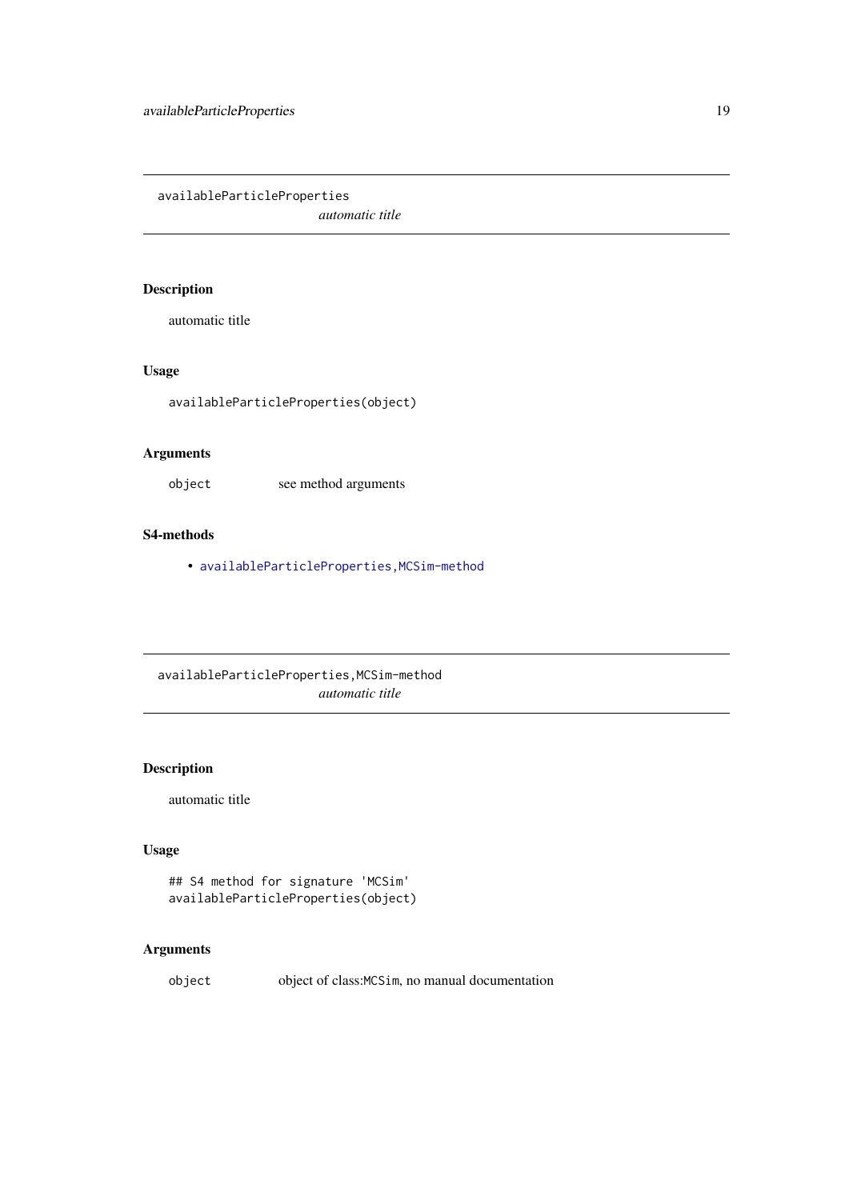## availableParticleProperties

*automatic title*

### Description

automatic title

### Usage

```
availableParticleProperties(object)
```

### Arguments

| | |
|---|---|
| `object` | see method arguments |

### S4-methods

- availableParticleProperties,MCSim-method

## availableParticleProperties,MCSim-method

*automatic title*

### Description

automatic title

### Usage

```
## S4 method for signature 'MCSim'
availableParticleProperties(object)
```

### Arguments

| | |
|---|---|
| `object` | object of class:`MCSim`, no manual documentation |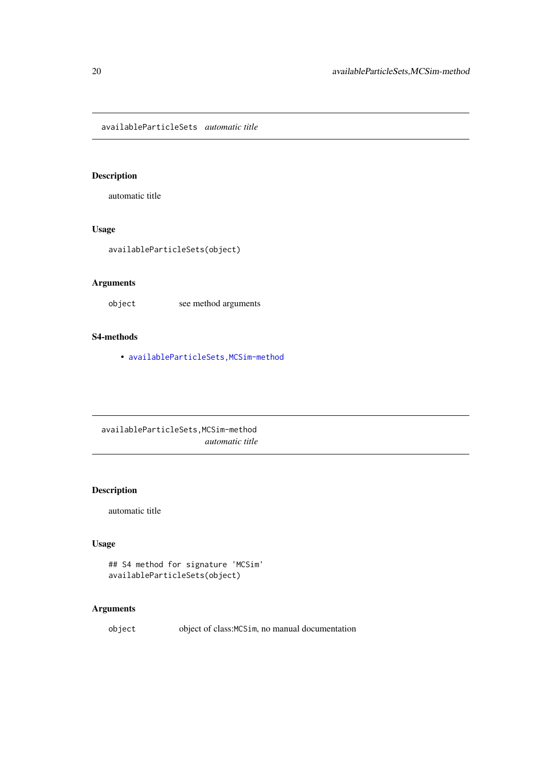## availableParticleSets *automatic title*

### Description

automatic title

### Usage

```
availableParticleSets(object)
```

### Arguments

| | |
|---|---|
| object | see method arguments |

### S4-methods

- availableParticleSets,MCSim-method

## availableParticleSets,MCSim-method *automatic title*

### Description

automatic title

### Usage

```
## S4 method for signature 'MCSim'
availableParticleSets(object)
```

### Arguments

| | |
|---|---|
| object | object of class:MCSim, no manual documentation |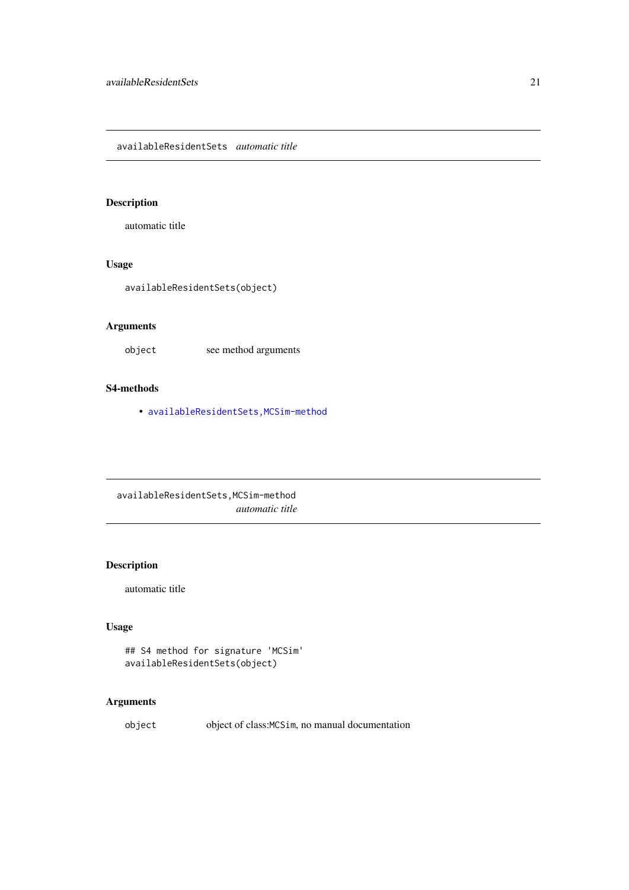## availableResidentSets *automatic title*

### Description

automatic title

### Usage

```
availableResidentSets(object)
```

### Arguments

| | |
|---|---|
| object | see method arguments |

### S4-methods

- availableResidentSets,MCSim-method

## availableResidentSets,MCSim-method *automatic title*

### Description

automatic title

### Usage

```
## S4 method for signature 'MCSim'
availableResidentSets(object)
```

### Arguments

| | |
|---|---|
| object | object of class:MCSim, no manual documentation |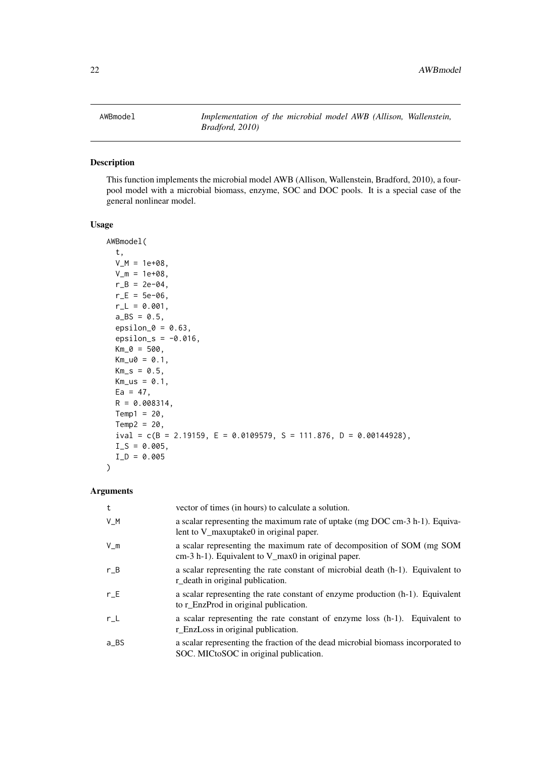## AWBmodel

*Implementation of the microbial model AWB (Allison, Wallenstein, Bradford, 2010)*

### Description

This function implements the microbial model AWB (Allison, Wallenstein, Bradford, 2010), a four-pool model with a microbial biomass, enzyme, SOC and DOC pools. It is a special case of the general nonlinear model.

### Usage

```
AWBmodel(
  t,
  V_M = 1e+08,
  V_m = 1e+08,
  r_B = 2e-04,
  r_E = 5e-06,
  r_L = 0.001,
  a_BS = 0.5,
  epsilon_0 = 0.63,
  epsilon_s = -0.016,
  Km_0 = 500,
  Km_u0 = 0.1,
  Km_s = 0.5,
  Km_us = 0.1,
  Ea = 47,
  R = 0.008314,
  Temp1 = 20,
  Temp2 = 20,
  ival = c(B = 2.19159, E = 0.0109579, S = 111.876, D = 0.00144928),
  I_S = 0.005,
  I_D = 0.005
)
```

### Arguments

| | |
|---|---|
| t | vector of times (in hours) to calculate a solution. |
| V_M | a scalar representing the maximum rate of uptake (mg DOC cm-3 h-1). Equivalent to V_maxuptake0 in original paper. |
| V_m | a scalar representing the maximum rate of decomposition of SOM (mg SOM cm-3 h-1). Equivalent to V_max0 in original paper. |
| r_B | a scalar representing the rate constant of microbial death (h-1). Equivalent to r_death in original publication. |
| r_E | a scalar representing the rate constant of enzyme production (h-1). Equivalent to r_EnzProd in original publication. |
| r_L | a scalar representing the rate constant of enzyme loss (h-1). Equivalent to r_EnzLoss in original publication. |
| a_BS | a scalar representing the fraction of the dead microbial biomass incorporated to SOC. MICtoSOC in original publication. |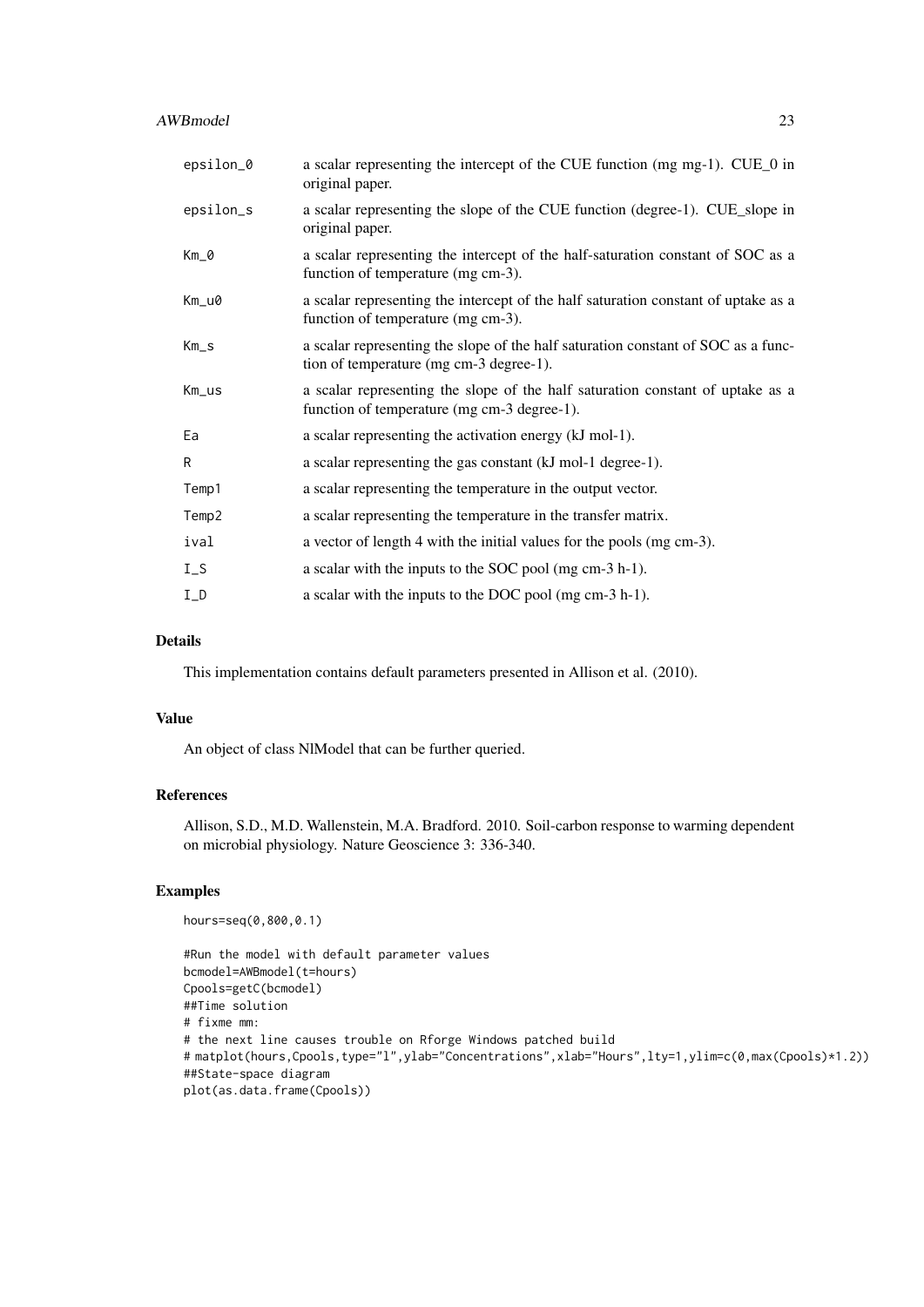| | |
|---|---|
| epsilon_0 | a scalar representing the intercept of the CUE function (mg mg-1). CUE_0 in original paper. |
| epsilon_s | a scalar representing the slope of the CUE function (degree-1). CUE_slope in original paper. |
| Km_0 | a scalar representing the intercept of the half-saturation constant of SOC as a function of temperature (mg cm-3). |
| Km_u0 | a scalar representing the intercept of the half saturation constant of uptake as a function of temperature (mg cm-3). |
| Km_s | a scalar representing the slope of the half saturation constant of SOC as a function of temperature (mg cm-3 degree-1). |
| Km_us | a scalar representing the slope of the half saturation constant of uptake as a function of temperature (mg cm-3 degree-1). |
| Ea | a scalar representing the activation energy (kJ mol-1). |
| R | a scalar representing the gas constant (kJ mol-1 degree-1). |
| Temp1 | a scalar representing the temperature in the output vector. |
| Temp2 | a scalar representing the temperature in the transfer matrix. |
| ival | a vector of length 4 with the initial values for the pools (mg cm-3). |
| I_S | a scalar with the inputs to the SOC pool (mg cm-3 h-1). |
| I_D | a scalar with the inputs to the DOC pool (mg cm-3 h-1). |

## Details

This implementation contains default parameters presented in Allison et al. (2010).

## Value

An object of class NlModel that can be further queried.

## References

Allison, S.D., M.D. Wallenstein, M.A. Bradford. 2010. Soil-carbon response to warming dependent on microbial physiology. Nature Geoscience 3: 336-340.

## Examples

```
hours=seq(0,800,0.1)

#Run the model with default parameter values
bcmodel=AWBmodel(t=hours)
Cpools=getC(bcmodel)
##Time solution
# fixme mm:
# the next line causes trouble on Rforge Windows patched build
# matplot(hours,Cpools,type="l",ylab="Concentrations",xlab="Hours",lty=1,ylim=c(0,max(Cpools)*1.2))
##State-space diagram
plot(as.data.frame(Cpools))
```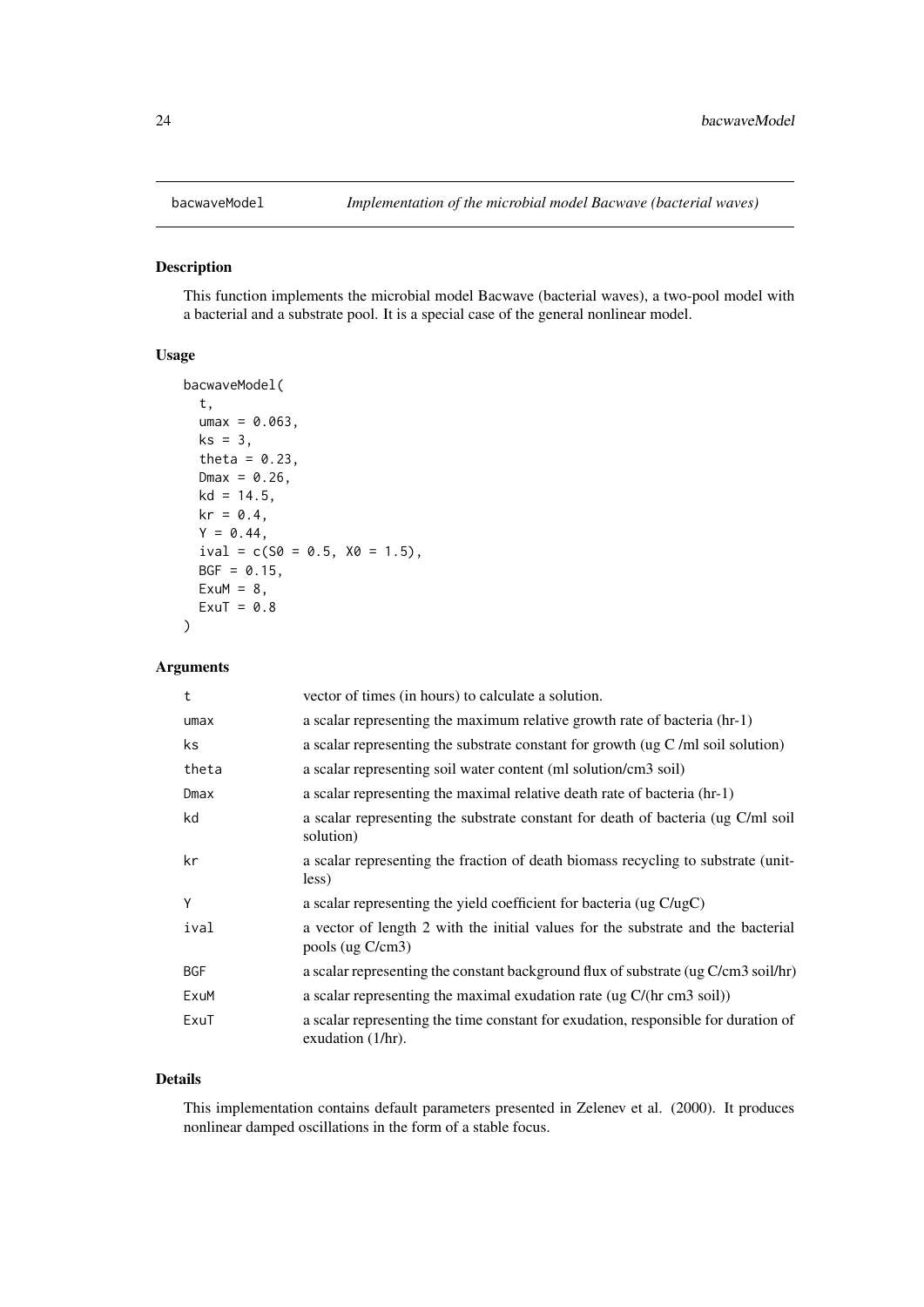## bacwaveModel *Implementation of the microbial model Bacwave (bacterial waves)*

### Description

This function implements the microbial model Bacwave (bacterial waves), a two-pool model with a bacterial and a substrate pool. It is a special case of the general nonlinear model.

### Usage

```
bacwaveModel(
  t,
  umax = 0.063,
  ks = 3,
  theta = 0.23,
  Dmax = 0.26,
  kd = 14.5,
  kr = 0.4,
  Y = 0.44,
  ival = c(S0 = 0.5, X0 = 1.5),
  BGF = 0.15,
  ExuM = 8,
  ExuT = 0.8
)
```

### Arguments

| | |
|---|---|
| t | vector of times (in hours) to calculate a solution. |
| umax | a scalar representing the maximum relative growth rate of bacteria (hr-1) |
| ks | a scalar representing the substrate constant for growth (ug C /ml soil solution) |
| theta | a scalar representing soil water content (ml solution/cm3 soil) |
| Dmax | a scalar representing the maximal relative death rate of bacteria (hr-1) |
| kd | a scalar representing the substrate constant for death of bacteria (ug C/ml soil solution) |
| kr | a scalar representing the fraction of death biomass recycling to substrate (unitless) |
| Y | a scalar representing the yield coefficient for bacteria (ug C/ugC) |
| ival | a vector of length 2 with the initial values for the substrate and the bacterial pools (ug C/cm3) |
| BGF | a scalar representing the constant background flux of substrate (ug C/cm3 soil/hr) |
| ExuM | a scalar representing the maximal exudation rate (ug C/(hr cm3 soil)) |
| ExuT | a scalar representing the time constant for exudation, responsible for duration of exudation (1/hr). |

### Details

This implementation contains default parameters presented in Zelenev et al. (2000). It produces nonlinear damped oscillations in the form of a stable focus.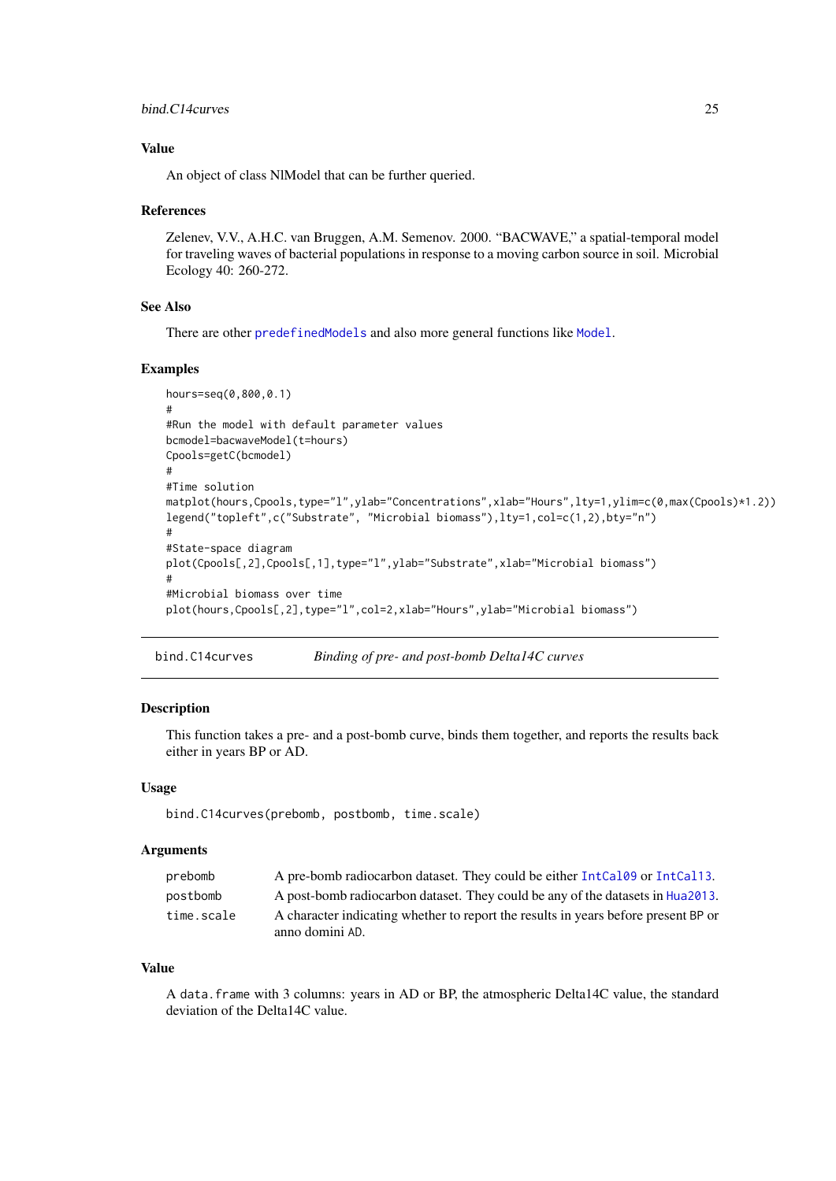### Value

An object of class NlModel that can be further queried.

### References

Zelenev, V.V., A.H.C. van Bruggen, A.M. Semenov. 2000. "BACWAVE," a spatial-temporal model for traveling waves of bacterial populations in response to a moving carbon source in soil. Microbial Ecology 40: 260-272.

### See Also

There are other `predefinedModels` and also more general functions like `Model`.

### Examples

```
hours=seq(0,800,0.1)
#
#Run the model with default parameter values
bcmodel=bacwaveModel(t=hours)
Cpools=getC(bcmodel)
#
#Time solution
matplot(hours,Cpools,type="l",ylab="Concentrations",xlab="Hours",lty=1,ylim=c(0,max(Cpools)*1.2))
legend("topleft",c("Substrate", "Microbial biomass"),lty=1,col=c(1,2),bty="n")
#
#State-space diagram
plot(Cpools[,2],Cpools[,1],type="l",ylab="Substrate",xlab="Microbial biomass")
#
#Microbial biomass over time
plot(hours,Cpools[,2],type="l",col=2,xlab="Hours",ylab="Microbial biomass")
```

---

## bind.C14curves — *Binding of pre- and post-bomb Delta14C curves*

### Description

This function takes a pre- and a post-bomb curve, binds them together, and reports the results back either in years BP or AD.

### Usage

```
bind.C14curves(prebomb, postbomb, time.scale)
```

### Arguments

| | |
|---|---|
| prebomb | A pre-bomb radiocarbon dataset. They could be either `IntCal09` or `IntCal13`. |
| postbomb | A post-bomb radiocarbon dataset. They could be any of the datasets in `Hua2013`. |
| time.scale | A character indicating whether to report the results in years before present BP or anno domini AD. |

### Value

A `data.frame` with 3 columns: years in AD or BP, the atmospheric Delta14C value, the standard deviation of the Delta14C value.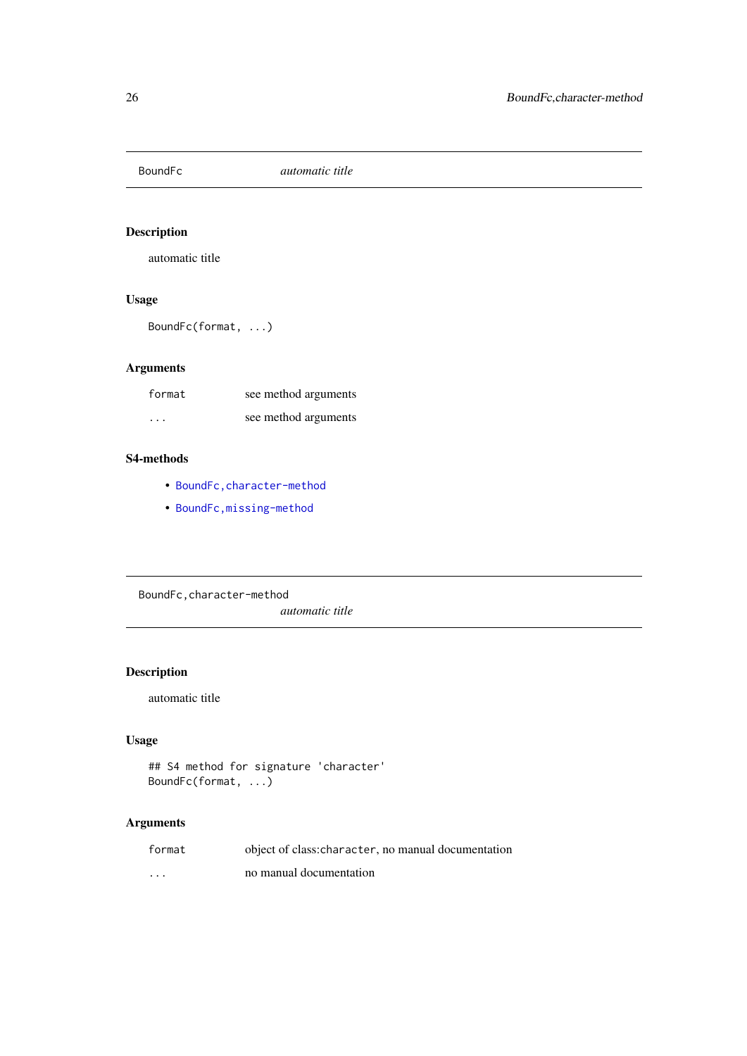## BoundFc — *automatic title*

### Description

automatic title

### Usage

```
BoundFc(format, ...)
```

### Arguments

| | |
|---|---|
| format | see method arguments |
| ... | see method arguments |

### S4-methods

- BoundFc,character-method
- BoundFc,missing-method

## BoundFc,character-method — *automatic title*

### Description

automatic title

### Usage

```
## S4 method for signature 'character'
BoundFc(format, ...)
```

### Arguments

| | |
|---|---|
| format | object of class:character, no manual documentation |
| ... | no manual documentation |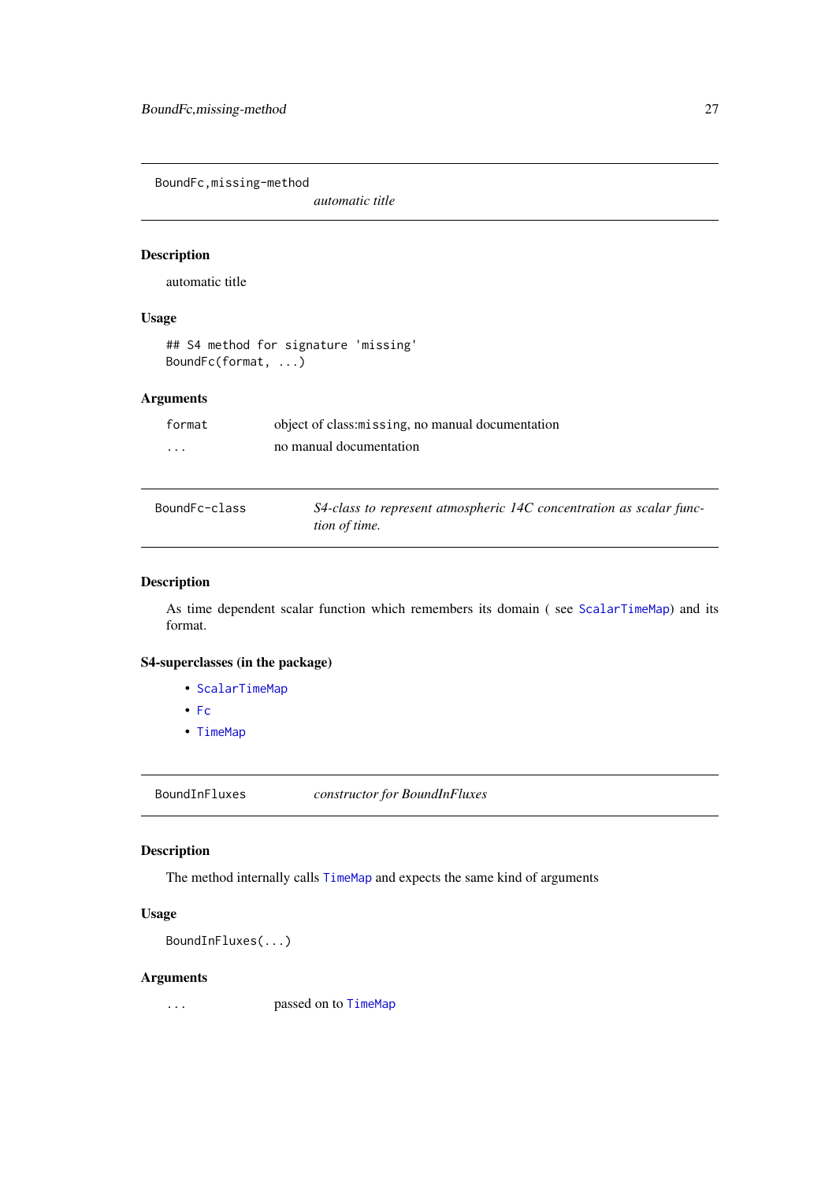## BoundFc,missing-method

*automatic title*

### Description

automatic title

### Usage

```
## S4 method for signature 'missing'
BoundFc(format, ...)
```

### Arguments

| | |
|---|---|
| format | object of class:missing, no manual documentation |
| ... | no manual documentation |

## BoundFc-class

*S4-class to represent atmospheric 14C concentration as scalar function of time.*

### Description

As time dependent scalar function which remembers its domain ( see ScalarTimeMap) and its format.

### S4-superclasses (in the package)

- ScalarTimeMap
- Fc
- TimeMap

## BoundInFluxes

*constructor for BoundInFluxes*

### Description

The method internally calls TimeMap and expects the same kind of arguments

### Usage

```
BoundInFluxes(...)
```

### Arguments

| | |
|---|---|
| ... | passed on to TimeMap |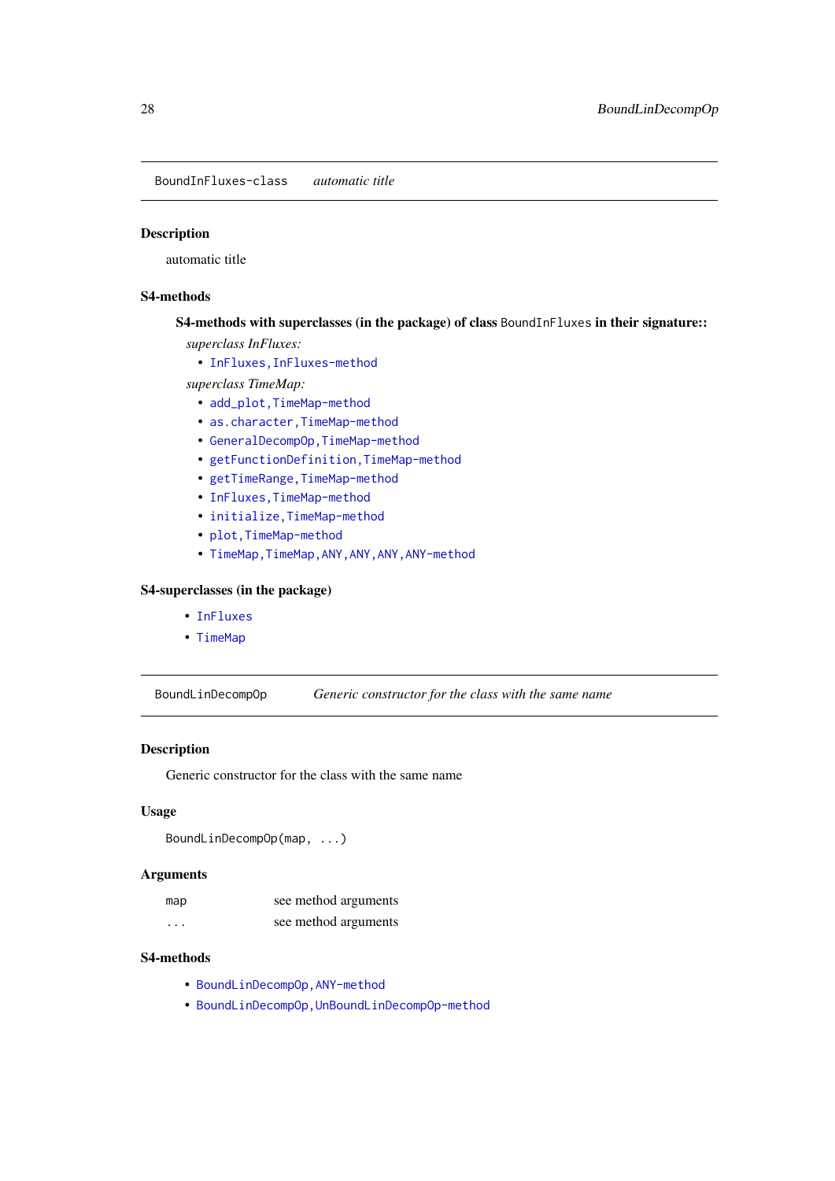## BoundInFluxes-class    *automatic title*

### Description

automatic title

### S4-methods

**S4-methods with superclasses (in the package) of class `BoundInFluxes` in their signature::**

*superclass InFluxes:*

- `InFluxes,InFluxes-method`

*superclass TimeMap:*

- `add_plot,TimeMap-method`
- `as.character,TimeMap-method`
- `GeneralDecompOp,TimeMap-method`
- `getFunctionDefinition,TimeMap-method`
- `getTimeRange,TimeMap-method`
- `InFluxes,TimeMap-method`
- `initialize,TimeMap-method`
- `plot,TimeMap-method`
- `TimeMap,TimeMap,ANY,ANY,ANY,ANY-method`

### S4-superclasses (in the package)

- `InFluxes`
- `TimeMap`

## BoundLinDecompOp    *Generic constructor for the class with the same name*

### Description

Generic constructor for the class with the same name

### Usage

```
BoundLinDecompOp(map, ...)
```

### Arguments

| | |
|---|---|
| map | see method arguments |
| ... | see method arguments |

### S4-methods

- `BoundLinDecompOp,ANY-method`
- `BoundLinDecompOp,UnBoundLinDecompOp-method`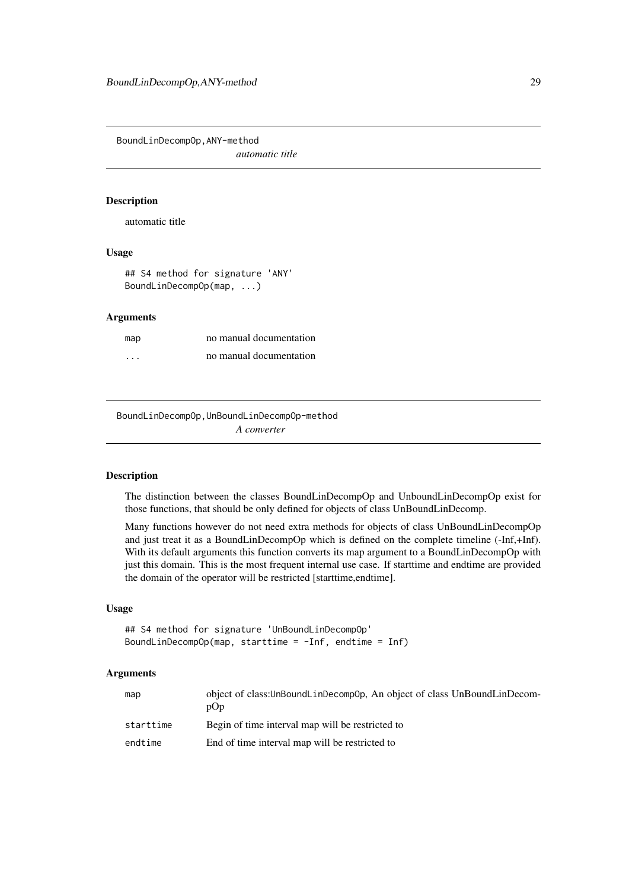## BoundLinDecompOp,ANY-method

*automatic title*

### Description

automatic title

### Usage

```
## S4 method for signature 'ANY'
BoundLinDecompOp(map, ...)
```

### Arguments

| | |
|---|---|
| map | no manual documentation |
| ... | no manual documentation |

## BoundLinDecompOp,UnBoundLinDecompOp-method

*A converter*

### Description

The distinction between the classes BoundLinDecompOp and UnboundLinDecompOp exist for those functions, that should be only defined for objects of class UnBoundLinDecomp.

Many functions however do not need extra methods for objects of class UnBoundLinDecompOp and just treat it as a BoundLinDecompOp which is defined on the complete timeline (-Inf,+Inf). With its default arguments this function converts its map argument to a BoundLinDecompOp with just this domain. This is the most frequent internal use case. If starttime and endtime are provided the domain of the operator will be restricted [starttime,endtime].

### Usage

```
## S4 method for signature 'UnBoundLinDecompOp'
BoundLinDecompOp(map, starttime = -Inf, endtime = Inf)
```

### Arguments

| | |
|---|---|
| map | object of class:UnBoundLinDecompOp, An object of class UnBoundLinDecompOp |
| starttime | Begin of time interval map will be restricted to |
| endtime | End of time interval map will be restricted to |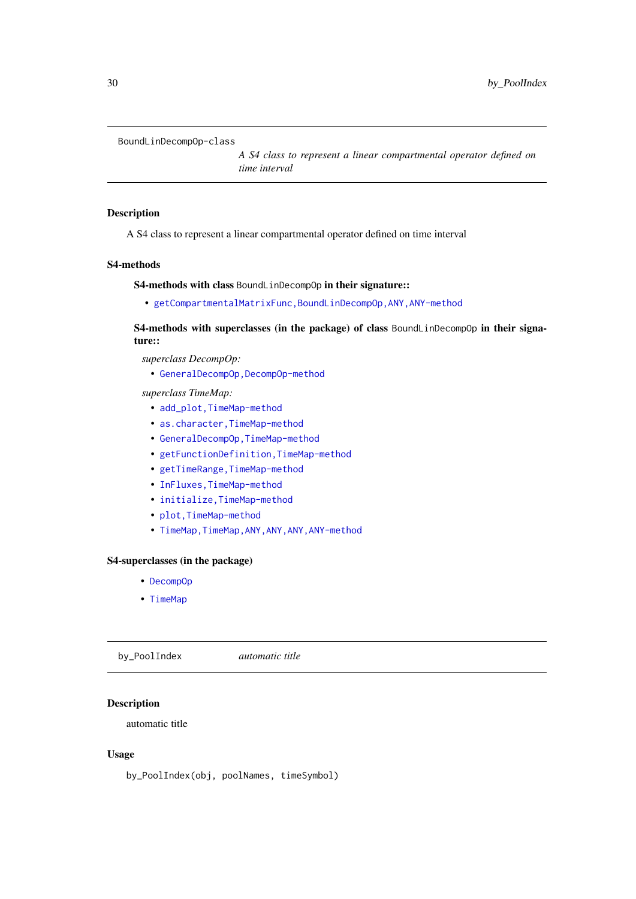`BoundLinDecompOp-class` *A S4 class to represent a linear compartmental operator defined on time interval*

## Description

A S4 class to represent a linear compartmental operator defined on time interval

## S4-methods

**S4-methods with class** `BoundLinDecompOp` **in their signature::**

- `getCompartmentalMatrixFunc,BoundLinDecompOp,ANY,ANY-method`

**S4-methods with superclasses (in the package) of class** `BoundLinDecompOp` **in their signature::**

*superclass DecompOp:*

- `GeneralDecompOp,DecompOp-method`

*superclass TimeMap:*

- `add_plot,TimeMap-method`
- `as.character,TimeMap-method`
- `GeneralDecompOp,TimeMap-method`
- `getFunctionDefinition,TimeMap-method`
- `getTimeRange,TimeMap-method`
- `InFluxes,TimeMap-method`
- `initialize,TimeMap-method`
- `plot,TimeMap-method`
- `TimeMap,TimeMap,ANY,ANY,ANY,ANY-method`

## S4-superclasses (in the package)

- `DecompOp`
- `TimeMap`

---

`by_PoolIndex` *automatic title*

## Description

automatic title

## Usage

```
by_PoolIndex(obj, poolNames, timeSymbol)
```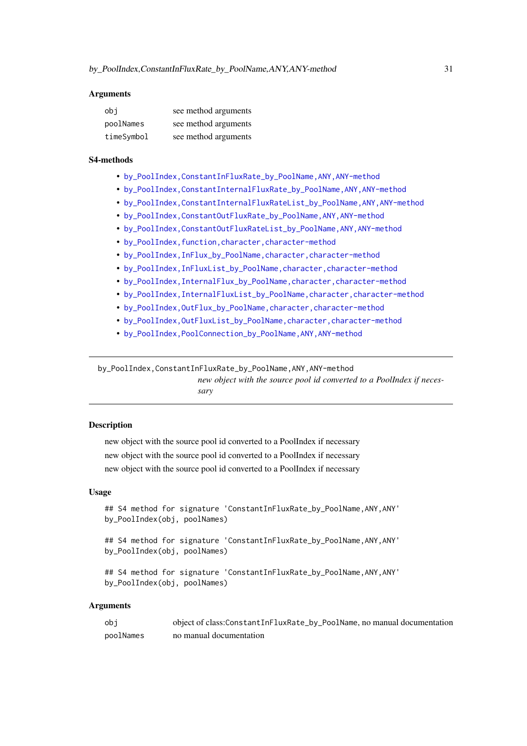### Arguments

| | |
|---|---|
| `obj` | see method arguments |
| `poolNames` | see method arguments |
| `timeSymbol` | see method arguments |

### S4-methods

- `by_PoolIndex,ConstantInFluxRate_by_PoolName,ANY,ANY-method`
- `by_PoolIndex,ConstantInternalFluxRate_by_PoolName,ANY,ANY-method`
- `by_PoolIndex,ConstantInternalFluxRateList_by_PoolName,ANY,ANY-method`
- `by_PoolIndex,ConstantOutFluxRate_by_PoolName,ANY,ANY-method`
- `by_PoolIndex,ConstantOutFluxRateList_by_PoolName,ANY,ANY-method`
- `by_PoolIndex,function,character,character-method`
- `by_PoolIndex,InFlux_by_PoolName,character,character-method`
- `by_PoolIndex,InFluxList_by_PoolName,character,character-method`
- `by_PoolIndex,InternalFlux_by_PoolName,character,character-method`
- `by_PoolIndex,InternalFluxList_by_PoolName,character,character-method`
- `by_PoolIndex,OutFlux_by_PoolName,character,character-method`
- `by_PoolIndex,OutFluxList_by_PoolName,character,character-method`
- `by_PoolIndex,PoolConnection_by_PoolName,ANY,ANY-method`

---

## `by_PoolIndex,ConstantInFluxRate_by_PoolName,ANY,ANY-method` *new object with the source pool id converted to a PoolIndex if necessary*

---

### Description

new object with the source pool id converted to a PoolIndex if necessary

new object with the source pool id converted to a PoolIndex if necessary

new object with the source pool id converted to a PoolIndex if necessary

### Usage

```
## S4 method for signature 'ConstantInFluxRate_by_PoolName,ANY,ANY'
by_PoolIndex(obj, poolNames)

## S4 method for signature 'ConstantInFluxRate_by_PoolName,ANY,ANY'
by_PoolIndex(obj, poolNames)

## S4 method for signature 'ConstantInFluxRate_by_PoolName,ANY,ANY'
by_PoolIndex(obj, poolNames)
```

### Arguments

| | |
|---|---|
| `obj` | object of class:`ConstantInFluxRate_by_PoolName`, no manual documentation |
| `poolNames` | no manual documentation |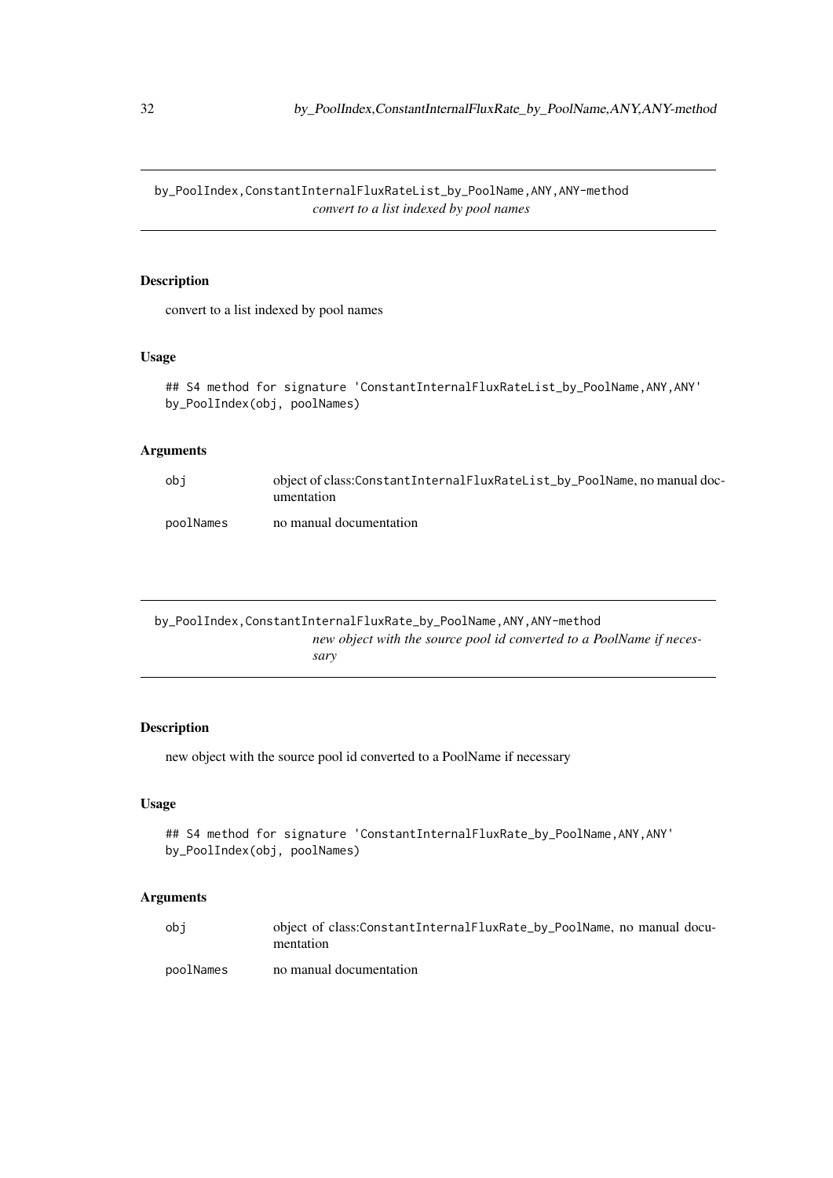## by_PoolIndex,ConstantInternalFluxRateList_by_PoolName,ANY,ANY-method

*convert to a list indexed by pool names*

### Description

convert to a list indexed by pool names

### Usage

```
## S4 method for signature 'ConstantInternalFluxRateList_by_PoolName,ANY,ANY'
by_PoolIndex(obj, poolNames)
```

### Arguments

| | |
|---|---|
| obj | object of class:ConstantInternalFluxRateList_by_PoolName, no manual documentation |
| poolNames | no manual documentation |

## by_PoolIndex,ConstantInternalFluxRate_by_PoolName,ANY,ANY-method

*new object with the source pool id converted to a PoolName if necessary*

### Description

new object with the source pool id converted to a PoolName if necessary

### Usage

```
## S4 method for signature 'ConstantInternalFluxRate_by_PoolName,ANY,ANY'
by_PoolIndex(obj, poolNames)
```

### Arguments

| | |
|---|---|
| obj | object of class:ConstantInternalFluxRate_by_PoolName, no manual documentation |
| poolNames | no manual documentation |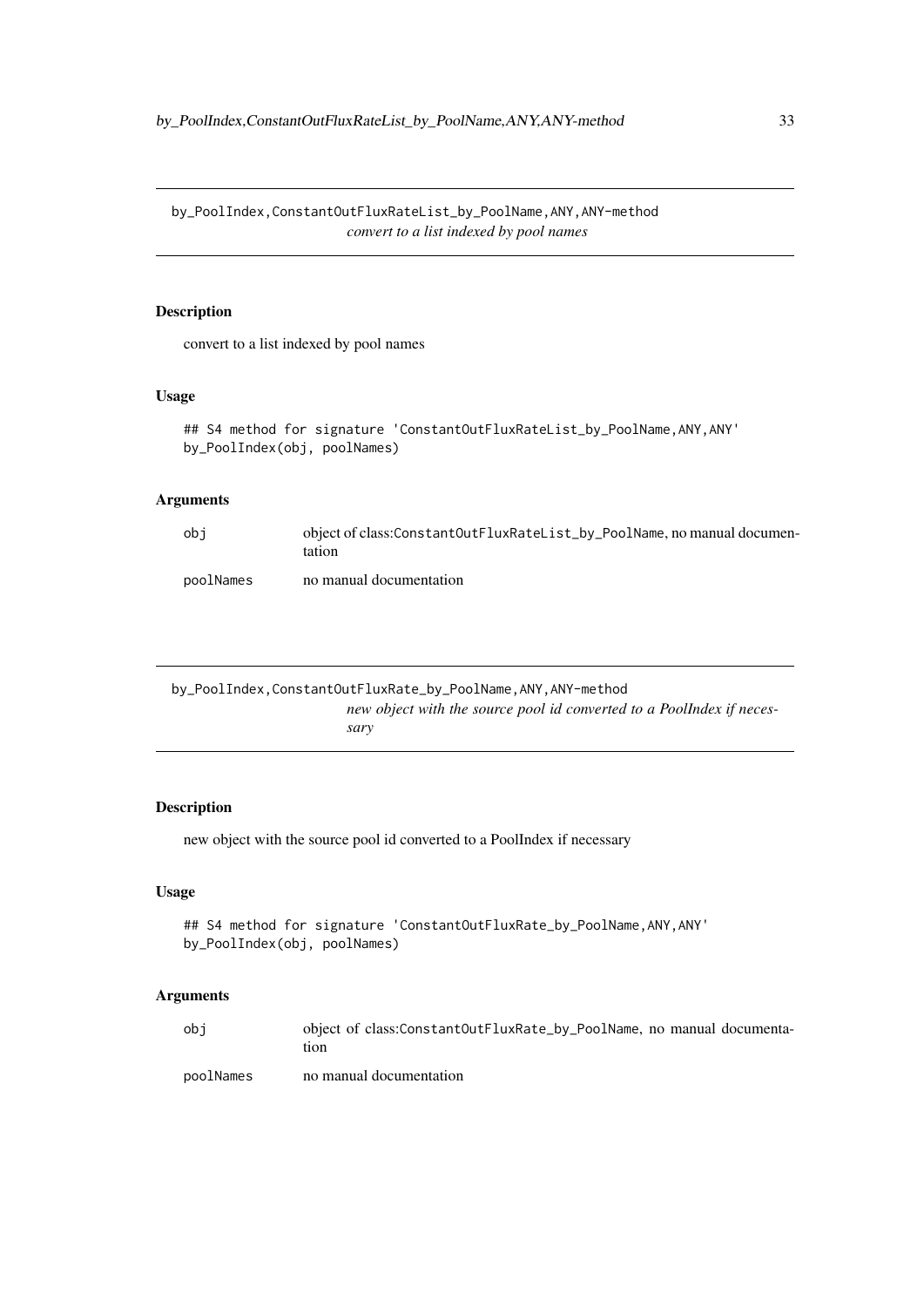## by_PoolIndex,ConstantOutFluxRateList_by_PoolName,ANY,ANY-method

*convert to a list indexed by pool names*

### Description

convert to a list indexed by pool names

### Usage

```
## S4 method for signature 'ConstantOutFluxRateList_by_PoolName,ANY,ANY'
by_PoolIndex(obj, poolNames)
```

### Arguments

| | |
|---|---|
| obj | object of class:ConstantOutFluxRateList_by_PoolName, no manual documentation |
| poolNames | no manual documentation |

## by_PoolIndex,ConstantOutFluxRate_by_PoolName,ANY,ANY-method

*new object with the source pool id converted to a PoolIndex if necessary*

### Description

new object with the source pool id converted to a PoolIndex if necessary

### Usage

```
## S4 method for signature 'ConstantOutFluxRate_by_PoolName,ANY,ANY'
by_PoolIndex(obj, poolNames)
```

### Arguments

| | |
|---|---|
| obj | object of class:ConstantOutFluxRate_by_PoolName, no manual documentation |
| poolNames | no manual documentation |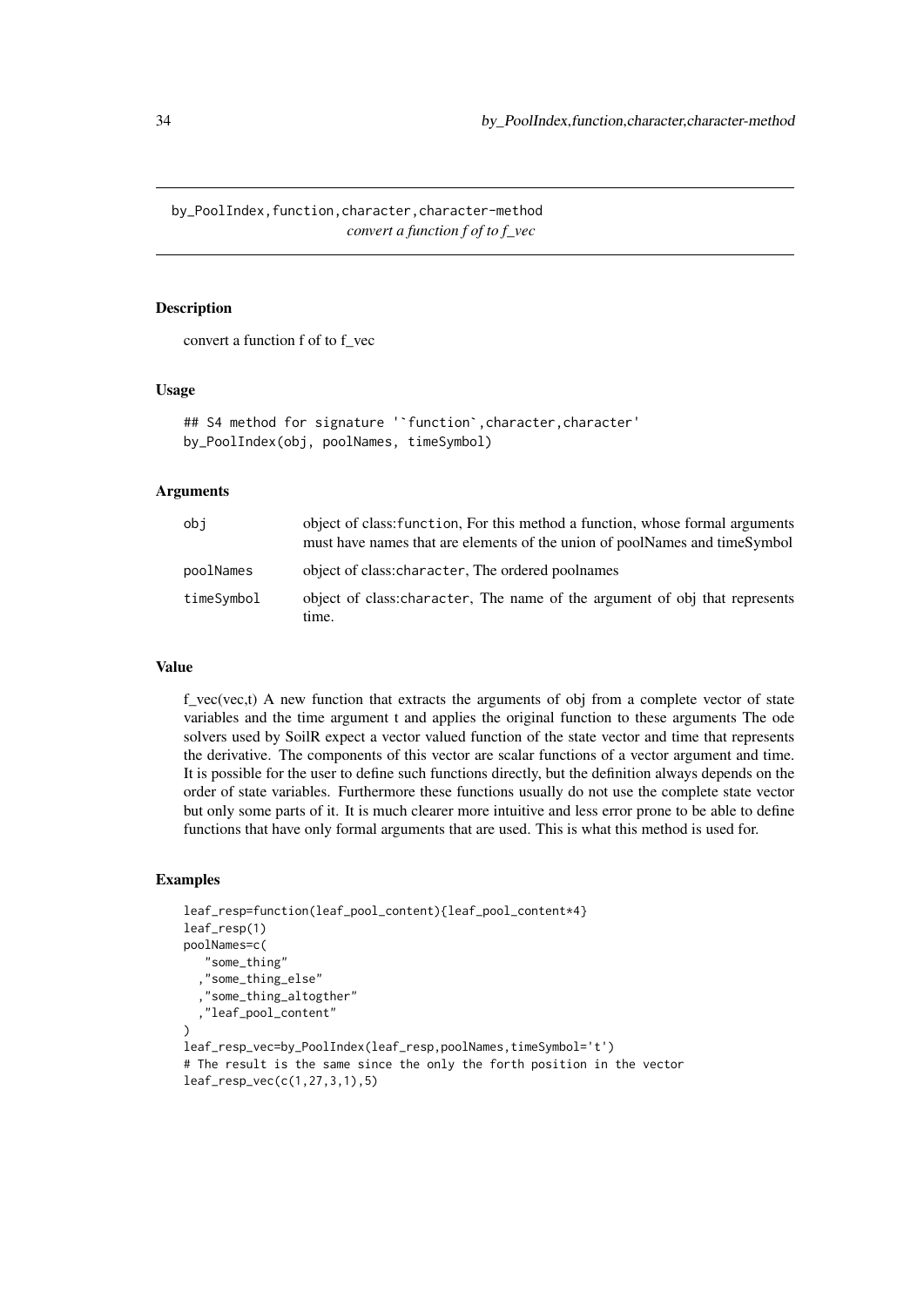# by_PoolIndex,function,character,character-method

*convert a function f of to f_vec*

## Description

convert a function f of to f_vec

## Usage

```
## S4 method for signature '`function`,character,character'
by_PoolIndex(obj, poolNames, timeSymbol)
```

## Arguments

| | |
|---|---|
| obj | object of class:function, For this method a function, whose formal arguments must have names that are elements of the union of poolNames and timeSymbol |
| poolNames | object of class:character, The ordered poolnames |
| timeSymbol | object of class:character, The name of the argument of obj that represents time. |

## Value

f_vec(vec,t) A new function that extracts the arguments of obj from a complete vector of state variables and the time argument t and applies the original function to these arguments The ode solvers used by SoilR expect a vector valued function of the state vector and time that represents the derivative. The components of this vector are scalar functions of a vector argument and time. It is possible for the user to define such functions directly, but the definition always depends on the order of state variables. Furthermore these functions usually do not use the complete state vector but only some parts of it. It is much clearer more intuitive and less error prone to be able to define functions that have only formal arguments that are used. This is what this method is used for.

## Examples

```
leaf_resp=function(leaf_pool_content){leaf_pool_content*4}
leaf_resp(1)
poolNames=c(
   "some_thing"
  ,"some_thing_else"
  ,"some_thing_altogther"
  ,"leaf_pool_content"
)
leaf_resp_vec=by_PoolIndex(leaf_resp,poolNames,timeSymbol='t')
# The result is the same since the only the forth position in the vector
leaf_resp_vec(c(1,27,3,1),5)
```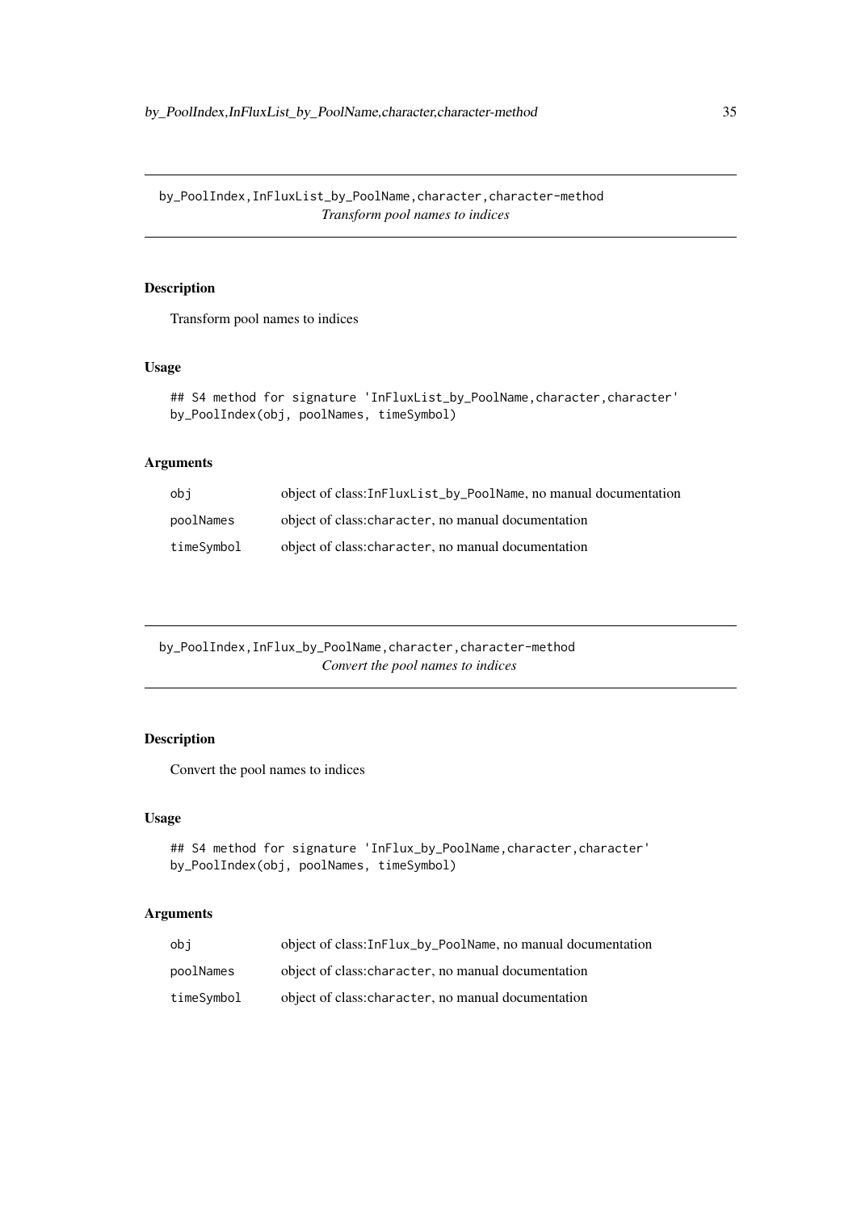## by_PoolIndex,InFluxList_by_PoolName,character,character-method

*Transform pool names to indices*

### Description

Transform pool names to indices

### Usage

```
## S4 method for signature 'InFluxList_by_PoolName,character,character'
by_PoolIndex(obj, poolNames, timeSymbol)
```

### Arguments

| | |
|---|---|
| obj | object of class:InFluxList_by_PoolName, no manual documentation |
| poolNames | object of class:character, no manual documentation |
| timeSymbol | object of class:character, no manual documentation |

## by_PoolIndex,InFlux_by_PoolName,character,character-method

*Convert the pool names to indices*

### Description

Convert the pool names to indices

### Usage

```
## S4 method for signature 'InFlux_by_PoolName,character,character'
by_PoolIndex(obj, poolNames, timeSymbol)
```

### Arguments

| | |
|---|---|
| obj | object of class:InFlux_by_PoolName, no manual documentation |
| poolNames | object of class:character, no manual documentation |
| timeSymbol | object of class:character, no manual documentation |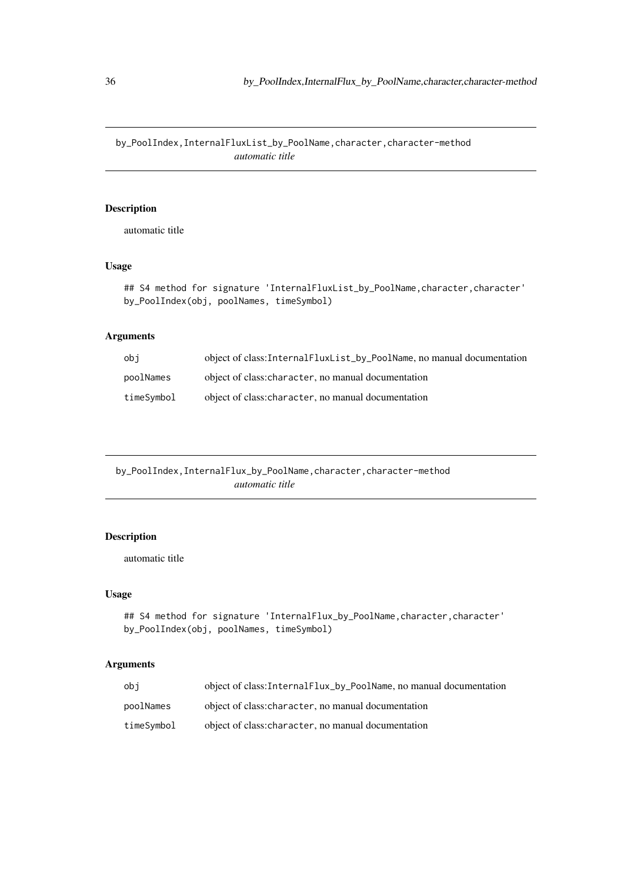## by_PoolIndex,InternalFluxList_by_PoolName,character,character-method

*automatic title*

### Description

automatic title

### Usage

```
## S4 method for signature 'InternalFluxList_by_PoolName,character,character'
by_PoolIndex(obj, poolNames, timeSymbol)
```

### Arguments

| | |
|---|---|
| `obj` | object of class:`InternalFluxList_by_PoolName`, no manual documentation |
| `poolNames` | object of class:`character`, no manual documentation |
| `timeSymbol` | object of class:`character`, no manual documentation |

## by_PoolIndex,InternalFlux_by_PoolName,character,character-method

*automatic title*

### Description

automatic title

### Usage

```
## S4 method for signature 'InternalFlux_by_PoolName,character,character'
by_PoolIndex(obj, poolNames, timeSymbol)
```

### Arguments

| | |
|---|---|
| `obj` | object of class:`InternalFlux_by_PoolName`, no manual documentation |
| `poolNames` | object of class:`character`, no manual documentation |
| `timeSymbol` | object of class:`character`, no manual documentation |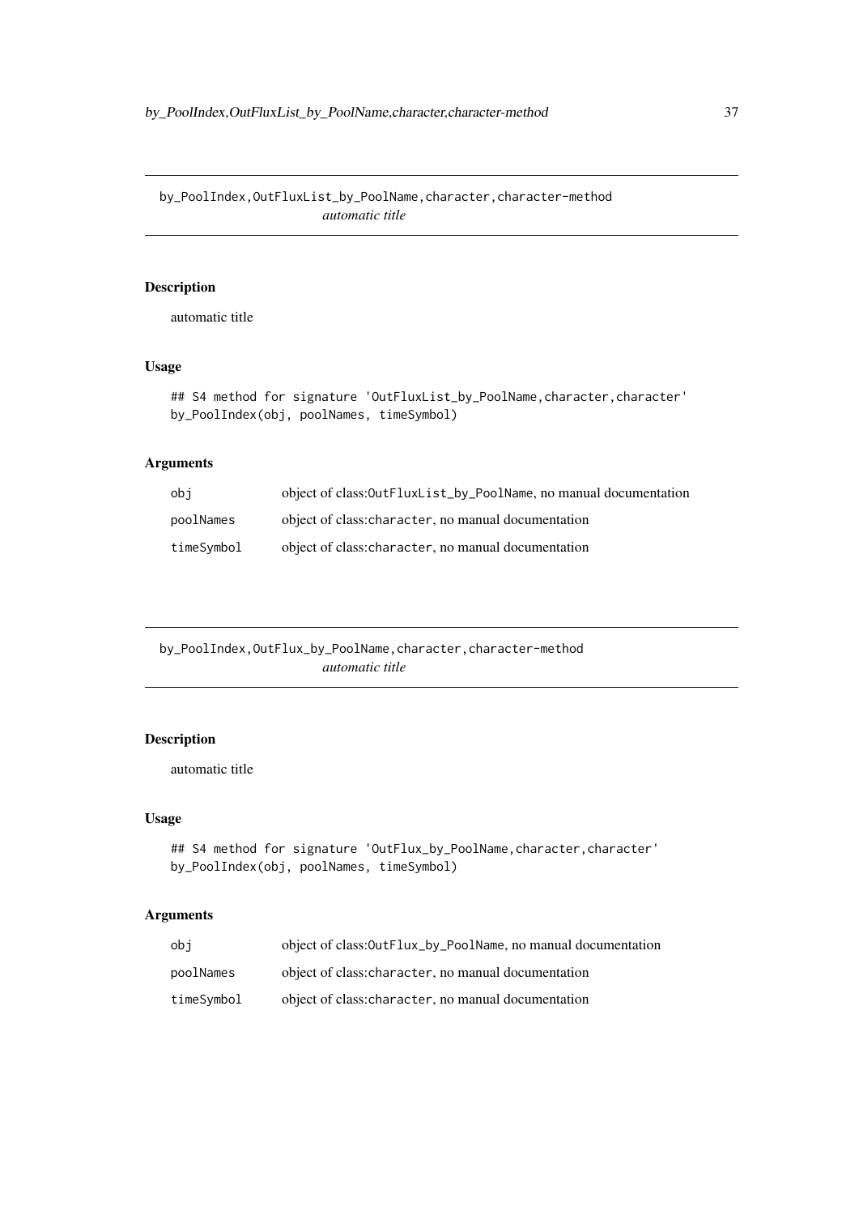## by_PoolIndex,OutFluxList_by_PoolName,character,character-method

*automatic title*

### Description

automatic title

### Usage

```
## S4 method for signature 'OutFluxList_by_PoolName,character,character'
by_PoolIndex(obj, poolNames, timeSymbol)
```

### Arguments

| | |
|---|---|
| obj | object of class:OutFluxList_by_PoolName, no manual documentation |
| poolNames | object of class:character, no manual documentation |
| timeSymbol | object of class:character, no manual documentation |

## by_PoolIndex,OutFlux_by_PoolName,character,character-method

*automatic title*

### Description

automatic title

### Usage

```
## S4 method for signature 'OutFlux_by_PoolName,character,character'
by_PoolIndex(obj, poolNames, timeSymbol)
```

### Arguments

| | |
|---|---|
| obj | object of class:OutFlux_by_PoolName, no manual documentation |
| poolNames | object of class:character, no manual documentation |
| timeSymbol | object of class:character, no manual documentation |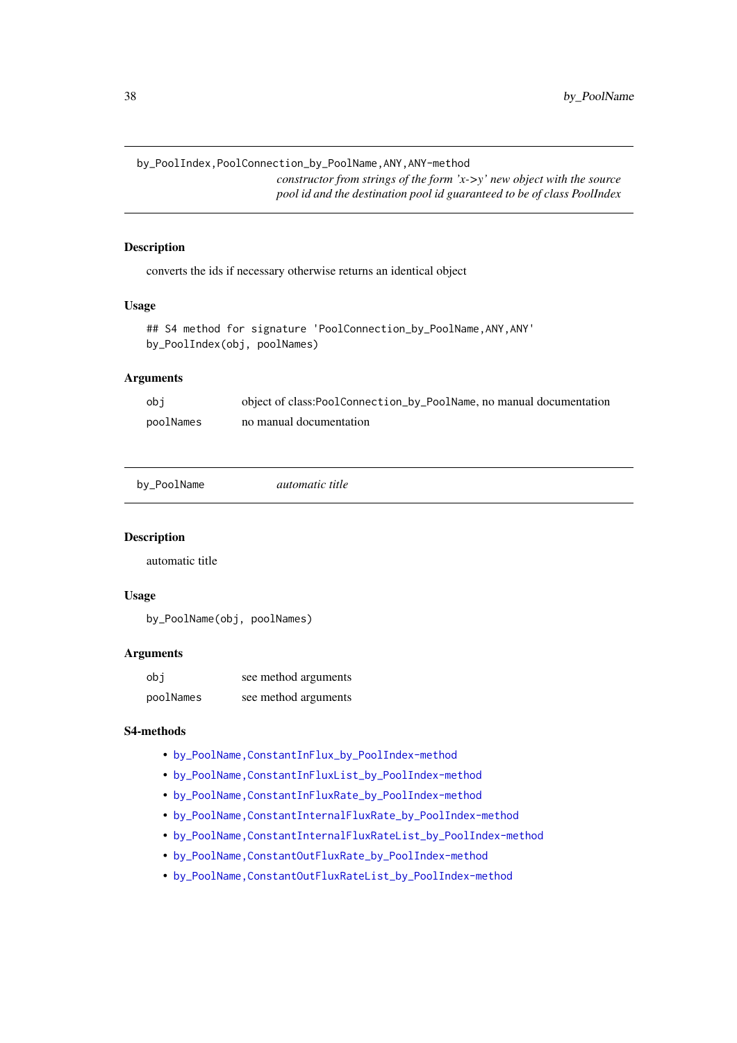## by_PoolIndex,PoolConnection_by_PoolName,ANY,ANY-method

*constructor from strings of the form 'x->y' new object with the source pool id and the destination pool id guaranteed to be of class PoolIndex*

### Description

converts the ids if necessary otherwise returns an identical object

### Usage

```
## S4 method for signature 'PoolConnection_by_PoolName,ANY,ANY'
by_PoolIndex(obj, poolNames)
```

### Arguments

| | |
|---|---|
| obj | object of class:PoolConnection_by_PoolName, no manual documentation |
| poolNames | no manual documentation |

## by_PoolName

*automatic title*

### Description

automatic title

### Usage

```
by_PoolName(obj, poolNames)
```

### Arguments

| | |
|---|---|
| obj | see method arguments |
| poolNames | see method arguments |

### S4-methods

- by_PoolName,ConstantInFlux_by_PoolIndex-method
- by_PoolName,ConstantInFluxList_by_PoolIndex-method
- by_PoolName,ConstantInFluxRate_by_PoolIndex-method
- by_PoolName,ConstantInternalFluxRate_by_PoolIndex-method
- by_PoolName,ConstantInternalFluxRateList_by_PoolIndex-method
- by_PoolName,ConstantOutFluxRate_by_PoolIndex-method
- by_PoolName,ConstantOutFluxRateList_by_PoolIndex-method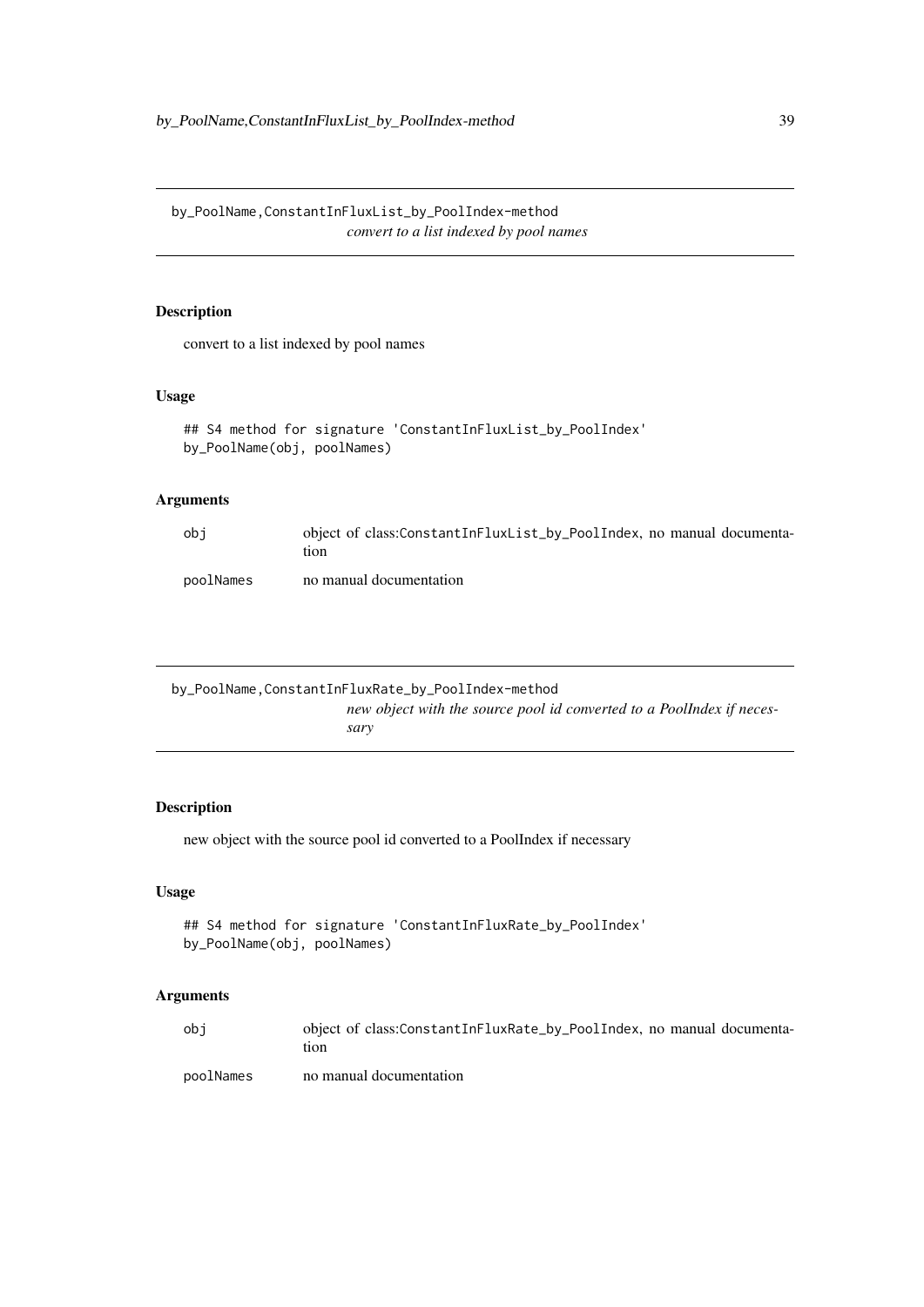## by_PoolName,ConstantInFluxList_by_PoolIndex-method

*convert to a list indexed by pool names*

### Description

convert to a list indexed by pool names

### Usage

```
## S4 method for signature 'ConstantInFluxList_by_PoolIndex'
by_PoolName(obj, poolNames)
```

### Arguments

| | |
|---|---|
| obj | object of class:ConstantInFluxList_by_PoolIndex, no manual documentation |
| poolNames | no manual documentation |

## by_PoolName,ConstantInFluxRate_by_PoolIndex-method

*new object with the source pool id converted to a PoolIndex if necessary*

### Description

new object with the source pool id converted to a PoolIndex if necessary

### Usage

```
## S4 method for signature 'ConstantInFluxRate_by_PoolIndex'
by_PoolName(obj, poolNames)
```

### Arguments

| | |
|---|---|
| obj | object of class:ConstantInFluxRate_by_PoolIndex, no manual documentation |
| poolNames | no manual documentation |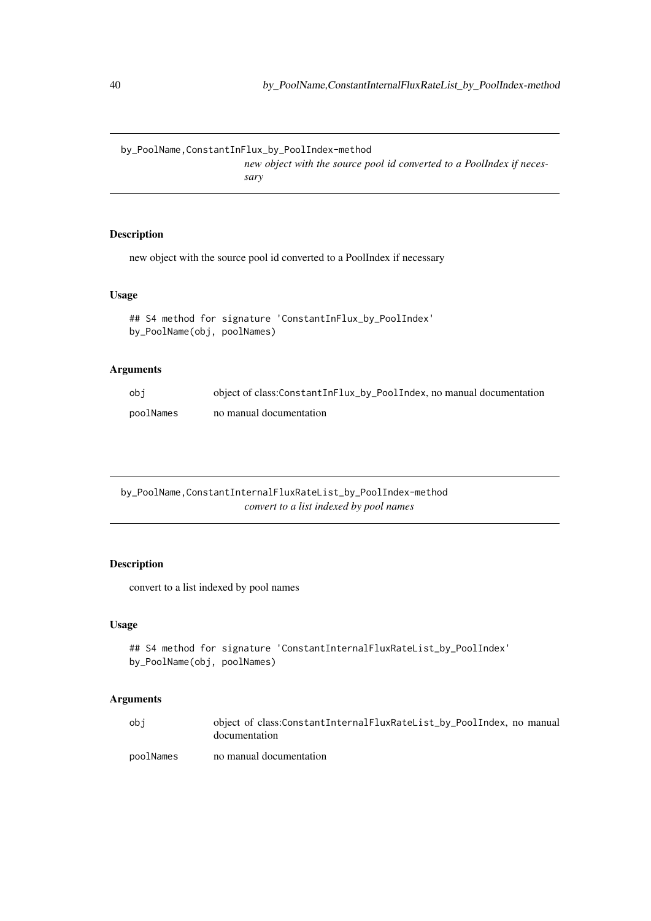## by_PoolName,ConstantInFlux_by_PoolIndex-method

*new object with the source pool id converted to a PoolIndex if necessary*

### Description

new object with the source pool id converted to a PoolIndex if necessary

### Usage

```
## S4 method for signature 'ConstantInFlux_by_PoolIndex'
by_PoolName(obj, poolNames)
```

### Arguments

| | |
|---|---|
| obj | object of class:ConstantInFlux_by_PoolIndex, no manual documentation |
| poolNames | no manual documentation |

## by_PoolName,ConstantInternalFluxRateList_by_PoolIndex-method

*convert to a list indexed by pool names*

### Description

convert to a list indexed by pool names

### Usage

```
## S4 method for signature 'ConstantInternalFluxRateList_by_PoolIndex'
by_PoolName(obj, poolNames)
```

### Arguments

| | |
|---|---|
| obj | object of class:ConstantInternalFluxRateList_by_PoolIndex, no manual documentation |
| poolNames | no manual documentation |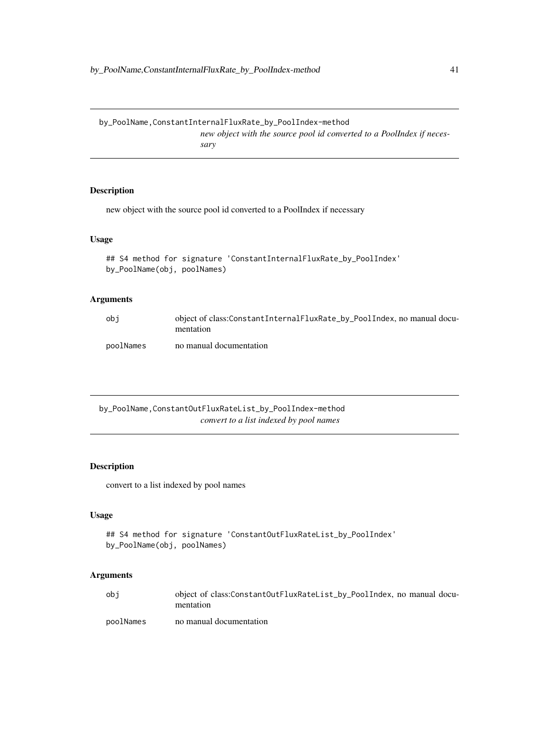## by_PoolName,ConstantInternalFluxRate_by_PoolIndex-method

*new object with the source pool id converted to a PoolIndex if necessary*

### Description

new object with the source pool id converted to a PoolIndex if necessary

### Usage

```
## S4 method for signature 'ConstantInternalFluxRate_by_PoolIndex'
by_PoolName(obj, poolNames)
```

### Arguments

| | |
|---|---|
| obj | object of class:ConstantInternalFluxRate_by_PoolIndex, no manual documentation |
| poolNames | no manual documentation |

## by_PoolName,ConstantOutFluxRateList_by_PoolIndex-method

*convert to a list indexed by pool names*

### Description

convert to a list indexed by pool names

### Usage

```
## S4 method for signature 'ConstantOutFluxRateList_by_PoolIndex'
by_PoolName(obj, poolNames)
```

### Arguments

| | |
|---|---|
| obj | object of class:ConstantOutFluxRateList_by_PoolIndex, no manual documentation |
| poolNames | no manual documentation |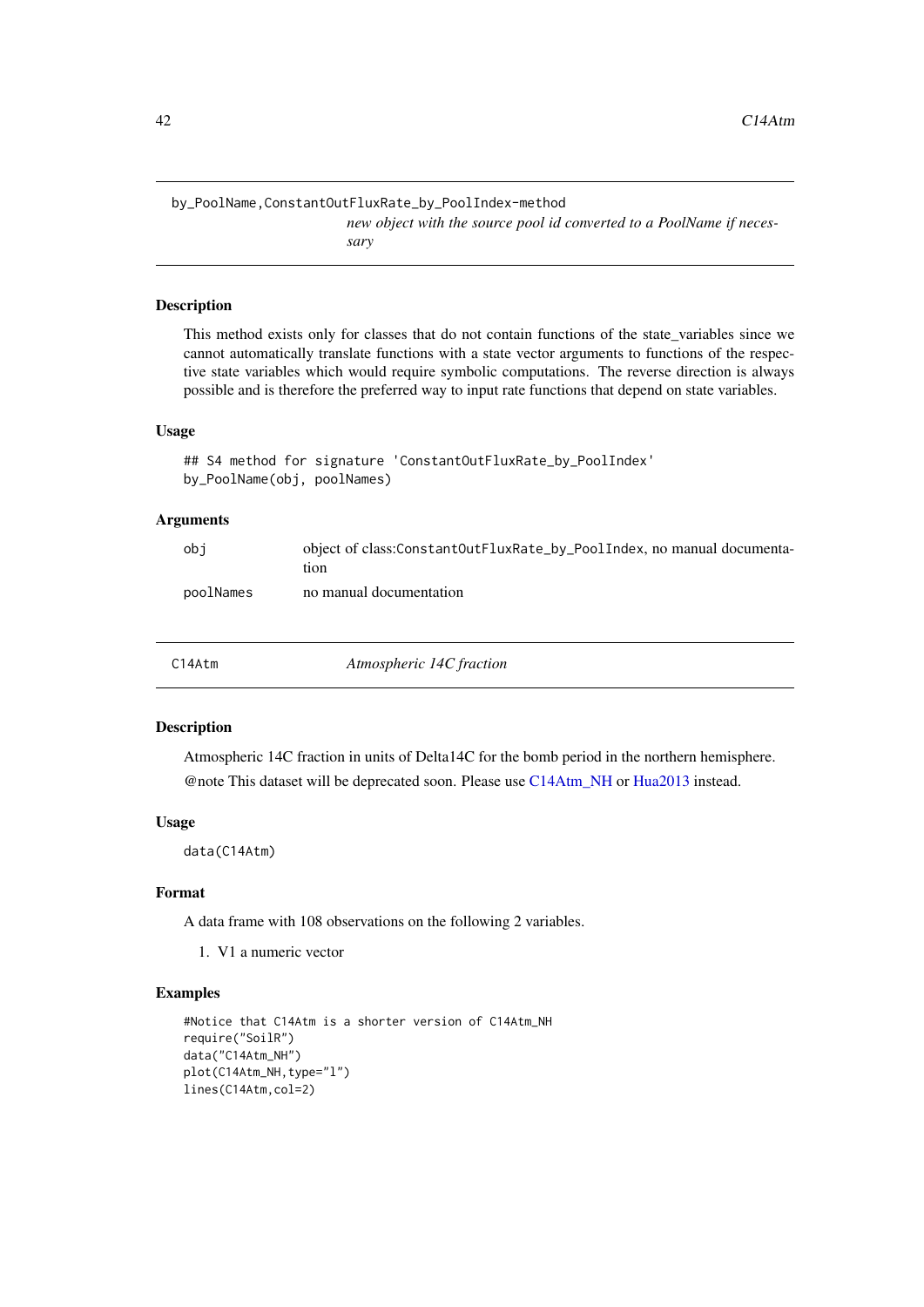## by_PoolName,ConstantOutFluxRate_by_PoolIndex-method

*new object with the source pool id converted to a PoolName if necessary*

### Description

This method exists only for classes that do not contain functions of the state_variables since we cannot automatically translate functions with a state vector arguments to functions of the respective state variables which would require symbolic computations. The reverse direction is always possible and is therefore the preferred way to input rate functions that depend on state variables.

### Usage

```
## S4 method for signature 'ConstantOutFluxRate_by_PoolIndex'
by_PoolName(obj, poolNames)
```

### Arguments

| | |
|---|---|
| obj | object of class:ConstantOutFluxRate_by_PoolIndex, no manual documentation |
| poolNames | no manual documentation |

## C14Atm — *Atmospheric 14C fraction*

### Description

Atmospheric 14C fraction in units of Delta14C for the bomb period in the northern hemisphere.

@note This dataset will be deprecated soon. Please use C14Atm_NH or Hua2013 instead.

### Usage

```
data(C14Atm)
```

### Format

A data frame with 108 observations on the following 2 variables.

1. V1 a numeric vector

### Examples

```
#Notice that C14Atm is a shorter version of C14Atm_NH
require("SoilR")
data("C14Atm_NH")
plot(C14Atm_NH,type="l")
lines(C14Atm,col=2)
```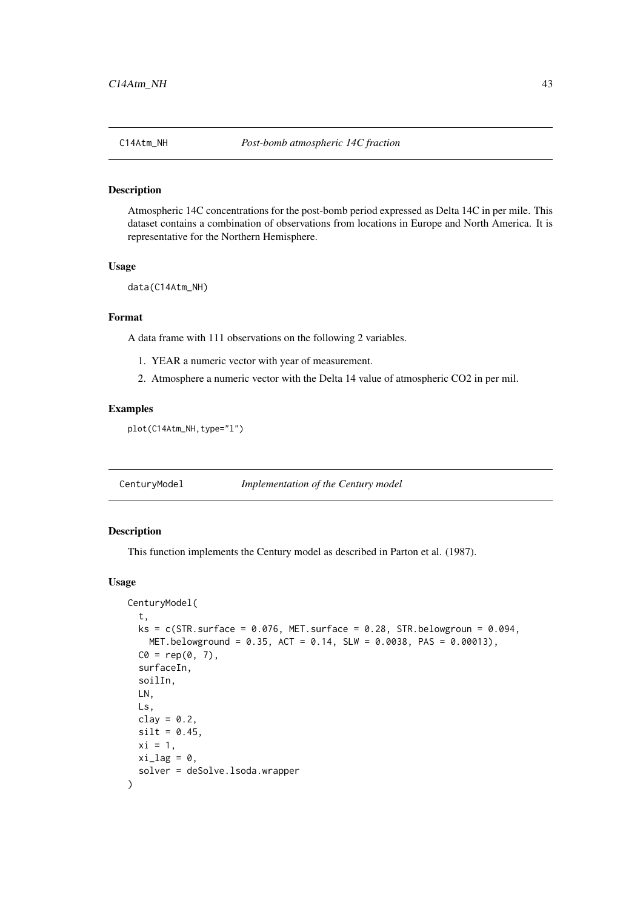## C14Atm_NH — *Post-bomb atmospheric 14C fraction*

### Description

Atmospheric 14C concentrations for the post-bomb period expressed as Delta 14C in per mile. This dataset contains a combination of observations from locations in Europe and North America. It is representative for the Northern Hemisphere.

### Usage

```
data(C14Atm_NH)
```

### Format

A data frame with 111 observations on the following 2 variables.

1. YEAR a numeric vector with year of measurement.
2. Atmosphere a numeric vector with the Delta 14 value of atmospheric CO2 in per mil.

### Examples

```
plot(C14Atm_NH,type="l")
```

## CenturyModel — *Implementation of the Century model*

### Description

This function implements the Century model as described in Parton et al. (1987).

### Usage

```
CenturyModel(
  t,
  ks = c(STR.surface = 0.076, MET.surface = 0.28, STR.belowgroun = 0.094,
    MET.belowground = 0.35, ACT = 0.14, SLW = 0.0038, PAS = 0.00013),
  C0 = rep(0, 7),
  surfaceIn,
  soilIn,
  LN,
  Ls,
  clay = 0.2,
  silt = 0.45,
  xi = 1,
  xi_lag = 0,
  solver = deSolve.lsoda.wrapper
)
```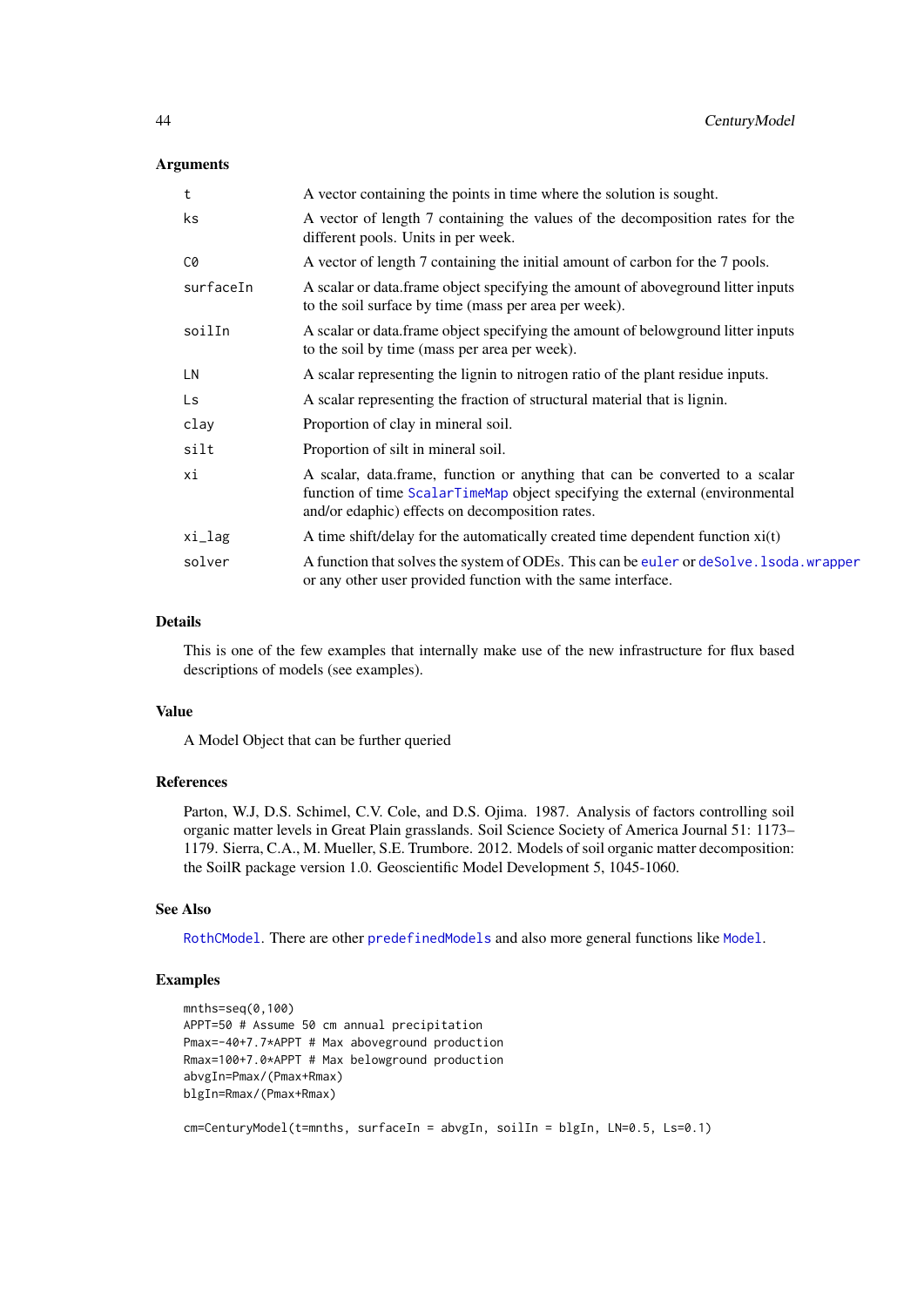### Arguments

| | |
|---|---|
| t | A vector containing the points in time where the solution is sought. |
| ks | A vector of length 7 containing the values of the decomposition rates for the different pools. Units in per week. |
| C0 | A vector of length 7 containing the initial amount of carbon for the 7 pools. |
| surfaceIn | A scalar or data.frame object specifying the amount of aboveground litter inputs to the soil surface by time (mass per area per week). |
| soilIn | A scalar or data.frame object specifying the amount of belowground litter inputs to the soil by time (mass per area per week). |
| LN | A scalar representing the lignin to nitrogen ratio of the plant residue inputs. |
| Ls | A scalar representing the fraction of structural material that is lignin. |
| clay | Proportion of clay in mineral soil. |
| silt | Proportion of silt in mineral soil. |
| xi | A scalar, data.frame, function or anything that can be converted to a scalar function of time ScalarTimeMap object specifying the external (environmental and/or edaphic) effects on decomposition rates. |
| xi_lag | A time shift/delay for the automatically created time dependent function xi(t) |
| solver | A function that solves the system of ODEs. This can be euler or deSolve.lsoda.wrapper or any other user provided function with the same interface. |

### Details

This is one of the few examples that internally make use of the new infrastructure for flux based descriptions of models (see examples).

### Value

A Model Object that can be further queried

### References

Parton, W.J, D.S. Schimel, C.V. Cole, and D.S. Ojima. 1987. Analysis of factors controlling soil organic matter levels in Great Plain grasslands. Soil Science Society of America Journal 51: 1173–1179. Sierra, C.A., M. Mueller, S.E. Trumbore. 2012. Models of soil organic matter decomposition: the SoilR package version 1.0. Geoscientific Model Development 5, 1045-1060.

### See Also

RothCModel. There are other predefinedModels and also more general functions like Model.

### Examples

```
mnths=seq(0,100)
APPT=50 # Assume 50 cm annual precipitation
Pmax=-40+7.7*APPT # Max aboveground production
Rmax=100+7.0*APPT # Max belowground production
abvgIn=Pmax/(Pmax+Rmax)
blgIn=Rmax/(Pmax+Rmax)

cm=CenturyModel(t=mnths, surfaceIn = abvgIn, soilIn = blgIn, LN=0.5, Ls=0.1)
```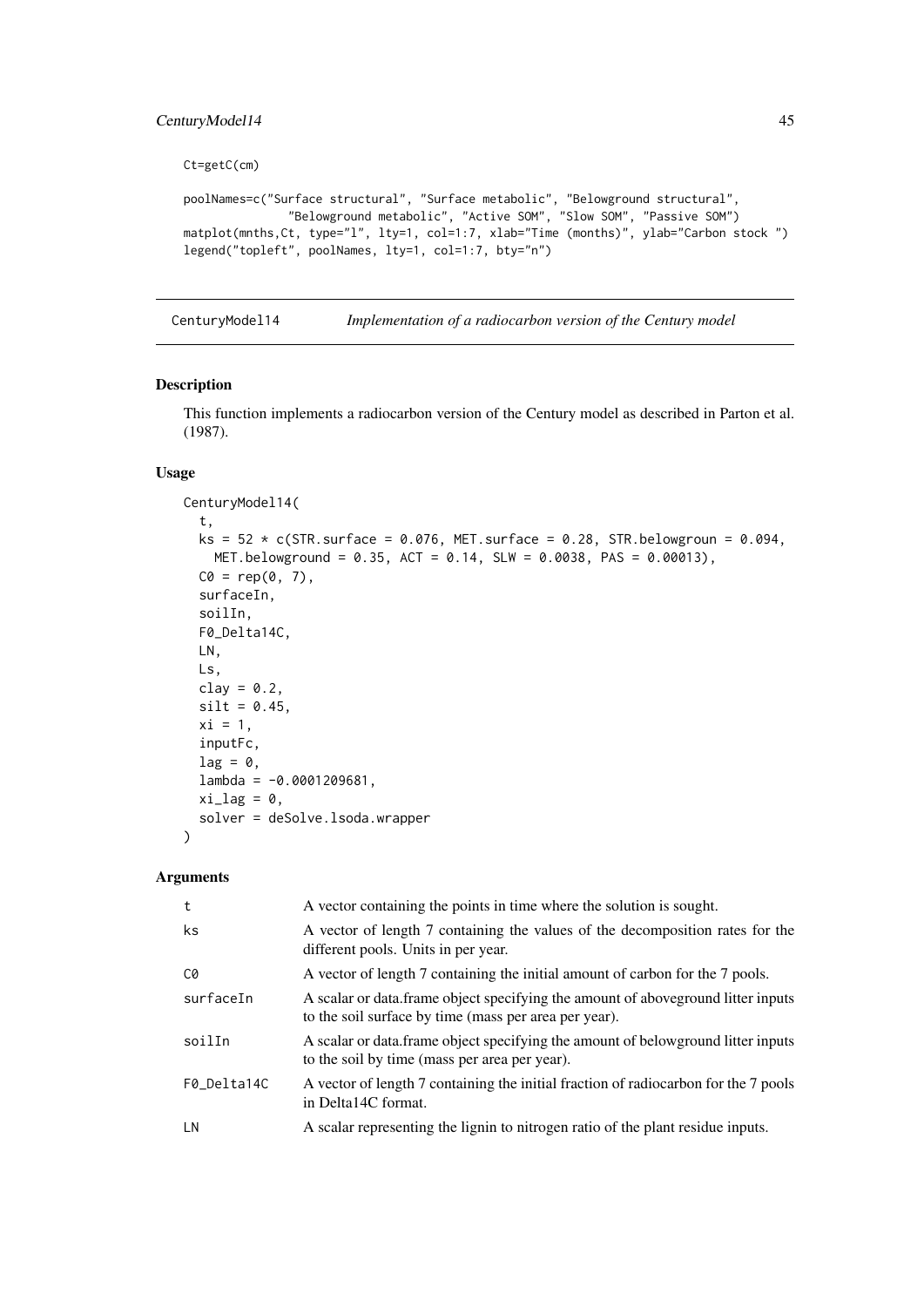```
Ct=getC(cm)

poolNames=c("Surface structural", "Surface metabolic", "Belowground structural",
            "Belowground metabolic", "Active SOM", "Slow SOM", "Passive SOM")
matplot(mnths,Ct, type="l", lty=1, col=1:7, xlab="Time (months)", ylab="Carbon stock ")
legend("topleft", poolNames, lty=1, col=1:7, bty="n")
```

---

## CenturyModel14 — *Implementation of a radiocarbon version of the Century model*

### Description

This function implements a radiocarbon version of the Century model as described in Parton et al. (1987).

### Usage

```
CenturyModel14(
  t,
  ks = 52 * c(STR.surface = 0.076, MET.surface = 0.28, STR.belowgroun = 0.094,
    MET.belowground = 0.35, ACT = 0.14, SLW = 0.0038, PAS = 0.00013),
  C0 = rep(0, 7),
  surfaceIn,
  soilIn,
  F0_Delta14C,
  LN,
  Ls,
  clay = 0.2,
  silt = 0.45,
  xi = 1,
  inputFc,
  lag = 0,
  lambda = -0.0001209681,
  xi_lag = 0,
  solver = deSolve.lsoda.wrapper
)
```

### Arguments

| Argument | Description |
|---|---|
| `t` | A vector containing the points in time where the solution is sought. |
| `ks` | A vector of length 7 containing the values of the decomposition rates for the different pools. Units in per year. |
| `C0` | A vector of length 7 containing the initial amount of carbon for the 7 pools. |
| `surfaceIn` | A scalar or data.frame object specifying the amount of aboveground litter inputs to the soil surface by time (mass per area per year). |
| `soilIn` | A scalar or data.frame object specifying the amount of belowground litter inputs to the soil by time (mass per area per year). |
| `F0_Delta14C` | A vector of length 7 containing the initial fraction of radiocarbon for the 7 pools in Delta14C format. |
| `LN` | A scalar representing the lignin to nitrogen ratio of the plant residue inputs. |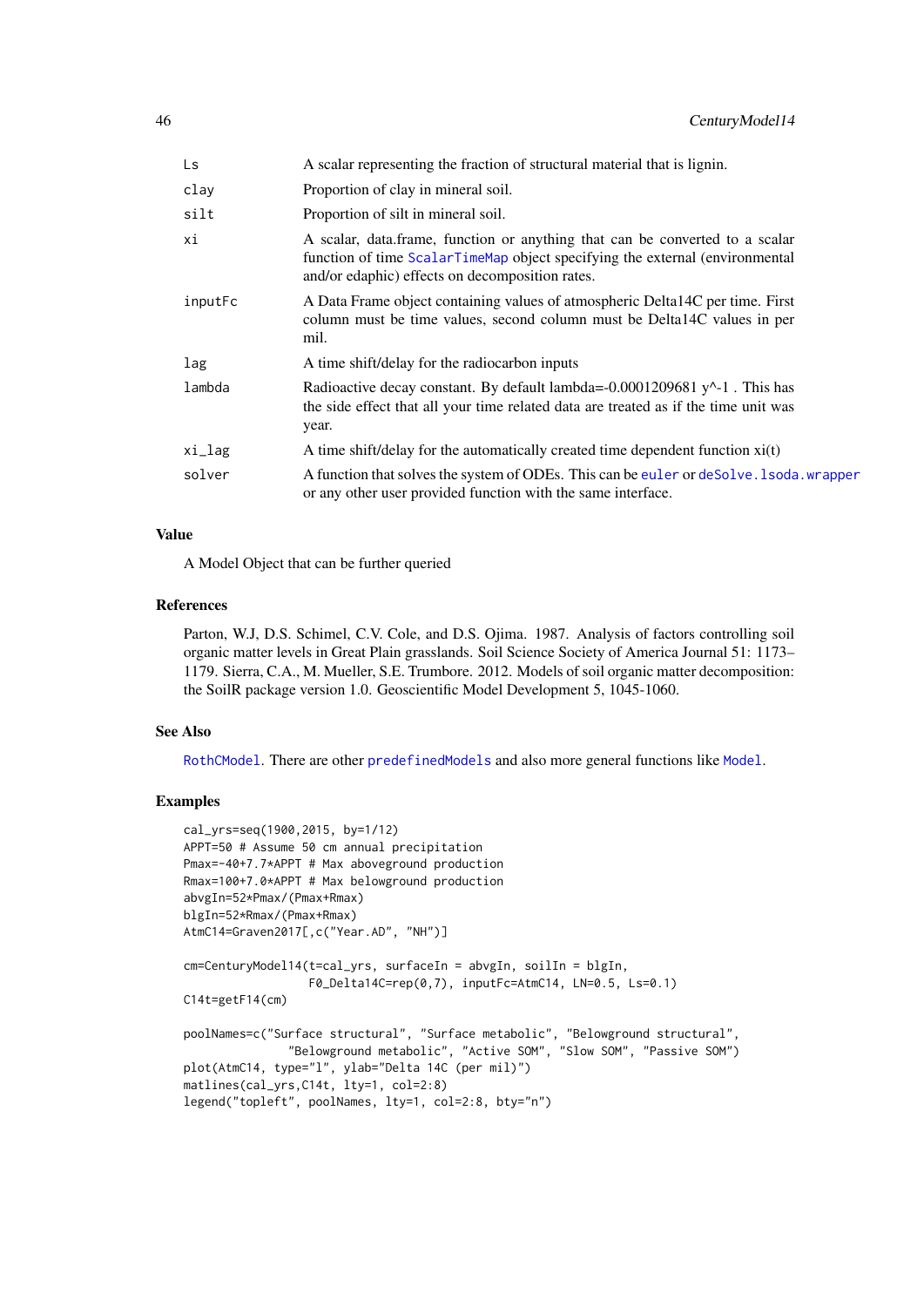| | |
|---|---|
| Ls | A scalar representing the fraction of structural material that is lignin. |
| clay | Proportion of clay in mineral soil. |
| silt | Proportion of silt in mineral soil. |
| xi | A scalar, data.frame, function or anything that can be converted to a scalar function of time ScalarTimeMap object specifying the external (environmental and/or edaphic) effects on decomposition rates. |
| inputFc | A Data Frame object containing values of atmospheric Delta14C per time. First column must be time values, second column must be Delta14C values in per mil. |
| lag | A time shift/delay for the radiocarbon inputs |
| lambda | Radioactive decay constant. By default lambda=-0.0001209681 y^-1 . This has the side effect that all your time related data are treated as if the time unit was year. |
| xi_lag | A time shift/delay for the automatically created time dependent function xi(t) |
| solver | A function that solves the system of ODEs. This can be euler or deSolve.lsoda.wrapper or any other user provided function with the same interface. |

### Value

A Model Object that can be further queried

### References

Parton, W.J, D.S. Schimel, C.V. Cole, and D.S. Ojima. 1987. Analysis of factors controlling soil organic matter levels in Great Plain grasslands. Soil Science Society of America Journal 51: 1173–1179. Sierra, C.A., M. Mueller, S.E. Trumbore. 2012. Models of soil organic matter decomposition: the SoilR package version 1.0. Geoscientific Model Development 5, 1045-1060.

### See Also

RothCModel. There are other predefinedModels and also more general functions like Model.

### Examples

```
cal_yrs=seq(1900,2015, by=1/12)
APPT=50 # Assume 50 cm annual precipitation
Pmax=-40+7.7*APPT # Max aboveground production
Rmax=100+7.0*APPT # Max belowground production
abvgIn=52*Pmax/(Pmax+Rmax)
blgIn=52*Rmax/(Pmax+Rmax)
AtmC14=Graven2017[,c("Year.AD", "NH")]

cm=CenturyModel14(t=cal_yrs, surfaceIn = abvgIn, soilIn = blgIn,
                  F0_Delta14C=rep(0,7), inputFc=AtmC14, LN=0.5, Ls=0.1)
C14t=getF14(cm)

poolNames=c("Surface structural", "Surface metabolic", "Belowground structural",
               "Belowground metabolic", "Active SOM", "Slow SOM", "Passive SOM")
plot(AtmC14, type="l", ylab="Delta 14C (per mil)")
matlines(cal_yrs,C14t, lty=1, col=2:8)
legend("topleft", poolNames, lty=1, col=2:8, bty="n")
```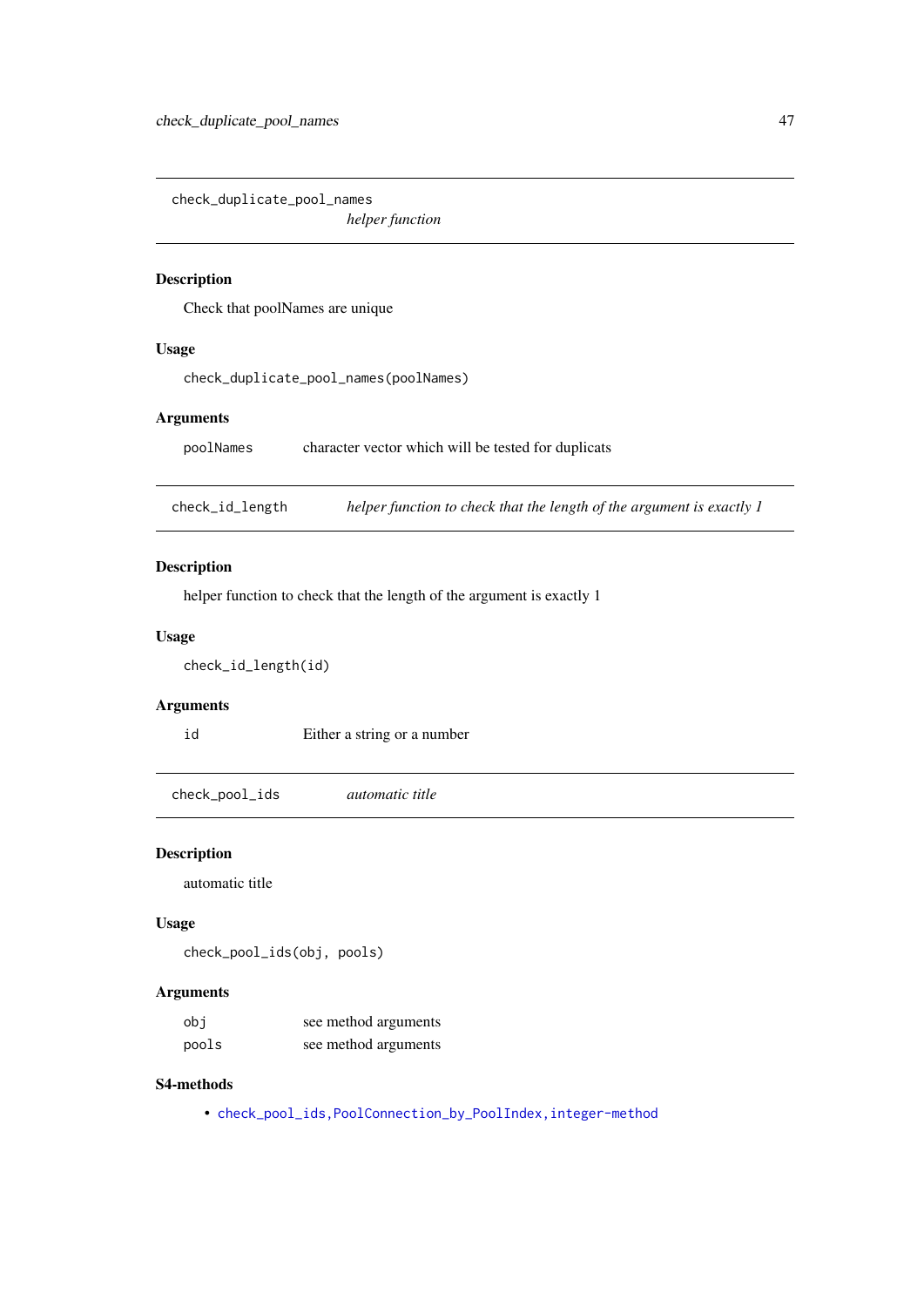## check_duplicate_pool_names — *helper function*

### Description

Check that poolNames are unique

### Usage

```
check_duplicate_pool_names(poolNames)
```

### Arguments

| | |
|---|---|
| poolNames | character vector which will be tested for duplicats |

## check_id_length — *helper function to check that the length of the argument is exactly 1*

### Description

helper function to check that the length of the argument is exactly 1

### Usage

```
check_id_length(id)
```

### Arguments

| | |
|---|---|
| id | Either a string or a number |

## check_pool_ids — *automatic title*

### Description

automatic title

### Usage

```
check_pool_ids(obj, pools)
```

### Arguments

| | |
|---|---|
| obj | see method arguments |
| pools | see method arguments |

### S4-methods

- `check_pool_ids,PoolConnection_by_PoolIndex,integer-method`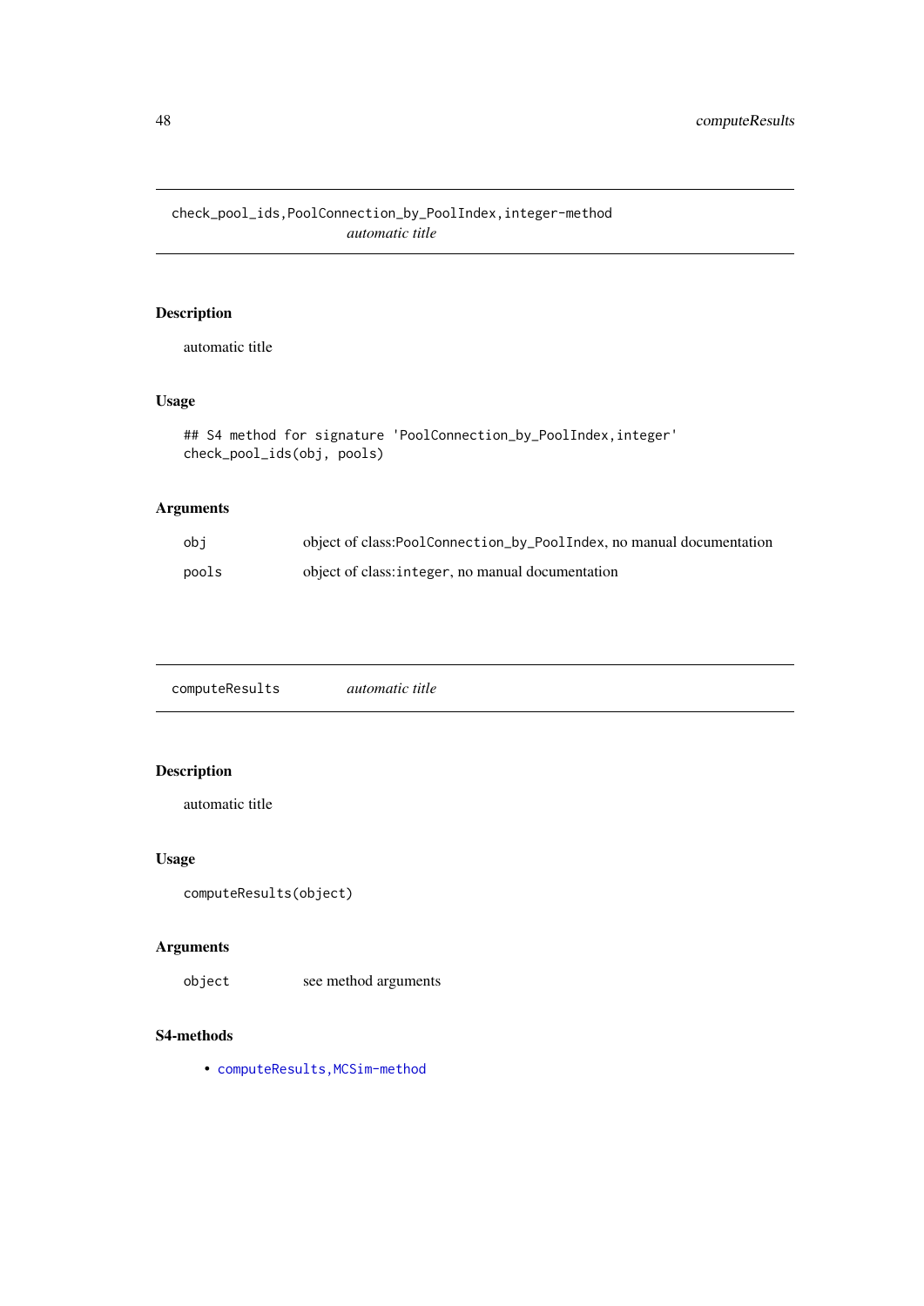## check_pool_ids,PoolConnection_by_PoolIndex,integer-method

*automatic title*

### Description

automatic title

### Usage

```
## S4 method for signature 'PoolConnection_by_PoolIndex,integer'
check_pool_ids(obj, pools)
```

### Arguments

| | |
|---|---|
| `obj` | object of class:`PoolConnection_by_PoolIndex`, no manual documentation |
| `pools` | object of class:`integer`, no manual documentation |

## computeResults

*automatic title*

### Description

automatic title

### Usage

```
computeResults(object)
```

### Arguments

| | |
|---|---|
| `object` | see method arguments |

### S4-methods

- `computeResults,MCSim-method`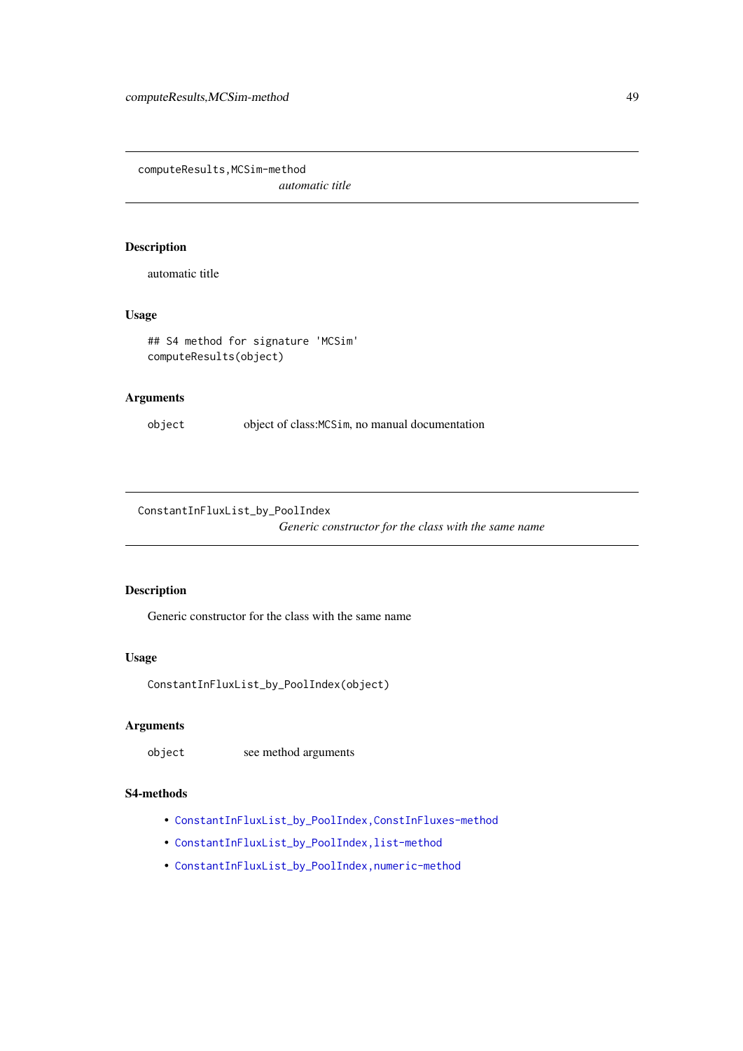## computeResults,MCSim-method

*automatic title*

### Description

automatic title

### Usage

```
## S4 method for signature 'MCSim'
computeResults(object)
```

### Arguments

| | |
|---|---|
| object | object of class:MCSim, no manual documentation |

## ConstantInFluxList_by_PoolIndex

*Generic constructor for the class with the same name*

### Description

Generic constructor for the class with the same name

### Usage

```
ConstantInFluxList_by_PoolIndex(object)
```

### Arguments

| | |
|---|---|
| object | see method arguments |

### S4-methods

- ConstantInFluxList_by_PoolIndex,ConstInFluxes-method
- ConstantInFluxList_by_PoolIndex,list-method
- ConstantInFluxList_by_PoolIndex,numeric-method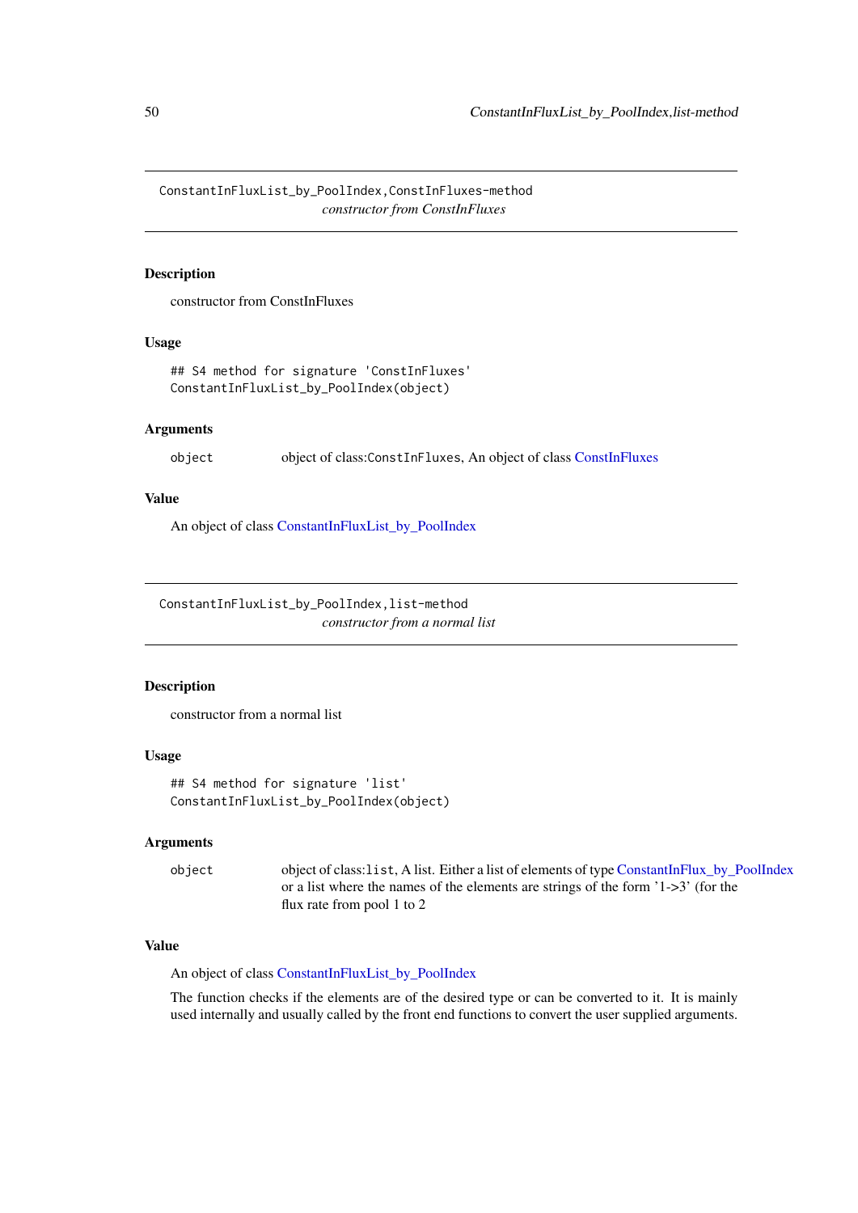## ConstantInFluxList_by_PoolIndex,ConstInFluxes-method

*constructor from ConstInFluxes*

### Description

constructor from ConstInFluxes

### Usage

```
## S4 method for signature 'ConstInFluxes'
ConstantInFluxList_by_PoolIndex(object)
```

### Arguments

object  object of class:`ConstInFluxes`, An object of class ConstInFluxes

### Value

An object of class ConstantInFluxList_by_PoolIndex

## ConstantInFluxList_by_PoolIndex,list-method

*constructor from a normal list*

### Description

constructor from a normal list

### Usage

```
## S4 method for signature 'list'
ConstantInFluxList_by_PoolIndex(object)
```

### Arguments

object  object of class:`list`, A list. Either a list of elements of type ConstantInFlux_by_PoolIndex or a list where the names of the elements are strings of the form '1->3' (for the flux rate from pool 1 to 2

### Value

An object of class ConstantInFluxList_by_PoolIndex

The function checks if the elements are of the desired type or can be converted to it. It is mainly used internally and usually called by the front end functions to convert the user supplied arguments.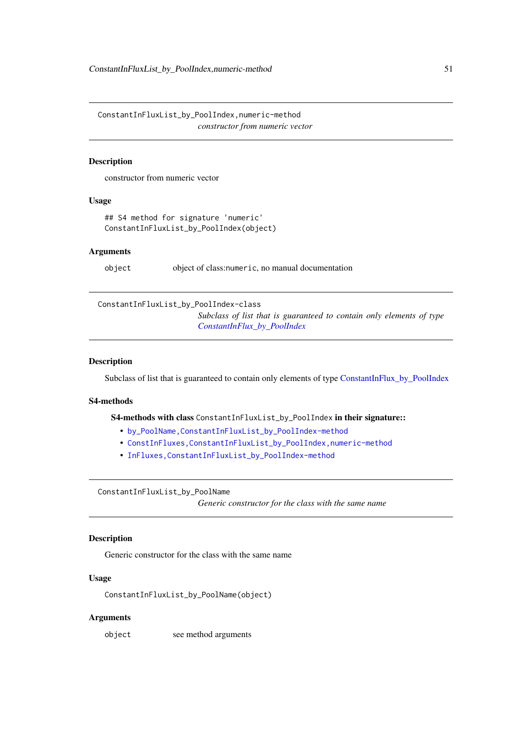## ConstantInFluxList_by_PoolIndex,numeric-method

*constructor from numeric vector*

### Description

constructor from numeric vector

### Usage

```
## S4 method for signature 'numeric'
ConstantInFluxList_by_PoolIndex(object)
```

### Arguments

| | |
|---|---|
| object | object of class:numeric, no manual documentation |

## ConstantInFluxList_by_PoolIndex-class

*Subclass of list that is guaranteed to contain only elements of type ConstantInFlux_by_PoolIndex*

### Description

Subclass of list that is guaranteed to contain only elements of type ConstantInFlux_by_PoolIndex

### S4-methods

**S4-methods with class `ConstantInFluxList_by_PoolIndex` in their signature::**

- `by_PoolName,ConstantInFluxList_by_PoolIndex-method`
- `ConstInFluxes,ConstantInFluxList_by_PoolIndex,numeric-method`
- `InFluxes,ConstantInFluxList_by_PoolIndex-method`

## ConstantInFluxList_by_PoolName

*Generic constructor for the class with the same name*

### Description

Generic constructor for the class with the same name

### Usage

```
ConstantInFluxList_by_PoolName(object)
```

### Arguments

| | |
|---|---|
| object | see method arguments |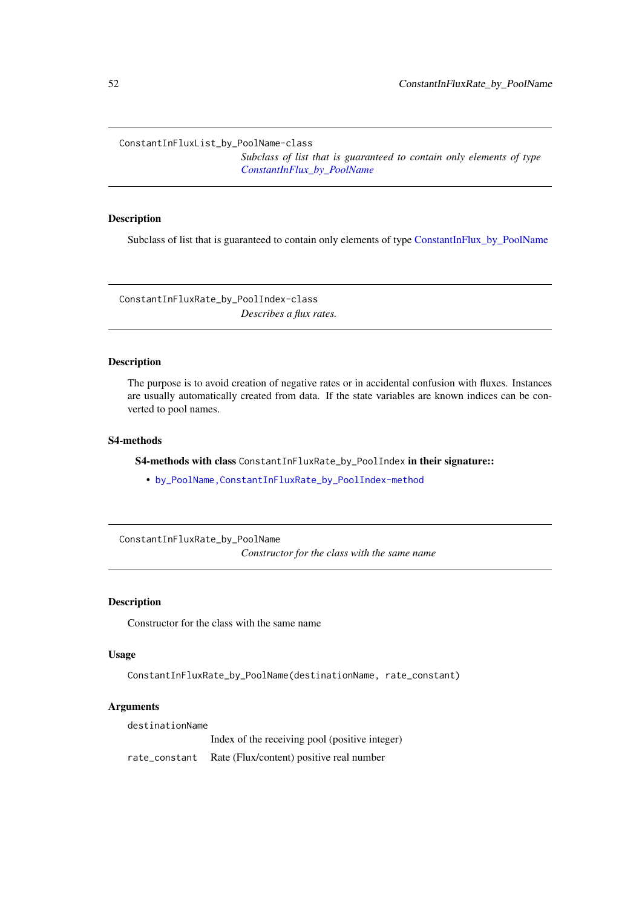## ConstantInFluxList_by_PoolName-class

*Subclass of list that is guaranteed to contain only elements of type ConstantInFlux_by_PoolName*

### Description

Subclass of list that is guaranteed to contain only elements of type ConstantInFlux_by_PoolName

## ConstantInFluxRate_by_PoolIndex-class

*Describes a flux rates.*

### Description

The purpose is to avoid creation of negative rates or in accidental confusion with fluxes. Instances are usually automatically created from data. If the state variables are known indices can be converted to pool names.

### S4-methods

**S4-methods with class** `ConstantInFluxRate_by_PoolIndex` **in their signature::**

- `by_PoolName,ConstantInFluxRate_by_PoolIndex-method`

## ConstantInFluxRate_by_PoolName

*Constructor for the class with the same name*

### Description

Constructor for the class with the same name

### Usage

```
ConstantInFluxRate_by_PoolName(destinationName, rate_constant)
```

### Arguments

| | |
|---|---|
| `destinationName` | Index of the receiving pool (positive integer) |
| `rate_constant` | Rate (Flux/content) positive real number |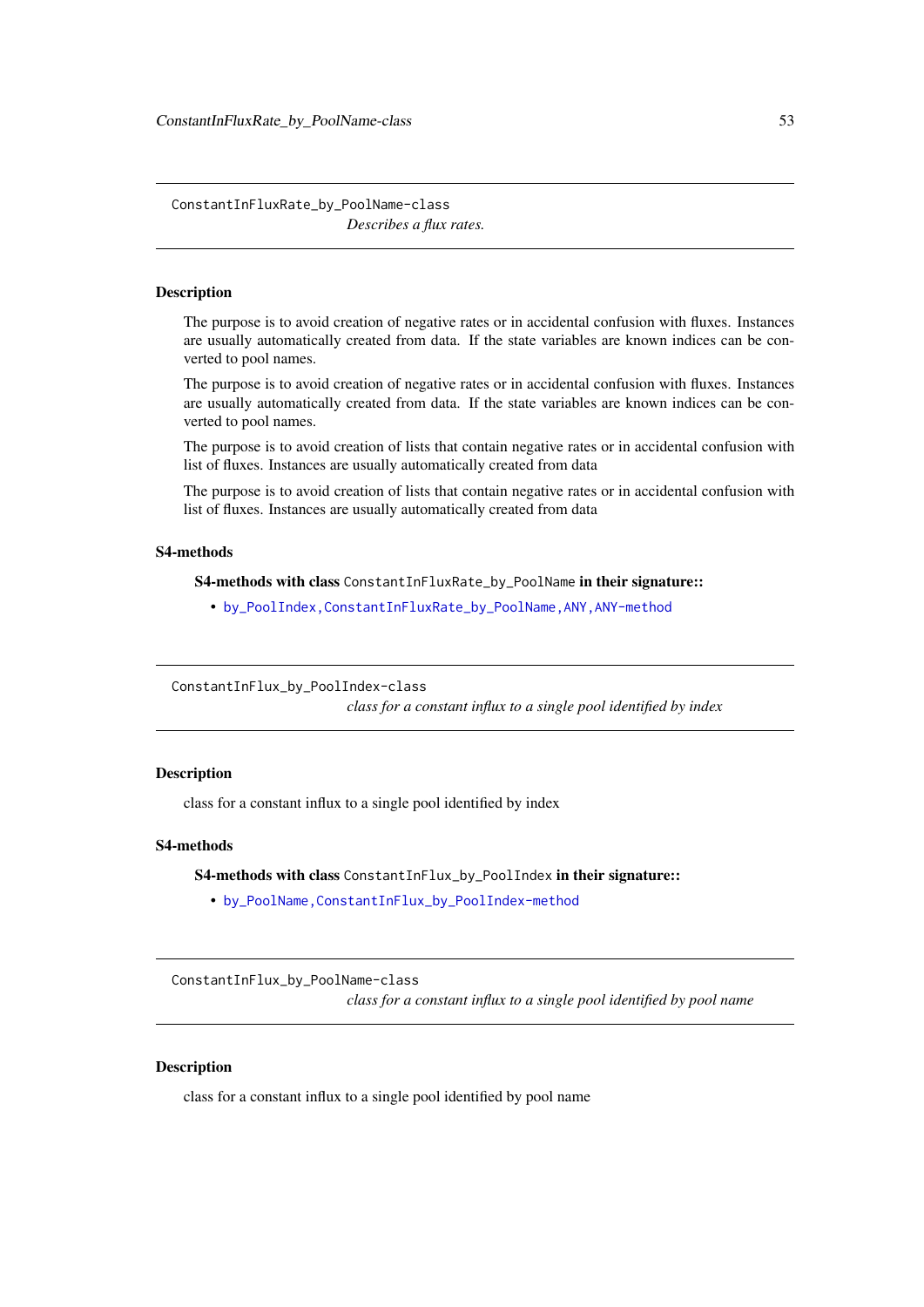## ConstantInFluxRate_by_PoolName-class

*Describes a flux rates.*

### Description

The purpose is to avoid creation of negative rates or in accidental confusion with fluxes. Instances are usually automatically created from data. If the state variables are known indices can be converted to pool names.

The purpose is to avoid creation of negative rates or in accidental confusion with fluxes. Instances are usually automatically created from data. If the state variables are known indices can be converted to pool names.

The purpose is to avoid creation of lists that contain negative rates or in accidental confusion with list of fluxes. Instances are usually automatically created from data

The purpose is to avoid creation of lists that contain negative rates or in accidental confusion with list of fluxes. Instances are usually automatically created from data

### S4-methods

**S4-methods with class `ConstantInFluxRate_by_PoolName` in their signature::**

- `by_PoolIndex,ConstantInFluxRate_by_PoolName,ANY,ANY-method`

## ConstantInFlux_by_PoolIndex-class

*class for a constant influx to a single pool identified by index*

### Description

class for a constant influx to a single pool identified by index

### S4-methods

**S4-methods with class `ConstantInFlux_by_PoolIndex` in their signature::**

- `by_PoolName,ConstantInFlux_by_PoolIndex-method`

## ConstantInFlux_by_PoolName-class

*class for a constant influx to a single pool identified by pool name*

### Description

class for a constant influx to a single pool identified by pool name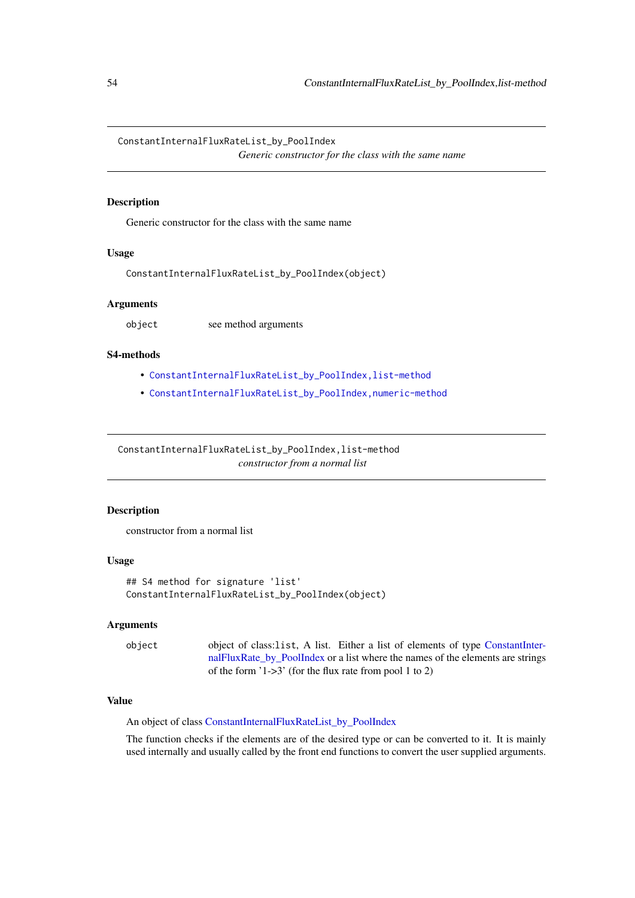## ConstantInternalFluxRateList_by_PoolIndex

*Generic constructor for the class with the same name*

### Description

Generic constructor for the class with the same name

### Usage

```
ConstantInternalFluxRateList_by_PoolIndex(object)
```

### Arguments

| | |
|---|---|
| object | see method arguments |

### S4-methods

- ConstantInternalFluxRateList_by_PoolIndex,list-method
- ConstantInternalFluxRateList_by_PoolIndex,numeric-method

## ConstantInternalFluxRateList_by_PoolIndex,list-method

*constructor from a normal list*

### Description

constructor from a normal list

### Usage

```
## S4 method for signature 'list'
ConstantInternalFluxRateList_by_PoolIndex(object)
```

### Arguments

| | |
|---|---|
| object | object of class:list, A list. Either a list of elements of type ConstantInternalFluxRate_by_PoolIndex or a list where the names of the elements are strings of the form '1->3' (for the flux rate from pool 1 to 2) |

### Value

An object of class ConstantInternalFluxRateList_by_PoolIndex

The function checks if the elements are of the desired type or can be converted to it. It is mainly used internally and usually called by the front end functions to convert the user supplied arguments.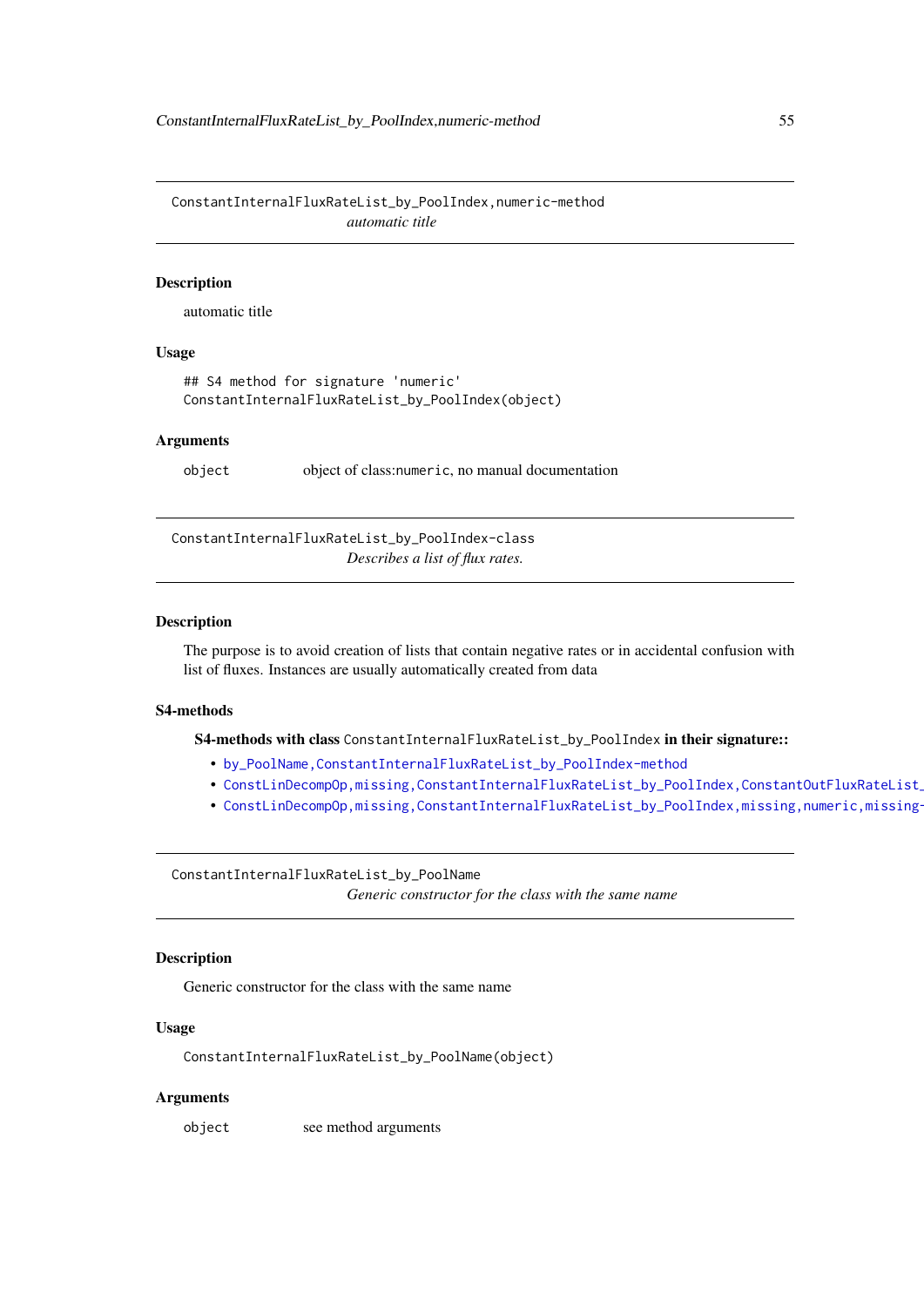## ConstantInternalFluxRateList_by_PoolIndex,numeric-method

*automatic title*

### Description

automatic title

### Usage

```
## S4 method for signature 'numeric'
ConstantInternalFluxRateList_by_PoolIndex(object)
```

### Arguments

| | |
|---|---|
| object | object of class:numeric, no manual documentation |

## ConstantInternalFluxRateList_by_PoolIndex-class

*Describes a list of flux rates.*

### Description

The purpose is to avoid creation of lists that contain negative rates or in accidental confusion with list of fluxes. Instances are usually automatically created from data

### S4-methods

**S4-methods with class** ConstantInternalFluxRateList_by_PoolIndex **in their signature::**

- by_PoolName,ConstantInternalFluxRateList_by_PoolIndex-method
- ConstLinDecompOp,missing,ConstantInternalFluxRateList_by_PoolIndex,ConstantOutFluxRateList_
- ConstLinDecompOp,missing,ConstantInternalFluxRateList_by_PoolIndex,missing,numeric,missing-

## ConstantInternalFluxRateList_by_PoolName

*Generic constructor for the class with the same name*

### Description

Generic constructor for the class with the same name

### Usage

```
ConstantInternalFluxRateList_by_PoolName(object)
```

### Arguments

| | |
|---|---|
| object | see method arguments |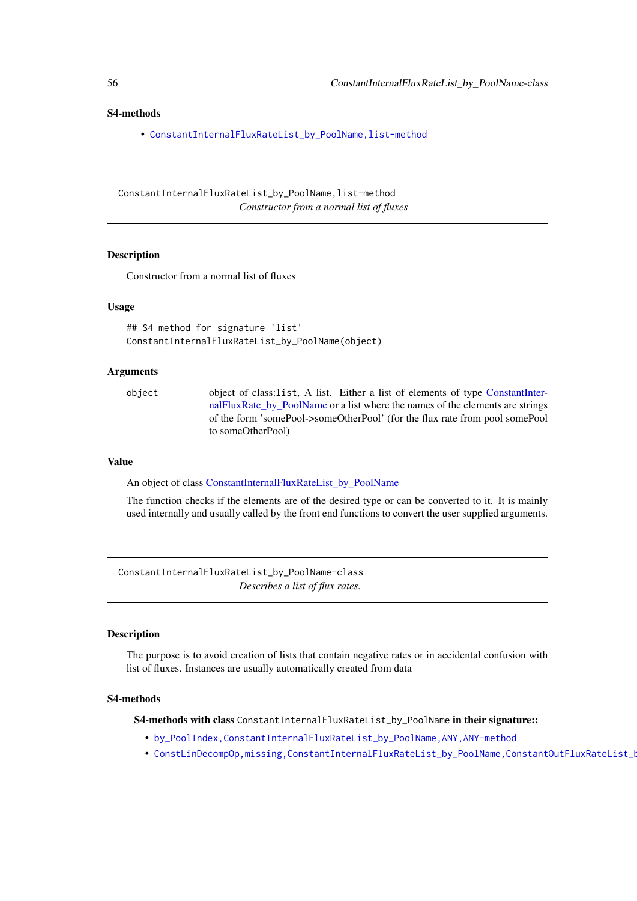### S4-methods

- ConstantInternalFluxRateList_by_PoolName,list-method

---

ConstantInternalFluxRateList_by_PoolName,list-method
*Constructor from a normal list of fluxes*

---

### Description

Constructor from a normal list of fluxes

### Usage

```
## S4 method for signature 'list'
ConstantInternalFluxRateList_by_PoolName(object)
```

### Arguments

| | |
|---|---|
| object | object of class:list, A list. Either a list of elements of type ConstantInternalFluxRate_by_PoolName or a list where the names of the elements are strings of the form 'somePool->someOtherPool' (for the flux rate from pool somePool to someOtherPool) |

### Value

An object of class ConstantInternalFluxRateList_by_PoolName

The function checks if the elements are of the desired type or can be converted to it. It is mainly used internally and usually called by the front end functions to convert the user supplied arguments.

---

ConstantInternalFluxRateList_by_PoolName-class
*Describes a list of flux rates.*

---

### Description

The purpose is to avoid creation of lists that contain negative rates or in accidental confusion with list of fluxes. Instances are usually automatically created from data

### S4-methods

**S4-methods with class** ConstantInternalFluxRateList_by_PoolName **in their signature::**

- by_PoolIndex,ConstantInternalFluxRateList_by_PoolName,ANY,ANY-method
- ConstLinDecompOp,missing,ConstantInternalFluxRateList_by_PoolName,ConstantOutFluxRateList_b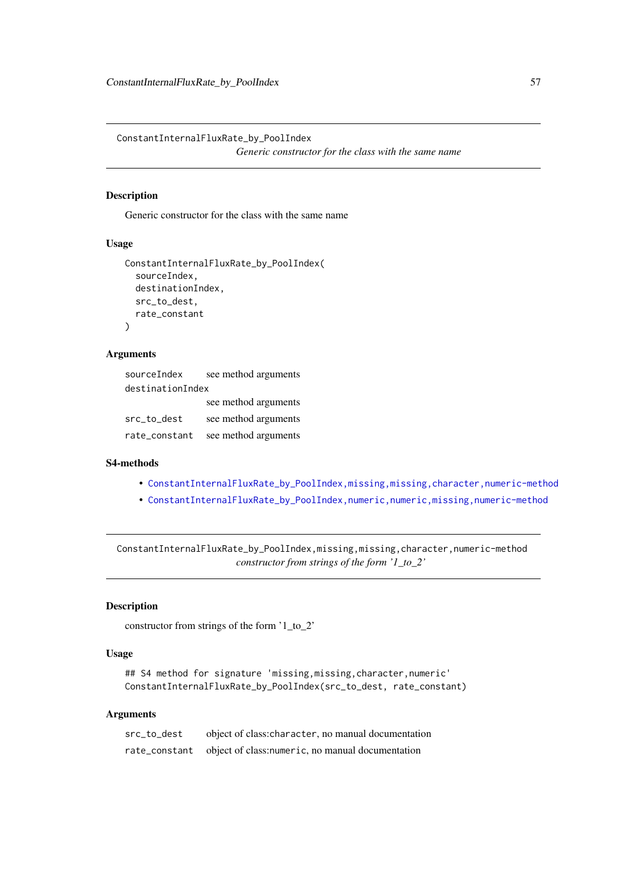## ConstantInternalFluxRate_by_PoolIndex

*Generic constructor for the class with the same name*

### Description

Generic constructor for the class with the same name

### Usage

```
ConstantInternalFluxRate_by_PoolIndex(
  sourceIndex,
  destinationIndex,
  src_to_dest,
  rate_constant
)
```

### Arguments

| | |
|---|---|
| `sourceIndex` | see method arguments |
| `destinationIndex` | see method arguments |
| `src_to_dest` | see method arguments |
| `rate_constant` | see method arguments |

### S4-methods

- `ConstantInternalFluxRate_by_PoolIndex,missing,missing,character,numeric-method`
- `ConstantInternalFluxRate_by_PoolIndex,numeric,numeric,missing,numeric-method`

## ConstantInternalFluxRate_by_PoolIndex,missing,missing,character,numeric-method

*constructor from strings of the form '1_to_2'*

### Description

constructor from strings of the form '1_to_2'

### Usage

```
## S4 method for signature 'missing,missing,character,numeric'
ConstantInternalFluxRate_by_PoolIndex(src_to_dest, rate_constant)
```

### Arguments

| | |
|---|---|
| `src_to_dest` | object of class:`character`, no manual documentation |
| `rate_constant` | object of class:`numeric`, no manual documentation |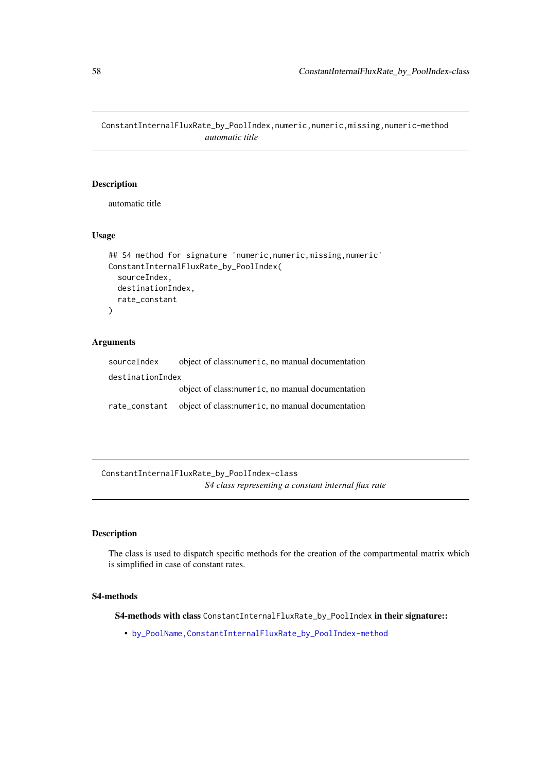## ConstantInternalFluxRate_by_PoolIndex,numeric,numeric,missing,numeric-method

*automatic title*

### Description

automatic title

### Usage

```
## S4 method for signature 'numeric,numeric,missing,numeric'
ConstantInternalFluxRate_by_PoolIndex(
  sourceIndex,
  destinationIndex,
  rate_constant
)
```

### Arguments

`sourceIndex` object of class:`numeric`, no manual documentation

`destinationIndex` object of class:`numeric`, no manual documentation

`rate_constant` object of class:`numeric`, no manual documentation

## ConstantInternalFluxRate_by_PoolIndex-class

*S4 class representing a constant internal flux rate*

### Description

The class is used to dispatch specific methods for the creation of the compartmental matrix which is simplified in case of constant rates.

### S4-methods

**S4-methods with class `ConstantInternalFluxRate_by_PoolIndex` in their signature::**

- `by_PoolName,ConstantInternalFluxRate_by_PoolIndex-method`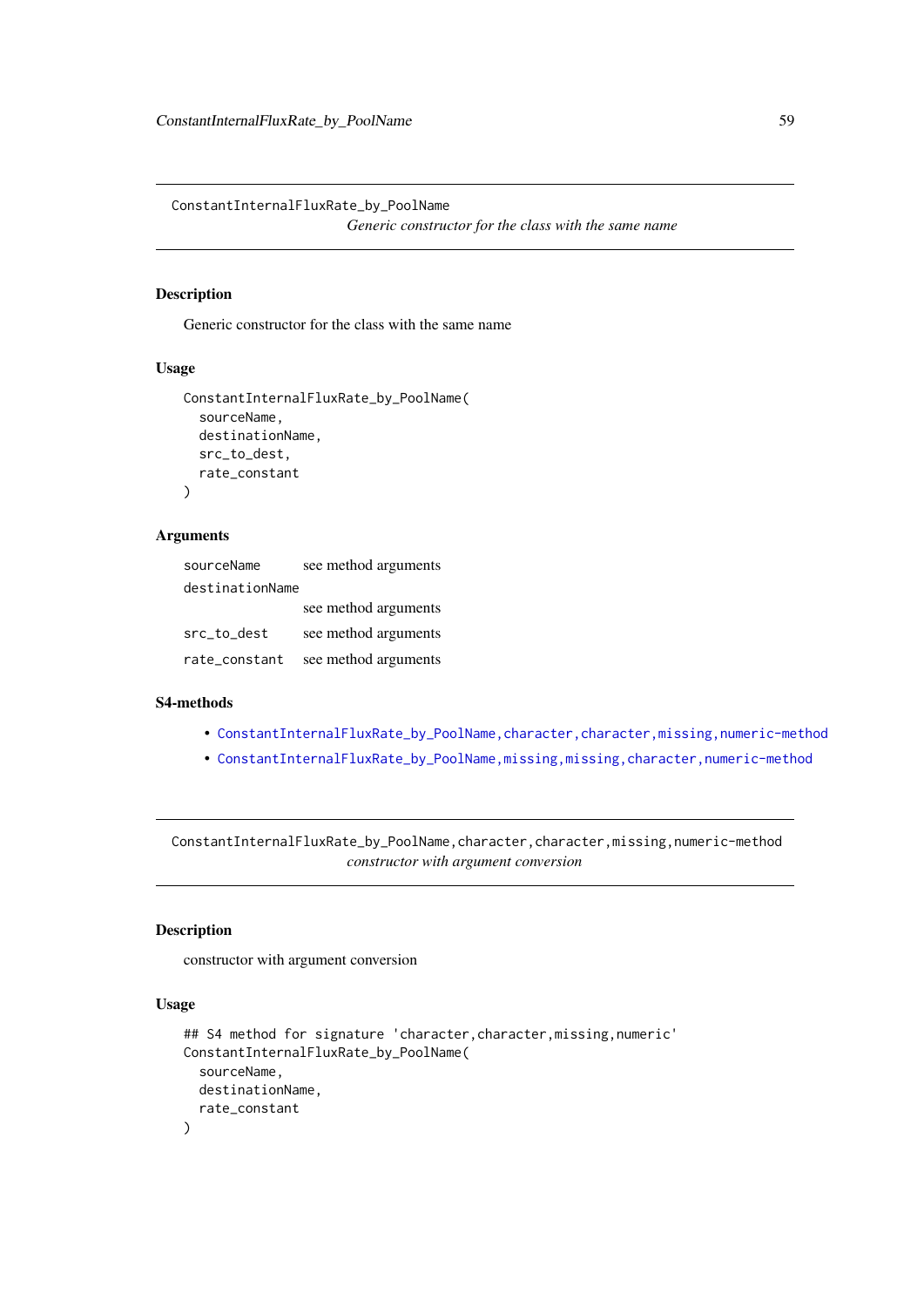## ConstantInternalFluxRate_by_PoolName

*Generic constructor for the class with the same name*

### Description

Generic constructor for the class with the same name

### Usage

```
ConstantInternalFluxRate_by_PoolName(
  sourceName,
  destinationName,
  src_to_dest,
  rate_constant
)
```

### Arguments

| | |
|---|---|
| sourceName | see method arguments |
| destinationName | see method arguments |
| src_to_dest | see method arguments |
| rate_constant | see method arguments |

### S4-methods

- ConstantInternalFluxRate_by_PoolName,character,character,missing,numeric-method
- ConstantInternalFluxRate_by_PoolName,missing,missing,character,numeric-method

## ConstantInternalFluxRate_by_PoolName,character,character,missing,numeric-method

*constructor with argument conversion*

### Description

constructor with argument conversion

### Usage

```
## S4 method for signature 'character,character,missing,numeric'
ConstantInternalFluxRate_by_PoolName(
  sourceName,
  destinationName,
  rate_constant
)
```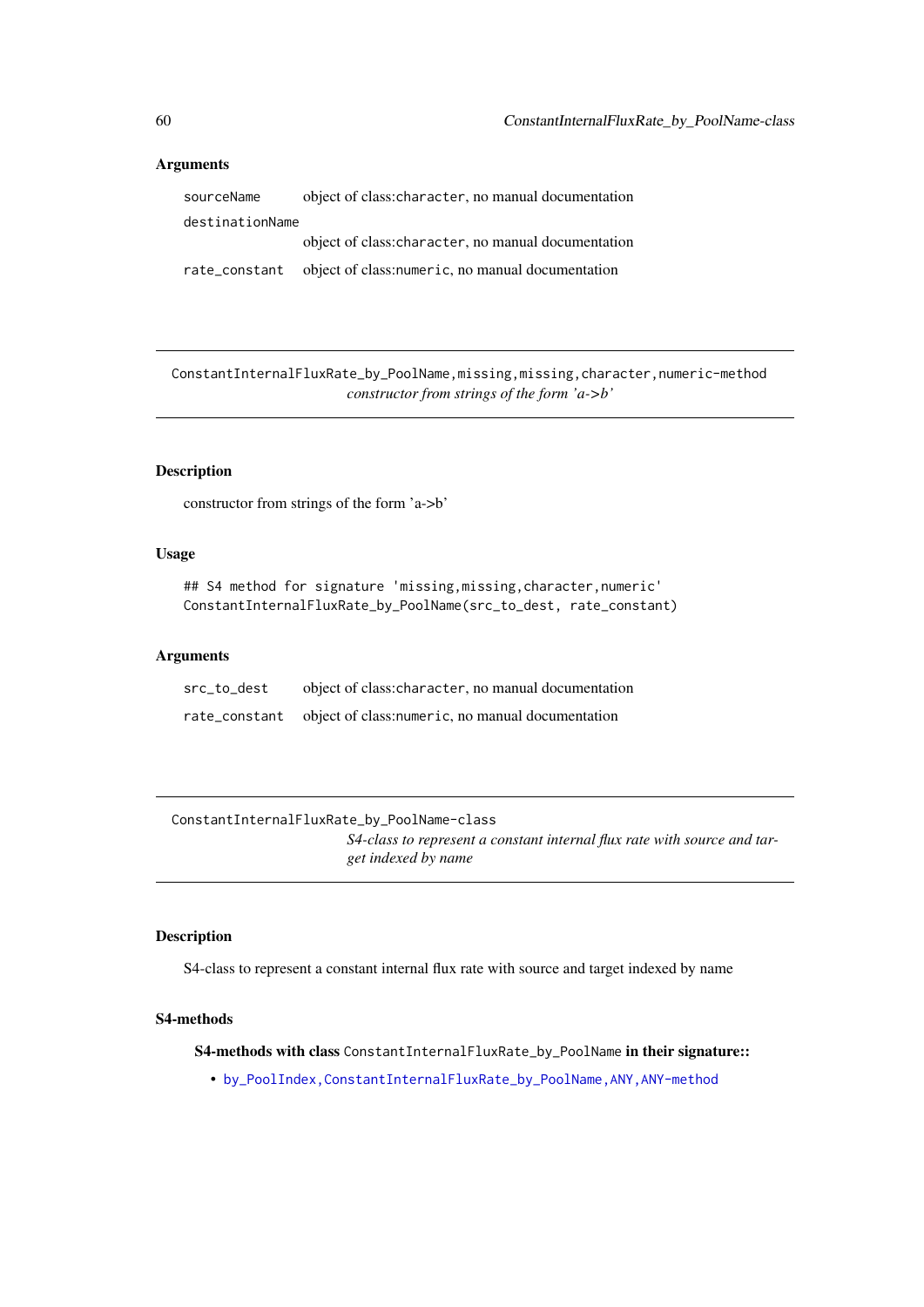### Arguments

| | |
|---|---|
| sourceName | object of class:character, no manual documentation |
| destinationName | object of class:character, no manual documentation |
| rate_constant | object of class:numeric, no manual documentation |

---

## ConstantInternalFluxRate_by_PoolName,missing,missing,character,numeric-method

*constructor from strings of the form 'a->b'*

---

### Description

constructor from strings of the form 'a->b'

### Usage

```
## S4 method for signature 'missing,missing,character,numeric'
ConstantInternalFluxRate_by_PoolName(src_to_dest, rate_constant)
```

### Arguments

| | |
|---|---|
| src_to_dest | object of class:character, no manual documentation |
| rate_constant | object of class:numeric, no manual documentation |

---

## ConstantInternalFluxRate_by_PoolName-class

*S4-class to represent a constant internal flux rate with source and target indexed by name*

---

### Description

S4-class to represent a constant internal flux rate with source and target indexed by name

### S4-methods

**S4-methods with class ConstantInternalFluxRate_by_PoolName in their signature::**

- by_PoolIndex,ConstantInternalFluxRate_by_PoolName,ANY,ANY-method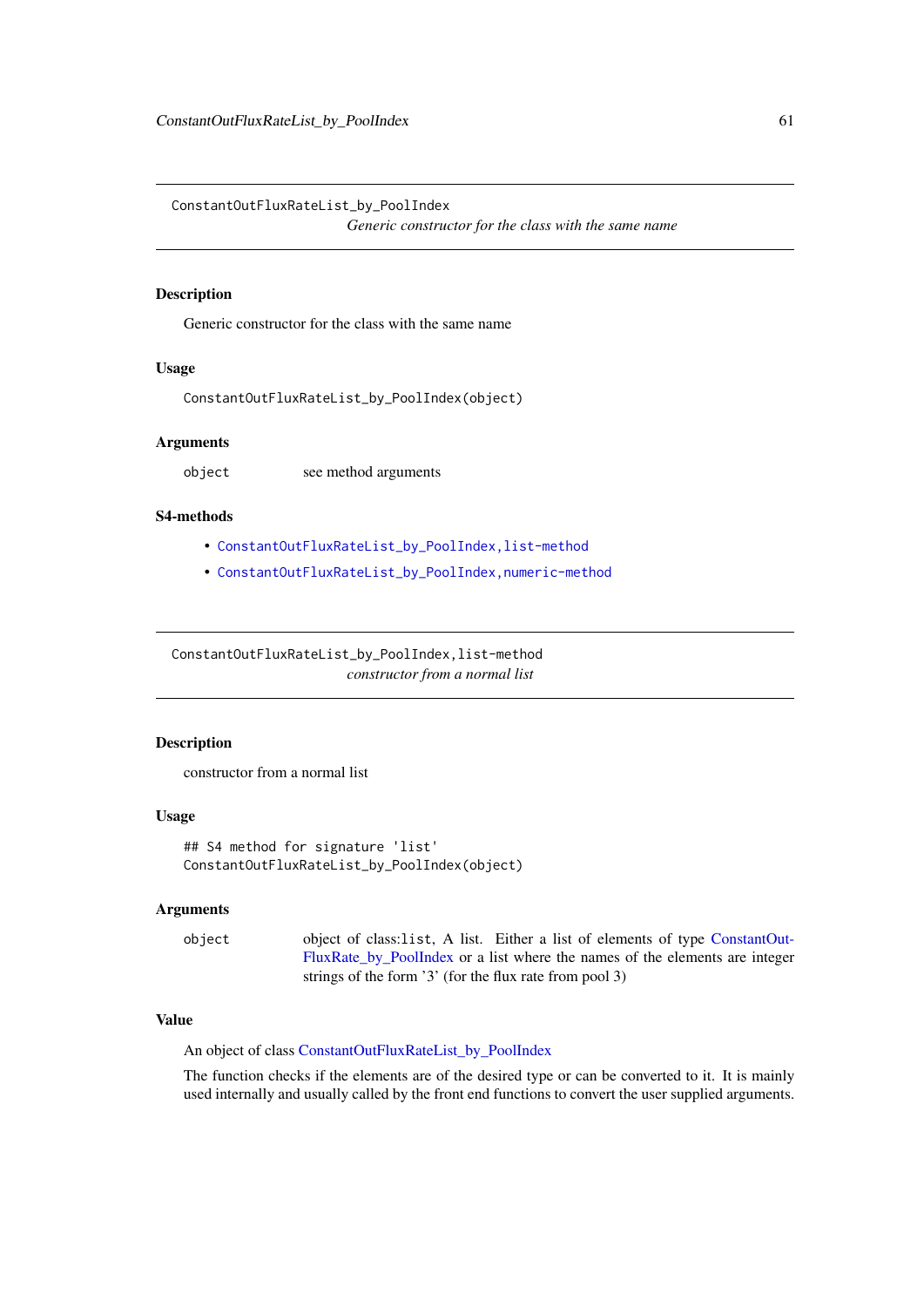## ConstantOutFluxRateList_by_PoolIndex

*Generic constructor for the class with the same name*

### Description

Generic constructor for the class with the same name

### Usage

```
ConstantOutFluxRateList_by_PoolIndex(object)
```

### Arguments

| | |
|---|---|
| object | see method arguments |

### S4-methods

- ConstantOutFluxRateList_by_PoolIndex,list-method
- ConstantOutFluxRateList_by_PoolIndex,numeric-method

## ConstantOutFluxRateList_by_PoolIndex,list-method

*constructor from a normal list*

### Description

constructor from a normal list

### Usage

```
## S4 method for signature 'list'
ConstantOutFluxRateList_by_PoolIndex(object)
```

### Arguments

| | |
|---|---|
| object | object of class:list, A list. Either a list of elements of type ConstantOutFluxRate_by_PoolIndex or a list where the names of the elements are integer strings of the form '3' (for the flux rate from pool 3) |

### Value

An object of class ConstantOutFluxRateList_by_PoolIndex

The function checks if the elements are of the desired type or can be converted to it. It is mainly used internally and usually called by the front end functions to convert the user supplied arguments.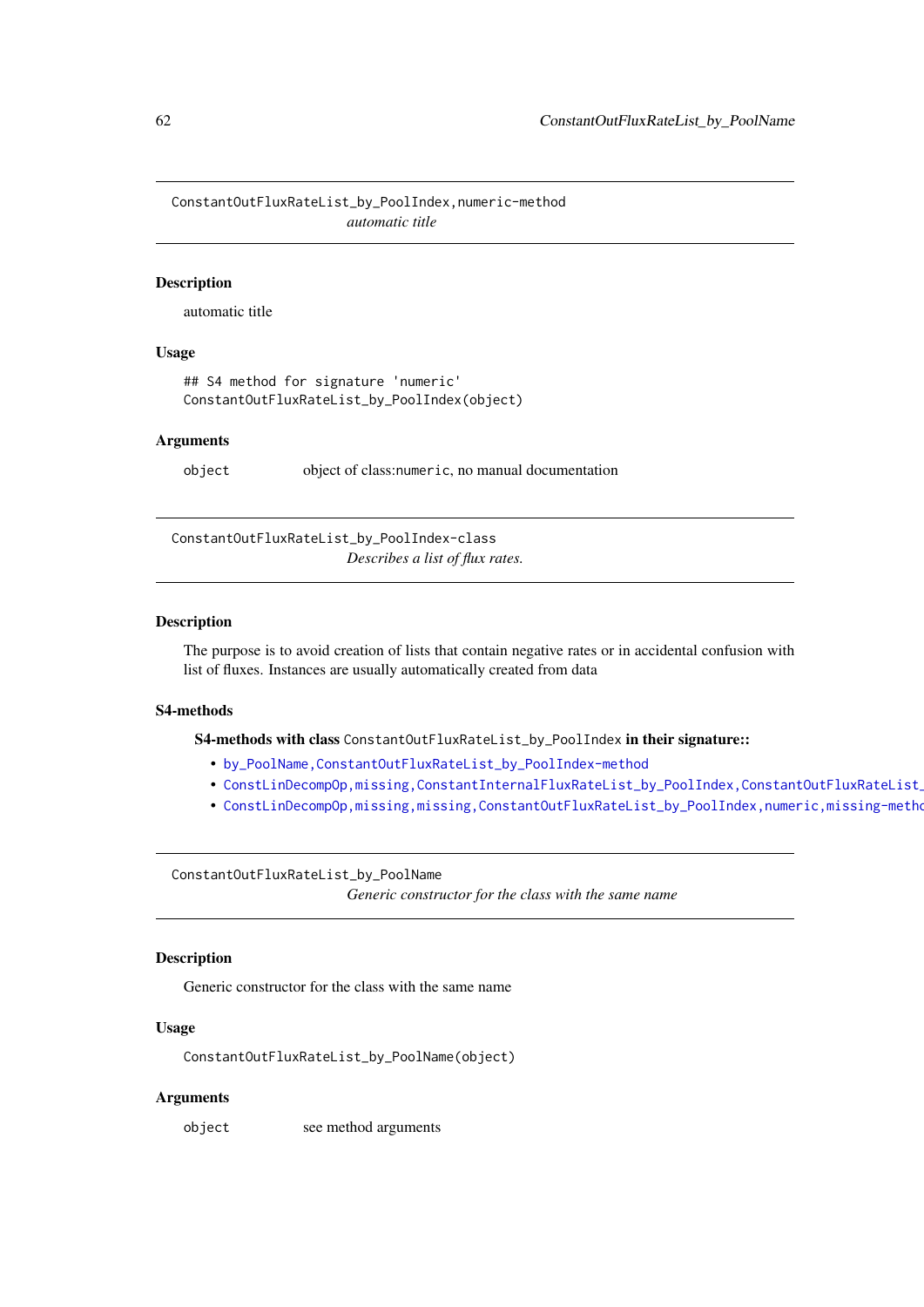## ConstantOutFluxRateList_by_PoolIndex,numeric-method

*automatic title*

### Description

automatic title

### Usage

```
## S4 method for signature 'numeric'
ConstantOutFluxRateList_by_PoolIndex(object)
```

### Arguments

object    object of class:numeric, no manual documentation

## ConstantOutFluxRateList_by_PoolIndex-class

*Describes a list of flux rates.*

### Description

The purpose is to avoid creation of lists that contain negative rates or in accidental confusion with list of fluxes. Instances are usually automatically created from data

### S4-methods

**S4-methods with class** `ConstantOutFluxRateList_by_PoolIndex` **in their signature::**

- `by_PoolName,ConstantOutFluxRateList_by_PoolIndex-method`
- `ConstLinDecompOp,missing,ConstantInternalFluxRateList_by_PoolIndex,ConstantOutFluxRateList_`
- `ConstLinDecompOp,missing,missing,ConstantOutFluxRateList_by_PoolIndex,numeric,missing-metho`

## ConstantOutFluxRateList_by_PoolName

*Generic constructor for the class with the same name*

### Description

Generic constructor for the class with the same name

### Usage

```
ConstantOutFluxRateList_by_PoolName(object)
```

### Arguments

object    see method arguments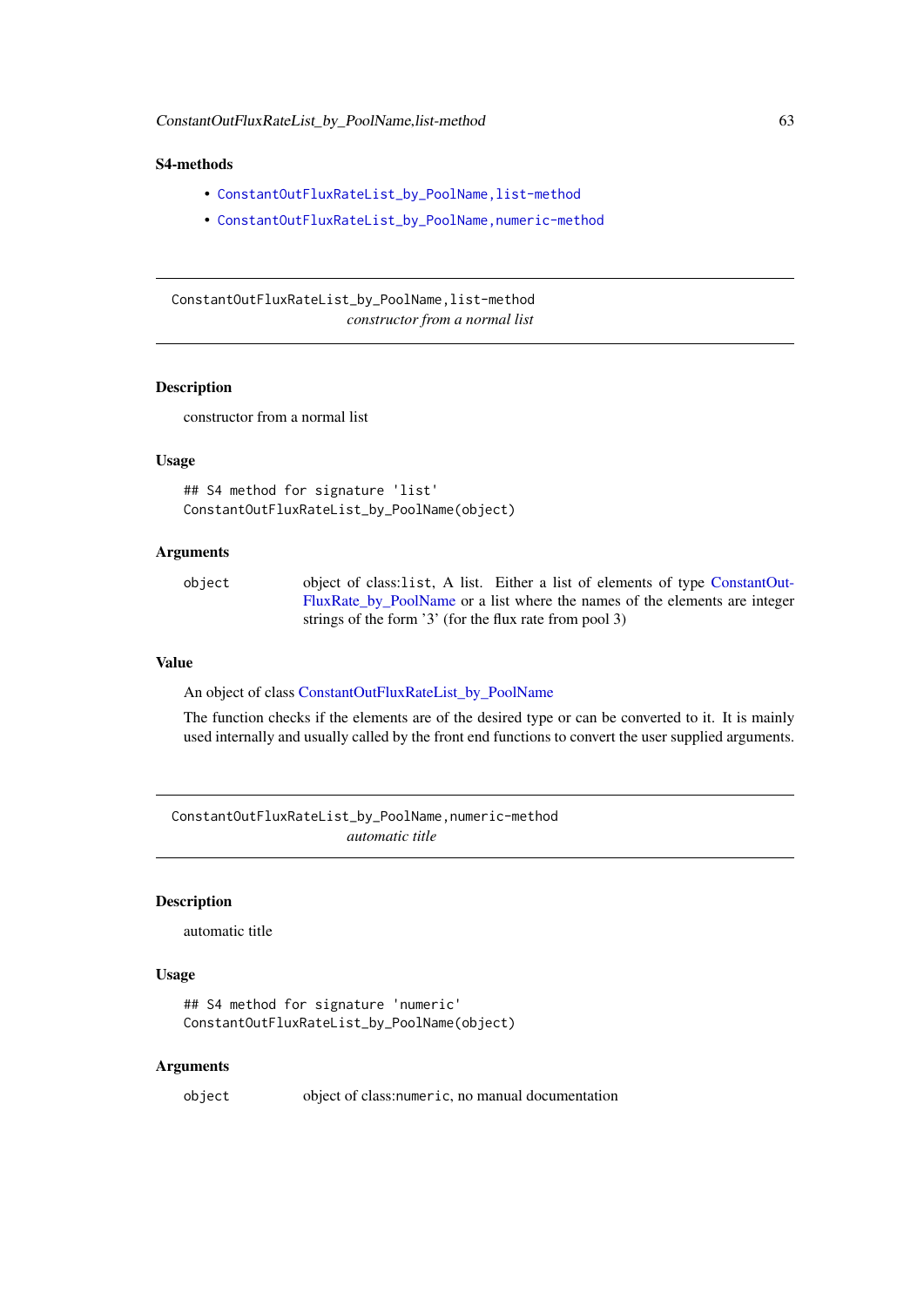### S4-methods

- ConstantOutFluxRateList_by_PoolName,list-method
- ConstantOutFluxRateList_by_PoolName,numeric-method

---

## ConstantOutFluxRateList_by_PoolName,list-method

*constructor from a normal list*

### Description

constructor from a normal list

### Usage

```
## S4 method for signature 'list'
ConstantOutFluxRateList_by_PoolName(object)
```

### Arguments

| | |
|---|---|
| object | object of class:list, A list. Either a list of elements of type ConstantOutFluxRate_by_PoolName or a list where the names of the elements are integer strings of the form '3' (for the flux rate from pool 3) |

### Value

An object of class ConstantOutFluxRateList_by_PoolName

The function checks if the elements are of the desired type or can be converted to it. It is mainly used internally and usually called by the front end functions to convert the user supplied arguments.

---

## ConstantOutFluxRateList_by_PoolName,numeric-method

*automatic title*

### Description

automatic title

### Usage

```
## S4 method for signature 'numeric'
ConstantOutFluxRateList_by_PoolName(object)
```

### Arguments

| | |
|---|---|
| object | object of class:numeric, no manual documentation |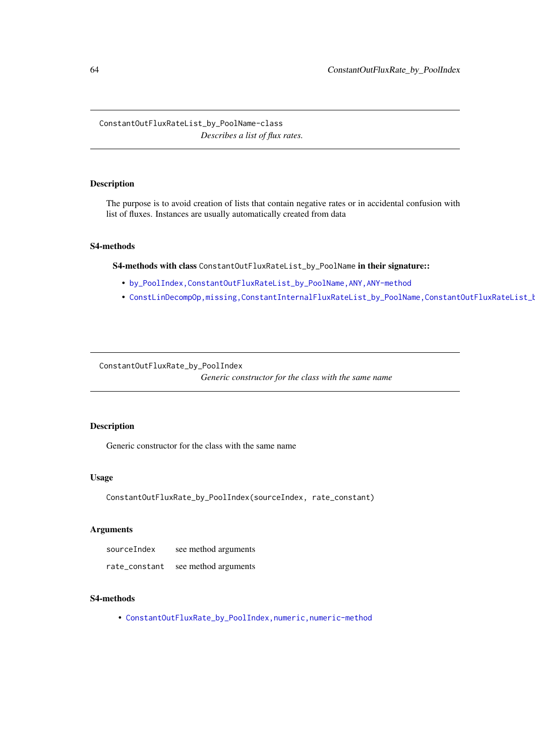## ConstantOutFluxRateList_by_PoolName-class

*Describes a list of flux rates.*

### Description

The purpose is to avoid creation of lists that contain negative rates or in accidental confusion with list of fluxes. Instances are usually automatically created from data

### S4-methods

**S4-methods with class ConstantOutFluxRateList_by_PoolName in their signature::**

- by_PoolIndex,ConstantOutFluxRateList_by_PoolName,ANY,ANY-method
- ConstLinDecompOp,missing,ConstantInternalFluxRateList_by_PoolName,ConstantOutFluxRateList_b

## ConstantOutFluxRate_by_PoolIndex

*Generic constructor for the class with the same name*

### Description

Generic constructor for the class with the same name

### Usage

```
ConstantOutFluxRate_by_PoolIndex(sourceIndex, rate_constant)
```

### Arguments

| | |
|---|---|
| sourceIndex | see method arguments |
| rate_constant | see method arguments |

### S4-methods

- ConstantOutFluxRate_by_PoolIndex,numeric,numeric-method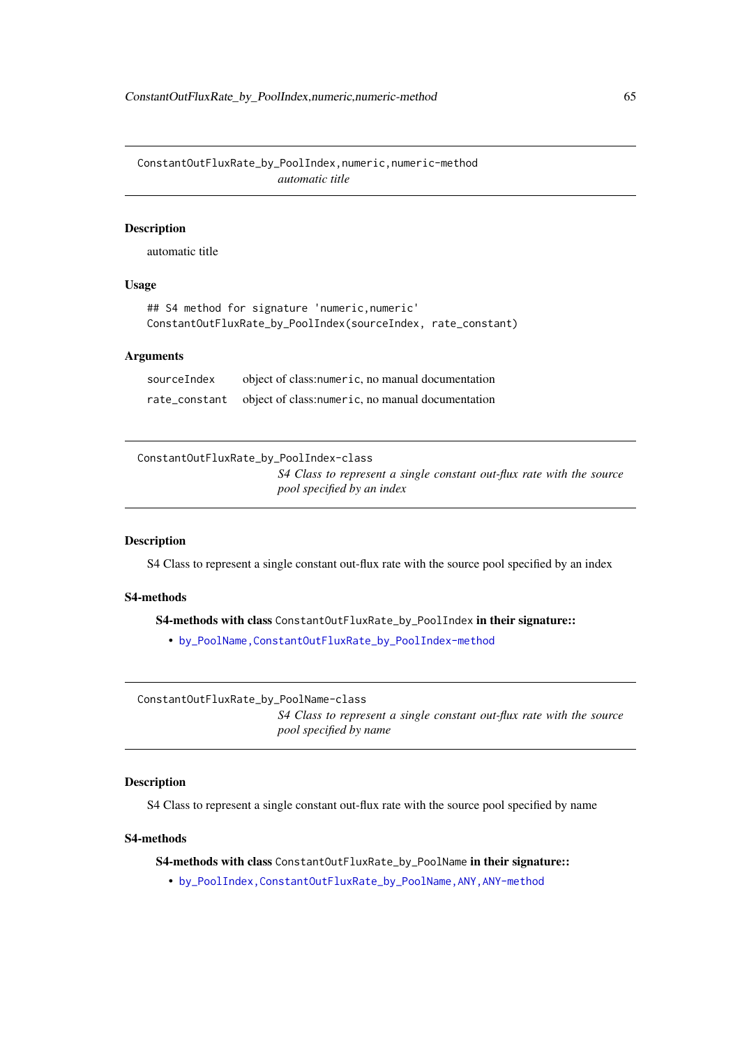## ConstantOutFluxRate_by_PoolIndex,numeric,numeric-method

*automatic title*

### Description

automatic title

### Usage

```
## S4 method for signature 'numeric,numeric'
ConstantOutFluxRate_by_PoolIndex(sourceIndex, rate_constant)
```

### Arguments

| | |
|---|---|
| sourceIndex | object of class:numeric, no manual documentation |
| rate_constant | object of class:numeric, no manual documentation |

## ConstantOutFluxRate_by_PoolIndex-class

*S4 Class to represent a single constant out-flux rate with the source pool specified by an index*

### Description

S4 Class to represent a single constant out-flux rate with the source pool specified by an index

### S4-methods

**S4-methods with class** ConstantOutFluxRate_by_PoolIndex **in their signature::**

- by_PoolName,ConstantOutFluxRate_by_PoolIndex-method

## ConstantOutFluxRate_by_PoolName-class

*S4 Class to represent a single constant out-flux rate with the source pool specified by name*

### Description

S4 Class to represent a single constant out-flux rate with the source pool specified by name

### S4-methods

**S4-methods with class** ConstantOutFluxRate_by_PoolName **in their signature::**

- by_PoolIndex,ConstantOutFluxRate_by_PoolName,ANY,ANY-method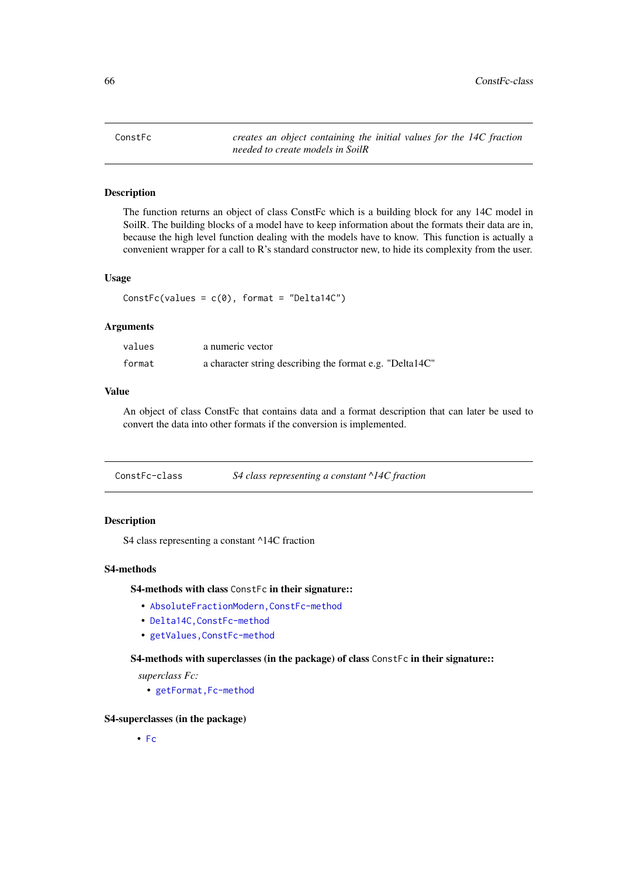## ConstFc — *creates an object containing the initial values for the 14C fraction needed to create models in SoilR*

### Description

The function returns an object of class ConstFc which is a building block for any 14C model in SoilR. The building blocks of a model have to keep information about the formats their data are in, because the high level function dealing with the models have to know. This function is actually a convenient wrapper for a call to R's standard constructor new, to hide its complexity from the user.

### Usage

```
ConstFc(values = c(0), format = "Delta14C")
```

### Arguments

| | |
|---|---|
| values | a numeric vector |
| format | a character string describing the format e.g. "Delta14C" |

### Value

An object of class ConstFc that contains data and a format description that can later be used to convert the data into other formats if the conversion is implemented.

## ConstFc-class — *S4 class representing a constant ^14C fraction*

### Description

S4 class representing a constant ^14C fraction

### S4-methods

#### S4-methods with class `ConstFc` in their signature::

- `AbsoluteFractionModern,ConstFc-method`
- `Delta14C,ConstFc-method`
- `getValues,ConstFc-method`

#### S4-methods with superclasses (in the package) of class `ConstFc` in their signature::

*superclass Fc:*

- `getFormat,Fc-method`

### S4-superclasses (in the package)

- `Fc`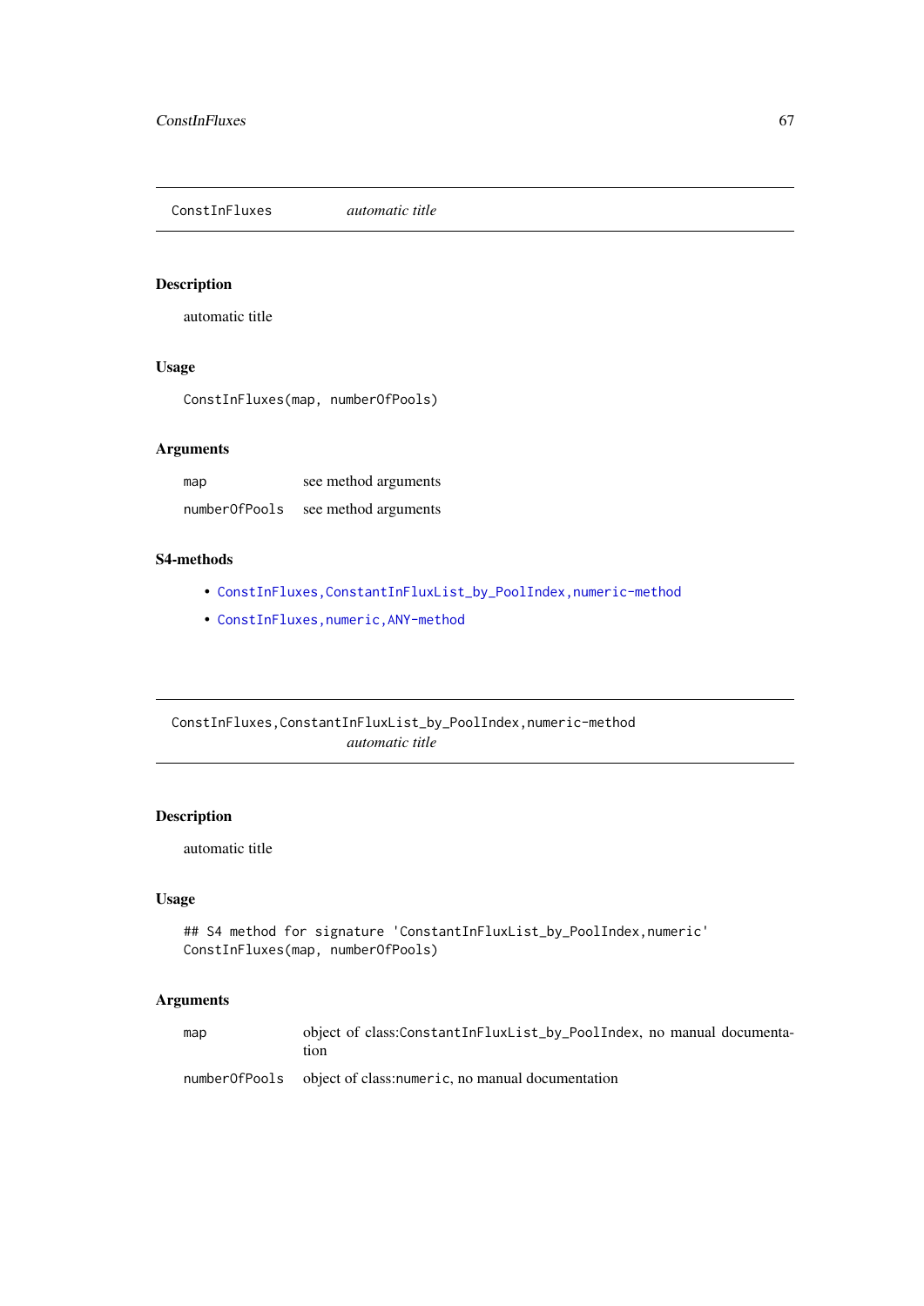## ConstInFluxes *automatic title*

### Description

automatic title

### Usage

```
ConstInFluxes(map, numberOfPools)
```

### Arguments

| | |
|---|---|
| map | see method arguments |
| numberOfPools | see method arguments |

### S4-methods

- ConstInFluxes,ConstantInFluxList_by_PoolIndex,numeric-method
- ConstInFluxes,numeric,ANY-method

## ConstInFluxes,ConstantInFluxList_by_PoolIndex,numeric-method *automatic title*

### Description

automatic title

### Usage

```
## S4 method for signature 'ConstantInFluxList_by_PoolIndex,numeric'
ConstInFluxes(map, numberOfPools)
```

### Arguments

| | |
|---|---|
| map | object of class:ConstantInFluxList_by_PoolIndex, no manual documentation |
| numberOfPools | object of class:numeric, no manual documentation |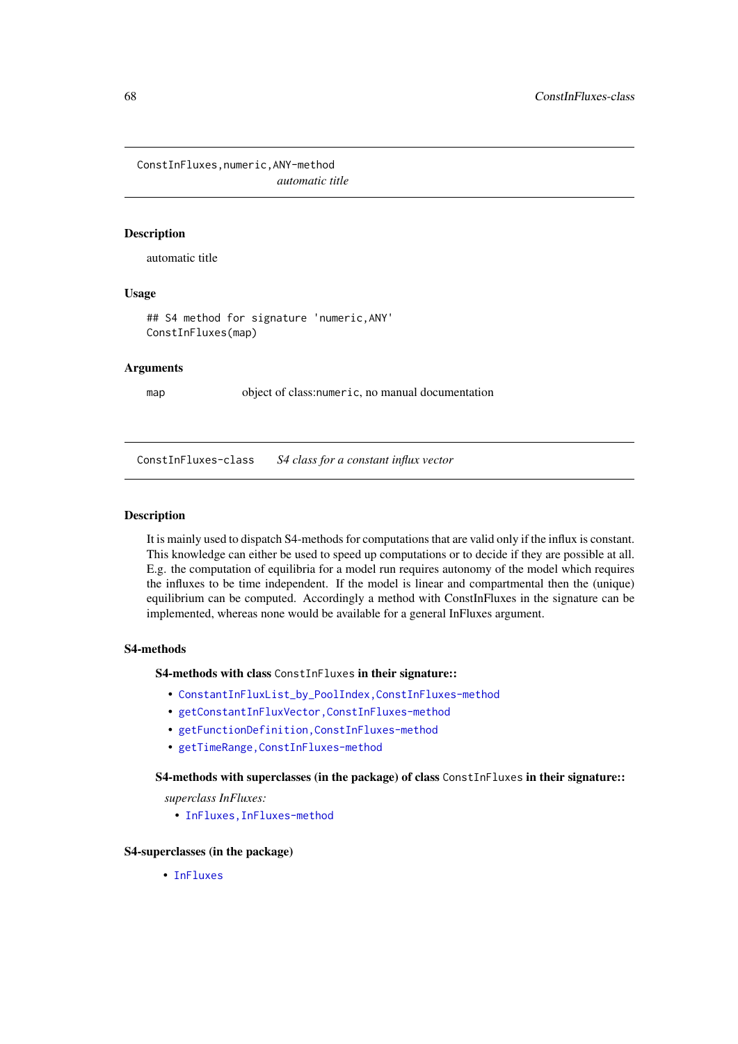## ConstInFluxes,numeric,ANY-method

*automatic title*

### Description

automatic title

### Usage

```
## S4 method for signature 'numeric,ANY'
ConstInFluxes(map)
```

### Arguments

| | |
|---|---|
| map | object of class:`numeric`, no manual documentation |

## ConstInFluxes-class

*S4 class for a constant influx vector*

### Description

It is mainly used to dispatch S4-methods for computations that are valid only if the influx is constant. This knowledge can either be used to speed up computations or to decide if they are possible at all. E.g. the computation of equilibria for a model run requires autonomy of the model which requires the influxes to be time independent. If the model is linear and compartmental then the (unique) equilibrium can be computed. Accordingly a method with ConstInFluxes in the signature can be implemented, whereas none would be available for a general InFluxes argument.

### S4-methods

**S4-methods with class `ConstInFluxes` in their signature::**

- `ConstantInFluxList_by_PoolIndex,ConstInFluxes-method`
- `getConstantInFluxVector,ConstInFluxes-method`
- `getFunctionDefinition,ConstInFluxes-method`
- `getTimeRange,ConstInFluxes-method`

**S4-methods with superclasses (in the package) of class `ConstInFluxes` in their signature::**

*superclass InFluxes:*

- `InFluxes,InFluxes-method`

### S4-superclasses (in the package)

- `InFluxes`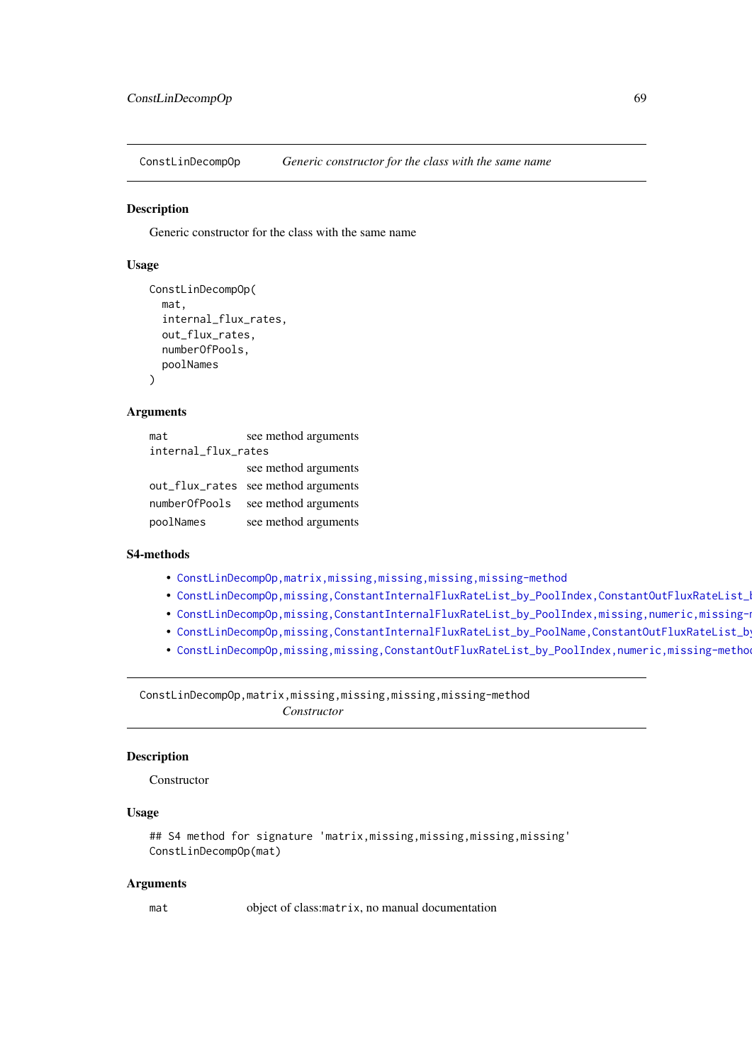## ConstLinDecompOp — *Generic constructor for the class with the same name*

### Description

Generic constructor for the class with the same name

### Usage

```
ConstLinDecompOp(
  mat,
  internal_flux_rates,
  out_flux_rates,
  numberOfPools,
  poolNames
)
```

### Arguments

| | |
|---|---|
| `mat` | see method arguments |
| `internal_flux_rates` | see method arguments |
| `out_flux_rates` | see method arguments |
| `numberOfPools` | see method arguments |
| `poolNames` | see method arguments |

### S4-methods

- `ConstLinDecompOp,matrix,missing,missing,missing,missing-method`
- `ConstLinDecompOp,missing,ConstantInternalFluxRateList_by_PoolIndex,ConstantOutFluxRateList_b`
- `ConstLinDecompOp,missing,ConstantInternalFluxRateList_by_PoolIndex,missing,numeric,missing-m`
- `ConstLinDecompOp,missing,ConstantInternalFluxRateList_by_PoolName,ConstantOutFluxRateList_by`
- `ConstLinDecompOp,missing,missing,ConstantOutFluxRateList_by_PoolIndex,numeric,missing-method`

---

## ConstLinDecompOp,matrix,missing,missing,missing,missing-method — *Constructor*

### Description

Constructor

### Usage

```
## S4 method for signature 'matrix,missing,missing,missing,missing'
ConstLinDecompOp(mat)
```

### Arguments

| | |
|---|---|
| `mat` | object of class:`matrix`, no manual documentation |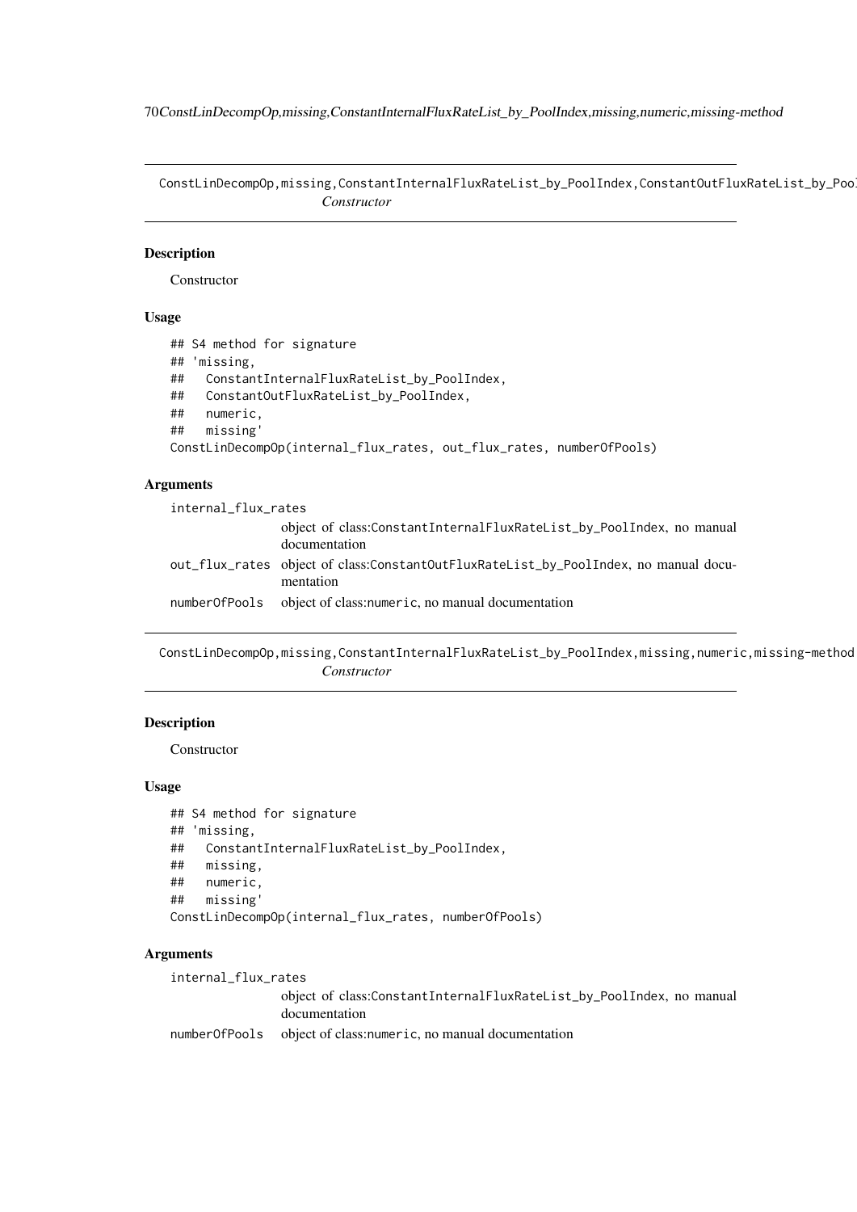## ConstLinDecompOp,missing,ConstantInternalFluxRateList_by_PoolIndex,ConstantOutFluxRateList_by_Pool

*Constructor*

### Description

Constructor

### Usage

```
## S4 method for signature
## 'missing,
##   ConstantInternalFluxRateList_by_PoolIndex,
##   ConstantOutFluxRateList_by_PoolIndex,
##   numeric,
##   missing'
ConstLinDecompOp(internal_flux_rates, out_flux_rates, numberOfPools)
```

### Arguments

- `internal_flux_rates` — object of class:`ConstantInternalFluxRateList_by_PoolIndex`, no manual documentation
- `out_flux_rates` — object of class:`ConstantOutFluxRateList_by_PoolIndex`, no manual documentation
- `numberOfPools` — object of class:`numeric`, no manual documentation

## ConstLinDecompOp,missing,ConstantInternalFluxRateList_by_PoolIndex,missing,numeric,missing-method

*Constructor*

### Description

Constructor

### Usage

```
## S4 method for signature
## 'missing,
##   ConstantInternalFluxRateList_by_PoolIndex,
##   missing,
##   numeric,
##   missing'
ConstLinDecompOp(internal_flux_rates, numberOfPools)
```

### Arguments

- `internal_flux_rates` — object of class:`ConstantInternalFluxRateList_by_PoolIndex`, no manual documentation
- `numberOfPools` — object of class:`numeric`, no manual documentation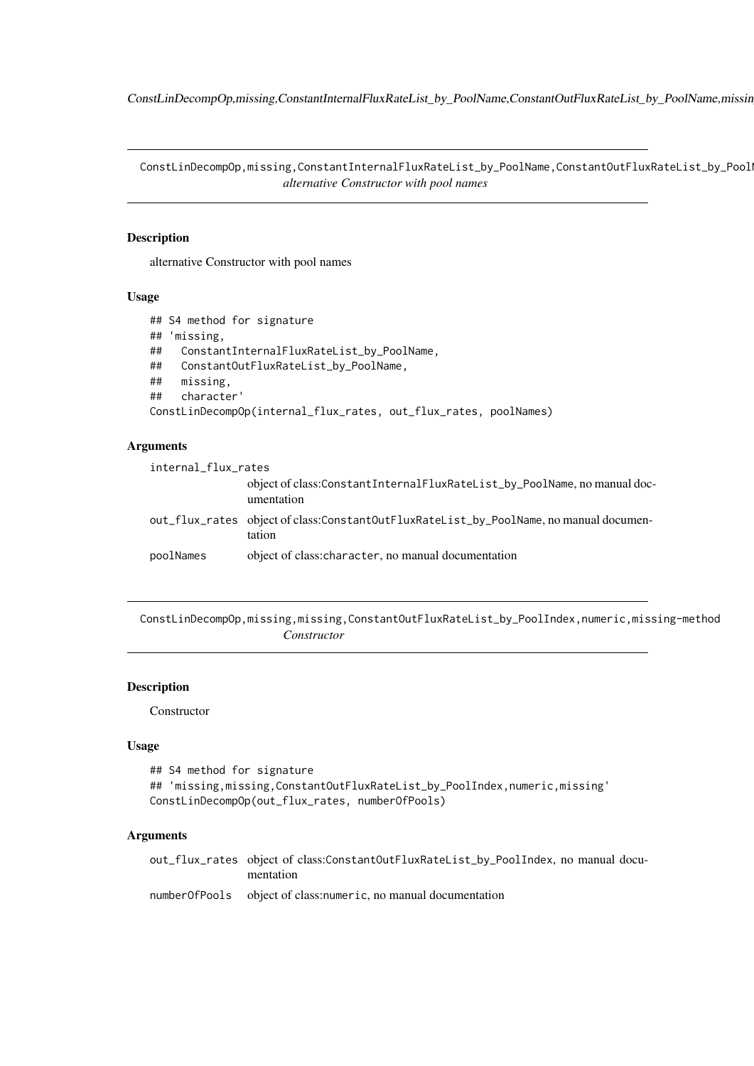ConstLinDecompOp,missing,ConstantInternalFluxRateList_by_PoolName,ConstantOutFluxRateList_by_PoolN
*alternative Constructor with pool names*

### Description

alternative Constructor with pool names

### Usage

```
## S4 method for signature
## 'missing,
##   ConstantInternalFluxRateList_by_PoolName,
##   ConstantOutFluxRateList_by_PoolName,
##   missing,
##   character'
ConstLinDecompOp(internal_flux_rates, out_flux_rates, poolNames)
```

### Arguments

`internal_flux_rates`
: object of class:`ConstantInternalFluxRateList_by_PoolName`, no manual documentation

`out_flux_rates`
: object of class:`ConstantOutFluxRateList_by_PoolName`, no manual documentation

`poolNames`
: object of class:`character`, no manual documentation

---

ConstLinDecompOp,missing,missing,ConstantOutFluxRateList_by_PoolIndex,numeric,missing-method
*Constructor*

### Description

Constructor

### Usage

```
## S4 method for signature
## 'missing,missing,ConstantOutFluxRateList_by_PoolIndex,numeric,missing'
ConstLinDecompOp(out_flux_rates, numberOfPools)
```

### Arguments

`out_flux_rates`
: object of class:`ConstantOutFluxRateList_by_PoolIndex`, no manual documentation

`numberOfPools`
: object of class:`numeric`, no manual documentation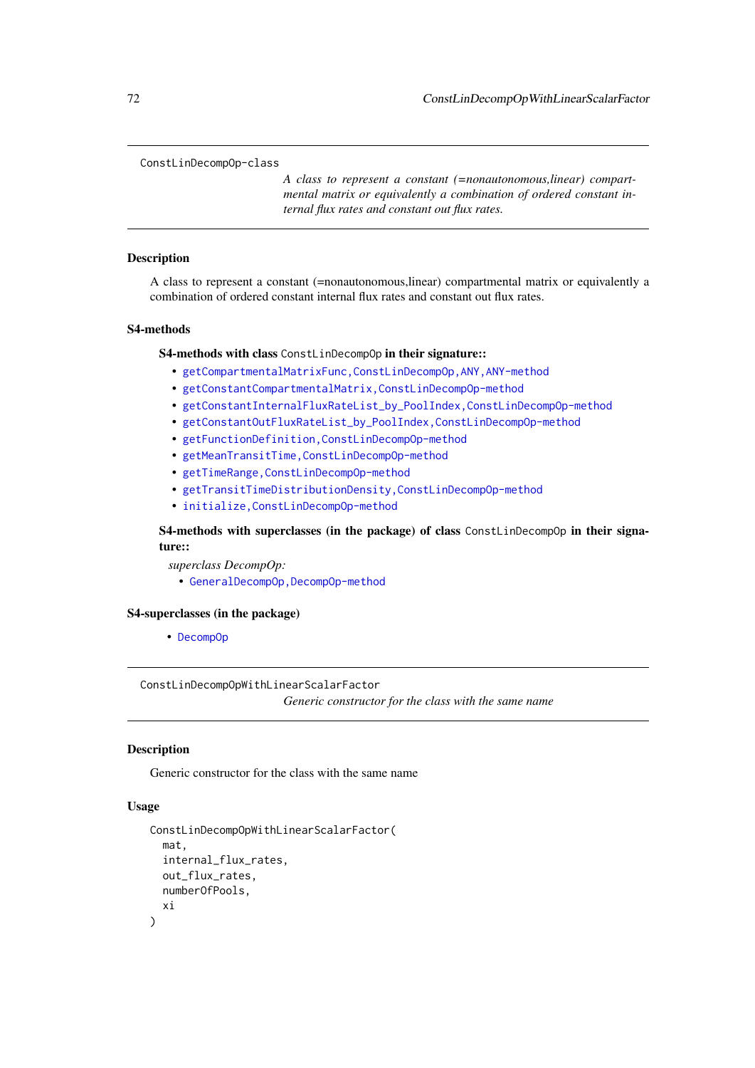## ConstLinDecompOp-class

*A class to represent a constant (=nonautonomous,linear) compartmental matrix or equivalently a combination of ordered constant internal flux rates and constant out flux rates.*

### Description

A class to represent a constant (=nonautonomous,linear) compartmental matrix or equivalently a combination of ordered constant internal flux rates and constant out flux rates.

### S4-methods

**S4-methods with class `ConstLinDecompOp` in their signature::**

- `getCompartmentalMatrixFunc,ConstLinDecompOp,ANY,ANY-method`
- `getConstantCompartmentalMatrix,ConstLinDecompOp-method`
- `getConstantInternalFluxRateList_by_PoolIndex,ConstLinDecompOp-method`
- `getConstantOutFluxRateList_by_PoolIndex,ConstLinDecompOp-method`
- `getFunctionDefinition,ConstLinDecompOp-method`
- `getMeanTransitTime,ConstLinDecompOp-method`
- `getTimeRange,ConstLinDecompOp-method`
- `getTransitTimeDistributionDensity,ConstLinDecompOp-method`
- `initialize,ConstLinDecompOp-method`

**S4-methods with superclasses (in the package) of class `ConstLinDecompOp` in their signature::**

*superclass DecompOp:*

- `GeneralDecompOp,DecompOp-method`

### S4-superclasses (in the package)

- `DecompOp`

## ConstLinDecompOpWithLinearScalarFactor

*Generic constructor for the class with the same name*

### Description

Generic constructor for the class with the same name

### Usage

```
ConstLinDecompOpWithLinearScalarFactor(
  mat,
  internal_flux_rates,
  out_flux_rates,
  numberOfPools,
  xi
)
```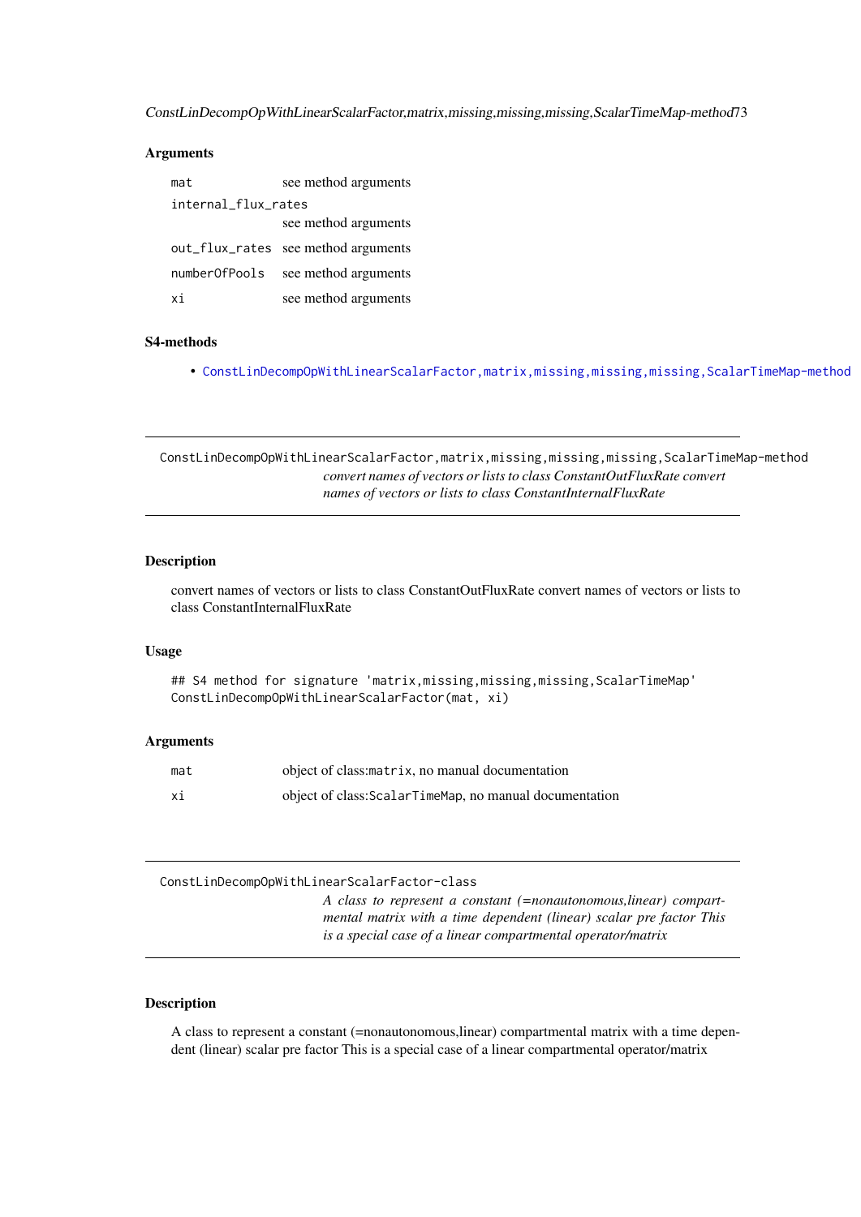### Arguments

| | |
|---|---|
| `mat` | see method arguments |
| `internal_flux_rates` | see method arguments |
| `out_flux_rates` | see method arguments |
| `numberOfPools` | see method arguments |
| `xi` | see method arguments |

### S4-methods

- ConstLinDecompOpWithLinearScalarFactor,matrix,missing,missing,missing,ScalarTimeMap-method

---

## `ConstLinDecompOpWithLinearScalarFactor,matrix,missing,missing,missing,ScalarTimeMap-method`

*convert names of vectors or lists to class ConstantOutFluxRate convert names of vectors or lists to class ConstantInternalFluxRate*

---

### Description

convert names of vectors or lists to class ConstantOutFluxRate convert names of vectors or lists to class ConstantInternalFluxRate

### Usage

```
## S4 method for signature 'matrix,missing,missing,missing,ScalarTimeMap'
ConstLinDecompOpWithLinearScalarFactor(mat, xi)
```

### Arguments

| | |
|---|---|
| `mat` | object of class:`matrix`, no manual documentation |
| `xi` | object of class:`ScalarTimeMap`, no manual documentation |

---

## `ConstLinDecompOpWithLinearScalarFactor-class`

*A class to represent a constant (=nonautonomous,linear) compartmental matrix with a time dependent (linear) scalar pre factor This is a special case of a linear compartmental operator/matrix*

---

### Description

A class to represent a constant (=nonautonomous,linear) compartmental matrix with a time dependent (linear) scalar pre factor This is a special case of a linear compartmental operator/matrix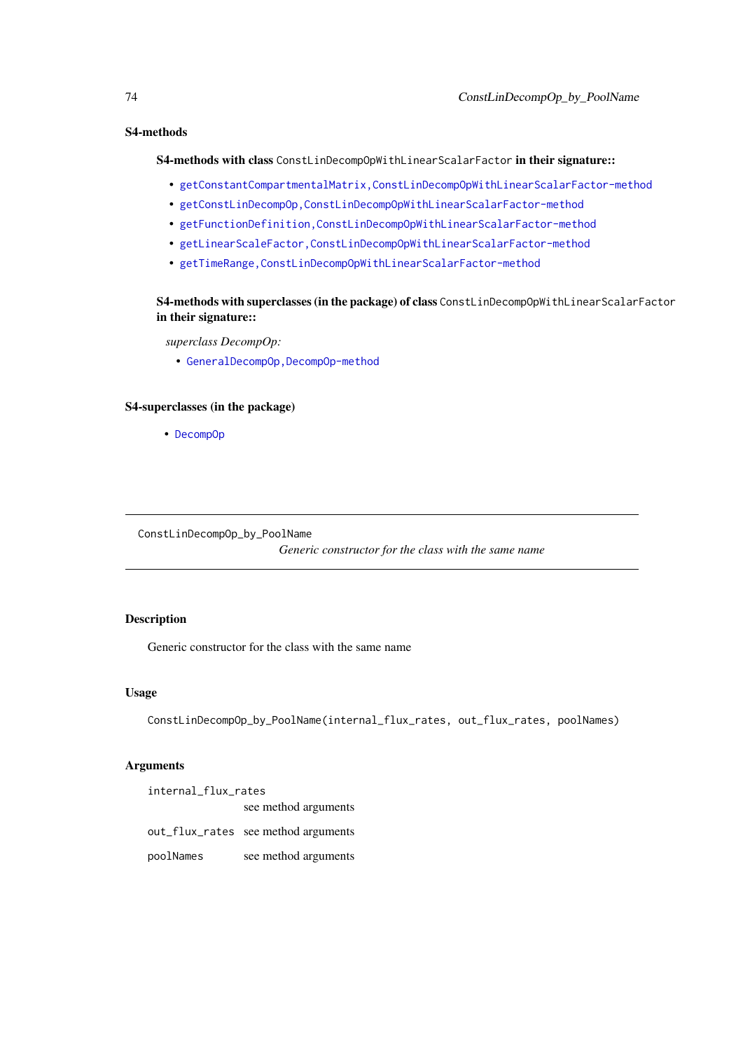### S4-methods

**S4-methods with class** `ConstLinDecompOpWithLinearScalarFactor` **in their signature::**

- `getConstantCompartmentalMatrix,ConstLinDecompOpWithLinearScalarFactor-method`
- `getConstLinDecompOp,ConstLinDecompOpWithLinearScalarFactor-method`
- `getFunctionDefinition,ConstLinDecompOpWithLinearScalarFactor-method`
- `getLinearScaleFactor,ConstLinDecompOpWithLinearScalarFactor-method`
- `getTimeRange,ConstLinDecompOpWithLinearScalarFactor-method`

**S4-methods with superclasses (in the package) of class** `ConstLinDecompOpWithLinearScalarFactor` **in their signature::**

*superclass DecompOp:*

- `GeneralDecompOp,DecompOp-method`

### S4-superclasses (in the package)

- `DecompOp`

---

`ConstLinDecompOp_by_PoolName` *Generic constructor for the class with the same name*

---

### Description

Generic constructor for the class with the same name

### Usage

```
ConstLinDecompOp_by_PoolName(internal_flux_rates, out_flux_rates, poolNames)
```

### Arguments

`internal_flux_rates` see method arguments

`out_flux_rates` see method arguments

`poolNames` see method arguments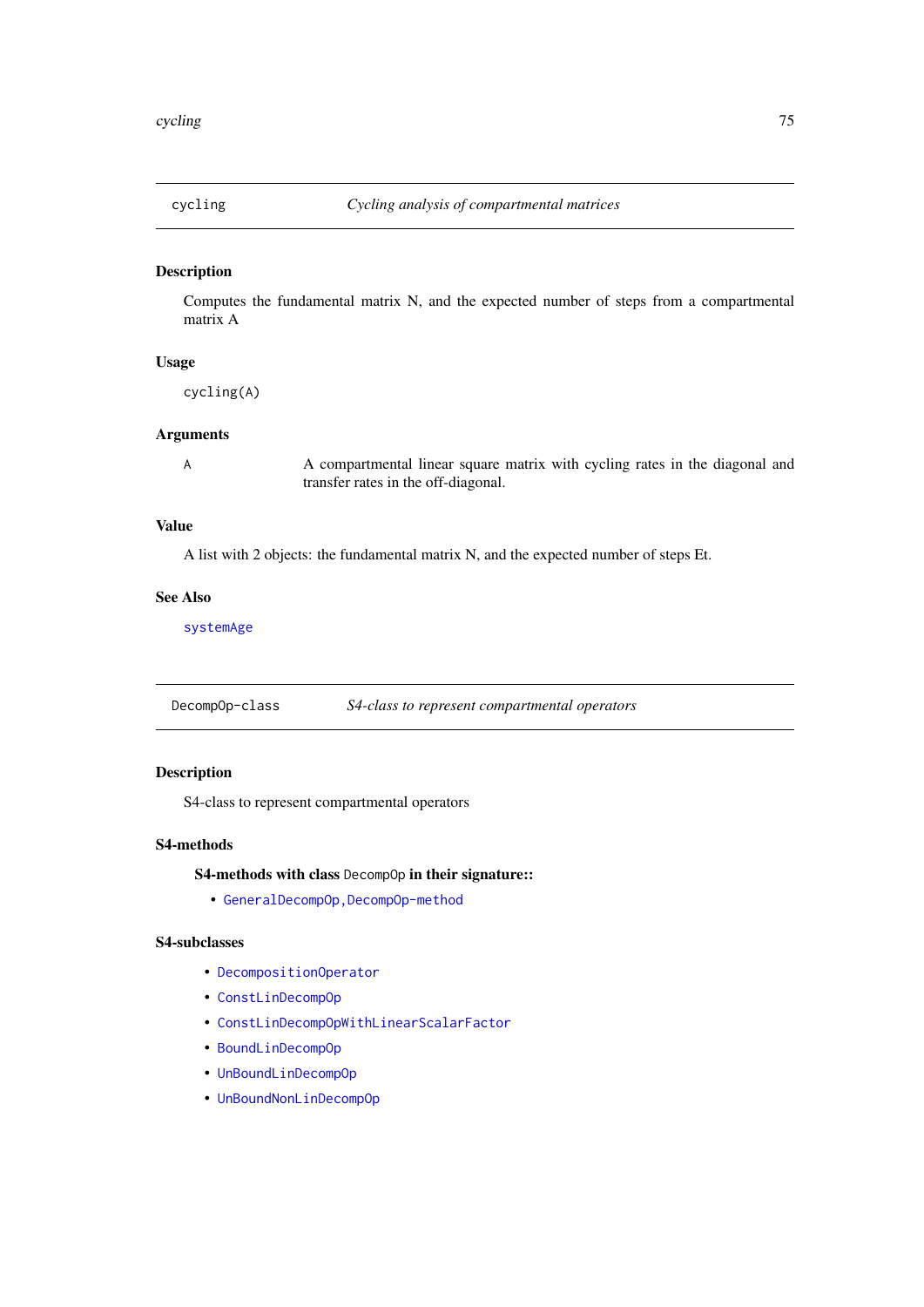## cycling — *Cycling analysis of compartmental matrices*

### Description

Computes the fundamental matrix N, and the expected number of steps from a compartmental matrix A

### Usage

```
cycling(A)
```

### Arguments

| | |
|---|---|
| A | A compartmental linear square matrix with cycling rates in the diagonal and transfer rates in the off-diagonal. |

### Value

A list with 2 objects: the fundamental matrix N, and the expected number of steps Et.

### See Also

systemAge

## DecompOp-class — *S4-class to represent compartmental operators*

### Description

S4-class to represent compartmental operators

### S4-methods

**S4-methods with class DecompOp in their signature::**

- GeneralDecompOp,DecompOp-method

### S4-subclasses

- DecompositionOperator
- ConstLinDecompOp
- ConstLinDecompOpWithLinearScalarFactor
- BoundLinDecompOp
- UnBoundLinDecompOp
- UnBoundNonLinDecompOp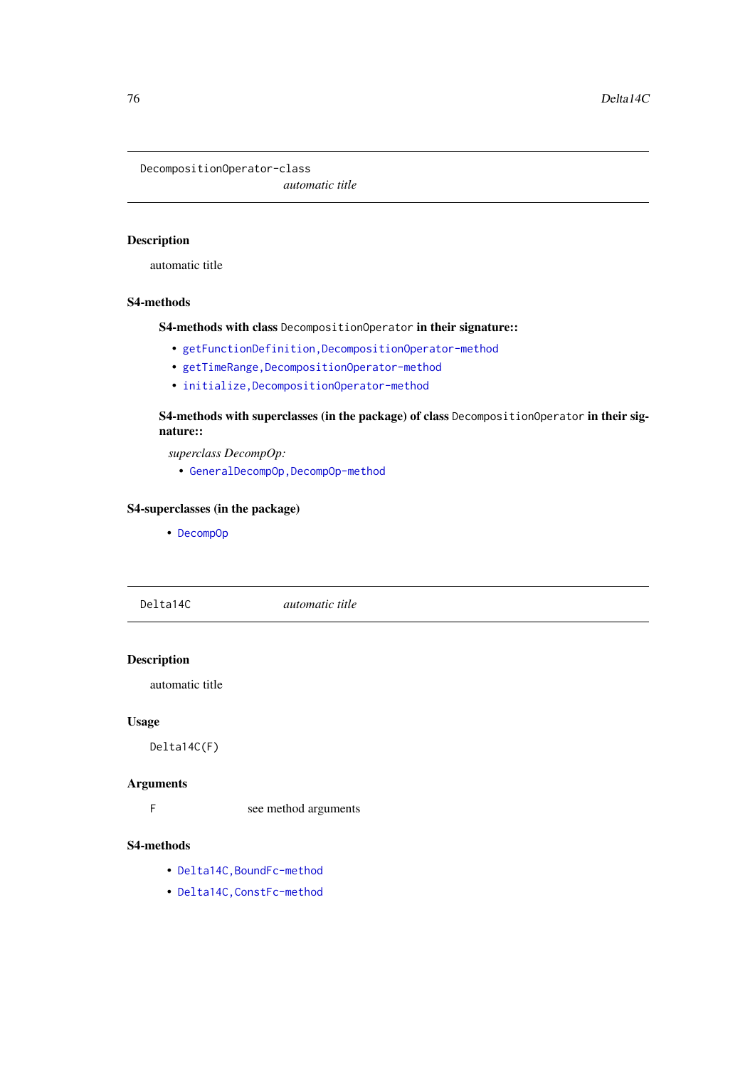## DecompositionOperator-class

*automatic title*

### Description

automatic title

### S4-methods

**S4-methods with class `DecompositionOperator` in their signature::**

- `getFunctionDefinition,DecompositionOperator-method`
- `getTimeRange,DecompositionOperator-method`
- `initialize,DecompositionOperator-method`

**S4-methods with superclasses (in the package) of class `DecompositionOperator` in their signature::**

*superclass DecompOp:*

- `GeneralDecompOp,DecompOp-method`

### S4-superclasses (in the package)

- `DecompOp`

## Delta14C

*automatic title*

### Description

automatic title

### Usage

```
Delta14C(F)
```

### Arguments

| | |
|---|---|
| F | see method arguments |

### S4-methods

- `Delta14C,BoundFc-method`
- `Delta14C,ConstFc-method`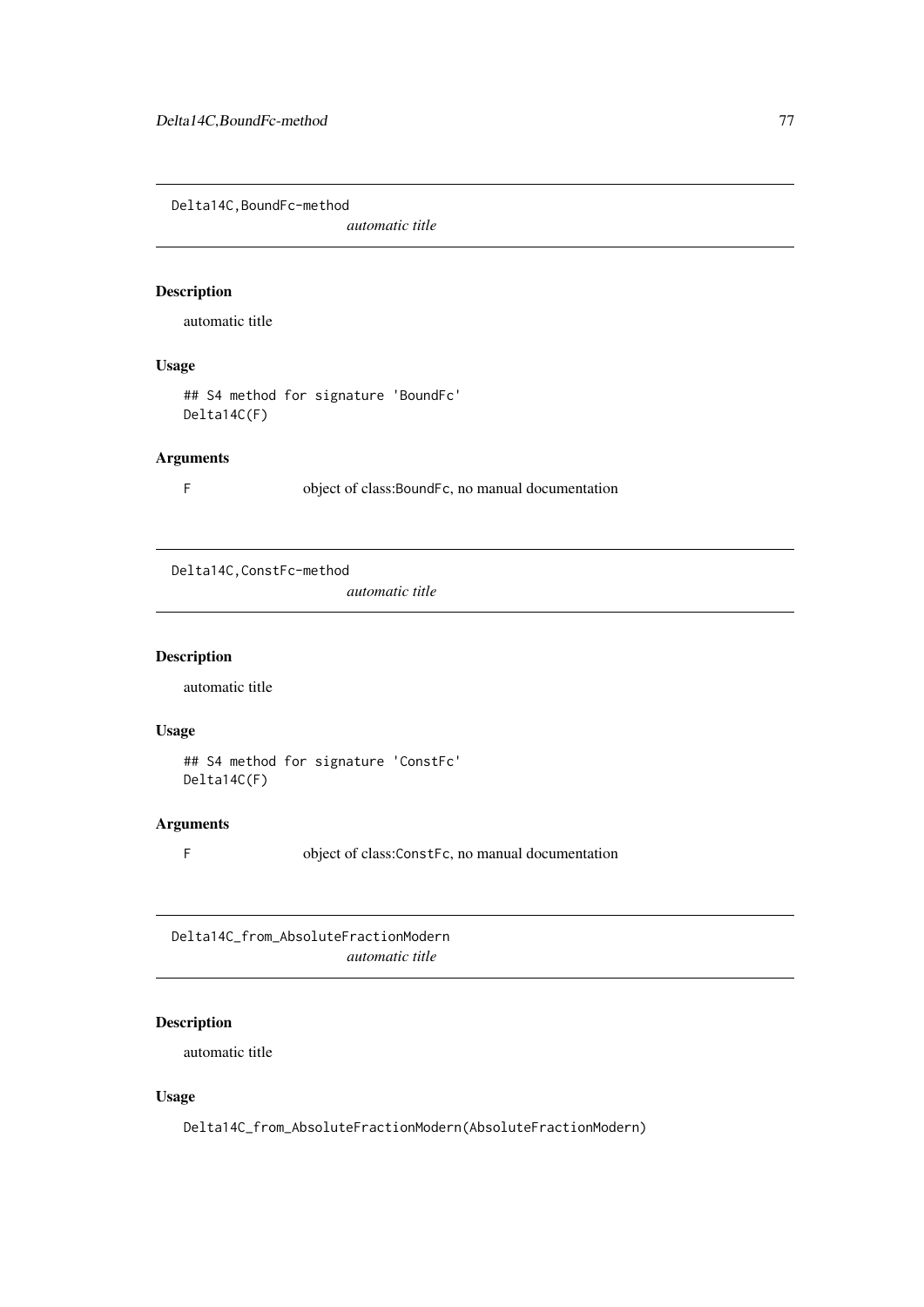## Delta14C,BoundFc-method

*automatic title*

### Description

automatic title

### Usage

```
## S4 method for signature 'BoundFc'
Delta14C(F)
```

### Arguments

F object of class:BoundFc, no manual documentation

## Delta14C,ConstFc-method

*automatic title*

### Description

automatic title

### Usage

```
## S4 method for signature 'ConstFc'
Delta14C(F)
```

### Arguments

F object of class:ConstFc, no manual documentation

## Delta14C_from_AbsoluteFractionModern

*automatic title*

### Description

automatic title

### Usage

```
Delta14C_from_AbsoluteFractionModern(AbsoluteFractionModern)
```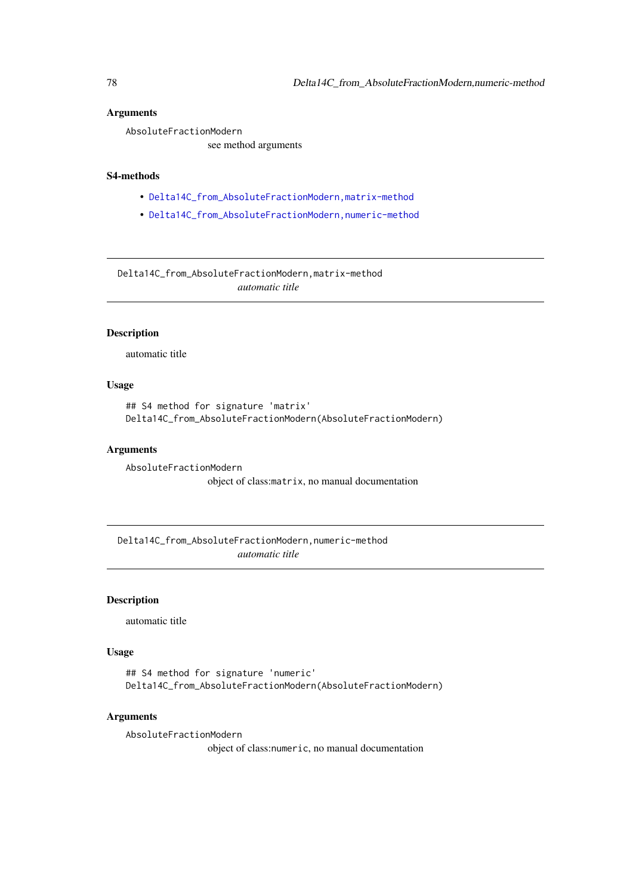### Arguments

`AbsoluteFractionModern`
: see method arguments

### S4-methods

- `Delta14C_from_AbsoluteFractionModern,matrix-method`
- `Delta14C_from_AbsoluteFractionModern,numeric-method`

---

## `Delta14C_from_AbsoluteFractionModern,matrix-method`

*automatic title*

---

### Description

automatic title

### Usage

```
## S4 method for signature 'matrix'
Delta14C_from_AbsoluteFractionModern(AbsoluteFractionModern)
```

### Arguments

`AbsoluteFractionModern`
: object of class:`matrix`, no manual documentation

---

## `Delta14C_from_AbsoluteFractionModern,numeric-method`

*automatic title*

---

### Description

automatic title

### Usage

```
## S4 method for signature 'numeric'
Delta14C_from_AbsoluteFractionModern(AbsoluteFractionModern)
```

### Arguments

`AbsoluteFractionModern`
: object of class:`numeric`, no manual documentation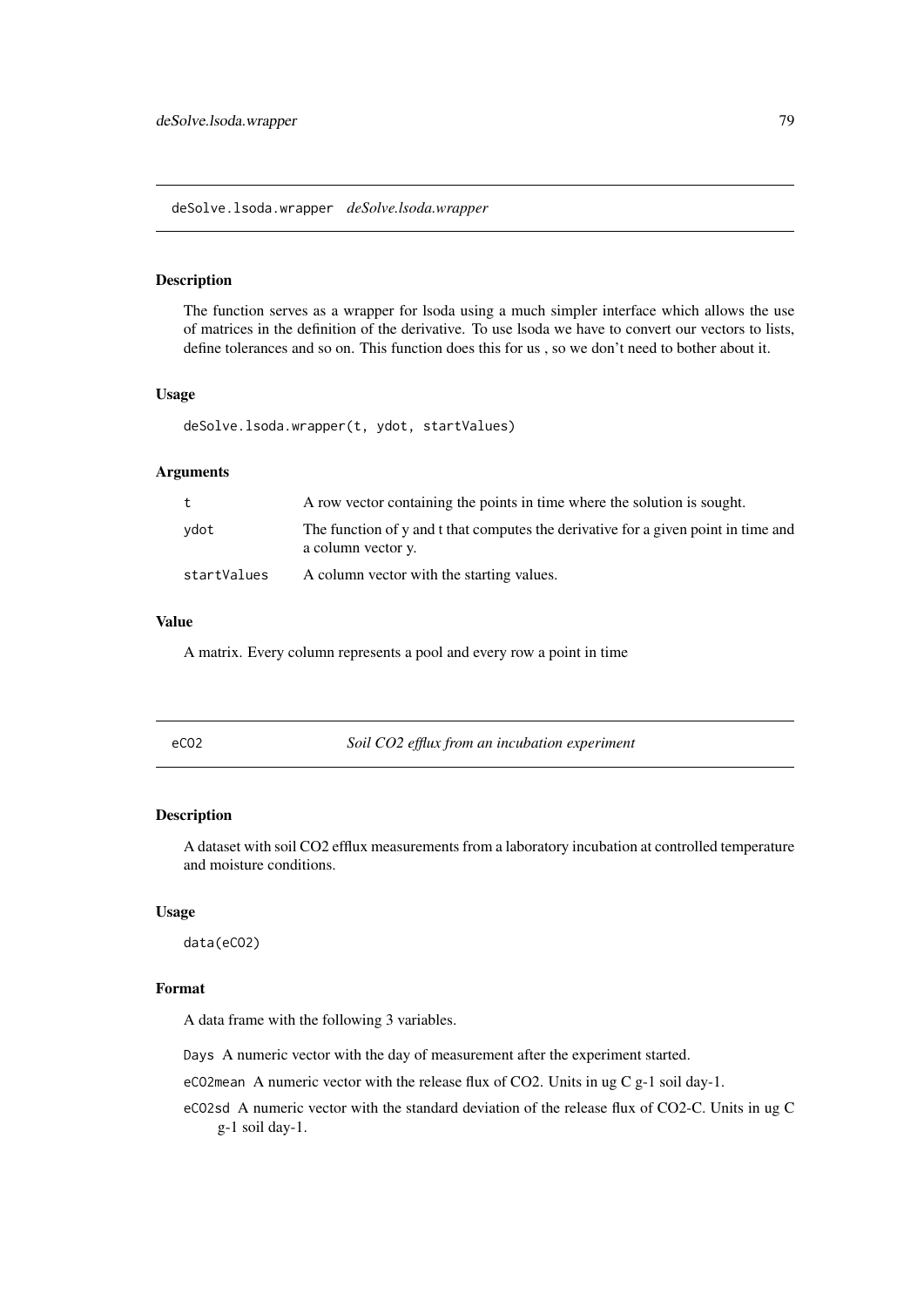## deSolve.lsoda.wrapper *deSolve.lsoda.wrapper*

### Description

The function serves as a wrapper for lsoda using a much simpler interface which allows the use of matrices in the definition of the derivative. To use lsoda we have to convert our vectors to lists, define tolerances and so on. This function does this for us , so we don't need to bother about it.

### Usage

```
deSolve.lsoda.wrapper(t, ydot, startValues)
```

### Arguments

| | |
|---|---|
| t | A row vector containing the points in time where the solution is sought. |
| ydot | The function of y and t that computes the derivative for a given point in time and a column vector y. |
| startValues | A column vector with the starting values. |

### Value

A matrix. Every column represents a pool and every row a point in time

## eCO2 *Soil CO2 efflux from an incubation experiment*

### Description

A dataset with soil CO2 efflux measurements from a laboratory incubation at controlled temperature and moisture conditions.

### Usage

```
data(eCO2)
```

### Format

A data frame with the following 3 variables.

- `Days` A numeric vector with the day of measurement after the experiment started.
- `eCO2mean` A numeric vector with the release flux of CO2. Units in ug C g-1 soil day-1.
- `eCO2sd` A numeric vector with the standard deviation of the release flux of CO2-C. Units in ug C g-1 soil day-1.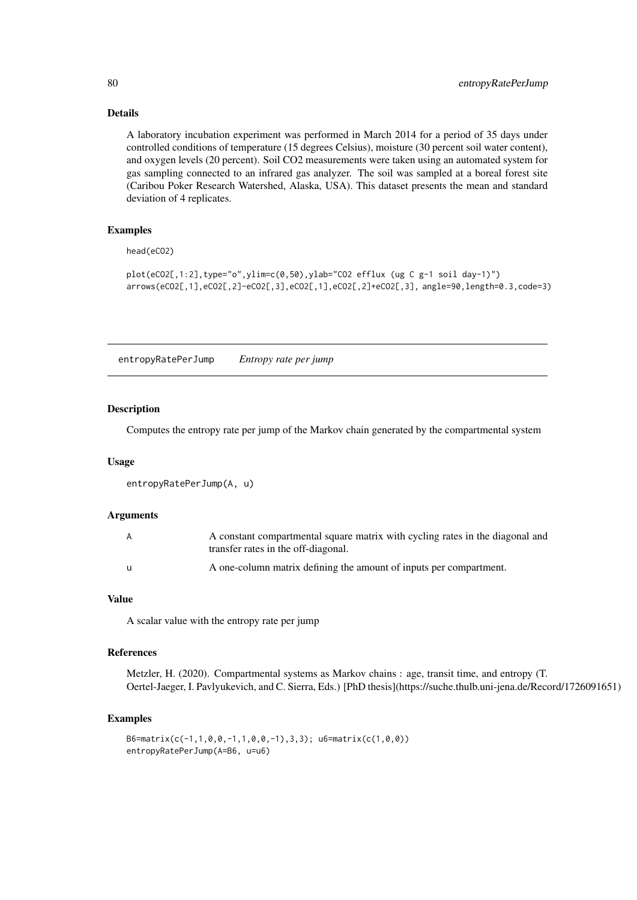### Details

A laboratory incubation experiment was performed in March 2014 for a period of 35 days under controlled conditions of temperature (15 degrees Celsius), moisture (30 percent soil water content), and oxygen levels (20 percent). Soil CO2 measurements were taken using an automated system for gas sampling connected to an infrared gas analyzer. The soil was sampled at a boreal forest site (Caribou Poker Research Watershed, Alaska, USA). This dataset presents the mean and standard deviation of 4 replicates.

### Examples

```
head(eCO2)

plot(eCO2[,1:2],type="o",ylim=c(0,50),ylab="CO2 efflux (ug C g-1 soil day-1)")
arrows(eCO2[,1],eCO2[,2]-eCO2[,3],eCO2[,1],eCO2[,2]+eCO2[,3], angle=90,length=0.3,code=3)
```

---

## entropyRatePerJump *Entropy rate per jump*

### Description

Computes the entropy rate per jump of the Markov chain generated by the compartmental system

### Usage

```
entropyRatePerJump(A, u)
```

### Arguments

| | |
|---|---|
| A | A constant compartmental square matrix with cycling rates in the diagonal and transfer rates in the off-diagonal. |
| u | A one-column matrix defining the amount of inputs per compartment. |

### Value

A scalar value with the entropy rate per jump

### References

Metzler, H. (2020). Compartmental systems as Markov chains : age, transit time, and entropy (T. Oertel-Jaeger, I. Pavlyukevich, and C. Sierra, Eds.) [PhD thesis](https://suche.thulb.uni-jena.de/Record/1726091651)

### Examples

```
B6=matrix(c(-1,1,0,0,-1,1,0,0,-1),3,3); u6=matrix(c(1,0,0))
entropyRatePerJump(A=B6, u=u6)
```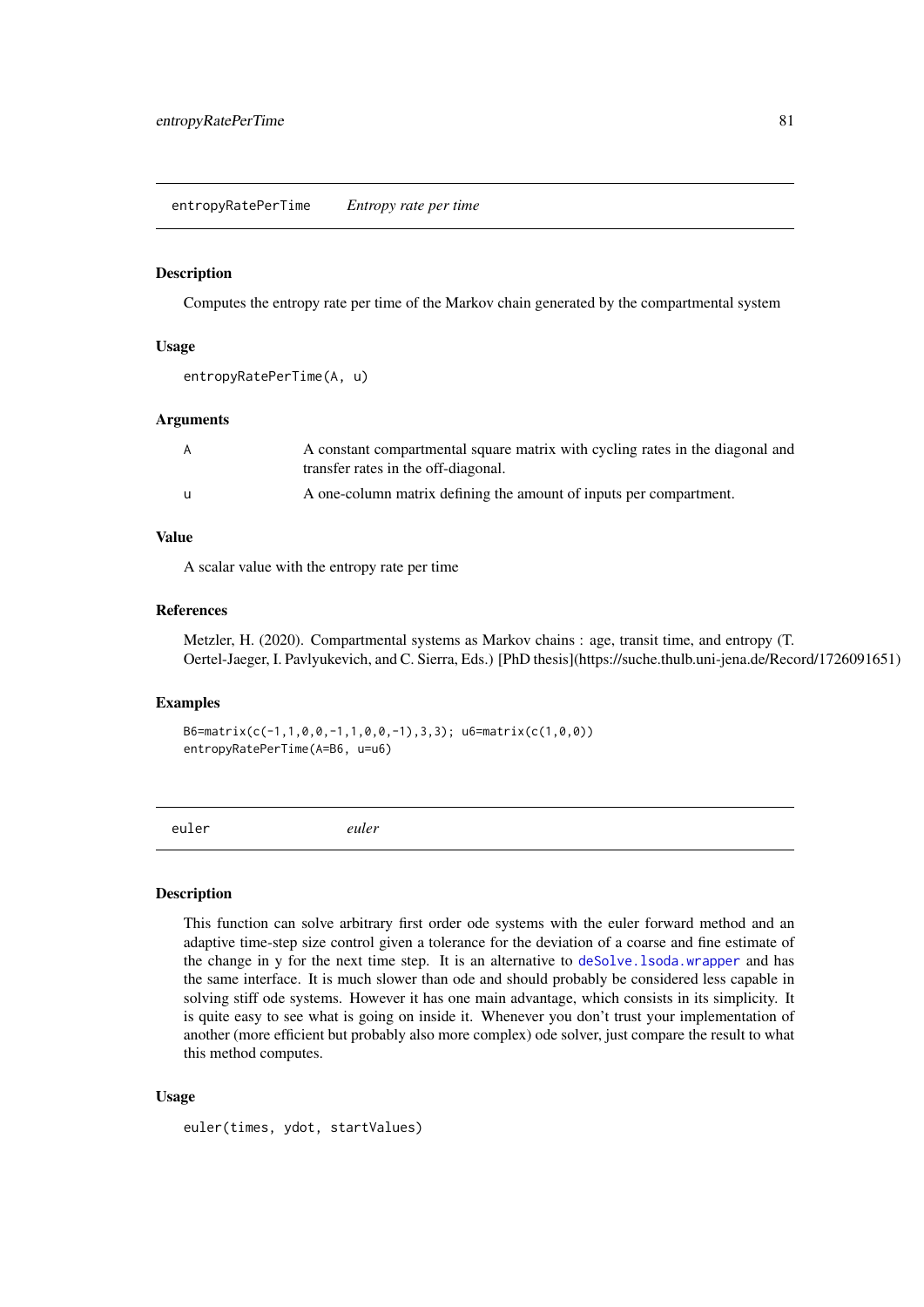## entropyRatePerTime *Entropy rate per time*

### Description

Computes the entropy rate per time of the Markov chain generated by the compartmental system

### Usage

```
entropyRatePerTime(A, u)
```

### Arguments

| | |
|---|---|
| A | A constant compartmental square matrix with cycling rates in the diagonal and transfer rates in the off-diagonal. |
| u | A one-column matrix defining the amount of inputs per compartment. |

### Value

A scalar value with the entropy rate per time

### References

Metzler, H. (2020). Compartmental systems as Markov chains : age, transit time, and entropy (T. Oertel-Jaeger, I. Pavlyukevich, and C. Sierra, Eds.) [PhD thesis](https://suche.thulb.uni-jena.de/Record/1726091651)

### Examples

```
B6=matrix(c(-1,1,0,0,-1,1,0,0,-1),3,3); u6=matrix(c(1,0,0))
entropyRatePerTime(A=B6, u=u6)
```

## euler *euler*

### Description

This function can solve arbitrary first order ode systems with the euler forward method and an adaptive time-step size control given a tolerance for the deviation of a coarse and fine estimate of the change in y for the next time step. It is an alternative to deSolve.lsoda.wrapper and has the same interface. It is much slower than ode and should probably be considered less capable in solving stiff ode systems. However it has one main advantage, which consists in its simplicity. It is quite easy to see what is going on inside it. Whenever you don't trust your implementation of another (more efficient but probably also more complex) ode solver, just compare the result to what this method computes.

### Usage

```
euler(times, ydot, startValues)
```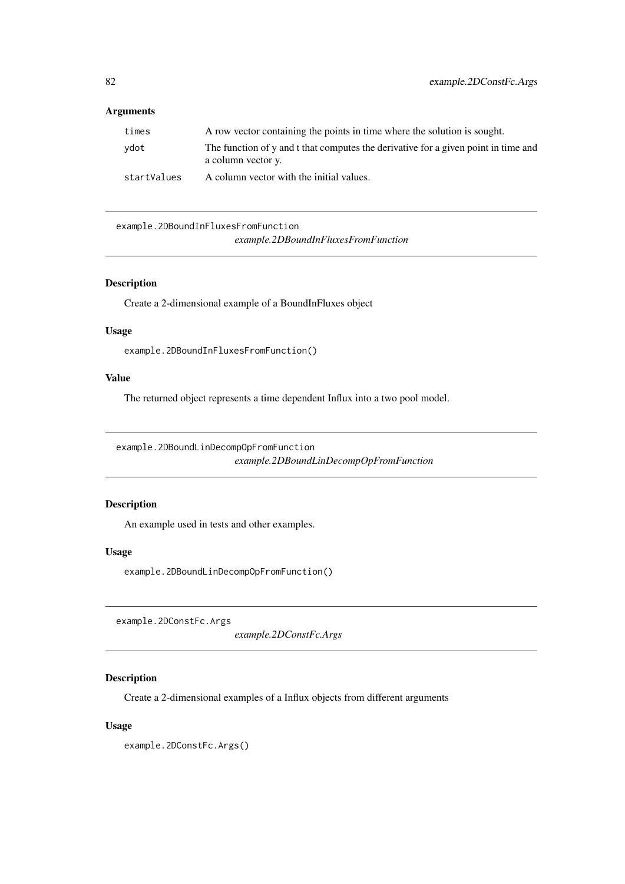### Arguments

| | |
|---|---|
| times | A row vector containing the points in time where the solution is sought. |
| ydot | The function of y and t that computes the derivative for a given point in time and a column vector y. |
| startValues | A column vector with the initial values. |

---

## example.2DBoundInFluxesFromFunction

*example.2DBoundInFluxesFromFunction*

---

### Description

Create a 2-dimensional example of a BoundInFluxes object

### Usage

```
example.2DBoundInFluxesFromFunction()
```

### Value

The returned object represents a time dependent Influx into a two pool model.

---

## example.2DBoundLinDecompOpFromFunction

*example.2DBoundLinDecompOpFromFunction*

---

### Description

An example used in tests and other examples.

### Usage

```
example.2DBoundLinDecompOpFromFunction()
```

---

## example.2DConstFc.Args

*example.2DConstFc.Args*

---

### Description

Create a 2-dimensional examples of a Influx objects from different arguments

### Usage

```
example.2DConstFc.Args()
```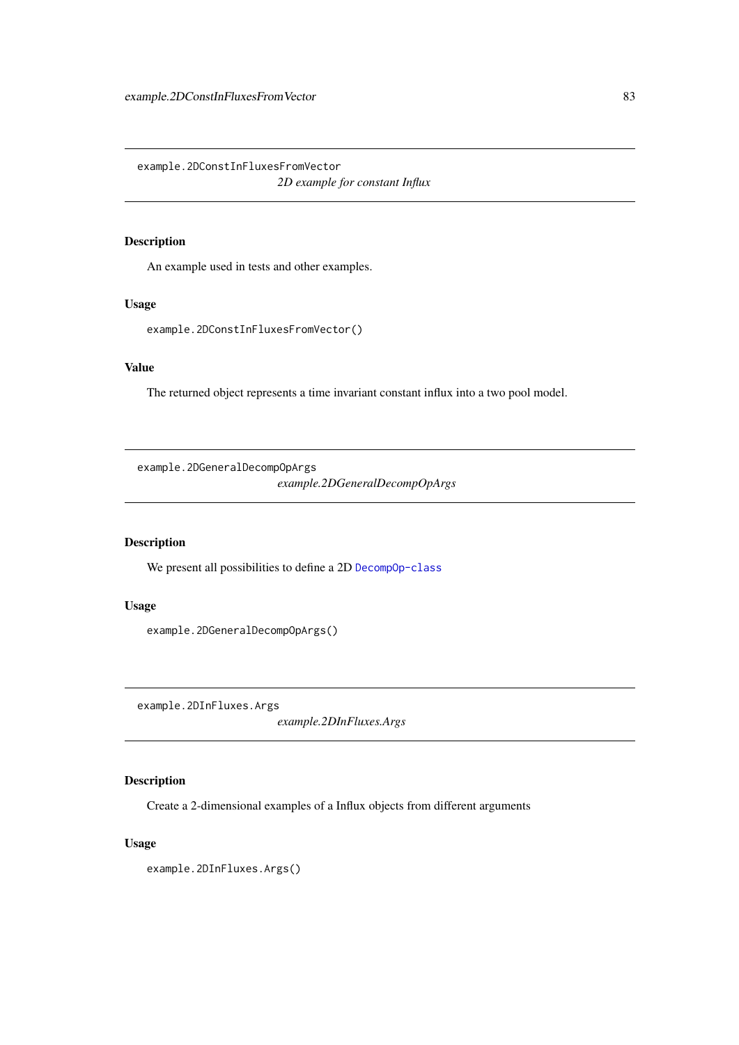## example.2DConstInFluxesFromVector

*2D example for constant Influx*

### Description

An example used in tests and other examples.

### Usage

```
example.2DConstInFluxesFromVector()
```

### Value

The returned object represents a time invariant constant influx into a two pool model.

## example.2DGeneralDecompOpArgs

*example.2DGeneralDecompOpArgs*

### Description

We present all possibilities to define a 2D `DecompOp-class`

### Usage

```
example.2DGeneralDecompOpArgs()
```

## example.2DInFluxes.Args

*example.2DInFluxes.Args*

### Description

Create a 2-dimensional examples of a Influx objects from different arguments

### Usage

```
example.2DInFluxes.Args()
```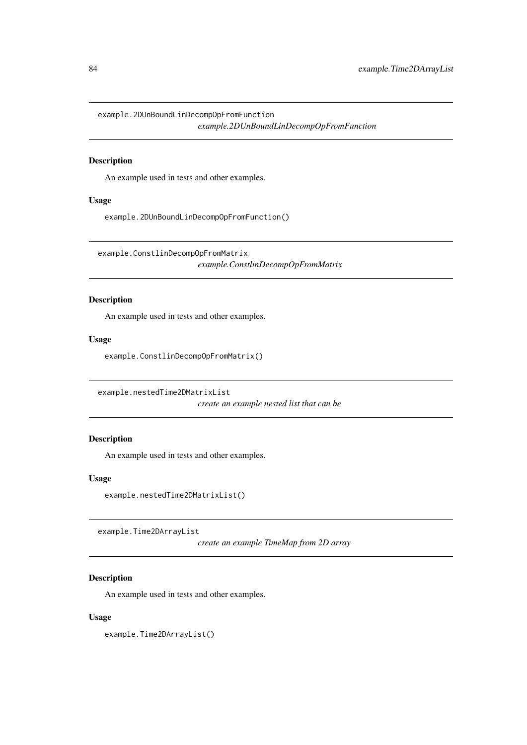## example.2DUnBoundLinDecompOpFromFunction

*example.2DUnBoundLinDecompOpFromFunction*

### Description

An example used in tests and other examples.

### Usage

```
example.2DUnBoundLinDecompOpFromFunction()
```

## example.ConstlinDecompOpFromMatrix

*example.ConstlinDecompOpFromMatrix*

### Description

An example used in tests and other examples.

### Usage

```
example.ConstlinDecompOpFromMatrix()
```

## example.nestedTime2DMatrixList

*create an example nested list that can be*

### Description

An example used in tests and other examples.

### Usage

```
example.nestedTime2DMatrixList()
```

## example.Time2DArrayList

*create an example TimeMap from 2D array*

### Description

An example used in tests and other examples.

### Usage

```
example.Time2DArrayList()
```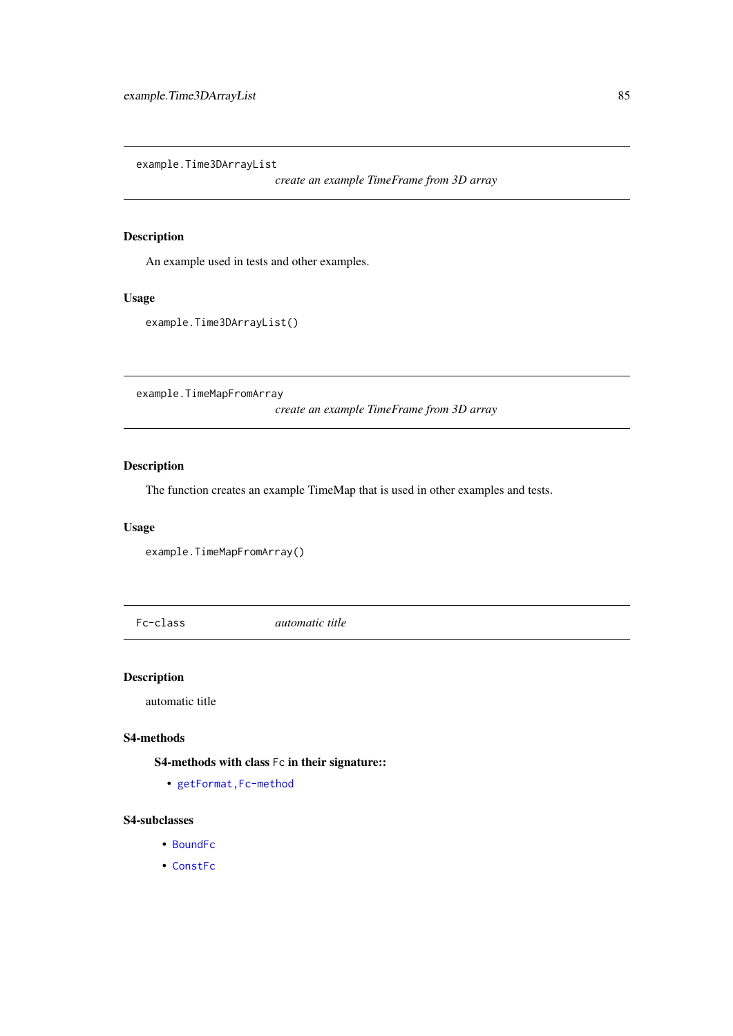## example.Time3DArrayList    *create an example TimeFrame from 3D array*

### Description

An example used in tests and other examples.

### Usage

```
example.Time3DArrayList()
```

## example.TimeMapFromArray    *create an example TimeFrame from 3D array*

### Description

The function creates an example TimeMap that is used in other examples and tests.

### Usage

```
example.TimeMapFromArray()
```

## Fc-class    *automatic title*

### Description

automatic title

### S4-methods

**S4-methods with class `Fc` in their signature::**

- `getFormat,Fc-method`

### S4-subclasses

- `BoundFc`
- `ConstFc`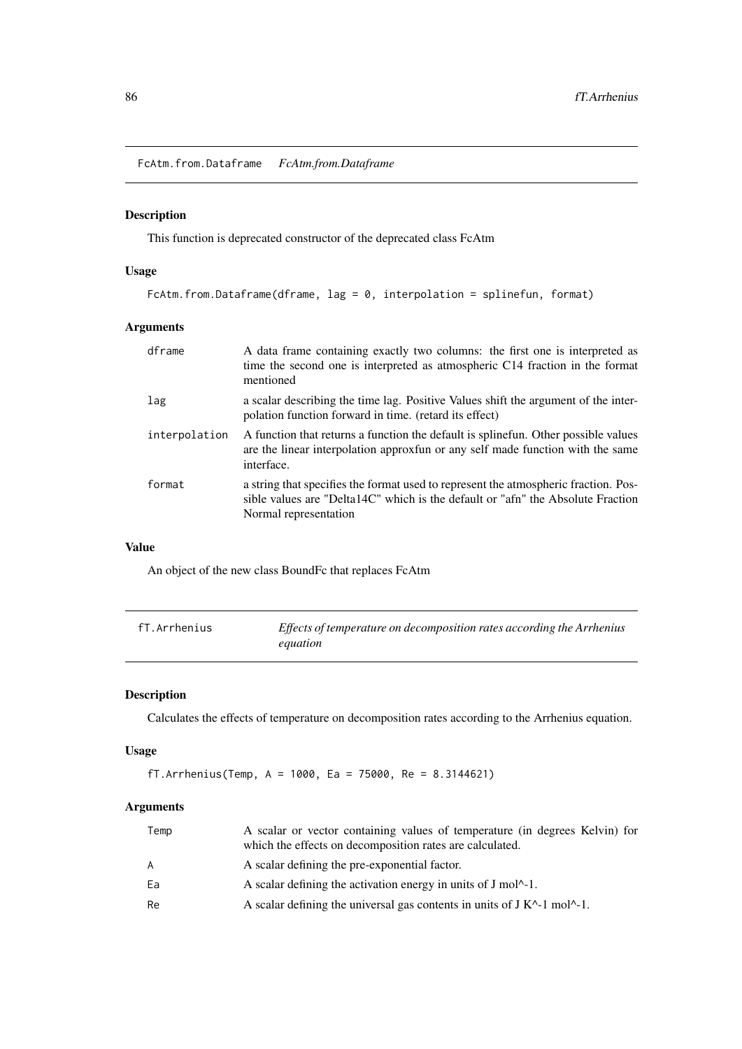## FcAtm.from.Dataframe *FcAtm.from.Dataframe*

### Description

This function is deprecated constructor of the deprecated class FcAtm

### Usage

```
FcAtm.from.Dataframe(dframe, lag = 0, interpolation = splinefun, format)
```

### Arguments

| | |
|---|---|
| dframe | A data frame containing exactly two columns: the first one is interpreted as time the second one is interpreted as atmospheric C14 fraction in the format mentioned |
| lag | a scalar describing the time lag. Positive Values shift the argument of the interpolation function forward in time. (retard its effect) |
| interpolation | A function that returns a function the default is splinefun. Other possible values are the linear interpolation approxfun or any self made function with the same interface. |
| format | a string that specifies the format used to represent the atmospheric fraction. Possible values are "Delta14C" which is the default or "afn" the Absolute Fraction Normal representation |

### Value

An object of the new class BoundFc that replaces FcAtm

## fT.Arrhenius *Effects of temperature on decomposition rates according the Arrhenius equation*

### Description

Calculates the effects of temperature on decomposition rates according to the Arrhenius equation.

### Usage

```
fT.Arrhenius(Temp, A = 1000, Ea = 75000, Re = 8.3144621)
```

### Arguments

| | |
|---|---|
| Temp | A scalar or vector containing values of temperature (in degrees Kelvin) for which the effects on decomposition rates are calculated. |
| A | A scalar defining the pre-exponential factor. |
| Ea | A scalar defining the activation energy in units of J mol^-1. |
| Re | A scalar defining the universal gas contents in units of J K^-1 mol^-1. |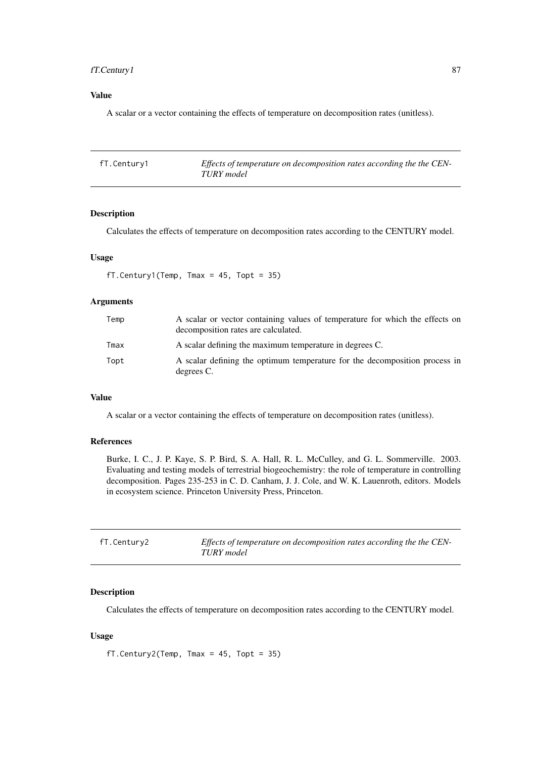### Value

A scalar or a vector containing the effects of temperature on decomposition rates (unitless).

---

## fT.Century1 — *Effects of temperature on decomposition rates according the the CENTURY model*

---

### Description

Calculates the effects of temperature on decomposition rates according to the CENTURY model.

### Usage

```
fT.Century1(Temp, Tmax = 45, Topt = 35)
```

### Arguments

| | |
|---|---|
| `Temp` | A scalar or vector containing values of temperature for which the effects on decomposition rates are calculated. |
| `Tmax` | A scalar defining the maximum temperature in degrees C. |
| `Topt` | A scalar defining the optimum temperature for the decomposition process in degrees C. |

### Value

A scalar or a vector containing the effects of temperature on decomposition rates (unitless).

### References

Burke, I. C., J. P. Kaye, S. P. Bird, S. A. Hall, R. L. McCulley, and G. L. Sommerville. 2003. Evaluating and testing models of terrestrial biogeochemistry: the role of temperature in controlling decomposition. Pages 235-253 in C. D. Canham, J. J. Cole, and W. K. Lauenroth, editors. Models in ecosystem science. Princeton University Press, Princeton.

---

## fT.Century2 — *Effects of temperature on decomposition rates according the the CENTURY model*

---

### Description

Calculates the effects of temperature on decomposition rates according to the CENTURY model.

### Usage

```
fT.Century2(Temp, Tmax = 45, Topt = 35)
```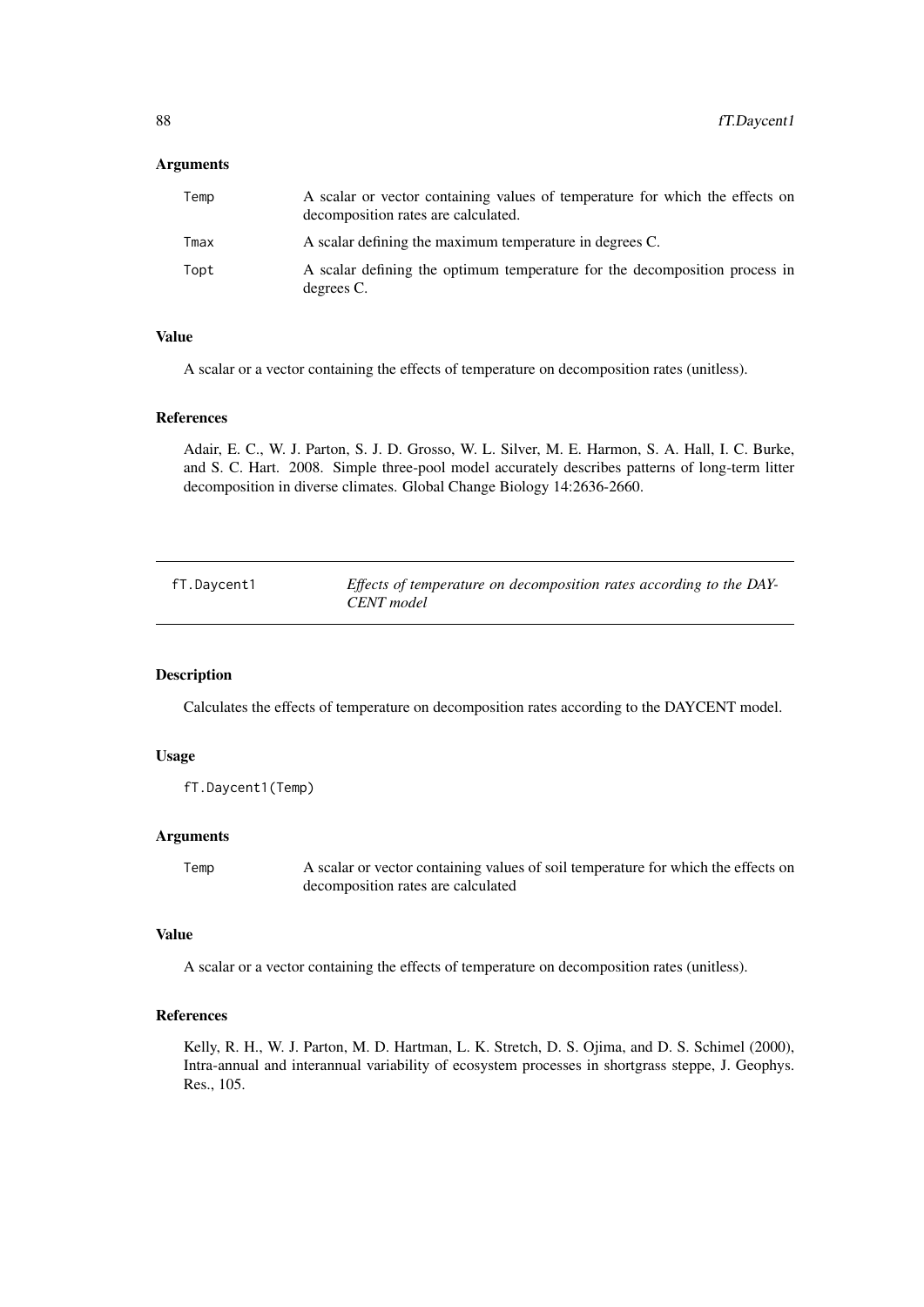### Arguments

| | |
|---|---|
| Temp | A scalar or vector containing values of temperature for which the effects on decomposition rates are calculated. |
| Tmax | A scalar defining the maximum temperature in degrees C. |
| Topt | A scalar defining the optimum temperature for the decomposition process in degrees C. |

### Value

A scalar or a vector containing the effects of temperature on decomposition rates (unitless).

### References

Adair, E. C., W. J. Parton, S. J. D. Grosso, W. L. Silver, M. E. Harmon, S. A. Hall, I. C. Burke, and S. C. Hart. 2008. Simple three-pool model accurately describes patterns of long-term litter decomposition in diverse climates. Global Change Biology 14:2636-2660.

---

## fT.Daycent1 — *Effects of temperature on decomposition rates according to the DAYCENT model*

### Description

Calculates the effects of temperature on decomposition rates according to the DAYCENT model.

### Usage

```
fT.Daycent1(Temp)
```

### Arguments

| | |
|---|---|
| Temp | A scalar or vector containing values of soil temperature for which the effects on decomposition rates are calculated |

### Value

A scalar or a vector containing the effects of temperature on decomposition rates (unitless).

### References

Kelly, R. H., W. J. Parton, M. D. Hartman, L. K. Stretch, D. S. Ojima, and D. S. Schimel (2000), Intra-annual and interannual variability of ecosystem processes in shortgrass steppe, J. Geophys. Res., 105.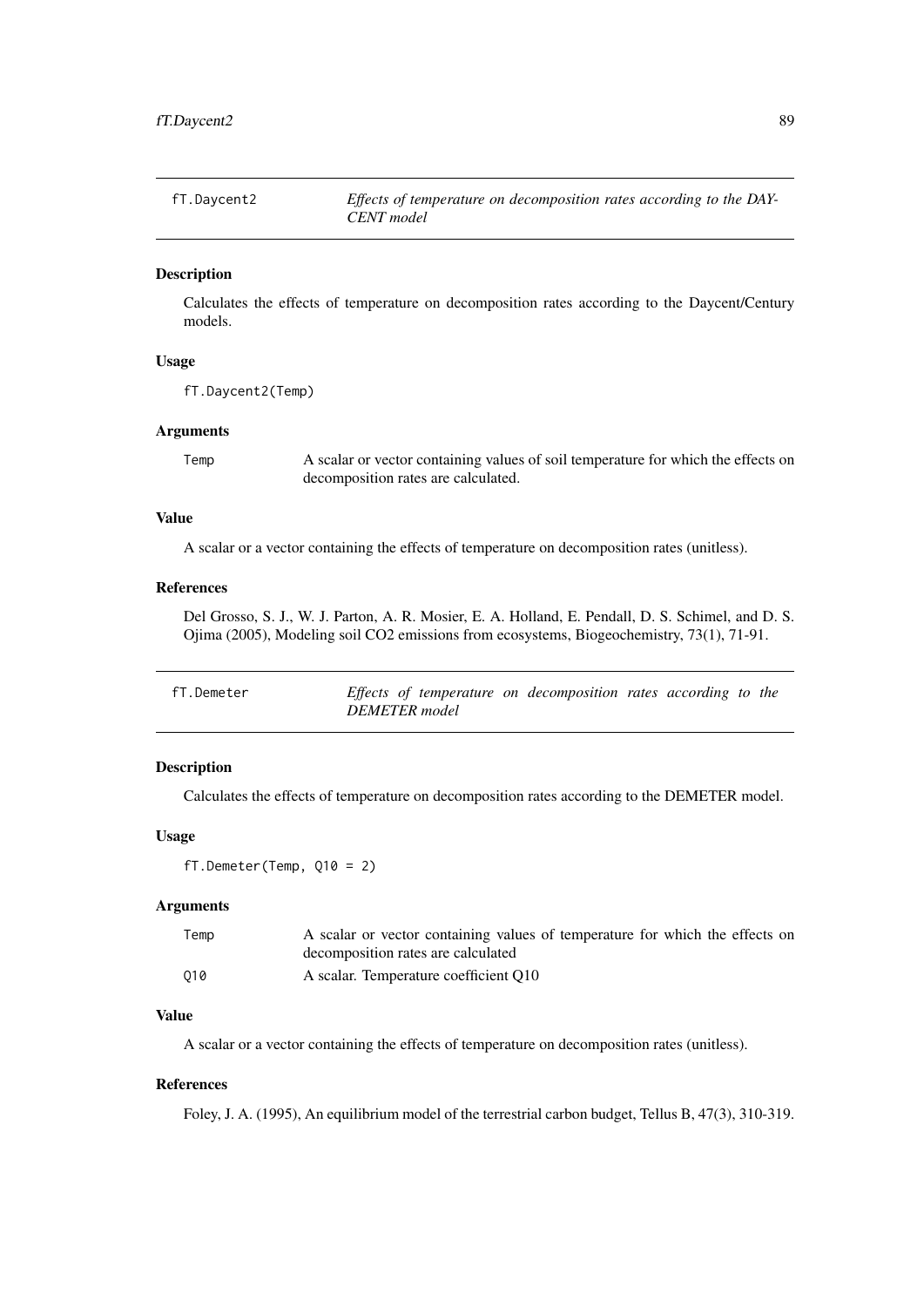## fT.Daycent2 — *Effects of temperature on decomposition rates according to the DAYCENT model*

### Description

Calculates the effects of temperature on decomposition rates according to the Daycent/Century models.

### Usage

```
fT.Daycent2(Temp)
```

### Arguments

| | |
|---|---|
| `Temp` | A scalar or vector containing values of soil temperature for which the effects on decomposition rates are calculated. |

### Value

A scalar or a vector containing the effects of temperature on decomposition rates (unitless).

### References

Del Grosso, S. J., W. J. Parton, A. R. Mosier, E. A. Holland, E. Pendall, D. S. Schimel, and D. S. Ojima (2005), Modeling soil CO2 emissions from ecosystems, Biogeochemistry, 73(1), 71-91.

## fT.Demeter — *Effects of temperature on decomposition rates according to the DEMETER model*

### Description

Calculates the effects of temperature on decomposition rates according to the DEMETER model.

### Usage

```
fT.Demeter(Temp, Q10 = 2)
```

### Arguments

| | |
|---|---|
| `Temp` | A scalar or vector containing values of temperature for which the effects on decomposition rates are calculated |
| `Q10` | A scalar. Temperature coefficient Q10 |

### Value

A scalar or a vector containing the effects of temperature on decomposition rates (unitless).

### References

Foley, J. A. (1995), An equilibrium model of the terrestrial carbon budget, Tellus B, 47(3), 310-319.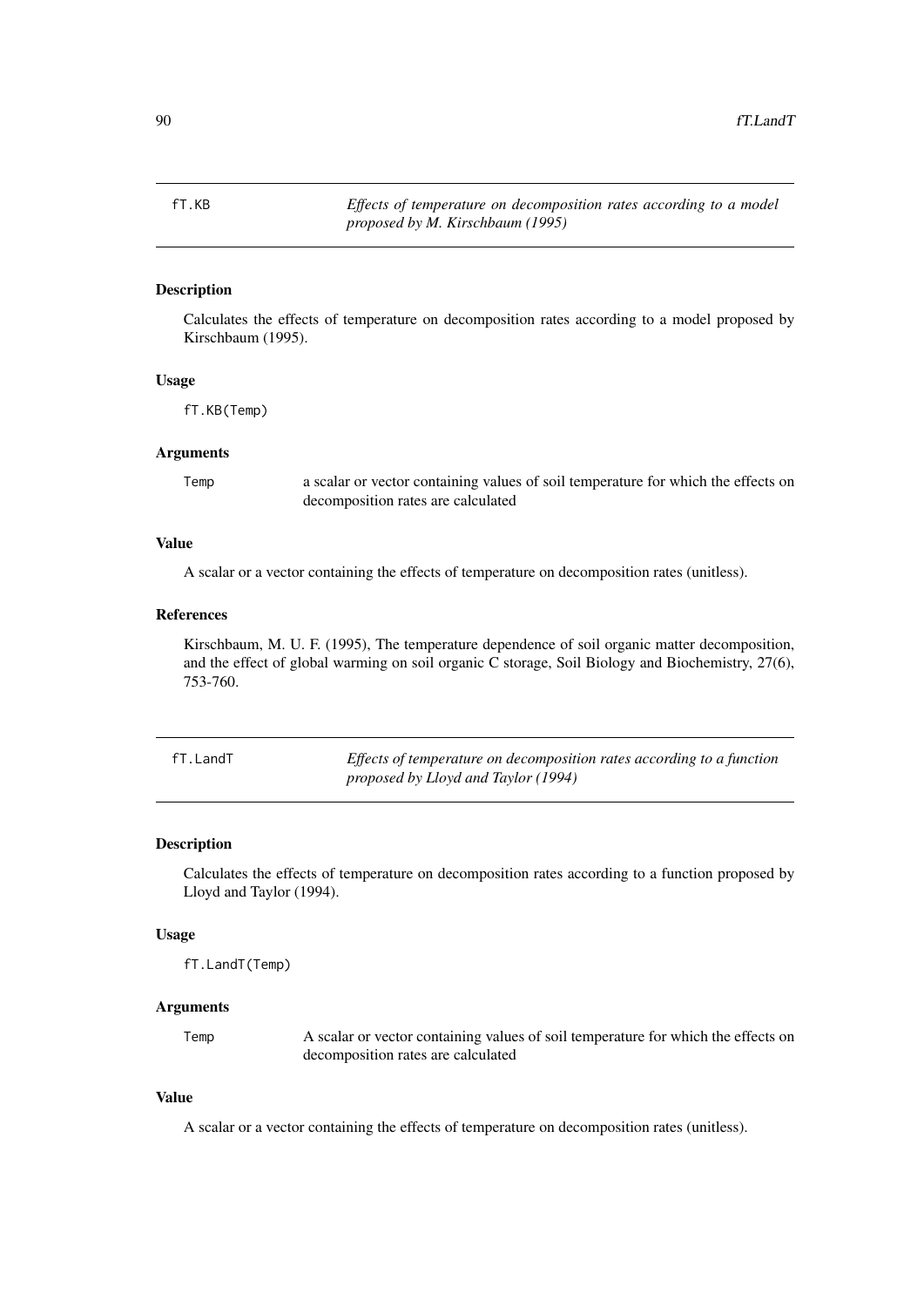## fT.KB — *Effects of temperature on decomposition rates according to a model proposed by M. Kirschbaum (1995)*

### Description

Calculates the effects of temperature on decomposition rates according to a model proposed by Kirschbaum (1995).

### Usage

```
fT.KB(Temp)
```

### Arguments

| | |
|---|---|
| `Temp` | a scalar or vector containing values of soil temperature for which the effects on decomposition rates are calculated |

### Value

A scalar or a vector containing the effects of temperature on decomposition rates (unitless).

### References

Kirschbaum, M. U. F. (1995), The temperature dependence of soil organic matter decomposition, and the effect of global warming on soil organic C storage, Soil Biology and Biochemistry, 27(6), 753-760.

## fT.LandT — *Effects of temperature on decomposition rates according to a function proposed by Lloyd and Taylor (1994)*

### Description

Calculates the effects of temperature on decomposition rates according to a function proposed by Lloyd and Taylor (1994).

### Usage

```
fT.LandT(Temp)
```

### Arguments

| | |
|---|---|
| `Temp` | A scalar or vector containing values of soil temperature for which the effects on decomposition rates are calculated |

### Value

A scalar or a vector containing the effects of temperature on decomposition rates (unitless).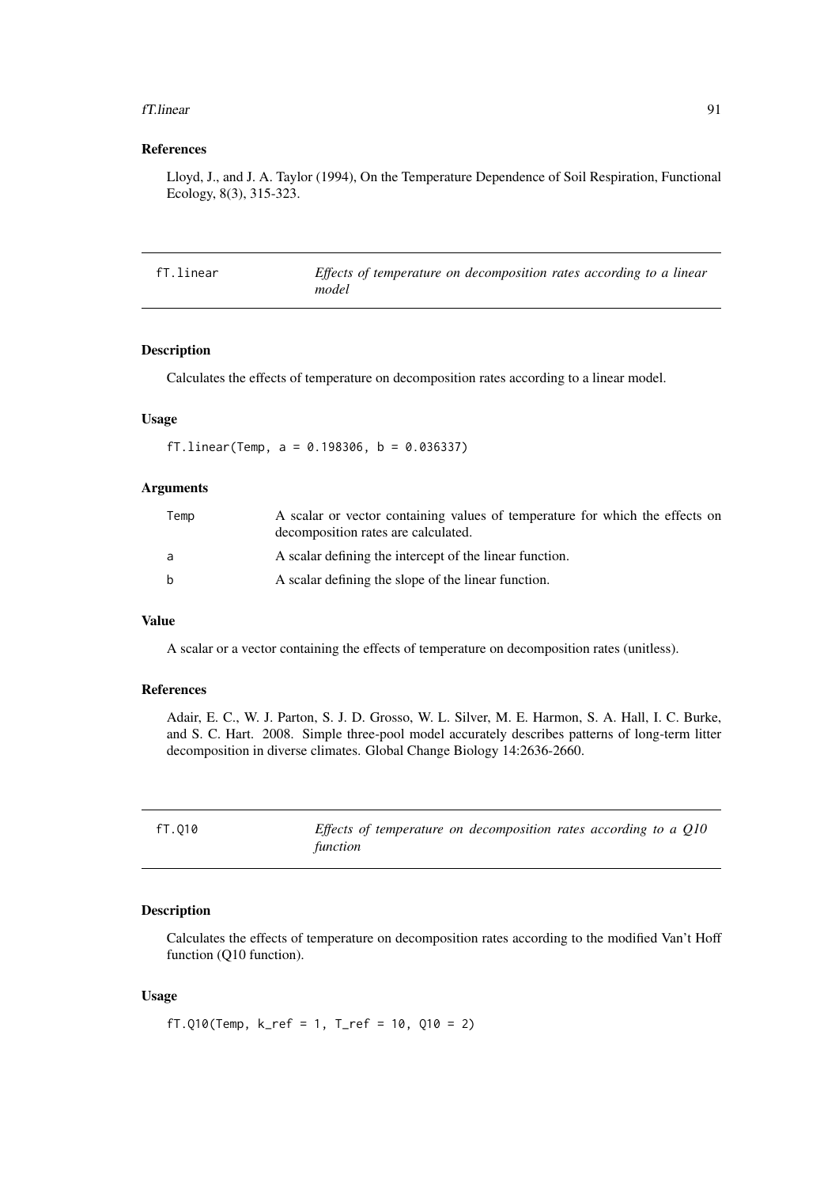### References

Lloyd, J., and J. A. Taylor (1994), On the Temperature Dependence of Soil Respiration, Functional Ecology, 8(3), 315-323.

---

## fT.linear — *Effects of temperature on decomposition rates according to a linear model*

### Description

Calculates the effects of temperature on decomposition rates according to a linear model.

### Usage

```
fT.linear(Temp, a = 0.198306, b = 0.036337)
```

### Arguments

| | |
|---|---|
| Temp | A scalar or vector containing values of temperature for which the effects on decomposition rates are calculated. |
| a | A scalar defining the intercept of the linear function. |
| b | A scalar defining the slope of the linear function. |

### Value

A scalar or a vector containing the effects of temperature on decomposition rates (unitless).

### References

Adair, E. C., W. J. Parton, S. J. D. Grosso, W. L. Silver, M. E. Harmon, S. A. Hall, I. C. Burke, and S. C. Hart. 2008. Simple three-pool model accurately describes patterns of long-term litter decomposition in diverse climates. Global Change Biology 14:2636-2660.

---

## fT.Q10 — *Effects of temperature on decomposition rates according to a Q10 function*

### Description

Calculates the effects of temperature on decomposition rates according to the modified Van't Hoff function (Q10 function).

### Usage

```
fT.Q10(Temp, k_ref = 1, T_ref = 10, Q10 = 2)
```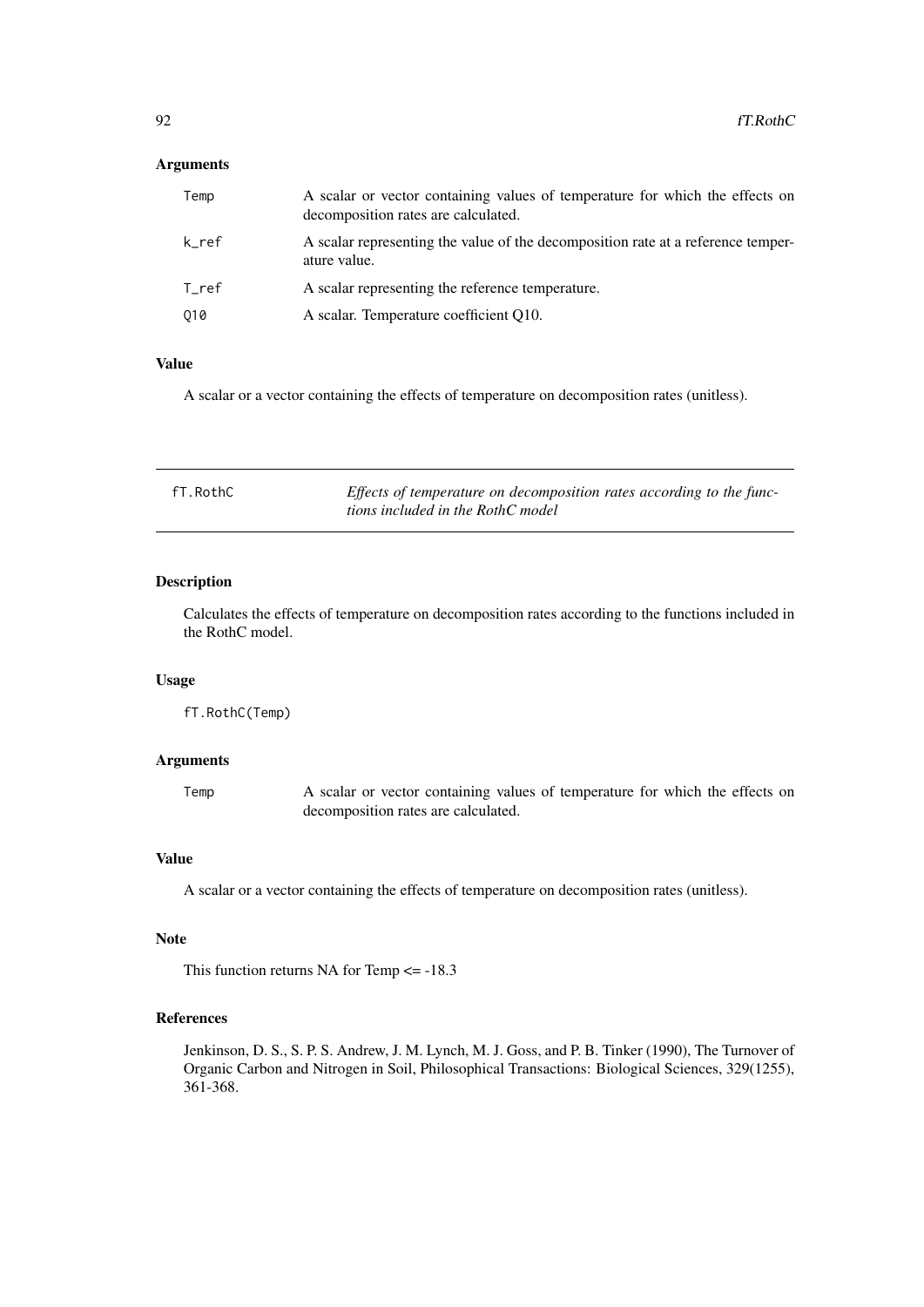## Arguments

| | |
|---|---|
| Temp | A scalar or vector containing values of temperature for which the effects on decomposition rates are calculated. |
| k_ref | A scalar representing the value of the decomposition rate at a reference temperature value. |
| T_ref | A scalar representing the reference temperature. |
| Q10 | A scalar. Temperature coefficient Q10. |

## Value

A scalar or a vector containing the effects of temperature on decomposition rates (unitless).

---

# fT.RothC — *Effects of temperature on decomposition rates according to the functions included in the RothC model*

---

## Description

Calculates the effects of temperature on decomposition rates according to the functions included in the RothC model.

## Usage

```
fT.RothC(Temp)
```

## Arguments

| | |
|---|---|
| Temp | A scalar or vector containing values of temperature for which the effects on decomposition rates are calculated. |

## Value

A scalar or a vector containing the effects of temperature on decomposition rates (unitless).

## Note

This function returns NA for Temp <= -18.3

## References

Jenkinson, D. S., S. P. S. Andrew, J. M. Lynch, M. J. Goss, and P. B. Tinker (1990), The Turnover of Organic Carbon and Nitrogen in Soil, Philosophical Transactions: Biological Sciences, 329(1255), 361-368.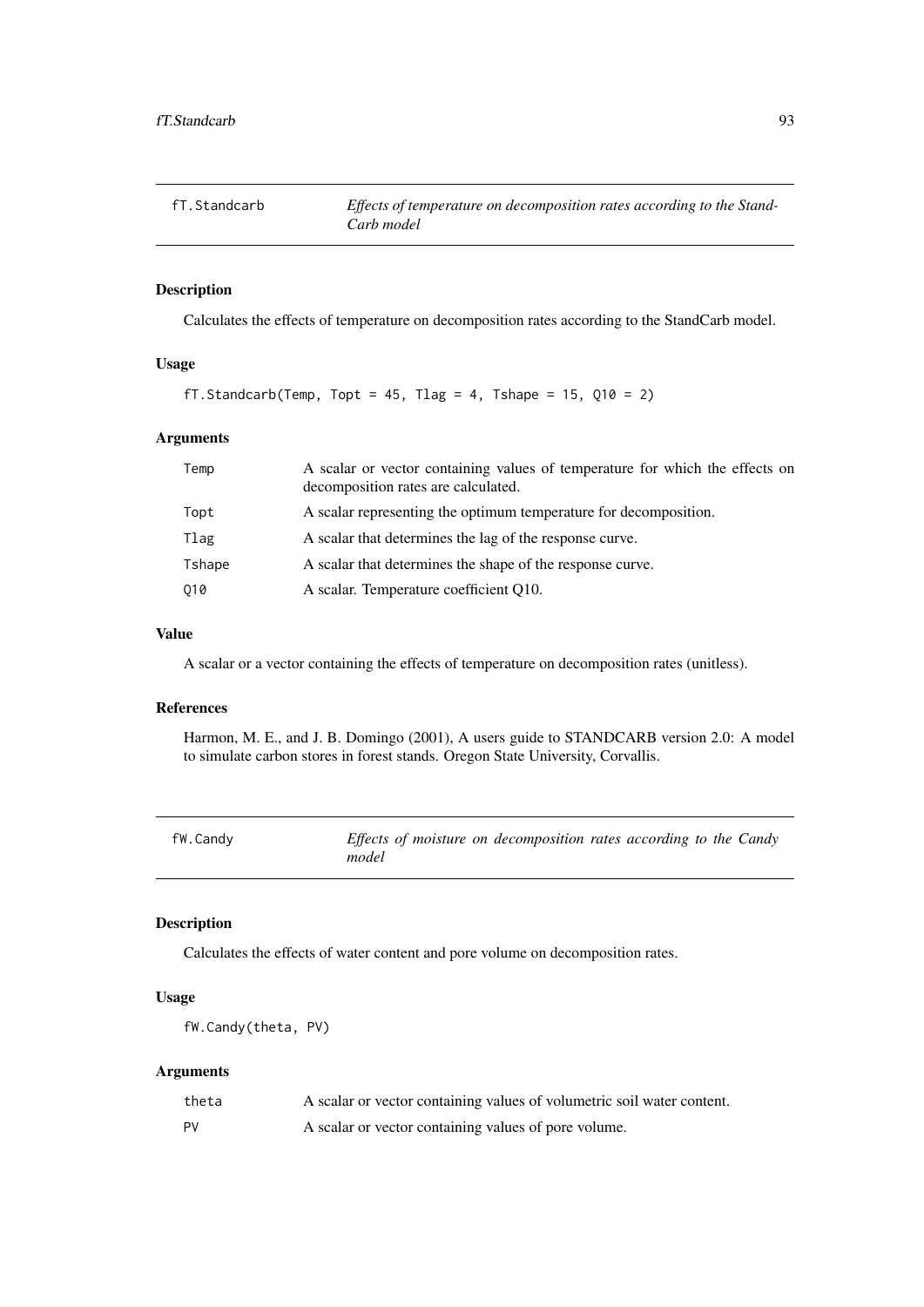## fT.Standcarb — *Effects of temperature on decomposition rates according to the StandCarb model*

### Description

Calculates the effects of temperature on decomposition rates according to the StandCarb model.

### Usage

```
fT.Standcarb(Temp, Topt = 45, Tlag = 4, Tshape = 15, Q10 = 2)
```

### Arguments

| | |
|---|---|
| Temp | A scalar or vector containing values of temperature for which the effects on decomposition rates are calculated. |
| Topt | A scalar representing the optimum temperature for decomposition. |
| Tlag | A scalar that determines the lag of the response curve. |
| Tshape | A scalar that determines the shape of the response curve. |
| Q10 | A scalar. Temperature coefficient Q10. |

### Value

A scalar or a vector containing the effects of temperature on decomposition rates (unitless).

### References

Harmon, M. E., and J. B. Domingo (2001), A users guide to STANDCARB version 2.0: A model to simulate carbon stores in forest stands. Oregon State University, Corvallis.

## fW.Candy — *Effects of moisture on decomposition rates according to the Candy model*

### Description

Calculates the effects of water content and pore volume on decomposition rates.

### Usage

```
fW.Candy(theta, PV)
```

### Arguments

| | |
|---|---|
| theta | A scalar or vector containing values of volumetric soil water content. |
| PV | A scalar or vector containing values of pore volume. |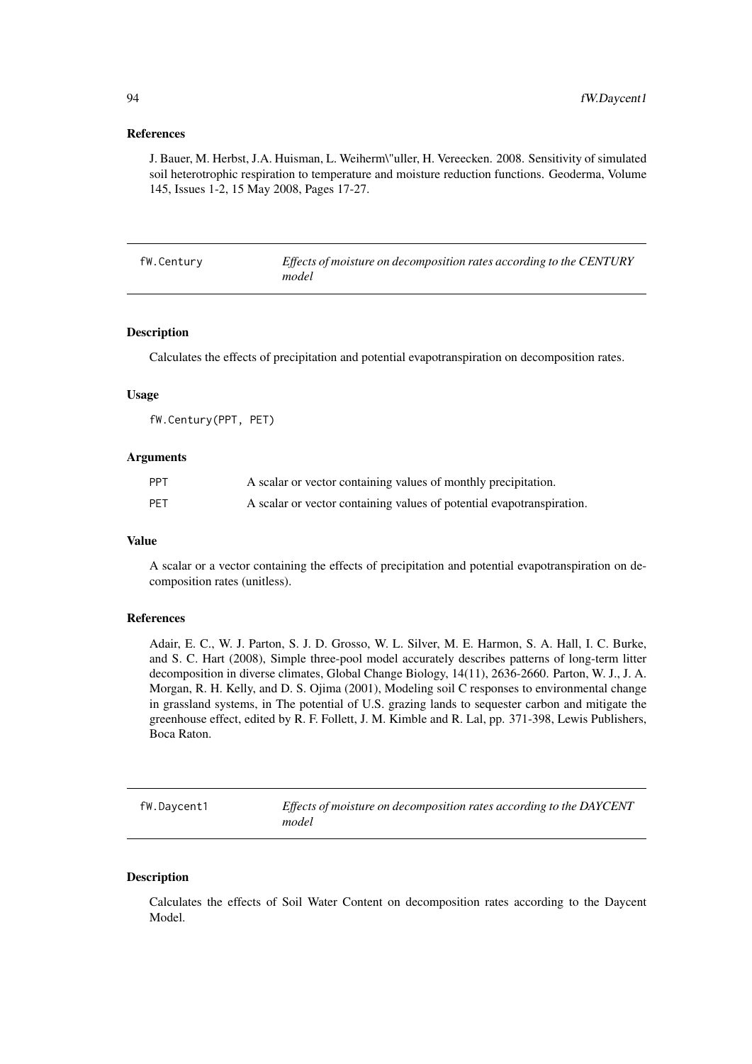### References

J. Bauer, M. Herbst, J.A. Huisman, L. Weiherm\"uller, H. Vereecken. 2008. Sensitivity of simulated soil heterotrophic respiration to temperature and moisture reduction functions. Geoderma, Volume 145, Issues 1-2, 15 May 2008, Pages 17-27.

---

## fW.Century — *Effects of moisture on decomposition rates according to the CENTURY model*

### Description

Calculates the effects of precipitation and potential evapotranspiration on decomposition rates.

### Usage

```
fW.Century(PPT, PET)
```

### Arguments

| | |
|---|---|
| PPT | A scalar or vector containing values of monthly precipitation. |
| PET | A scalar or vector containing values of potential evapotranspiration. |

### Value

A scalar or a vector containing the effects of precipitation and potential evapotranspiration on decomposition rates (unitless).

### References

Adair, E. C., W. J. Parton, S. J. D. Grosso, W. L. Silver, M. E. Harmon, S. A. Hall, I. C. Burke, and S. C. Hart (2008), Simple three-pool model accurately describes patterns of long-term litter decomposition in diverse climates, Global Change Biology, 14(11), 2636-2660. Parton, W. J., J. A. Morgan, R. H. Kelly, and D. S. Ojima (2001), Modeling soil C responses to environmental change in grassland systems, in The potential of U.S. grazing lands to sequester carbon and mitigate the greenhouse effect, edited by R. F. Follett, J. M. Kimble and R. Lal, pp. 371-398, Lewis Publishers, Boca Raton.

---

## fW.Daycent1 — *Effects of moisture on decomposition rates according to the DAYCENT model*

### Description

Calculates the effects of Soil Water Content on decomposition rates according to the Daycent Model.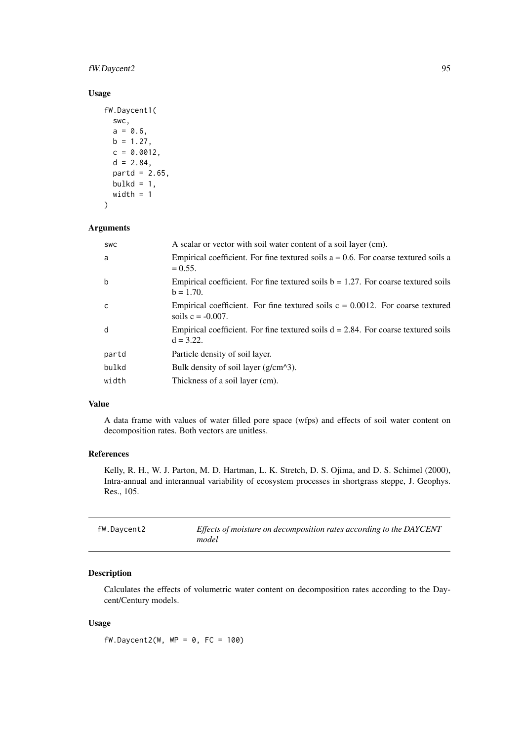## Usage

```
fW.Daycent1(
  swc,
  a = 0.6,
  b = 1.27,
  c = 0.0012,
  d = 2.84,
  partd = 2.65,
  bulkd = 1,
  width = 1
)
```

## Arguments

| | |
|---|---|
| swc | A scalar or vector with soil water content of a soil layer (cm). |
| a | Empirical coefficient. For fine textured soils a = 0.6. For coarse textured soils a = 0.55. |
| b | Empirical coefficient. For fine textured soils b = 1.27. For coarse textured soils b = 1.70. |
| c | Empirical coefficient. For fine textured soils c = 0.0012. For coarse textured soils c = -0.007. |
| d | Empirical coefficient. For fine textured soils d = 2.84. For coarse textured soils d = 3.22. |
| partd | Particle density of soil layer. |
| bulkd | Bulk density of soil layer (g/cm^3). |
| width | Thickness of a soil layer (cm). |

## Value

A data frame with values of water filled pore space (wfps) and effects of soil water content on decomposition rates. Both vectors are unitless.

## References

Kelly, R. H., W. J. Parton, M. D. Hartman, L. K. Stretch, D. S. Ojima, and D. S. Schimel (2000), Intra-annual and interannual variability of ecosystem processes in shortgrass steppe, J. Geophys. Res., 105.

---

# fW.Daycent2 — *Effects of moisture on decomposition rates according to the DAYCENT model*

## Description

Calculates the effects of volumetric water content on decomposition rates according to the Daycent/Century models.

## Usage

```
fW.Daycent2(W, WP = 0, FC = 100)
```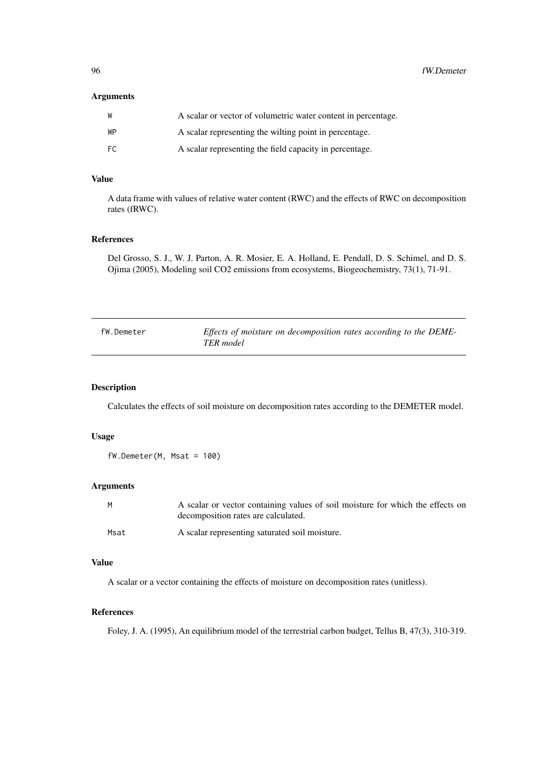## Arguments

| | |
|---|---|
| W | A scalar or vector of volumetric water content in percentage. |
| WP | A scalar representing the wilting point in percentage. |
| FC | A scalar representing the field capacity in percentage. |

## Value

A data frame with values of relative water content (RWC) and the effects of RWC on decomposition rates (fRWC).

## References

Del Grosso, S. J., W. J. Parton, A. R. Mosier, E. A. Holland, E. Pendall, D. S. Schimel, and D. S. Ojima (2005), Modeling soil CO2 emissions from ecosystems, Biogeochemistry, 73(1), 71-91.

---

# fW.Demeter — *Effects of moisture on decomposition rates according to the DEMETER model*

## Description

Calculates the effects of soil moisture on decomposition rates according to the DEMETER model.

## Usage

```
fW.Demeter(M, Msat = 100)
```

## Arguments

| | |
|---|---|
| M | A scalar or vector containing values of soil moisture for which the effects on decomposition rates are calculated. |
| Msat | A scalar representing saturated soil moisture. |

## Value

A scalar or a vector containing the effects of moisture on decomposition rates (unitless).

## References

Foley, J. A. (1995), An equilibrium model of the terrestrial carbon budget, Tellus B, 47(3), 310-319.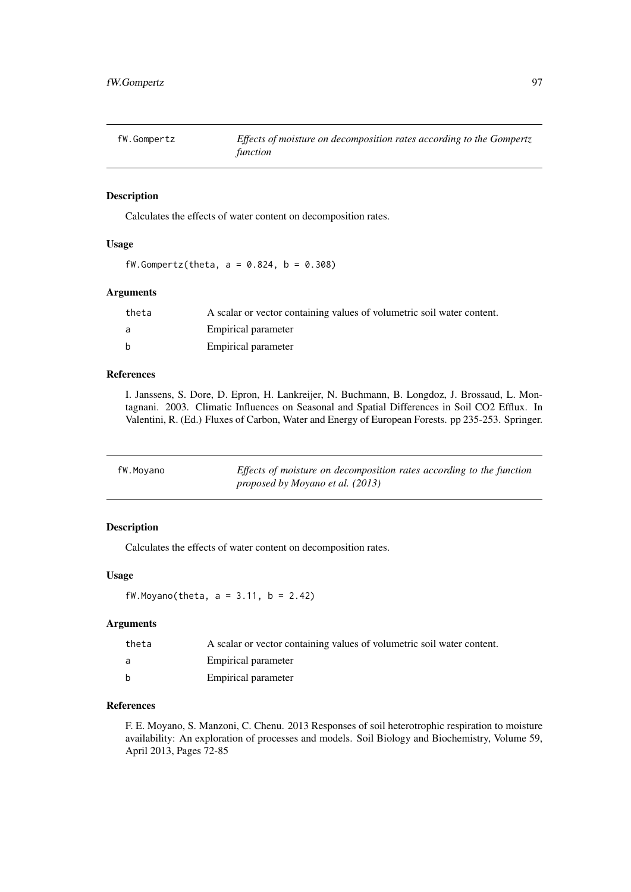## fW.Gompertz — *Effects of moisture on decomposition rates according to the Gompertz function*

### Description

Calculates the effects of water content on decomposition rates.

### Usage

```
fW.Gompertz(theta, a = 0.824, b = 0.308)
```

### Arguments

| | |
|---|---|
| theta | A scalar or vector containing values of volumetric soil water content. |
| a | Empirical parameter |
| b | Empirical parameter |

### References

I. Janssens, S. Dore, D. Epron, H. Lankreijer, N. Buchmann, B. Longdoz, J. Brossaud, L. Montagnani. 2003. Climatic Influences on Seasonal and Spatial Differences in Soil CO2 Efflux. In Valentini, R. (Ed.) Fluxes of Carbon, Water and Energy of European Forests. pp 235-253. Springer.

## fW.Moyano — *Effects of moisture on decomposition rates according to the function proposed by Moyano et al. (2013)*

### Description

Calculates the effects of water content on decomposition rates.

### Usage

```
fW.Moyano(theta, a = 3.11, b = 2.42)
```

### Arguments

| | |
|---|---|
| theta | A scalar or vector containing values of volumetric soil water content. |
| a | Empirical parameter |
| b | Empirical parameter |

### References

F. E. Moyano, S. Manzoni, C. Chenu. 2013 Responses of soil heterotrophic respiration to moisture availability: An exploration of processes and models. Soil Biology and Biochemistry, Volume 59, April 2013, Pages 72-85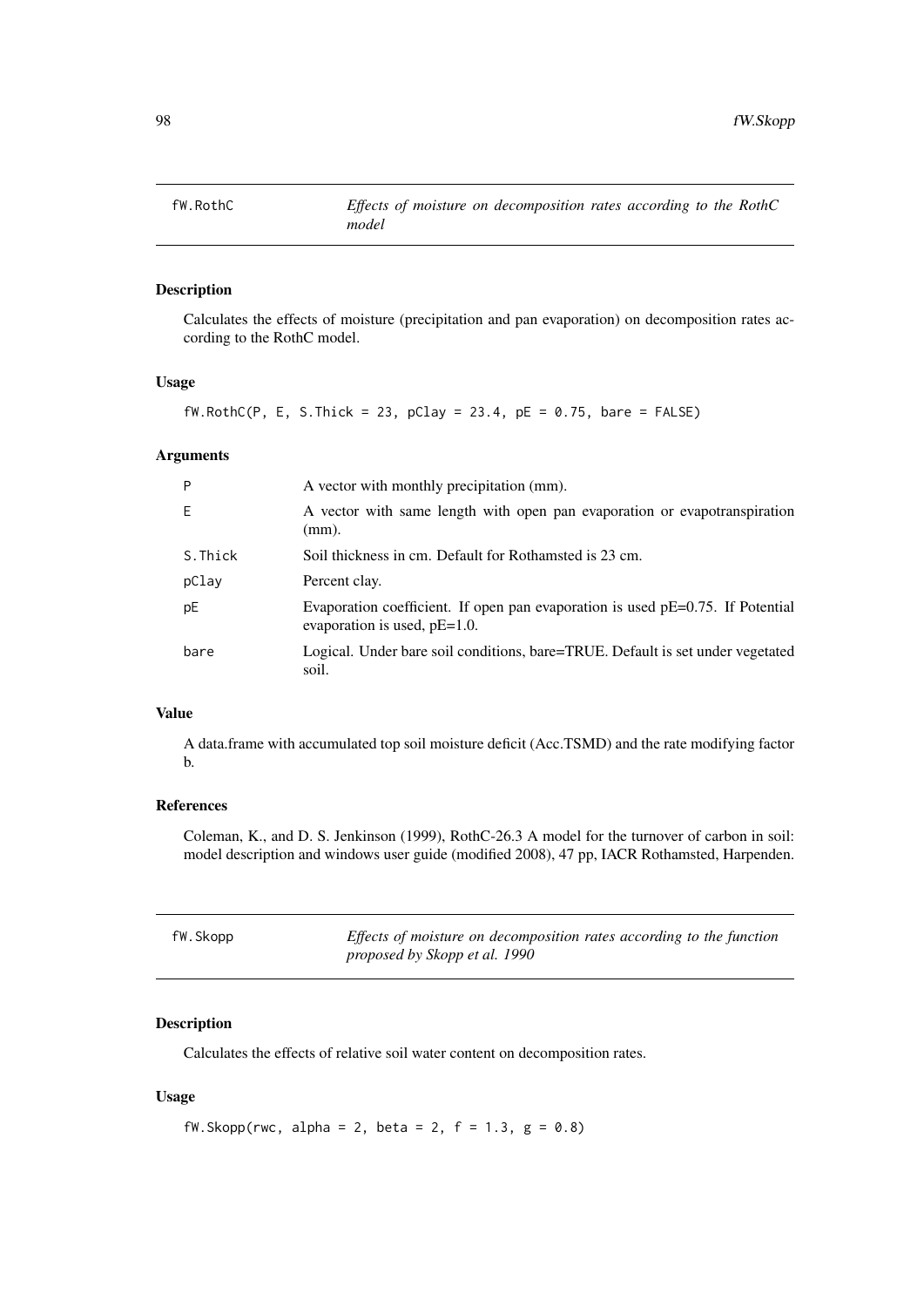## fW.RothC — *Effects of moisture on decomposition rates according to the RothC model*

### Description

Calculates the effects of moisture (precipitation and pan evaporation) on decomposition rates according to the RothC model.

### Usage

```
fW.RothC(P, E, S.Thick = 23, pClay = 23.4, pE = 0.75, bare = FALSE)
```

### Arguments

| | |
|---|---|
| P | A vector with monthly precipitation (mm). |
| E | A vector with same length with open pan evaporation or evapotranspiration (mm). |
| S.Thick | Soil thickness in cm. Default for Rothamsted is 23 cm. |
| pClay | Percent clay. |
| pE | Evaporation coefficient. If open pan evaporation is used pE=0.75. If Potential evaporation is used, pE=1.0. |
| bare | Logical. Under bare soil conditions, bare=TRUE. Default is set under vegetated soil. |

### Value

A data.frame with accumulated top soil moisture deficit (Acc.TSMD) and the rate modifying factor b.

### References

Coleman, K., and D. S. Jenkinson (1999), RothC-26.3 A model for the turnover of carbon in soil: model description and windows user guide (modified 2008), 47 pp, IACR Rothamsted, Harpenden.

## fW.Skopp — *Effects of moisture on decomposition rates according to the function proposed by Skopp et al. 1990*

### Description

Calculates the effects of relative soil water content on decomposition rates.

### Usage

```
fW.Skopp(rwc, alpha = 2, beta = 2, f = 1.3, g = 0.8)
```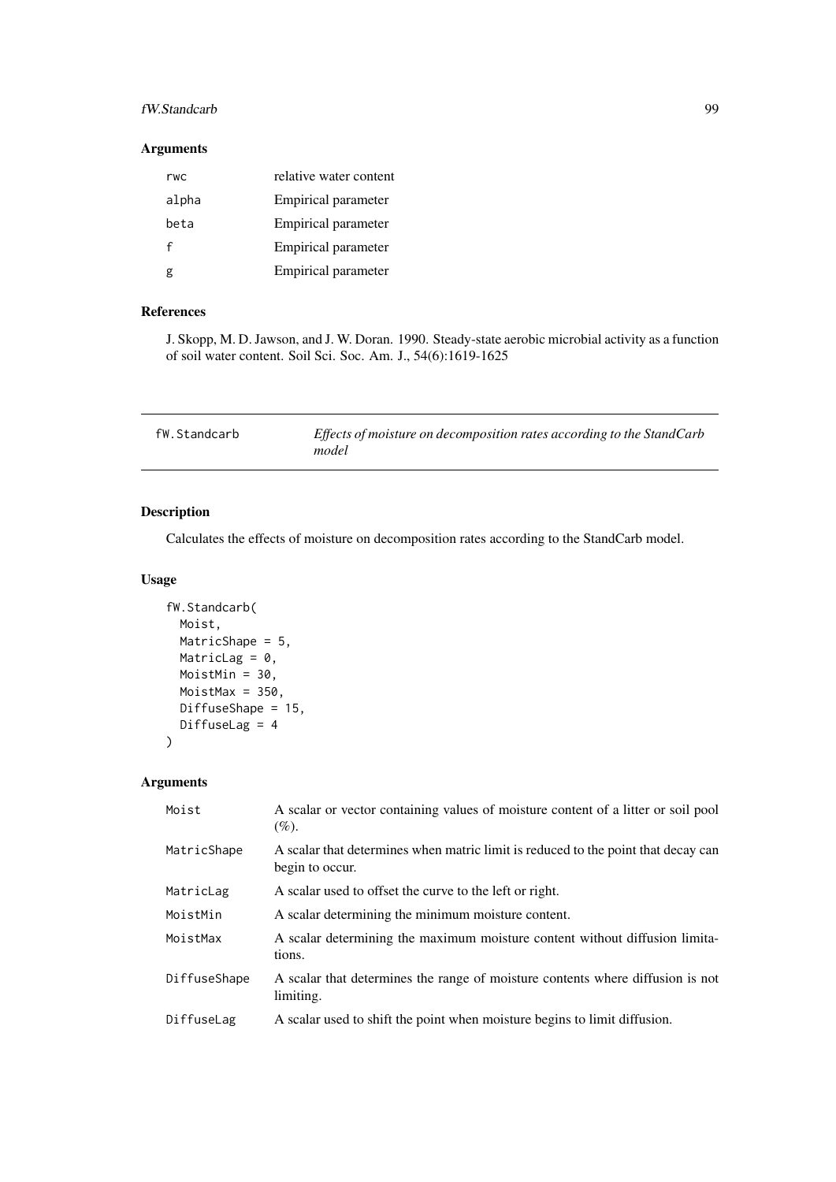## Arguments

| | |
|---|---|
| rwc | relative water content |
| alpha | Empirical parameter |
| beta | Empirical parameter |
| f | Empirical parameter |
| g | Empirical parameter |

## References

J. Skopp, M. D. Jawson, and J. W. Doran. 1990. Steady-state aerobic microbial activity as a function of soil water content. Soil Sci. Soc. Am. J., 54(6):1619-1625

---

# fW.Standcarb — *Effects of moisture on decomposition rates according to the StandCarb model*

---

## Description

Calculates the effects of moisture on decomposition rates according to the StandCarb model.

## Usage

```
fW.Standcarb(
  Moist,
  MatricShape = 5,
  MatricLag = 0,
  MoistMin = 30,
  MoistMax = 350,
  DiffuseShape = 15,
  DiffuseLag = 4
)
```

## Arguments

| | |
|---|---|
| Moist | A scalar or vector containing values of moisture content of a litter or soil pool (%). |
| MatricShape | A scalar that determines when matric limit is reduced to the point that decay can begin to occur. |
| MatricLag | A scalar used to offset the curve to the left or right. |
| MoistMin | A scalar determining the minimum moisture content. |
| MoistMax | A scalar determining the maximum moisture content without diffusion limitations. |
| DiffuseShape | A scalar that determines the range of moisture contents where diffusion is not limiting. |
| DiffuseLag | A scalar used to shift the point when moisture begins to limit diffusion. |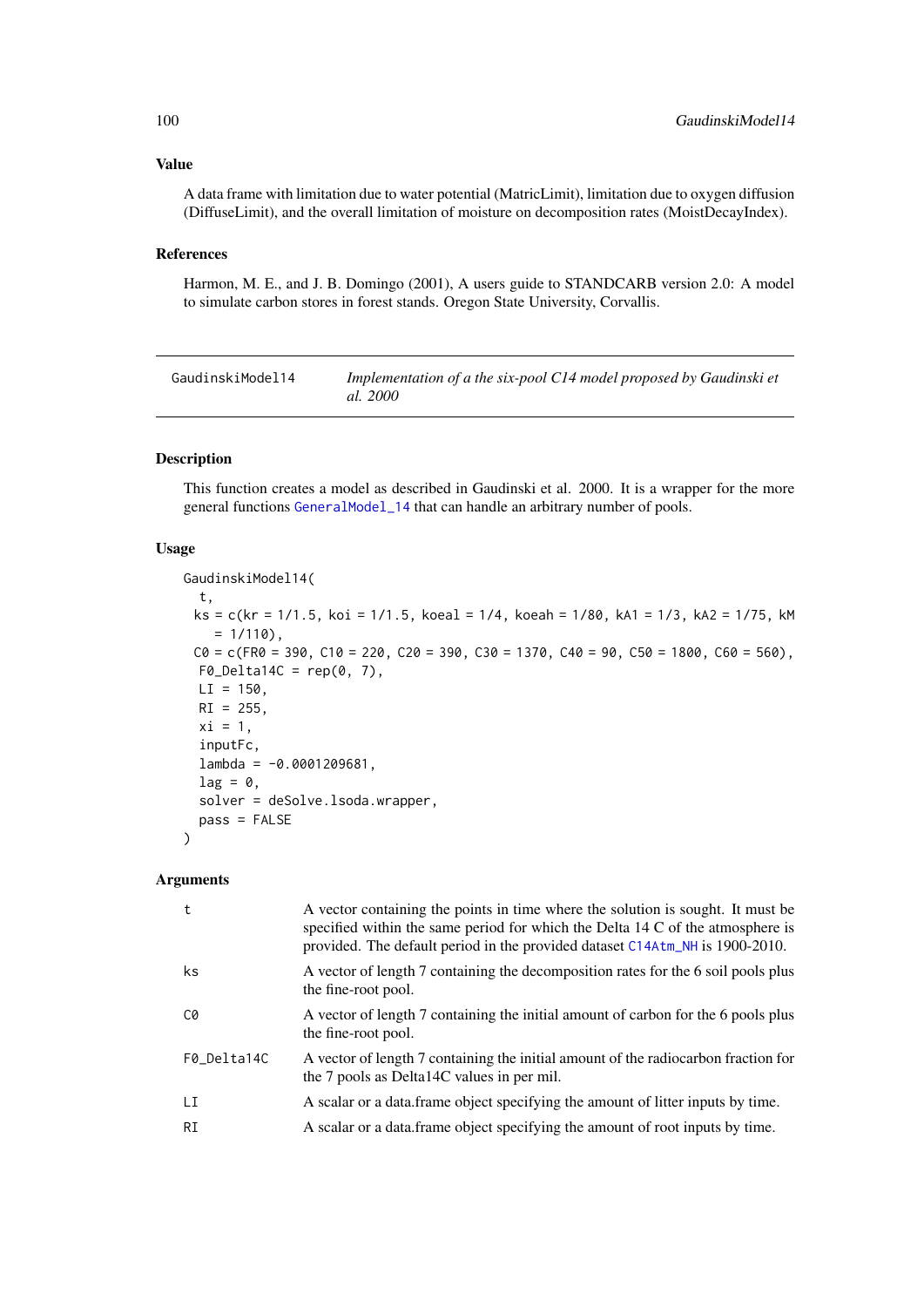## Value

A data frame with limitation due to water potential (MatricLimit), limitation due to oxygen diffusion (DiffuseLimit), and the overall limitation of moisture on decomposition rates (MoistDecayIndex).

## References

Harmon, M. E., and J. B. Domingo (2001), A users guide to STANDCARB version 2.0: A model to simulate carbon stores in forest stands. Oregon State University, Corvallis.

---

# GaudinskiModel14 — *Implementation of a the six-pool C14 model proposed by Gaudinski et al. 2000*

---

## Description

This function creates a model as described in Gaudinski et al. 2000. It is a wrapper for the more general functions GeneralModel_14 that can handle an arbitrary number of pools.

## Usage

```
GaudinskiModel14(
  t,
  ks = c(kr = 1/1.5, koi = 1/1.5, koeal = 1/4, koeah = 1/80, kA1 = 1/3, kA2 = 1/75, kM
    = 1/110),
  C0 = c(FR0 = 390, C10 = 220, C20 = 390, C30 = 1370, C40 = 90, C50 = 1800, C60 = 560),
  F0_Delta14C = rep(0, 7),
  LI = 150,
  RI = 255,
  xi = 1,
  inputFc,
  lambda = -0.0001209681,
  lag = 0,
  solver = deSolve.lsoda.wrapper,
  pass = FALSE
)
```

## Arguments

| | |
|---|---|
| t | A vector containing the points in time where the solution is sought. It must be specified within the same period for which the Delta 14 C of the atmosphere is provided. The default period in the provided dataset C14Atm_NH is 1900-2010. |
| ks | A vector of length 7 containing the decomposition rates for the 6 soil pools plus the fine-root pool. |
| C0 | A vector of length 7 containing the initial amount of carbon for the 6 pools plus the fine-root pool. |
| F0_Delta14C | A vector of length 7 containing the initial amount of the radiocarbon fraction for the 7 pools as Delta14C values in per mil. |
| LI | A scalar or a data.frame object specifying the amount of litter inputs by time. |
| RI | A scalar or a data.frame object specifying the amount of root inputs by time. |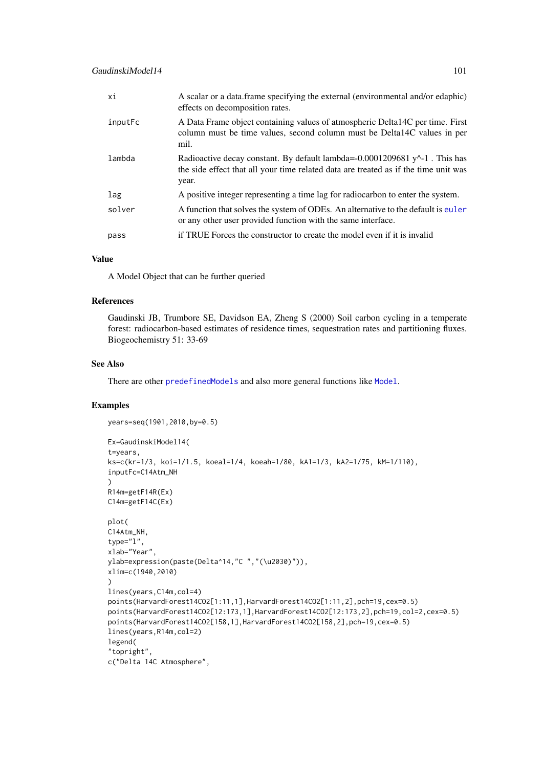| | |
|---|---|
| xi | A scalar or a data.frame specifying the external (environmental and/or edaphic) effects on decomposition rates. |
| inputFc | A Data Frame object containing values of atmospheric Delta14C per time. First column must be time values, second column must be Delta14C values in per mil. |
| lambda | Radioactive decay constant. By default lambda=-0.0001209681 y^-1 . This has the side effect that all your time related data are treated as if the time unit was year. |
| lag | A positive integer representing a time lag for radiocarbon to enter the system. |
| solver | A function that solves the system of ODEs. An alternative to the default is euler or any other user provided function with the same interface. |
| pass | if TRUE Forces the constructor to create the model even if it is invalid |

### Value

A Model Object that can be further queried

### References

Gaudinski JB, Trumbore SE, Davidson EA, Zheng S (2000) Soil carbon cycling in a temperate forest: radiocarbon-based estimates of residence times, sequestration rates and partitioning fluxes. Biogeochemistry 51: 33-69

### See Also

There are other predefinedModels and also more general functions like Model.

### Examples

```
years=seq(1901,2010,by=0.5)

Ex=GaudinskiModel14(
t=years,
ks=c(kr=1/3, koi=1/1.5, koeal=1/4, koeah=1/80, kA1=1/3, kA2=1/75, kM=1/110),
inputFc=C14Atm_NH
)
R14m=getF14R(Ex)
C14m=getF14C(Ex)

plot(
C14Atm_NH,
type="l",
xlab="Year",
ylab=expression(paste(Delta^14,"C ","(\u2030)")),
xlim=c(1940,2010)
)
lines(years,C14m,col=4)
points(HarvardForest14CO2[1:11,1],HarvardForest14CO2[1:11,2],pch=19,cex=0.5)
points(HarvardForest14CO2[12:173,1],HarvardForest14CO2[12:173,2],pch=19,col=2,cex=0.5)
points(HarvardForest14CO2[158,1],HarvardForest14CO2[158,2],pch=19,cex=0.5)
lines(years,R14m,col=2)
legend(
"topright",
c("Delta 14C Atmosphere",
```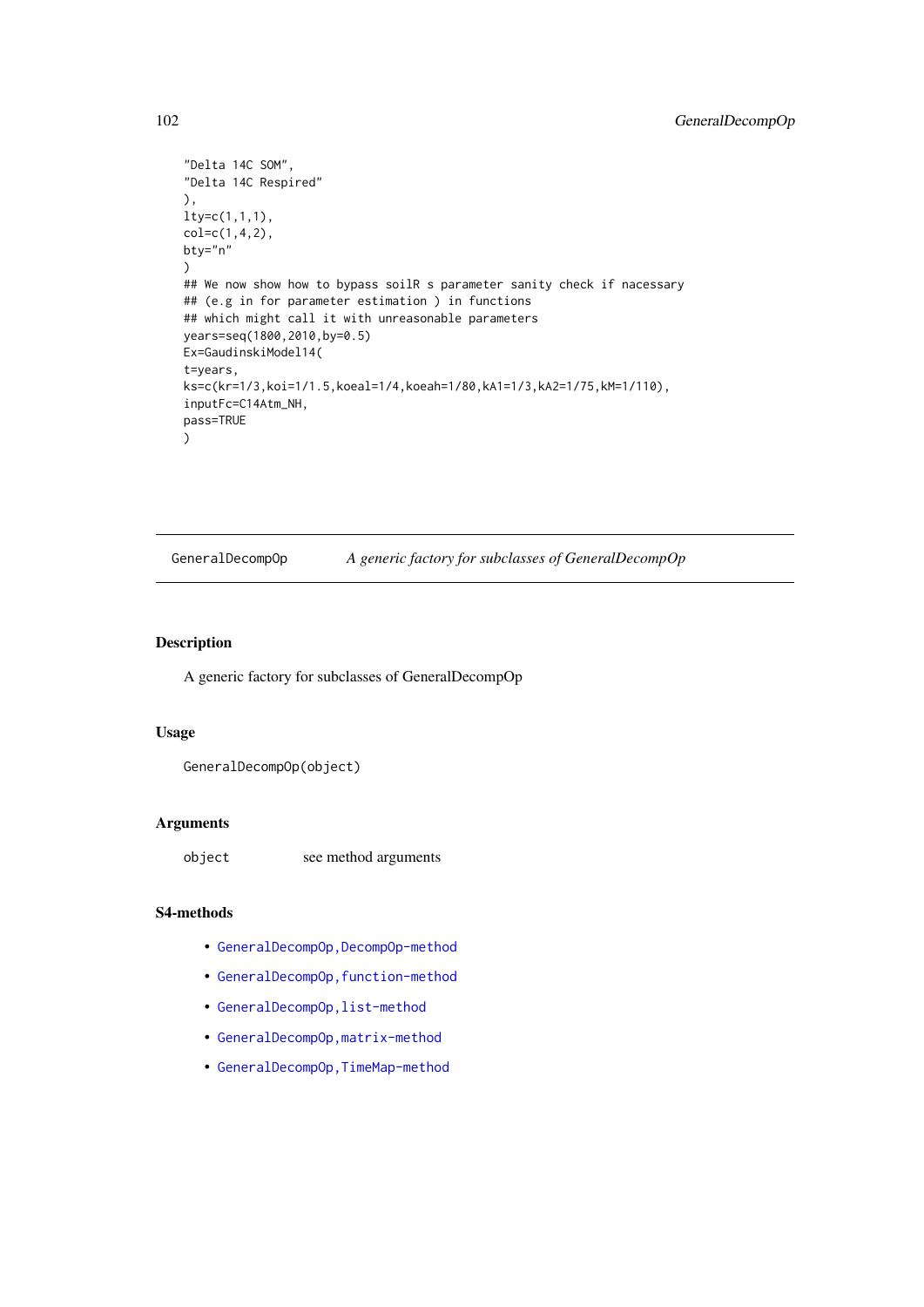```
"Delta 14C SOM",
"Delta 14C Respired"
),
lty=c(1,1,1),
col=c(1,4,2),
bty="n"
)
## We now show how to bypass soilR s parameter sanity check if nacessary
## (e.g in for parameter estimation ) in functions
## which might call it with unreasonable parameters
years=seq(1800,2010,by=0.5)
Ex=GaudinskiModel14(
t=years,
ks=c(kr=1/3,koi=1/1.5,koeal=1/4,koeah=1/80,kA1=1/3,kA2=1/75,kM=1/110),
inputFc=C14Atm_NH,
pass=TRUE
)
```

---

GeneralDecompOp &emsp; *A generic factory for subclasses of GeneralDecompOp*

---

## Description

A generic factory for subclasses of GeneralDecompOp

## Usage

```
GeneralDecompOp(object)
```

## Arguments

| | |
|---|---|
| object | see method arguments |

## S4-methods

- GeneralDecompOp,DecompOp-method
- GeneralDecompOp,function-method
- GeneralDecompOp,list-method
- GeneralDecompOp,matrix-method
- GeneralDecompOp,TimeMap-method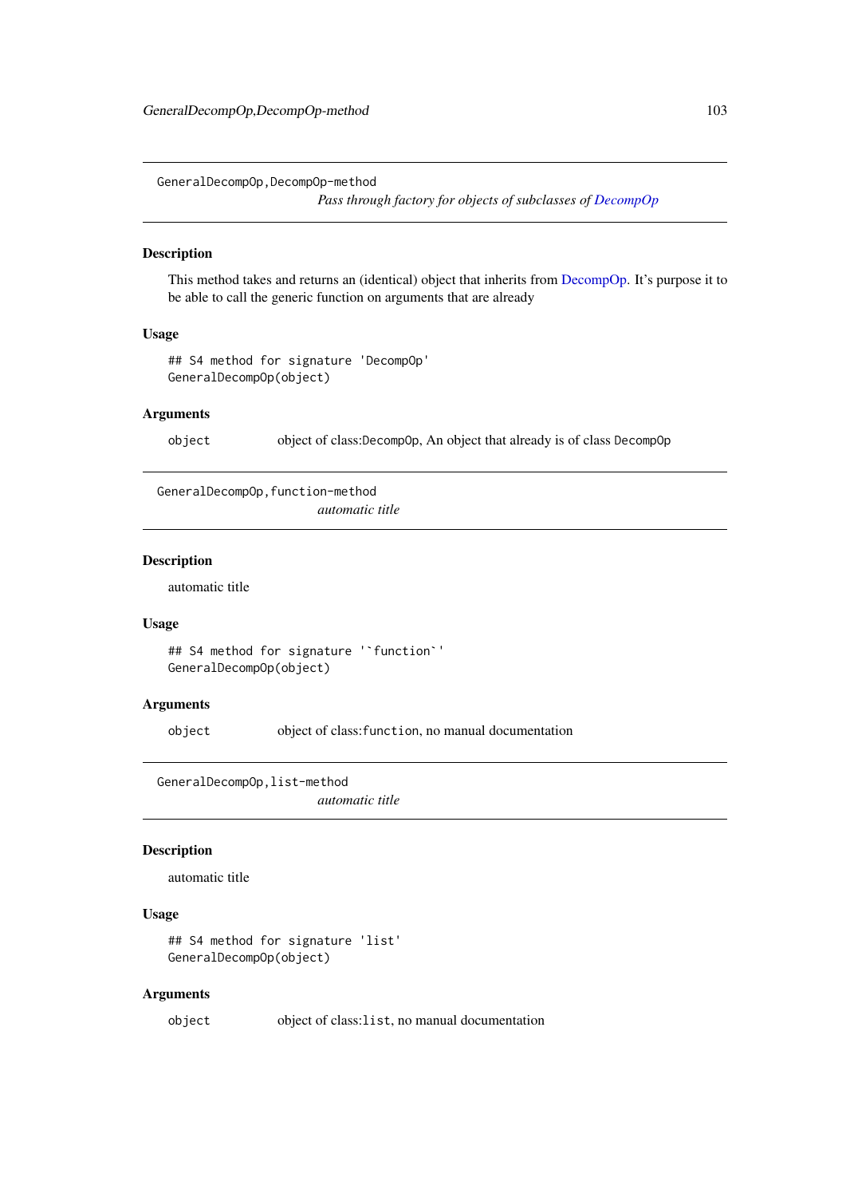## GeneralDecompOp,DecompOp-method

*Pass through factory for objects of subclasses of DecompOp*

### Description

This method takes and returns an (identical) object that inherits from DecompOp. It's purpose it to be able to call the generic function on arguments that are already

### Usage

```
## S4 method for signature 'DecompOp'
GeneralDecompOp(object)
```

### Arguments

| | |
|---|---|
| object | object of class:DecompOp, An object that already is of class DecompOp |

## GeneralDecompOp,function-method

*automatic title*

### Description

automatic title

### Usage

```
## S4 method for signature '`function`'
GeneralDecompOp(object)
```

### Arguments

| | |
|---|---|
| object | object of class:function, no manual documentation |

## GeneralDecompOp,list-method

*automatic title*

### Description

automatic title

### Usage

```
## S4 method for signature 'list'
GeneralDecompOp(object)
```

### Arguments

| | |
|---|---|
| object | object of class:list, no manual documentation |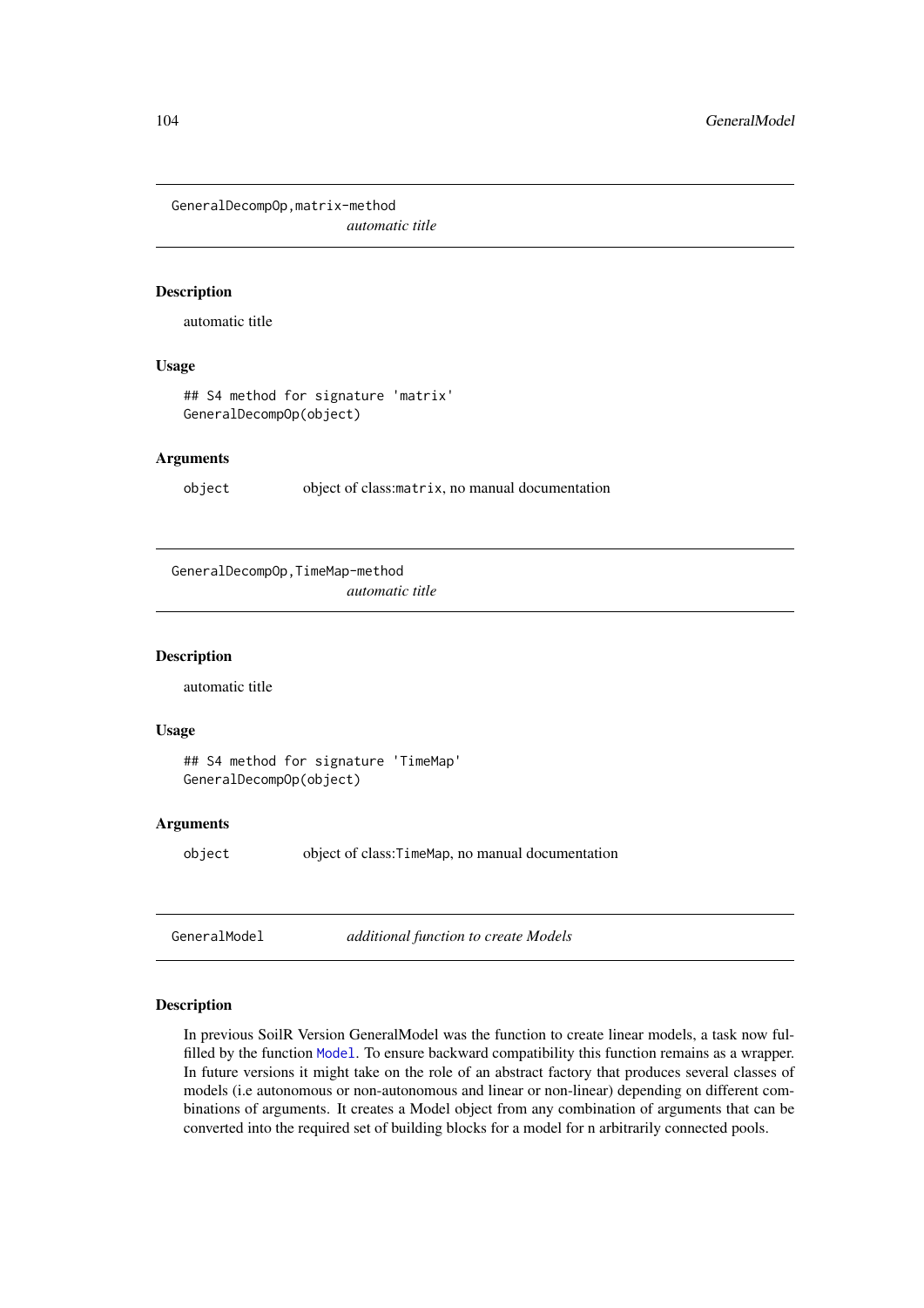## GeneralDecompOp,matrix-method

*automatic title*

### Description

automatic title

### Usage

```
## S4 method for signature 'matrix'
GeneralDecompOp(object)
```

### Arguments

object    object of class:matrix, no manual documentation

## GeneralDecompOp,TimeMap-method

*automatic title*

### Description

automatic title

### Usage

```
## S4 method for signature 'TimeMap'
GeneralDecompOp(object)
```

### Arguments

object    object of class:TimeMap, no manual documentation

## GeneralModel    *additional function to create Models*

### Description

In previous SoilR Version GeneralModel was the function to create linear models, a task now fulfilled by the function Model. To ensure backward compatibility this function remains as a wrapper. In future versions it might take on the role of an abstract factory that produces several classes of models (i.e autonomous or non-autonomous and linear or non-linear) depending on different combinations of arguments. It creates a Model object from any combination of arguments that can be converted into the required set of building blocks for a model for n arbitrarily connected pools.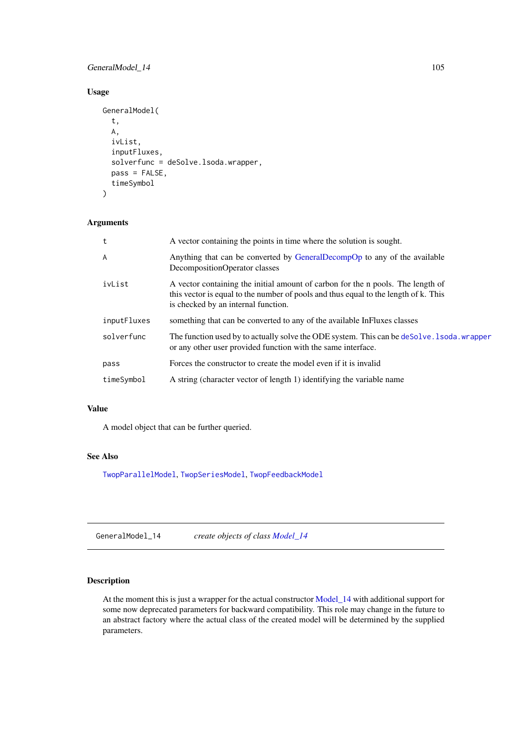## Usage

```
GeneralModel(
  t,
  A,
  ivList,
  inputFluxes,
  solverfunc = deSolve.lsoda.wrapper,
  pass = FALSE,
  timeSymbol
)
```

## Arguments

| | |
|---|---|
| t | A vector containing the points in time where the solution is sought. |
| A | Anything that can be converted by GeneralDecompOp to any of the available DecompositionOperator classes |
| ivList | A vector containing the initial amount of carbon for the n pools. The length of this vector is equal to the number of pools and thus equal to the length of k. This is checked by an internal function. |
| inputFluxes | something that can be converted to any of the available InFluxes classes |
| solverfunc | The function used by to actually solve the ODE system. This can be deSolve.lsoda.wrapper or any other user provided function with the same interface. |
| pass | Forces the constructor to create the model even if it is invalid |
| timeSymbol | A string (character vector of length 1) identifying the variable name |

## Value

A model object that can be further queried.

## See Also

TwopParallelModel, TwopSeriesModel, TwopFeedbackModel

---

# GeneralModel_14 &nbsp;&nbsp;&nbsp; *create objects of class Model_14*

## Description

At the moment this is just a wrapper for the actual constructor Model_14 with additional support for some now deprecated parameters for backward compatibility. This role may change in the future to an abstract factory where the actual class of the created model will be determined by the supplied parameters.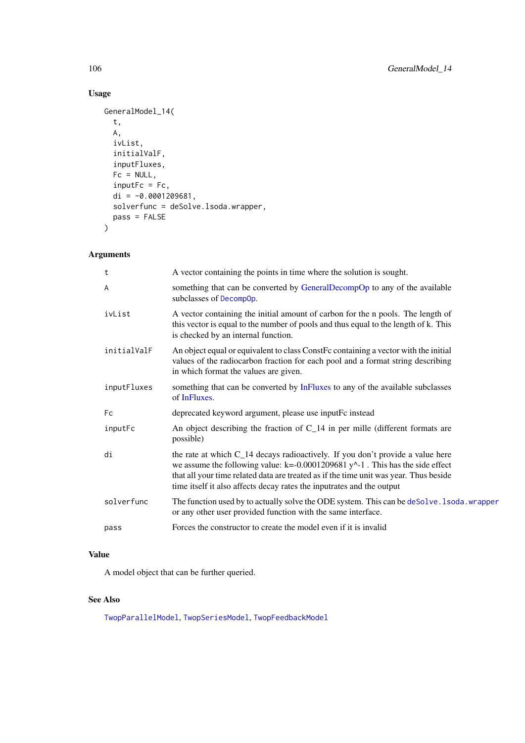## Usage

```
GeneralModel_14(
  t,
  A,
  ivList,
  initialValF,
  inputFluxes,
  Fc = NULL,
  inputFc = Fc,
  di = -0.0001209681,
  solverfunc = deSolve.lsoda.wrapper,
  pass = FALSE
)
```

## Arguments

| | |
|---|---|
| t | A vector containing the points in time where the solution is sought. |
| A | something that can be converted by GeneralDecompOp to any of the available subclasses of DecompOp. |
| ivList | A vector containing the initial amount of carbon for the n pools. The length of this vector is equal to the number of pools and thus equal to the length of k. This is checked by an internal function. |
| initialValF | An object equal or equivalent to class ConstFc containing a vector with the initial values of the radiocarbon fraction for each pool and a format string describing in which format the values are given. |
| inputFluxes | something that can be converted by InFluxes to any of the available subclasses of InFluxes. |
| Fc | deprecated keyword argument, please use inputFc instead |
| inputFc | An object describing the fraction of C_14 in per mille (different formats are possible) |
| di | the rate at which C_14 decays radioactively. If you don't provide a value here we assume the following value: k=-0.0001209681 y^-1 . This has the side effect that all your time related data are treated as if the time unit was year. Thus beside time itself it also affects decay rates the inputrates and the output |
| solverfunc | The function used by to actually solve the ODE system. This can be deSolve.lsoda.wrapper or any other user provided function with the same interface. |
| pass | Forces the constructor to create the model even if it is invalid |

## Value

A model object that can be further queried.

## See Also

TwopParallelModel, TwopSeriesModel, TwopFeedbackModel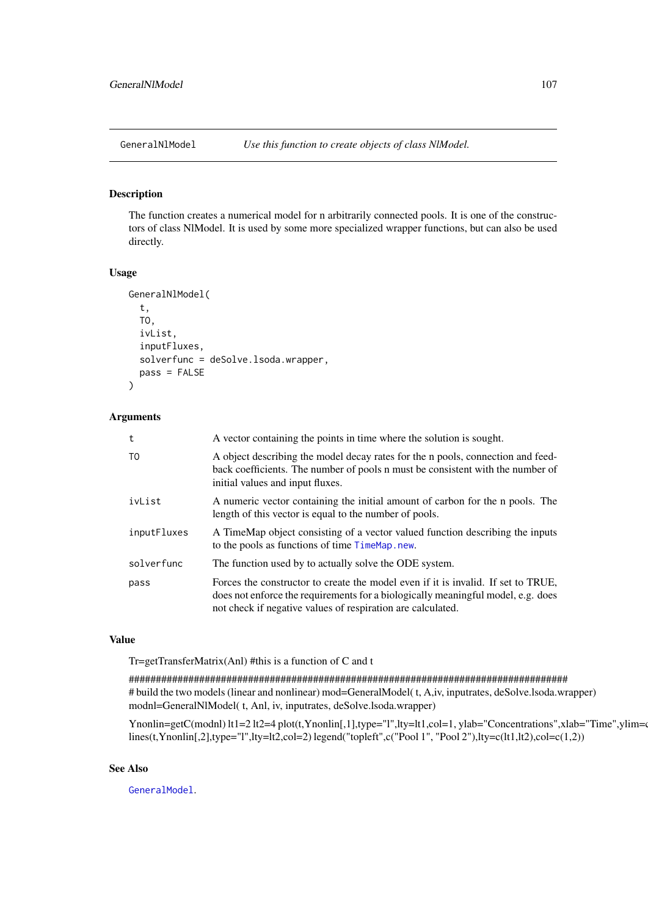GeneralNlModel *Use this function to create objects of class NlModel.*

## Description

The function creates a numerical model for n arbitrarily connected pools. It is one of the constructors of class NlModel. It is used by some more specialized wrapper functions, but can also be used directly.

## Usage

```
GeneralNlModel(
  t,
  TO,
  ivList,
  inputFluxes,
  solverfunc = deSolve.lsoda.wrapper,
  pass = FALSE
)
```

## Arguments

| | |
|---|---|
| t | A vector containing the points in time where the solution is sought. |
| TO | A object describing the model decay rates for the n pools, connection and feedback coefficients. The number of pools n must be consistent with the number of initial values and input fluxes. |
| ivList | A numeric vector containing the initial amount of carbon for the n pools. The length of this vector is equal to the number of pools. |
| inputFluxes | A TimeMap object consisting of a vector valued function describing the inputs to the pools as functions of time TimeMap.new. |
| solverfunc | The function used by to actually solve the ODE system. |
| pass | Forces the constructor to create the model even if it is invalid. If set to TRUE, does not enforce the requirements for a biologically meaningful model, e.g. does not check if negative values of respiration are calculated. |

## Value

Tr=getTransferMatrix(Anl) #this is a function of C and t

##################################################################################
# build the two models (linear and nonlinear) mod=GeneralModel( t, A,iv, inputrates, deSolve.lsoda.wrapper) modnl=GeneralNlModel( t, Anl, iv, inputrates, deSolve.lsoda.wrapper)

Ynonlin=getC(modnl) lt1=2 lt2=4 plot(t,Ynonlin[,1],type="l",lty=lt1,col=1, ylab="Concentrations",xlab="Time",ylim=c lines(t,Ynonlin[,2],type="l",lty=lt2,col=2) legend("topleft",c("Pool 1", "Pool 2"),lty=c(lt1,lt2),col=c(1,2))

## See Also

GeneralModel.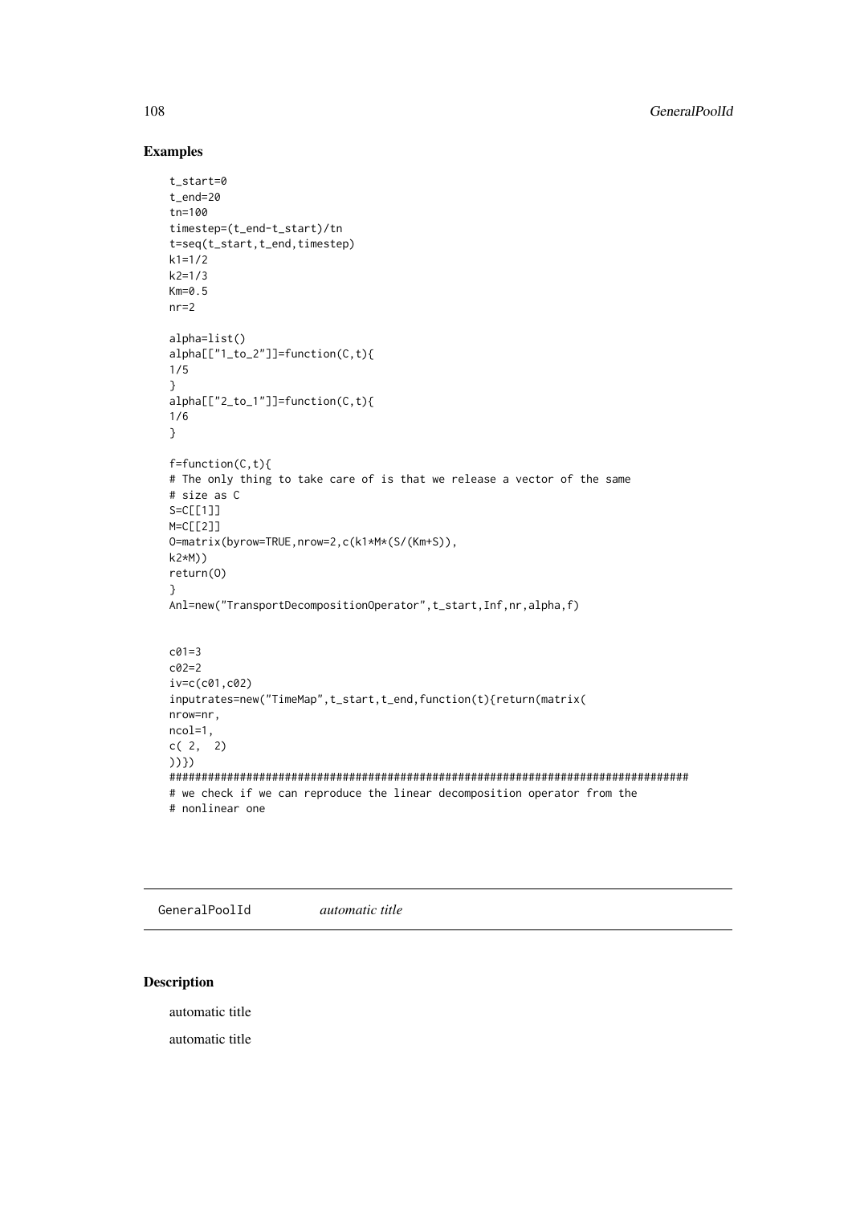### Examples

```
t_start=0
t_end=20
tn=100
timestep=(t_end-t_start)/tn
t=seq(t_start,t_end,timestep)
k1=1/2
k2=1/3
Km=0.5
nr=2

alpha=list()
alpha[["1_to_2"]]=function(C,t){
1/5
}
alpha[["2_to_1"]]=function(C,t){
1/6
}

f=function(C,t){
# The only thing to take care of is that we release a vector of the same
# size as C
S=C[[1]]
M=C[[2]]
O=matrix(byrow=TRUE,nrow=2,c(k1*M*(S/(Km+S)),
k2*M))
return(O)
}
Anl=new("TransportDecompositionOperator",t_start,Inf,nr,alpha,f)


c01=3
c02=2
iv=c(c01,c02)
inputrates=new("TimeMap",t_start,t_end,function(t){return(matrix(
nrow=nr,
ncol=1,
c( 2,  2)
))})
#################################################################################
# we check if we can reproduce the linear decomposition operator from the
# nonlinear one
```

---

GeneralPoolId    *automatic title*

---

### Description

automatic title

automatic title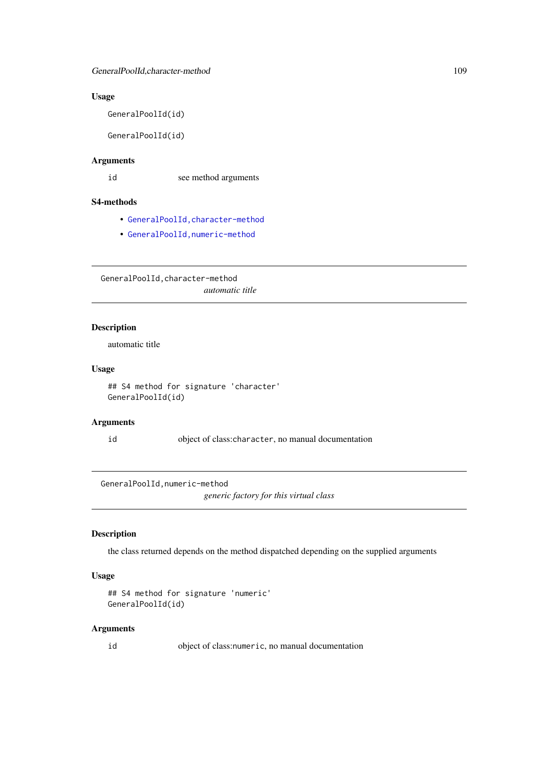### Usage

```
GeneralPoolId(id)

GeneralPoolId(id)
```

### Arguments

| | |
|---|---|
| id | see method arguments |

### S4-methods

- GeneralPoolId,character-method
- GeneralPoolId,numeric-method

---

## GeneralPoolId,character-method

*automatic title*

---

### Description

automatic title

### Usage

```
## S4 method for signature 'character'
GeneralPoolId(id)
```

### Arguments

| | |
|---|---|
| id | object of class:character, no manual documentation |

---

## GeneralPoolId,numeric-method

*generic factory for this virtual class*

---

### Description

the class returned depends on the method dispatched depending on the supplied arguments

### Usage

```
## S4 method for signature 'numeric'
GeneralPoolId(id)
```

### Arguments

| | |
|---|---|
| id | object of class:numeric, no manual documentation |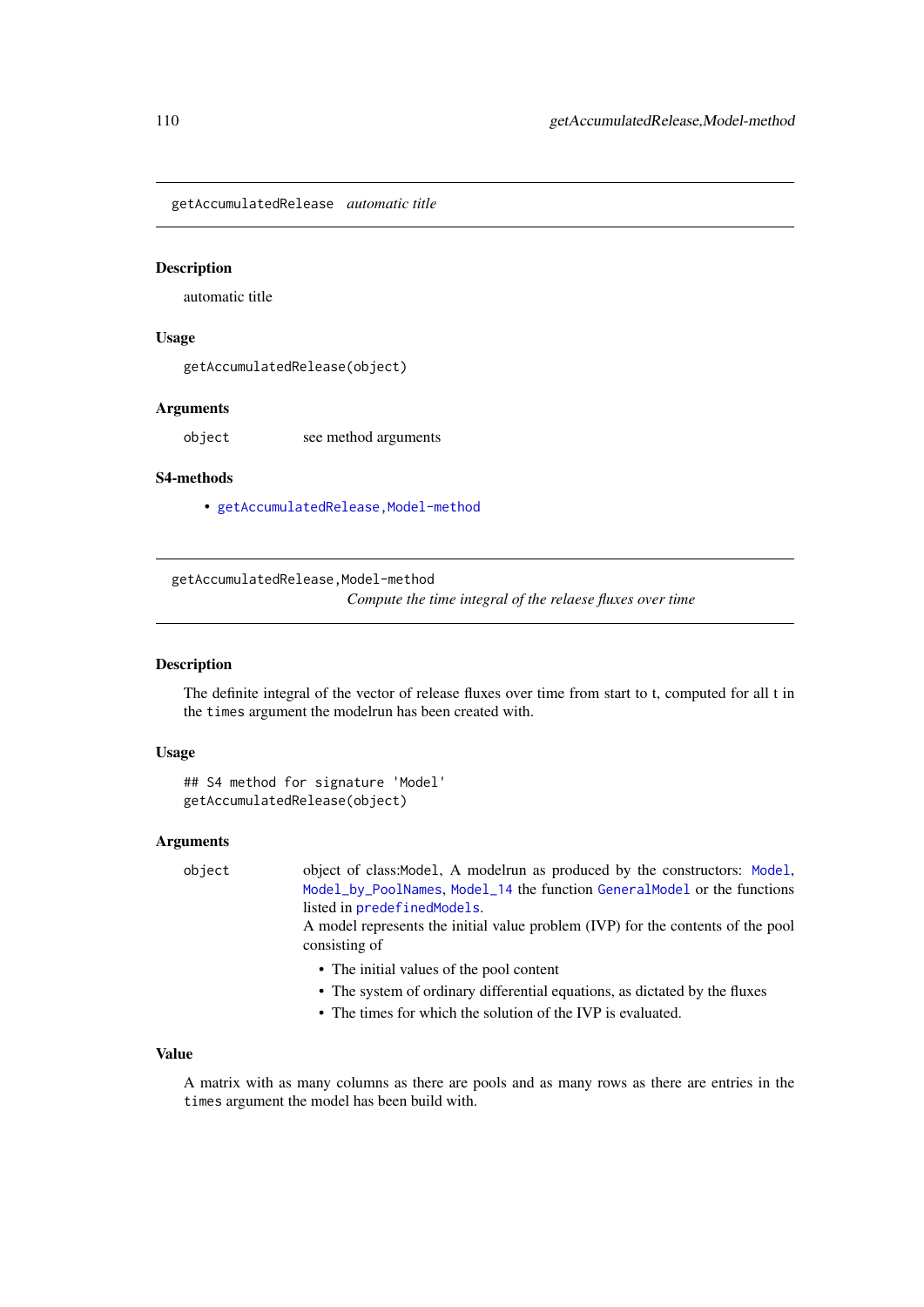## getAccumulatedRelease    *automatic title*

### Description

automatic title

### Usage

```
getAccumulatedRelease(object)
```

### Arguments

| | |
|---|---|
| `object` | see method arguments |

### S4-methods

- getAccumulatedRelease,Model-method

---

## getAccumulatedRelease,Model-method

*Compute the time integral of the relaese fluxes over time*

### Description

The definite integral of the vector of release fluxes over time from start to t, computed for all t in the `times` argument the modelrun has been created with.

### Usage

```
## S4 method for signature 'Model'
getAccumulatedRelease(object)
```

### Arguments

`object` — object of class:Model, A modelrun as produced by the constructors: `Model`, `Model_by_PoolNames`, `Model_14` the function `GeneralModel` or the functions listed in `predefinedModels`.
A model represents the initial value problem (IVP) for the contents of the pool consisting of

- The initial values of the pool content
- The system of ordinary differential equations, as dictated by the fluxes
- The times for which the solution of the IVP is evaluated.

### Value

A matrix with as many columns as there are pools and as many rows as there are entries in the `times` argument the model has been build with.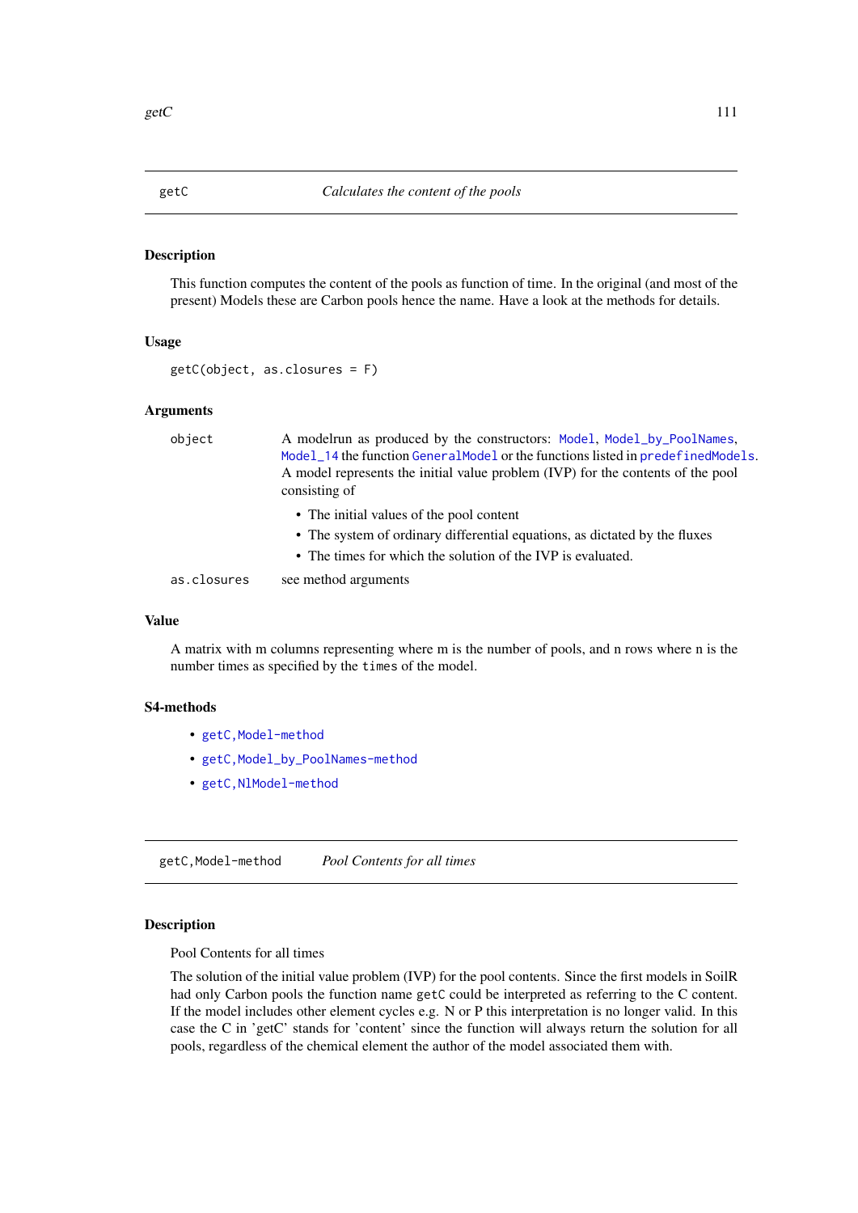## getC — *Calculates the content of the pools*

### Description

This function computes the content of the pools as function of time. In the original (and most of the present) Models these are Carbon pools hence the name. Have a look at the methods for details.

### Usage

```
getC(object, as.closures = F)
```

### Arguments

`object` — A modelrun as produced by the constructors: `Model`, `Model_by_PoolNames`, `Model_14` the function `GeneralModel` or the functions listed in `predefinedModels`. A model represents the initial value problem (IVP) for the contents of the pool consisting of

- The initial values of the pool content
- The system of ordinary differential equations, as dictated by the fluxes
- The times for which the solution of the IVP is evaluated.

`as.closures` — see method arguments

### Value

A matrix with m columns representing where m is the number of pools, and n rows where n is the number times as specified by the `times` of the model.

### S4-methods

- `getC,Model-method`
- `getC,Model_by_PoolNames-method`
- `getC,NlModel-method`

## getC,Model-method — *Pool Contents for all times*

### Description

Pool Contents for all times

The solution of the initial value problem (IVP) for the pool contents. Since the first models in SoilR had only Carbon pools the function name `getC` could be interpreted as referring to the C content. If the model includes other element cycles e.g. N or P this interpretation is no longer valid. In this case the C in 'getC' stands for 'content' since the function will always return the solution for all pools, regardless of the chemical element the author of the model associated them with.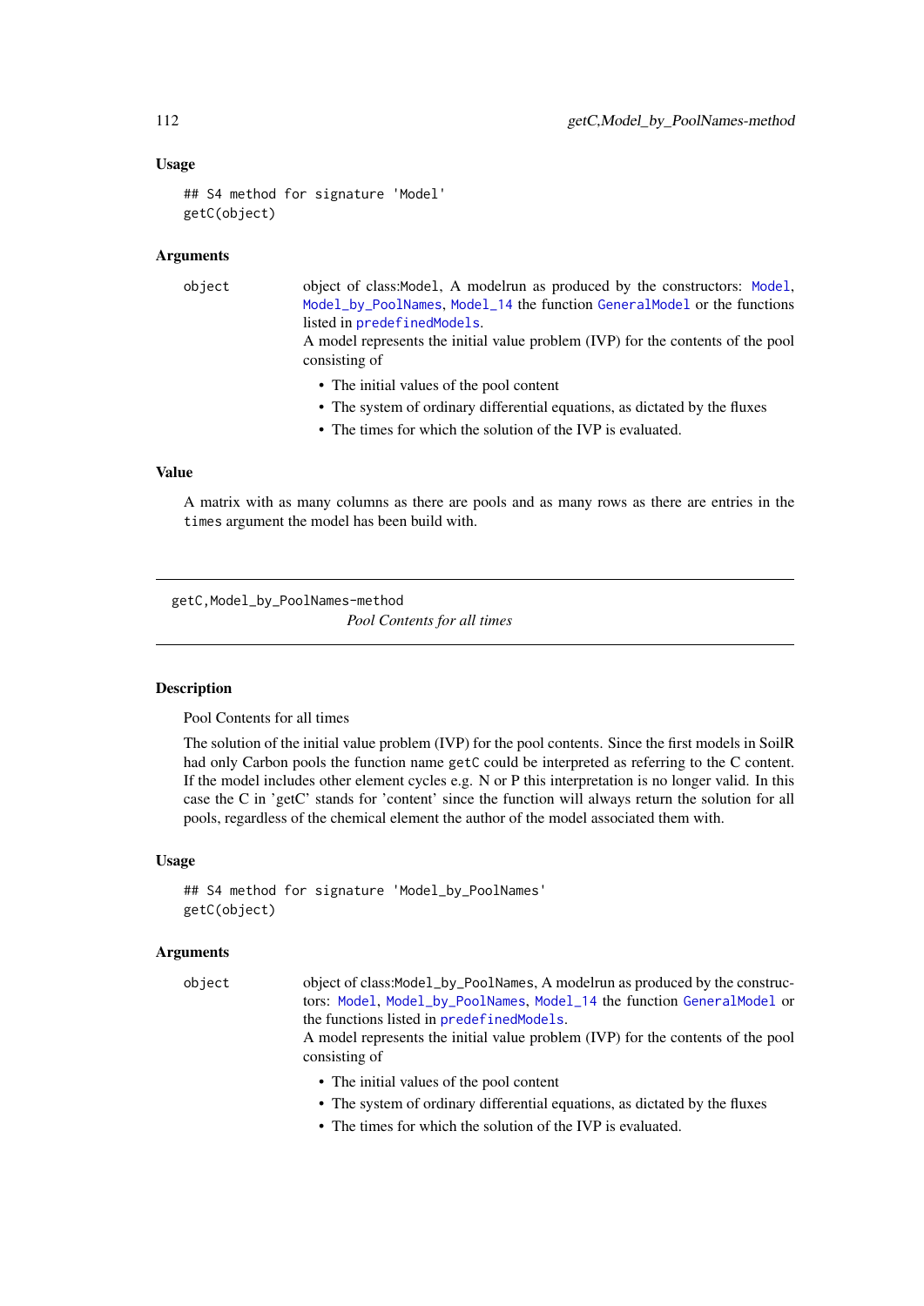### Usage

```
## S4 method for signature 'Model'
getC(object)
```

### Arguments

object — object of class:Model, A modelrun as produced by the constructors: Model, Model_by_PoolNames, Model_14 the function GeneralModel or the functions listed in predefinedModels.
A model represents the initial value problem (IVP) for the contents of the pool consisting of

- The initial values of the pool content
- The system of ordinary differential equations, as dictated by the fluxes
- The times for which the solution of the IVP is evaluated.

### Value

A matrix with as many columns as there are pools and as many rows as there are entries in the times argument the model has been build with.

---

## getC,Model_by_PoolNames-method

*Pool Contents for all times*

---

### Description

Pool Contents for all times

The solution of the initial value problem (IVP) for the pool contents. Since the first models in SoilR had only Carbon pools the function name getC could be interpreted as referring to the C content. If the model includes other element cycles e.g. N or P this interpretation is no longer valid. In this case the C in 'getC' stands for 'content' since the function will always return the solution for all pools, regardless of the chemical element the author of the model associated them with.

### Usage

```
## S4 method for signature 'Model_by_PoolNames'
getC(object)
```

### Arguments

object — object of class:Model_by_PoolNames, A modelrun as produced by the constructors: Model, Model_by_PoolNames, Model_14 the function GeneralModel or the functions listed in predefinedModels.
A model represents the initial value problem (IVP) for the contents of the pool consisting of

- The initial values of the pool content
- The system of ordinary differential equations, as dictated by the fluxes
- The times for which the solution of the IVP is evaluated.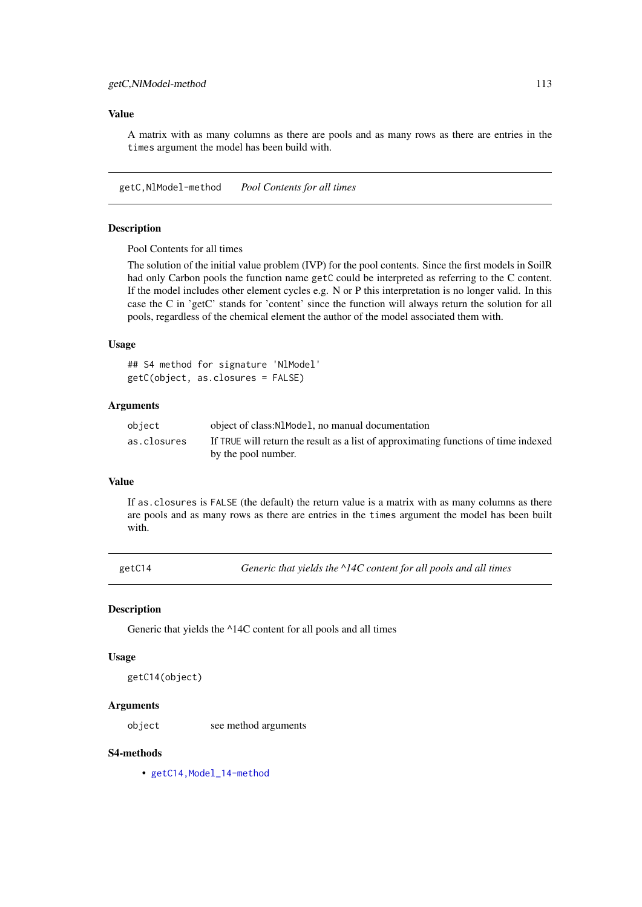### Value

A matrix with as many columns as there are pools and as many rows as there are entries in the `times` argument the model has been build with.

---

## getC,NlModel-method    *Pool Contents for all times*

### Description

Pool Contents for all times

The solution of the initial value problem (IVP) for the pool contents. Since the first models in SoilR had only Carbon pools the function name `getC` could be interpreted as referring to the C content. If the model includes other element cycles e.g. N or P this interpretation is no longer valid. In this case the C in 'getC' stands for 'content' since the function will always return the solution for all pools, regardless of the chemical element the author of the model associated them with.

### Usage

```
## S4 method for signature 'NlModel'
getC(object, as.closures = FALSE)
```

### Arguments

| | |
|---|---|
| `object` | object of class:`NlModel`, no manual documentation |
| `as.closures` | If `TRUE` will return the result as a list of approximating functions of time indexed by the pool number. |

### Value

If `as.closures` is `FALSE` (the default) the return value is a matrix with as many columns as there are pools and as many rows as there are entries in the `times` argument the model has been built with.

---

## getC14    *Generic that yields the ^14C content for all pools and all times*

### Description

Generic that yields the ^14C content for all pools and all times

### Usage

```
getC14(object)
```

### Arguments

| | |
|---|---|
| `object` | see method arguments |

### S4-methods

- `getC14,Model_14-method`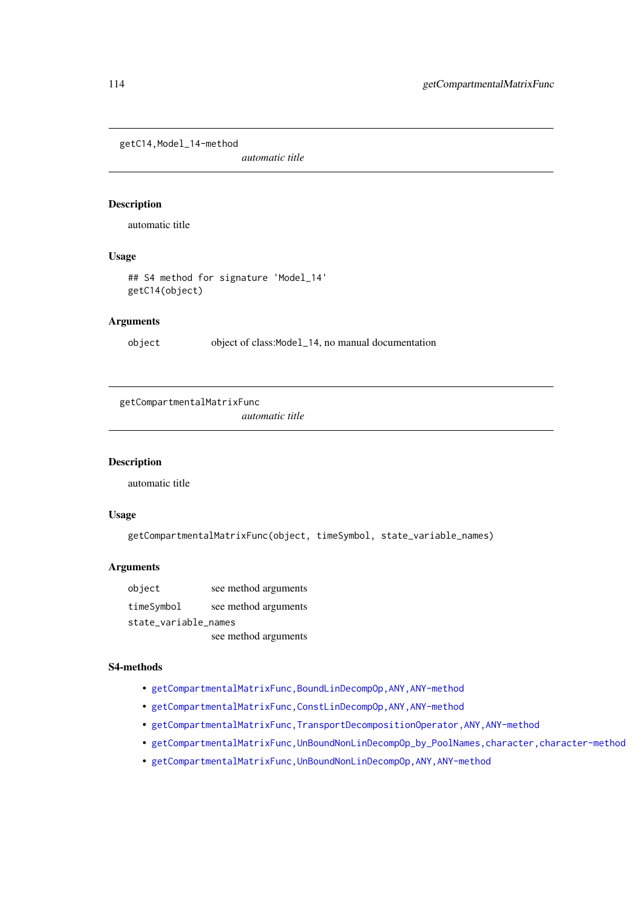## getC14,Model_14-method

*automatic title*

### Description

automatic title

### Usage

```
## S4 method for signature 'Model_14'
getC14(object)
```

### Arguments

| | |
|---|---|
| `object` | object of class:`Model_14`, no manual documentation |

## getCompartmentalMatrixFunc

*automatic title*

### Description

automatic title

### Usage

```
getCompartmentalMatrixFunc(object, timeSymbol, state_variable_names)
```

### Arguments

| | |
|---|---|
| `object` | see method arguments |
| `timeSymbol` | see method arguments |
| `state_variable_names` | see method arguments |

### S4-methods

- `getCompartmentalMatrixFunc,BoundLinDecompOp,ANY,ANY-method`
- `getCompartmentalMatrixFunc,ConstLinDecompOp,ANY,ANY-method`
- `getCompartmentalMatrixFunc,TransportDecompositionOperator,ANY,ANY-method`
- `getCompartmentalMatrixFunc,UnBoundNonLinDecompOp_by_PoolNames,character,character-method`
- `getCompartmentalMatrixFunc,UnBoundNonLinDecompOp,ANY,ANY-method`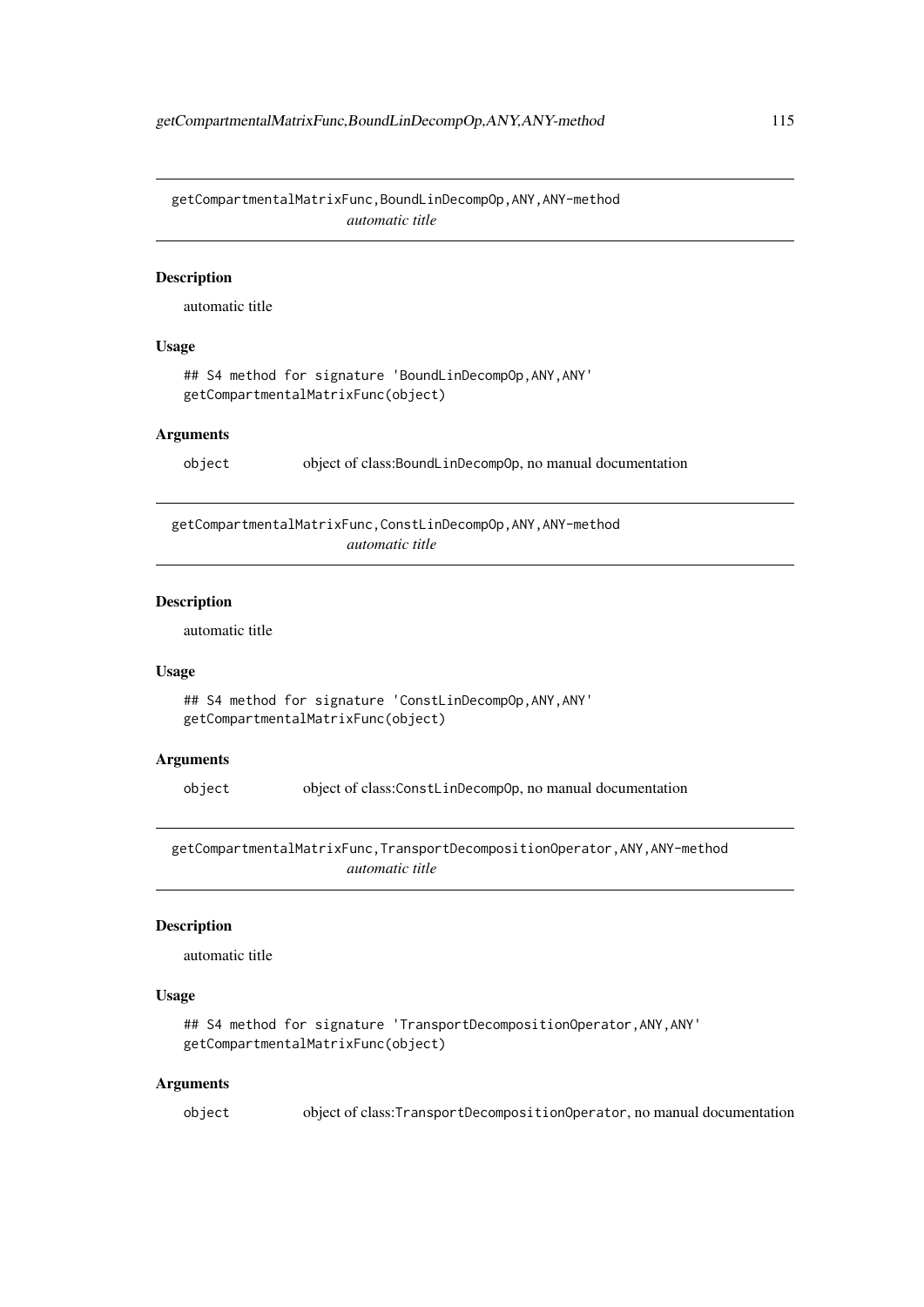## getCompartmentalMatrixFunc,BoundLinDecompOp,ANY,ANY-method

*automatic title*

### Description

automatic title

### Usage

```
## S4 method for signature 'BoundLinDecompOp,ANY,ANY'
getCompartmentalMatrixFunc(object)
```

### Arguments

| | |
|---|---|
| `object` | object of class:`BoundLinDecompOp`, no manual documentation |

## getCompartmentalMatrixFunc,ConstLinDecompOp,ANY,ANY-method

*automatic title*

### Description

automatic title

### Usage

```
## S4 method for signature 'ConstLinDecompOp,ANY,ANY'
getCompartmentalMatrixFunc(object)
```

### Arguments

| | |
|---|---|
| `object` | object of class:`ConstLinDecompOp`, no manual documentation |

## getCompartmentalMatrixFunc,TransportDecompositionOperator,ANY,ANY-method

*automatic title*

### Description

automatic title

### Usage

```
## S4 method for signature 'TransportDecompositionOperator,ANY,ANY'
getCompartmentalMatrixFunc(object)
```

### Arguments

| | |
|---|---|
| `object` | object of class:`TransportDecompositionOperator`, no manual documentation |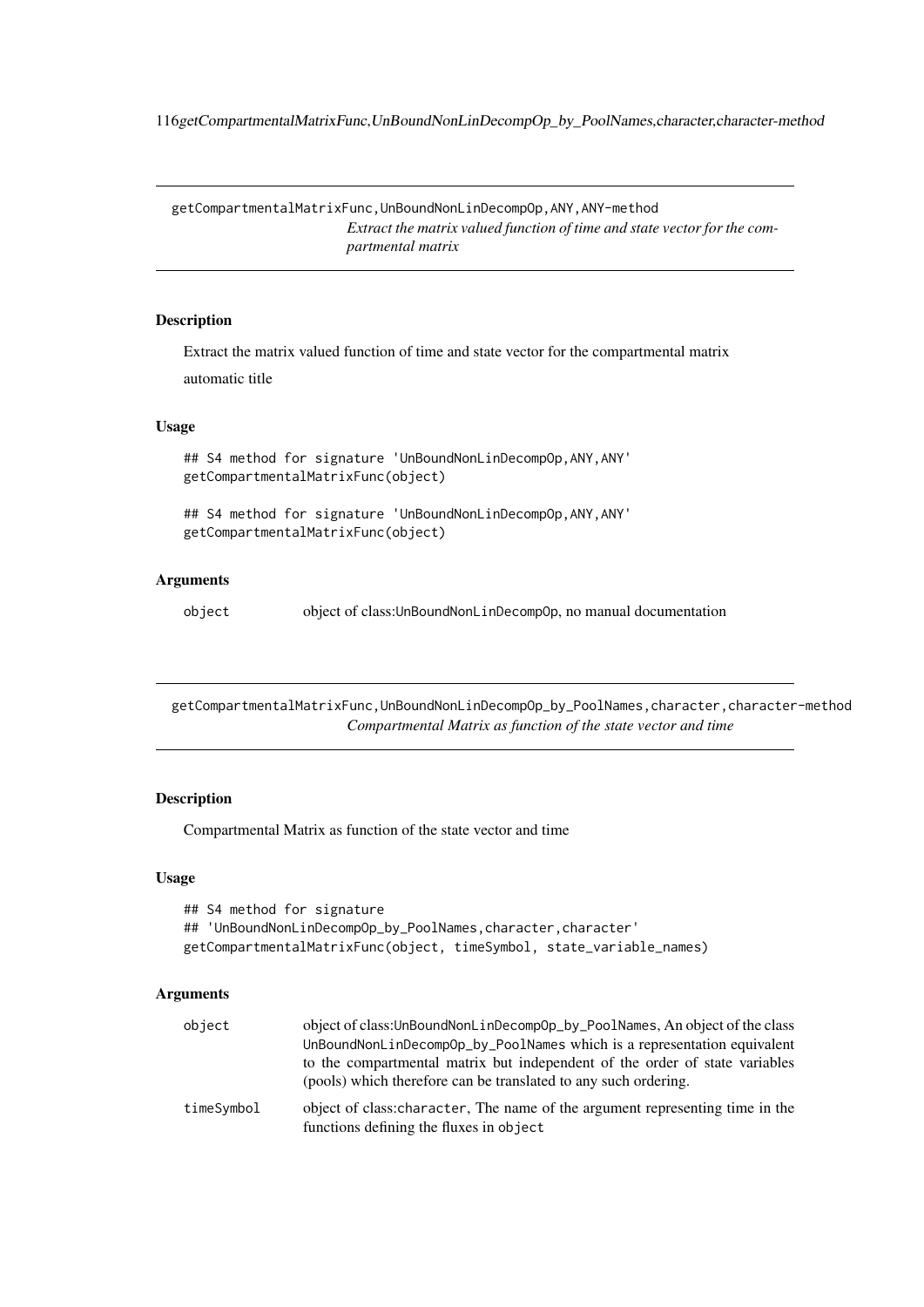## getCompartmentalMatrixFunc,UnBoundNonLinDecompOp,ANY,ANY-method

*Extract the matrix valued function of time and state vector for the compartmental matrix*

### Description

Extract the matrix valued function of time and state vector for the compartmental matrix

automatic title

### Usage

```
## S4 method for signature 'UnBoundNonLinDecompOp,ANY,ANY'
getCompartmentalMatrixFunc(object)

## S4 method for signature 'UnBoundNonLinDecompOp,ANY,ANY'
getCompartmentalMatrixFunc(object)
```

### Arguments

| | |
|---|---|
| `object` | object of class:`UnBoundNonLinDecompOp`, no manual documentation |

## getCompartmentalMatrixFunc,UnBoundNonLinDecompOp_by_PoolNames,character,character-method

*Compartmental Matrix as function of the state vector and time*

### Description

Compartmental Matrix as function of the state vector and time

### Usage

```
## S4 method for signature
## 'UnBoundNonLinDecompOp_by_PoolNames,character,character'
getCompartmentalMatrixFunc(object, timeSymbol, state_variable_names)
```

### Arguments

| | |
|---|---|
| `object` | object of class:`UnBoundNonLinDecompOp_by_PoolNames`, An object of the class `UnBoundNonLinDecompOp_by_PoolNames` which is a representation equivalent to the compartmental matrix but independent of the order of state variables (pools) which therefore can be translated to any such ordering. |
| `timeSymbol` | object of class:`character`, The name of the argument representing time in the functions defining the fluxes in `object` |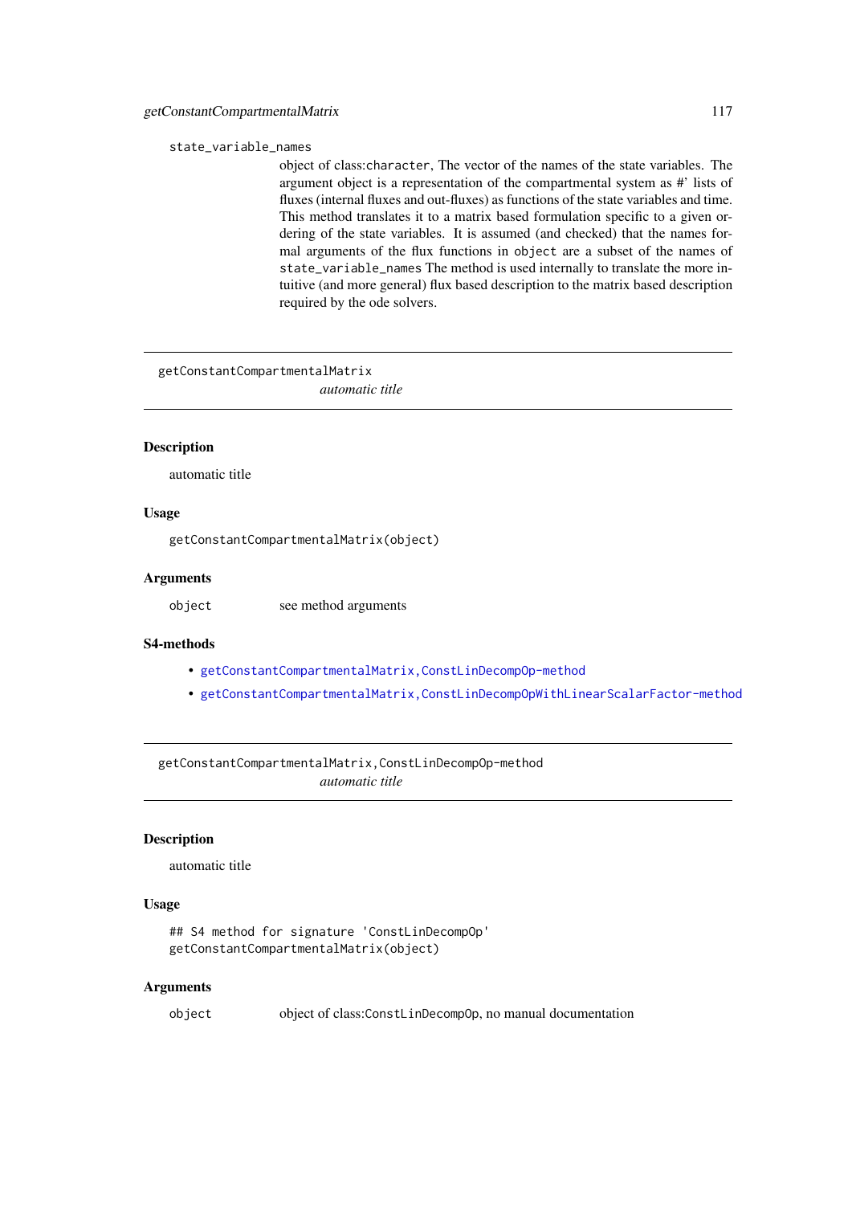`state_variable_names`
: object of class:`character`, The vector of the names of the state variables. The argument object is a representation of the compartmental system as #' lists of fluxes (internal fluxes and out-fluxes) as functions of the state variables and time. This method translates it to a matrix based formulation specific to a given ordering of the state variables. It is assumed (and checked) that the names formal arguments of the flux functions in `object` are a subset of the names of `state_variable_names` The method is used internally to translate the more intuitive (and more general) flux based description to the matrix based description required by the ode solvers.

---

## getConstantCompartmentalMatrix

*automatic title*

### Description

automatic title

### Usage

```
getConstantCompartmentalMatrix(object)
```

### Arguments

`object` see method arguments

### S4-methods

- getConstantCompartmentalMatrix,ConstLinDecompOp-method
- getConstantCompartmentalMatrix,ConstLinDecompOpWithLinearScalarFactor-method

---

## getConstantCompartmentalMatrix,ConstLinDecompOp-method

*automatic title*

### Description

automatic title

### Usage

```
## S4 method for signature 'ConstLinDecompOp'
getConstantCompartmentalMatrix(object)
```

### Arguments

`object` object of class:`ConstLinDecompOp`, no manual documentation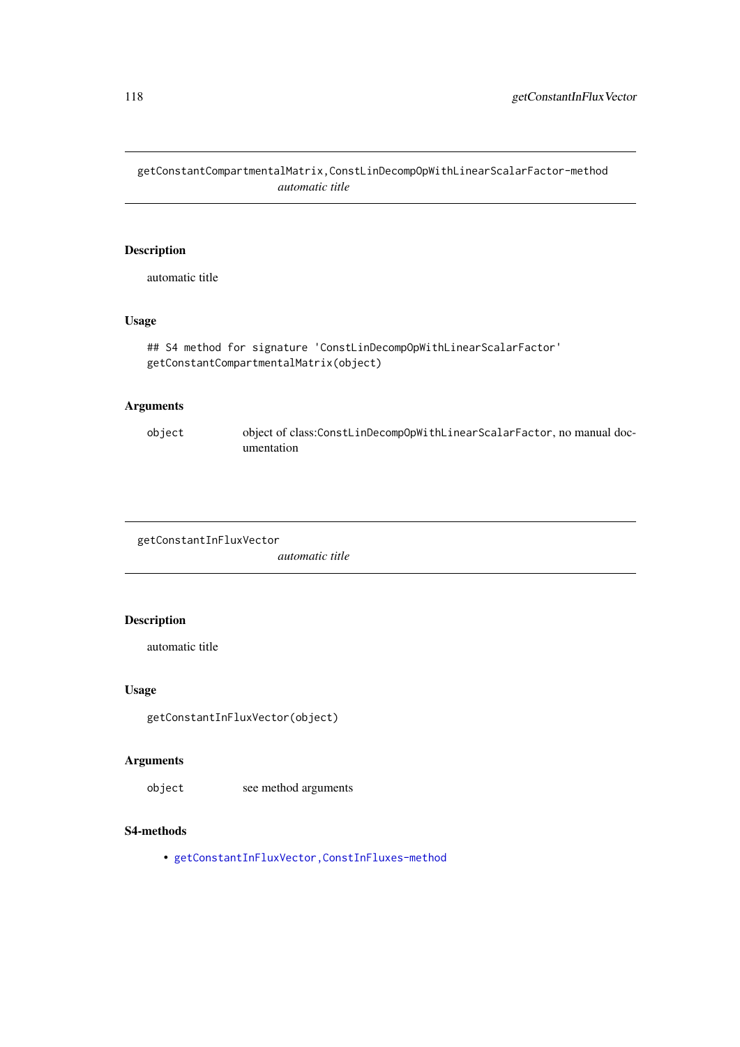## getConstantCompartmentalMatrix,ConstLinDecompOpWithLinearScalarFactor-method

*automatic title*

### Description

automatic title

### Usage

```
## S4 method for signature 'ConstLinDecompOpWithLinearScalarFactor'
getConstantCompartmentalMatrix(object)
```

### Arguments

| | |
|---|---|
| `object` | object of class:`ConstLinDecompOpWithLinearScalarFactor`, no manual documentation |

## getConstantInFluxVector

*automatic title*

### Description

automatic title

### Usage

```
getConstantInFluxVector(object)
```

### Arguments

| | |
|---|---|
| `object` | see method arguments |

### S4-methods

- `getConstantInFluxVector,ConstInFluxes-method`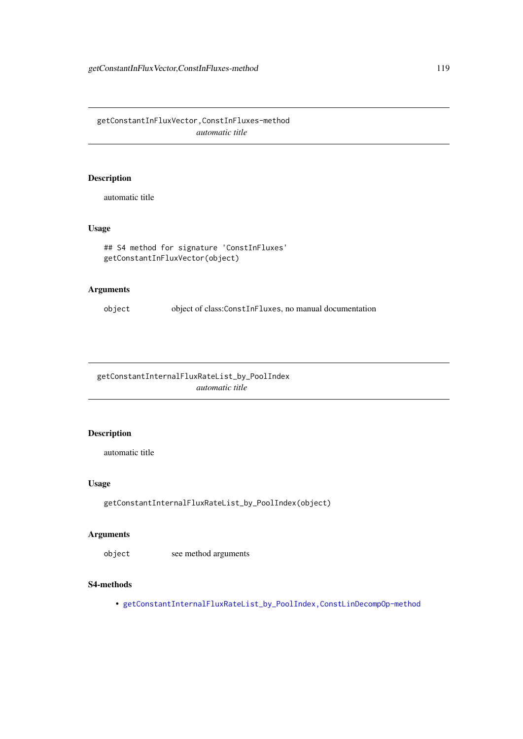## getConstantInFluxVector,ConstInFluxes-method

*automatic title*

### Description

automatic title

### Usage

```
## S4 method for signature 'ConstInFluxes'
getConstantInFluxVector(object)
```

### Arguments

| | |
|---|---|
| object | object of class:ConstInFluxes, no manual documentation |

## getConstantInternalFluxRateList_by_PoolIndex

*automatic title*

### Description

automatic title

### Usage

```
getConstantInternalFluxRateList_by_PoolIndex(object)
```

### Arguments

| | |
|---|---|
| object | see method arguments |

### S4-methods

- getConstantInternalFluxRateList_by_PoolIndex,ConstLinDecompOp-method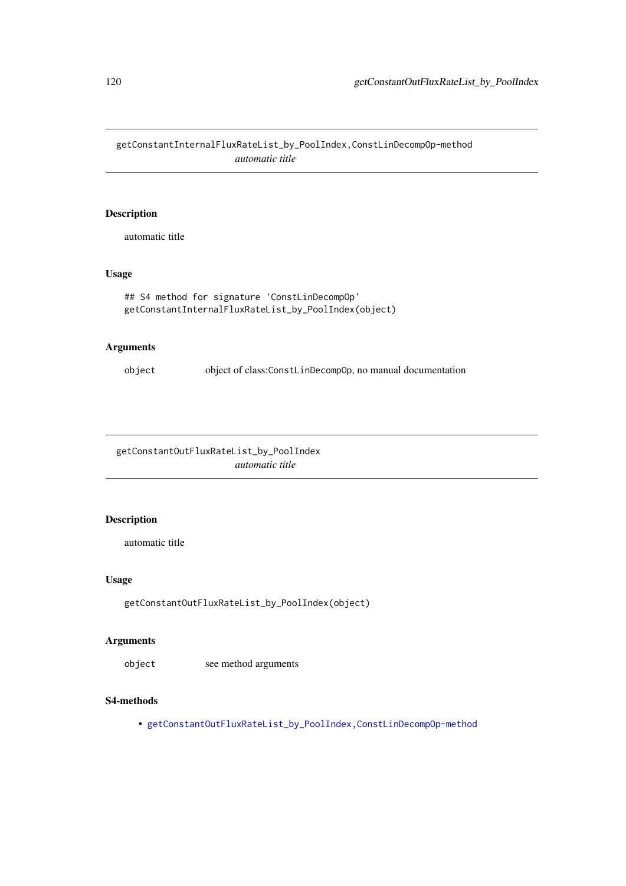# getConstantInternalFluxRateList_by_PoolIndex,ConstLinDecompOp-method

*automatic title*

## Description

automatic title

## Usage

```
## S4 method for signature 'ConstLinDecompOp'
getConstantInternalFluxRateList_by_PoolIndex(object)
```

## Arguments

| | |
|---|---|
| `object` | object of class:`ConstLinDecompOp`, no manual documentation |

# getConstantOutFluxRateList_by_PoolIndex

*automatic title*

## Description

automatic title

## Usage

```
getConstantOutFluxRateList_by_PoolIndex(object)
```

## Arguments

| | |
|---|---|
| `object` | see method arguments |

## S4-methods

- `getConstantOutFluxRateList_by_PoolIndex,ConstLinDecompOp-method`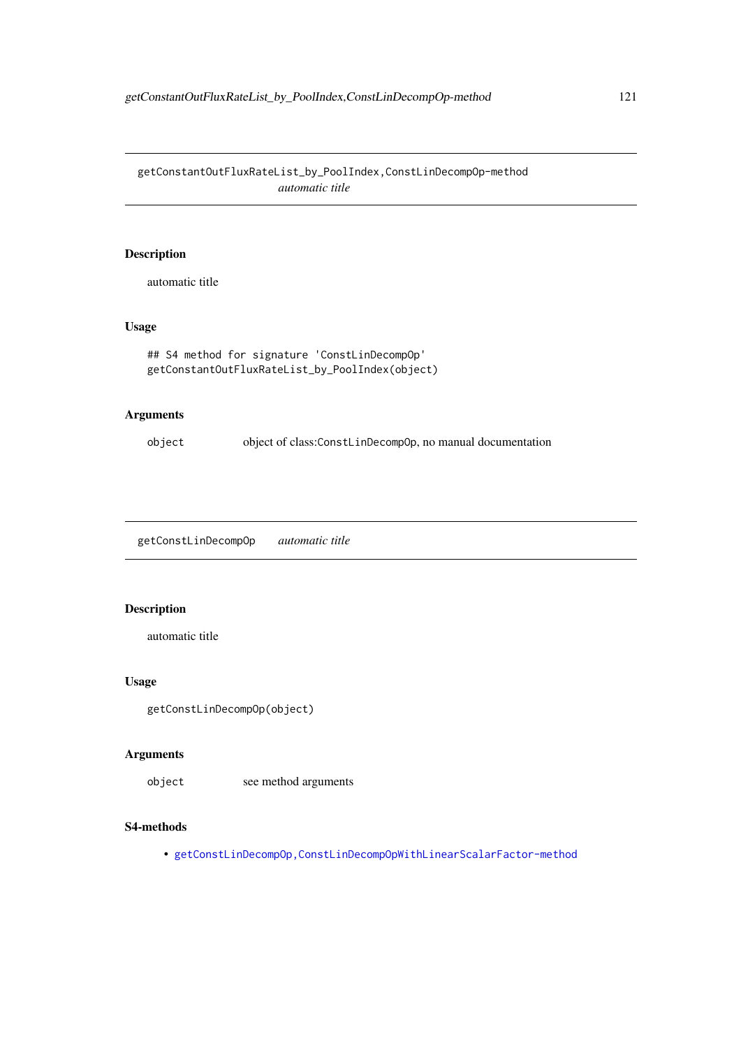## getConstantOutFluxRateList_by_PoolIndex,ConstLinDecompOp-method

*automatic title*

### Description

automatic title

### Usage

```
## S4 method for signature 'ConstLinDecompOp'
getConstantOutFluxRateList_by_PoolIndex(object)
```

### Arguments

| | |
|---|---|
| object | object of class:ConstLinDecompOp, no manual documentation |

## getConstLinDecompOp

*automatic title*

### Description

automatic title

### Usage

```
getConstLinDecompOp(object)
```

### Arguments

| | |
|---|---|
| object | see method arguments |

### S4-methods

- getConstLinDecompOp,ConstLinDecompOpWithLinearScalarFactor-method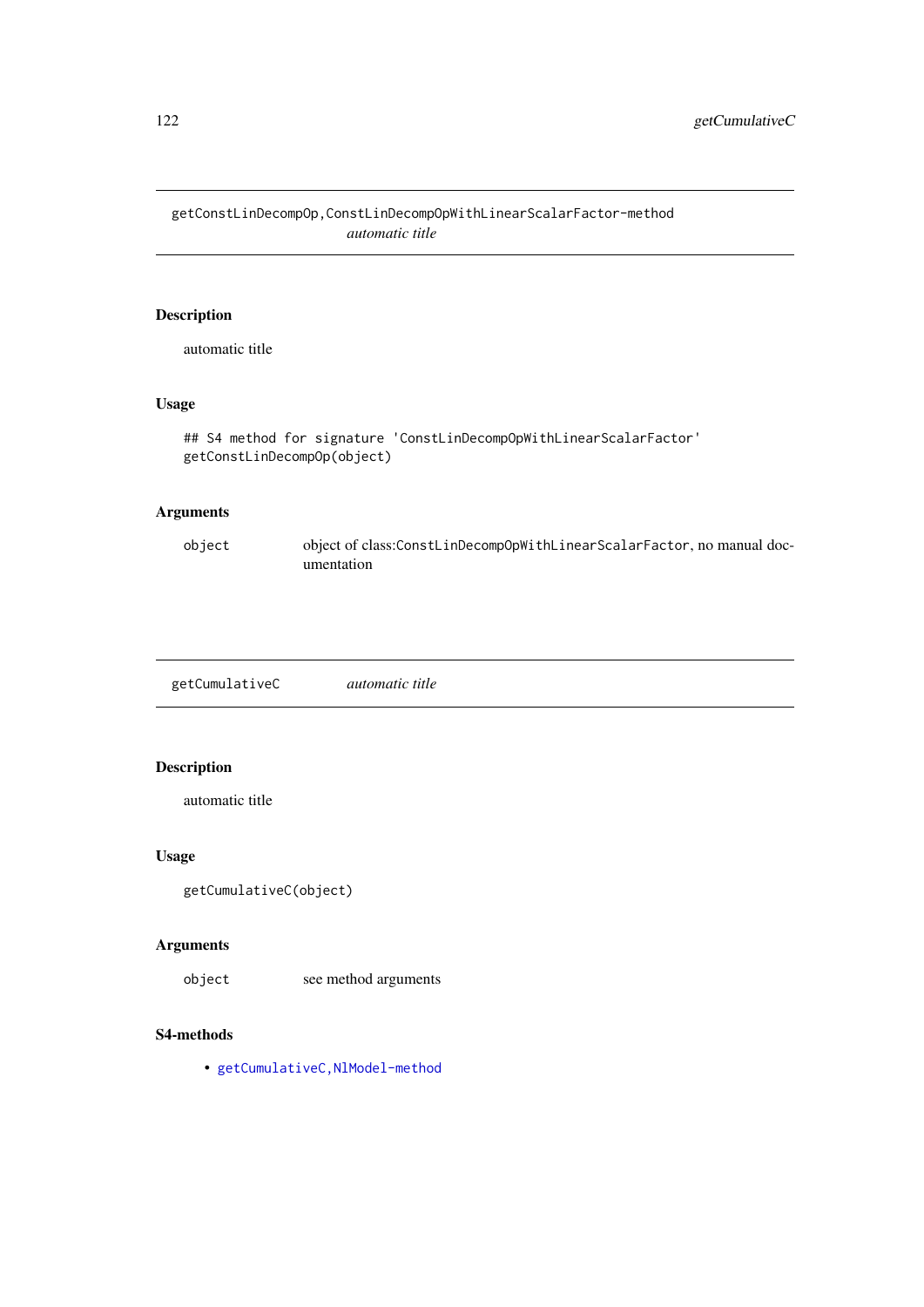## getConstLinDecompOp,ConstLinDecompOpWithLinearScalarFactor-method

*automatic title*

### Description

automatic title

### Usage

```
## S4 method for signature 'ConstLinDecompOpWithLinearScalarFactor'
getConstLinDecompOp(object)
```

### Arguments

| | |
|---|---|
| object | object of class:ConstLinDecompOpWithLinearScalarFactor, no manual documentation |

## getCumulativeC

*automatic title*

### Description

automatic title

### Usage

```
getCumulativeC(object)
```

### Arguments

| | |
|---|---|
| object | see method arguments |

### S4-methods

- getCumulativeC,NlModel-method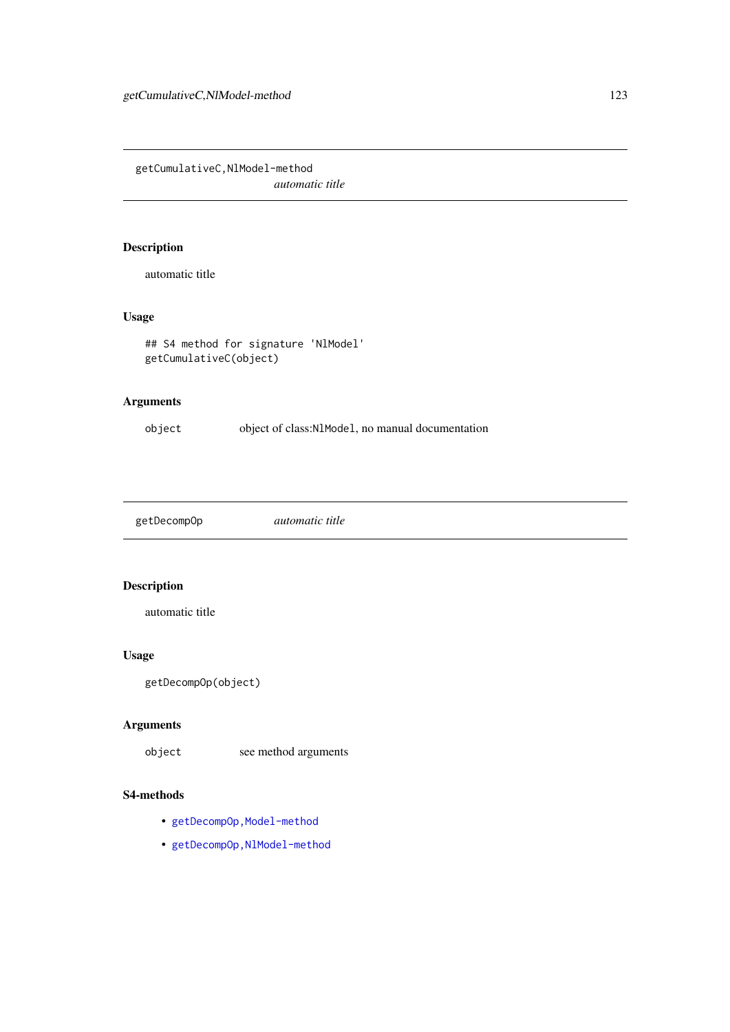## getCumulativeC,NlModel-method

*automatic title*

### Description

automatic title

### Usage

```
## S4 method for signature 'NlModel'
getCumulativeC(object)
```

### Arguments

| | |
|---|---|
| `object` | object of class:`NlModel`, no manual documentation |

## getDecompOp

*automatic title*

### Description

automatic title

### Usage

```
getDecompOp(object)
```

### Arguments

| | |
|---|---|
| `object` | see method arguments |

### S4-methods

- `getDecompOp,Model-method`
- `getDecompOp,NlModel-method`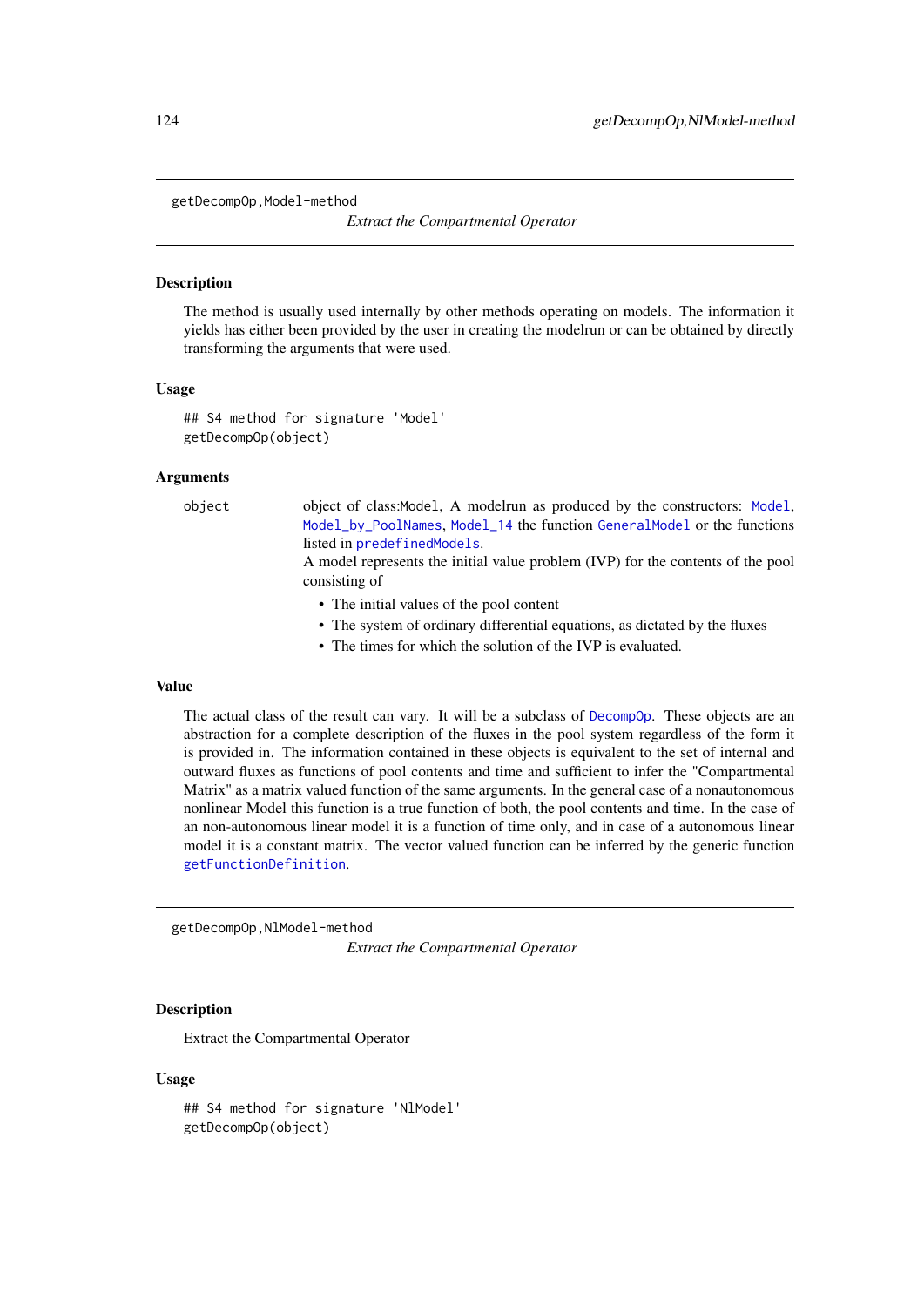## getDecompOp,Model-method

*Extract the Compartmental Operator*

### Description

The method is usually used internally by other methods operating on models. The information it yields has either been provided by the user in creating the modelrun or can be obtained by directly transforming the arguments that were used.

### Usage

```
## S4 method for signature 'Model'
getDecompOp(object)
```

### Arguments

| | |
|---|---|
| object | object of class:Model, A modelrun as produced by the constructors: Model, Model_by_PoolNames, Model_14 the function GeneralModel or the functions listed in predefinedModels.<br>A model represents the initial value problem (IVP) for the contents of the pool consisting of<br>• The initial values of the pool content<br>• The system of ordinary differential equations, as dictated by the fluxes<br>• The times for which the solution of the IVP is evaluated. |

### Value

The actual class of the result can vary. It will be a subclass of DecompOp. These objects are an abstraction for a complete description of the fluxes in the pool system regardless of the form it is provided in. The information contained in these objects is equivalent to the set of internal and outward fluxes as functions of pool contents and time and sufficient to infer the "Compartmental Matrix" as a matrix valued function of the same arguments. In the general case of a nonautonomous nonlinear Model this function is a true function of both, the pool contents and time. In the case of an non-autonomous linear model it is a function of time only, and in case of a autonomous linear model it is a constant matrix. The vector valued function can be inferred by the generic function getFunctionDefinition.

## getDecompOp,NlModel-method

*Extract the Compartmental Operator*

### Description

Extract the Compartmental Operator

### Usage

```
## S4 method for signature 'NlModel'
getDecompOp(object)
```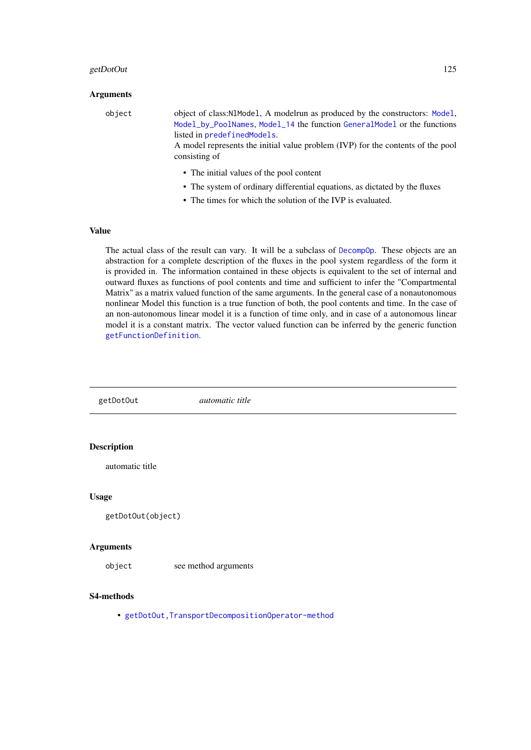### Arguments

| | |
|---|---|
| `object` | object of class:`NlModel`, A modelrun as produced by the constructors: `Model`, `Model_by_PoolNames`, `Model_14` the function `GeneralModel` or the functions listed in `predefinedModels`. A model represents the initial value problem (IVP) for the contents of the pool consisting of<br>• The initial values of the pool content<br>• The system of ordinary differential equations, as dictated by the fluxes<br>• The times for which the solution of the IVP is evaluated. |

### Value

The actual class of the result can vary. It will be a subclass of `DecompOp`. These objects are an abstraction for a complete description of the fluxes in the pool system regardless of the form it is provided in. The information contained in these objects is equivalent to the set of internal and outward fluxes as functions of pool contents and time and sufficient to infer the "Compartmental Matrix" as a matrix valued function of the same arguments. In the general case of a nonautonomous nonlinear Model this function is a true function of both, the pool contents and time. In the case of an non-autonomous linear model it is a function of time only, and in case of a autonomous linear model it is a constant matrix. The vector valued function can be inferred by the generic function `getFunctionDefinition`.

---

## getDotOut — *automatic title*

### Description

automatic title

### Usage

```
getDotOut(object)
```

### Arguments

| | |
|---|---|
| `object` | see method arguments |

### S4-methods

- `getDotOut,TransportDecompositionOperator-method`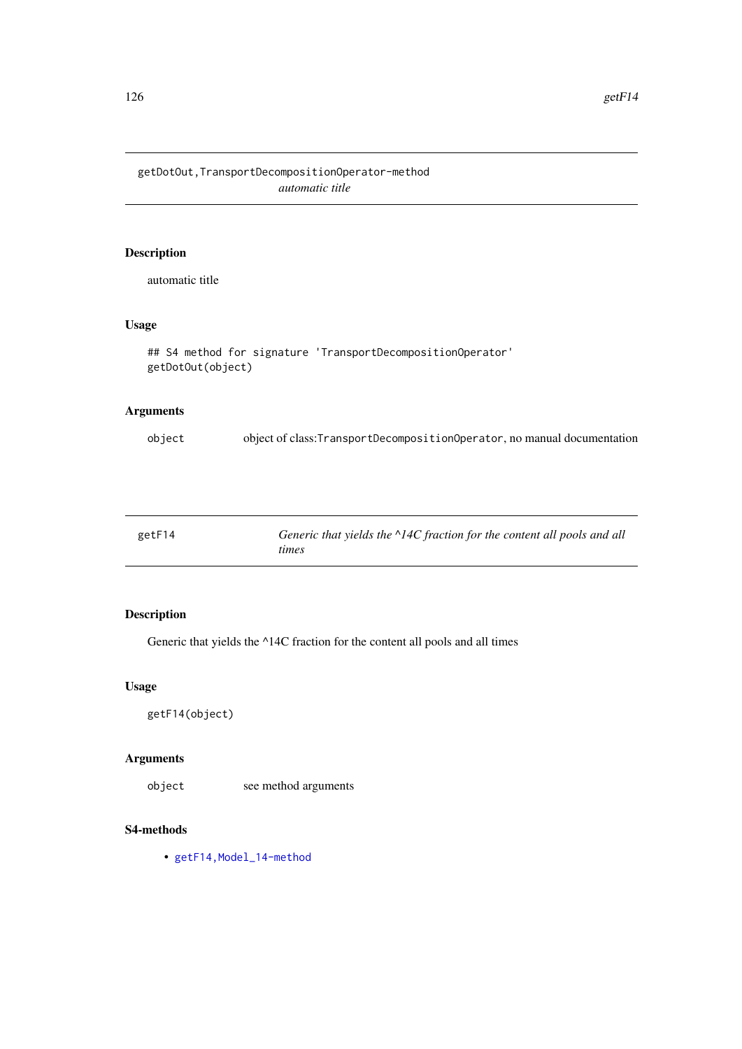## getDotOut,TransportDecompositionOperator-method

*automatic title*

### Description

automatic title

### Usage

```
## S4 method for signature 'TransportDecompositionOperator'
getDotOut(object)
```

### Arguments

| | |
|---|---|
| `object` | object of class:`TransportDecompositionOperator`, no manual documentation |

## getF14

*Generic that yields the ^14C fraction for the content all pools and all times*

### Description

Generic that yields the ^14C fraction for the content all pools and all times

### Usage

```
getF14(object)
```

### Arguments

| | |
|---|---|
| `object` | see method arguments |

### S4-methods

- `getF14,Model_14-method`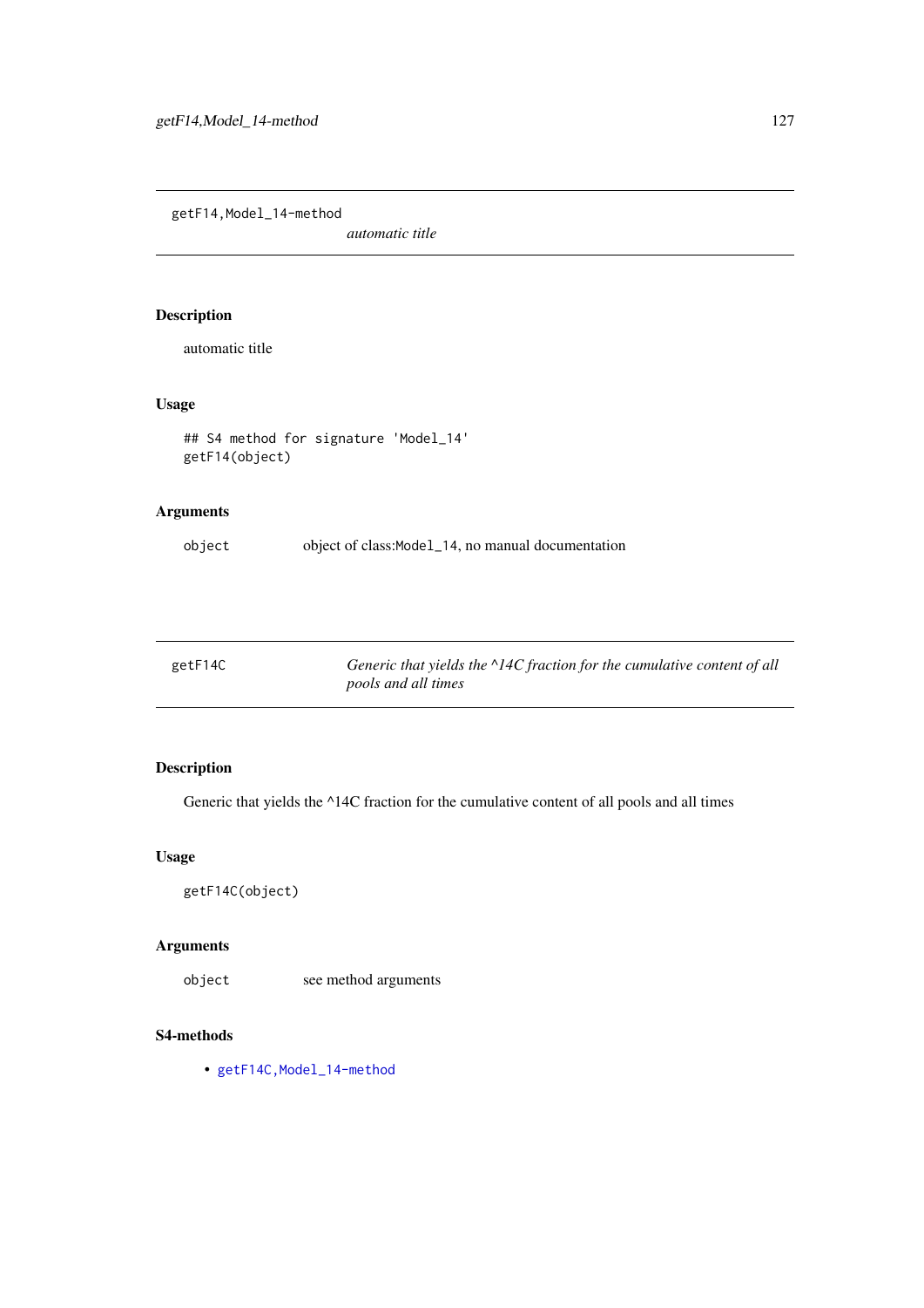## getF14,Model_14-method

*automatic title*

### Description

automatic title

### Usage

```
## S4 method for signature 'Model_14'
getF14(object)
```

### Arguments

| | |
|---|---|
| object | object of class:Model_14, no manual documentation |

## getF14C

*Generic that yields the ^14C fraction for the cumulative content of all pools and all times*

### Description

Generic that yields the ^14C fraction for the cumulative content of all pools and all times

### Usage

```
getF14C(object)
```

### Arguments

| | |
|---|---|
| object | see method arguments |

### S4-methods

- getF14C,Model_14-method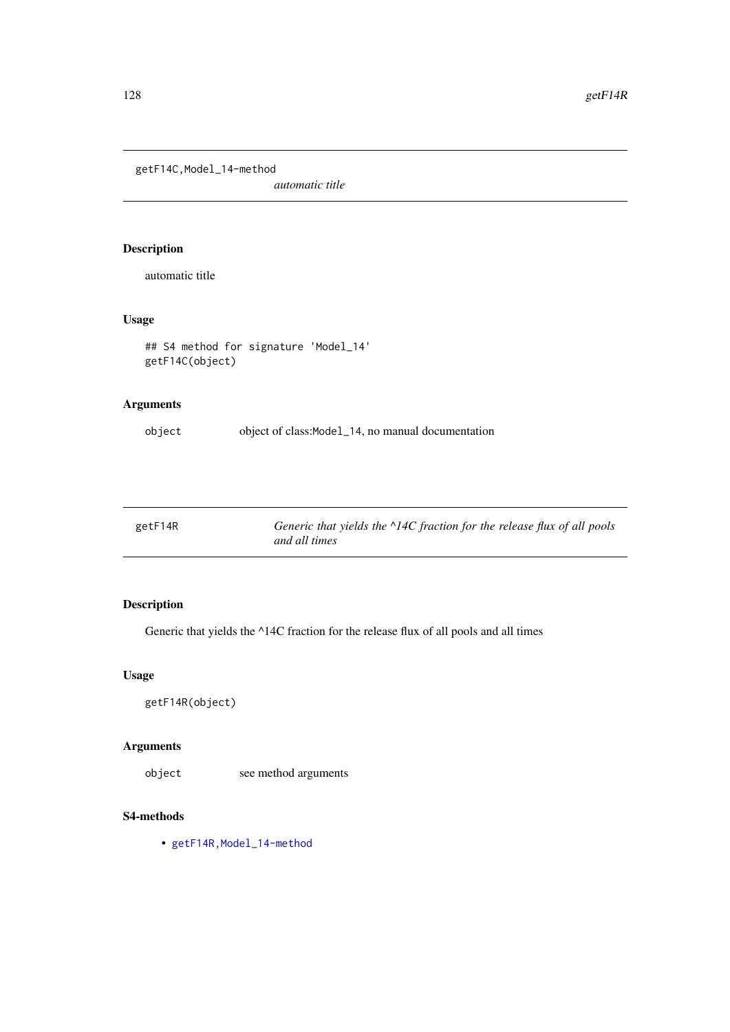## getF14C,Model_14-method

*automatic title*

### Description

automatic title

### Usage

```
## S4 method for signature 'Model_14'
getF14C(object)
```

### Arguments

| | |
|---|---|
| object | object of class:Model_14, no manual documentation |

## getF14R

*Generic that yields the ^14C fraction for the release flux of all pools and all times*

### Description

Generic that yields the ^14C fraction for the release flux of all pools and all times

### Usage

```
getF14R(object)
```

### Arguments

| | |
|---|---|
| object | see method arguments |

### S4-methods

- getF14R,Model_14-method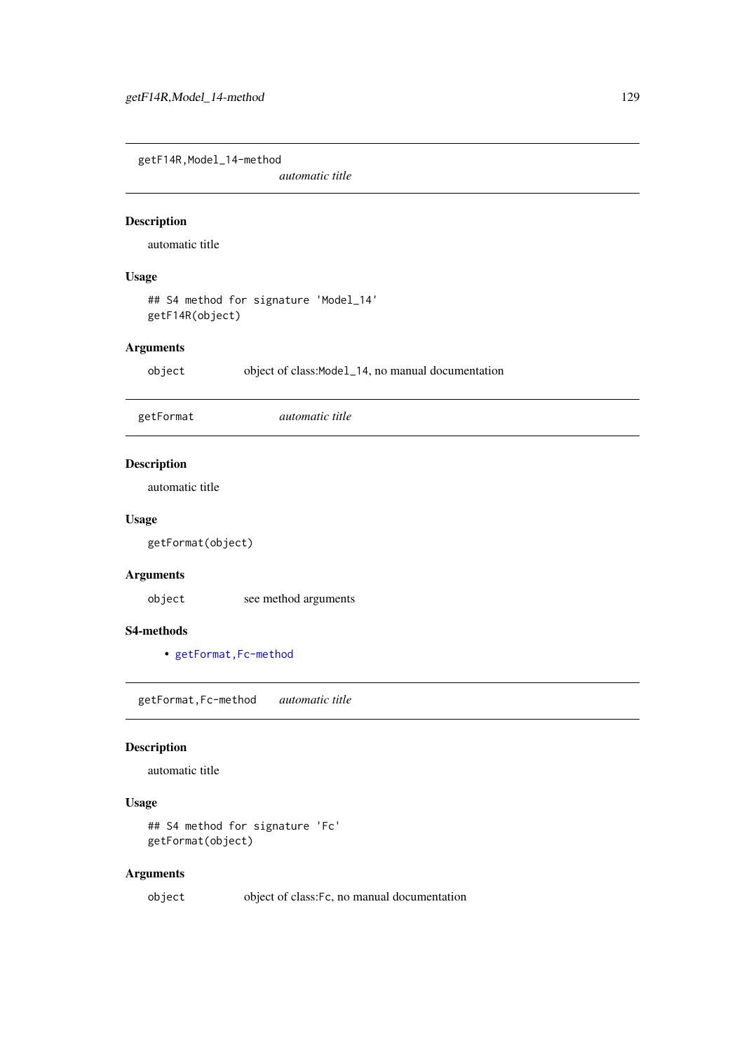## getF14R,Model_14-method    *automatic title*

### Description

automatic title

### Usage

```
## S4 method for signature 'Model_14'
getF14R(object)
```

### Arguments

| | |
|---|---|
| `object` | object of class:`Model_14`, no manual documentation |

## getFormat    *automatic title*

### Description

automatic title

### Usage

```
getFormat(object)
```

### Arguments

| | |
|---|---|
| `object` | see method arguments |

### S4-methods

- `getFormat,Fc-method`

## getFormat,Fc-method    *automatic title*

### Description

automatic title

### Usage

```
## S4 method for signature 'Fc'
getFormat(object)
```

### Arguments

| | |
|---|---|
| `object` | object of class:`Fc`, no manual documentation |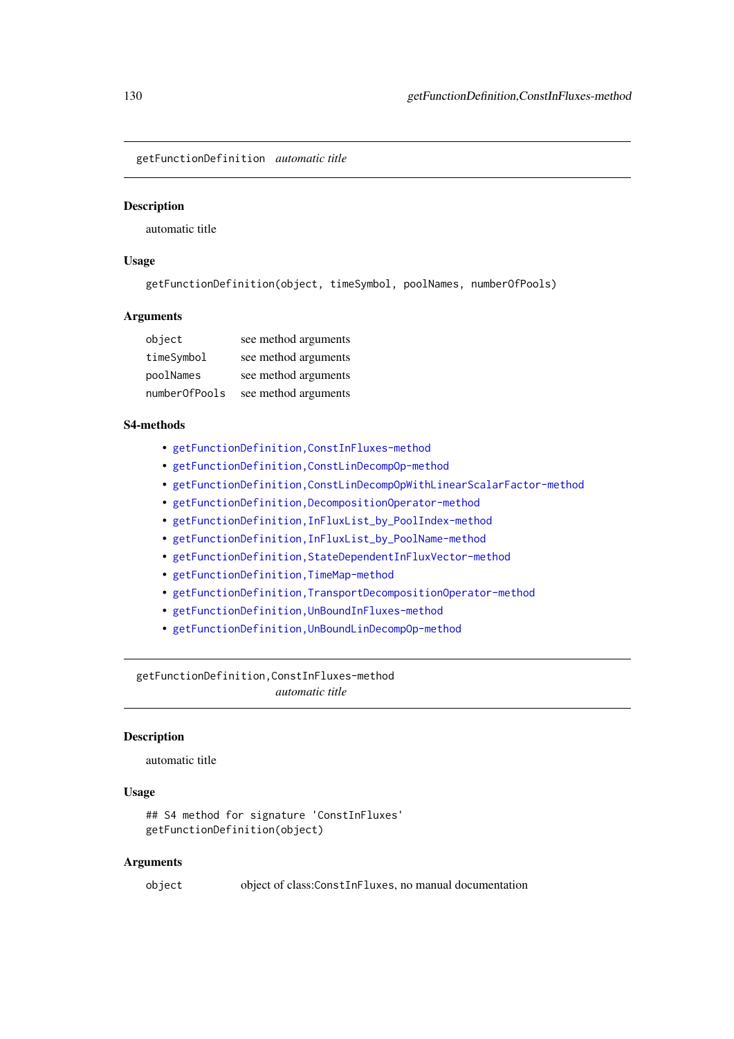## getFunctionDefinition *automatic title*

### Description

automatic title

### Usage

```
getFunctionDefinition(object, timeSymbol, poolNames, numberOfPools)
```

### Arguments

| | |
|---|---|
| object | see method arguments |
| timeSymbol | see method arguments |
| poolNames | see method arguments |
| numberOfPools | see method arguments |

### S4-methods

- getFunctionDefinition,ConstInFluxes-method
- getFunctionDefinition,ConstLinDecompOp-method
- getFunctionDefinition,ConstLinDecompOpWithLinearScalarFactor-method
- getFunctionDefinition,DecompositionOperator-method
- getFunctionDefinition,InFluxList_by_PoolIndex-method
- getFunctionDefinition,InFluxList_by_PoolName-method
- getFunctionDefinition,StateDependentInFluxVector-method
- getFunctionDefinition,TimeMap-method
- getFunctionDefinition,TransportDecompositionOperator-method
- getFunctionDefinition,UnBoundInFluxes-method
- getFunctionDefinition,UnBoundLinDecompOp-method

## getFunctionDefinition,ConstInFluxes-method *automatic title*

### Description

automatic title

### Usage

```
## S4 method for signature 'ConstInFluxes'
getFunctionDefinition(object)
```

### Arguments

| | |
|---|---|
| object | object of class:ConstInFluxes, no manual documentation |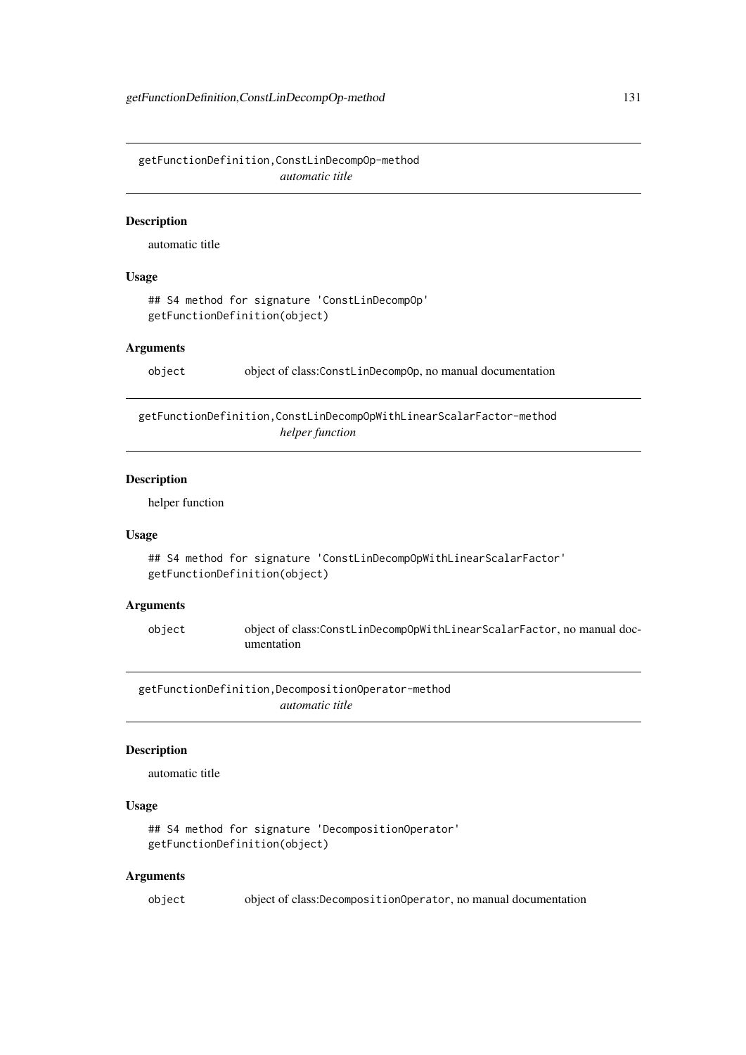## getFunctionDefinition,ConstLinDecompOp-method

*automatic title*

### Description

automatic title

### Usage

```
## S4 method for signature 'ConstLinDecompOp'
getFunctionDefinition(object)
```

### Arguments

| | |
|---|---|
| `object` | object of class:`ConstLinDecompOp`, no manual documentation |

## getFunctionDefinition,ConstLinDecompOpWithLinearScalarFactor-method

*helper function*

### Description

helper function

### Usage

```
## S4 method for signature 'ConstLinDecompOpWithLinearScalarFactor'
getFunctionDefinition(object)
```

### Arguments

| | |
|---|---|
| `object` | object of class:`ConstLinDecompOpWithLinearScalarFactor`, no manual documentation |

## getFunctionDefinition,DecompositionOperator-method

*automatic title*

### Description

automatic title

### Usage

```
## S4 method for signature 'DecompositionOperator'
getFunctionDefinition(object)
```

### Arguments

| | |
|---|---|
| `object` | object of class:`DecompositionOperator`, no manual documentation |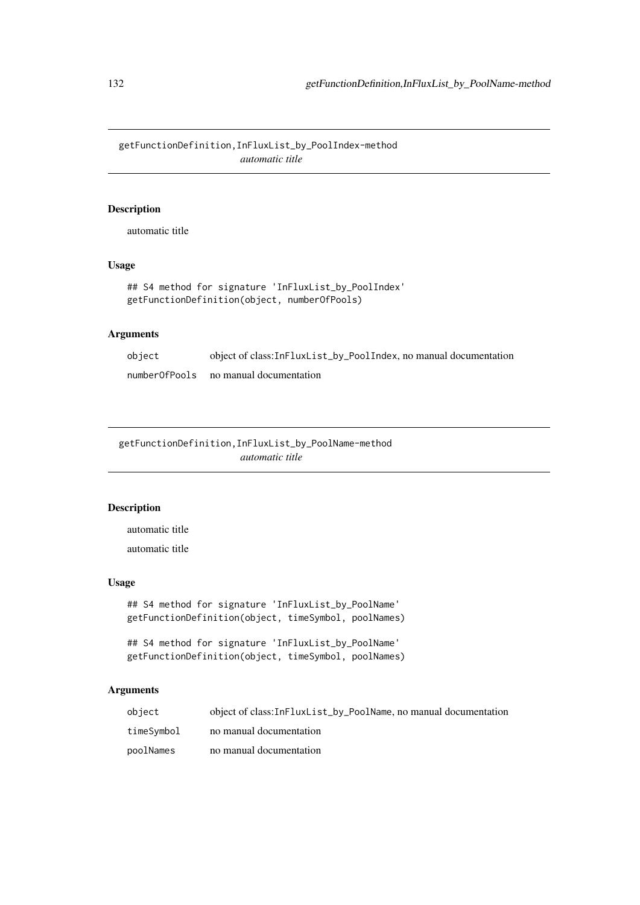## getFunctionDefinition,InFluxList_by_PoolIndex-method

*automatic title*

### Description

automatic title

### Usage

```
## S4 method for signature 'InFluxList_by_PoolIndex'
getFunctionDefinition(object, numberOfPools)
```

### Arguments

| | |
|---|---|
| object | object of class:InFluxList_by_PoolIndex, no manual documentation |
| numberOfPools | no manual documentation |

## getFunctionDefinition,InFluxList_by_PoolName-method

*automatic title*

### Description

automatic title

automatic title

### Usage

```
## S4 method for signature 'InFluxList_by_PoolName'
getFunctionDefinition(object, timeSymbol, poolNames)

## S4 method for signature 'InFluxList_by_PoolName'
getFunctionDefinition(object, timeSymbol, poolNames)
```

### Arguments

| | |
|---|---|
| object | object of class:InFluxList_by_PoolName, no manual documentation |
| timeSymbol | no manual documentation |
| poolNames | no manual documentation |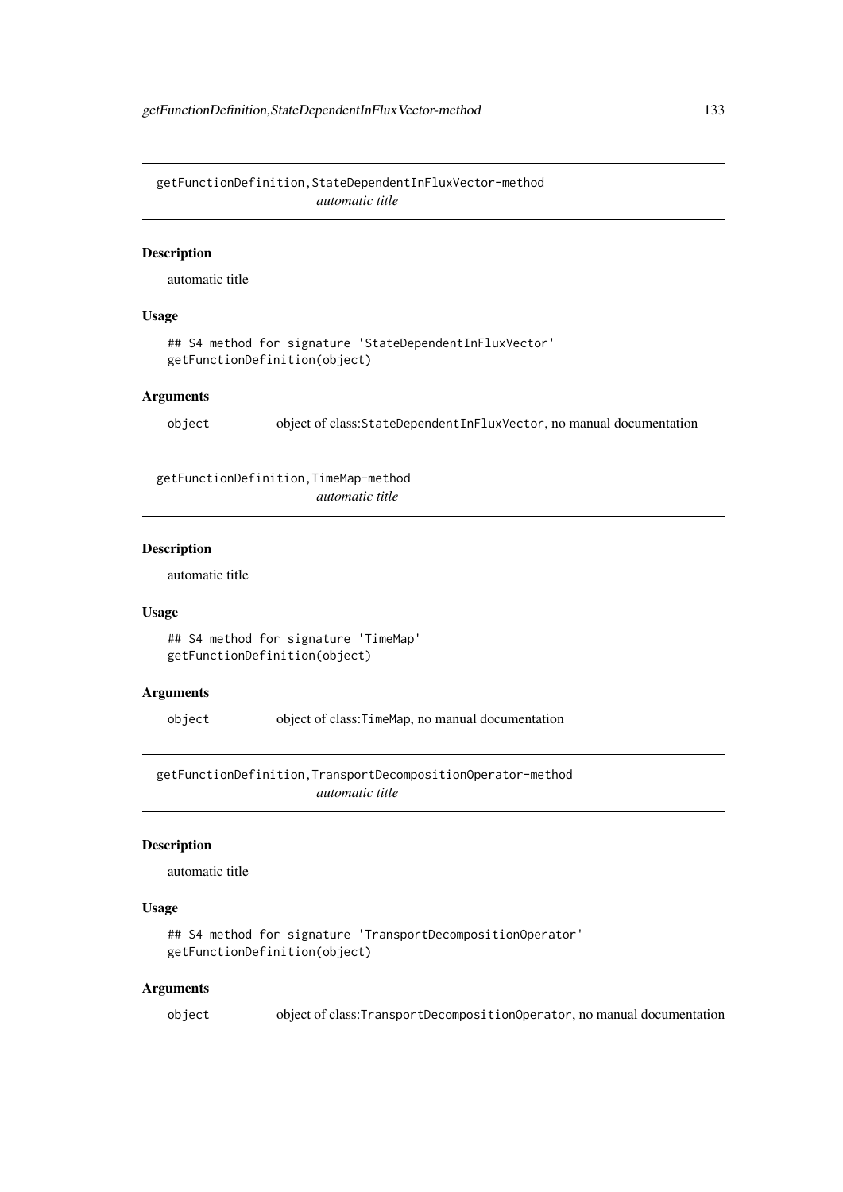## getFunctionDefinition,StateDependentInFluxVector-method

*automatic title*

### Description

automatic title

### Usage

```
## S4 method for signature 'StateDependentInFluxVector'
getFunctionDefinition(object)
```

### Arguments

object — object of class:`StateDependentInFluxVector`, no manual documentation

## getFunctionDefinition,TimeMap-method

*automatic title*

### Description

automatic title

### Usage

```
## S4 method for signature 'TimeMap'
getFunctionDefinition(object)
```

### Arguments

object — object of class:`TimeMap`, no manual documentation

## getFunctionDefinition,TransportDecompositionOperator-method

*automatic title*

### Description

automatic title

### Usage

```
## S4 method for signature 'TransportDecompositionOperator'
getFunctionDefinition(object)
```

### Arguments

object — object of class:`TransportDecompositionOperator`, no manual documentation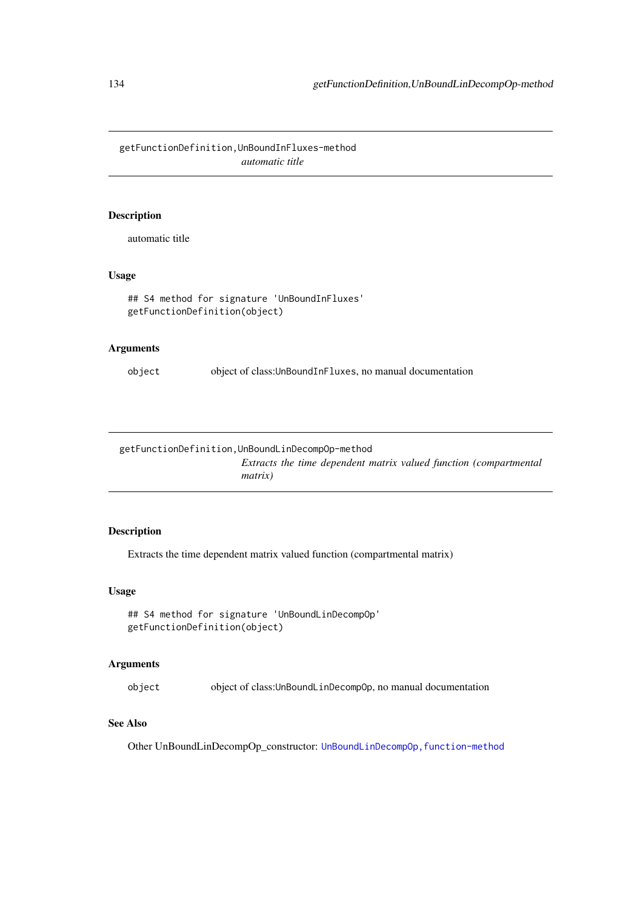## getFunctionDefinition,UnBoundInFluxes-method

*automatic title*

### Description

automatic title

### Usage

```
## S4 method for signature 'UnBoundInFluxes'
getFunctionDefinition(object)
```

### Arguments

| | |
|---|---|
| object | object of class:UnBoundInFluxes, no manual documentation |

## getFunctionDefinition,UnBoundLinDecompOp-method

*Extracts the time dependent matrix valued function (compartmental matrix)*

### Description

Extracts the time dependent matrix valued function (compartmental matrix)

### Usage

```
## S4 method for signature 'UnBoundLinDecompOp'
getFunctionDefinition(object)
```

### Arguments

| | |
|---|---|
| object | object of class:UnBoundLinDecompOp, no manual documentation |

### See Also

Other UnBoundLinDecompOp_constructor: UnBoundLinDecompOp,function-method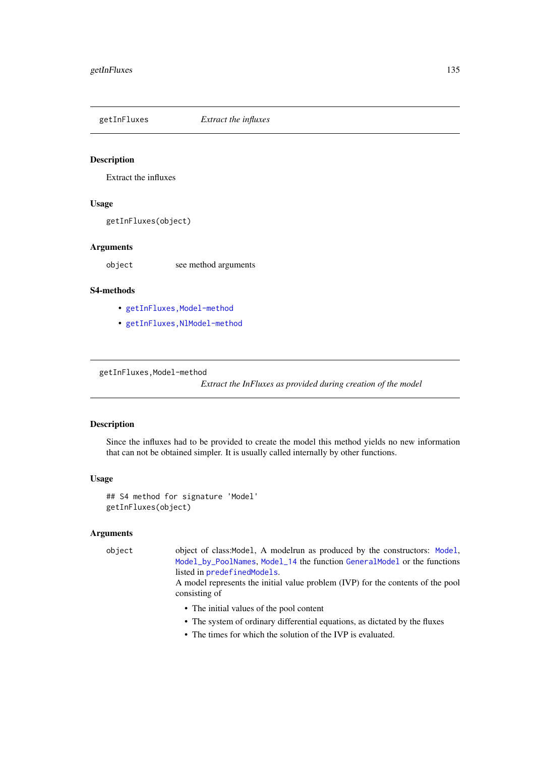## getInFluxes — *Extract the influxes*

### Description

Extract the influxes

### Usage

```
getInFluxes(object)
```

### Arguments

| | |
|---|---|
| object | see method arguments |

### S4-methods

- getInFluxes,Model-method
- getInFluxes,NlModel-method

## getInFluxes,Model-method — *Extract the InFluxes as provided during creation of the model*

### Description

Since the influxes had to be provided to create the model this method yields no new information that can not be obtained simpler. It is usually called internally by other functions.

### Usage

```
## S4 method for signature 'Model'
getInFluxes(object)
```

### Arguments

object — object of class:Model, A modelrun as produced by the constructors: Model, Model_by_PoolNames, Model_14 the function GeneralModel or the functions listed in predefinedModels.
A model represents the initial value problem (IVP) for the contents of the pool consisting of

- The initial values of the pool content
- The system of ordinary differential equations, as dictated by the fluxes
- The times for which the solution of the IVP is evaluated.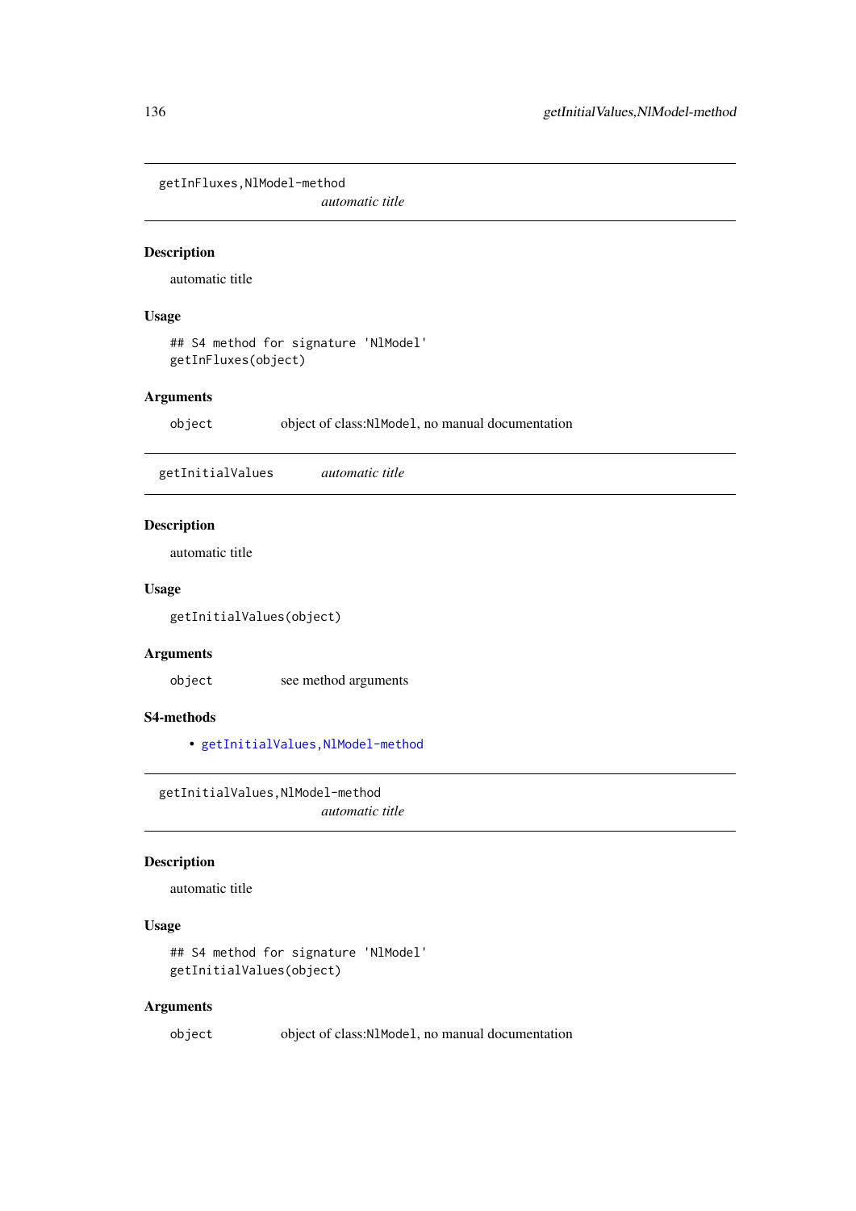## getInFluxes,NlModel-method

*automatic title*

### Description

automatic title

### Usage

```
## S4 method for signature 'NlModel'
getInFluxes(object)
```

### Arguments

| | |
|---|---|
| object | object of class:NlModel, no manual documentation |

## getInitialValues

*automatic title*

### Description

automatic title

### Usage

```
getInitialValues(object)
```

### Arguments

| | |
|---|---|
| object | see method arguments |

### S4-methods

- getInitialValues,NlModel-method

## getInitialValues,NlModel-method

*automatic title*

### Description

automatic title

### Usage

```
## S4 method for signature 'NlModel'
getInitialValues(object)
```

### Arguments

| | |
|---|---|
| object | object of class:NlModel, no manual documentation |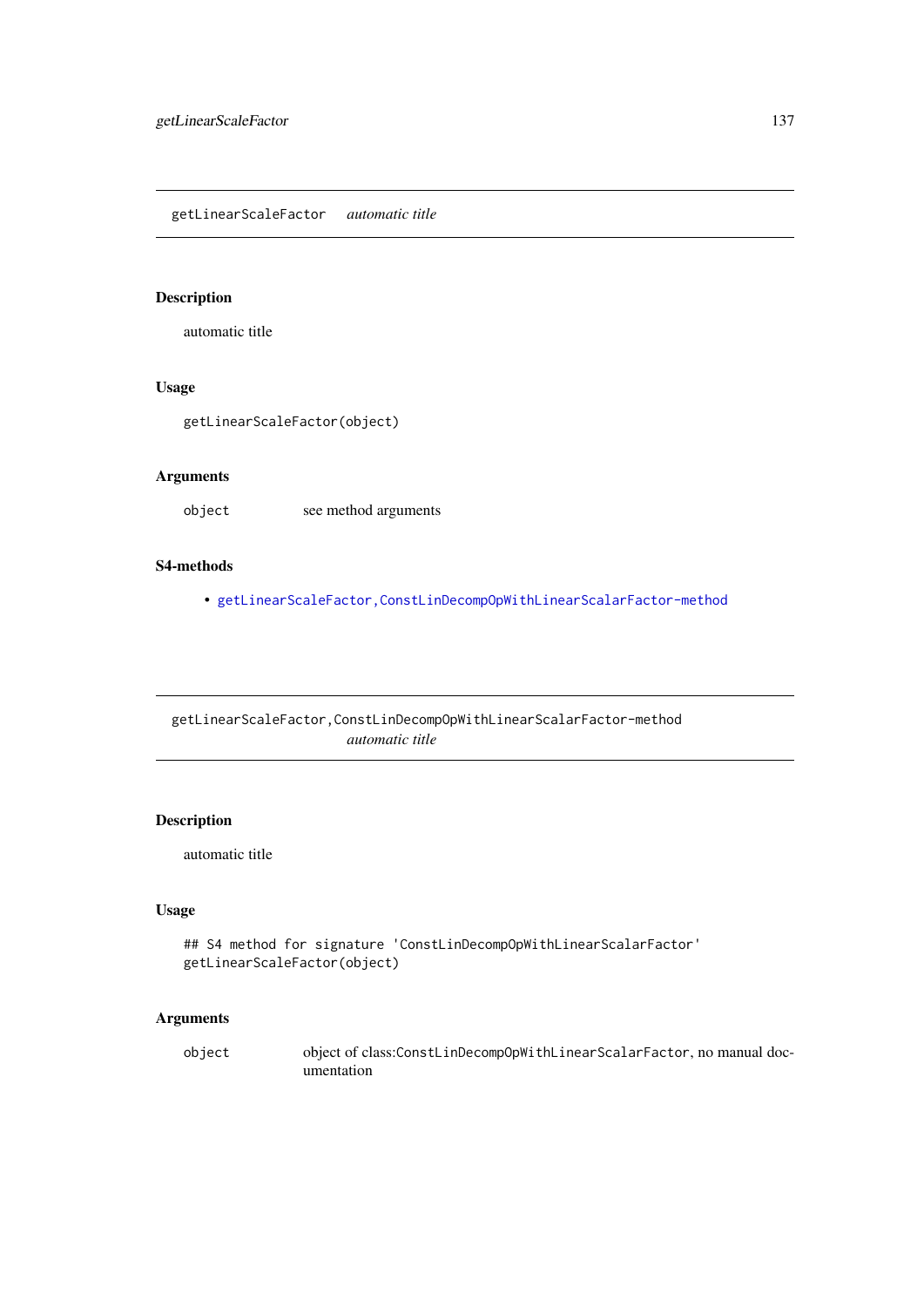## getLinearScaleFactor *automatic title*

### Description

automatic title

### Usage

```
getLinearScaleFactor(object)
```

### Arguments

| | |
|---|---|
| object | see method arguments |

### S4-methods

- getLinearScaleFactor,ConstLinDecompOpWithLinearScalarFactor-method

## getLinearScaleFactor,ConstLinDecompOpWithLinearScalarFactor-method *automatic title*

### Description

automatic title

### Usage

```
## S4 method for signature 'ConstLinDecompOpWithLinearScalarFactor'
getLinearScaleFactor(object)
```

### Arguments

| | |
|---|---|
| object | object of class:ConstLinDecompOpWithLinearScalarFactor, no manual documentation |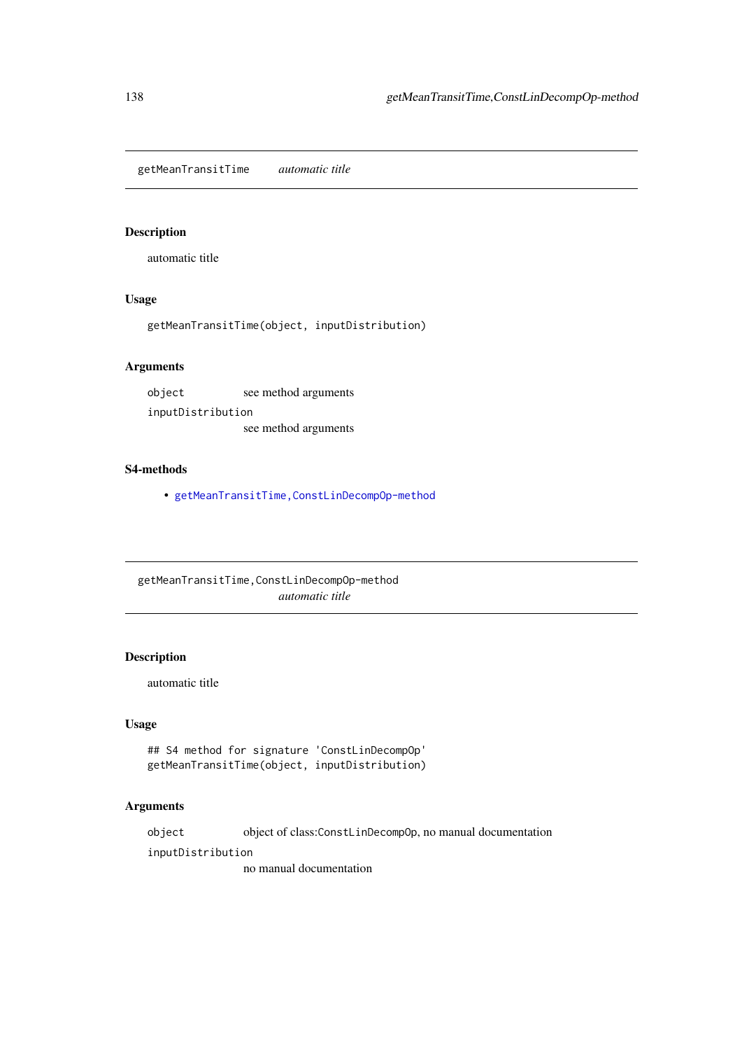## getMeanTransitTime *automatic title*

### Description

automatic title

### Usage

```
getMeanTransitTime(object, inputDistribution)
```

### Arguments

| | |
|---|---|
| `object` | see method arguments |
| `inputDistribution` | see method arguments |

### S4-methods

- `getMeanTransitTime,ConstLinDecompOp-method`

## getMeanTransitTime,ConstLinDecompOp-method *automatic title*

### Description

automatic title

### Usage

```
## S4 method for signature 'ConstLinDecompOp'
getMeanTransitTime(object, inputDistribution)
```

### Arguments

| | |
|---|---|
| `object` | object of class:`ConstLinDecompOp`, no manual documentation |
| `inputDistribution` | no manual documentation |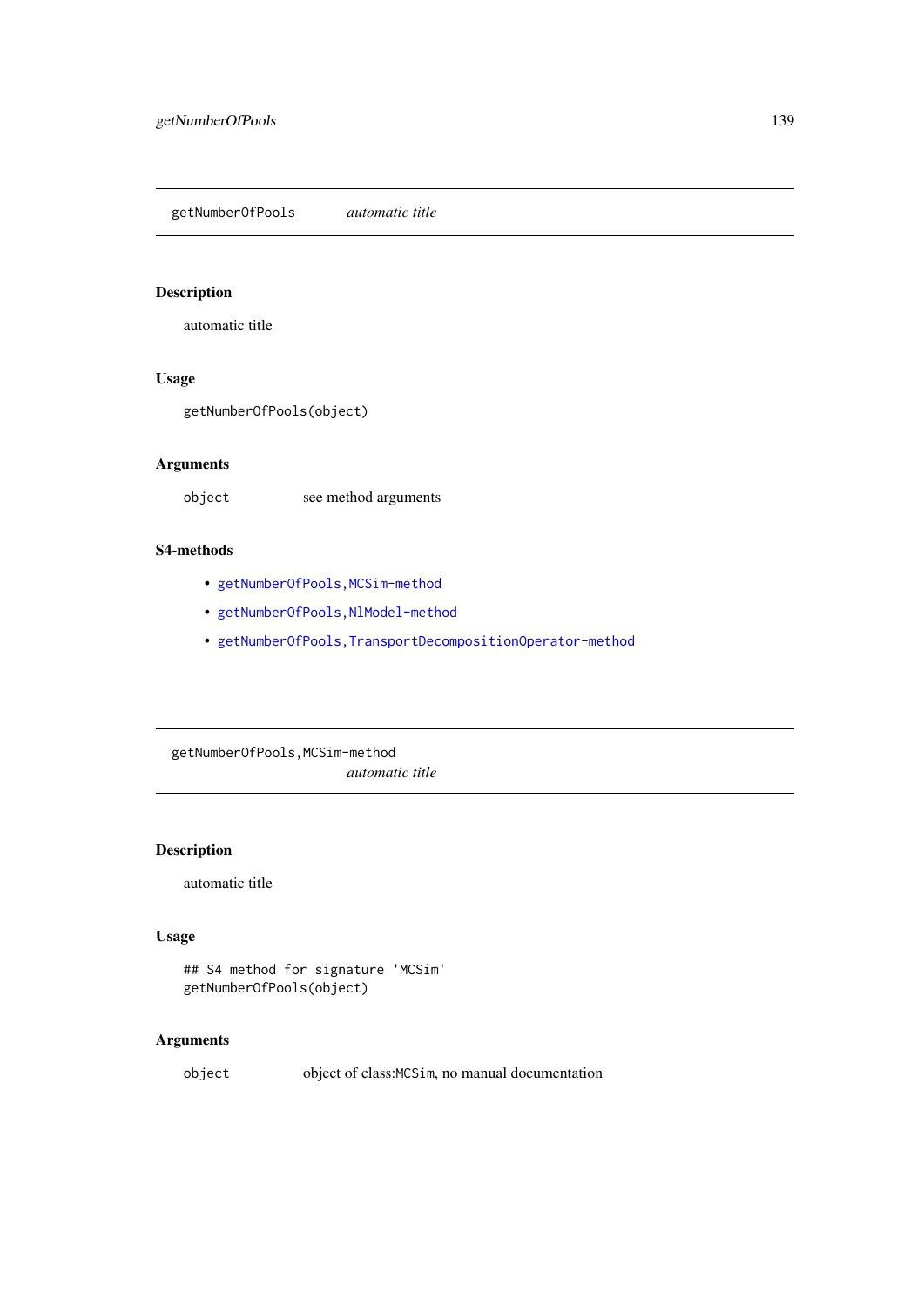## getNumberOfPools — *automatic title*

### Description

automatic title

### Usage

```
getNumberOfPools(object)
```

### Arguments

| | |
|---|---|
| `object` | see method arguments |

### S4-methods

- getNumberOfPools,MCSim-method
- getNumberOfPools,NlModel-method
- getNumberOfPools,TransportDecompositionOperator-method

## getNumberOfPools,MCSim-method — *automatic title*

### Description

automatic title

### Usage

```
## S4 method for signature 'MCSim'
getNumberOfPools(object)
```

### Arguments

| | |
|---|---|
| `object` | object of class:`MCSim`, no manual documentation |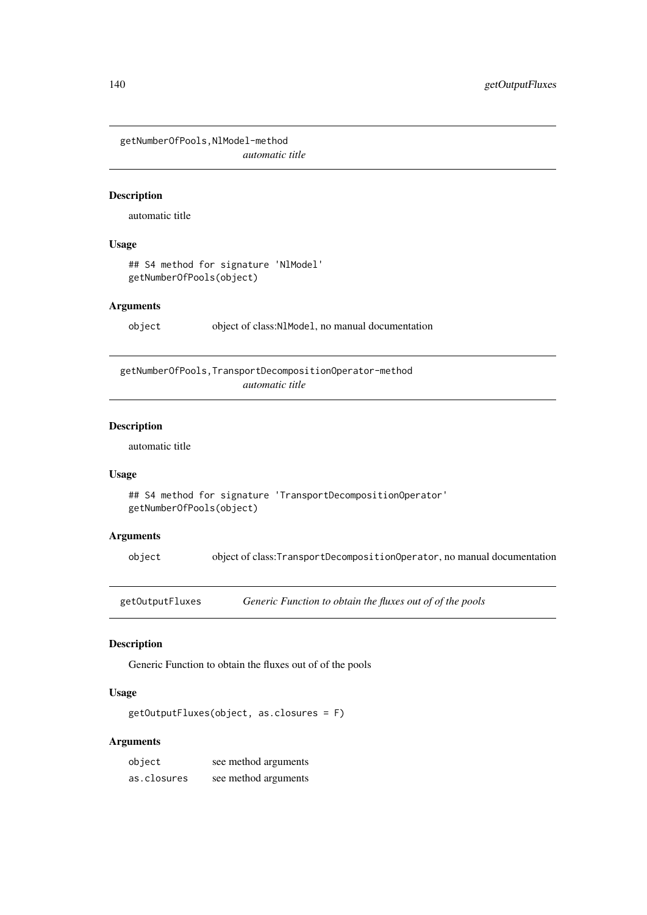## getNumberOfPools,NlModel-method

*automatic title*

### Description

automatic title

### Usage

```
## S4 method for signature 'NlModel'
getNumberOfPools(object)
```

### Arguments

| | |
|---|---|
| object | object of class:NlModel, no manual documentation |

## getNumberOfPools,TransportDecompositionOperator-method

*automatic title*

### Description

automatic title

### Usage

```
## S4 method for signature 'TransportDecompositionOperator'
getNumberOfPools(object)
```

### Arguments

| | |
|---|---|
| object | object of class:TransportDecompositionOperator, no manual documentation |

## getOutputFluxes *Generic Function to obtain the fluxes out of of the pools*

### Description

Generic Function to obtain the fluxes out of of the pools

### Usage

```
getOutputFluxes(object, as.closures = F)
```

### Arguments

| | |
|---|---|
| object | see method arguments |
| as.closures | see method arguments |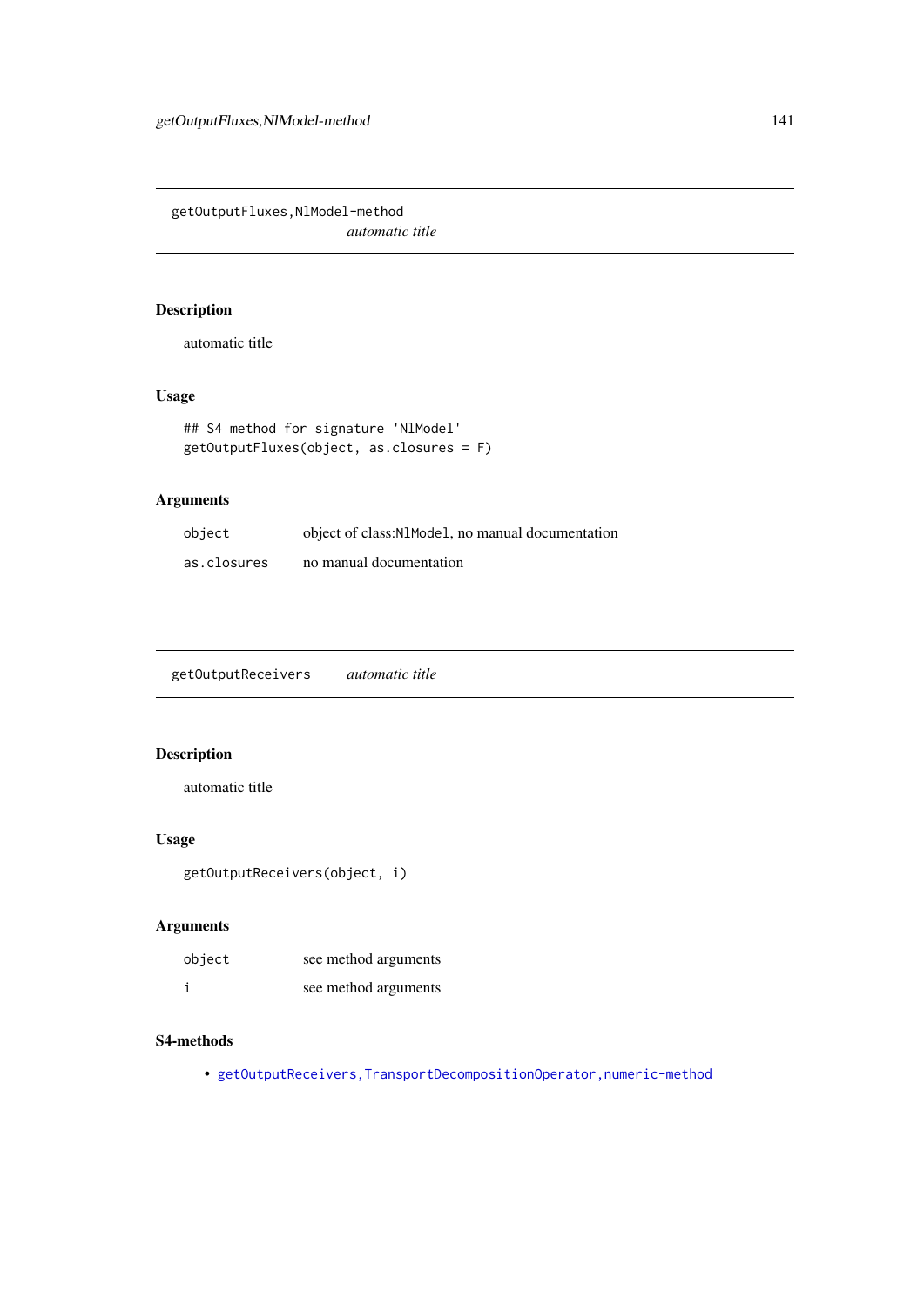## getOutputFluxes,NlModel-method

*automatic title*

### Description

automatic title

### Usage

```
## S4 method for signature 'NlModel'
getOutputFluxes(object, as.closures = F)
```

### Arguments

| | |
|---|---|
| object | object of class:NlModel, no manual documentation |
| as.closures | no manual documentation |

## getOutputReceivers

*automatic title*

### Description

automatic title

### Usage

```
getOutputReceivers(object, i)
```

### Arguments

| | |
|---|---|
| object | see method arguments |
| i | see method arguments |

### S4-methods

- getOutputReceivers,TransportDecompositionOperator,numeric-method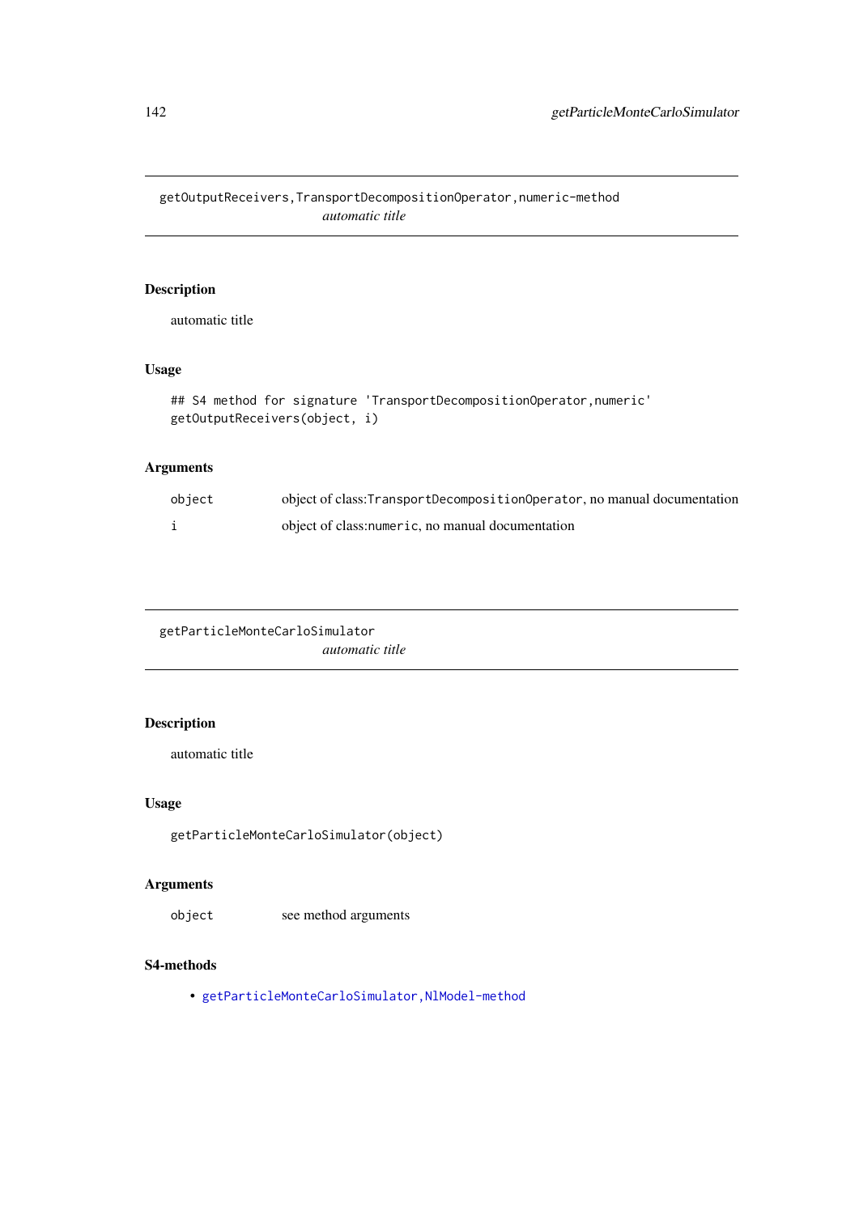## getOutputReceivers,TransportDecompositionOperator,numeric-method

*automatic title*

### Description

automatic title

### Usage

```
## S4 method for signature 'TransportDecompositionOperator,numeric'
getOutputReceivers(object, i)
```

### Arguments

| | |
|---|---|
| `object` | object of class:`TransportDecompositionOperator`, no manual documentation |
| `i` | object of class:`numeric`, no manual documentation |

## getParticleMonteCarloSimulator

*automatic title*

### Description

automatic title

### Usage

```
getParticleMonteCarloSimulator(object)
```

### Arguments

| | |
|---|---|
| `object` | see method arguments |

### S4-methods

- `getParticleMonteCarloSimulator,NlModel-method`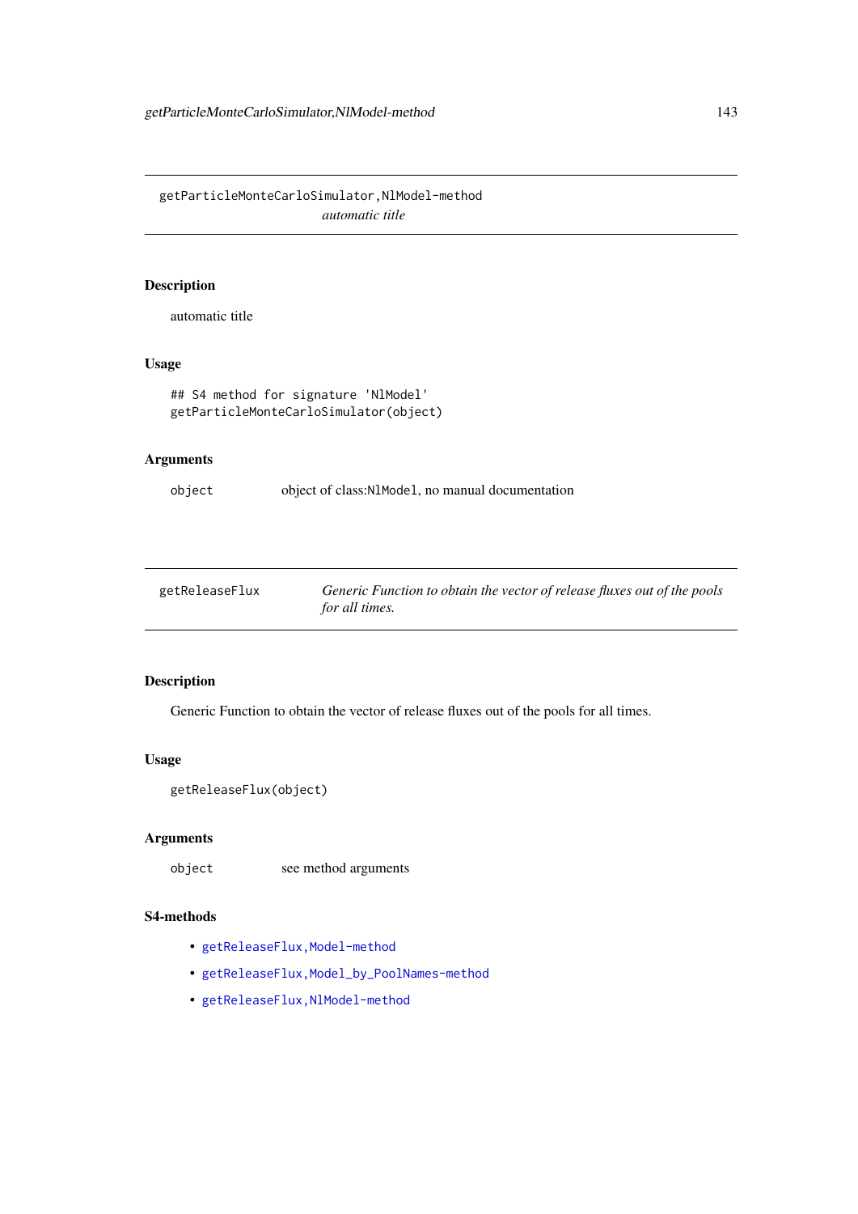## getParticleMonteCarloSimulator,NlModel-method

*automatic title*

### Description

automatic title

### Usage

```
## S4 method for signature 'NlModel'
getParticleMonteCarloSimulator(object)
```

### Arguments

| | |
|---|---|
| `object` | object of class:`NlModel`, no manual documentation |

## getReleaseFlux

*Generic Function to obtain the vector of release fluxes out of the pools for all times.*

### Description

Generic Function to obtain the vector of release fluxes out of the pools for all times.

### Usage

```
getReleaseFlux(object)
```

### Arguments

| | |
|---|---|
| `object` | see method arguments |

### S4-methods

- `getReleaseFlux,Model-method`
- `getReleaseFlux,Model_by_PoolNames-method`
- `getReleaseFlux,NlModel-method`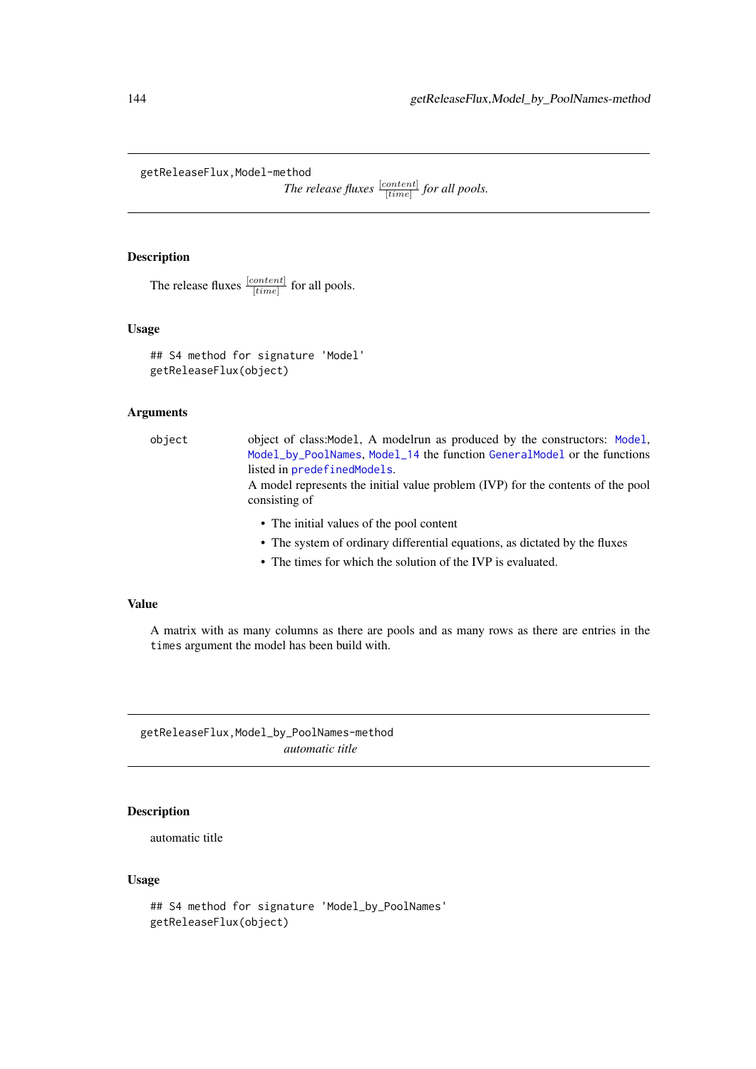## getReleaseFlux,Model-method

*The release fluxes $\frac{[content]}{[time]}$ for all pools.*

### Description

The release fluxes $\frac{[content]}{[time]}$ for all pools.

### Usage

```
## S4 method for signature 'Model'
getReleaseFlux(object)
```

### Arguments

object — object of class:Model, A modelrun as produced by the constructors: Model, Model_by_PoolNames, Model_14 the function GeneralModel or the functions listed in predefinedModels.
A model represents the initial value problem (IVP) for the contents of the pool consisting of

- The initial values of the pool content
- The system of ordinary differential equations, as dictated by the fluxes
- The times for which the solution of the IVP is evaluated.

### Value

A matrix with as many columns as there are pools and as many rows as there are entries in the times argument the model has been build with.

## getReleaseFlux,Model_by_PoolNames-method

*automatic title*

### Description

automatic title

### Usage

```
## S4 method for signature 'Model_by_PoolNames'
getReleaseFlux(object)
```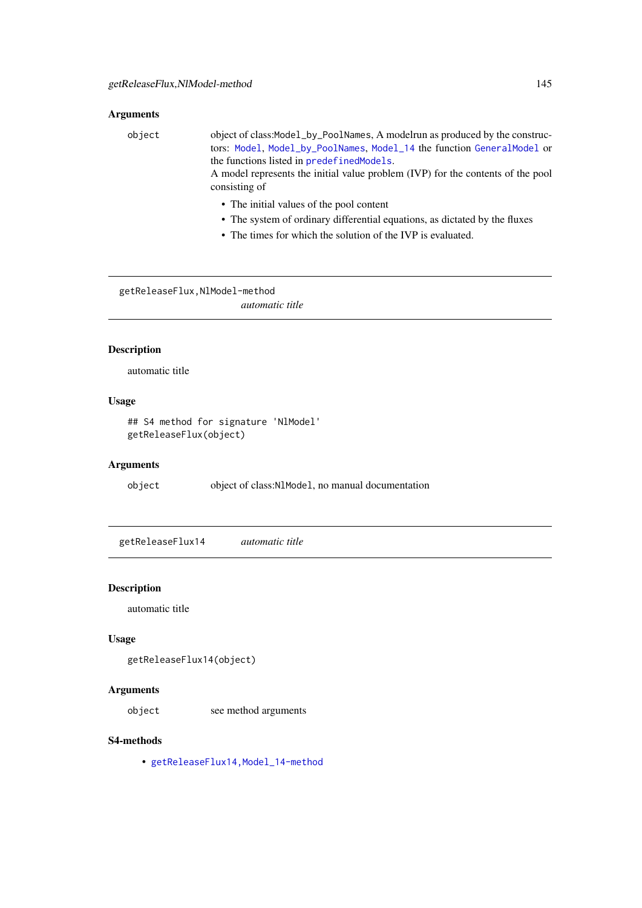### Arguments

| | |
|---|---|
| object | object of class:`Model_by_PoolNames`, A modelrun as produced by the constructors: `Model`, `Model_by_PoolNames`, `Model_14` the function `GeneralModel` or the functions listed in `predefinedModels`. A model represents the initial value problem (IVP) for the contents of the pool consisting of<br>• The initial values of the pool content<br>• The system of ordinary differential equations, as dictated by the fluxes<br>• The times for which the solution of the IVP is evaluated. |

---

## getReleaseFlux,NlModel-method    *automatic title*

### Description

automatic title

### Usage

```
## S4 method for signature 'NlModel'
getReleaseFlux(object)
```

### Arguments

| | |
|---|---|
| object | object of class:`NlModel`, no manual documentation |

---

## getReleaseFlux14    *automatic title*

### Description

automatic title

### Usage

```
getReleaseFlux14(object)
```

### Arguments

| | |
|---|---|
| object | see method arguments |

### S4-methods

- `getReleaseFlux14,Model_14-method`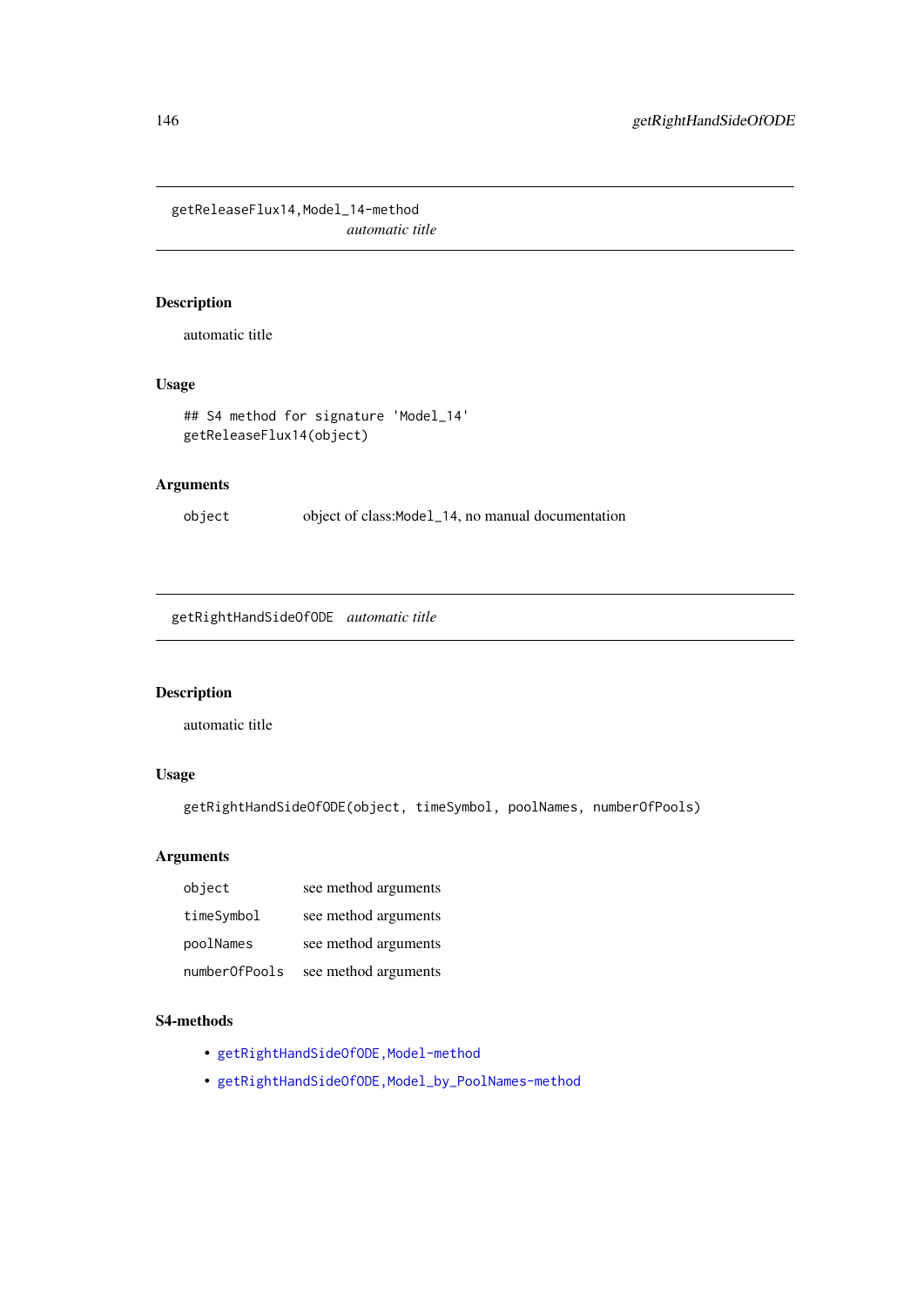## getReleaseFlux14,Model_14-method

*automatic title*

### Description

automatic title

### Usage

```
## S4 method for signature 'Model_14'
getReleaseFlux14(object)
```

### Arguments

| | |
|---|---|
| object | object of class:Model_14, no manual documentation |

## getRightHandSideOfODE *automatic title*

### Description

automatic title

### Usage

```
getRightHandSideOfODE(object, timeSymbol, poolNames, numberOfPools)
```

### Arguments

| | |
|---|---|
| object | see method arguments |
| timeSymbol | see method arguments |
| poolNames | see method arguments |
| numberOfPools | see method arguments |

### S4-methods

- getRightHandSideOfODE,Model-method
- getRightHandSideOfODE,Model_by_PoolNames-method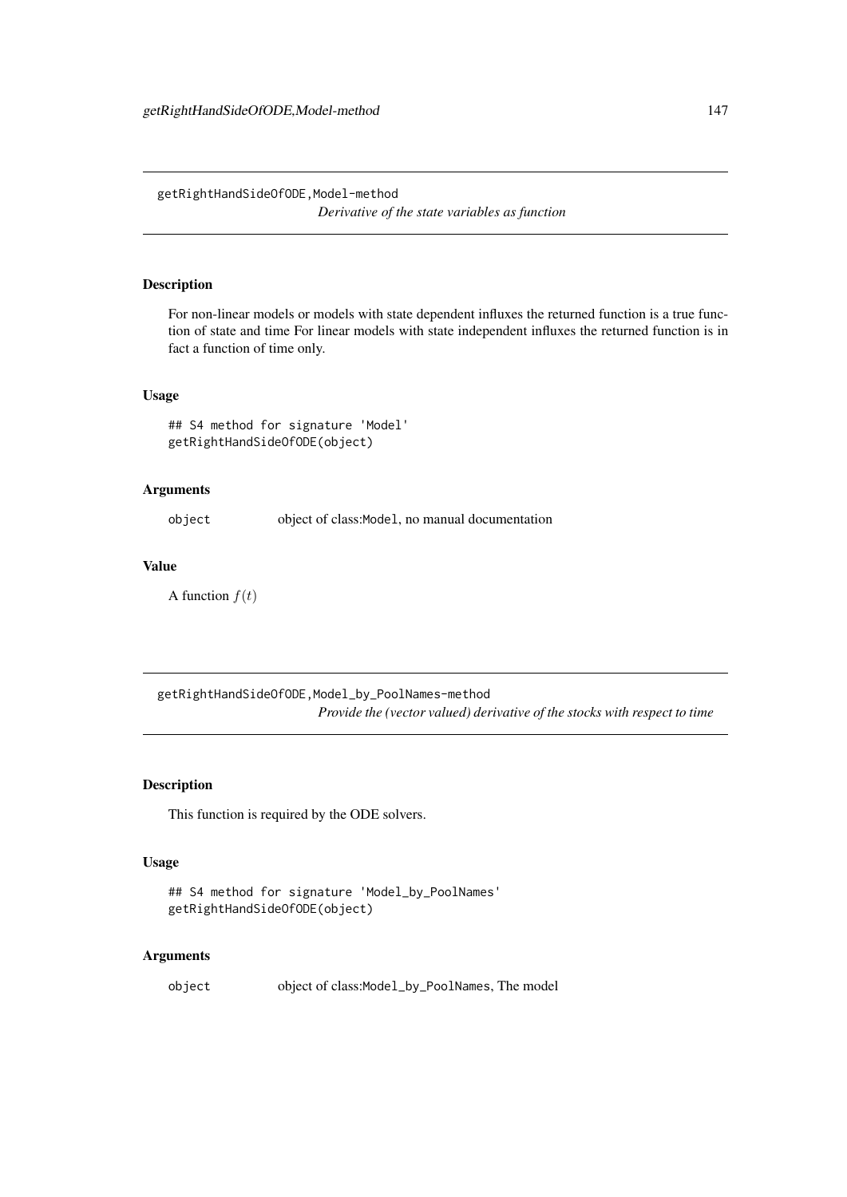## getRightHandSideOfODE,Model-method

*Derivative of the state variables as function*

### Description

For non-linear models or models with state dependent influxes the returned function is a true function of state and time For linear models with state independent influxes the returned function is in fact a function of time only.

### Usage

```
## S4 method for signature 'Model'
getRightHandSideOfODE(object)
```

### Arguments

object    object of class:`Model`, no manual documentation

### Value

A function $f(t)$

## getRightHandSideOfODE,Model_by_PoolNames-method

*Provide the (vector valued) derivative of the stocks with respect to time*

### Description

This function is required by the ODE solvers.

### Usage

```
## S4 method for signature 'Model_by_PoolNames'
getRightHandSideOfODE(object)
```

### Arguments

object    object of class:`Model_by_PoolNames`, The model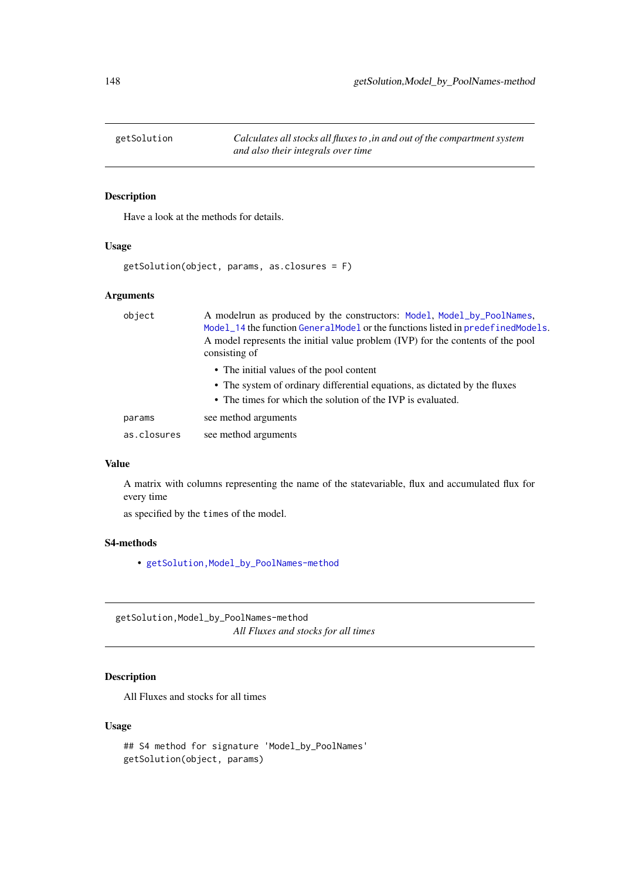## getSolution — *Calculates all stocks all fluxes to ,in and out of the compartment system and also their integrals over time*

### Description

Have a look at the methods for details.

### Usage

```
getSolution(object, params, as.closures = F)
```

### Arguments

| | |
|---|---|
| object | A modelrun as produced by the constructors: Model, Model_by_PoolNames, Model_14 the function GeneralModel or the functions listed in predefinedModels. A model represents the initial value problem (IVP) for the contents of the pool consisting of<br>• The initial values of the pool content<br>• The system of ordinary differential equations, as dictated by the fluxes<br>• The times for which the solution of the IVP is evaluated. |
| params | see method arguments |
| as.closures | see method arguments |

### Value

A matrix with columns representing the name of the statevariable, flux and accumulated flux for every time

as specified by the times of the model.

### S4-methods

- getSolution,Model_by_PoolNames-method

## getSolution,Model_by_PoolNames-method — *All Fluxes and stocks for all times*

### Description

All Fluxes and stocks for all times

### Usage

```
## S4 method for signature 'Model_by_PoolNames'
getSolution(object, params)
```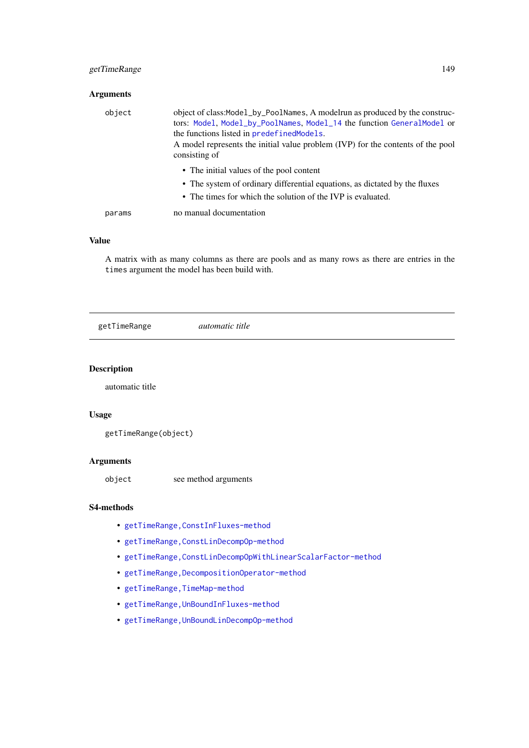### Arguments

| | |
|---|---|
| object | object of class:`Model_by_PoolNames`, A modelrun as produced by the constructors: `Model`, `Model_by_PoolNames`, `Model_14` the function `GeneralModel` or the functions listed in `predefinedModels`. A model represents the initial value problem (IVP) for the contents of the pool consisting of <br> • The initial values of the pool content <br> • The system of ordinary differential equations, as dictated by the fluxes <br> • The times for which the solution of the IVP is evaluated. |
| params | no manual documentation |

### Value

A matrix with as many columns as there are pools and as many rows as there are entries in the `times` argument the model has been build with.

---

## getTimeRange *automatic title*

### Description

automatic title

### Usage

```
getTimeRange(object)
```

### Arguments

| | |
|---|---|
| object | see method arguments |

### S4-methods

- `getTimeRange,ConstInFluxes-method`
- `getTimeRange,ConstLinDecompOp-method`
- `getTimeRange,ConstLinDecompOpWithLinearScalarFactor-method`
- `getTimeRange,DecompositionOperator-method`
- `getTimeRange,TimeMap-method`
- `getTimeRange,UnBoundInFluxes-method`
- `getTimeRange,UnBoundLinDecompOp-method`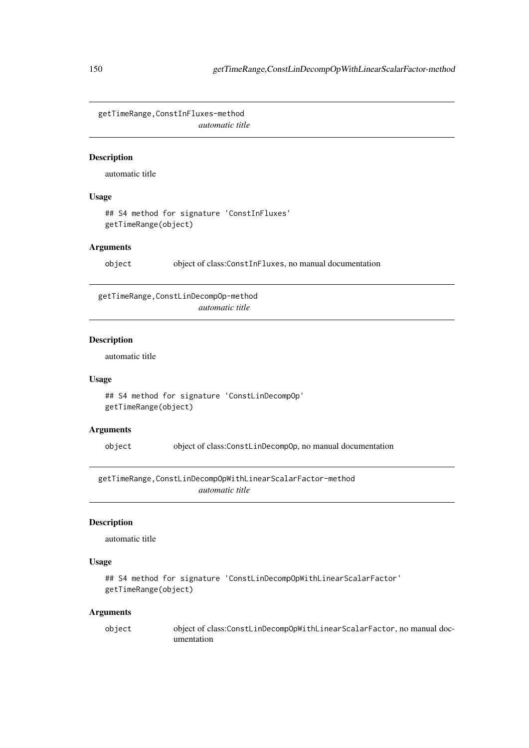## getTimeRange,ConstInFluxes-method

*automatic title*

### Description

automatic title

### Usage

```
## S4 method for signature 'ConstInFluxes'
getTimeRange(object)
```

### Arguments

| | |
|---|---|
| object | object of class:`ConstInFluxes`, no manual documentation |

## getTimeRange,ConstLinDecompOp-method

*automatic title*

### Description

automatic title

### Usage

```
## S4 method for signature 'ConstLinDecompOp'
getTimeRange(object)
```

### Arguments

| | |
|---|---|
| object | object of class:`ConstLinDecompOp`, no manual documentation |

## getTimeRange,ConstLinDecompOpWithLinearScalarFactor-method

*automatic title*

### Description

automatic title

### Usage

```
## S4 method for signature 'ConstLinDecompOpWithLinearScalarFactor'
getTimeRange(object)
```

### Arguments

| | |
|---|---|
| object | object of class:`ConstLinDecompOpWithLinearScalarFactor`, no manual documentation |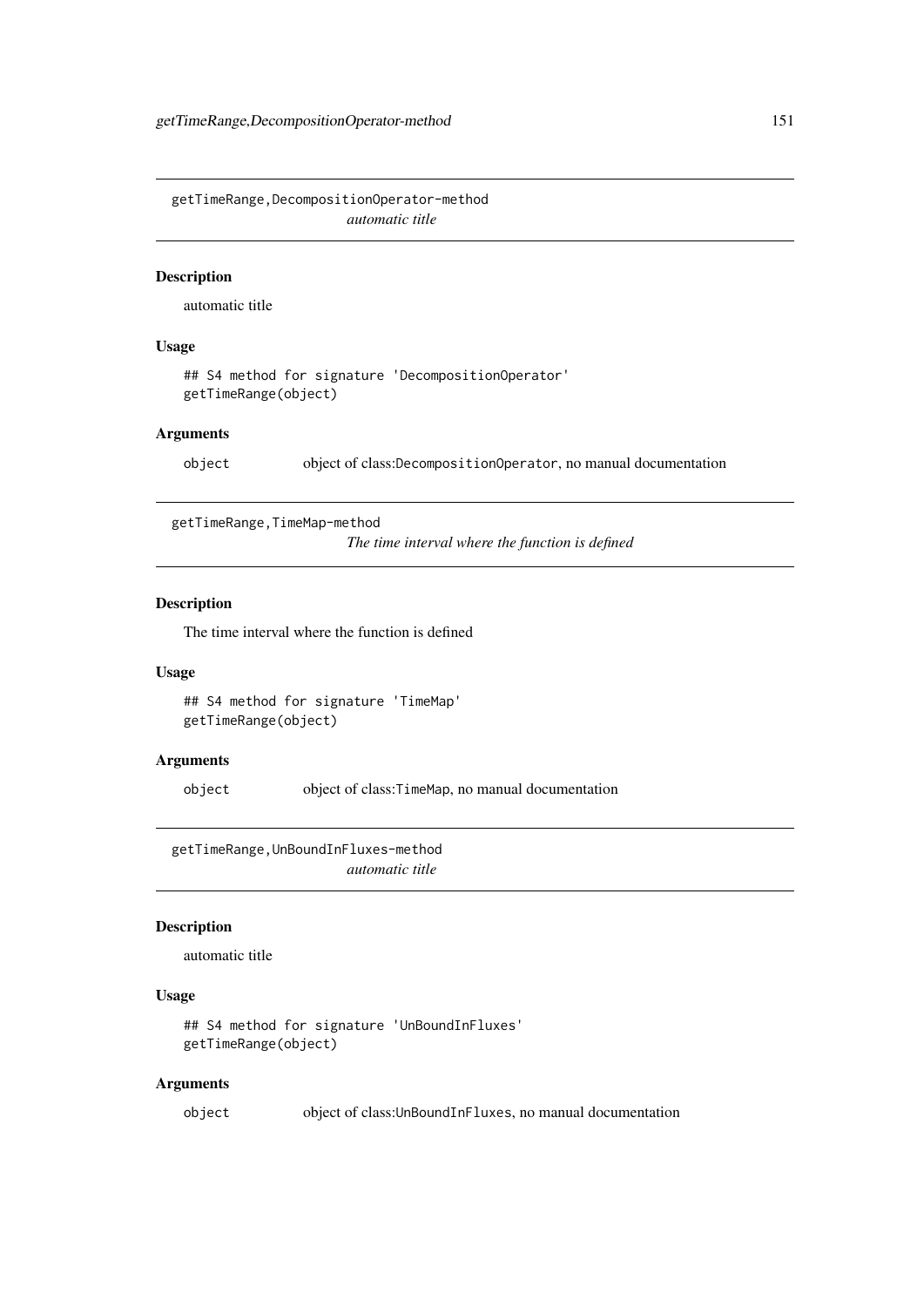## getTimeRange,DecompositionOperator-method

*automatic title*

### Description

automatic title

### Usage

```
## S4 method for signature 'DecompositionOperator'
getTimeRange(object)
```

### Arguments

| | |
|---|---|
| object | object of class:`DecompositionOperator`, no manual documentation |

## getTimeRange,TimeMap-method

*The time interval where the function is defined*

### Description

The time interval where the function is defined

### Usage

```
## S4 method for signature 'TimeMap'
getTimeRange(object)
```

### Arguments

| | |
|---|---|
| object | object of class:`TimeMap`, no manual documentation |

## getTimeRange,UnBoundInFluxes-method

*automatic title*

### Description

automatic title

### Usage

```
## S4 method for signature 'UnBoundInFluxes'
getTimeRange(object)
```

### Arguments

| | |
|---|---|
| object | object of class:`UnBoundInFluxes`, no manual documentation |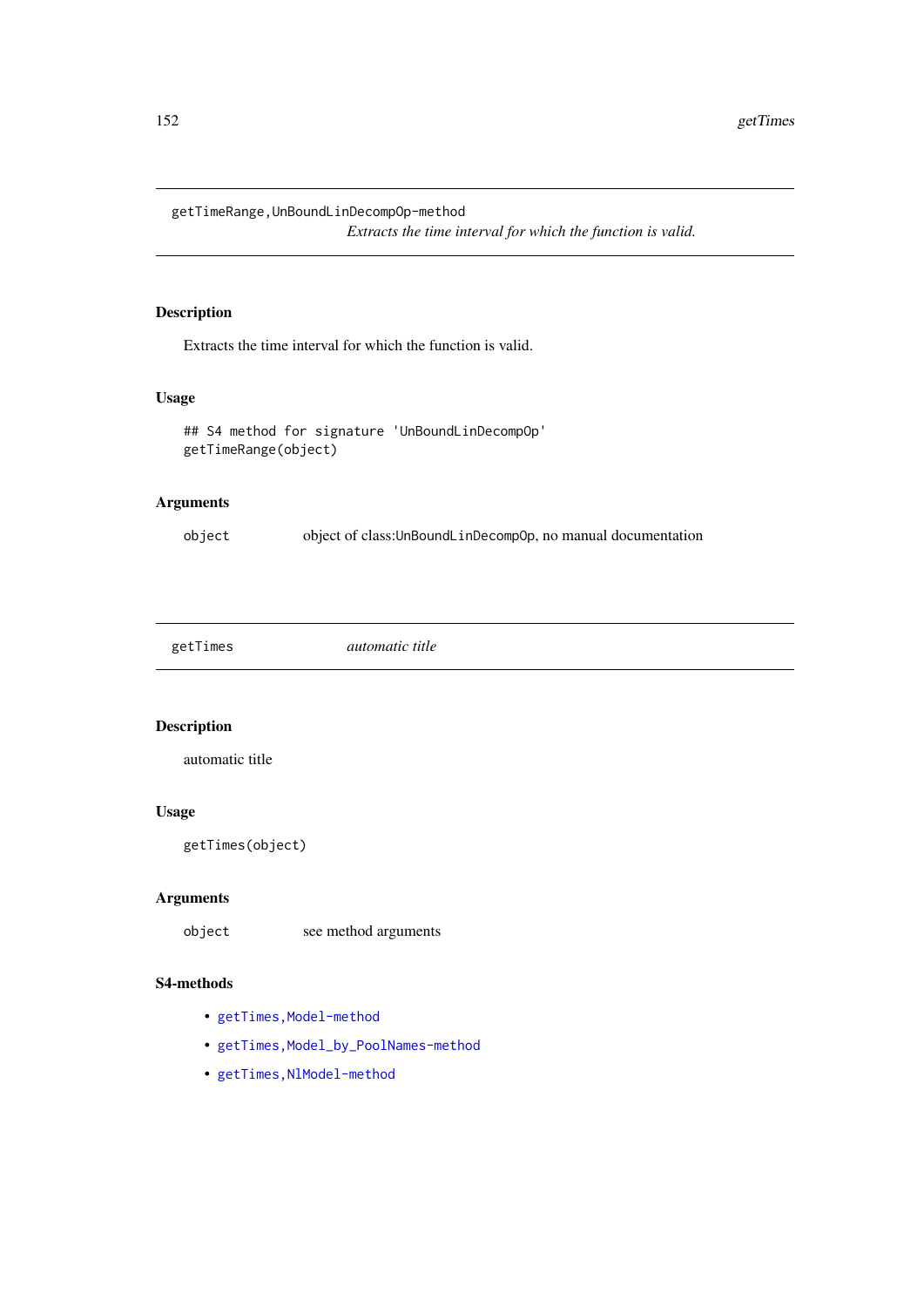## getTimeRange,UnBoundLinDecompOp-method

*Extracts the time interval for which the function is valid.*

### Description

Extracts the time interval for which the function is valid.

### Usage

```
## S4 method for signature 'UnBoundLinDecompOp'
getTimeRange(object)
```

### Arguments

| | |
|---|---|
| object | object of class:UnBoundLinDecompOp, no manual documentation |

## getTimes

*automatic title*

### Description

automatic title

### Usage

```
getTimes(object)
```

### Arguments

| | |
|---|---|
| object | see method arguments |

### S4-methods

- getTimes,Model-method
- getTimes,Model_by_PoolNames-method
- getTimes,NlModel-method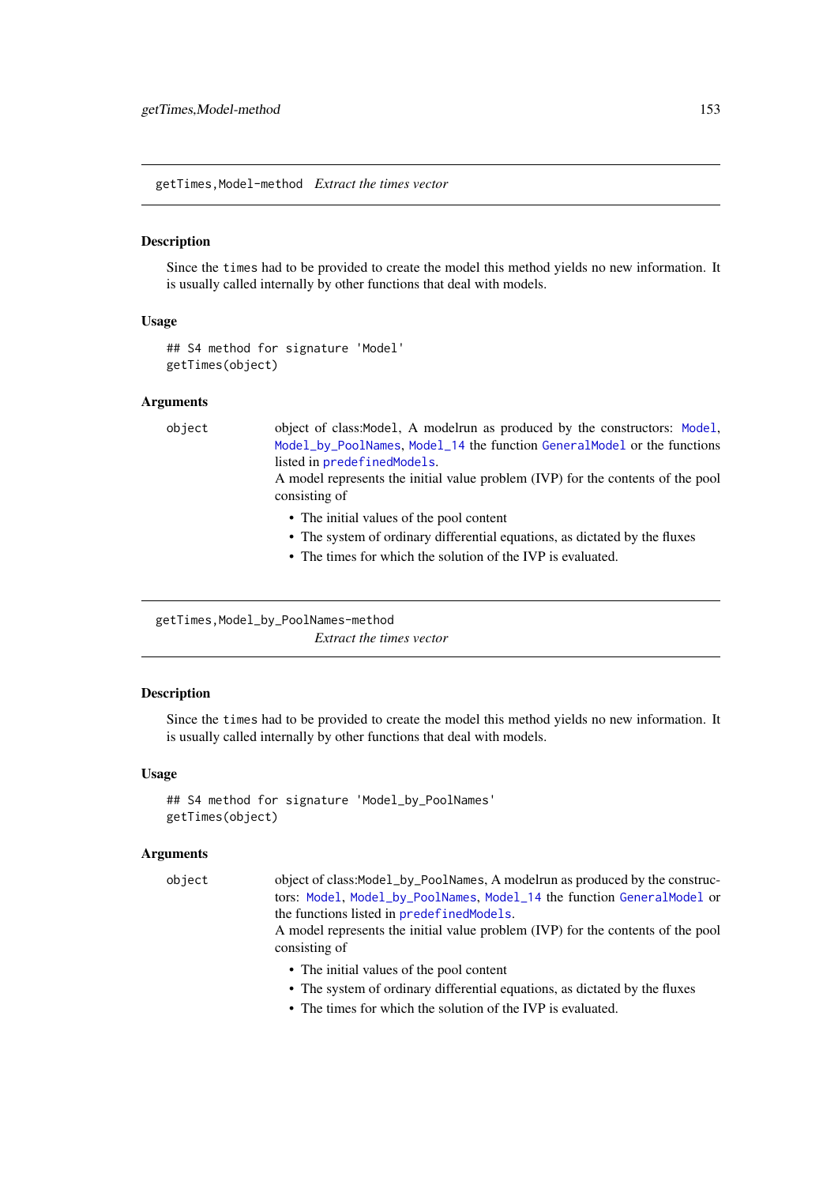## getTimes,Model-method — *Extract the times vector*

### Description

Since the `times` had to be provided to create the model this method yields no new information. It is usually called internally by other functions that deal with models.

### Usage

```
## S4 method for signature 'Model'
getTimes(object)
```

### Arguments

`object` object of class:Model, A modelrun as produced by the constructors: `Model`, `Model_by_PoolNames`, `Model_14` the function `GeneralModel` or the functions listed in `predefinedModels`.
A model represents the initial value problem (IVP) for the contents of the pool consisting of

- The initial values of the pool content
- The system of ordinary differential equations, as dictated by the fluxes
- The times for which the solution of the IVP is evaluated.

## getTimes,Model_by_PoolNames-method — *Extract the times vector*

### Description

Since the `times` had to be provided to create the model this method yields no new information. It is usually called internally by other functions that deal with models.

### Usage

```
## S4 method for signature 'Model_by_PoolNames'
getTimes(object)
```

### Arguments

`object` object of class:Model_by_PoolNames, A modelrun as produced by the constructors: `Model`, `Model_by_PoolNames`, `Model_14` the function `GeneralModel` or the functions listed in `predefinedModels`.
A model represents the initial value problem (IVP) for the contents of the pool consisting of

- The initial values of the pool content
- The system of ordinary differential equations, as dictated by the fluxes
- The times for which the solution of the IVP is evaluated.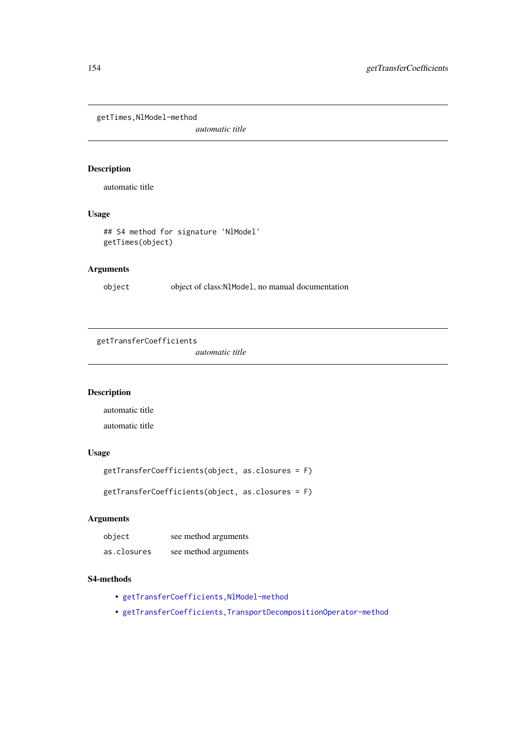## getTimes,NlModel-method

*automatic title*

### Description

automatic title

### Usage

```
## S4 method for signature 'NlModel'
getTimes(object)
```

### Arguments

| | |
|---|---|
| object | object of class:NlModel, no manual documentation |

## getTransferCoefficients

*automatic title*

### Description

automatic title

automatic title

### Usage

```
getTransferCoefficients(object, as.closures = F)

getTransferCoefficients(object, as.closures = F)
```

### Arguments

| | |
|---|---|
| object | see method arguments |
| as.closures | see method arguments |

### S4-methods

- getTransferCoefficients,NlModel-method
- getTransferCoefficients,TransportDecompositionOperator-method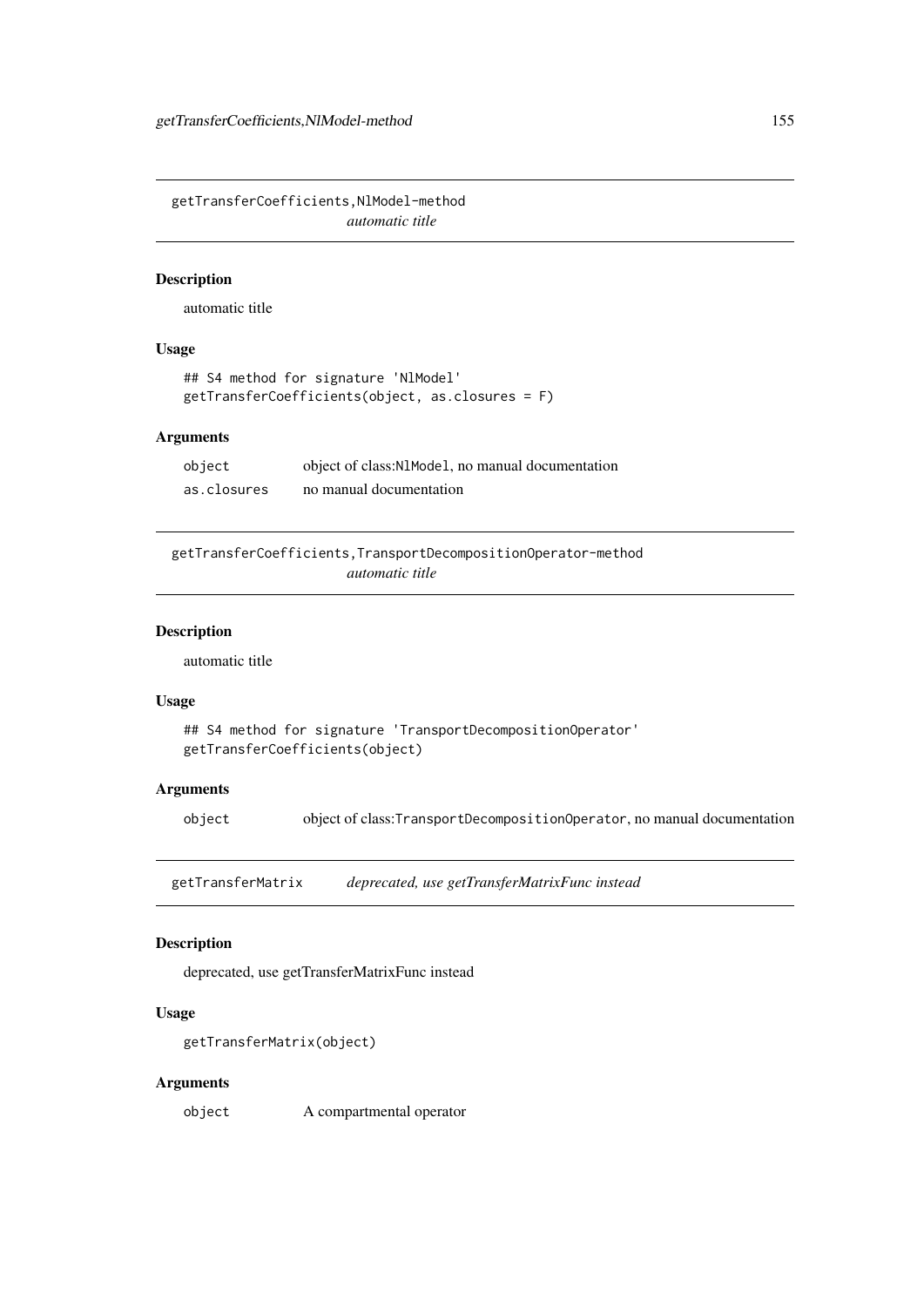## getTransferCoefficients,NlModel-method

*automatic title*

### Description

automatic title

### Usage

```
## S4 method for signature 'NlModel'
getTransferCoefficients(object, as.closures = F)
```

### Arguments

| | |
|---|---|
| `object` | object of class:`NlModel`, no manual documentation |
| `as.closures` | no manual documentation |

## getTransferCoefficients,TransportDecompositionOperator-method

*automatic title*

### Description

automatic title

### Usage

```
## S4 method for signature 'TransportDecompositionOperator'
getTransferCoefficients(object)
```

### Arguments

| | |
|---|---|
| `object` | object of class:`TransportDecompositionOperator`, no manual documentation |

## getTransferMatrix

*deprecated, use getTransferMatrixFunc instead*

### Description

deprecated, use getTransferMatrixFunc instead

### Usage

```
getTransferMatrix(object)
```

### Arguments

| | |
|---|---|
| `object` | A compartmental operator |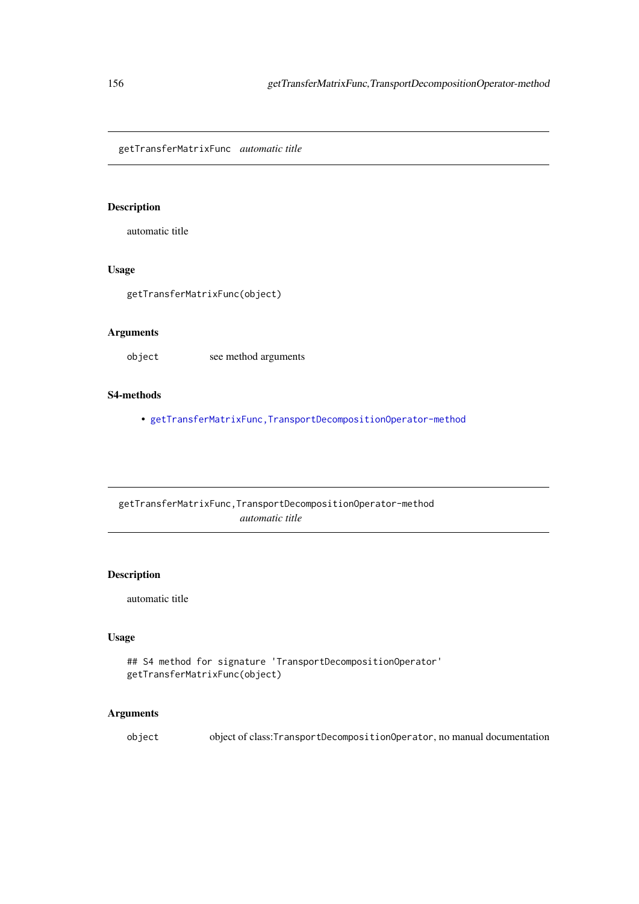## getTransferMatrixFunc *automatic title*

### Description

automatic title

### Usage

```
getTransferMatrixFunc(object)
```

### Arguments

| | |
|---|---|
| object | see method arguments |

### S4-methods

- getTransferMatrixFunc,TransportDecompositionOperator-method

## getTransferMatrixFunc,TransportDecompositionOperator-method *automatic title*

### Description

automatic title

### Usage

```
## S4 method for signature 'TransportDecompositionOperator'
getTransferMatrixFunc(object)
```

### Arguments

| | |
|---|---|
| object | object of class:TransportDecompositionOperator, no manual documentation |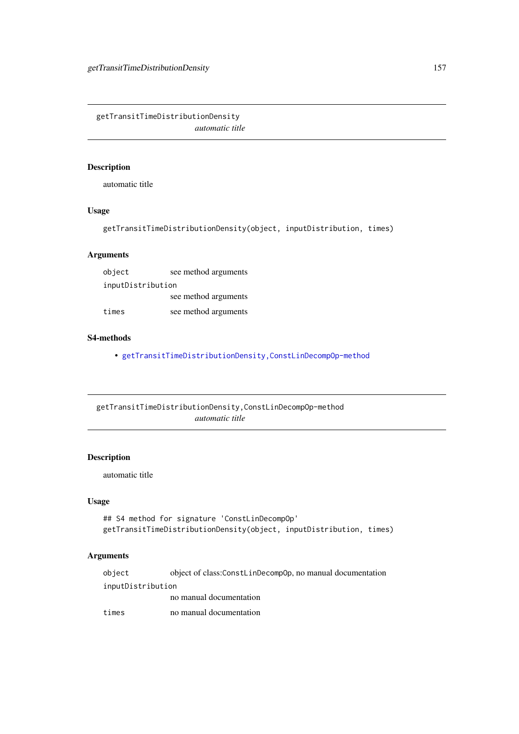## getTransitTimeDistributionDensity

*automatic title*

### Description

automatic title

### Usage

```
getTransitTimeDistributionDensity(object, inputDistribution, times)
```

### Arguments

| | |
|---|---|
| `object` | see method arguments |
| `inputDistribution` | see method arguments |
| `times` | see method arguments |

### S4-methods

- getTransitTimeDistributionDensity,ConstLinDecompOp-method

## getTransitTimeDistributionDensity,ConstLinDecompOp-method

*automatic title*

### Description

automatic title

### Usage

```
## S4 method for signature 'ConstLinDecompOp'
getTransitTimeDistributionDensity(object, inputDistribution, times)
```

### Arguments

| | |
|---|---|
| `object` | object of class:`ConstLinDecompOp`, no manual documentation |
| `inputDistribution` | no manual documentation |
| `times` | no manual documentation |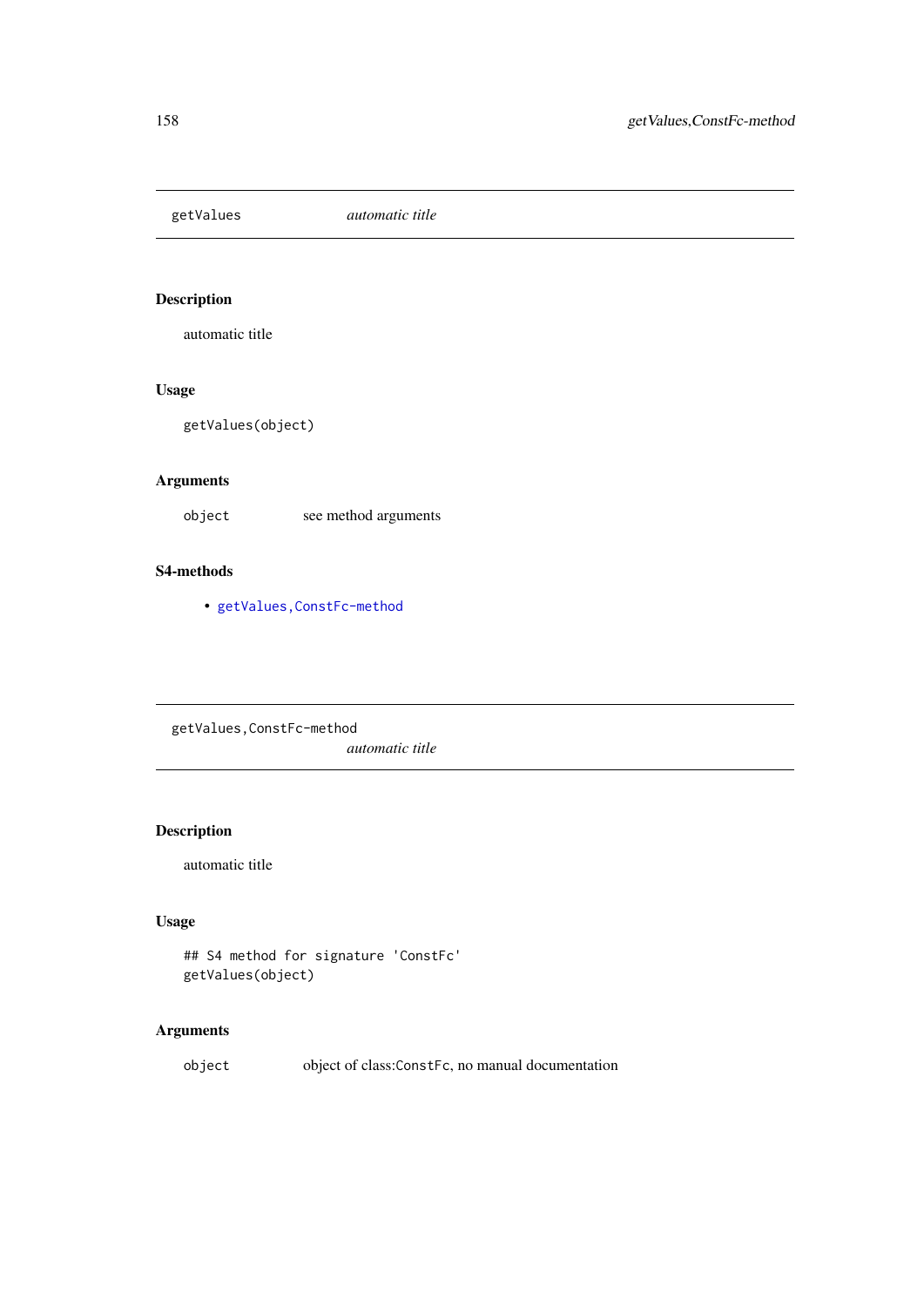## getValues — *automatic title*

### Description

automatic title

### Usage

```
getValues(object)
```

### Arguments

| | |
|---|---|
| object | see method arguments |

### S4-methods

- getValues,ConstFc-method

## getValues,ConstFc-method — *automatic title*

### Description

automatic title

### Usage

```
## S4 method for signature 'ConstFc'
getValues(object)
```

### Arguments

| | |
|---|---|
| object | object of class:ConstFc, no manual documentation |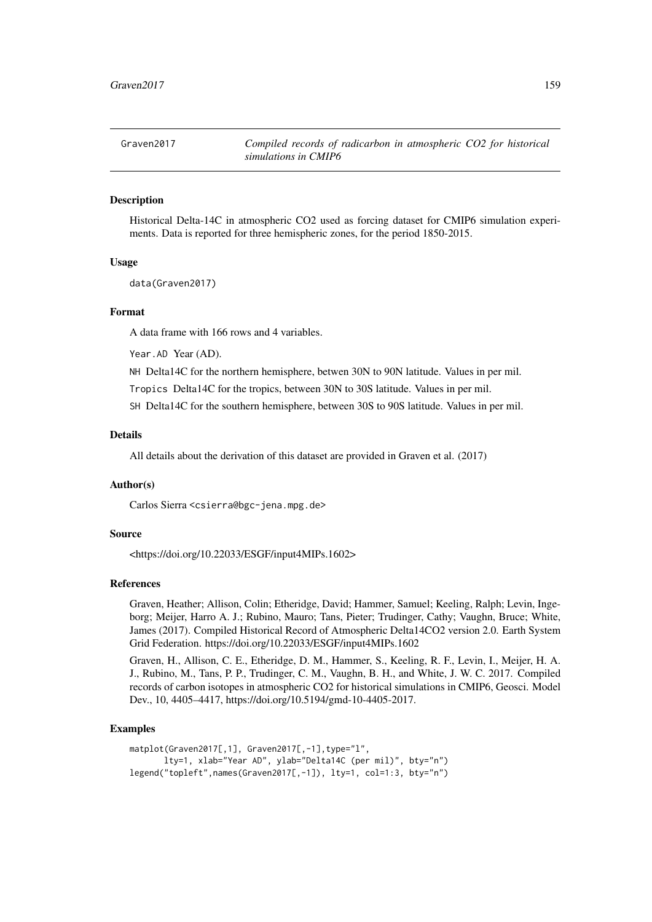# Graven2017 — *Compiled records of radicarbon in atmospheric CO2 for historical simulations in CMIP6*

## Description

Historical Delta-14C in atmospheric CO2 used as forcing dataset for CMIP6 simulation experiments. Data is reported for three hemispheric zones, for the period 1850-2015.

## Usage

```
data(Graven2017)
```

## Format

A data frame with 166 rows and 4 variables.

`Year.AD` Year (AD).

`NH` Delta14C for the northern hemisphere, betwen 30N to 90N latitude. Values in per mil.

`Tropics` Delta14C for the tropics, between 30N to 30S latitude. Values in per mil.

`SH` Delta14C for the southern hemisphere, between 30S to 90S latitude. Values in per mil.

## Details

All details about the derivation of this dataset are provided in Graven et al. (2017)

## Author(s)

Carlos Sierra <csierra@bgc-jena.mpg.de>

## Source

<https://doi.org/10.22033/ESGF/input4MIPs.1602>

## References

Graven, Heather; Allison, Colin; Etheridge, David; Hammer, Samuel; Keeling, Ralph; Levin, Ingeborg; Meijer, Harro A. J.; Rubino, Mauro; Tans, Pieter; Trudinger, Cathy; Vaughn, Bruce; White, James (2017). Compiled Historical Record of Atmospheric Delta14CO2 version 2.0. Earth System Grid Federation. https://doi.org/10.22033/ESGF/input4MIPs.1602

Graven, H., Allison, C. E., Etheridge, D. M., Hammer, S., Keeling, R. F., Levin, I., Meijer, H. A. J., Rubino, M., Tans, P. P., Trudinger, C. M., Vaughn, B. H., and White, J. W. C. 2017. Compiled records of carbon isotopes in atmospheric CO2 for historical simulations in CMIP6, Geosci. Model Dev., 10, 4405–4417, https://doi.org/10.5194/gmd-10-4405-2017.

## Examples

```
matplot(Graven2017[,1], Graven2017[,-1],type="l",
       lty=1, xlab="Year AD", ylab="Delta14C (per mil)", bty="n")
legend("topleft",names(Graven2017[,-1]), lty=1, col=1:3, bty="n")
```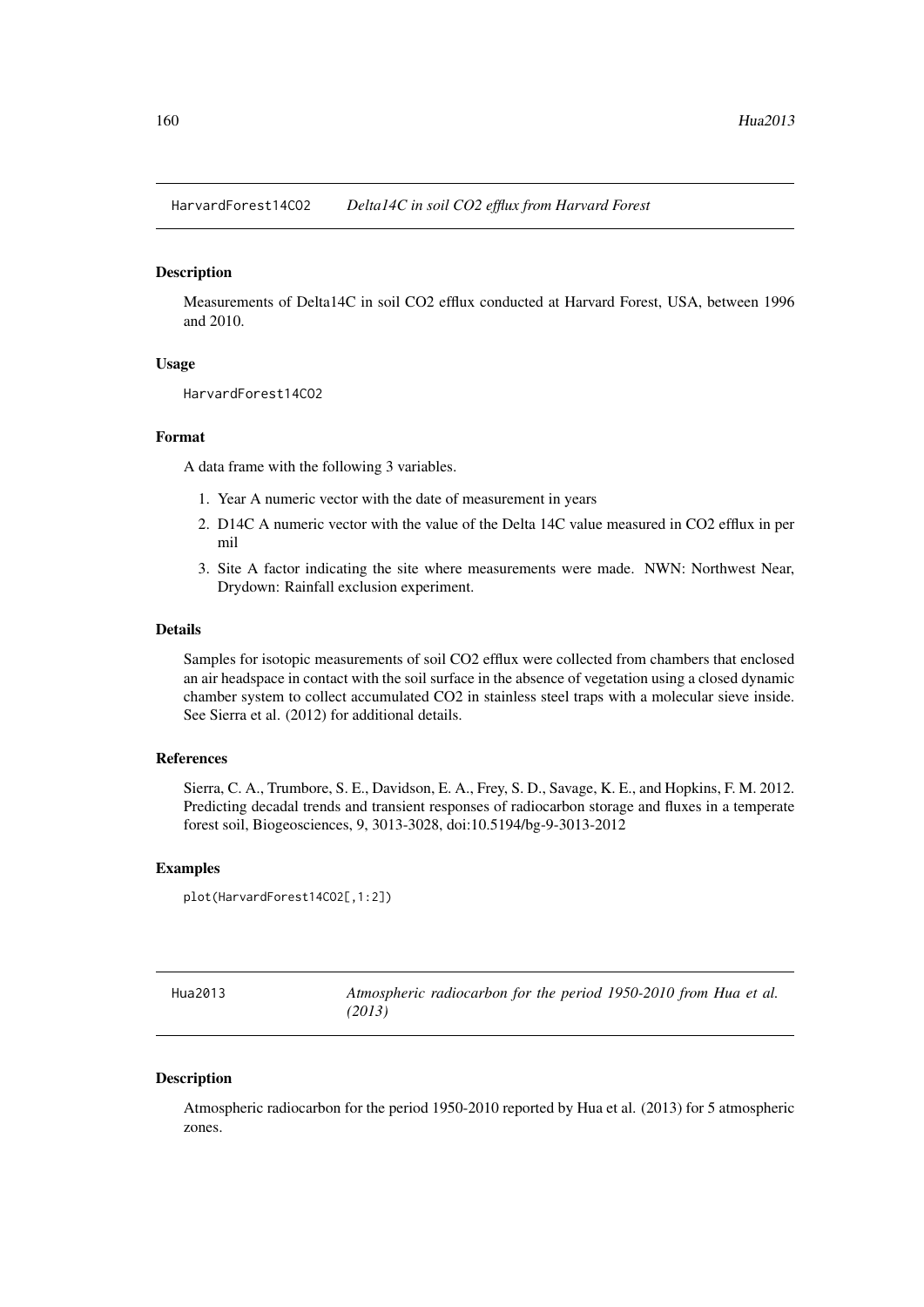## HarvardForest14CO2 — *Delta14C in soil CO2 efflux from Harvard Forest*

### Description

Measurements of Delta14C in soil CO2 efflux conducted at Harvard Forest, USA, between 1996 and 2010.

### Usage

```
HarvardForest14CO2
```

### Format

A data frame with the following 3 variables.

1. Year A numeric vector with the date of measurement in years
2. D14C A numeric vector with the value of the Delta 14C value measured in CO2 efflux in per mil
3. Site A factor indicating the site where measurements were made. NWN: Northwest Near, Drydown: Rainfall exclusion experiment.

### Details

Samples for isotopic measurements of soil CO2 efflux were collected from chambers that enclosed an air headspace in contact with the soil surface in the absence of vegetation using a closed dynamic chamber system to collect accumulated CO2 in stainless steel traps with a molecular sieve inside. See Sierra et al. (2012) for additional details.

### References

Sierra, C. A., Trumbore, S. E., Davidson, E. A., Frey, S. D., Savage, K. E., and Hopkins, F. M. 2012. Predicting decadal trends and transient responses of radiocarbon storage and fluxes in a temperate forest soil, Biogeosciences, 9, 3013-3028, doi:10.5194/bg-9-3013-2012

### Examples

```
plot(HarvardForest14CO2[,1:2])
```

## Hua2013 — *Atmospheric radiocarbon for the period 1950-2010 from Hua et al. (2013)*

### Description

Atmospheric radiocarbon for the period 1950-2010 reported by Hua et al. (2013) for 5 atmospheric zones.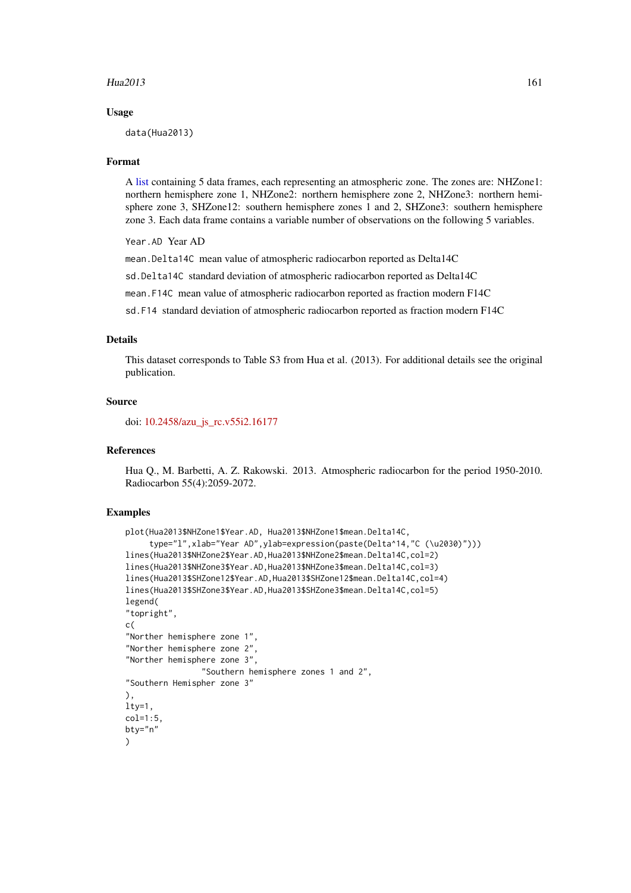## Usage

```
data(Hua2013)
```

## Format

A list containing 5 data frames, each representing an atmospheric zone. The zones are: NHZone1: northern hemisphere zone 1, NHZone2: northern hemisphere zone 2, NHZone3: northern hemisphere zone 3, SHZone12: southern hemisphere zones 1 and 2, SHZone3: southern hemisphere zone 3. Each data frame contains a variable number of observations on the following 5 variables.

`Year.AD` Year AD

`mean.Delta14C` mean value of atmospheric radiocarbon reported as Delta14C

`sd.Delta14C` standard deviation of atmospheric radiocarbon reported as Delta14C

`mean.F14C` mean value of atmospheric radiocarbon reported as fraction modern F14C

`sd.F14` standard deviation of atmospheric radiocarbon reported as fraction modern F14C

## Details

This dataset corresponds to Table S3 from Hua et al. (2013). For additional details see the original publication.

## Source

doi: 10.2458/azu_js_rc.v55i2.16177

## References

Hua Q., M. Barbetti, A. Z. Rakowski. 2013. Atmospheric radiocarbon for the period 1950-2010. Radiocarbon 55(4):2059-2072.

## Examples

```
plot(Hua2013$NHZone1$Year.AD, Hua2013$NHZone1$mean.Delta14C,
     type="l",xlab="Year AD",ylab=expression(paste(Delta^14,"C (\u2030)")))
lines(Hua2013$NHZone2$Year.AD,Hua2013$NHZone2$mean.Delta14C,col=2)
lines(Hua2013$NHZone3$Year.AD,Hua2013$NHZone3$mean.Delta14C,col=3)
lines(Hua2013$SHZone12$Year.AD,Hua2013$SHZone12$mean.Delta14C,col=4)
lines(Hua2013$SHZone3$Year.AD,Hua2013$SHZone3$mean.Delta14C,col=5)
legend(
"topright",
c(
"Norther hemisphere zone 1",
"Norther hemisphere zone 2",
"Norther hemisphere zone 3",
                "Southern hemisphere zones 1 and 2",
"Southern Hemispher zone 3"
),
lty=1,
col=1:5,
bty="n"
)
```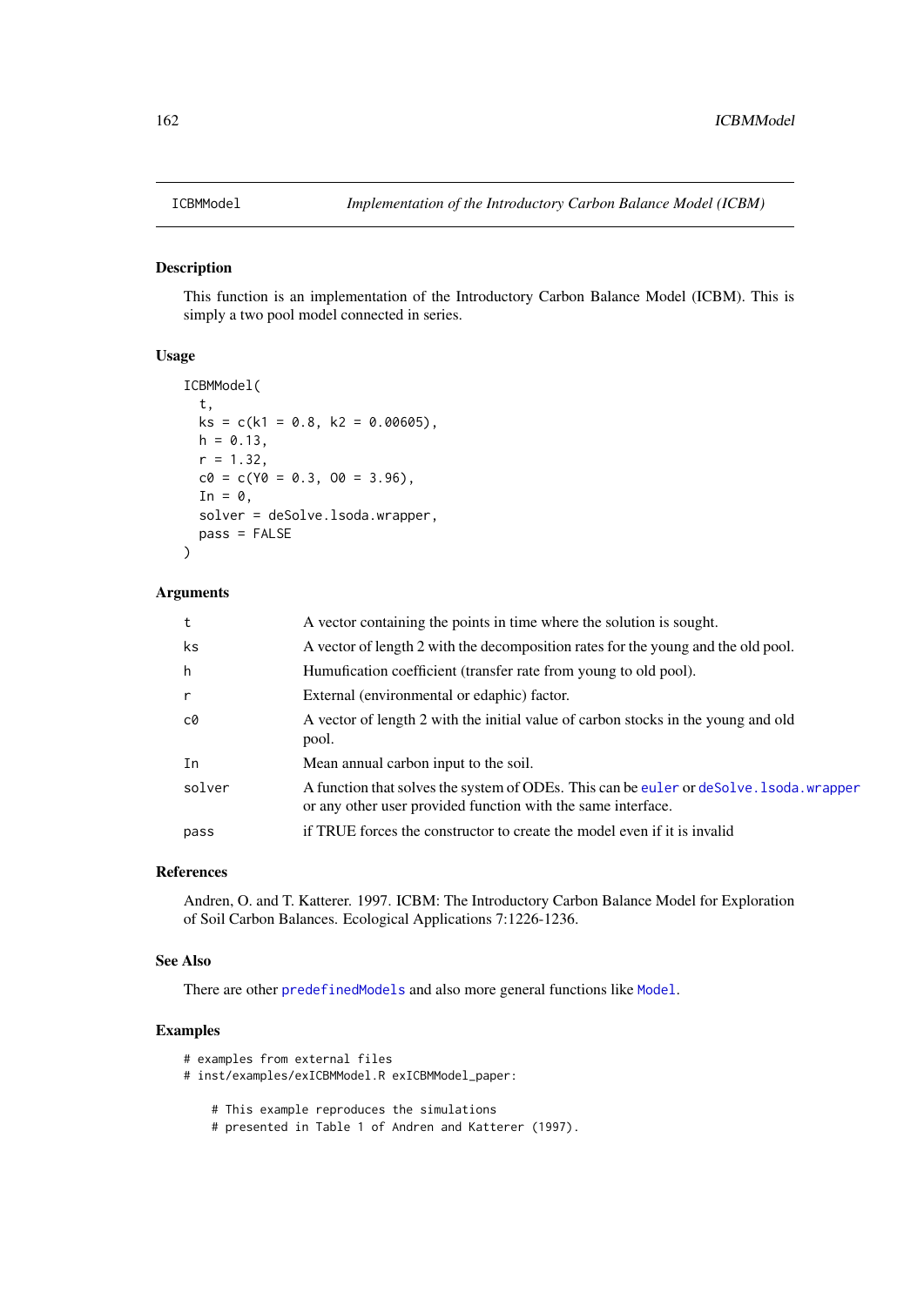# ICBMModel — *Implementation of the Introductory Carbon Balance Model (ICBM)*

## Description

This function is an implementation of the Introductory Carbon Balance Model (ICBM). This is simply a two pool model connected in series.

## Usage

```
ICBMModel(
  t,
  ks = c(k1 = 0.8, k2 = 0.00605),
  h = 0.13,
  r = 1.32,
  c0 = c(Y0 = 0.3, O0 = 3.96),
  In = 0,
  solver = deSolve.lsoda.wrapper,
  pass = FALSE
)
```

## Arguments

| | |
|---|---|
| `t` | A vector containing the points in time where the solution is sought. |
| `ks` | A vector of length 2 with the decomposition rates for the young and the old pool. |
| `h` | Humufication coefficient (transfer rate from young to old pool). |
| `r` | External (environmental or edaphic) factor. |
| `c0` | A vector of length 2 with the initial value of carbon stocks in the young and old pool. |
| `In` | Mean annual carbon input to the soil. |
| `solver` | A function that solves the system of ODEs. This can be `euler` or `deSolve.lsoda.wrapper` or any other user provided function with the same interface. |
| `pass` | if TRUE forces the constructor to create the model even if it is invalid |

## References

Andren, O. and T. Katterer. 1997. ICBM: The Introductory Carbon Balance Model for Exploration of Soil Carbon Balances. Ecological Applications 7:1226-1236.

## See Also

There are other `predefinedModels` and also more general functions like `Model`.

## Examples

```
# examples from external files
# inst/examples/exICBMModel.R exICBMModel_paper:

    # This example reproduces the simulations
    # presented in Table 1 of Andren and Katterer (1997).
```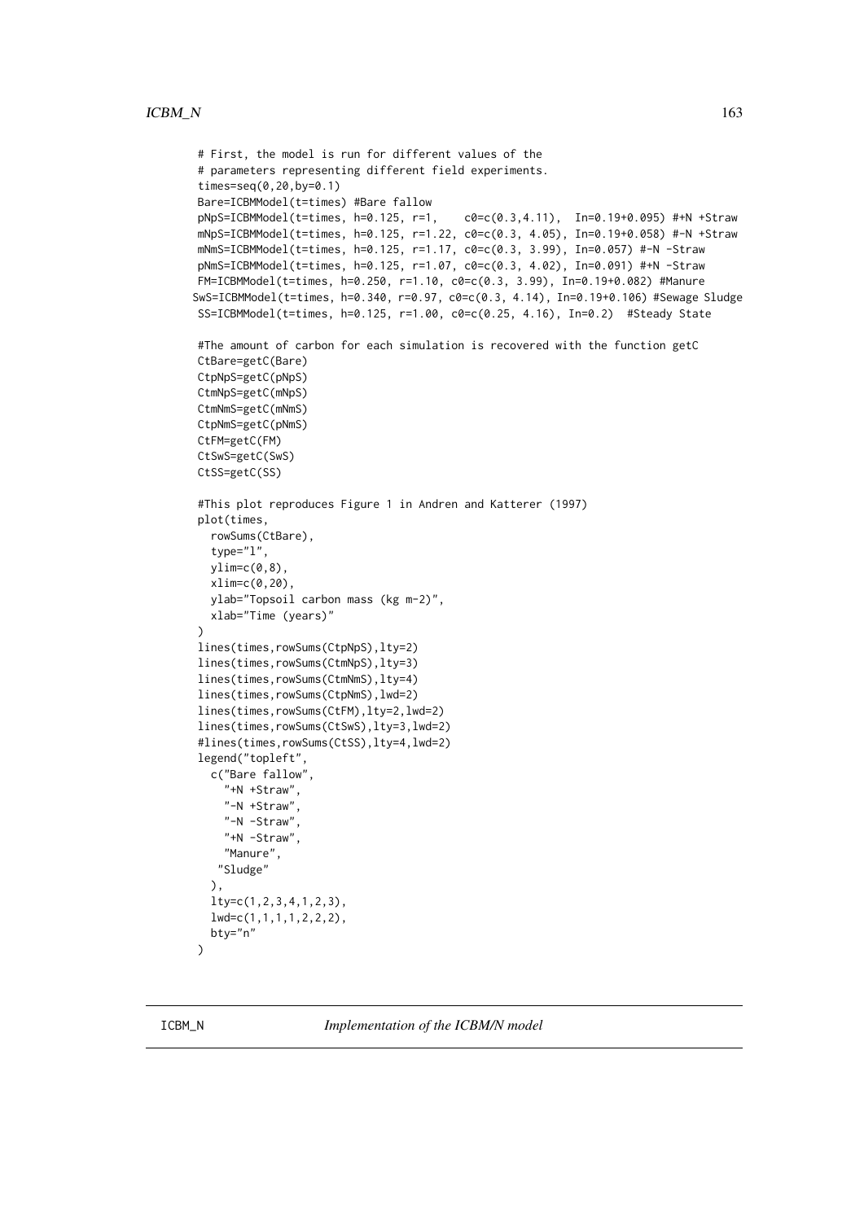```
# First, the model is run for different values of the
# parameters representing different field experiments.
times=seq(0,20,by=0.1)
Bare=ICBMModel(t=times) #Bare fallow
pNpS=ICBMModel(t=times, h=0.125, r=1,    c0=c(0.3,4.11),  In=0.19+0.095) #+N +Straw
mNpS=ICBMModel(t=times, h=0.125, r=1.22, c0=c(0.3, 4.05), In=0.19+0.058) #-N +Straw
mNmS=ICBMModel(t=times, h=0.125, r=1.17, c0=c(0.3, 3.99), In=0.057) #-N -Straw
pNmS=ICBMModel(t=times, h=0.125, r=1.07, c0=c(0.3, 4.02), In=0.091) #+N -Straw
FM=ICBMModel(t=times, h=0.250, r=1.10, c0=c(0.3, 3.99), In=0.19+0.082) #Manure
SwS=ICBMModel(t=times, h=0.340, r=0.97, c0=c(0.3, 4.14), In=0.19+0.106) #Sewage Sludge
SS=ICBMModel(t=times, h=0.125, r=1.00, c0=c(0.25, 4.16), In=0.2)  #Steady State

#The amount of carbon for each simulation is recovered with the function getC
CtBare=getC(Bare)
CtpNpS=getC(pNpS)
CtmNpS=getC(mNpS)
CtmNmS=getC(mNmS)
CtpNmS=getC(pNmS)
CtFM=getC(FM)
CtSwS=getC(SwS)
CtSS=getC(SS)

#This plot reproduces Figure 1 in Andren and Katterer (1997)
plot(times,
  rowSums(CtBare),
  type="l",
  ylim=c(0,8),
  xlim=c(0,20),
  ylab="Topsoil carbon mass (kg m-2)",
  xlab="Time (years)"
)
lines(times,rowSums(CtpNpS),lty=2)
lines(times,rowSums(CtmNpS),lty=3)
lines(times,rowSums(CtmNmS),lty=4)
lines(times,rowSums(CtpNmS),lwd=2)
lines(times,rowSums(CtFM),lty=2,lwd=2)
lines(times,rowSums(CtSwS),lty=3,lwd=2)
#lines(times,rowSums(CtSS),lty=4,lwd=2)
legend("topleft",
  c("Bare fallow",
    "+N +Straw",
    "-N +Straw",
    "-N -Straw",
    "+N -Straw",
    "Manure",
   "Sludge"
  ),
  lty=c(1,2,3,4,1,2,3),
  lwd=c(1,1,1,1,2,2,2),
  bty="n"
)
```

## ICBM_N    *Implementation of the ICBM/N model*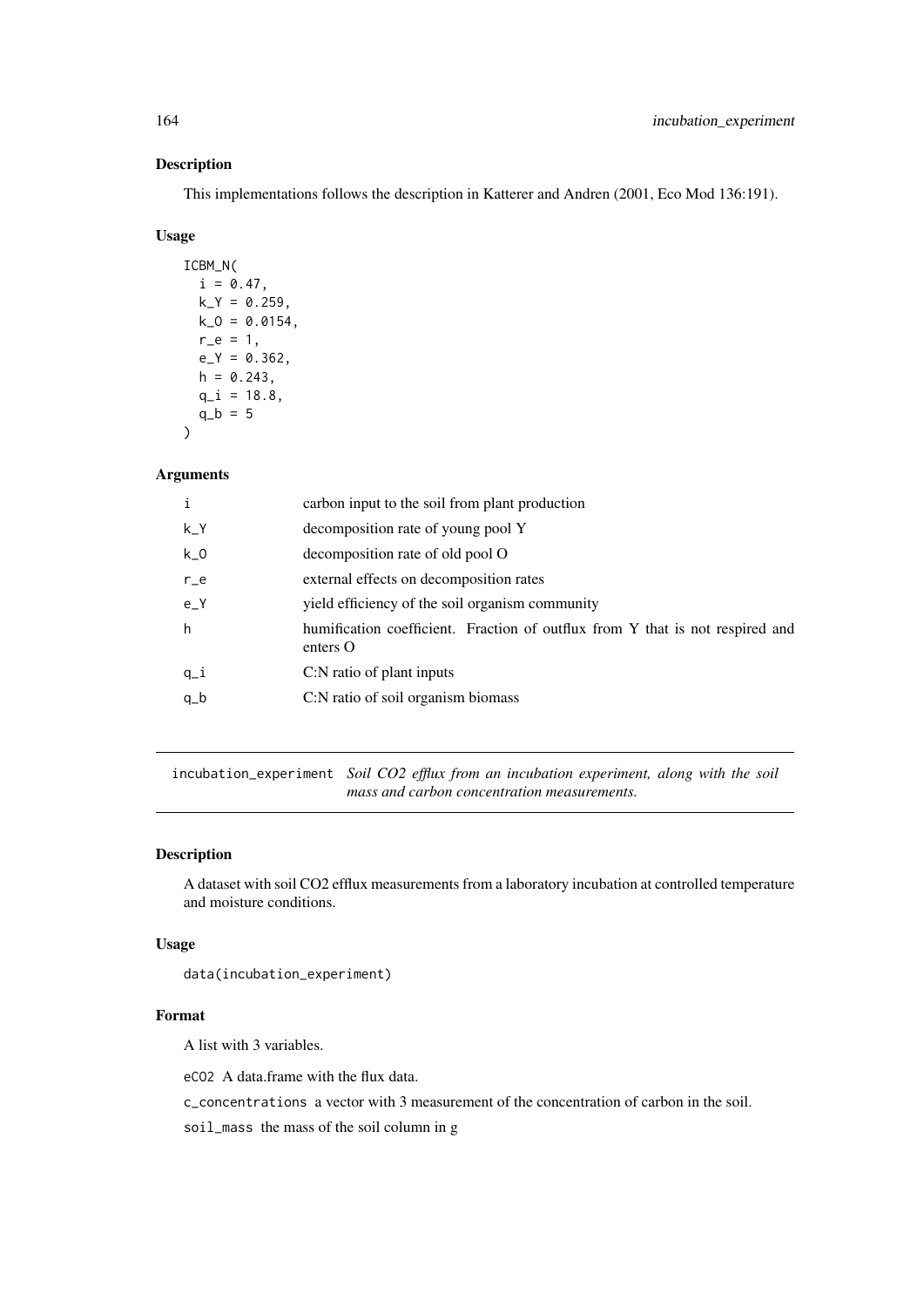### Description

This implementations follows the description in Katterer and Andren (2001, Eco Mod 136:191).

### Usage

```
ICBM_N(
  i = 0.47,
  k_Y = 0.259,
  k_O = 0.0154,
  r_e = 1,
  e_Y = 0.362,
  h = 0.243,
  q_i = 18.8,
  q_b = 5
)
```

### Arguments

| | |
|---|---|
| i | carbon input to the soil from plant production |
| k_Y | decomposition rate of young pool Y |
| k_O | decomposition rate of old pool O |
| r_e | external effects on decomposition rates |
| e_Y | yield efficiency of the soil organism community |
| h | humification coefficient. Fraction of outflux from Y that is not respired and enters O |
| q_i | C:N ratio of plant inputs |
| q_b | C:N ratio of soil organism biomass |

---

## incubation_experiment *Soil CO2 efflux from an incubation experiment, along with the soil mass and carbon concentration measurements.*

---

### Description

A dataset with soil CO2 efflux measurements from a laboratory incubation at controlled temperature and moisture conditions.

### Usage

```
data(incubation_experiment)
```

### Format

A list with 3 variables.

eCO2 A data.frame with the flux data.

c_concentrations a vector with 3 measurement of the concentration of carbon in the soil.

soil_mass the mass of the soil column in g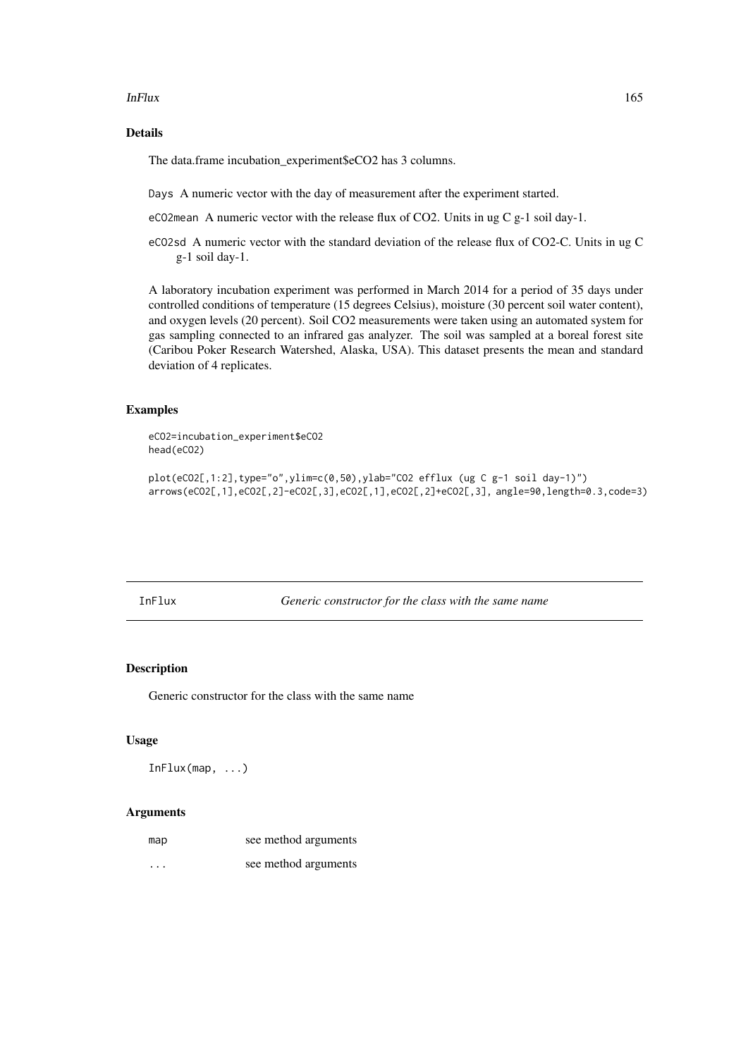### Details

The data.frame incubation_experiment$eCO2 has 3 columns.

`Days` A numeric vector with the day of measurement after the experiment started.

`eCO2mean` A numeric vector with the release flux of CO2. Units in ug C g-1 soil day-1.

`eCO2sd` A numeric vector with the standard deviation of the release flux of CO2-C. Units in ug C g-1 soil day-1.

A laboratory incubation experiment was performed in March 2014 for a period of 35 days under controlled conditions of temperature (15 degrees Celsius), moisture (30 percent soil water content), and oxygen levels (20 percent). Soil CO2 measurements were taken using an automated system for gas sampling connected to an infrared gas analyzer. The soil was sampled at a boreal forest site (Caribou Poker Research Watershed, Alaska, USA). This dataset presents the mean and standard deviation of 4 replicates.

### Examples

```
eCO2=incubation_experiment$eCO2
head(eCO2)

plot(eCO2[,1:2],type="o",ylim=c(0,50),ylab="CO2 efflux (ug C g-1 soil day-1)")
arrows(eCO2[,1],eCO2[,2]-eCO2[,3],eCO2[,1],eCO2[,2]+eCO2[,3], angle=90,length=0.3,code=3)
```

---

## InFlux — *Generic constructor for the class with the same name*

### Description

Generic constructor for the class with the same name

### Usage

```
InFlux(map, ...)
```

### Arguments

| | |
|---|---|
| `map` | see method arguments |
| `...` | see method arguments |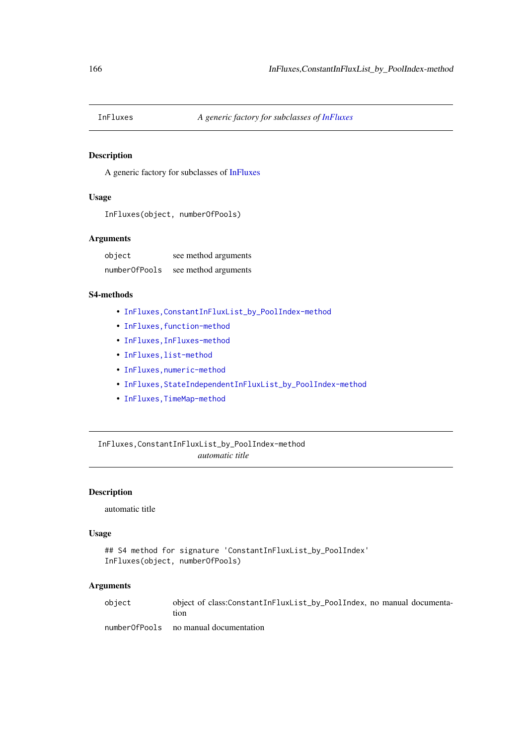## InFluxes — *A generic factory for subclasses of InFluxes*

### Description

A generic factory for subclasses of InFluxes

### Usage

```
InFluxes(object, numberOfPools)
```

### Arguments

| | |
|---|---|
| object | see method arguments |
| numberOfPools | see method arguments |

### S4-methods

- `InFluxes,ConstantInFluxList_by_PoolIndex-method`
- `InFluxes,function-method`
- `InFluxes,InFluxes-method`
- `InFluxes,list-method`
- `InFluxes,numeric-method`
- `InFluxes,StateIndependentInFluxList_by_PoolIndex-method`
- `InFluxes,TimeMap-method`

## InFluxes,ConstantInFluxList_by_PoolIndex-method — *automatic title*

### Description

automatic title

### Usage

```
## S4 method for signature 'ConstantInFluxList_by_PoolIndex'
InFluxes(object, numberOfPools)
```

### Arguments

| | |
|---|---|
| object | object of class:ConstantInFluxList_by_PoolIndex, no manual documentation |
| numberOfPools | no manual documentation |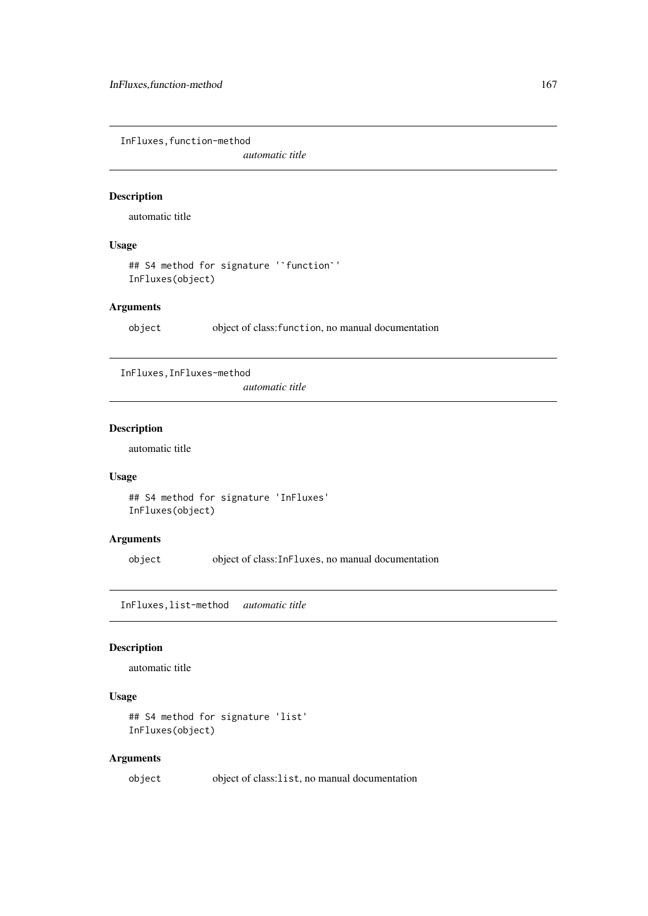## InFluxes,function-method

*automatic title*

### Description

automatic title

### Usage

```
## S4 method for signature '`function`'
InFluxes(object)
```

### Arguments

| | |
|---|---|
| object | object of class:`function`, no manual documentation |

## InFluxes,InFluxes-method

*automatic title*

### Description

automatic title

### Usage

```
## S4 method for signature 'InFluxes'
InFluxes(object)
```

### Arguments

| | |
|---|---|
| object | object of class:`InFluxes`, no manual documentation |

## InFluxes,list-method

*automatic title*

### Description

automatic title

### Usage

```
## S4 method for signature 'list'
InFluxes(object)
```

### Arguments

| | |
|---|---|
| object | object of class:`list`, no manual documentation |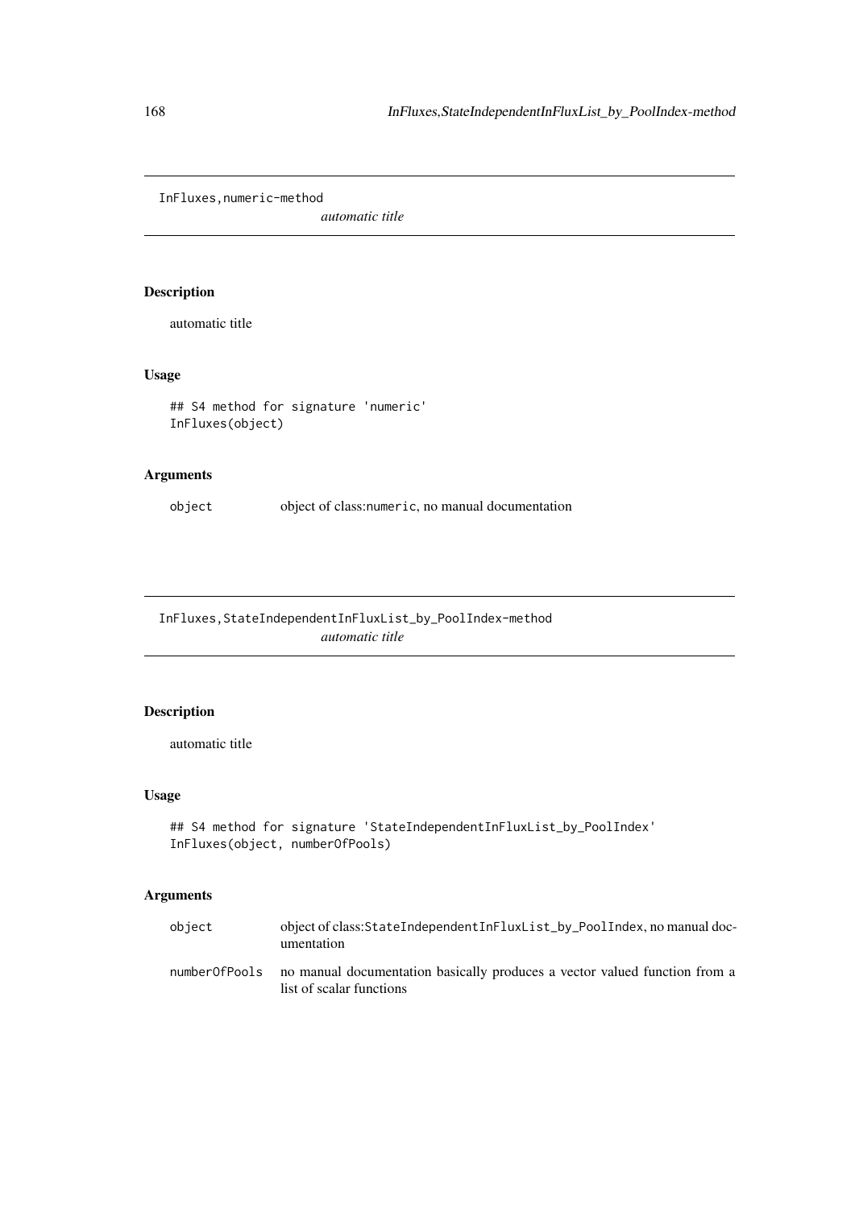## InFluxes,numeric-method

*automatic title*

### Description

automatic title

### Usage

```
## S4 method for signature 'numeric'
InFluxes(object)
```

### Arguments

| | |
|---|---|
| object | object of class:numeric, no manual documentation |

## InFluxes,StateIndependentInFluxList_by_PoolIndex-method

*automatic title*

### Description

automatic title

### Usage

```
## S4 method for signature 'StateIndependentInFluxList_by_PoolIndex'
InFluxes(object, numberOfPools)
```

### Arguments

| | |
|---|---|
| object | object of class:StateIndependentInFluxList_by_PoolIndex, no manual documentation |
| numberOfPools | no manual documentation basically produces a vector valued function from a list of scalar functions |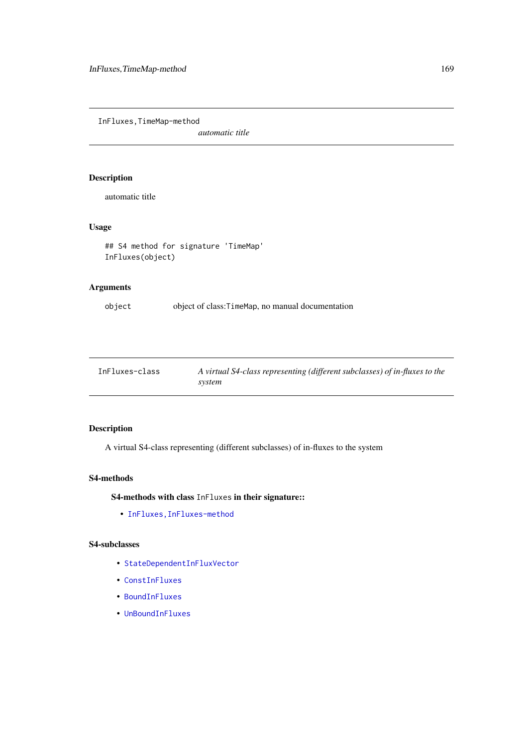# InFluxes,TimeMap-method

*automatic title*

## Description

automatic title

## Usage

```
## S4 method for signature 'TimeMap'
InFluxes(object)
```

## Arguments

| | |
|---|---|
| object | object of class:`TimeMap`, no manual documentation |

# InFluxes-class

*A virtual S4-class representing (different subclasses) of in-fluxes to the system*

## Description

A virtual S4-class representing (different subclasses) of in-fluxes to the system

## S4-methods

### S4-methods with class `InFluxes` in their signature::

- `InFluxes,InFluxes-method`

## S4-subclasses

- `StateDependentInFluxVector`
- `ConstInFluxes`
- `BoundInFluxes`
- `UnBoundInFluxes`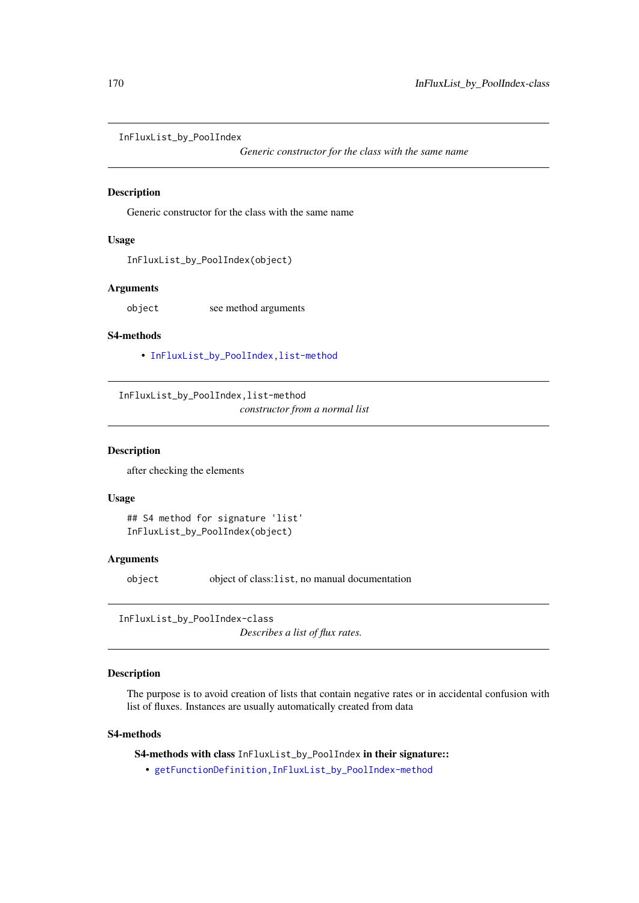## InFluxList_by_PoolIndex

*Generic constructor for the class with the same name*

### Description

Generic constructor for the class with the same name

### Usage

```
InFluxList_by_PoolIndex(object)
```

### Arguments

| | |
|---|---|
| object | see method arguments |

### S4-methods

- InFluxList_by_PoolIndex,list-method

## InFluxList_by_PoolIndex,list-method

*constructor from a normal list*

### Description

after checking the elements

### Usage

```
## S4 method for signature 'list'
InFluxList_by_PoolIndex(object)
```

### Arguments

| | |
|---|---|
| object | object of class:list, no manual documentation |

## InFluxList_by_PoolIndex-class

*Describes a list of flux rates.*

### Description

The purpose is to avoid creation of lists that contain negative rates or in accidental confusion with list of fluxes. Instances are usually automatically created from data

### S4-methods

**S4-methods with class** InFluxList_by_PoolIndex **in their signature::**

- getFunctionDefinition,InFluxList_by_PoolIndex-method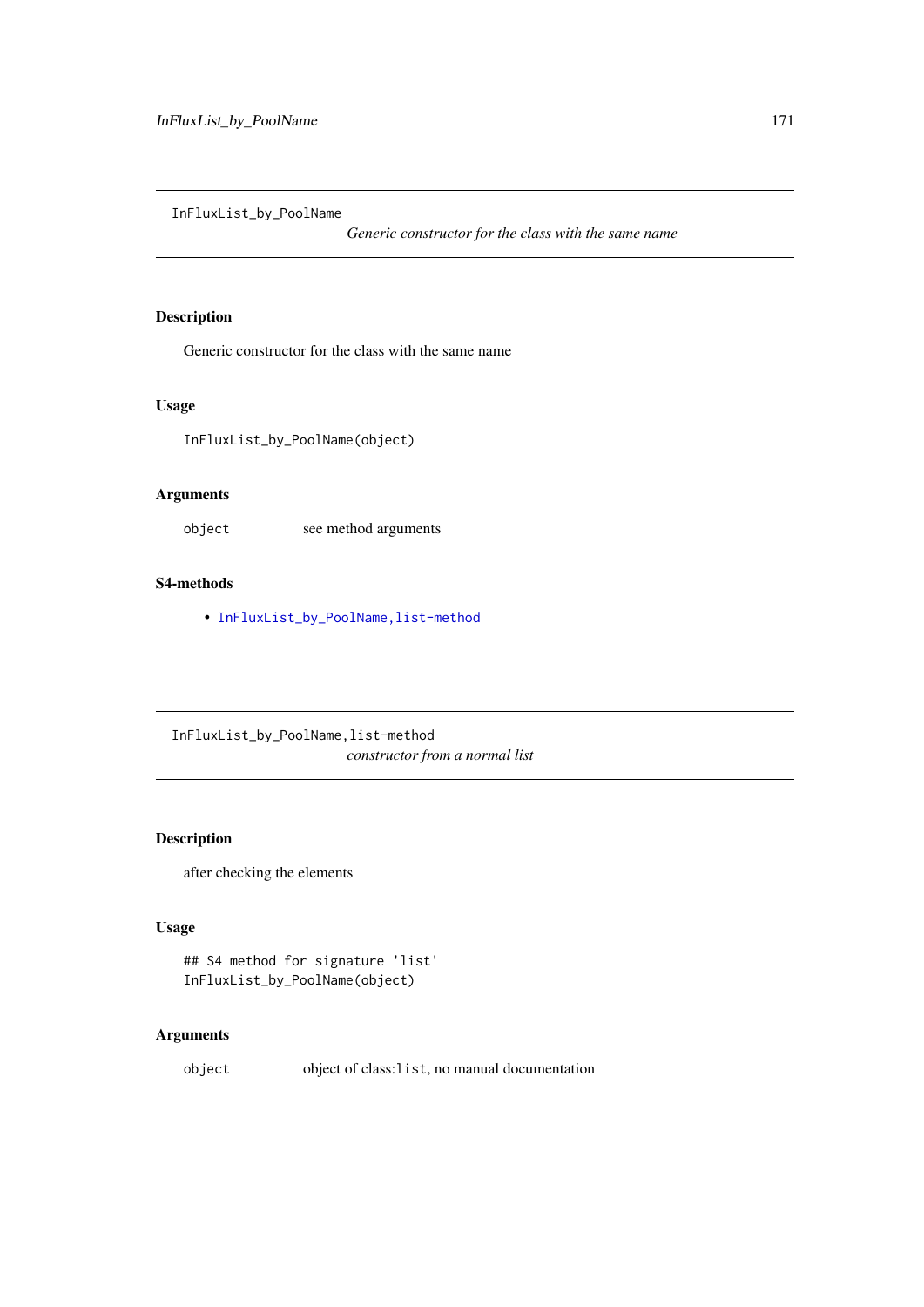## InFluxList_by_PoolName

*Generic constructor for the class with the same name*

### Description

Generic constructor for the class with the same name

### Usage

```
InFluxList_by_PoolName(object)
```

### Arguments

| | |
|---|---|
| object | see method arguments |

### S4-methods

- InFluxList_by_PoolName,list-method

## InFluxList_by_PoolName,list-method

*constructor from a normal list*

### Description

after checking the elements

### Usage

```
## S4 method for signature 'list'
InFluxList_by_PoolName(object)
```

### Arguments

| | |
|---|---|
| object | object of class:list, no manual documentation |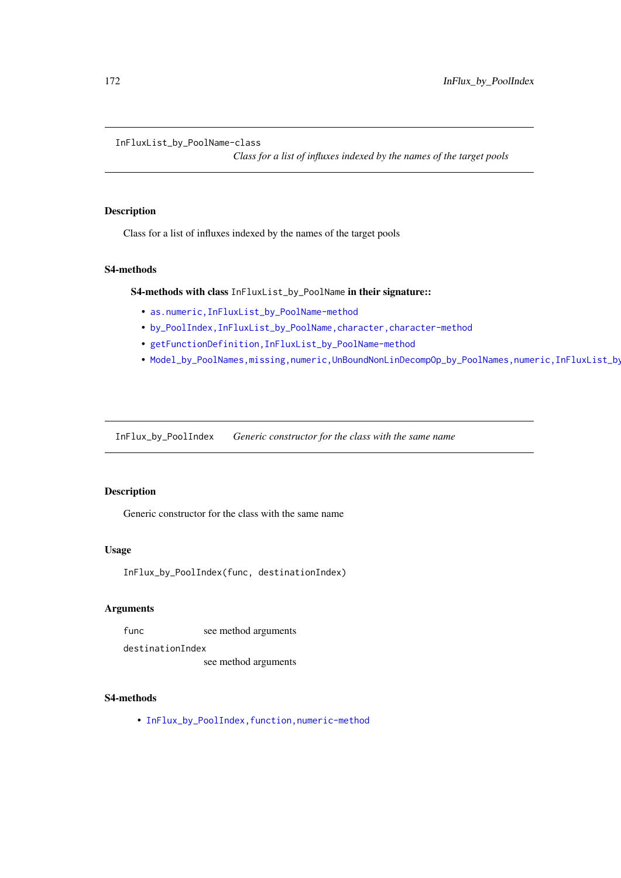## InFluxList_by_PoolName-class

*Class for a list of influxes indexed by the names of the target pools*

### Description

Class for a list of influxes indexed by the names of the target pools

### S4-methods

**S4-methods with class `InFluxList_by_PoolName` in their signature::**

- `as.numeric,InFluxList_by_PoolName-method`
- `by_PoolIndex,InFluxList_by_PoolName,character,character-method`
- `getFunctionDefinition,InFluxList_by_PoolName-method`
- `Model_by_PoolNames,missing,numeric,UnBoundNonLinDecompOp_by_PoolNames,numeric,InFluxList_by`

## InFlux_by_PoolIndex

*Generic constructor for the class with the same name*

### Description

Generic constructor for the class with the same name

### Usage

```
InFlux_by_PoolIndex(func, destinationIndex)
```

### Arguments

| | |
|---|---|
| `func` | see method arguments |
| `destinationIndex` | see method arguments |

### S4-methods

- `InFlux_by_PoolIndex,function,numeric-method`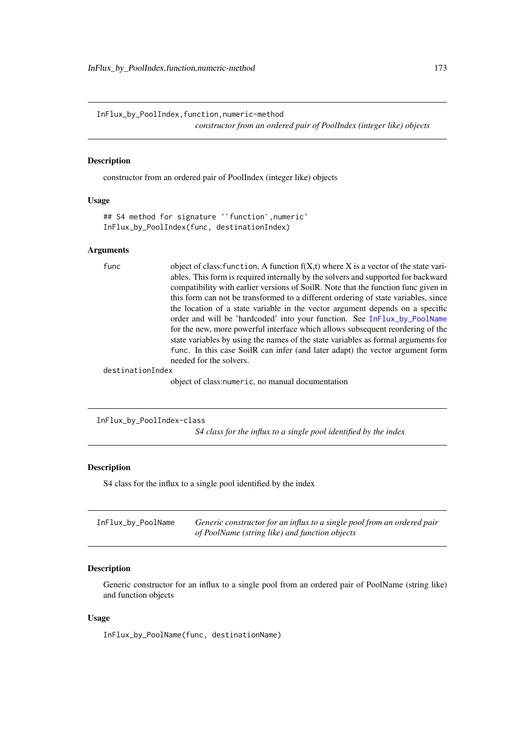## InFlux_by_PoolIndex,function,numeric-method

*constructor from an ordered pair of PoolIndex (integer like) objects*

### Description

constructor from an ordered pair of PoolIndex (integer like) objects

### Usage

```
## S4 method for signature '`function`,numeric'
InFlux_by_PoolIndex(func, destinationIndex)
```

### Arguments

| | |
|---|---|
| `func` | object of class:`function`, A function f(X,t) where X is a vector of the state variables. This form is required internally by the solvers and supported for backward compatibility with earlier versions of SoilR. Note that the function func given in this form can not be transformed to a different ordering of state variables, since the location of a state variable in the vector argument depends on a specific order and will be 'hardcoded' into your function. See `InFlux_by_PoolName` for the new, more powerful interface which allows subsequent reordering of the state variables by using the names of the state variables as formal arguments for `func`. In this case SoilR can infer (and later adapt) the vector argument form needed for the solvers. |
| `destinationIndex` | object of class:`numeric`, no manual documentation |

## InFlux_by_PoolIndex-class

*S4 class for the influx to a single pool identified by the index*

### Description

S4 class for the influx to a single pool identified by the index

## InFlux_by_PoolName

*Generic constructor for an influx to a single pool from an ordered pair of PoolName (string like) and function objects*

### Description

Generic constructor for an influx to a single pool from an ordered pair of PoolName (string like) and function objects

### Usage

```
InFlux_by_PoolName(func, destinationName)
```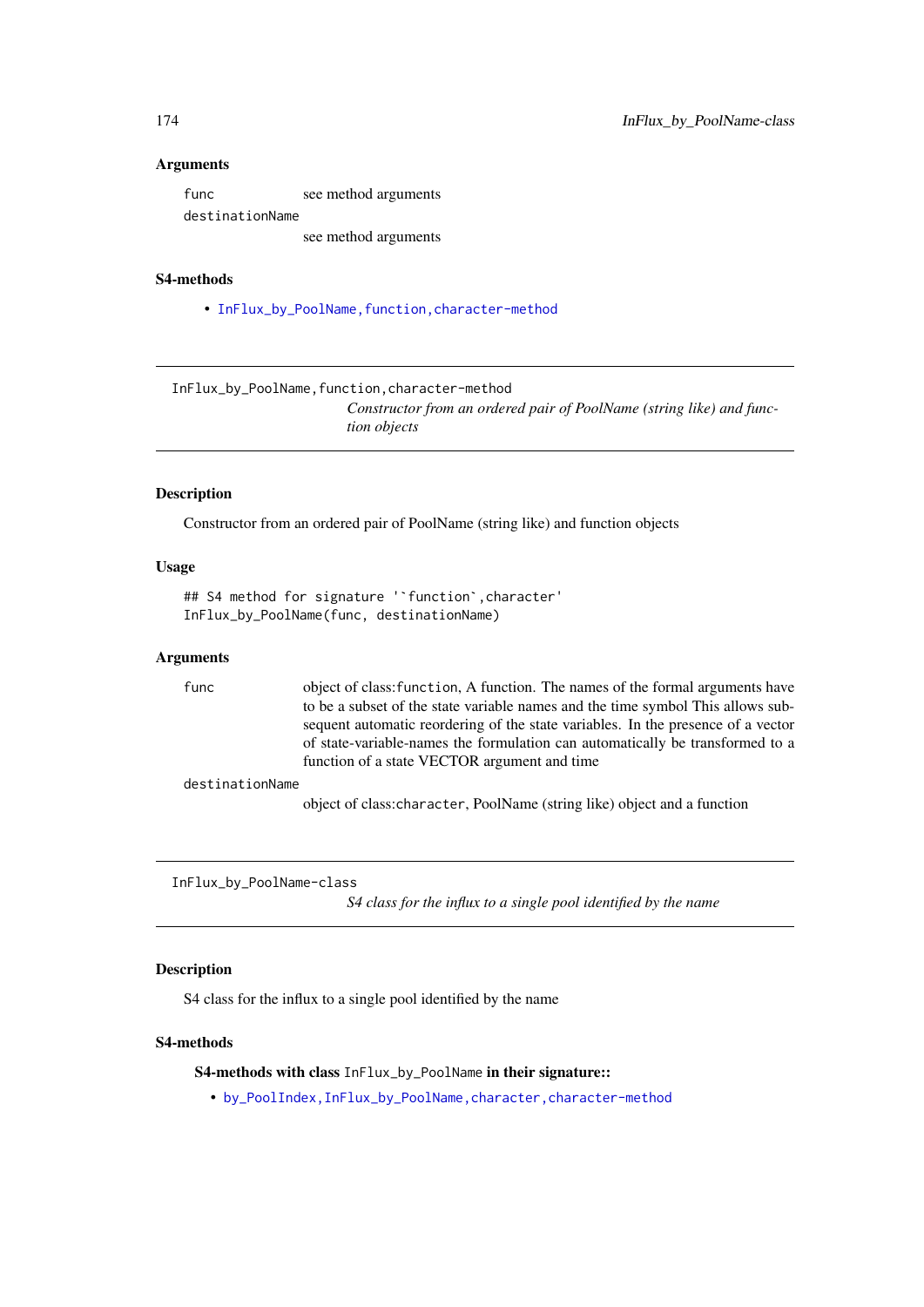### Arguments

- `func` see method arguments
- `destinationName` see method arguments

### S4-methods

- `InFlux_by_PoolName,function,character-method`

---

## InFlux_by_PoolName,function,character-method

*Constructor from an ordered pair of PoolName (string like) and function objects*

### Description

Constructor from an ordered pair of PoolName (string like) and function objects

### Usage

```
## S4 method for signature '`function`,character'
InFlux_by_PoolName(func, destinationName)
```

### Arguments

- `func` object of class:`function`, A function. The names of the formal arguments have to be a subset of the state variable names and the time symbol This allows subsequent automatic reordering of the state variables. In the presence of a vector of state-variable-names the formulation can automatically be transformed to a function of a state VECTOR argument and time
- `destinationName` object of class:`character`, PoolName (string like) object and a function

---

## InFlux_by_PoolName-class

*S4 class for the influx to a single pool identified by the name*

### Description

S4 class for the influx to a single pool identified by the name

### S4-methods

**S4-methods with class `InFlux_by_PoolName` in their signature::**

- `by_PoolIndex,InFlux_by_PoolName,character,character-method`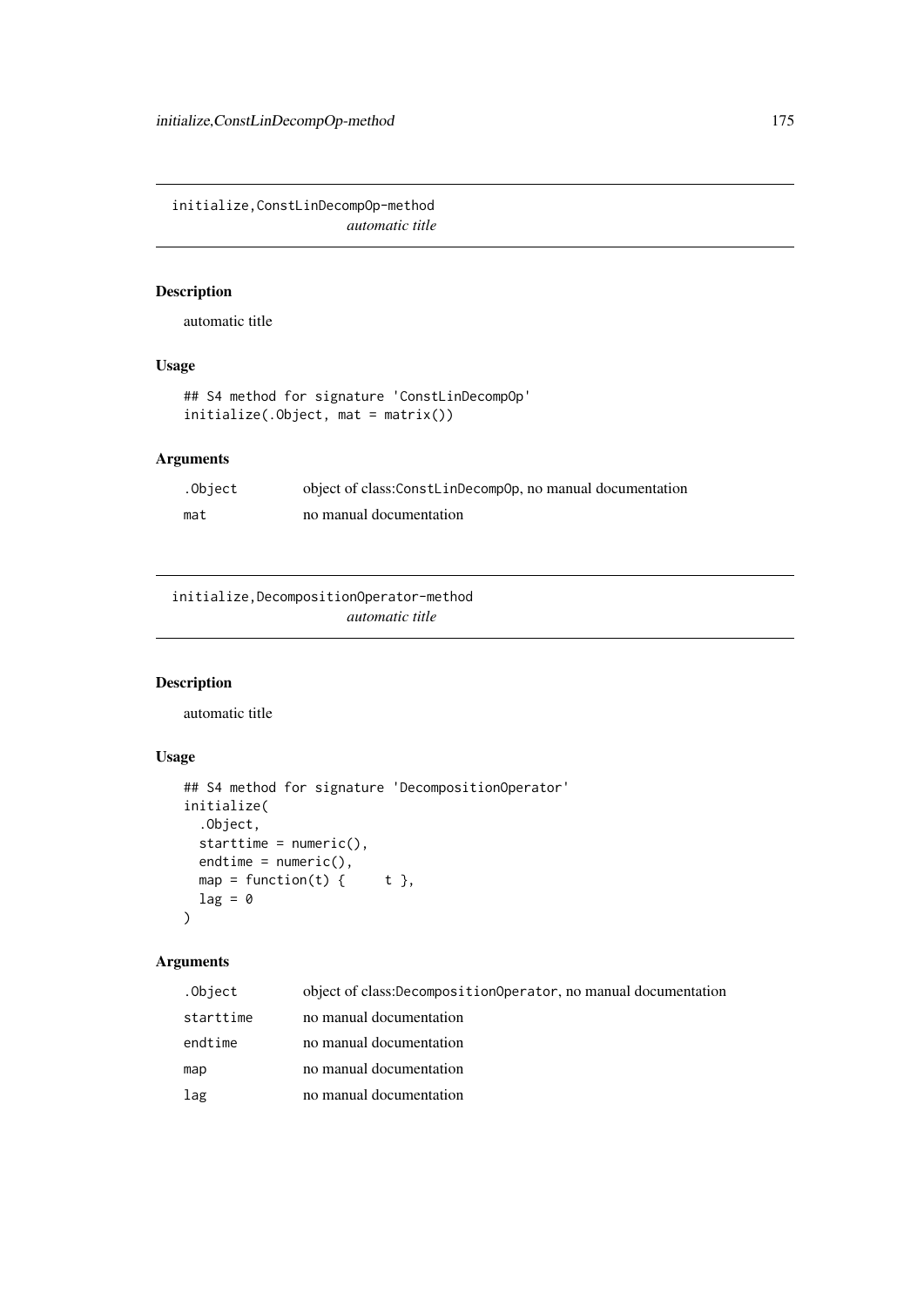# initialize,ConstLinDecompOp-method

*automatic title*

## Description

automatic title

## Usage

```
## S4 method for signature 'ConstLinDecompOp'
initialize(.Object, mat = matrix())
```

## Arguments

| | |
|---|---|
| `.Object` | object of class:`ConstLinDecompOp`, no manual documentation |
| `mat` | no manual documentation |

# initialize,DecompositionOperator-method

*automatic title*

## Description

automatic title

## Usage

```
## S4 method for signature 'DecompositionOperator'
initialize(
  .Object,
  starttime = numeric(),
  endtime = numeric(),
  map = function(t) {     t },
  lag = 0
)
```

## Arguments

| | |
|---|---|
| `.Object` | object of class:`DecompositionOperator`, no manual documentation |
| `starttime` | no manual documentation |
| `endtime` | no manual documentation |
| `map` | no manual documentation |
| `lag` | no manual documentation |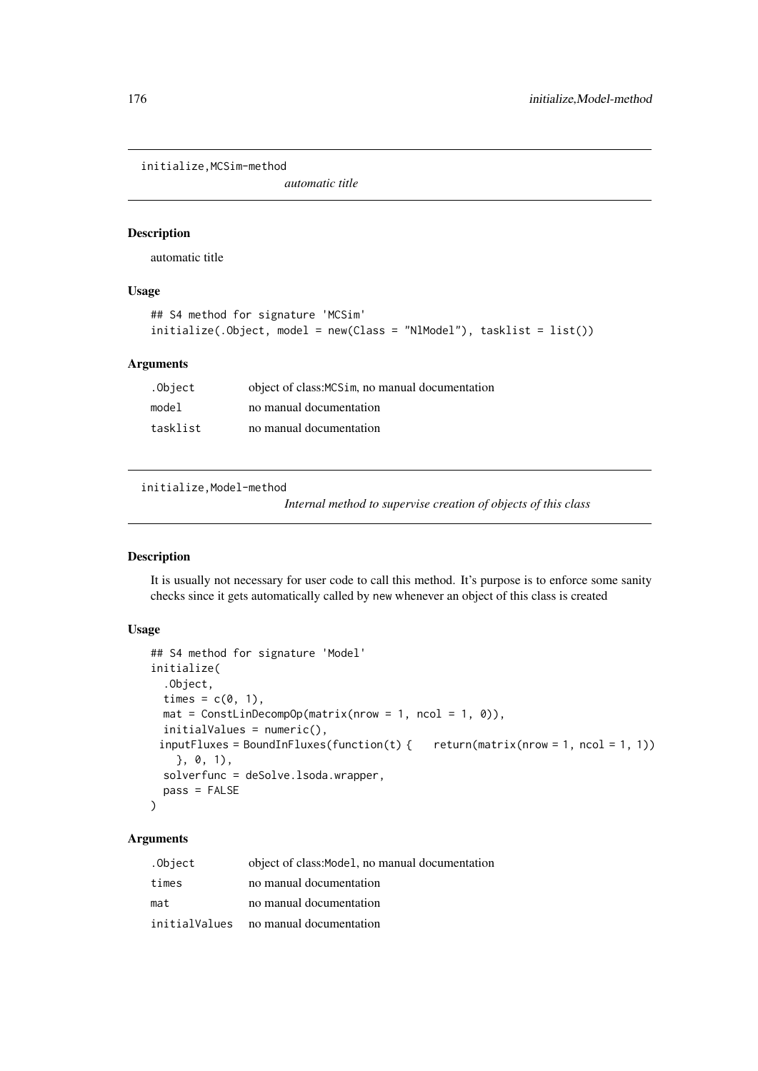## initialize,MCSim-method

*automatic title*

### Description

automatic title

### Usage

```
## S4 method for signature 'MCSim'
initialize(.Object, model = new(Class = "NlModel"), tasklist = list())
```

### Arguments

| | |
|---|---|
| .Object | object of class:MCSim, no manual documentation |
| model | no manual documentation |
| tasklist | no manual documentation |

## initialize,Model-method

*Internal method to supervise creation of objects of this class*

### Description

It is usually not necessary for user code to call this method. It's purpose is to enforce some sanity checks since it gets automatically called by new whenever an object of this class is created

### Usage

```
## S4 method for signature 'Model'
initialize(
  .Object,
  times = c(0, 1),
  mat = ConstLinDecompOp(matrix(nrow = 1, ncol = 1, 0)),
  initialValues = numeric(),
  inputFluxes = BoundInFluxes(function(t) {    return(matrix(nrow = 1, ncol = 1, 1))
    }, 0, 1),
  solverfunc = deSolve.lsoda.wrapper,
  pass = FALSE
)
```

### Arguments

| | |
|---|---|
| .Object | object of class:Model, no manual documentation |
| times | no manual documentation |
| mat | no manual documentation |
| initialValues | no manual documentation |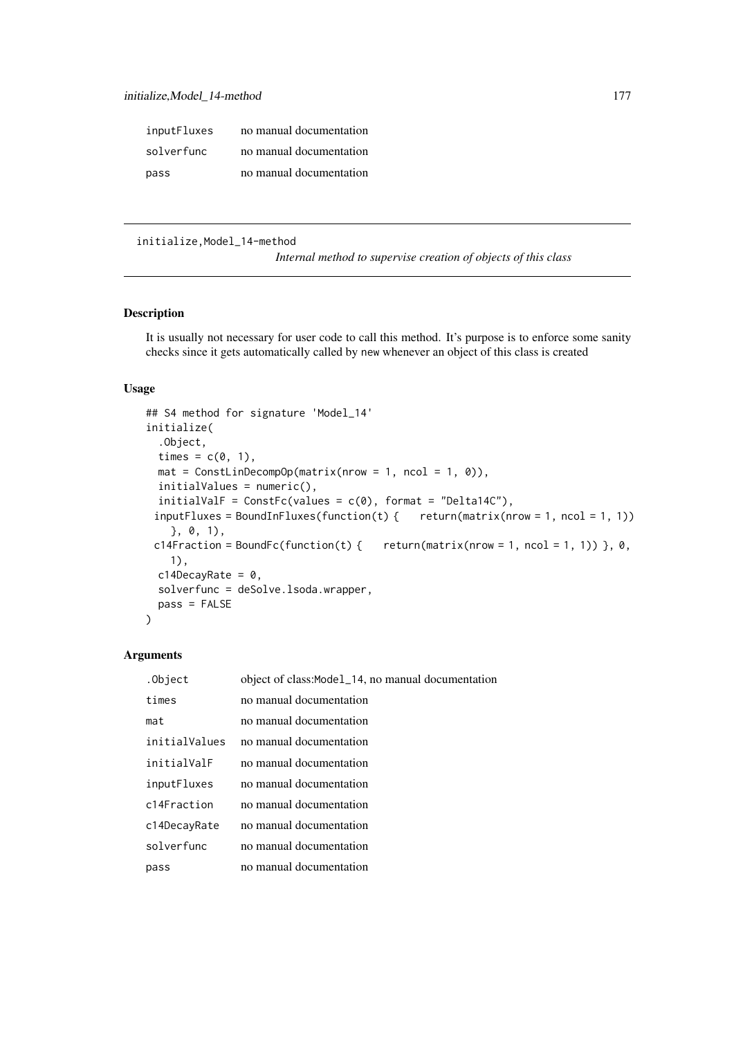| | |
|---|---|
| inputFluxes | no manual documentation |
| solverfunc | no manual documentation |
| pass | no manual documentation |

---

initialize,Model_14-method

*Internal method to supervise creation of objects of this class*

---

## Description

It is usually not necessary for user code to call this method. It's purpose is to enforce some sanity checks since it gets automatically called by new whenever an object of this class is created

## Usage

```
## S4 method for signature 'Model_14'
initialize(
  .Object,
  times = c(0, 1),
  mat = ConstLinDecompOp(matrix(nrow = 1, ncol = 1, 0)),
  initialValues = numeric(),
  initialValF = ConstFc(values = c(0), format = "Delta14C"),
  inputFluxes = BoundInFluxes(function(t) {    return(matrix(nrow = 1, ncol = 1, 1))
    }, 0, 1),
  c14Fraction = BoundFc(function(t) {    return(matrix(nrow = 1, ncol = 1, 1)) }, 0,
    1),
  c14DecayRate = 0,
  solverfunc = deSolve.lsoda.wrapper,
  pass = FALSE
)
```

## Arguments

| | |
|---|---|
| .Object | object of class:Model_14, no manual documentation |
| times | no manual documentation |
| mat | no manual documentation |
| initialValues | no manual documentation |
| initialValF | no manual documentation |
| inputFluxes | no manual documentation |
| c14Fraction | no manual documentation |
| c14DecayRate | no manual documentation |
| solverfunc | no manual documentation |
| pass | no manual documentation |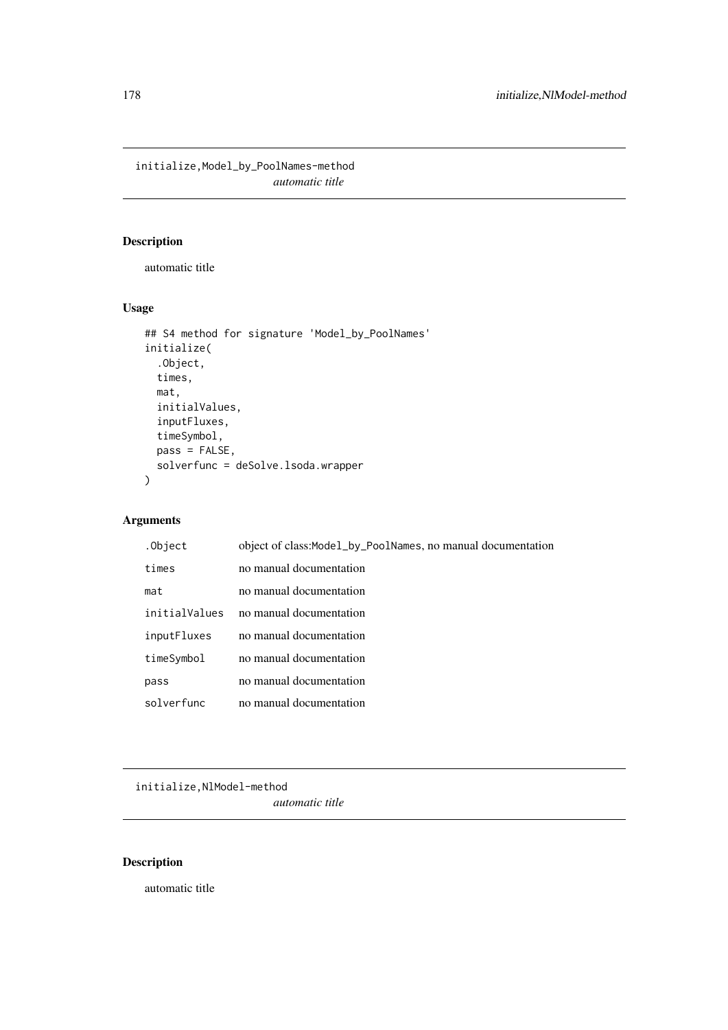## initialize,Model_by_PoolNames-method

*automatic title*

### Description

automatic title

### Usage

```
## S4 method for signature 'Model_by_PoolNames'
initialize(
  .Object,
  times,
  mat,
  initialValues,
  inputFluxes,
  timeSymbol,
  pass = FALSE,
  solverfunc = deSolve.lsoda.wrapper
)
```

### Arguments

| | |
|---|---|
| `.Object` | object of class:`Model_by_PoolNames`, no manual documentation |
| `times` | no manual documentation |
| `mat` | no manual documentation |
| `initialValues` | no manual documentation |
| `inputFluxes` | no manual documentation |
| `timeSymbol` | no manual documentation |
| `pass` | no manual documentation |
| `solverfunc` | no manual documentation |

## initialize,NlModel-method

*automatic title*

### Description

automatic title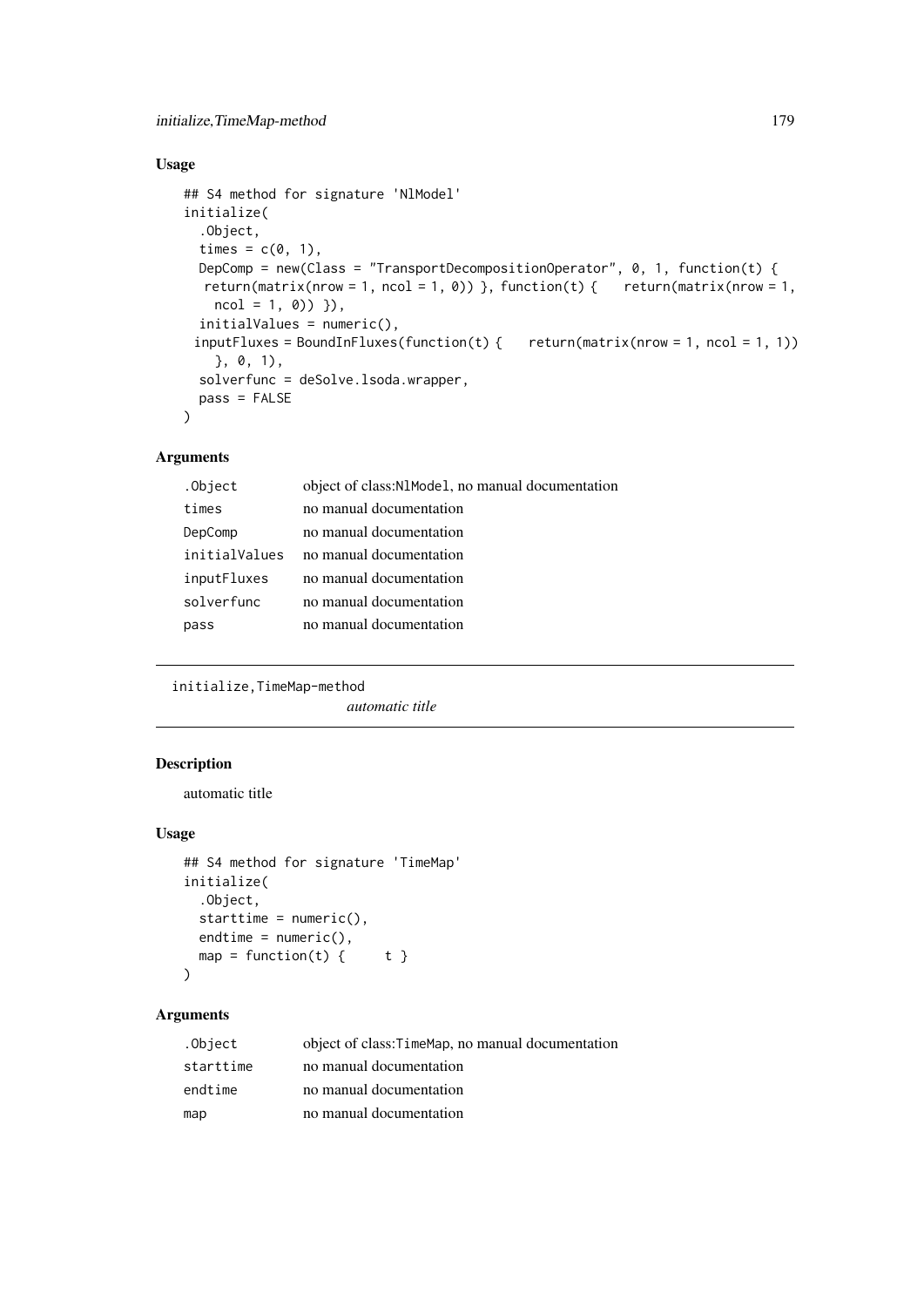## Usage

```
## S4 method for signature 'NlModel'
initialize(
  .Object,
  times = c(0, 1),
  DepComp = new(Class = "TransportDecompositionOperator", 0, 1, function(t) {
   return(matrix(nrow = 1, ncol = 1, 0)) }, function(t) {    return(matrix(nrow = 1,
     ncol = 1, 0)) }),
  initialValues = numeric(),
 inputFluxes = BoundInFluxes(function(t) {    return(matrix(nrow = 1, ncol = 1, 1))
    }, 0, 1),
  solverfunc = deSolve.lsoda.wrapper,
  pass = FALSE
)
```

## Arguments

| | |
|---|---|
| `.Object` | object of class:`NlModel`, no manual documentation |
| `times` | no manual documentation |
| `DepComp` | no manual documentation |
| `initialValues` | no manual documentation |
| `inputFluxes` | no manual documentation |
| `solverfunc` | no manual documentation |
| `pass` | no manual documentation |

---

# initialize,TimeMap-method

*automatic title*

## Description

automatic title

## Usage

```
## S4 method for signature 'TimeMap'
initialize(
  .Object,
  starttime = numeric(),
  endtime = numeric(),
  map = function(t) {     t }
)
```

## Arguments

| | |
|---|---|
| `.Object` | object of class:`TimeMap`, no manual documentation |
| `starttime` | no manual documentation |
| `endtime` | no manual documentation |
| `map` | no manual documentation |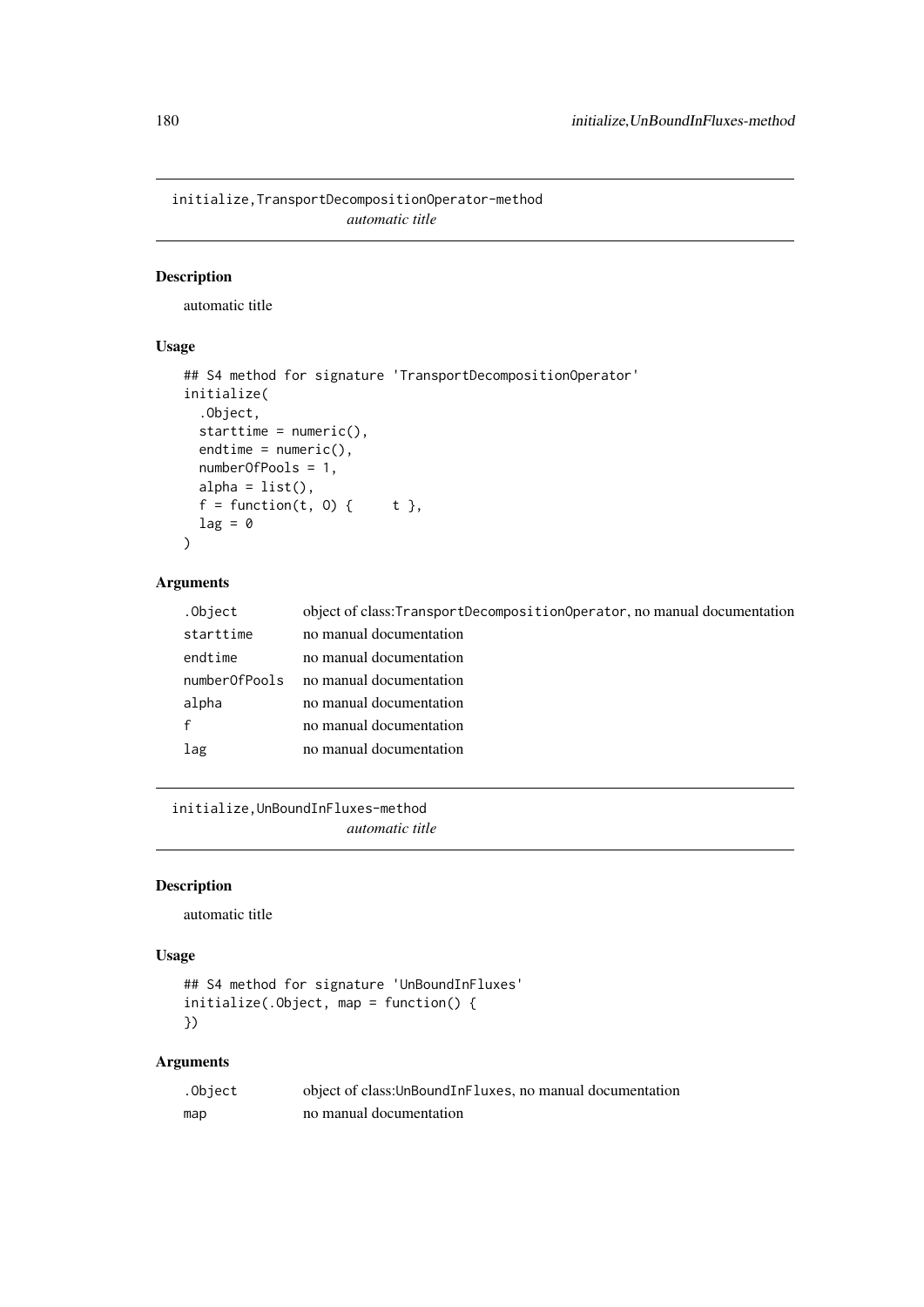## initialize,TransportDecompositionOperator-method

*automatic title*

### Description

automatic title

### Usage

```
## S4 method for signature 'TransportDecompositionOperator'
initialize(
  .Object,
  starttime = numeric(),
  endtime = numeric(),
  numberOfPools = 1,
  alpha = list(),
  f = function(t, O) {     t },
  lag = 0
)
```

### Arguments

| | |
|---|---|
| .Object | object of class:TransportDecompositionOperator, no manual documentation |
| starttime | no manual documentation |
| endtime | no manual documentation |
| numberOfPools | no manual documentation |
| alpha | no manual documentation |
| f | no manual documentation |
| lag | no manual documentation |

## initialize,UnBoundInFluxes-method

*automatic title*

### Description

automatic title

### Usage

```
## S4 method for signature 'UnBoundInFluxes'
initialize(.Object, map = function() {
})
```

### Arguments

| | |
|---|---|
| .Object | object of class:UnBoundInFluxes, no manual documentation |
| map | no manual documentation |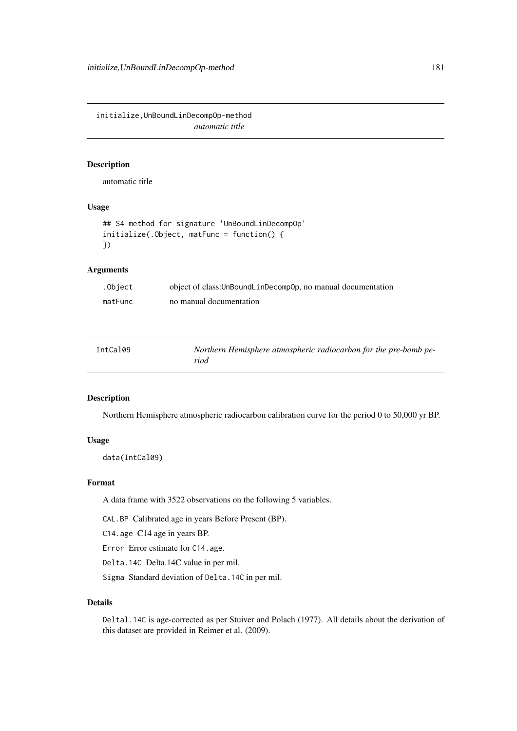## initialize,UnBoundLinDecompOp-method

*automatic title*

### Description

automatic title

### Usage

```
## S4 method for signature 'UnBoundLinDecompOp'
initialize(.Object, matFunc = function() {
})
```

### Arguments

| | |
|---|---|
| `.Object` | object of class:`UnBoundLinDecompOp`, no manual documentation |
| `matFunc` | no manual documentation |

## IntCal09

*Northern Hemisphere atmospheric radiocarbon for the pre-bomb period*

### Description

Northern Hemisphere atmospheric radiocarbon calibration curve for the period 0 to 50,000 yr BP.

### Usage

```
data(IntCal09)
```

### Format

A data frame with 3522 observations on the following 5 variables.

`CAL.BP` Calibrated age in years Before Present (BP).

`C14.age` C14 age in years BP.

`Error` Error estimate for `C14.age`.

`Delta.14C` Delta.14C value in per mil.

`Sigma` Standard deviation of `Delta.14C` in per mil.

### Details

`Deltal.14C` is age-corrected as per Stuiver and Polach (1977). All details about the derivation of this dataset are provided in Reimer et al. (2009).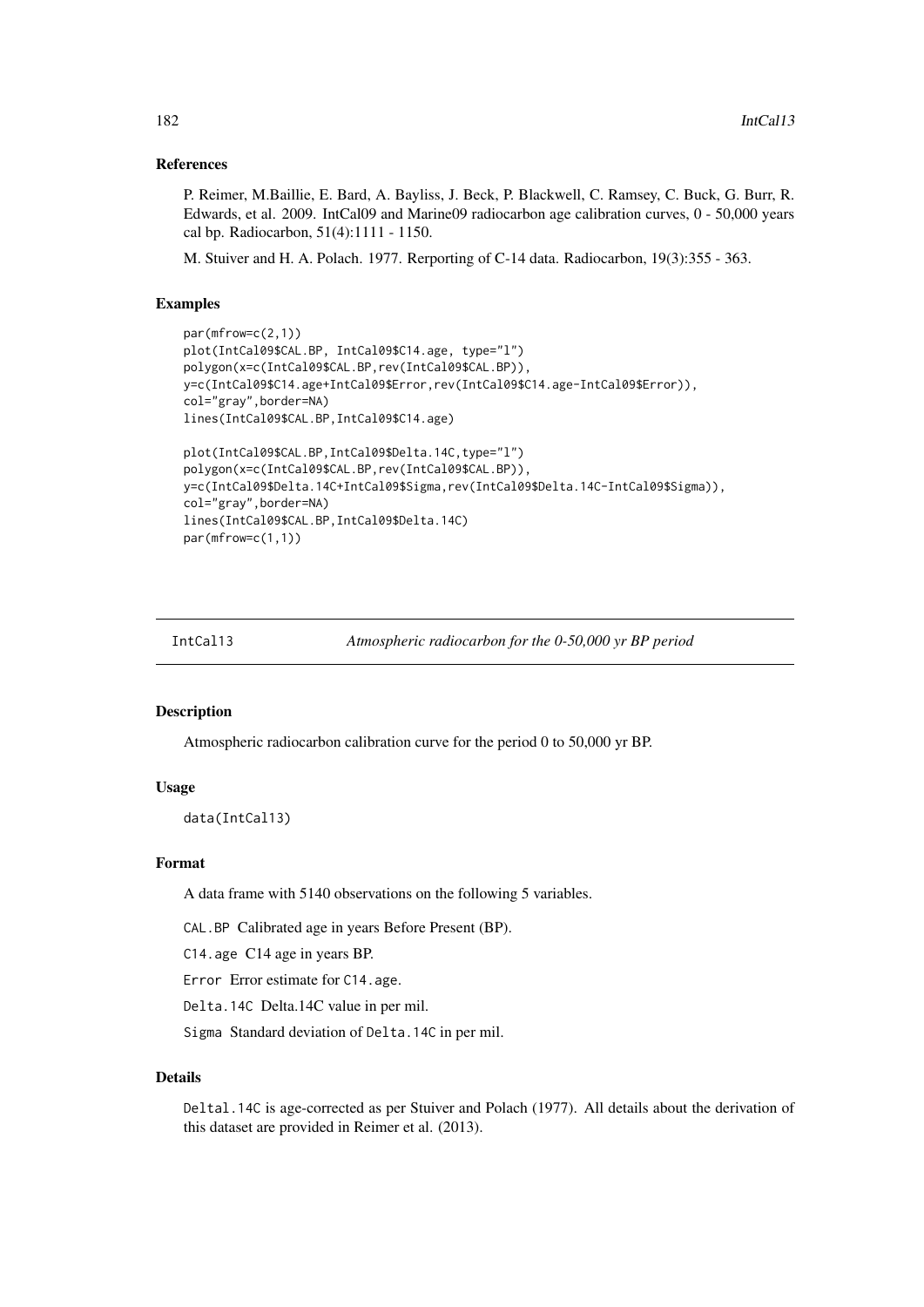### References

P. Reimer, M.Baillie, E. Bard, A. Bayliss, J. Beck, P. Blackwell, C. Ramsey, C. Buck, G. Burr, R. Edwards, et al. 2009. IntCal09 and Marine09 radiocarbon age calibration curves, 0 - 50,000 years cal bp. Radiocarbon, 51(4):1111 - 1150.

M. Stuiver and H. A. Polach. 1977. Rerporting of C-14 data. Radiocarbon, 19(3):355 - 363.

### Examples

```
par(mfrow=c(2,1))
plot(IntCal09$CAL.BP, IntCal09$C14.age, type="l")
polygon(x=c(IntCal09$CAL.BP,rev(IntCal09$CAL.BP)),
y=c(IntCal09$C14.age+IntCal09$Error,rev(IntCal09$C14.age-IntCal09$Error)),
col="gray",border=NA)
lines(IntCal09$CAL.BP,IntCal09$C14.age)

plot(IntCal09$CAL.BP,IntCal09$Delta.14C,type="l")
polygon(x=c(IntCal09$CAL.BP,rev(IntCal09$CAL.BP)),
y=c(IntCal09$Delta.14C+IntCal09$Sigma,rev(IntCal09$Delta.14C-IntCal09$Sigma)),
col="gray",border=NA)
lines(IntCal09$CAL.BP,IntCal09$Delta.14C)
par(mfrow=c(1,1))
```

---

## IntCal13 — *Atmospheric radiocarbon for the 0-50,000 yr BP period*

### Description

Atmospheric radiocarbon calibration curve for the period 0 to 50,000 yr BP.

### Usage

```
data(IntCal13)
```

### Format

A data frame with 5140 observations on the following 5 variables.

`CAL.BP` Calibrated age in years Before Present (BP).

`C14.age` C14 age in years BP.

`Error` Error estimate for `C14.age`.

`Delta.14C` Delta.14C value in per mil.

`Sigma` Standard deviation of `Delta.14C` in per mil.

### Details

`Deltal.14C` is age-corrected as per Stuiver and Polach (1977). All details about the derivation of this dataset are provided in Reimer et al. (2013).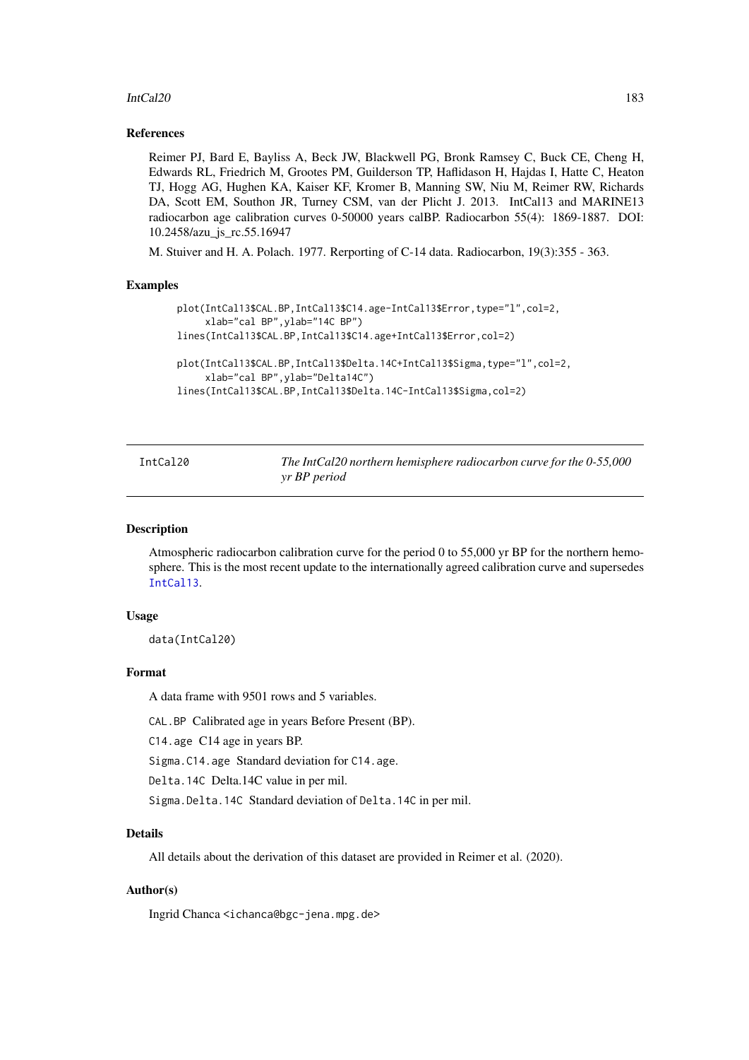### References

Reimer PJ, Bard E, Bayliss A, Beck JW, Blackwell PG, Bronk Ramsey C, Buck CE, Cheng H, Edwards RL, Friedrich M, Grootes PM, Guilderson TP, Haflidason H, Hajdas I, Hatte C, Heaton TJ, Hogg AG, Hughen KA, Kaiser KF, Kromer B, Manning SW, Niu M, Reimer RW, Richards DA, Scott EM, Southon JR, Turney CSM, van der Plicht J. 2013. IntCal13 and MARINE13 radiocarbon age calibration curves 0-50000 years calBP. Radiocarbon 55(4): 1869-1887. DOI: 10.2458/azu_js_rc.55.16947

M. Stuiver and H. A. Polach. 1977. Rerporting of C-14 data. Radiocarbon, 19(3):355 - 363.

### Examples

```
plot(IntCal13$CAL.BP,IntCal13$C14.age-IntCal13$Error,type="l",col=2,
     xlab="cal BP",ylab="14C BP")
lines(IntCal13$CAL.BP,IntCal13$C14.age+IntCal13$Error,col=2)

plot(IntCal13$CAL.BP,IntCal13$Delta.14C+IntCal13$Sigma,type="l",col=2,
     xlab="cal BP",ylab="Delta14C")
lines(IntCal13$CAL.BP,IntCal13$Delta.14C-IntCal13$Sigma,col=2)
```

---

## IntCal20 — *The IntCal20 northern hemisphere radiocarbon curve for the 0-55,000 yr BP period*

### Description

Atmospheric radiocarbon calibration curve for the period 0 to 55,000 yr BP for the northern hemosphere. This is the most recent update to the internationally agreed calibration curve and supersedes IntCal13.

### Usage

```
data(IntCal20)
```

### Format

A data frame with 9501 rows and 5 variables.

`CAL.BP` Calibrated age in years Before Present (BP).

`C14.age` C14 age in years BP.

`Sigma.C14.age` Standard deviation for `C14.age`.

`Delta.14C` Delta.14C value in per mil.

`Sigma.Delta.14C` Standard deviation of `Delta.14C` in per mil.

### Details

All details about the derivation of this dataset are provided in Reimer et al. (2020).

### Author(s)

Ingrid Chanca <ichanca@bgc-jena.mpg.de>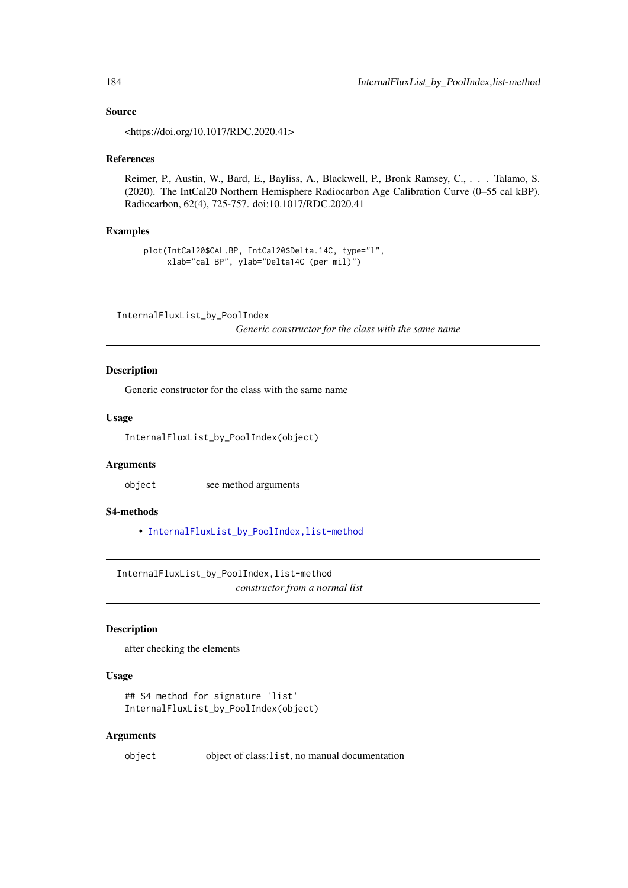### Source

<https://doi.org/10.1017/RDC.2020.41>

### References

Reimer, P., Austin, W., Bard, E., Bayliss, A., Blackwell, P., Bronk Ramsey, C., . . . Talamo, S. (2020). The IntCal20 Northern Hemisphere Radiocarbon Age Calibration Curve (0–55 cal kBP). Radiocarbon, 62(4), 725-757. doi:10.1017/RDC.2020.41

### Examples

```
plot(IntCal20$CAL.BP, IntCal20$Delta.14C, type="l",
     xlab="cal BP", ylab="Delta14C (per mil)")
```

---

## InternalFluxList_by_PoolIndex

*Generic constructor for the class with the same name*

### Description

Generic constructor for the class with the same name

### Usage

```
InternalFluxList_by_PoolIndex(object)
```

### Arguments

| | |
|---|---|
| object | see method arguments |

### S4-methods

- InternalFluxList_by_PoolIndex,list-method

---

## InternalFluxList_by_PoolIndex,list-method

*constructor from a normal list*

### Description

after checking the elements

### Usage

```
## S4 method for signature 'list'
InternalFluxList_by_PoolIndex(object)
```

### Arguments

| | |
|---|---|
| object | object of class:list, no manual documentation |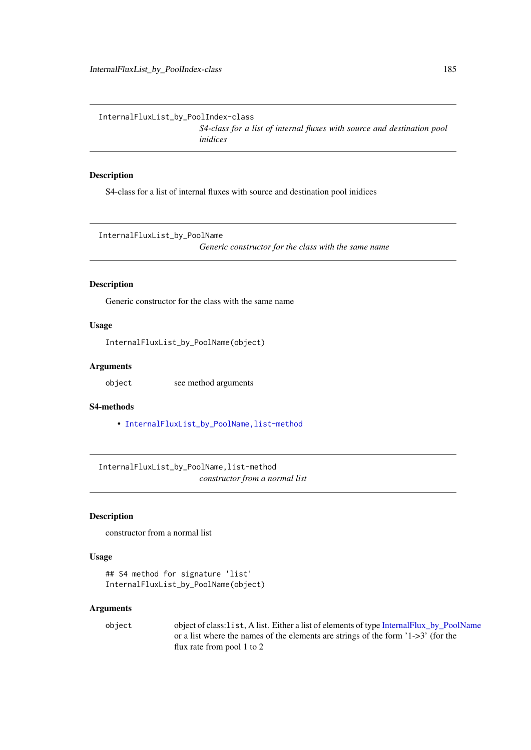## InternalFluxList_by_PoolIndex-class

*S4-class for a list of internal fluxes with source and destination pool inidices*

### Description

S4-class for a list of internal fluxes with source and destination pool inidices

## InternalFluxList_by_PoolName

*Generic constructor for the class with the same name*

### Description

Generic constructor for the class with the same name

### Usage

```
InternalFluxList_by_PoolName(object)
```

### Arguments

| | |
|---|---|
| object | see method arguments |

### S4-methods

- InternalFluxList_by_PoolName,list-method

## InternalFluxList_by_PoolName,list-method

*constructor from a normal list*

### Description

constructor from a normal list

### Usage

```
## S4 method for signature 'list'
InternalFluxList_by_PoolName(object)
```

### Arguments

| | |
|---|---|
| object | object of class:list, A list. Either a list of elements of type InternalFlux_by_PoolName or a list where the names of the elements are strings of the form '1->3' (for the flux rate from pool 1 to 2 |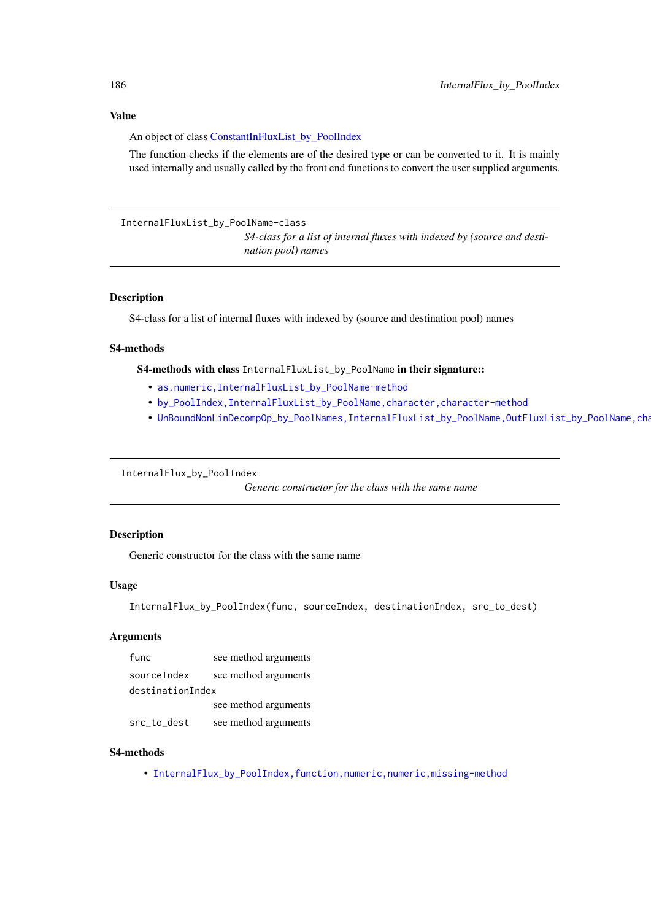## Value

An object of class ConstantInFluxList_by_PoolIndex

The function checks if the elements are of the desired type or can be converted to it. It is mainly used internally and usually called by the front end functions to convert the user supplied arguments.

---

`InternalFluxList_by_PoolName-class`
*S4-class for a list of internal fluxes with indexed by (source and destination pool) names*

---

## Description

S4-class for a list of internal fluxes with indexed by (source and destination pool) names

## S4-methods

**S4-methods with class `InternalFluxList_by_PoolName` in their signature::**

- `as.numeric,InternalFluxList_by_PoolName-method`
- `by_PoolIndex,InternalFluxList_by_PoolName,character,character-method`
- `UnBoundNonLinDecompOp_by_PoolNames,InternalFluxList_by_PoolName,OutFluxList_by_PoolName,cha`

---

`InternalFlux_by_PoolIndex`
*Generic constructor for the class with the same name*

---

## Description

Generic constructor for the class with the same name

## Usage

```
InternalFlux_by_PoolIndex(func, sourceIndex, destinationIndex, src_to_dest)
```

## Arguments

| | |
|---|---|
| `func` | see method arguments |
| `sourceIndex` | see method arguments |
| `destinationIndex` | see method arguments |
| `src_to_dest` | see method arguments |

## S4-methods

- `InternalFlux_by_PoolIndex,function,numeric,numeric,missing-method`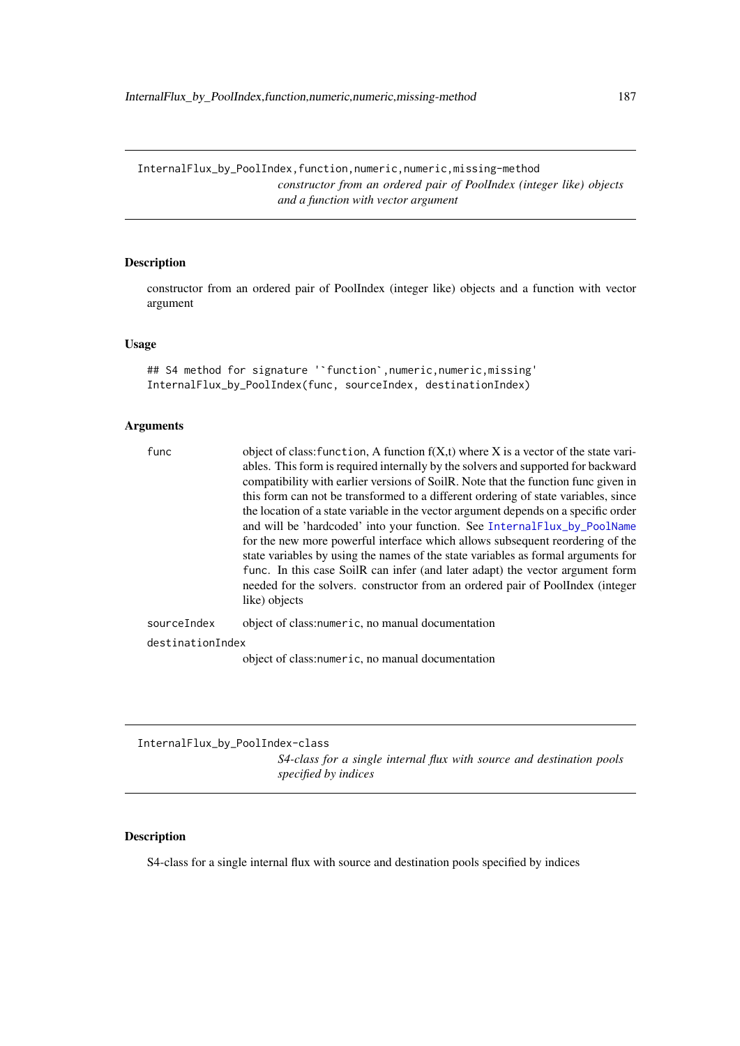## InternalFlux_by_PoolIndex,function,numeric,numeric,missing-method

*constructor from an ordered pair of PoolIndex (integer like) objects and a function with vector argument*

### Description

constructor from an ordered pair of PoolIndex (integer like) objects and a function with vector argument

### Usage

```
## S4 method for signature '`function`,numeric,numeric,missing'
InternalFlux_by_PoolIndex(func, sourceIndex, destinationIndex)
```

### Arguments

| | |
|---|---|
| `func` | object of class:`function`, A function f(X,t) where X is a vector of the state variables. This form is required internally by the solvers and supported for backward compatibility with earlier versions of SoilR. Note that the function func given in this form can not be transformed to a different ordering of state variables, since the location of a state variable in the vector argument depends on a specific order and will be 'hardcoded' into your function. See `InternalFlux_by_PoolName` for the new more powerful interface which allows subsequent reordering of the state variables by using the names of the state variables as formal arguments for `func`. In this case SoilR can infer (and later adapt) the vector argument form needed for the solvers. constructor from an ordered pair of PoolIndex (integer like) objects |
| `sourceIndex` | object of class:`numeric`, no manual documentation |
| `destinationIndex` | object of class:`numeric`, no manual documentation |

## InternalFlux_by_PoolIndex-class

*S4-class for a single internal flux with source and destination pools specified by indices*

### Description

S4-class for a single internal flux with source and destination pools specified by indices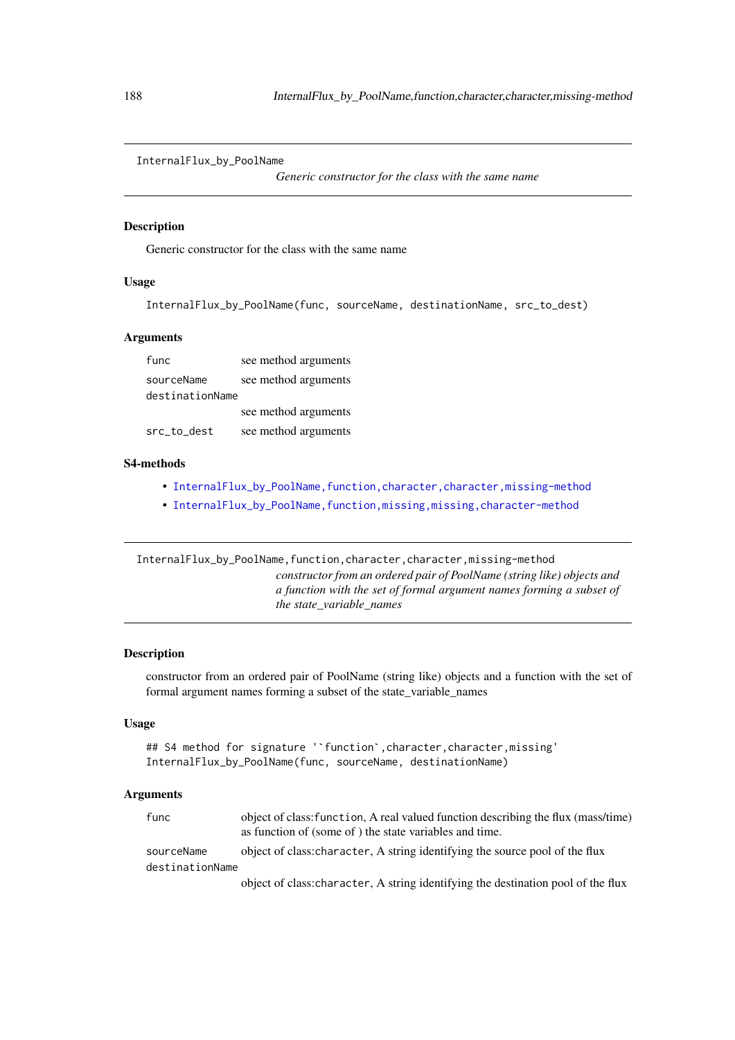## InternalFlux_by_PoolName

*Generic constructor for the class with the same name*

### Description

Generic constructor for the class with the same name

### Usage

```
InternalFlux_by_PoolName(func, sourceName, destinationName, src_to_dest)
```

### Arguments

| | |
|---|---|
| `func` | see method arguments |
| `sourceName` | see method arguments |
| `destinationName` | see method arguments |
| `src_to_dest` | see method arguments |

### S4-methods

- `InternalFlux_by_PoolName,function,character,character,missing-method`
- `InternalFlux_by_PoolName,function,missing,missing,character-method`

---

## InternalFlux_by_PoolName,function,character,character,missing-method

*constructor from an ordered pair of PoolName (string like) objects and a function with the set of formal argument names forming a subset of the state_variable_names*

### Description

constructor from an ordered pair of PoolName (string like) objects and a function with the set of formal argument names forming a subset of the state_variable_names

### Usage

```
## S4 method for signature '`function`,character,character,missing'
InternalFlux_by_PoolName(func, sourceName, destinationName)
```

### Arguments

| | |
|---|---|
| `func` | object of class:`function`, A real valued function describing the flux (mass/time) as function of (some of ) the state variables and time. |
| `sourceName` | object of class:`character`, A string identifying the source pool of the flux |
| `destinationName` | object of class:`character`, A string identifying the destination pool of the flux |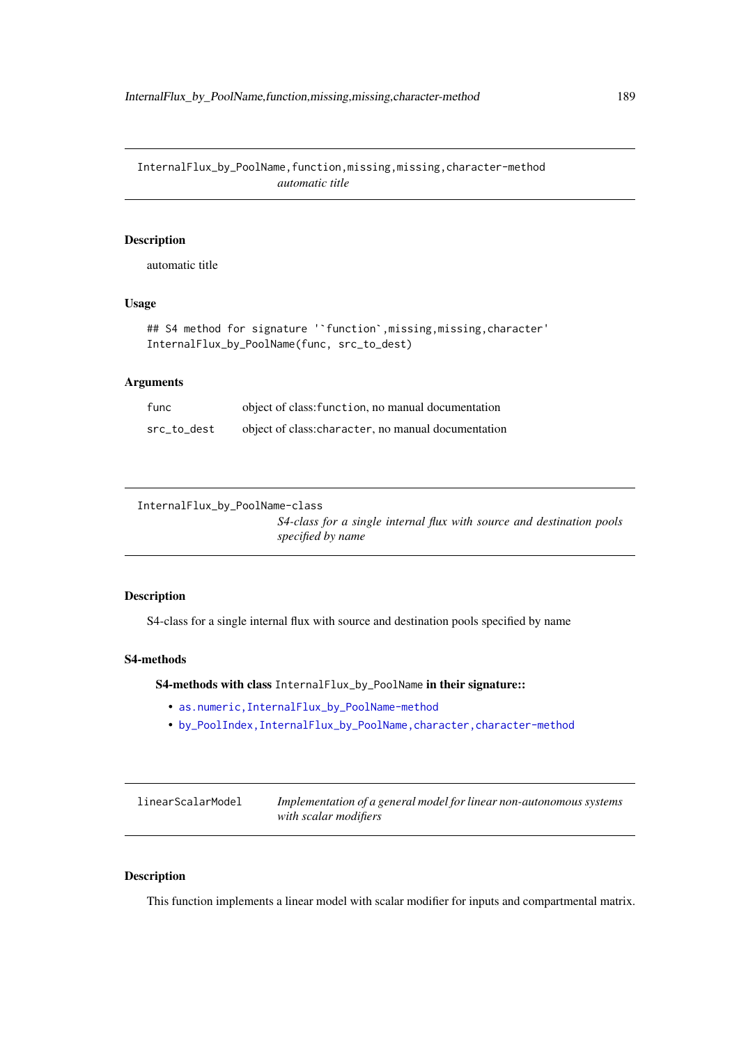## InternalFlux_by_PoolName,function,missing,missing,character-method

*automatic title*

### Description

automatic title

### Usage

```
## S4 method for signature '`function`,missing,missing,character'
InternalFlux_by_PoolName(func, src_to_dest)
```

### Arguments

| | |
|---|---|
| func | object of class:`function`, no manual documentation |
| src_to_dest | object of class:`character`, no manual documentation |

## InternalFlux_by_PoolName-class

*S4-class for a single internal flux with source and destination pools specified by name*

### Description

S4-class for a single internal flux with source and destination pools specified by name

### S4-methods

**S4-methods with class `InternalFlux_by_PoolName` in their signature::**

- `as.numeric,InternalFlux_by_PoolName-method`
- `by_PoolIndex,InternalFlux_by_PoolName,character,character-method`

## linearScalarModel

*Implementation of a general model for linear non-autonomous systems with scalar modifiers*

### Description

This function implements a linear model with scalar modifier for inputs and compartmental matrix.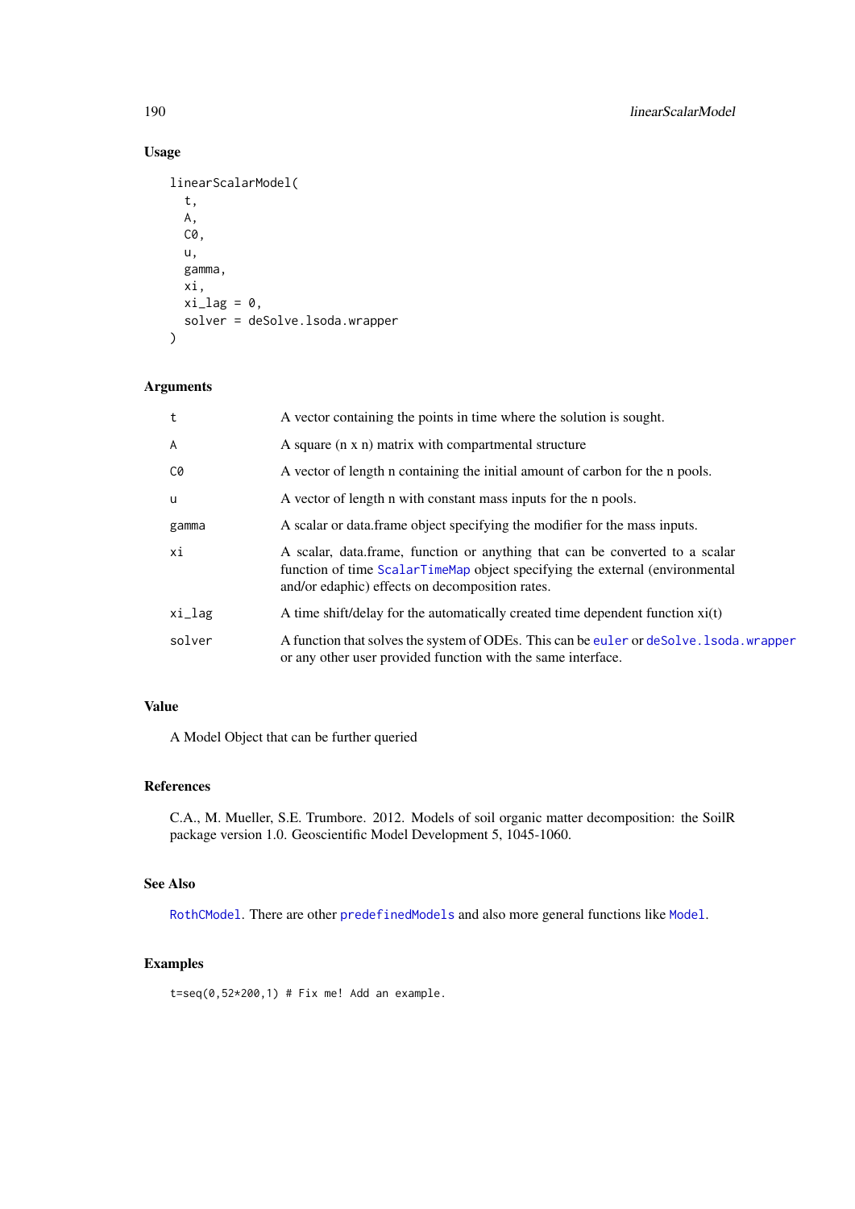### Usage

```
linearScalarModel(
  t,
  A,
  C0,
  u,
  gamma,
  xi,
  xi_lag = 0,
  solver = deSolve.lsoda.wrapper
)
```

### Arguments

| | |
|---|---|
| t | A vector containing the points in time where the solution is sought. |
| A | A square (n x n) matrix with compartmental structure |
| C0 | A vector of length n containing the initial amount of carbon for the n pools. |
| u | A vector of length n with constant mass inputs for the n pools. |
| gamma | A scalar or data.frame object specifying the modifier for the mass inputs. |
| xi | A scalar, data.frame, function or anything that can be converted to a scalar function of time ScalarTimeMap object specifying the external (environmental and/or edaphic) effects on decomposition rates. |
| xi_lag | A time shift/delay for the automatically created time dependent function xi(t) |
| solver | A function that solves the system of ODEs. This can be euler or deSolve.lsoda.wrapper or any other user provided function with the same interface. |

### Value

A Model Object that can be further queried

### References

C.A., M. Mueller, S.E. Trumbore. 2012. Models of soil organic matter decomposition: the SoilR package version 1.0. Geoscientific Model Development 5, 1045-1060.

### See Also

RothCModel. There are other predefinedModels and also more general functions like Model.

### Examples

```
t=seq(0,52*200,1) # Fix me! Add an example.
```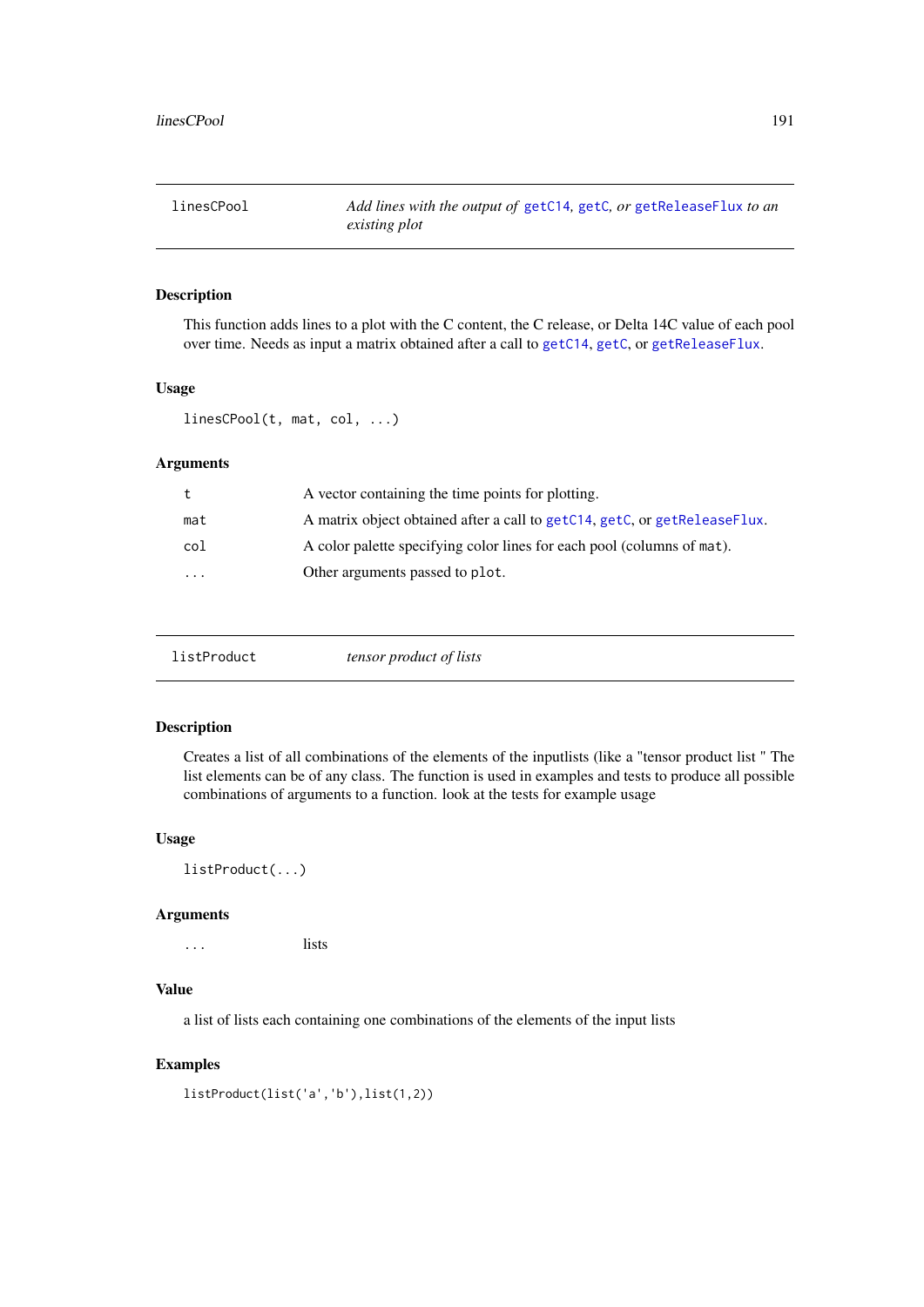## linesCPool — *Add lines with the output of* `getC14`, `getC`, *or* `getReleaseFlux` *to an existing plot*

### Description

This function adds lines to a plot with the C content, the C release, or Delta 14C value of each pool over time. Needs as input a matrix obtained after a call to `getC14`, `getC`, or `getReleaseFlux`.

### Usage

```
linesCPool(t, mat, col, ...)
```

### Arguments

| | |
|---|---|
| `t` | A vector containing the time points for plotting. |
| `mat` | A matrix object obtained after a call to `getC14`, `getC`, or `getReleaseFlux`. |
| `col` | A color palette specifying color lines for each pool (columns of `mat`). |
| `...` | Other arguments passed to `plot`. |

## listProduct — *tensor product of lists*

### Description

Creates a list of all combinations of the elements of the inputlists (like a "tensor product list " The list elements can be of any class. The function is used in examples and tests to produce all possible combinations of arguments to a function. look at the tests for example usage

### Usage

```
listProduct(...)
```

### Arguments

| | |
|---|---|
| `...` | lists |

### Value

a list of lists each containing one combinations of the elements of the input lists

### Examples

```
listProduct(list('a','b'),list(1,2))
```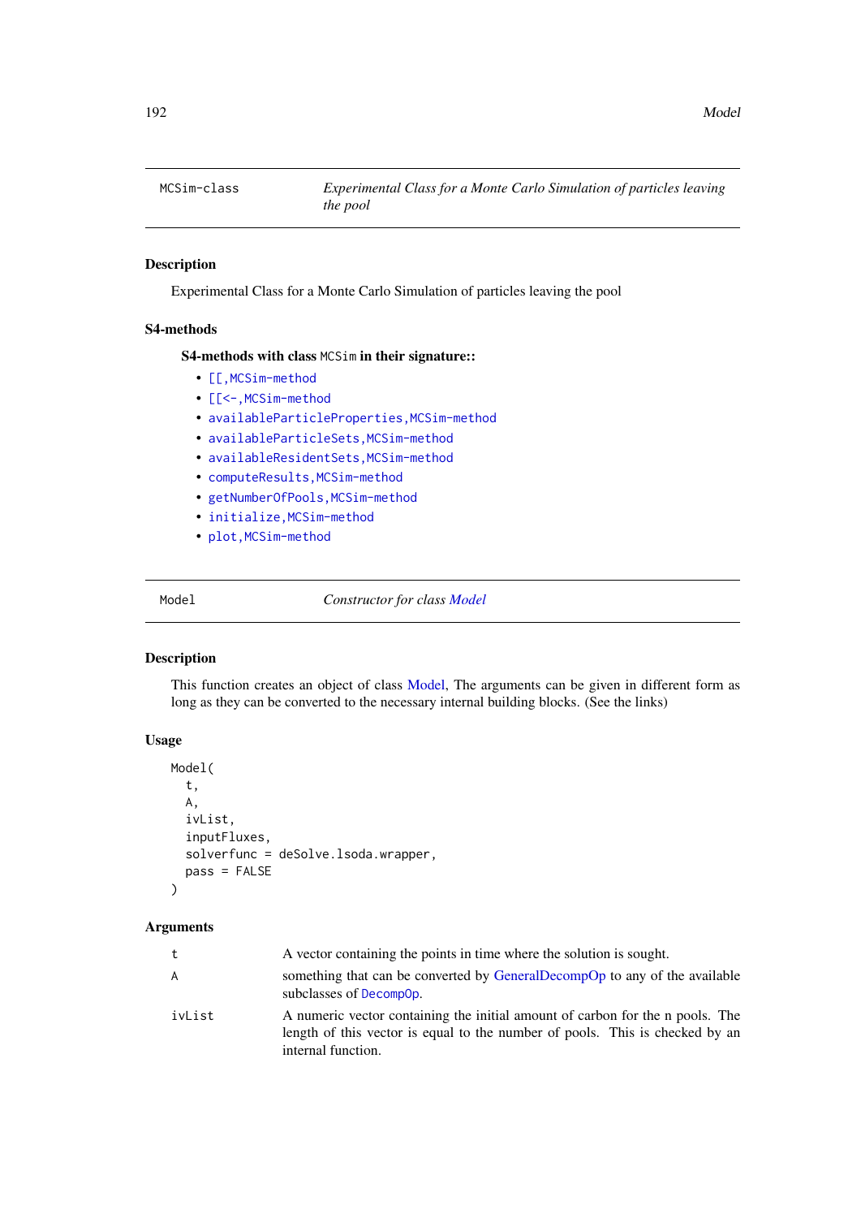# MCSim-class — *Experimental Class for a Monte Carlo Simulation of particles leaving the pool*

## Description

Experimental Class for a Monte Carlo Simulation of particles leaving the pool

## S4-methods

### S4-methods with class `MCSim` in their signature::

- `[[,MCSim-method`
- `[[<-,MCSim-method`
- `availableParticleProperties,MCSim-method`
- `availableParticleSets,MCSim-method`
- `availableResidentSets,MCSim-method`
- `computeResults,MCSim-method`
- `getNumberOfPools,MCSim-method`
- `initialize,MCSim-method`
- `plot,MCSim-method`

# Model — *Constructor for class Model*

## Description

This function creates an object of class Model, The arguments can be given in different form as long as they can be converted to the necessary internal building blocks. (See the links)

## Usage

```
Model(
  t,
  A,
  ivList,
  inputFluxes,
  solverfunc = deSolve.lsoda.wrapper,
  pass = FALSE
)
```

## Arguments

| | |
|---|---|
| `t` | A vector containing the points in time where the solution is sought. |
| `A` | something that can be converted by GeneralDecompOp to any of the available subclasses of `DecompOp`. |
| `ivList` | A numeric vector containing the initial amount of carbon for the n pools. The length of this vector is equal to the number of pools. This is checked by an internal function. |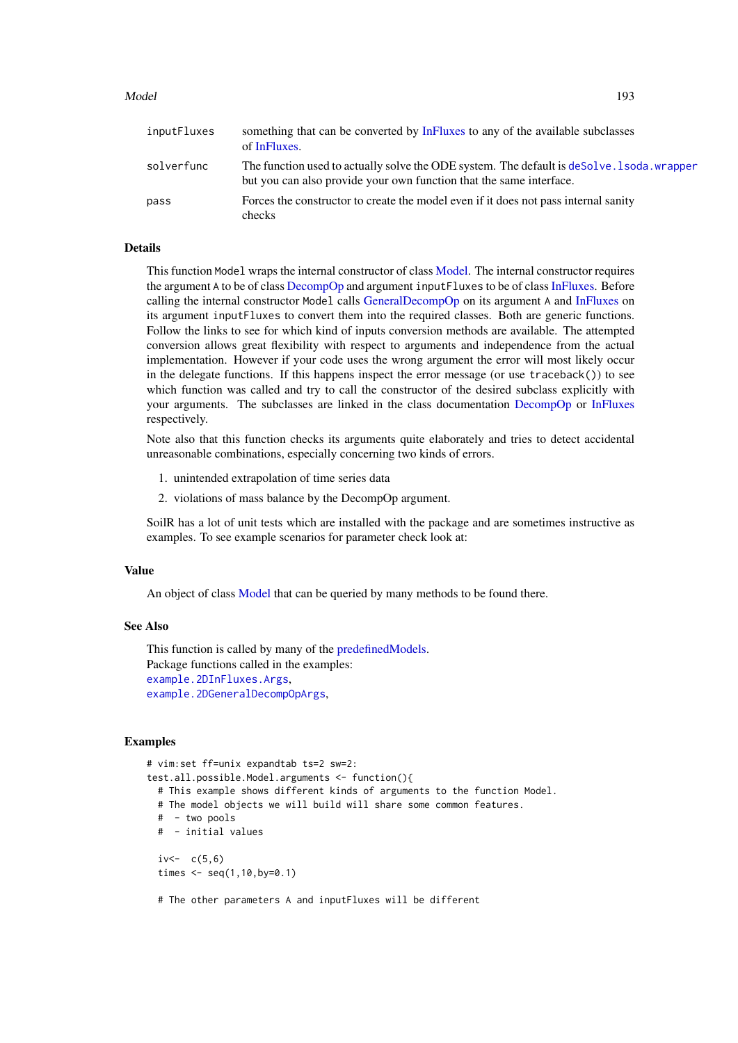| | |
|---|---|
| `inputFluxes` | something that can be converted by InFluxes to any of the available subclasses of InFluxes. |
| `solverfunc` | The function used to actually solve the ODE system. The default is `deSolve.lsoda.wrapper` but you can also provide your own function that the same interface. |
| `pass` | Forces the constructor to create the model even if it does not pass internal sanity checks |

### Details

This function `Model` wraps the internal constructor of class Model. The internal constructor requires the argument `A` to be of class DecompOp and argument `inputFluxes` to be of class InFluxes. Before calling the internal constructor `Model` calls GeneralDecompOp on its argument `A` and InFluxes on its argument `inputFluxes` to convert them into the required classes. Both are generic functions. Follow the links to see for which kind of inputs conversion methods are available. The attempted conversion allows great flexibility with respect to arguments and independence from the actual implementation. However if your code uses the wrong argument the error will most likely occur in the delegate functions. If this happens inspect the error message (or use `traceback()`) to see which function was called and try to call the constructor of the desired subclass explicitly with your arguments. The subclasses are linked in the class documentation DecompOp or InFluxes respectively.

Note also that this function checks its arguments quite elaborately and tries to detect accidental unreasonable combinations, especially concerning two kinds of errors.

1. unintended extrapolation of time series data
2. violations of mass balance by the DecompOp argument.

SoilR has a lot of unit tests which are installed with the package and are sometimes instructive as examples. To see example scenarios for parameter check look at:

### Value

An object of class Model that can be queried by many methods to be found there.

### See Also

This function is called by many of the predefinedModels.
Package functions called in the examples:
`example.2DInFluxes.Args`,
`example.2DGeneralDecompOpArgs`,

### Examples

```
# vim:set ff=unix expandtab ts=2 sw=2:
test.all.possible.Model.arguments <- function(){
  # This example shows different kinds of arguments to the function Model.
  # The model objects we will build will share some common features.
  #  - two pools
  #  - initial values

  iv<-  c(5,6)
  times <- seq(1,10,by=0.1)

  # The other parameters A and inputFluxes will be different
```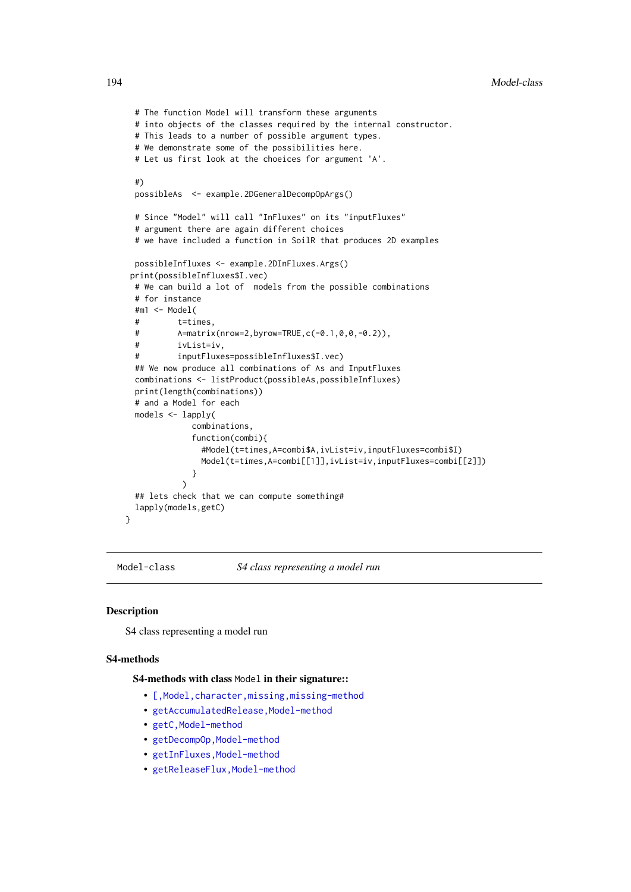```
  # The function Model will transform these arguments
  # into objects of the classes required by the internal constructor.
  # This leads to a number of possible argument types.
  # We demonstrate some of the possibilities here.
  # Let us first look at the choeices for argument 'A'.

  #)
  possibleAs  <- example.2DGeneralDecompOpArgs()

  # Since "Model" will call "InFluxes" on its "inputFluxes"
  # argument there are again different choices
  # we have included a function in SoilR that produces 2D examples

  possibleInfluxes <- example.2DInFluxes.Args()
 print(possibleInfluxes$I.vec)
  # We can build a lot of  models from the possible combinations
  # for instance
  #m1 <- Model(
  #        t=times,
  #        A=matrix(nrow=2,byrow=TRUE,c(-0.1,0,0,-0.2)),
  #        ivList=iv,
  #        inputFluxes=possibleInfluxes$I.vec)
  ## We now produce all combinations of As and InputFluxes
  combinations <- listProduct(possibleAs,possibleInfluxes)
  print(length(combinations))
  # and a Model for each
  models <- lapply(
              combinations,
              function(combi){
                #Model(t=times,A=combi$A,ivList=iv,inputFluxes=combi$I)
                Model(t=times,A=combi[[1]],ivList=iv,inputFluxes=combi[[2]])
              }
            )
  ## lets check that we can compute something#
  lapply(models,getC)
}
```

---

Model-class *S4 class representing a model run*

---

## Description

S4 class representing a model run

## S4-methods

### S4-methods with class Model in their signature::

- [,Model,character,missing,missing-method
- getAccumulatedRelease,Model-method
- getC,Model-method
- getDecompOp,Model-method
- getInFluxes,Model-method
- getReleaseFlux,Model-method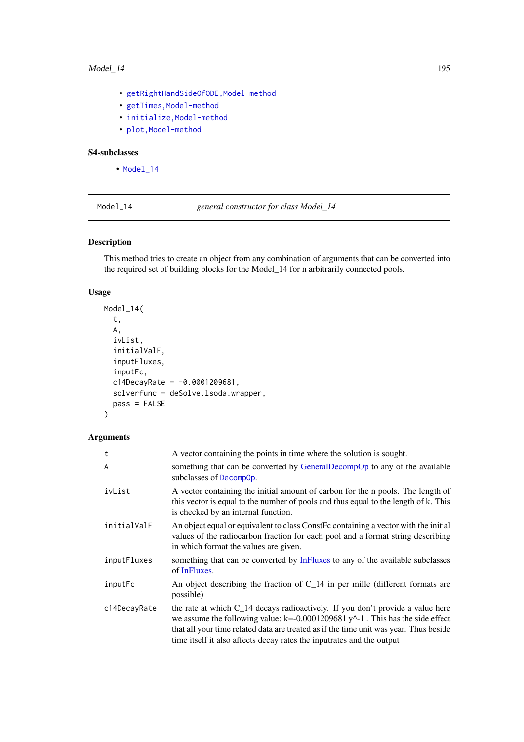- getRightHandSideOfODE,Model-method
- getTimes,Model-method
- initialize,Model-method
- plot,Model-method

### S4-subclasses

- Model_14

---

## Model_14 — *general constructor for class Model_14*

### Description

This method tries to create an object from any combination of arguments that can be converted into the required set of building blocks for the Model_14 for n arbitrarily connected pools.

### Usage

```
Model_14(
  t,
  A,
  ivList,
  initialValF,
  inputFluxes,
  inputFc,
  c14DecayRate = -0.0001209681,
  solverfunc = deSolve.lsoda.wrapper,
  pass = FALSE
)
```

### Arguments

| | |
|---|---|
| t | A vector containing the points in time where the solution is sought. |
| A | something that can be converted by GeneralDecompOp to any of the available subclasses of DecompOp. |
| ivList | A vector containing the initial amount of carbon for the n pools. The length of this vector is equal to the number of pools and thus equal to the length of k. This is checked by an internal function. |
| initialValF | An object equal or equivalent to class ConstFc containing a vector with the initial values of the radiocarbon fraction for each pool and a format string describing in which format the values are given. |
| inputFluxes | something that can be converted by InFluxes to any of the available subclasses of InFluxes. |
| inputFc | An object describing the fraction of C_14 in per mille (different formats are possible) |
| c14DecayRate | the rate at which C_14 decays radioactively. If you don't provide a value here we assume the following value: k=-0.0001209681 y^-1 . This has the side effect that all your time related data are treated as if the time unit was year. Thus beside time itself it also affects decay rates the inputrates and the output |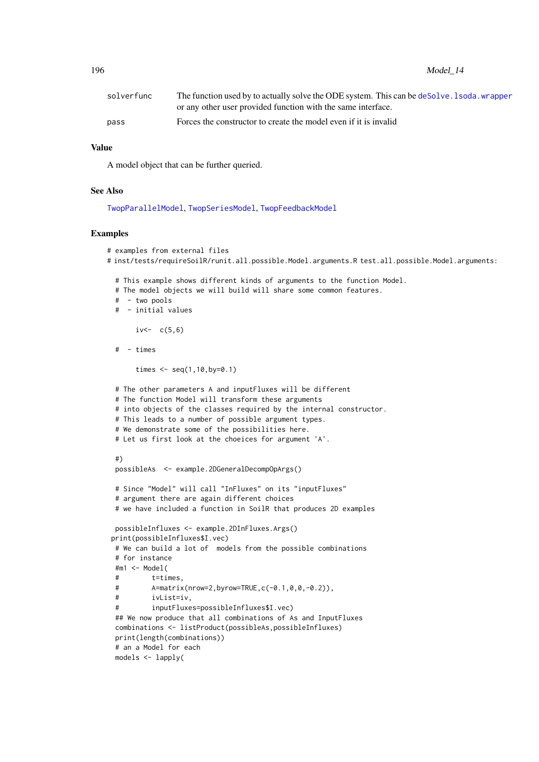| | |
|---|---|
| solverfunc | The function used by to actually solve the ODE system. This can be deSolve.lsoda.wrapper or any other user provided function with the same interface. |
| pass | Forces the constructor to create the model even if it is invalid |

### Value

A model object that can be further queried.

### See Also

TwopParallelModel, TwopSeriesModel, TwopFeedbackModel

### Examples

```
# examples from external files
# inst/tests/requireSoilR/runit.all.possible.Model.arguments.R test.all.possible.Model.arguments:

  # This example shows different kinds of arguments to the function Model.
  # The model objects we will build will share some common features.
  #  - two pools
  #  - initial values

       iv<-  c(5,6)

  #  - times

       times <- seq(1,10,by=0.1)

  # The other parameters A and inputFluxes will be different
  # The function Model will transform these arguments
  # into objects of the classes required by the internal constructor.
  # This leads to a number of possible argument types.
  # We demonstrate some of the possibilities here.
  # Let us first look at the choeices for argument 'A'.

  #)
  possibleAs  <- example.2DGeneralDecompOpArgs()

  # Since "Model" will call "InFluxes" on its "inputFluxes"
  # argument there are again different choices
  # we have included a function in SoilR that produces 2D examples

  possibleInfluxes <- example.2DInFluxes.Args()
 print(possibleInfluxes$I.vec)
  # We can build a lot of  models from the possible combinations
  # for instance
  #m1 <- Model(
  #        t=times,
  #        A=matrix(nrow=2,byrow=TRUE,c(-0.1,0,0,-0.2)),
  #        ivList=iv,
  #        inputFluxes=possibleInfluxes$I.vec)
  ## We now produce that all combinations of As and InputFluxes
  combinations <- listProduct(possibleAs,possibleInfluxes)
  print(length(combinations))
  # an a Model for each
  models <- lapply(
```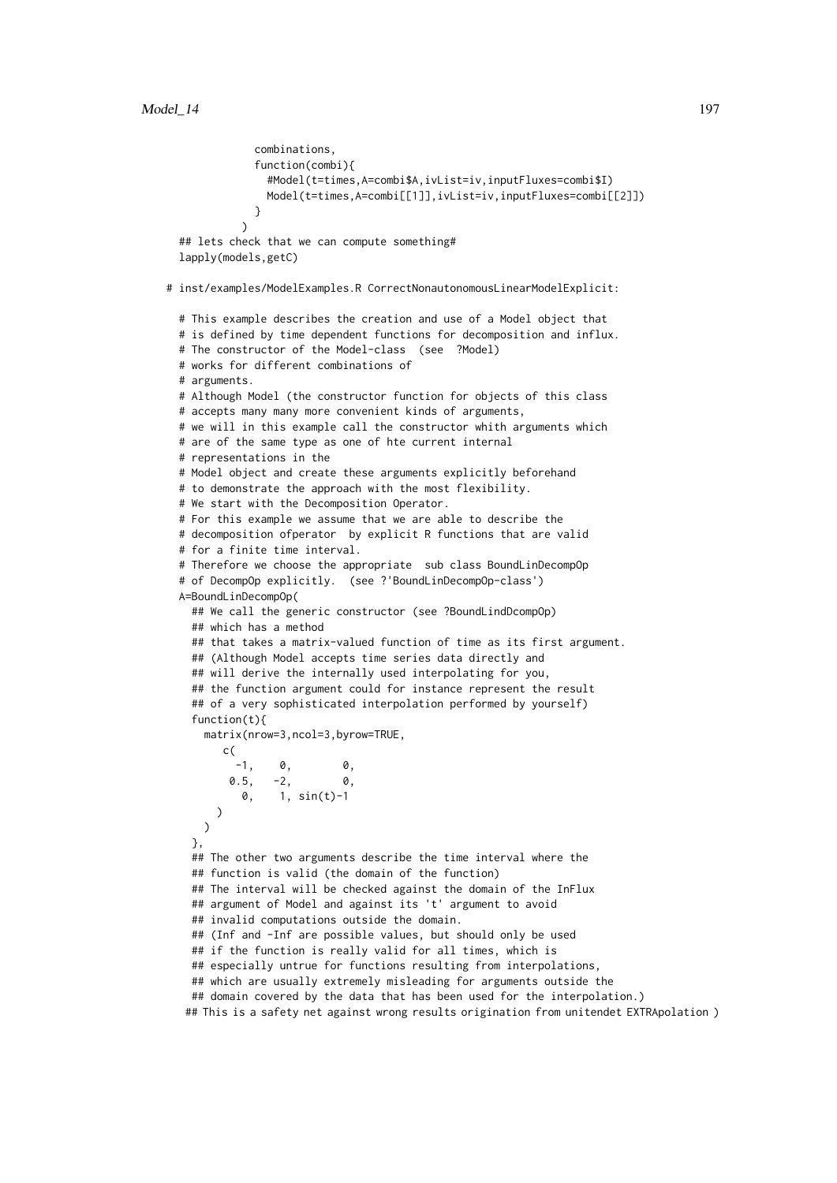```
            combinations,
            function(combi){
              #Model(t=times,A=combi$A,ivList=iv,inputFluxes=combi$I)
              Model(t=times,A=combi[[1]],ivList=iv,inputFluxes=combi[[2]])
            }
          )
  ## lets check that we can compute something#
  lapply(models,getC)

# inst/examples/ModelExamples.R CorrectNonautonomousLinearModelExplicit:

  # This example describes the creation and use of a Model object that
  # is defined by time dependent functions for decomposition and influx.
  # The constructor of the Model-class  (see  ?Model)
  # works for different combinations of
  # arguments.
  # Although Model (the constructor function for objects of this class
  # accepts many many more convenient kinds of arguments,
  # we will in this example call the constructor whith arguments which
  # are of the same type as one of hte current internal
  # representations in the
  # Model object and create these arguments explicitly beforehand
  # to demonstrate the approach with the most flexibility.
  # We start with the Decomposition Operator.
  # For this example we assume that we are able to describe the
  # decomposition ofoperator  by explicit R functions that are valid
  # for a finite time interval.
  # Therefore we choose the appropriate  sub class BoundLinDecompOp
  # of DecompOp explicitly.  (see ?'BoundLinDecompOp-class')
  A=BoundLinDecompOp(
    ## We call the generic constructor (see ?BoundLindDcompOp)
    ## which has a method
    ## that takes a matrix-valued function of time as its first argument.
    ## (Although Model accepts time series data directly and
    ## will derive the internally used interpolating for you,
    ## the function argument could for instance represent the result
    ## of a very sophisticated interpolation performed by yourself)
    function(t){
      matrix(nrow=3,ncol=3,byrow=TRUE,
        c(
          -1,    0,        0,
         0.5,   -2,        0,
           0,    1, sin(t)-1
        )
      )
    },
    ## The other two arguments describe the time interval where the
    ## function is valid (the domain of the function)
    ## The interval will be checked against the domain of the InFlux
    ## argument of Model and against its 't' argument to avoid
    ## invalid computations outside the domain.
    ## (Inf and -Inf are possible values, but should only be used
    ## if the function is really valid for all times, which is
    ## especially untrue for functions resulting from interpolations,
    ## which are usually extremely misleading for arguments outside the
    ## domain covered by the data that has been used for the interpolation.)
   ## This is a safety net against wrong results origination from unitendet EXTRApolation )
```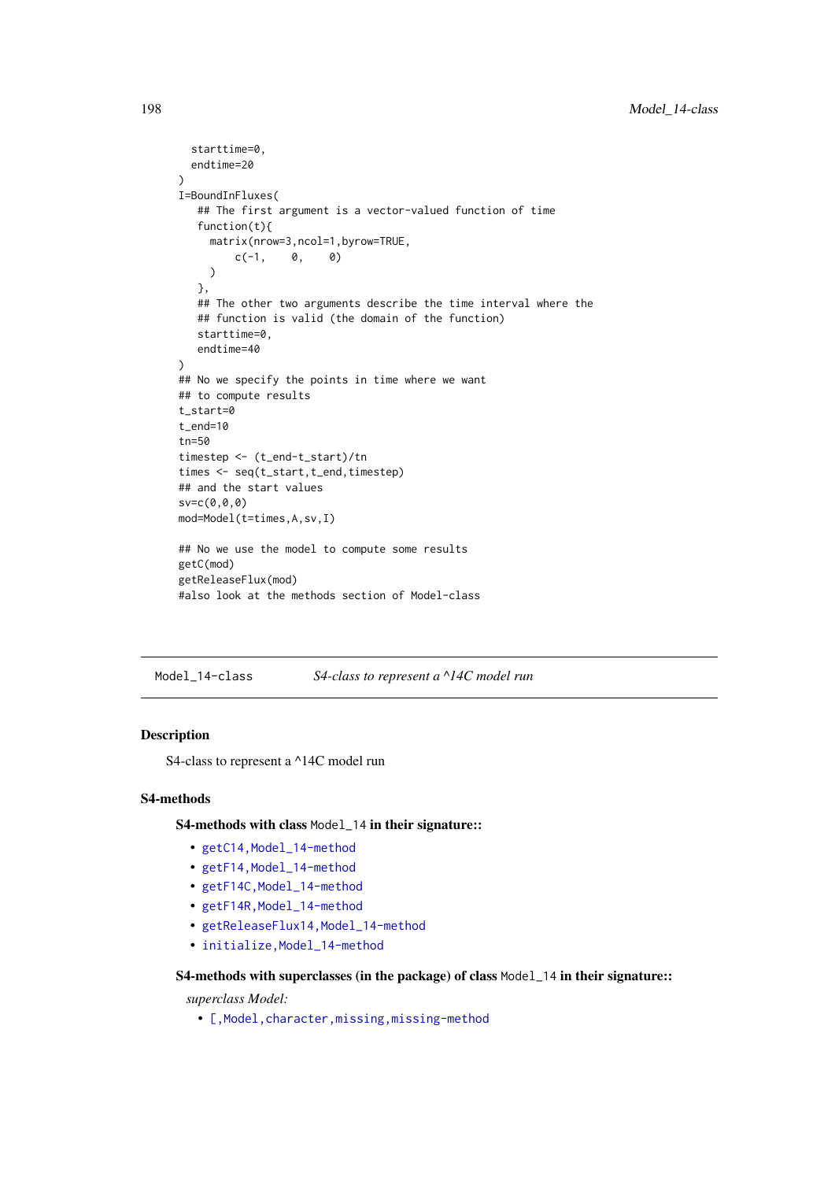```
  starttime=0,
  endtime=20
)
I=BoundInFluxes(
   ## The first argument is a vector-valued function of time
   function(t){
     matrix(nrow=3,ncol=1,byrow=TRUE,
         c(-1,    0,    0)
     )
   },
   ## The other two arguments describe the time interval where the
   ## function is valid (the domain of the function)
   starttime=0,
   endtime=40
)
## No we specify the points in time where we want
## to compute results
t_start=0
t_end=10
tn=50
timestep <- (t_end-t_start)/tn
times <- seq(t_start,t_end,timestep)
## and the start values
sv=c(0,0,0)
mod=Model(t=times,A,sv,I)

## No we use the model to compute some results
getC(mod)
getReleaseFlux(mod)
#also look at the methods section of Model-class
```

## Model_14-class    *S4-class to represent a ^14C model run*

### Description

S4-class to represent a ^14C model run

### S4-methods

**S4-methods with class Model_14 in their signature::**

- getC14,Model_14-method
- getF14,Model_14-method
- getF14C,Model_14-method
- getF14R,Model_14-method
- getReleaseFlux14,Model_14-method
- initialize,Model_14-method

**S4-methods with superclasses (in the package) of class Model_14 in their signature::**

*superclass Model:*

- [,Model,character,missing,missing-method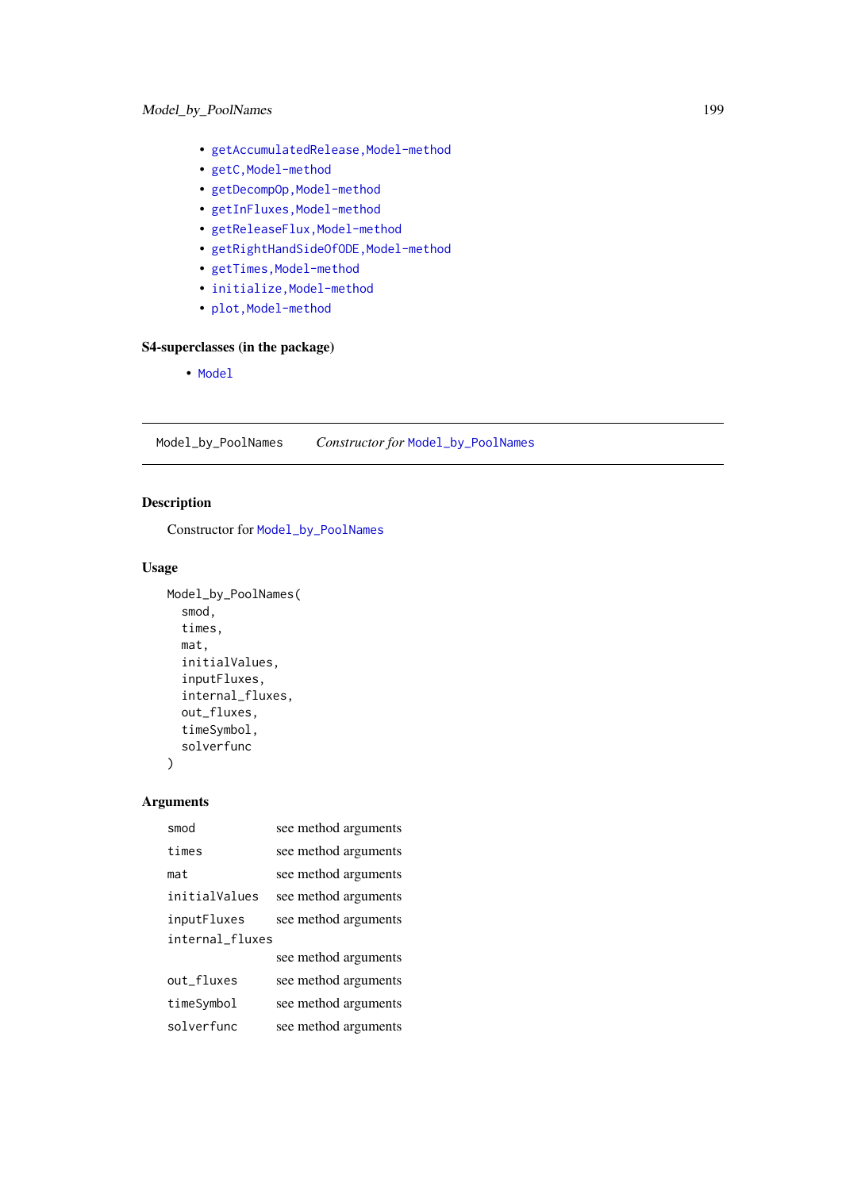- getAccumulatedRelease,Model-method
- getC,Model-method
- getDecompOp,Model-method
- getInFluxes,Model-method
- getReleaseFlux,Model-method
- getRightHandSideOfODE,Model-method
- getTimes,Model-method
- initialize,Model-method
- plot,Model-method

### S4-superclasses (in the package)

- Model

---

## Model_by_PoolNames    *Constructor for* Model_by_PoolNames

---

### Description

Constructor for Model_by_PoolNames

### Usage

```
Model_by_PoolNames(
  smod,
  times,
  mat,
  initialValues,
  inputFluxes,
  internal_fluxes,
  out_fluxes,
  timeSymbol,
  solverfunc
)
```

### Arguments

| | |
|---|---|
| smod | see method arguments |
| times | see method arguments |
| mat | see method arguments |
| initialValues | see method arguments |
| inputFluxes | see method arguments |
| internal_fluxes | see method arguments |
| out_fluxes | see method arguments |
| timeSymbol | see method arguments |
| solverfunc | see method arguments |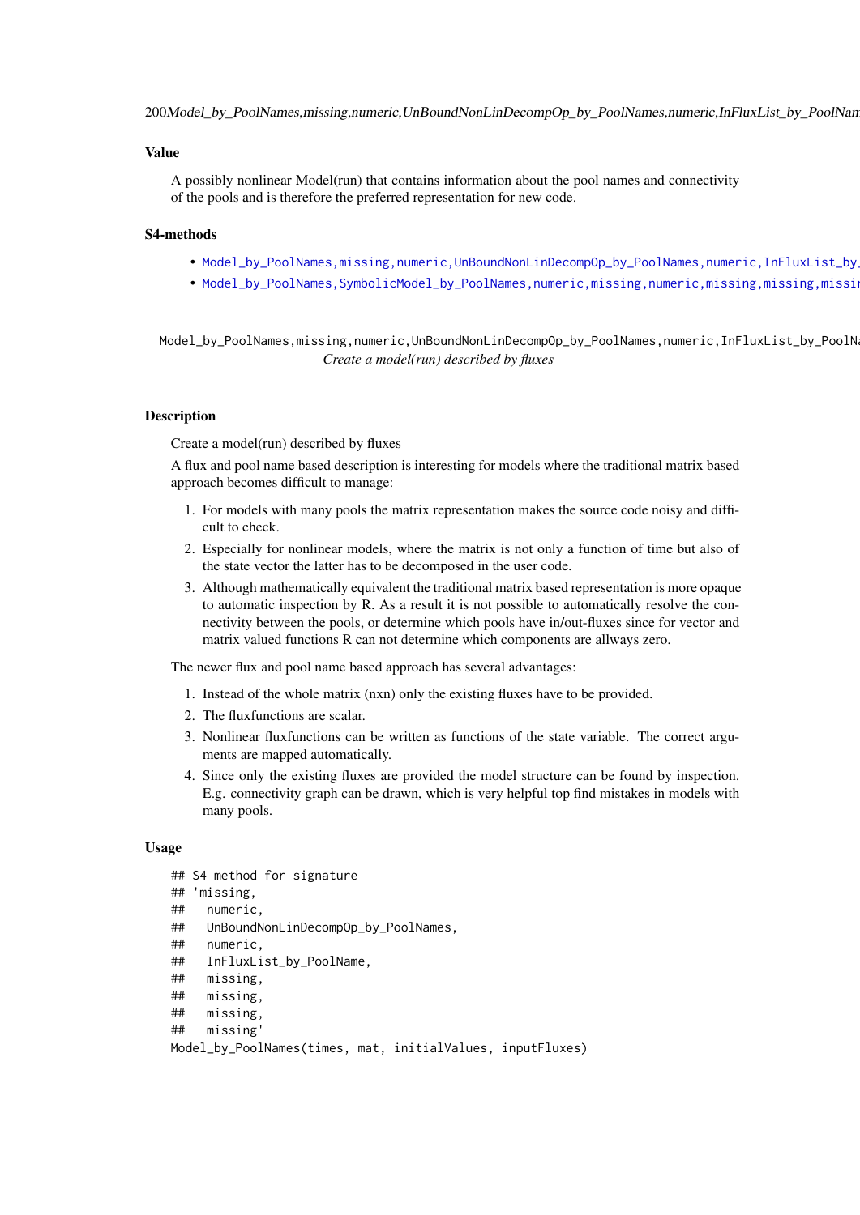### Value

A possibly nonlinear Model(run) that contains information about the pool names and connectivity of the pools and is therefore the preferred representation for new code.

### S4-methods

- Model_by_PoolNames,missing,numeric,UnBoundNonLinDecompOp_by_PoolNames,numeric,InFluxList_by_
- Model_by_PoolNames,SymbolicModel_by_PoolNames,numeric,missing,numeric,missing,missing,missin

---

Model_by_PoolNames,missing,numeric,UnBoundNonLinDecompOp_by_PoolNames,numeric,InFluxList_by_PoolNa

*Create a model(run) described by fluxes*

---

### Description

Create a model(run) described by fluxes

A flux and pool name based description is interesting for models where the traditional matrix based approach becomes difficult to manage:

1. For models with many pools the matrix representation makes the source code noisy and difficult to check.
2. Especially for nonlinear models, where the matrix is not only a function of time but also of the state vector the latter has to be decomposed in the user code.
3. Although mathematically equivalent the traditional matrix based representation is more opaque to automatic inspection by R. As a result it is not possible to automatically resolve the connectivity between the pools, or determine which pools have in/out-fluxes since for vector and matrix valued functions R can not determine which components are allways zero.

The newer flux and pool name based approach has several advantages:

1. Instead of the whole matrix (nxn) only the existing fluxes have to be provided.
2. The fluxfunctions are scalar.
3. Nonlinear fluxfunctions can be written as functions of the state variable. The correct arguments are mapped automatically.
4. Since only the existing fluxes are provided the model structure can be found by inspection. E.g. connectivity graph can be drawn, which is very helpful top find mistakes in models with many pools.

### Usage

```
## S4 method for signature
## 'missing,
##   numeric,
##   UnBoundNonLinDecompOp_by_PoolNames,
##   numeric,
##   InFluxList_by_PoolName,
##   missing,
##   missing,
##   missing,
##   missing'
Model_by_PoolNames(times, mat, initialValues, inputFluxes)
```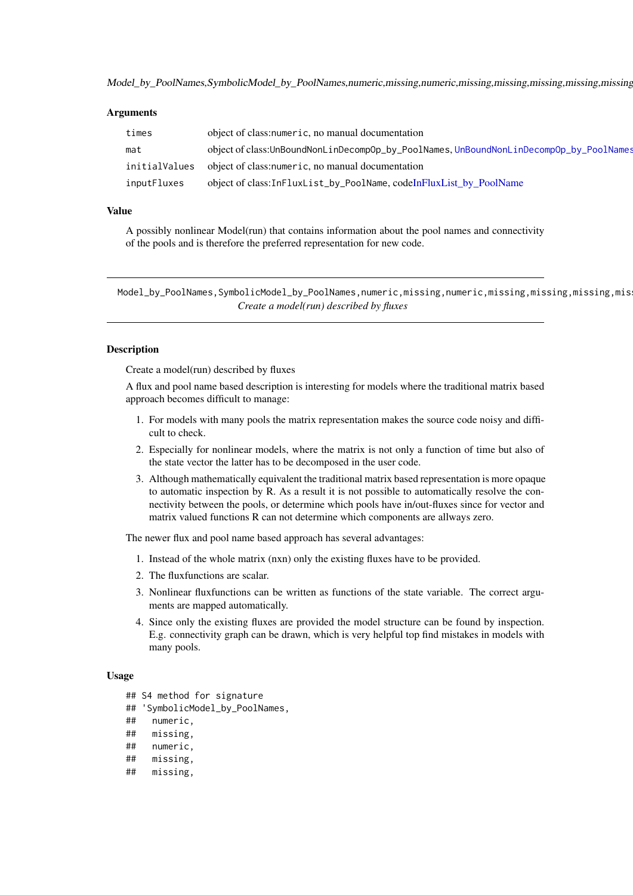*Model_by_PoolNames,SymbolicModel_by_PoolNames,numeric,missing,numeric,missing,missing,missing,missing,missing*

### Arguments

| | |
|---|---|
| `times` | object of class:`numeric`, no manual documentation |
| `mat` | object of class:`UnBoundNonLinDecompOp_by_PoolNames`, UnBoundNonLinDecompOp_by_PoolNames |
| `initialValues` | object of class:`numeric`, no manual documentation |
| `inputFluxes` | object of class:`InFluxList_by_PoolName`, codeInFluxList_by_PoolName |

### Value

A possibly nonlinear Model(run) that contains information about the pool names and connectivity of the pools and is therefore the preferred representation for new code.

---

`Model_by_PoolNames,SymbolicModel_by_PoolNames,numeric,missing,numeric,missing,missing,missing,mis`

*Create a model(run) described by fluxes*

---

### Description

Create a model(run) described by fluxes

A flux and pool name based description is interesting for models where the traditional matrix based approach becomes difficult to manage:

1. For models with many pools the matrix representation makes the source code noisy and difficult to check.
2. Especially for nonlinear models, where the matrix is not only a function of time but also of the state vector the latter has to be decomposed in the user code.
3. Although mathematically equivalent the traditional matrix based representation is more opaque to automatic inspection by R. As a result it is not possible to automatically resolve the connectivity between the pools, or determine which pools have in/out-fluxes since for vector and matrix valued functions R can not determine which components are allways zero.

The newer flux and pool name based approach has several advantages:

1. Instead of the whole matrix (nxn) only the existing fluxes have to be provided.
2. The fluxfunctions are scalar.
3. Nonlinear fluxfunctions can be written as functions of the state variable. The correct arguments are mapped automatically.
4. Since only the existing fluxes are provided the model structure can be found by inspection. E.g. connectivity graph can be drawn, which is very helpful top find mistakes in models with many pools.

### Usage

```
## S4 method for signature
## 'SymbolicModel_by_PoolNames,
##   numeric,
##   missing,
##   numeric,
##   missing,
##   missing,
```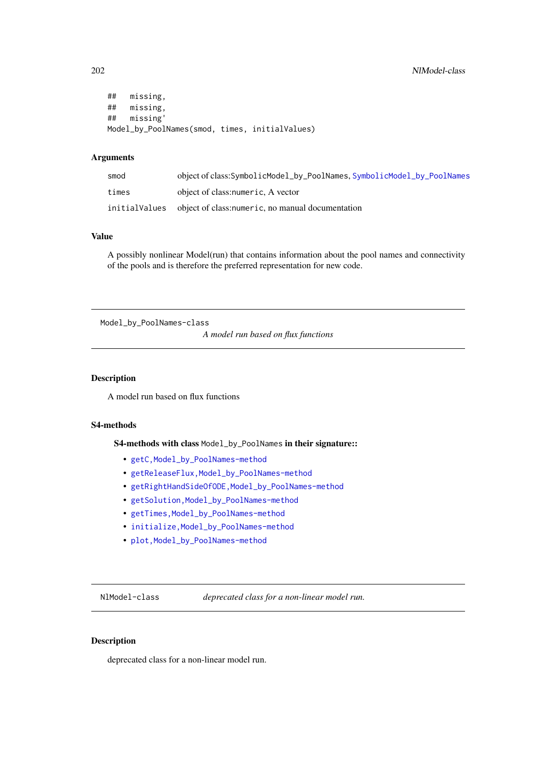```
##   missing,
##   missing,
##   missing'
Model_by_PoolNames(smod, times, initialValues)
```

### Arguments

| | |
|---|---|
| smod | object of class:SymbolicModel_by_PoolNames, SymbolicModel_by_PoolNames |
| times | object of class:numeric, A vector |
| initialValues | object of class:numeric, no manual documentation |

### Value

A possibly nonlinear Model(run) that contains information about the pool names and connectivity of the pools and is therefore the preferred representation for new code.

---

## Model_by_PoolNames-class    *A model run based on flux functions*

---

### Description

A model run based on flux functions

### S4-methods

**S4-methods with class Model_by_PoolNames in their signature::**

- getC,Model_by_PoolNames-method
- getReleaseFlux,Model_by_PoolNames-method
- getRightHandSideOfODE,Model_by_PoolNames-method
- getSolution,Model_by_PoolNames-method
- getTimes,Model_by_PoolNames-method
- initialize,Model_by_PoolNames-method
- plot,Model_by_PoolNames-method

---

## NlModel-class    *deprecated class for a non-linear model run.*

---

### Description

deprecated class for a non-linear model run.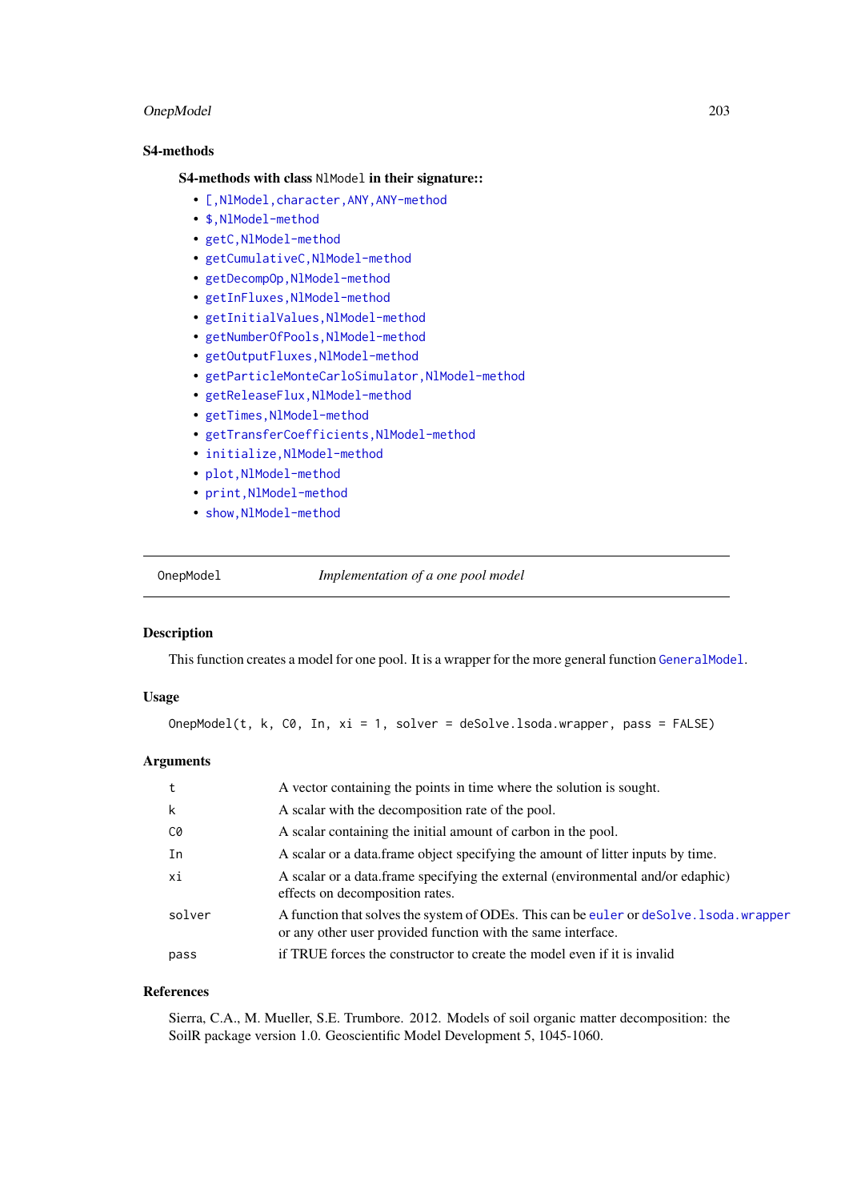### S4-methods

**S4-methods with class `NlModel` in their signature::**

- `[,NlModel,character,ANY,ANY-method`
- `$,NlModel-method`
- `getC,NlModel-method`
- `getCumulativeC,NlModel-method`
- `getDecompOp,NlModel-method`
- `getInFluxes,NlModel-method`
- `getInitialValues,NlModel-method`
- `getNumberOfPools,NlModel-method`
- `getOutputFluxes,NlModel-method`
- `getParticleMonteCarloSimulator,NlModel-method`
- `getReleaseFlux,NlModel-method`
- `getTimes,NlModel-method`
- `getTransferCoefficients,NlModel-method`
- `initialize,NlModel-method`
- `plot,NlModel-method`
- `print,NlModel-method`
- `show,NlModel-method`

---

## OnepModel — *Implementation of a one pool model*

---

### Description

This function creates a model for one pool. It is a wrapper for the more general function `GeneralModel`.

### Usage

```
OnepModel(t, k, C0, In, xi = 1, solver = deSolve.lsoda.wrapper, pass = FALSE)
```

### Arguments

| | |
|---|---|
| t | A vector containing the points in time where the solution is sought. |
| k | A scalar with the decomposition rate of the pool. |
| C0 | A scalar containing the initial amount of carbon in the pool. |
| In | A scalar or a data.frame object specifying the amount of litter inputs by time. |
| xi | A scalar or a data.frame specifying the external (environmental and/or edaphic) effects on decomposition rates. |
| solver | A function that solves the system of ODEs. This can be `euler` or `deSolve.lsoda.wrapper` or any other user provided function with the same interface. |
| pass | if TRUE forces the constructor to create the model even if it is invalid |

### References

Sierra, C.A., M. Mueller, S.E. Trumbore. 2012. Models of soil organic matter decomposition: the SoilR package version 1.0. Geoscientific Model Development 5, 1045-1060.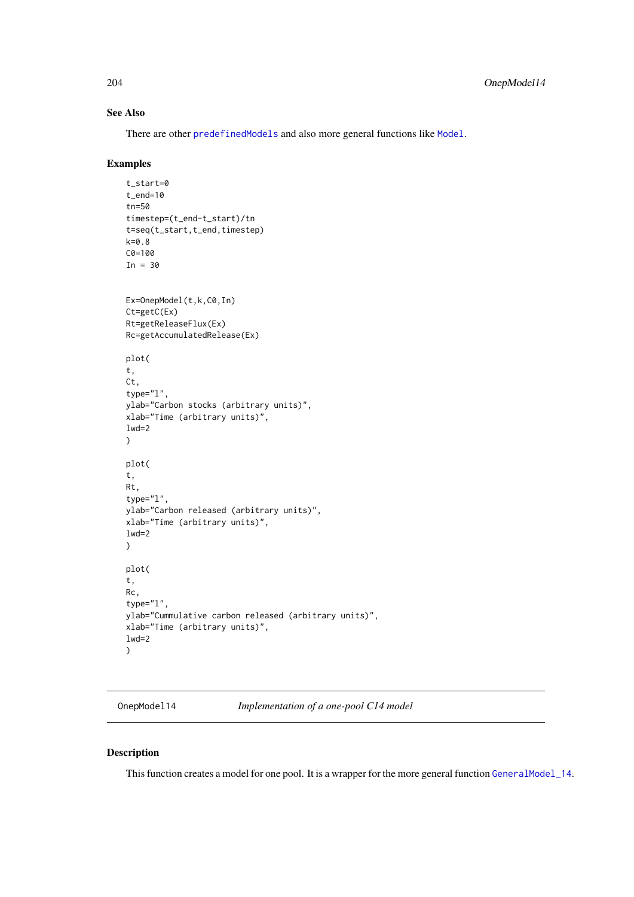### See Also

There are other predefinedModels and also more general functions like Model.

### Examples

```
t_start=0
t_end=10
tn=50
timestep=(t_end-t_start)/tn
t=seq(t_start,t_end,timestep)
k=0.8
C0=100
In = 30


Ex=OnepModel(t,k,C0,In)
Ct=getC(Ex)
Rt=getReleaseFlux(Ex)
Rc=getAccumulatedRelease(Ex)

plot(
t,
Ct,
type="l",
ylab="Carbon stocks (arbitrary units)",
xlab="Time (arbitrary units)",
lwd=2
)

plot(
t,
Rt,
type="l",
ylab="Carbon released (arbitrary units)",
xlab="Time (arbitrary units)",
lwd=2
)

plot(
t,
Rc,
type="l",
ylab="Cummulative carbon released (arbitrary units)",
xlab="Time (arbitrary units)",
lwd=2
)
```

---

## OnepModel14 — *Implementation of a one-pool C14 model*

### Description

This function creates a model for one pool. It is a wrapper for the more general function GeneralModel_14.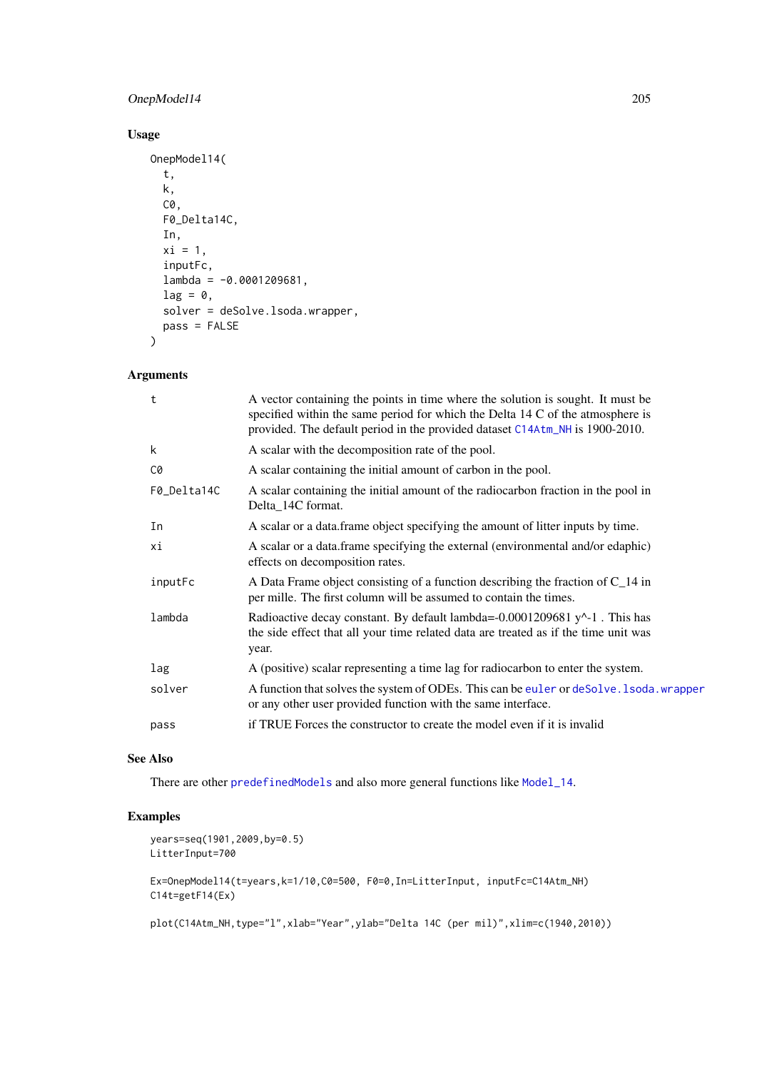### Usage

```
OnepModel14(
  t,
  k,
  C0,
  F0_Delta14C,
  In,
  xi = 1,
  inputFc,
  lambda = -0.0001209681,
  lag = 0,
  solver = deSolve.lsoda.wrapper,
  pass = FALSE
)
```

### Arguments

| | |
|---|---|
| t | A vector containing the points in time where the solution is sought. It must be specified within the same period for which the Delta 14 C of the atmosphere is provided. The default period in the provided dataset C14Atm_NH is 1900-2010. |
| k | A scalar with the decomposition rate of the pool. |
| C0 | A scalar containing the initial amount of carbon in the pool. |
| F0_Delta14C | A scalar containing the initial amount of the radiocarbon fraction in the pool in Delta_14C format. |
| In | A scalar or a data.frame object specifying the amount of litter inputs by time. |
| xi | A scalar or a data.frame specifying the external (environmental and/or edaphic) effects on decomposition rates. |
| inputFc | A Data Frame object consisting of a function describing the fraction of C_14 in per mille. The first column will be assumed to contain the times. |
| lambda | Radioactive decay constant. By default lambda=-0.0001209681 y^-1 . This has the side effect that all your time related data are treated as if the time unit was year. |
| lag | A (positive) scalar representing a time lag for radiocarbon to enter the system. |
| solver | A function that solves the system of ODEs. This can be euler or deSolve.lsoda.wrapper or any other user provided function with the same interface. |
| pass | if TRUE Forces the constructor to create the model even if it is invalid |

### See Also

There are other predefinedModels and also more general functions like Model_14.

### Examples

```
years=seq(1901,2009,by=0.5)
LitterInput=700

Ex=OnepModel14(t=years,k=1/10,C0=500, F0=0,In=LitterInput, inputFc=C14Atm_NH)
C14t=getF14(Ex)

plot(C14Atm_NH,type="l",xlab="Year",ylab="Delta 14C (per mil)",xlim=c(1940,2010))
```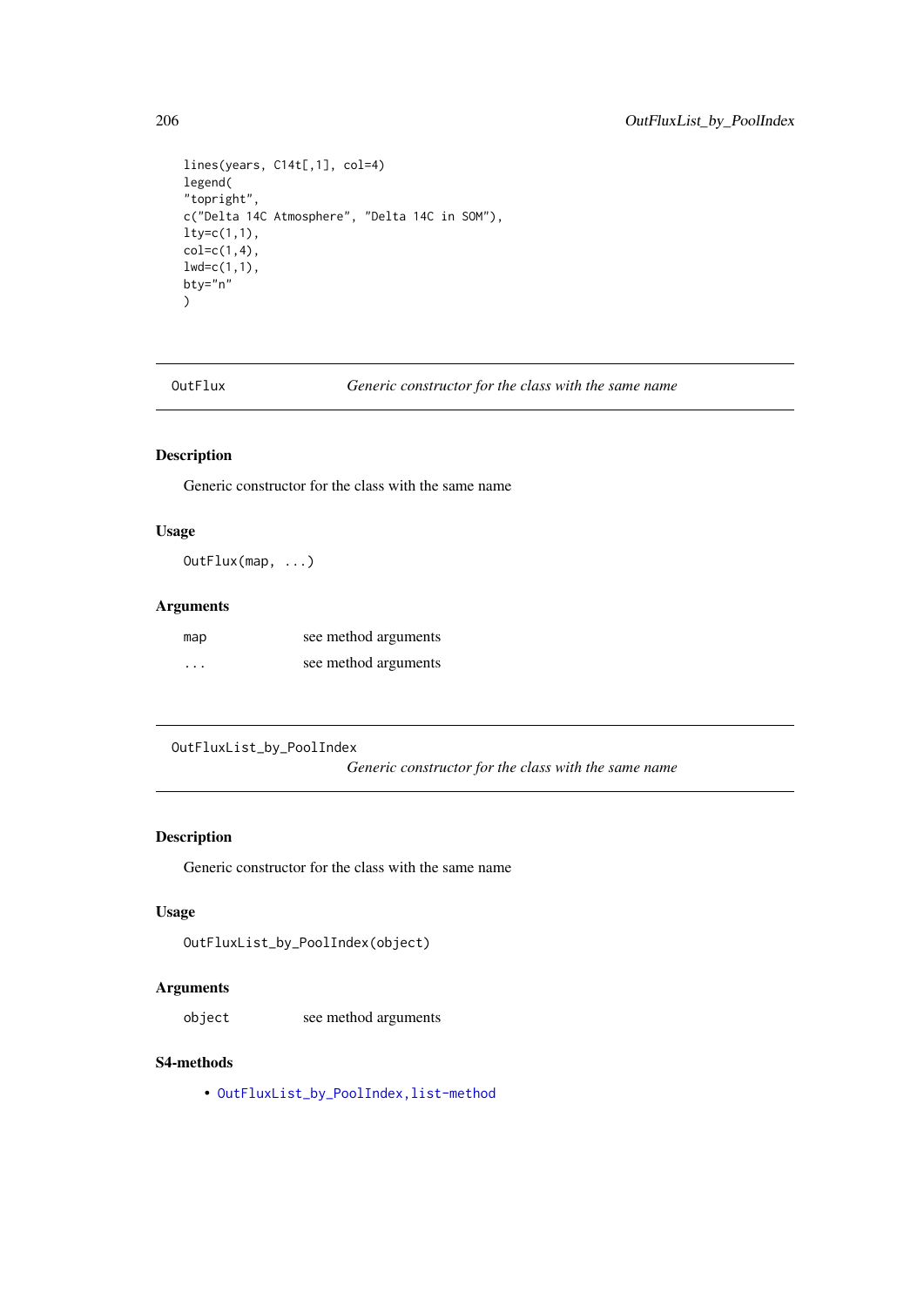```
lines(years, C14t[,1], col=4)
legend(
"topright",
c("Delta 14C Atmosphere", "Delta 14C in SOM"),
lty=c(1,1),
col=c(1,4),
lwd=c(1,1),
bty="n"
)
```

---

## OutFlux — *Generic constructor for the class with the same name*

### Description

Generic constructor for the class with the same name

### Usage

```
OutFlux(map, ...)
```

### Arguments

| | |
|---|---|
| map | see method arguments |
| ... | see method arguments |

---

## OutFluxList_by_PoolIndex — *Generic constructor for the class with the same name*

### Description

Generic constructor for the class with the same name

### Usage

```
OutFluxList_by_PoolIndex(object)
```

### Arguments

| | |
|---|---|
| object | see method arguments |

### S4-methods

- `OutFluxList_by_PoolIndex,list-method`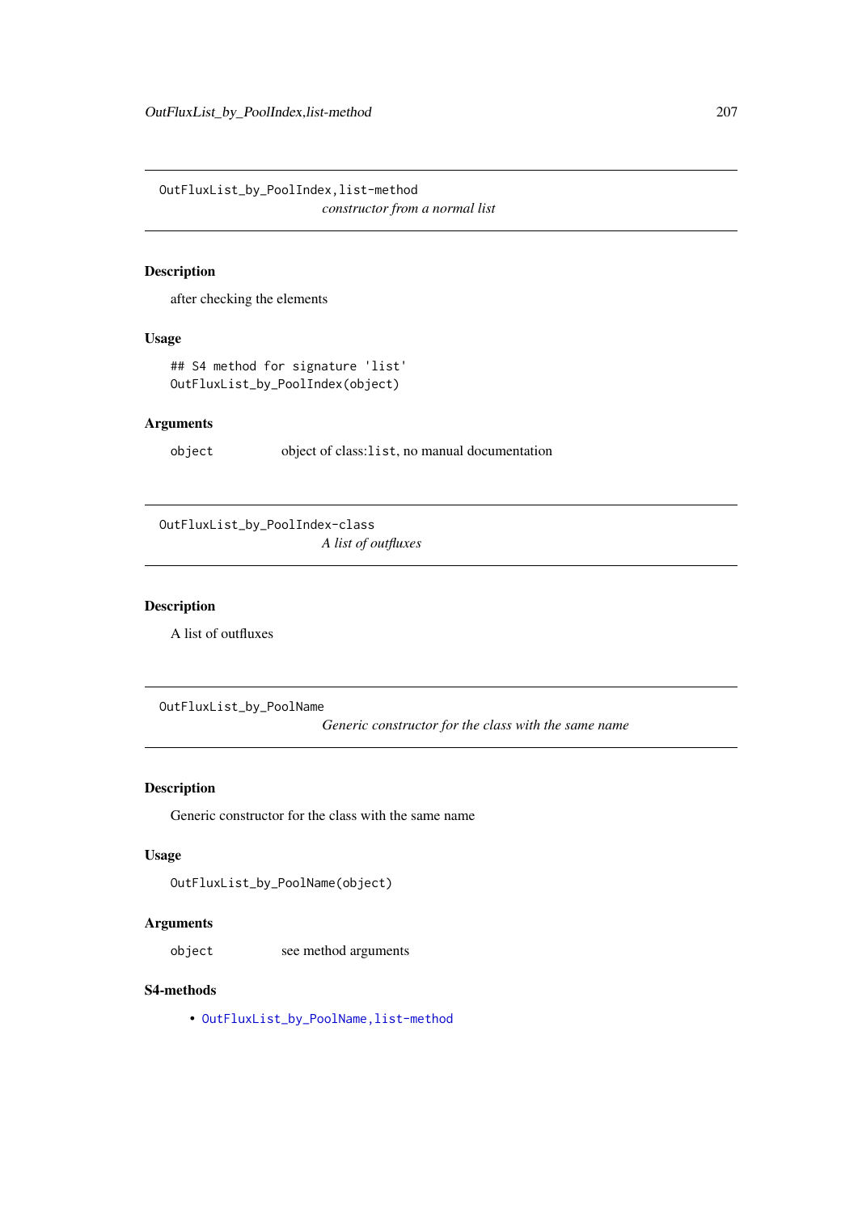## OutFluxList_by_PoolIndex,list-method

*constructor from a normal list*

### Description

after checking the elements

### Usage

```
## S4 method for signature 'list'
OutFluxList_by_PoolIndex(object)
```

### Arguments

| | |
|---|---|
| object | object of class:list, no manual documentation |

## OutFluxList_by_PoolIndex-class

*A list of outfluxes*

### Description

A list of outfluxes

## OutFluxList_by_PoolName

*Generic constructor for the class with the same name*

### Description

Generic constructor for the class with the same name

### Usage

```
OutFluxList_by_PoolName(object)
```

### Arguments

| | |
|---|---|
| object | see method arguments |

### S4-methods

- OutFluxList_by_PoolName,list-method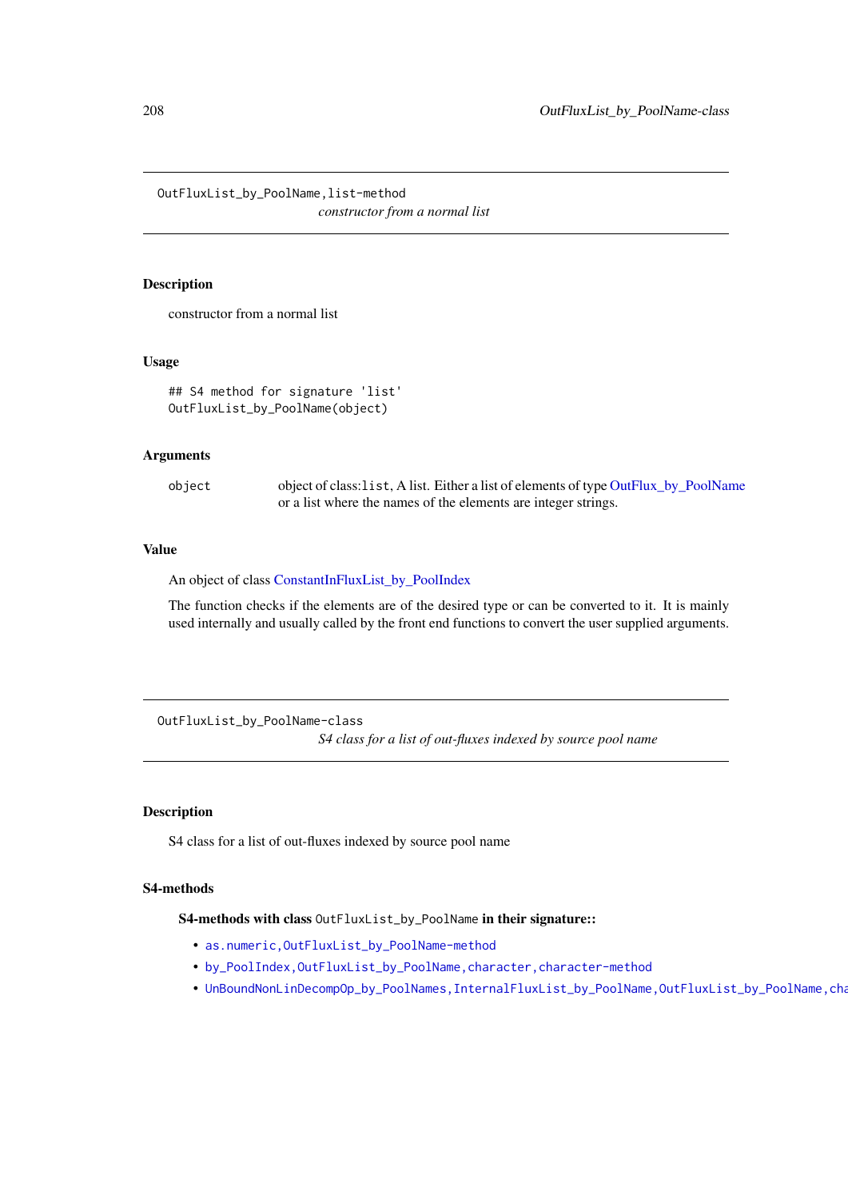## OutFluxList_by_PoolName,list-method

*constructor from a normal list*

### Description

constructor from a normal list

### Usage

```
## S4 method for signature 'list'
OutFluxList_by_PoolName(object)
```

### Arguments

| | |
|---|---|
| object | object of class:list, A list. Either a list of elements of type OutFlux_by_PoolName or a list where the names of the elements are integer strings. |

### Value

An object of class ConstantInFluxList_by_PoolIndex

The function checks if the elements are of the desired type or can be converted to it. It is mainly used internally and usually called by the front end functions to convert the user supplied arguments.

## OutFluxList_by_PoolName-class

*S4 class for a list of out-fluxes indexed by source pool name*

### Description

S4 class for a list of out-fluxes indexed by source pool name

### S4-methods

**S4-methods with class** OutFluxList_by_PoolName **in their signature::**

- as.numeric,OutFluxList_by_PoolName-method
- by_PoolIndex,OutFluxList_by_PoolName,character,character-method
- UnBoundNonLinDecompOp_by_PoolNames,InternalFluxList_by_PoolName,OutFluxList_by_PoolName,cha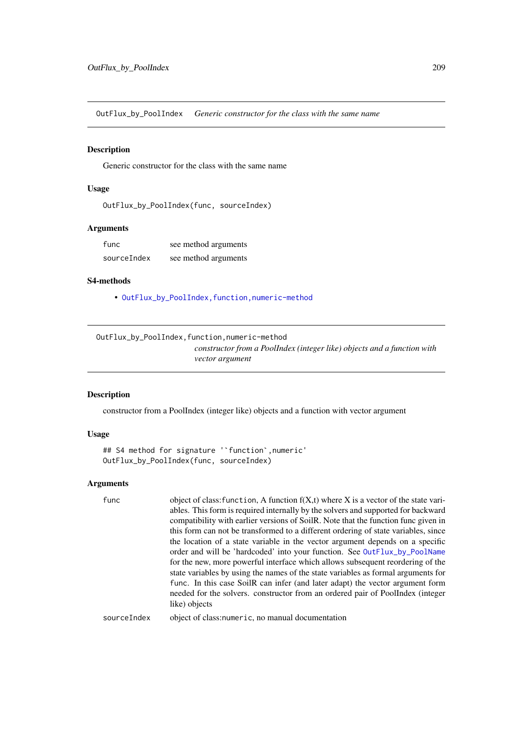## OutFlux_by_PoolIndex *Generic constructor for the class with the same name*

### Description

Generic constructor for the class with the same name

### Usage

```
OutFlux_by_PoolIndex(func, sourceIndex)
```

### Arguments

| | |
|---|---|
| func | see method arguments |
| sourceIndex | see method arguments |

### S4-methods

- OutFlux_by_PoolIndex,function,numeric-method

## OutFlux_by_PoolIndex,function,numeric-method *constructor from a PoolIndex (integer like) objects and a function with vector argument*

### Description

constructor from a PoolIndex (integer like) objects and a function with vector argument

### Usage

```
## S4 method for signature '`function`,numeric'
OutFlux_by_PoolIndex(func, sourceIndex)
```

### Arguments

| | |
|---|---|
| func | object of class:`function`, A function f(X,t) where X is a vector of the state variables. This form is required internally by the solvers and supported for backward compatibility with earlier versions of SoilR. Note that the function func given in this form can not be transformed to a different ordering of state variables, since the location of a state variable in the vector argument depends on a specific order and will be 'hardcoded' into your function. See OutFlux_by_PoolName for the new, more powerful interface which allows subsequent reordering of the state variables by using the names of the state variables as formal arguments for `func`. In this case SoilR can infer (and later adapt) the vector argument form needed for the solvers. constructor from an ordered pair of PoolIndex (integer like) objects |
| sourceIndex | object of class:`numeric`, no manual documentation |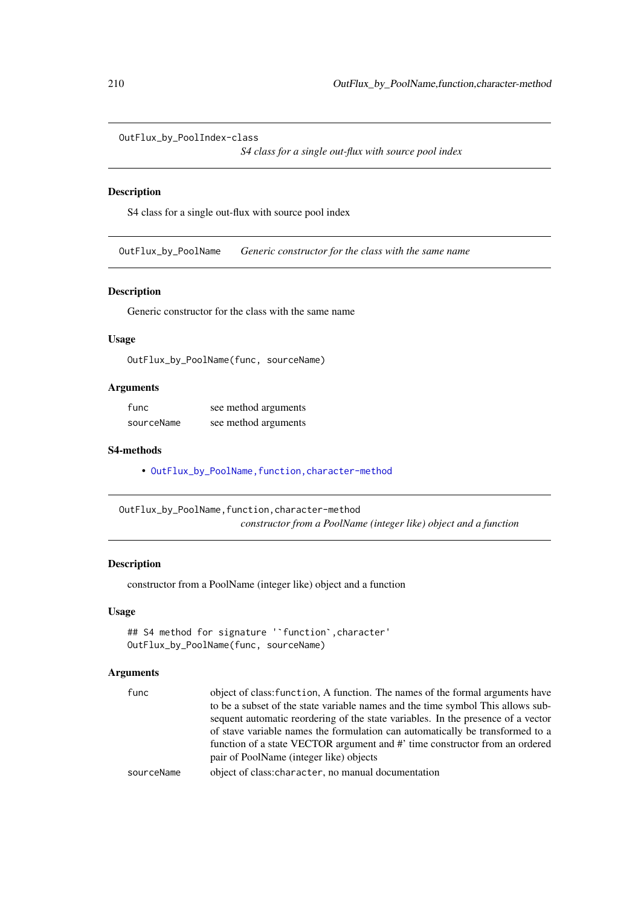## OutFlux_by_PoolIndex-class

*S4 class for a single out-flux with source pool index*

### Description

S4 class for a single out-flux with source pool index

## OutFlux_by_PoolName

*Generic constructor for the class with the same name*

### Description

Generic constructor for the class with the same name

### Usage

```
OutFlux_by_PoolName(func, sourceName)
```

### Arguments

| | |
|---|---|
| func | see method arguments |
| sourceName | see method arguments |

### S4-methods

- OutFlux_by_PoolName,function,character-method

## OutFlux_by_PoolName,function,character-method

*constructor from a PoolName (integer like) object and a function*

### Description

constructor from a PoolName (integer like) object and a function

### Usage

```
## S4 method for signature '`function`,character'
OutFlux_by_PoolName(func, sourceName)
```

### Arguments

| | |
|---|---|
| func | object of class:`function`, A function. The names of the formal arguments have to be a subset of the state variable names and the time symbol This allows subsequent automatic reordering of the state variables. In the presence of a vector of stave variable names the formulation can automatically be transformed to a function of a state VECTOR argument and #' time constructor from an ordered pair of PoolName (integer like) objects |
| sourceName | object of class:`character`, no manual documentation |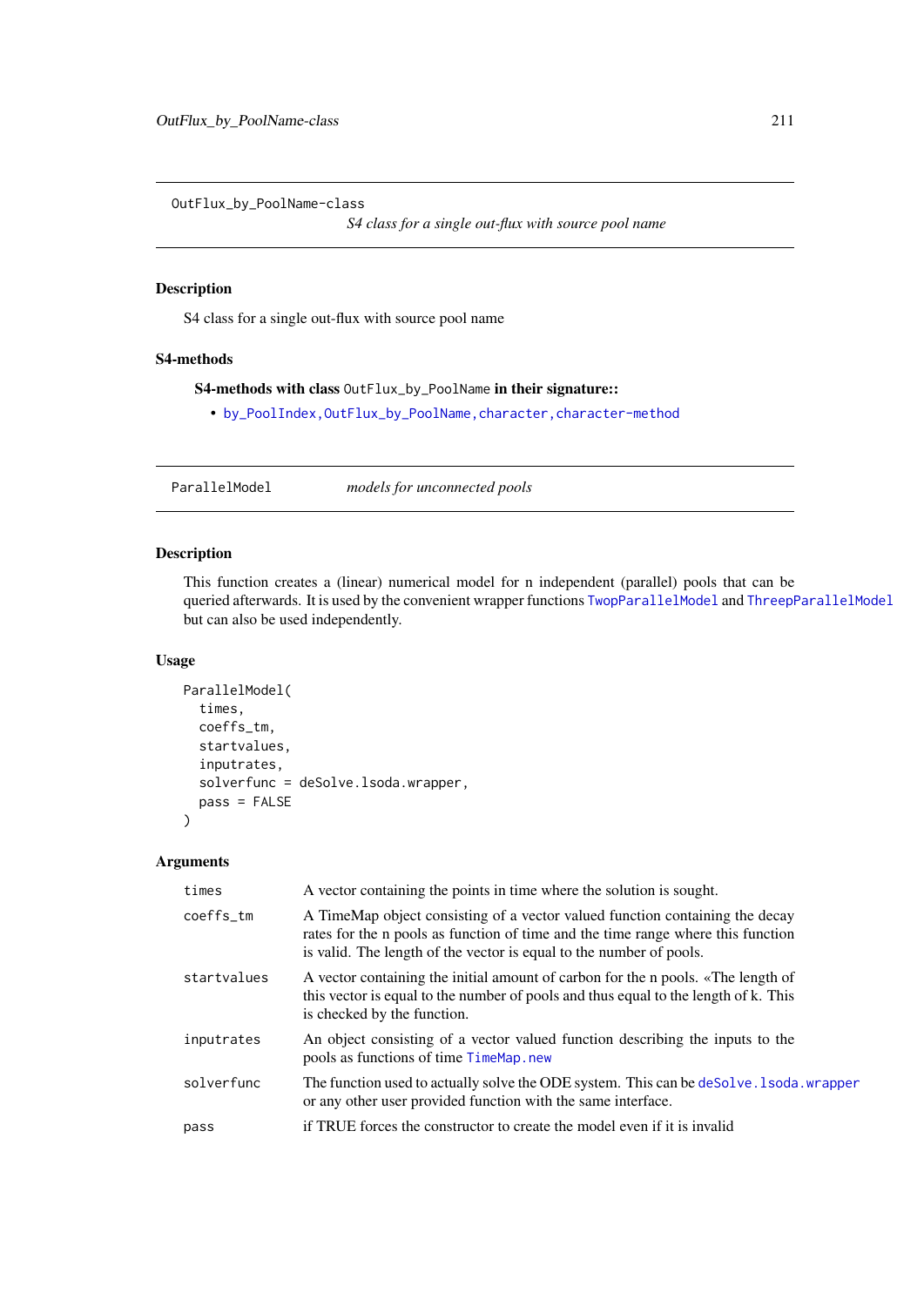## OutFlux_by_PoolName-class

*S4 class for a single out-flux with source pool name*

### Description

S4 class for a single out-flux with source pool name

### S4-methods

**S4-methods with class `OutFlux_by_PoolName` in their signature::**

- `by_PoolIndex,OutFlux_by_PoolName,character,character-method`

## ParallelModel

*models for unconnected pools*

### Description

This function creates a (linear) numerical model for n independent (parallel) pools that can be queried afterwards. It is used by the convenient wrapper functions `TwopParallelModel` and `ThreepParallelModel` but can also be used independently.

### Usage

```
ParallelModel(
  times,
  coeffs_tm,
  startvalues,
  inputrates,
  solverfunc = deSolve.lsoda.wrapper,
  pass = FALSE
)
```

### Arguments

| | |
|---|---|
| `times` | A vector containing the points in time where the solution is sought. |
| `coeffs_tm` | A TimeMap object consisting of a vector valued function containing the decay rates for the n pools as function of time and the time range where this function is valid. The length of the vector is equal to the number of pools. |
| `startvalues` | A vector containing the initial amount of carbon for the n pools. «The length of this vector is equal to the number of pools and thus equal to the length of k. This is checked by the function. |
| `inputrates` | An object consisting of a vector valued function describing the inputs to the pools as functions of time `TimeMap.new` |
| `solverfunc` | The function used to actually solve the ODE system. This can be `deSolve.lsoda.wrapper` or any other user provided function with the same interface. |
| `pass` | if TRUE forces the constructor to create the model even if it is invalid |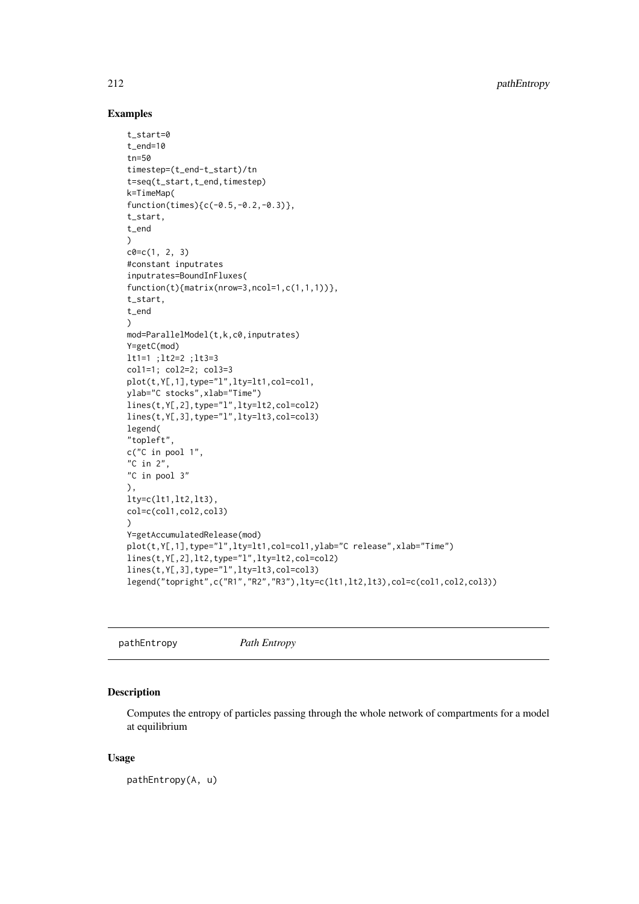## Examples

```
t_start=0
t_end=10
tn=50
timestep=(t_end-t_start)/tn
t=seq(t_start,t_end,timestep)
k=TimeMap(
function(times){c(-0.5,-0.2,-0.3)},
t_start,
t_end
)
c0=c(1, 2, 3)
#constant inputrates
inputrates=BoundInFluxes(
function(t){matrix(nrow=3,ncol=1,c(1,1,1))},
t_start,
t_end
)
mod=ParallelModel(t,k,c0,inputrates)
Y=getC(mod)
lt1=1 ;lt2=2 ;lt3=3
col1=1; col2=2; col3=3
plot(t,Y[,1],type="l",lty=lt1,col=col1,
ylab="C stocks",xlab="Time")
lines(t,Y[,2],type="l",lty=lt2,col=col2)
lines(t,Y[,3],type="l",lty=lt3,col=col3)
legend(
"topleft",
c("C in pool 1",
"C in 2",
"C in pool 3"
),
lty=c(lt1,lt2,lt3),
col=c(col1,col2,col3)
)
Y=getAccumulatedRelease(mod)
plot(t,Y[,1],type="l",lty=lt1,col=col1,ylab="C release",xlab="Time")
lines(t,Y[,2],lt2,type="l",lty=lt2,col=col2)
lines(t,Y[,3],type="l",lty=lt3,col=col3)
legend("topright",c("R1","R2","R3"),lty=c(lt1,lt2,lt3),col=c(col1,col2,col3))
```

---

pathEntropy *Path Entropy*

---

## Description

Computes the entropy of particles passing through the whole network of compartments for a model at equilibrium

## Usage

```
pathEntropy(A, u)
```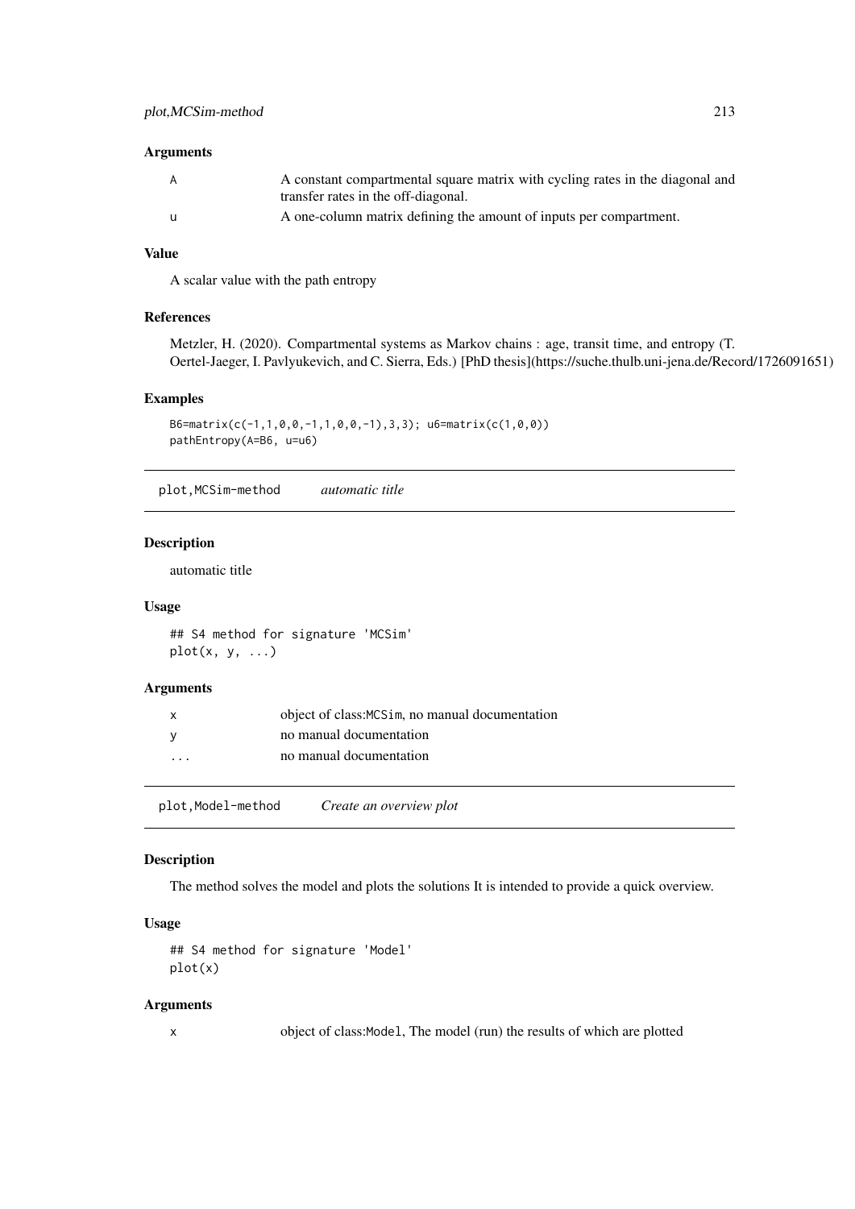### Arguments

| | |
|---|---|
| A | A constant compartmental square matrix with cycling rates in the diagonal and transfer rates in the off-diagonal. |
| u | A one-column matrix defining the amount of inputs per compartment. |

### Value

A scalar value with the path entropy

### References

Metzler, H. (2020). Compartmental systems as Markov chains : age, transit time, and entropy (T. Oertel-Jaeger, I. Pavlyukevich, and C. Sierra, Eds.) [PhD thesis](https://suche.thulb.uni-jena.de/Record/1726091651)

### Examples

```
B6=matrix(c(-1,1,0,0,-1,1,0,0,-1),3,3); u6=matrix(c(1,0,0))
pathEntropy(A=B6, u=u6)
```

---

## plot,MCSim-method *automatic title*

### Description

automatic title

### Usage

```
## S4 method for signature 'MCSim'
plot(x, y, ...)
```

### Arguments

| | |
|---|---|
| x | object of class:MCSim, no manual documentation |
| y | no manual documentation |
| ... | no manual documentation |

---

## plot,Model-method *Create an overview plot*

### Description

The method solves the model and plots the solutions It is intended to provide a quick overview.

### Usage

```
## S4 method for signature 'Model'
plot(x)
```

### Arguments

| | |
|---|---|
| x | object of class:Model, The model (run) the results of which are plotted |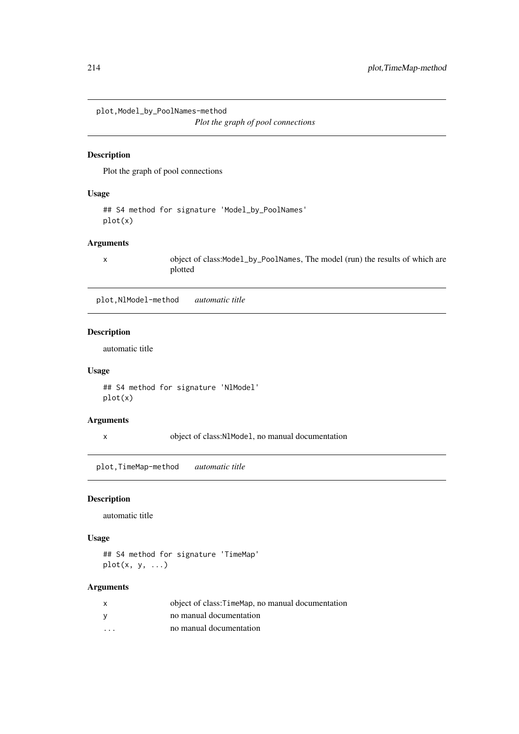## plot,Model_by_PoolNames-method — *Plot the graph of pool connections*

### Description

Plot the graph of pool connections

### Usage

```
## S4 method for signature 'Model_by_PoolNames'
plot(x)
```

### Arguments

| | |
|---|---|
| x | object of class:`Model_by_PoolNames`, The model (run) the results of which are plotted |

## plot,NlModel-method — *automatic title*

### Description

automatic title

### Usage

```
## S4 method for signature 'NlModel'
plot(x)
```

### Arguments

| | |
|---|---|
| x | object of class:`NlModel`, no manual documentation |

## plot,TimeMap-method — *automatic title*

### Description

automatic title

### Usage

```
## S4 method for signature 'TimeMap'
plot(x, y, ...)
```

### Arguments

| | |
|---|---|
| x | object of class:`TimeMap`, no manual documentation |
| y | no manual documentation |
| ... | no manual documentation |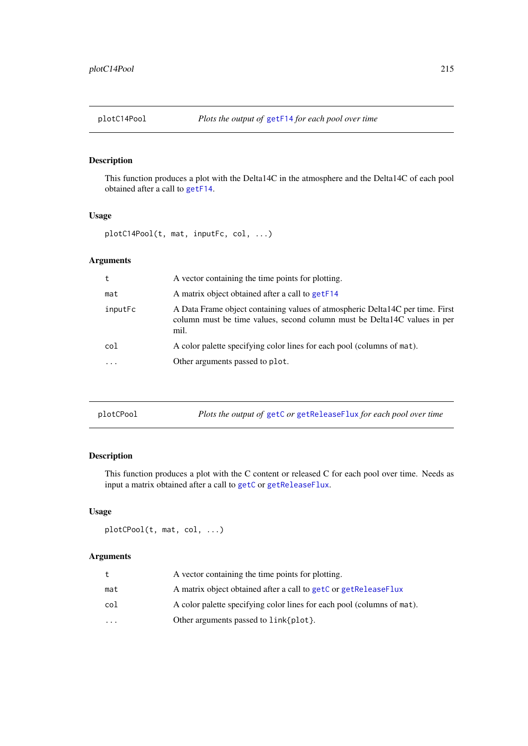## plotC14Pool — *Plots the output of `getF14` for each pool over time*

### Description

This function produces a plot with the Delta14C in the atmosphere and the Delta14C of each pool obtained after a call to `getF14`.

### Usage

```
plotC14Pool(t, mat, inputFc, col, ...)
```

### Arguments

| | |
|---|---|
| `t` | A vector containing the time points for plotting. |
| `mat` | A matrix object obtained after a call to `getF14` |
| `inputFc` | A Data Frame object containing values of atmospheric Delta14C per time. First column must be time values, second column must be Delta14C values in per mil. |
| `col` | A color palette specifying color lines for each pool (columns of `mat`). |
| `...` | Other arguments passed to `plot`. |

## plotCPool — *Plots the output of `getC` or `getReleaseFlux` for each pool over time*

### Description

This function produces a plot with the C content or released C for each pool over time. Needs as input a matrix obtained after a call to `getC` or `getReleaseFlux`.

### Usage

```
plotCPool(t, mat, col, ...)
```

### Arguments

| | |
|---|---|
| `t` | A vector containing the time points for plotting. |
| `mat` | A matrix object obtained after a call to `getC` or `getReleaseFlux` |
| `col` | A color palette specifying color lines for each pool (columns of `mat`). |
| `...` | Other arguments passed to `link{plot}`. |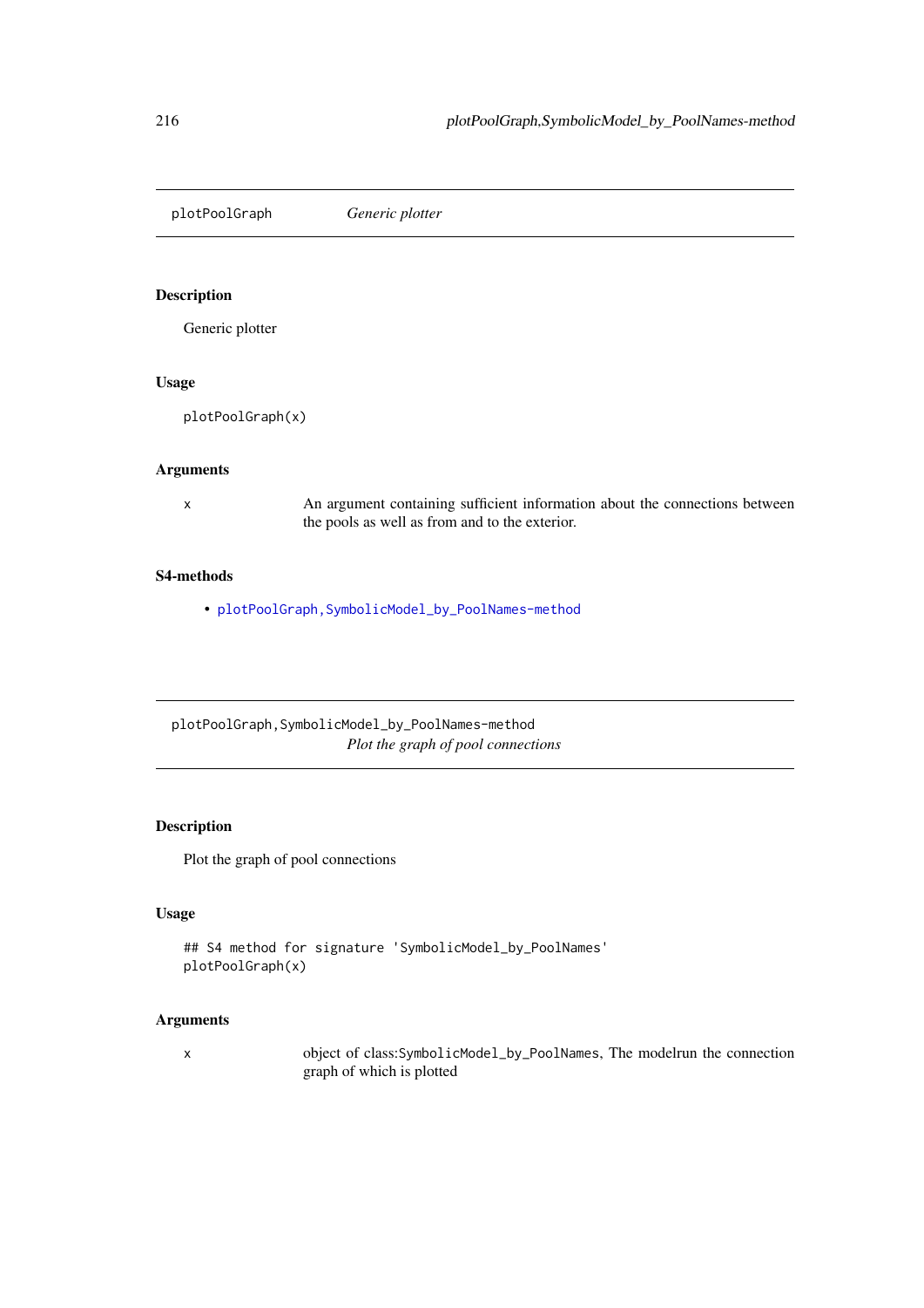## plotPoolGraph *Generic plotter*

### Description

Generic plotter

### Usage

```
plotPoolGraph(x)
```

### Arguments

| | |
|---|---|
| x | An argument containing sufficient information about the connections between the pools as well as from and to the exterior. |

### S4-methods

- plotPoolGraph,SymbolicModel_by_PoolNames-method

## plotPoolGraph,SymbolicModel_by_PoolNames-method *Plot the graph of pool connections*

### Description

Plot the graph of pool connections

### Usage

```
## S4 method for signature 'SymbolicModel_by_PoolNames'
plotPoolGraph(x)
```

### Arguments

| | |
|---|---|
| x | object of class:SymbolicModel_by_PoolNames, The modelrun the connection graph of which is plotted |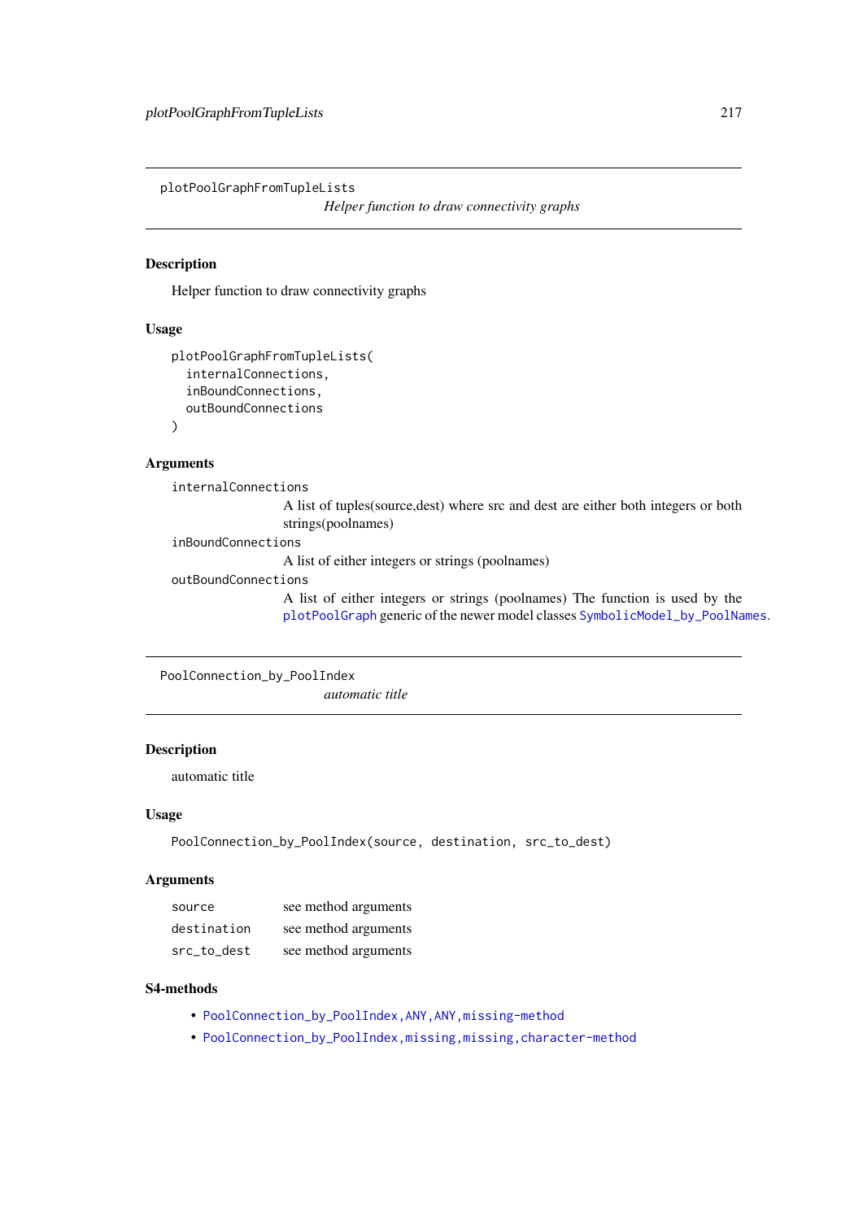## plotPoolGraphFromTupleLists

*Helper function to draw connectivity graphs*

### Description

Helper function to draw connectivity graphs

### Usage

```
plotPoolGraphFromTupleLists(
  internalConnections,
  inBoundConnections,
  outBoundConnections
)
```

### Arguments

`internalConnections`
: A list of tuples(source,dest) where src and dest are either both integers or both strings(poolnames)

`inBoundConnections`
: A list of either integers or strings (poolnames)

`outBoundConnections`
: A list of either integers or strings (poolnames) The function is used by the `plotPoolGraph` generic of the newer model classes `SymbolicModel_by_PoolNames`.

## PoolConnection_by_PoolIndex

*automatic title*

### Description

automatic title

### Usage

```
PoolConnection_by_PoolIndex(source, destination, src_to_dest)
```

### Arguments

| | |
|---|---|
| `source` | see method arguments |
| `destination` | see method arguments |
| `src_to_dest` | see method arguments |

### S4-methods

- `PoolConnection_by_PoolIndex,ANY,ANY,missing-method`
- `PoolConnection_by_PoolIndex,missing,missing,character-method`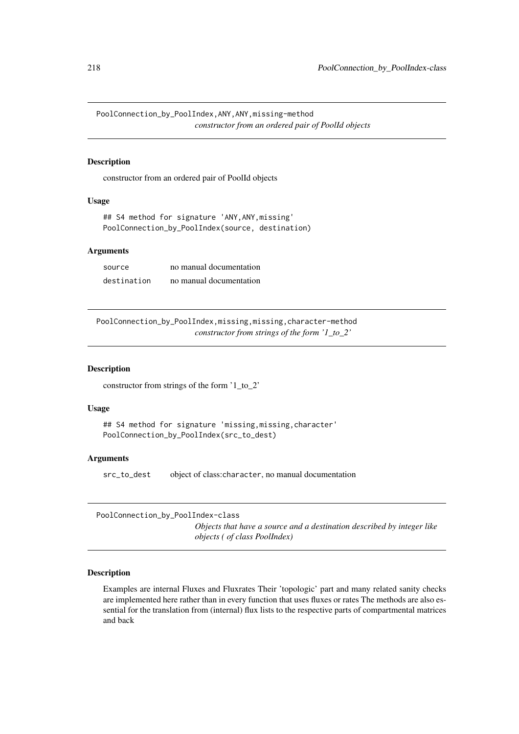## PoolConnection_by_PoolIndex,ANY,ANY,missing-method

*constructor from an ordered pair of PoolId objects*

### Description

constructor from an ordered pair of PoolId objects

### Usage

```
## S4 method for signature 'ANY,ANY,missing'
PoolConnection_by_PoolIndex(source, destination)
```

### Arguments

| | |
|---|---|
| source | no manual documentation |
| destination | no manual documentation |

## PoolConnection_by_PoolIndex,missing,missing,character-method

*constructor from strings of the form '1_to_2'*

### Description

constructor from strings of the form '1_to_2'

### Usage

```
## S4 method for signature 'missing,missing,character'
PoolConnection_by_PoolIndex(src_to_dest)
```

### Arguments

| | |
|---|---|
| src_to_dest | object of class:character, no manual documentation |

## PoolConnection_by_PoolIndex-class

*Objects that have a source and a destination described by integer like objects ( of class PoolIndex)*

### Description

Examples are internal Fluxes and Fluxrates Their 'topologic' part and many related sanity checks are implemented here rather than in every function that uses fluxes or rates The methods are also essential for the translation from (internal) flux lists to the respective parts of compartmental matrices and back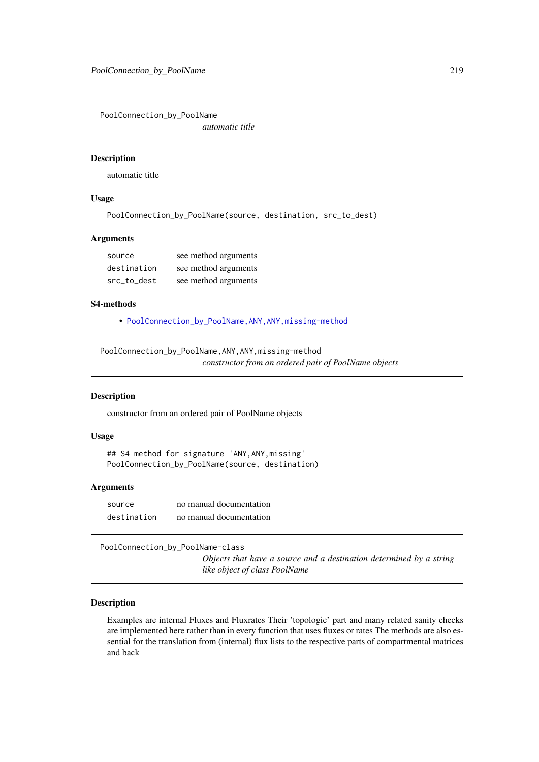## PoolConnection_by_PoolName

*automatic title*

### Description

automatic title

### Usage

```
PoolConnection_by_PoolName(source, destination, src_to_dest)
```

### Arguments

| | |
|---|---|
| source | see method arguments |
| destination | see method arguments |
| src_to_dest | see method arguments |

### S4-methods

- PoolConnection_by_PoolName,ANY,ANY,missing-method

## PoolConnection_by_PoolName,ANY,ANY,missing-method

*constructor from an ordered pair of PoolName objects*

### Description

constructor from an ordered pair of PoolName objects

### Usage

```
## S4 method for signature 'ANY,ANY,missing'
PoolConnection_by_PoolName(source, destination)
```

### Arguments

| | |
|---|---|
| source | no manual documentation |
| destination | no manual documentation |

## PoolConnection_by_PoolName-class

*Objects that have a source and a destination determined by a string like object of class PoolName*

### Description

Examples are internal Fluxes and Fluxrates Their 'topologic' part and many related sanity checks are implemented here rather than in every function that uses fluxes or rates The methods are also essential for the translation from (internal) flux lists to the respective parts of compartmental matrices and back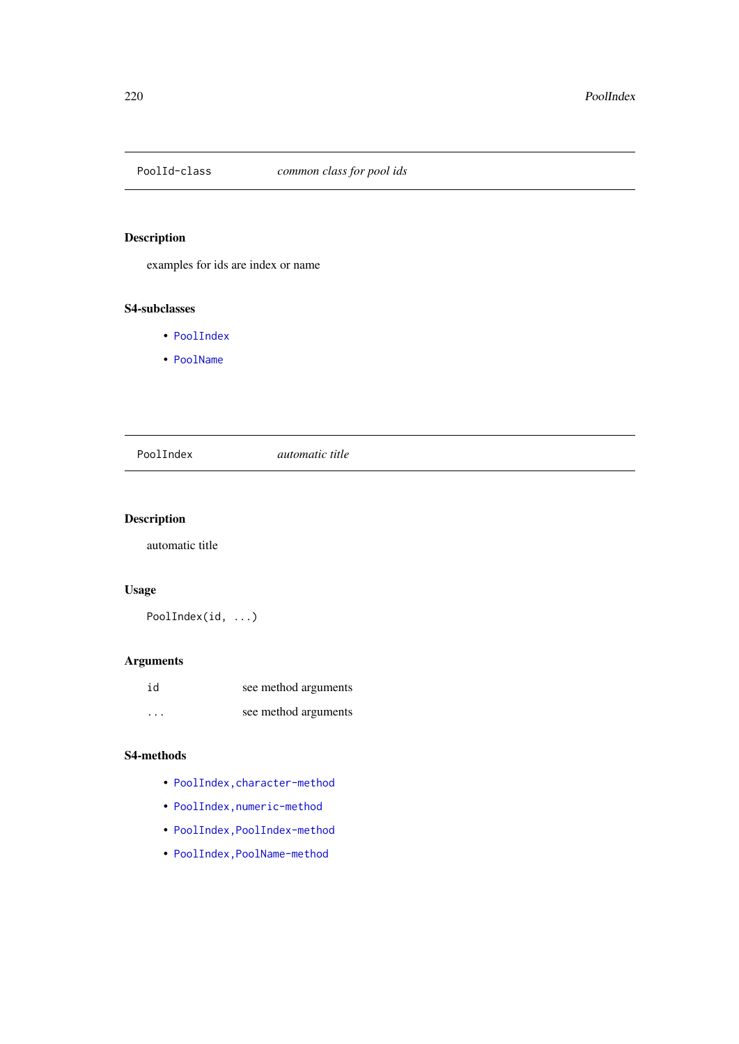## PoolId-class *common class for pool ids*

### Description

examples for ids are index or name

### S4-subclasses

- PoolIndex
- PoolName

## PoolIndex *automatic title*

### Description

automatic title

### Usage

```
PoolIndex(id, ...)
```

### Arguments

| | |
|---|---|
| id | see method arguments |
| ... | see method arguments |

### S4-methods

- PoolIndex,character-method
- PoolIndex,numeric-method
- PoolIndex,PoolIndex-method
- PoolIndex,PoolName-method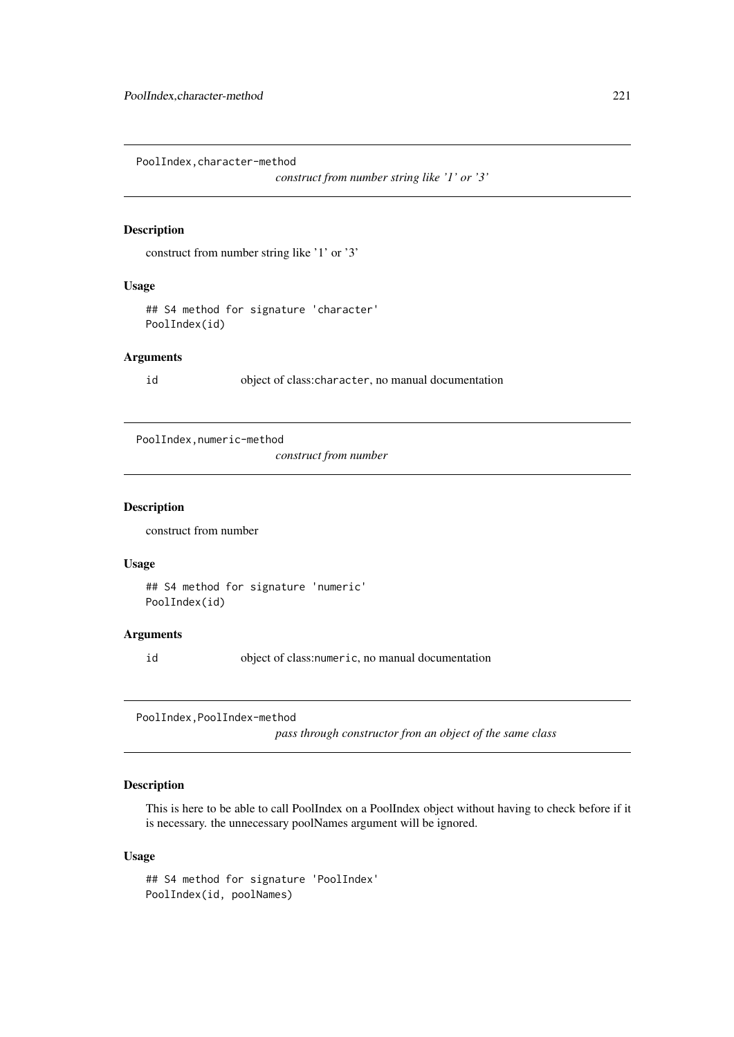## PoolIndex,character-method

*construct from number string like '1' or '3'*

### Description

construct from number string like '1' or '3'

### Usage

```
## S4 method for signature 'character'
PoolIndex(id)
```

### Arguments

`id` object of class:`character`, no manual documentation

## PoolIndex,numeric-method

*construct from number*

### Description

construct from number

### Usage

```
## S4 method for signature 'numeric'
PoolIndex(id)
```

### Arguments

`id` object of class:`numeric`, no manual documentation

## PoolIndex,PoolIndex-method

*pass through constructor from an object of the same class*

### Description

This is here to be able to call PoolIndex on a PoolIndex object without having to check before if it is necessary. the unnecessary poolNames argument will be ignored.

### Usage

```
## S4 method for signature 'PoolIndex'
PoolIndex(id, poolNames)
```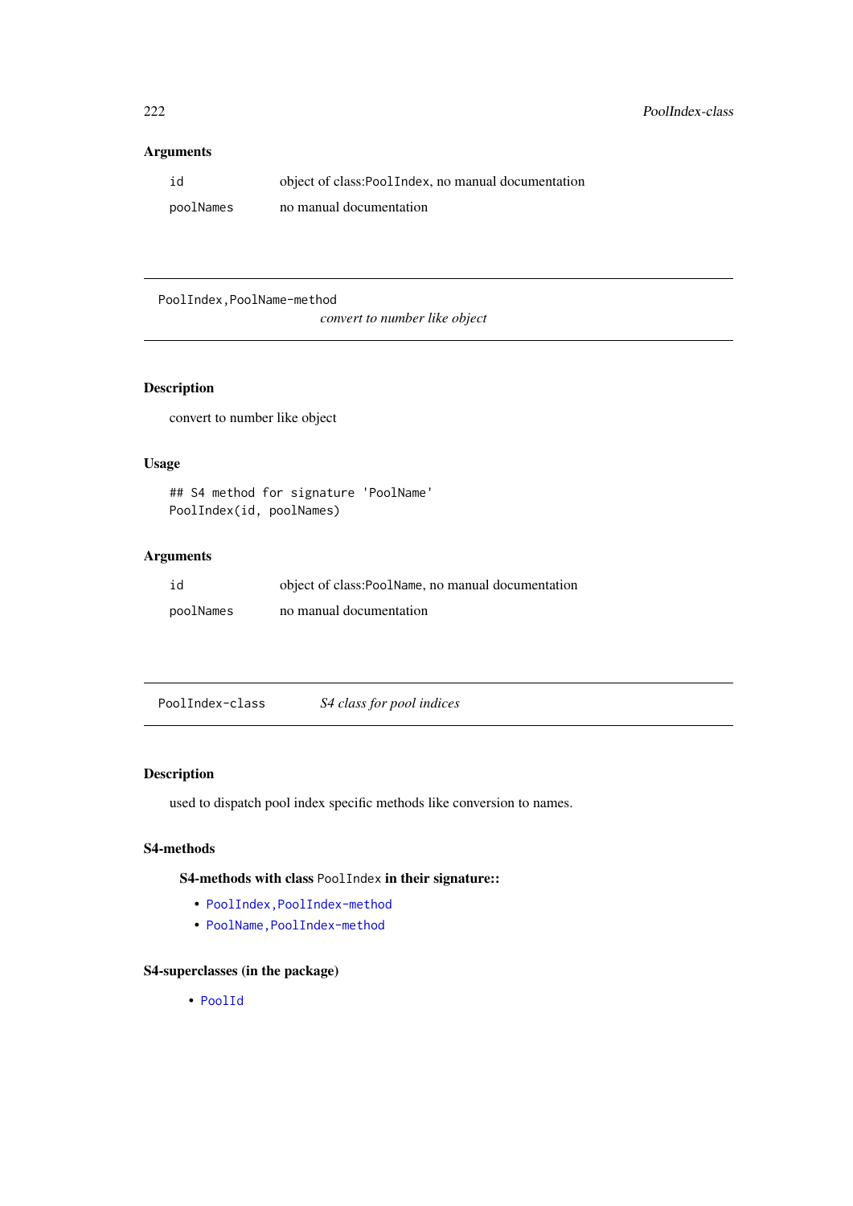### Arguments

| | |
|---|---|
| id | object of class:PoolIndex, no manual documentation |
| poolNames | no manual documentation |

---

PoolIndex,PoolName-method
*convert to number like object*

---

### Description

convert to number like object

### Usage

```
## S4 method for signature 'PoolName'
PoolIndex(id, poolNames)
```

### Arguments

| | |
|---|---|
| id | object of class:PoolName, no manual documentation |
| poolNames | no manual documentation |

---

PoolIndex-class *S4 class for pool indices*

---

### Description

used to dispatch pool index specific methods like conversion to names.

### S4-methods

#### S4-methods with class PoolIndex in their signature::

- PoolIndex,PoolIndex-method
- PoolName,PoolIndex-method

### S4-superclasses (in the package)

- PoolId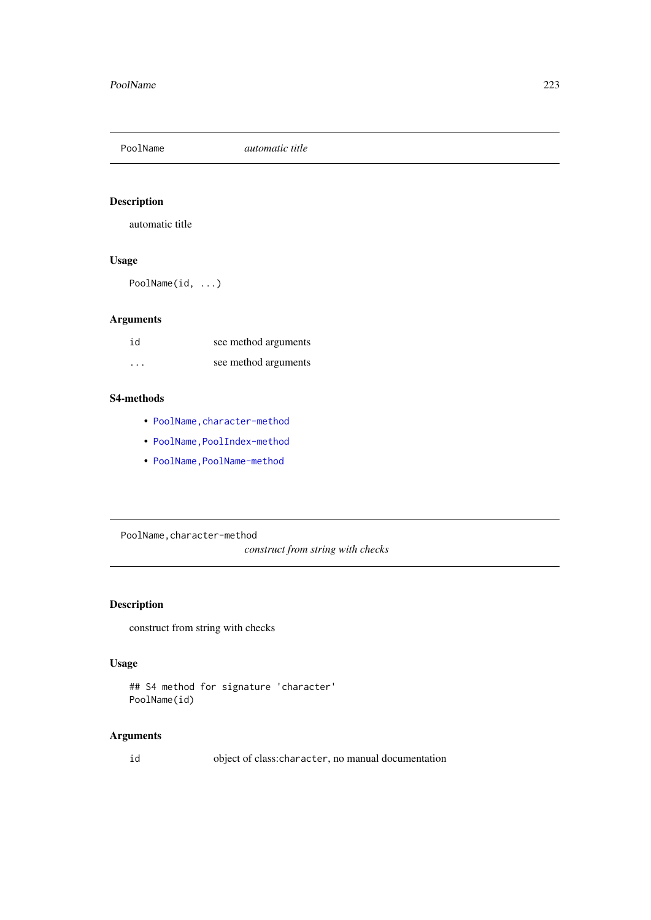## PoolName — *automatic title*

### Description

automatic title

### Usage

```
PoolName(id, ...)
```

### Arguments

| | |
|---|---|
| id | see method arguments |
| ... | see method arguments |

### S4-methods

- PoolName,character-method
- PoolName,PoolIndex-method
- PoolName,PoolName-method

## PoolName,character-method — *construct from string with checks*

### Description

construct from string with checks

### Usage

```
## S4 method for signature 'character'
PoolName(id)
```

### Arguments

| | |
|---|---|
| id | object of class:character, no manual documentation |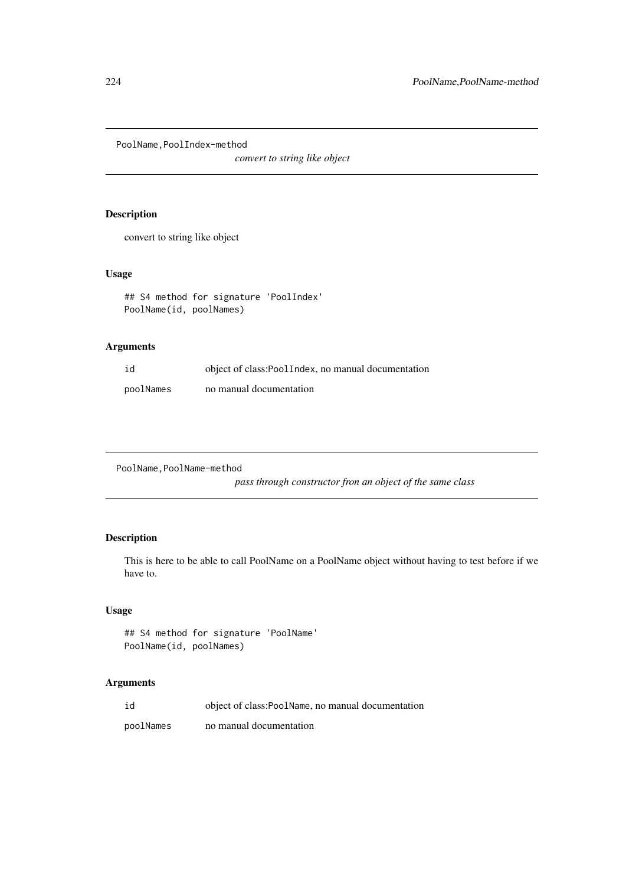PoolName,PoolIndex-method

*convert to string like object*

### Description

convert to string like object

### Usage

```
## S4 method for signature 'PoolIndex'
PoolName(id, poolNames)
```

### Arguments

| | |
|---|---|
| id | object of class:PoolIndex, no manual documentation |
| poolNames | no manual documentation |

---

PoolName,PoolName-method

*pass through constructor fron an object of the same class*

### Description

This is here to be able to call PoolName on a PoolName object without having to test before if we have to.

### Usage

```
## S4 method for signature 'PoolName'
PoolName(id, poolNames)
```

### Arguments

| | |
|---|---|
| id | object of class:PoolName, no manual documentation |
| poolNames | no manual documentation |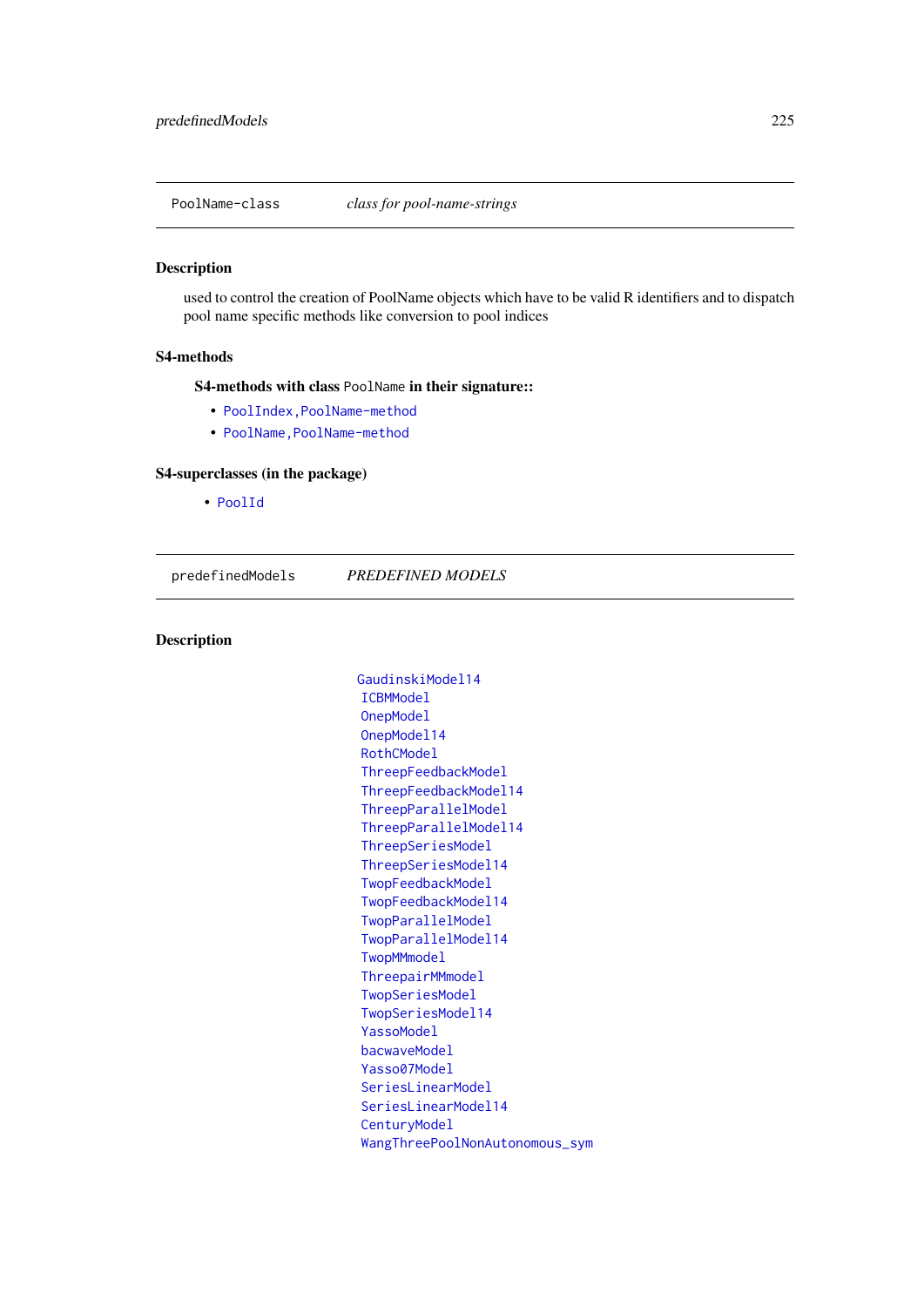## PoolName-class *class for pool-name-strings*

### Description

used to control the creation of PoolName objects which have to be valid R identifiers and to dispatch pool name specific methods like conversion to pool indices

### S4-methods

#### S4-methods with class PoolName in their signature::

- PoolIndex,PoolName-method
- PoolName,PoolName-method

### S4-superclasses (in the package)

- PoolId

## predefinedModels *PREDEFINED MODELS*

### Description

GaudinskiModel14
ICBMModel
OnepModel
OnepModel14
RothCModel
ThreepFeedbackModel
ThreepFeedbackModel14
ThreepParallelModel
ThreepParallelModel14
ThreepSeriesModel
ThreepSeriesModel14
TwopFeedbackModel
TwopFeedbackModel14
TwopParallelModel
TwopParallelModel14
TwopMMmodel
ThreepairMMmodel
TwopSeriesModel
TwopSeriesModel14
YassoModel
bacwaveModel
Yasso07Model
SeriesLinearModel
SeriesLinearModel14
CenturyModel
WangThreePoolNonAutonomous_sym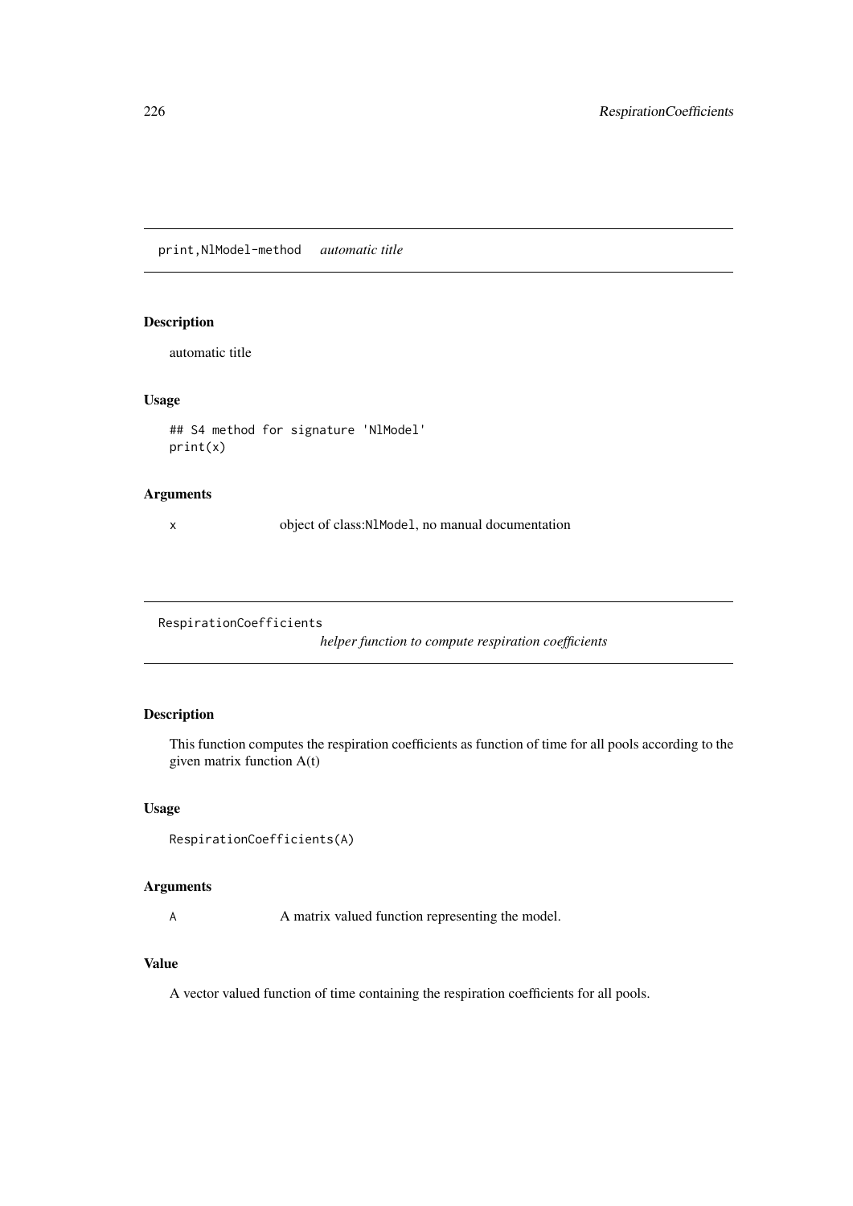## print,NlModel-method *automatic title*

### Description

automatic title

### Usage

```
## S4 method for signature 'NlModel'
print(x)
```

### Arguments

| | |
|---|---|
| x | object of class:`NlModel`, no manual documentation |

## RespirationCoefficients *helper function to compute respiration coefficients*

### Description

This function computes the respiration coefficients as function of time for all pools according to the given matrix function A(t)

### Usage

```
RespirationCoefficients(A)
```

### Arguments

| | |
|---|---|
| A | A matrix valued function representing the model. |

### Value

A vector valued function of time containing the respiration coefficients for all pools.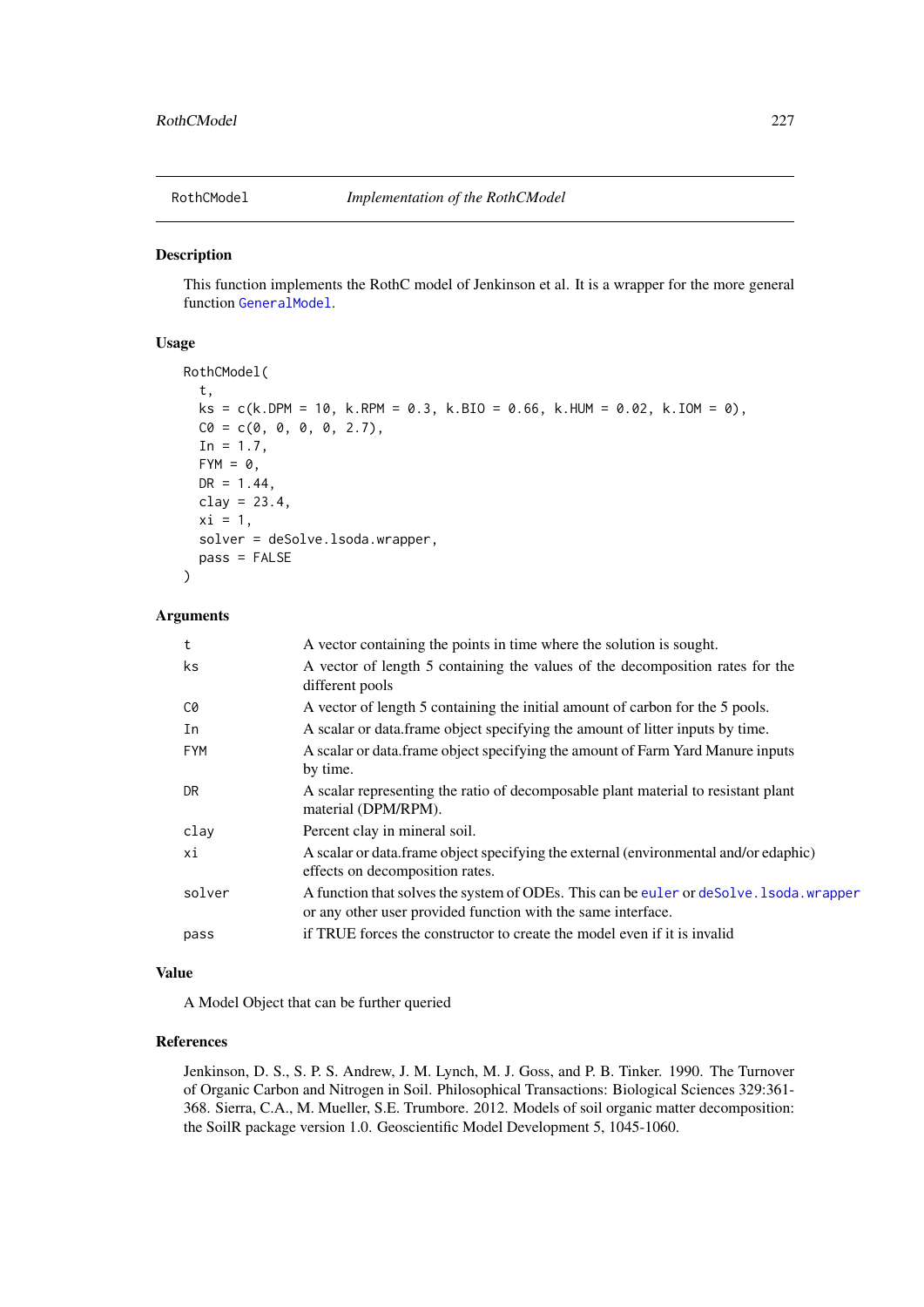# RothCModel — *Implementation of the RothCModel*

## Description

This function implements the RothC model of Jenkinson et al. It is a wrapper for the more general function GeneralModel.

## Usage

```
RothCModel(
  t,
  ks = c(k.DPM = 10, k.RPM = 0.3, k.BIO = 0.66, k.HUM = 0.02, k.IOM = 0),
  C0 = c(0, 0, 0, 0, 2.7),
  In = 1.7,
  FYM = 0,
  DR = 1.44,
  clay = 23.4,
  xi = 1,
  solver = deSolve.lsoda.wrapper,
  pass = FALSE
)
```

## Arguments

| | |
|---|---|
| t | A vector containing the points in time where the solution is sought. |
| ks | A vector of length 5 containing the values of the decomposition rates for the different pools |
| C0 | A vector of length 5 containing the initial amount of carbon for the 5 pools. |
| In | A scalar or data.frame object specifying the amount of litter inputs by time. |
| FYM | A scalar or data.frame object specifying the amount of Farm Yard Manure inputs by time. |
| DR | A scalar representing the ratio of decomposable plant material to resistant plant material (DPM/RPM). |
| clay | Percent clay in mineral soil. |
| xi | A scalar or data.frame object specifying the external (environmental and/or edaphic) effects on decomposition rates. |
| solver | A function that solves the system of ODEs. This can be euler or deSolve.lsoda.wrapper or any other user provided function with the same interface. |
| pass | if TRUE forces the constructor to create the model even if it is invalid |

## Value

A Model Object that can be further queried

## References

Jenkinson, D. S., S. P. S. Andrew, J. M. Lynch, M. J. Goss, and P. B. Tinker. 1990. The Turnover of Organic Carbon and Nitrogen in Soil. Philosophical Transactions: Biological Sciences 329:361-368. Sierra, C.A., M. Mueller, S.E. Trumbore. 2012. Models of soil organic matter decomposition: the SoilR package version 1.0. Geoscientific Model Development 5, 1045-1060.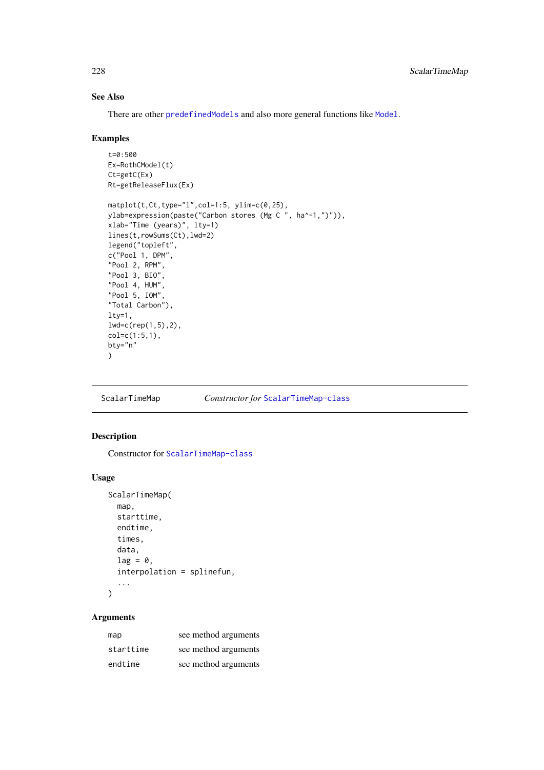## See Also

There are other predefinedModels and also more general functions like Model.

## Examples

```
t=0:500
Ex=RothCModel(t)
Ct=getC(Ex)
Rt=getReleaseFlux(Ex)

matplot(t,Ct,type="l",col=1:5, ylim=c(0,25),
ylab=expression(paste("Carbon stores (Mg C ", ha^-1,")")),
xlab="Time (years)", lty=1)
lines(t,rowSums(Ct),lwd=2)
legend("topleft",
c("Pool 1, DPM",
"Pool 2, RPM",
"Pool 3, BIO",
"Pool 4, HUM",
"Pool 5, IOM",
"Total Carbon"),
lty=1,
lwd=c(rep(1,5),2),
col=c(1:5,1),
bty="n"
)
```

---

# ScalarTimeMap — *Constructor for* ScalarTimeMap-class

## Description

Constructor for ScalarTimeMap-class

## Usage

```
ScalarTimeMap(
  map,
  starttime,
  endtime,
  times,
  data,
  lag = 0,
  interpolation = splinefun,
  ...
)
```

## Arguments

| | |
|---|---|
| map | see method arguments |
| starttime | see method arguments |
| endtime | see method arguments |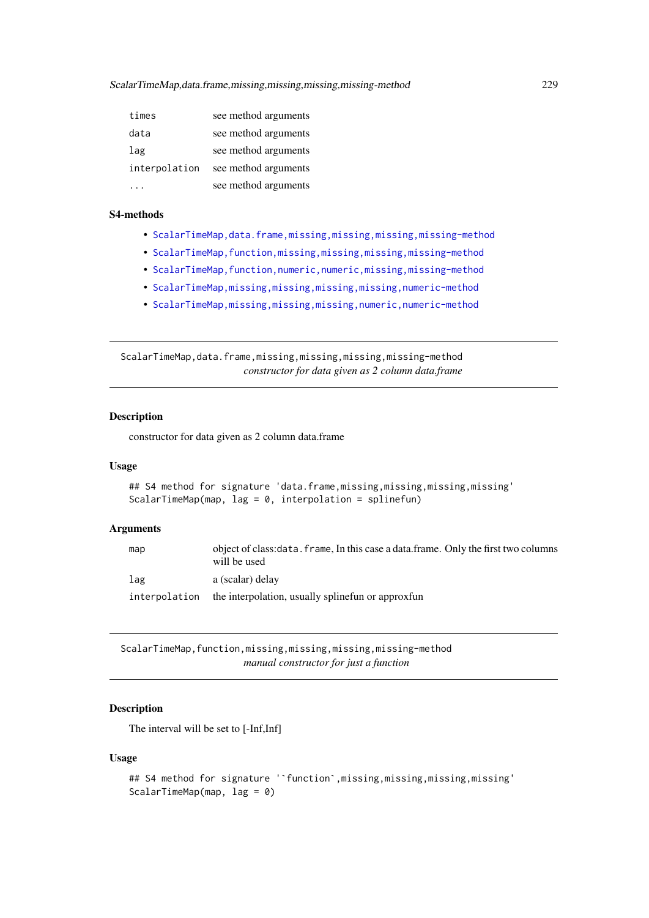| | |
|---|---|
| times | see method arguments |
| data | see method arguments |
| lag | see method arguments |
| interpolation | see method arguments |
| ... | see method arguments |

### S4-methods

- ScalarTimeMap,data.frame,missing,missing,missing,missing-method
- ScalarTimeMap,function,missing,missing,missing,missing-method
- ScalarTimeMap,function,numeric,numeric,missing,missing-method
- ScalarTimeMap,missing,missing,missing,missing,numeric-method
- ScalarTimeMap,missing,missing,missing,numeric,numeric-method

---

## ScalarTimeMap,data.frame,missing,missing,missing,missing-method

*constructor for data given as 2 column data.frame*

---

### Description

constructor for data given as 2 column data.frame

### Usage

```
## S4 method for signature 'data.frame,missing,missing,missing,missing'
ScalarTimeMap(map, lag = 0, interpolation = splinefun)
```

### Arguments

| | |
|---|---|
| map | object of class:`data.frame`, In this case a data.frame. Only the first two columns will be used |
| lag | a (scalar) delay |
| interpolation | the interpolation, usually splinefun or approxfun |

---

## ScalarTimeMap,function,missing,missing,missing,missing-method

*manual constructor for just a function*

---

### Description

The interval will be set to [-Inf,Inf]

### Usage

```
## S4 method for signature '`function`,missing,missing,missing,missing'
ScalarTimeMap(map, lag = 0)
```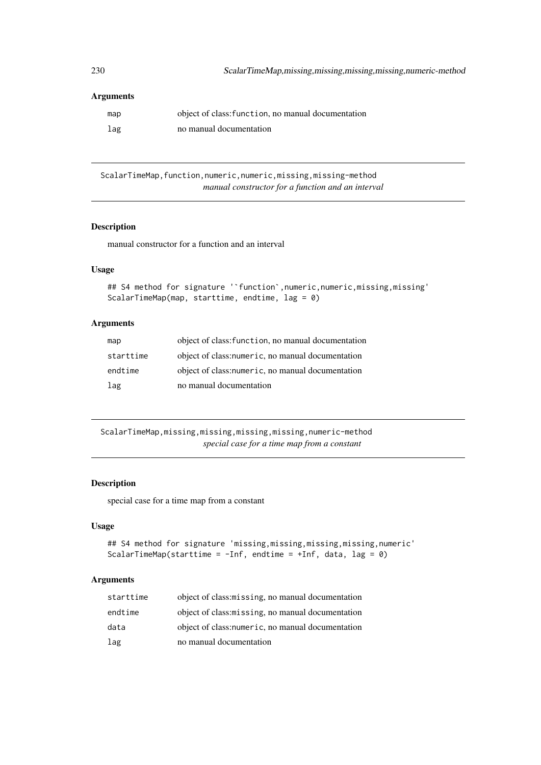## Arguments

| | |
|---|---|
| map | object of class:`function`, no manual documentation |
| lag | no manual documentation |

---

## ScalarTimeMap,function,numeric,numeric,missing,missing-method

*manual constructor for a function and an interval*

### Description

manual constructor for a function and an interval

### Usage

```
## S4 method for signature '`function`,numeric,numeric,missing,missing'
ScalarTimeMap(map, starttime, endtime, lag = 0)
```

### Arguments

| | |
|---|---|
| map | object of class:`function`, no manual documentation |
| starttime | object of class:`numeric`, no manual documentation |
| endtime | object of class:`numeric`, no manual documentation |
| lag | no manual documentation |

---

## ScalarTimeMap,missing,missing,missing,missing,numeric-method

*special case for a time map from a constant*

### Description

special case for a time map from a constant

### Usage

```
## S4 method for signature 'missing,missing,missing,missing,numeric'
ScalarTimeMap(starttime = -Inf, endtime = +Inf, data, lag = 0)
```

### Arguments

| | |
|---|---|
| starttime | object of class:`missing`, no manual documentation |
| endtime | object of class:`missing`, no manual documentation |
| data | object of class:`numeric`, no manual documentation |
| lag | no manual documentation |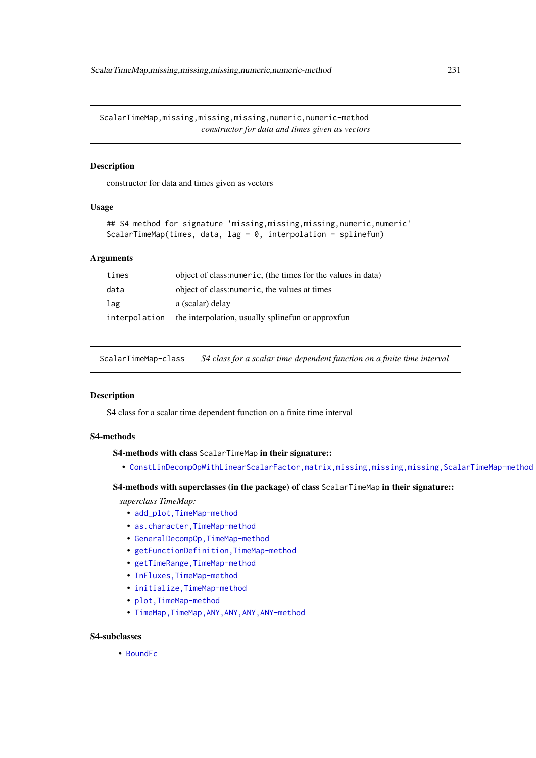## ScalarTimeMap,missing,missing,missing,numeric,numeric-method

*constructor for data and times given as vectors*

### Description

constructor for data and times given as vectors

### Usage

```
## S4 method for signature 'missing,missing,missing,numeric,numeric'
ScalarTimeMap(times, data, lag = 0, interpolation = splinefun)
```

### Arguments

| | |
|---|---|
| `times` | object of class:`numeric`, (the times for the values in data) |
| `data` | object of class:`numeric`, the values at times |
| `lag` | a (scalar) delay |
| `interpolation` | the interpolation, usually splinefun or approxfun |

## ScalarTimeMap-class

*S4 class for a scalar time dependent function on a finite time interval*

### Description

S4 class for a scalar time dependent function on a finite time interval

### S4-methods

#### S4-methods with class `ScalarTimeMap` in their signature::

- `ConstLinDecompOpWithLinearScalarFactor,matrix,missing,missing,missing,ScalarTimeMap-method`

#### S4-methods with superclasses (in the package) of class `ScalarTimeMap` in their signature::

*superclass TimeMap:*

- `add_plot,TimeMap-method`
- `as.character,TimeMap-method`
- `GeneralDecompOp,TimeMap-method`
- `getFunctionDefinition,TimeMap-method`
- `getTimeRange,TimeMap-method`
- `InFluxes,TimeMap-method`
- `initialize,TimeMap-method`
- `plot,TimeMap-method`
- `TimeMap,TimeMap,ANY,ANY,ANY,ANY-method`

### S4-subclasses

- `BoundFc`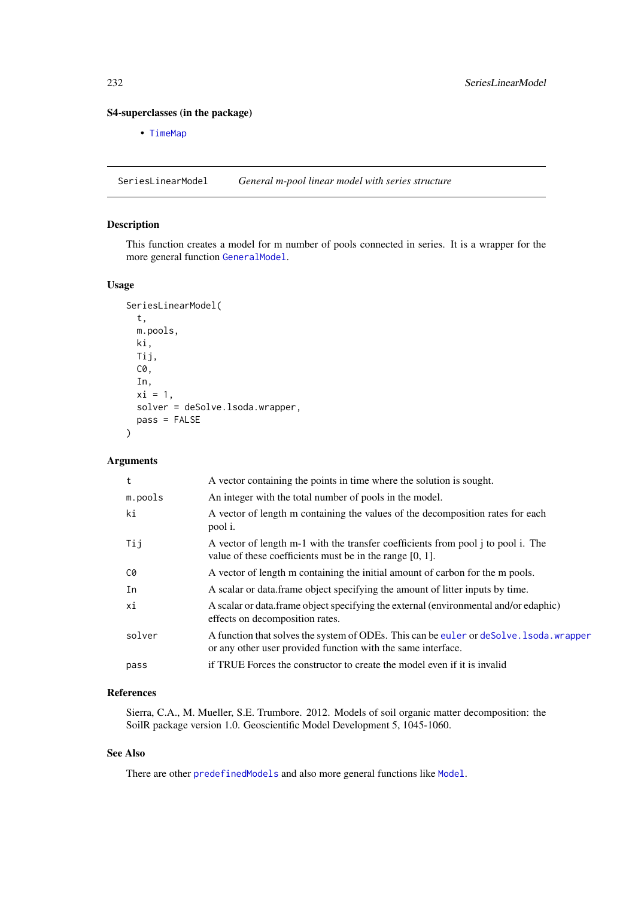### S4-superclasses (in the package)

- TimeMap

---

SeriesLinearModel *General m-pool linear model with series structure*

---

### Description

This function creates a model for m number of pools connected in series. It is a wrapper for the more general function GeneralModel.

### Usage

```
SeriesLinearModel(
  t,
  m.pools,
  ki,
  Tij,
  C0,
  In,
  xi = 1,
  solver = deSolve.lsoda.wrapper,
  pass = FALSE
)
```

### Arguments

| | |
|---|---|
| t | A vector containing the points in time where the solution is sought. |
| m.pools | An integer with the total number of pools in the model. |
| ki | A vector of length m containing the values of the decomposition rates for each pool i. |
| Tij | A vector of length m-1 with the transfer coefficients from pool j to pool i. The value of these coefficients must be in the range [0, 1]. |
| C0 | A vector of length m containing the initial amount of carbon for the m pools. |
| In | A scalar or data.frame object specifying the amount of litter inputs by time. |
| xi | A scalar or data.frame object specifying the external (environmental and/or edaphic) effects on decomposition rates. |
| solver | A function that solves the system of ODEs. This can be euler or deSolve.lsoda.wrapper or any other user provided function with the same interface. |
| pass | if TRUE Forces the constructor to create the model even if it is invalid |

### References

Sierra, C.A., M. Mueller, S.E. Trumbore. 2012. Models of soil organic matter decomposition: the SoilR package version 1.0. Geoscientific Model Development 5, 1045-1060.

### See Also

There are other predefinedModels and also more general functions like Model.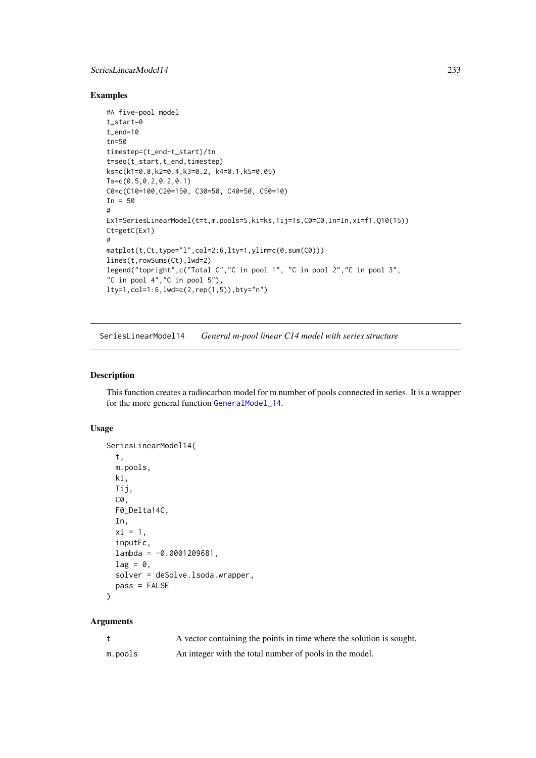## Examples

```
#A five-pool model
t_start=0
t_end=10
tn=50
timestep=(t_end-t_start)/tn
t=seq(t_start,t_end,timestep)
ks=c(k1=0.8,k2=0.4,k3=0.2, k4=0.1,k5=0.05)
Ts=c(0.5,0.2,0.2,0.1)
C0=c(C10=100,C20=150, C30=50, C40=50, C50=10)
In = 50
#
Ex1=SeriesLinearModel(t=t,m.pools=5,ki=ks,Tij=Ts,C0=C0,In=In,xi=fT.Q10(15))
Ct=getC(Ex1)
#
matplot(t,Ct,type="l",col=2:6,lty=1,ylim=c(0,sum(C0)))
lines(t,rowSums(Ct),lwd=2)
legend("topright",c("Total C","C in pool 1", "C in pool 2","C in pool 3",
"C in pool 4","C in pool 5"),
lty=1,col=1:6,lwd=c(2,rep(1,5)),bty="n")
```

---

# SeriesLinearModel14 *General m-pool linear C14 model with series structure*

---

## Description

This function creates a radiocarbon model for m number of pools connected in series. It is a wrapper for the more general function GeneralModel_14.

## Usage

```
SeriesLinearModel14(
  t,
  m.pools,
  ki,
  Tij,
  C0,
  F0_Delta14C,
  In,
  xi = 1,
  inputFc,
  lambda = -0.0001209681,
  lag = 0,
  solver = deSolve.lsoda.wrapper,
  pass = FALSE
)
```

## Arguments

| | |
|---|---|
| t | A vector containing the points in time where the solution is sought. |
| m.pools | An integer with the total number of pools in the model. |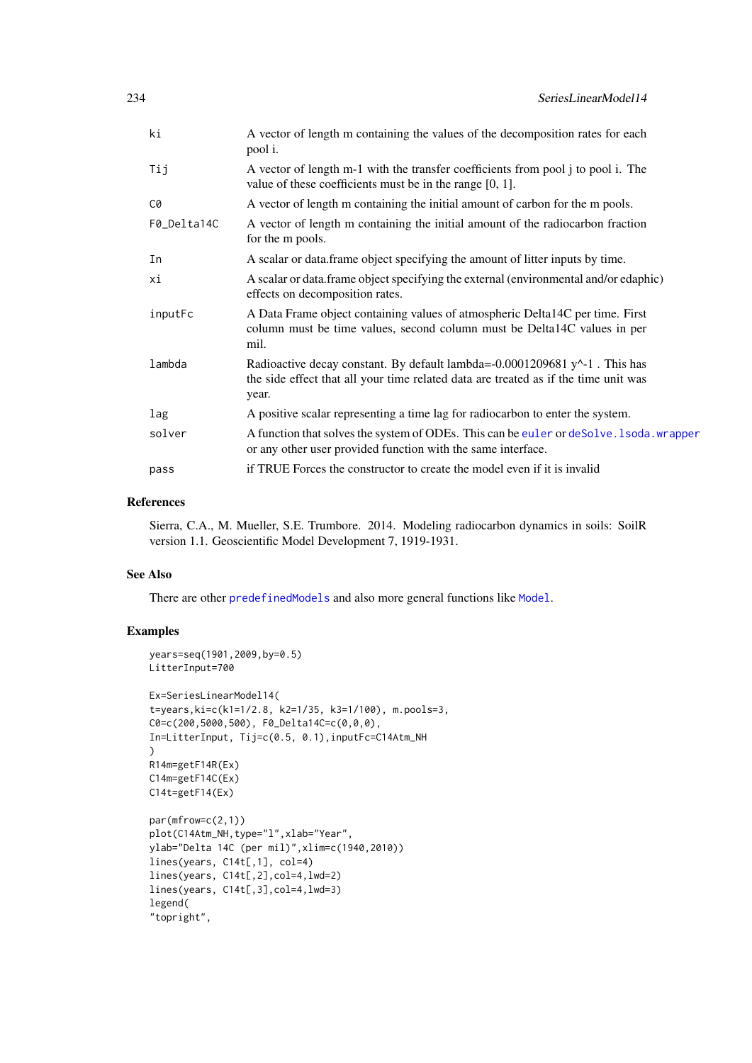| | |
|---|---|
| ki | A vector of length m containing the values of the decomposition rates for each pool i. |
| Tij | A vector of length m-1 with the transfer coefficients from pool j to pool i. The value of these coefficients must be in the range [0, 1]. |
| C0 | A vector of length m containing the initial amount of carbon for the m pools. |
| F0_Delta14C | A vector of length m containing the initial amount of the radiocarbon fraction for the m pools. |
| In | A scalar or data.frame object specifying the amount of litter inputs by time. |
| xi | A scalar or data.frame object specifying the external (environmental and/or edaphic) effects on decomposition rates. |
| inputFc | A Data Frame object containing values of atmospheric Delta14C per time. First column must be time values, second column must be Delta14C values in per mil. |
| lambda | Radioactive decay constant. By default lambda=-0.0001209681 y^-1 . This has the side effect that all your time related data are treated as if the time unit was year. |
| lag | A positive scalar representing a time lag for radiocarbon to enter the system. |
| solver | A function that solves the system of ODEs. This can be euler or deSolve.lsoda.wrapper or any other user provided function with the same interface. |
| pass | if TRUE Forces the constructor to create the model even if it is invalid |

## References

Sierra, C.A., M. Mueller, S.E. Trumbore. 2014. Modeling radiocarbon dynamics in soils: SoilR version 1.1. Geoscientific Model Development 7, 1919-1931.

## See Also

There are other predefinedModels and also more general functions like Model.

## Examples

```
years=seq(1901,2009,by=0.5)
LitterInput=700

Ex=SeriesLinearModel14(
t=years,ki=c(k1=1/2.8, k2=1/35, k3=1/100), m.pools=3,
C0=c(200,5000,500), F0_Delta14C=c(0,0,0),
In=LitterInput, Tij=c(0.5, 0.1),inputFc=C14Atm_NH
)
R14m=getF14R(Ex)
C14m=getF14C(Ex)
C14t=getF14(Ex)

par(mfrow=c(2,1))
plot(C14Atm_NH,type="l",xlab="Year",
ylab="Delta 14C (per mil)",xlim=c(1940,2010))
lines(years, C14t[,1], col=4)
lines(years, C14t[,2],col=4,lwd=2)
lines(years, C14t[,3],col=4,lwd=3)
legend(
"topright",
```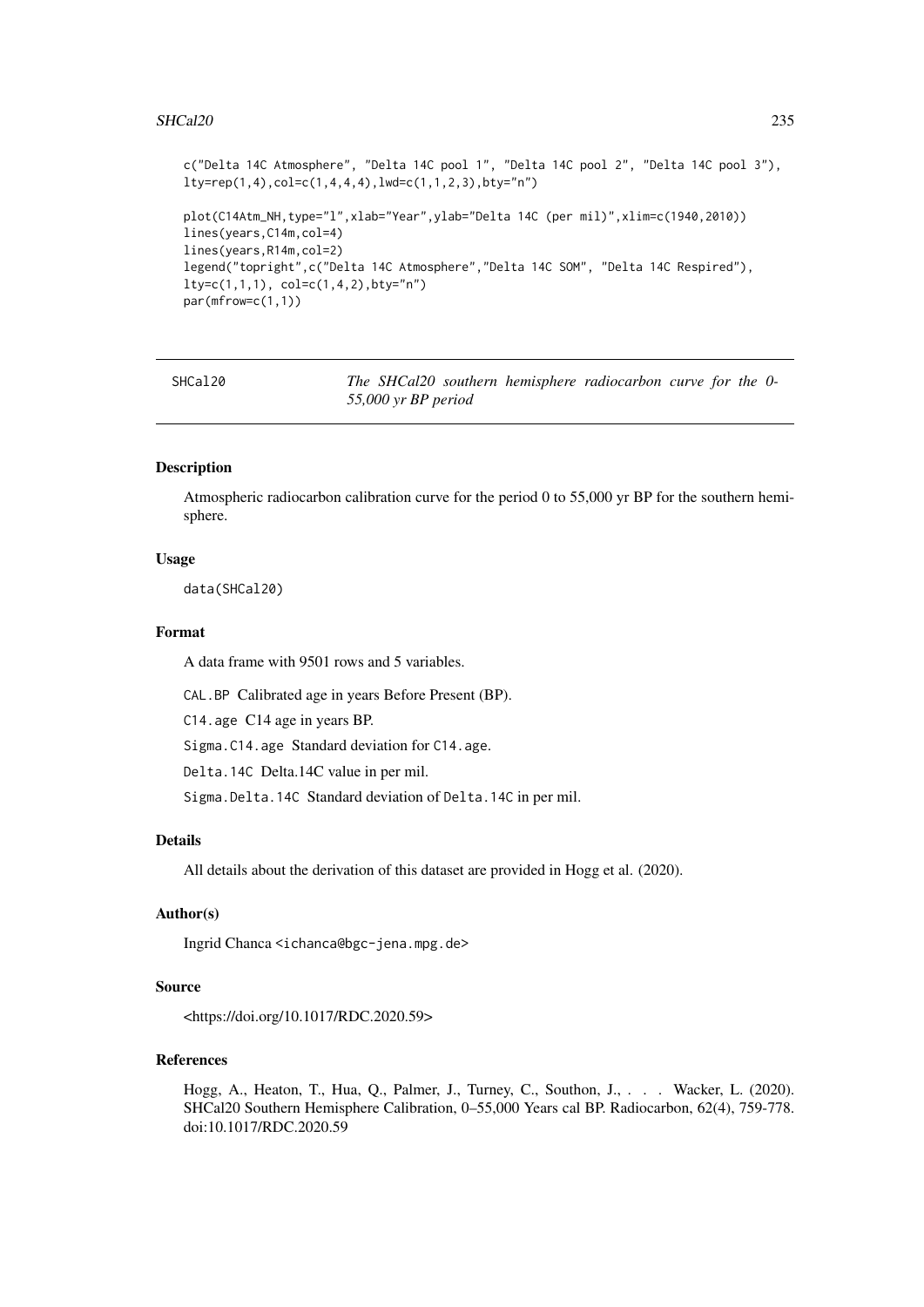```
c("Delta 14C Atmosphere", "Delta 14C pool 1", "Delta 14C pool 2", "Delta 14C pool 3"),
lty=rep(1,4),col=c(1,4,4,4),lwd=c(1,1,2,3),bty="n")

plot(C14Atm_NH,type="l",xlab="Year",ylab="Delta 14C (per mil)",xlim=c(1940,2010))
lines(years,C14m,col=4)
lines(years,R14m,col=2)
legend("topright",c("Delta 14C Atmosphere","Delta 14C SOM", "Delta 14C Respired"),
lty=c(1,1,1), col=c(1,4,2),bty="n")
par(mfrow=c(1,1))
```

---

SHCal20 — *The SHCal20 southern hemisphere radiocarbon curve for the 0-55,000 yr BP period*

---

## Description

Atmospheric radiocarbon calibration curve for the period 0 to 55,000 yr BP for the southern hemisphere.

## Usage

```
data(SHCal20)
```

## Format

A data frame with 9501 rows and 5 variables.

`CAL.BP` Calibrated age in years Before Present (BP).

`C14.age` C14 age in years BP.

`Sigma.C14.age` Standard deviation for `C14.age`.

`Delta.14C` Delta.14C value in per mil.

`Sigma.Delta.14C` Standard deviation of `Delta.14C` in per mil.

## Details

All details about the derivation of this dataset are provided in Hogg et al. (2020).

## Author(s)

Ingrid Chanca <ichanca@bgc-jena.mpg.de>

## Source

<https://doi.org/10.1017/RDC.2020.59>

## References

Hogg, A., Heaton, T., Hua, Q., Palmer, J., Turney, C., Southon, J., . . . Wacker, L. (2020). SHCal20 Southern Hemisphere Calibration, 0–55,000 Years cal BP. Radiocarbon, 62(4), 759-778. doi:10.1017/RDC.2020.59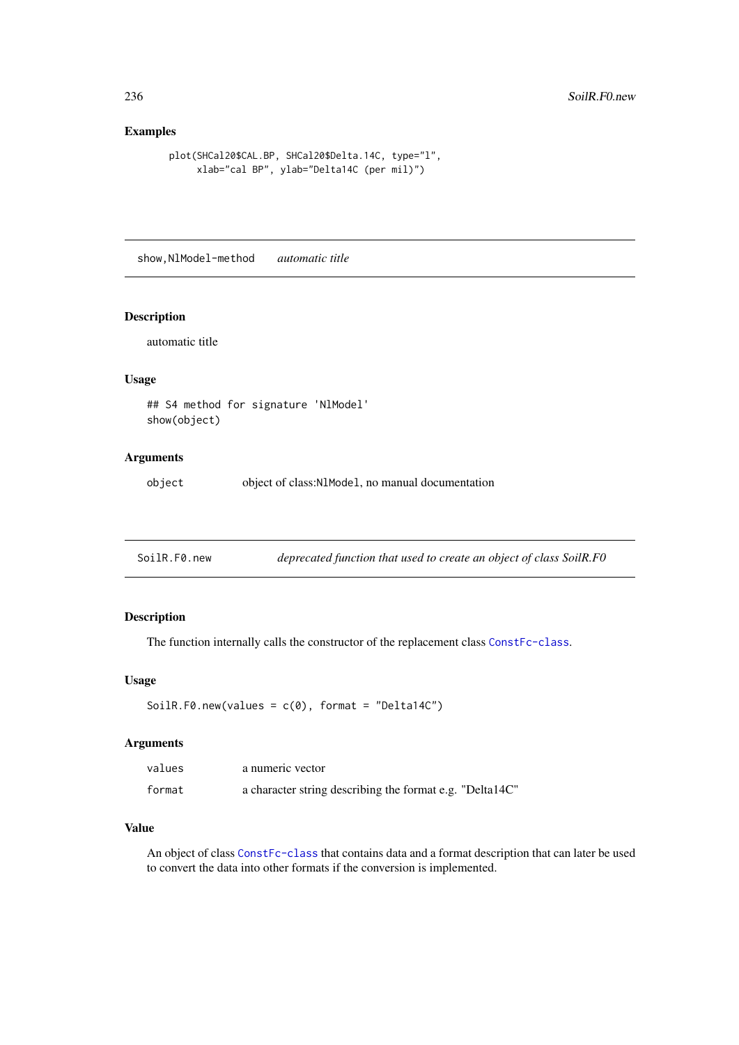### Examples

```
plot(SHCal20$CAL.BP, SHCal20$Delta.14C, type="l",
     xlab="cal BP", ylab="Delta14C (per mil)")
```

---

## show,NlModel-method *automatic title*

---

### Description

automatic title

### Usage

```
## S4 method for signature 'NlModel'
show(object)
```

### Arguments

| | |
|---|---|
| object | object of class:NlModel, no manual documentation |

---

## SoilR.F0.new *deprecated function that used to create an object of class SoilR.F0*

---

### Description

The function internally calls the constructor of the replacement class ConstFc-class.

### Usage

```
SoilR.F0.new(values = c(0), format = "Delta14C")
```

### Arguments

| | |
|---|---|
| values | a numeric vector |
| format | a character string describing the format e.g. "Delta14C" |

### Value

An object of class ConstFc-class that contains data and a format description that can later be used to convert the data into other formats if the conversion is implemented.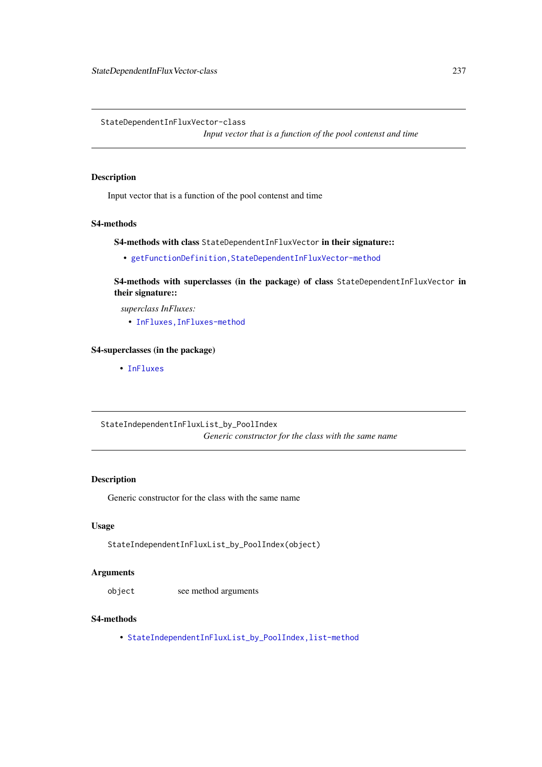## StateDependentInFluxVector-class

*Input vector that is a function of the pool contest and time*

### Description

Input vector that is a function of the pool contest and time

### S4-methods

**S4-methods with class** `StateDependentInFluxVector` **in their signature::**

- `getFunctionDefinition,StateDependentInFluxVector-method`

**S4-methods with superclasses (in the package) of class** `StateDependentInFluxVector` **in their signature::**

*superclass InFluxes:*

- `InFluxes,InFluxes-method`

### S4-superclasses (in the package)

- `InFluxes`

## StateIndependentInFluxList_by_PoolIndex

*Generic constructor for the class with the same name*

### Description

Generic constructor for the class with the same name

### Usage

```
StateIndependentInFluxList_by_PoolIndex(object)
```

### Arguments

| | |
|---|---|
| `object` | see method arguments |

### S4-methods

- `StateIndependentInFluxList_by_PoolIndex,list-method`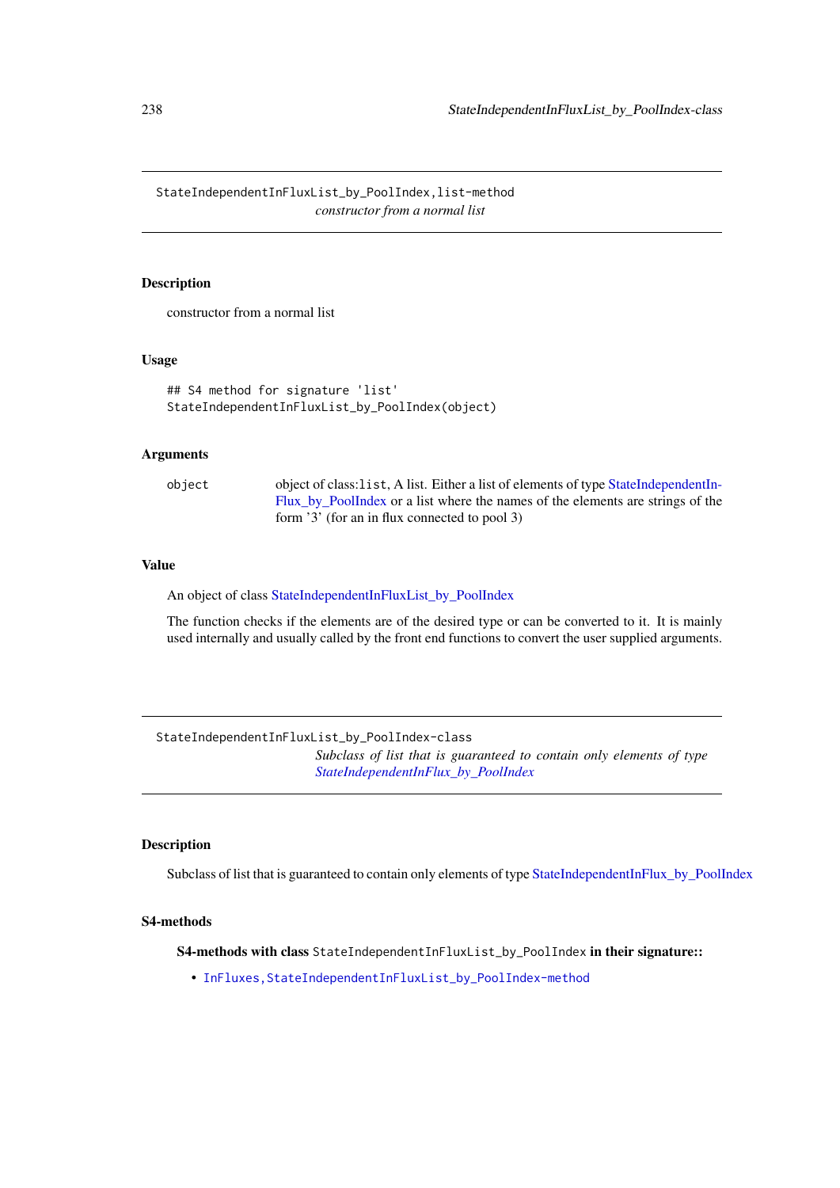`StateIndependentInFluxList_by_PoolIndex,list-method`

*constructor from a normal list*

## Description

constructor from a normal list

## Usage

```
## S4 method for signature 'list'
StateIndependentInFluxList_by_PoolIndex(object)
```

## Arguments

| | |
|---|---|
| `object` | object of class:`list`, A list. Either a list of elements of type StateIndependentInFlux_by_PoolIndex or a list where the names of the elements are strings of the form '3' (for an in flux connected to pool 3) |

## Value

An object of class StateIndependentInFluxList_by_PoolIndex

The function checks if the elements are of the desired type or can be converted to it. It is mainly used internally and usually called by the front end functions to convert the user supplied arguments.

---

`StateIndependentInFluxList_by_PoolIndex-class`

*Subclass of list that is guaranteed to contain only elements of type StateIndependentInFlux_by_PoolIndex*

## Description

Subclass of list that is guaranteed to contain only elements of type StateIndependentInFlux_by_PoolIndex

## S4-methods

**S4-methods with class `StateIndependentInFluxList_by_PoolIndex` in their signature::**

- `InFluxes,StateIndependentInFluxList_by_PoolIndex-method`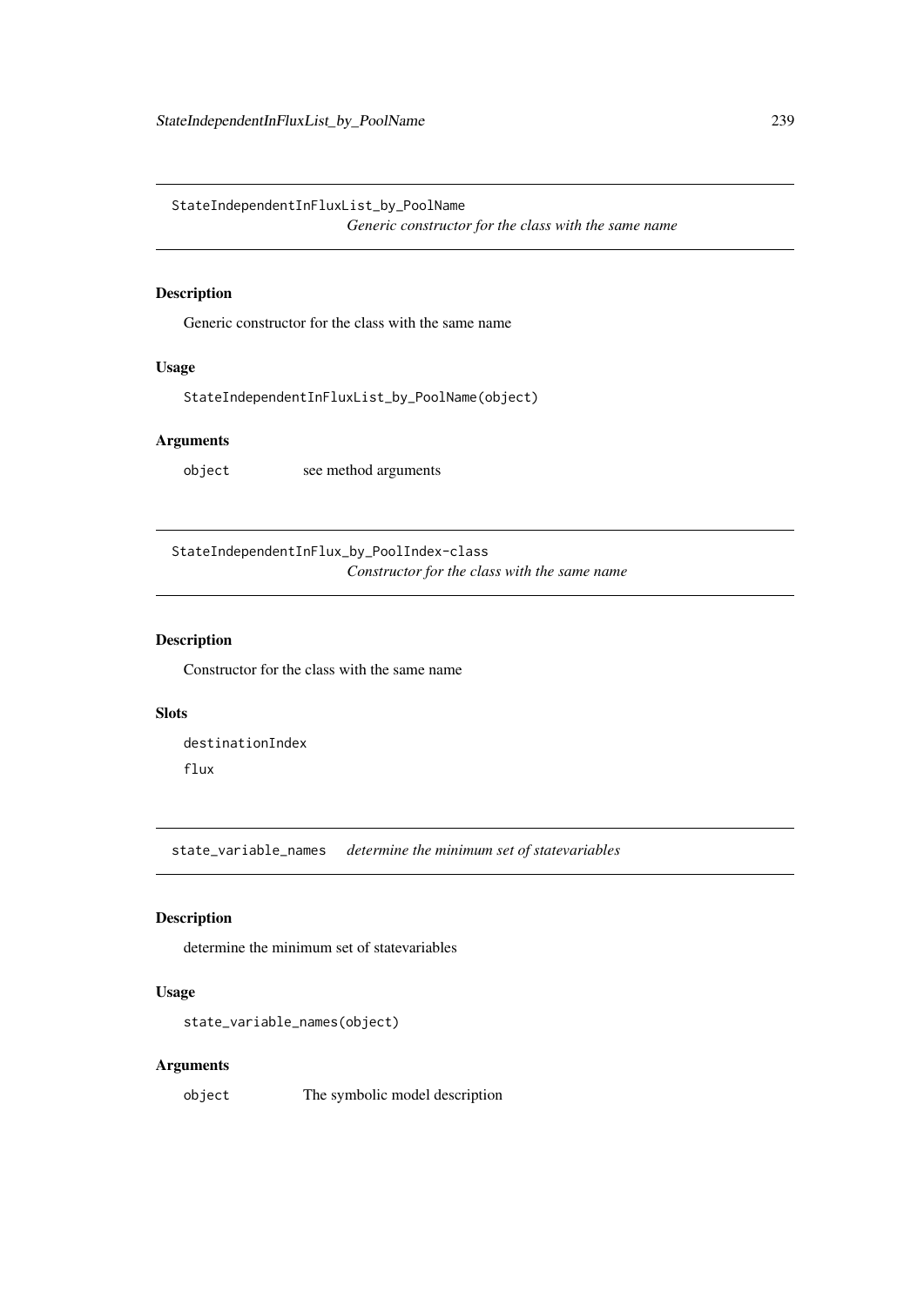## StateIndependentInFluxList_by_PoolName

*Generic constructor for the class with the same name*

### Description

Generic constructor for the class with the same name

### Usage

```
StateIndependentInFluxList_by_PoolName(object)
```

### Arguments

`object` see method arguments

## StateIndependentInFlux_by_PoolIndex-class

*Constructor for the class with the same name*

### Description

Constructor for the class with the same name

### Slots

`destinationIndex`

`flux`

## state_variable_names

*determine the minimum set of statevariables*

### Description

determine the minimum set of statevariables

### Usage

```
state_variable_names(object)
```

### Arguments

`object` The symbolic model description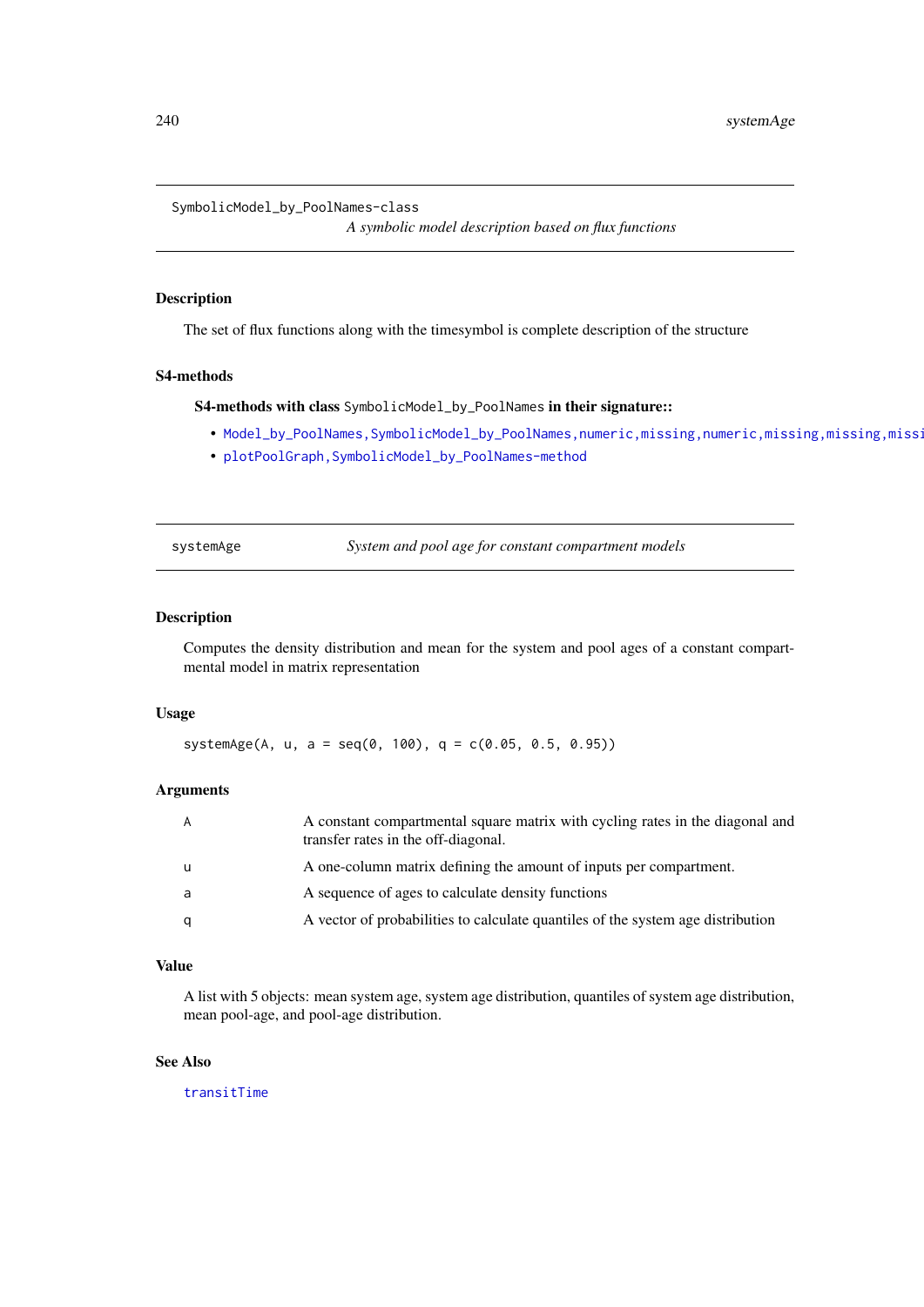SymbolicModel_by_PoolNames-class

*A symbolic model description based on flux functions*

## Description

The set of flux functions along with the timesymbol is complete description of the structure

## S4-methods

**S4-methods with class** SymbolicModel_by_PoolNames **in their signature::**

- Model_by_PoolNames,SymbolicModel_by_PoolNames,numeric,missing,numeric,missing,missing,missi
- plotPoolGraph,SymbolicModel_by_PoolNames-method

---

systemAge

*System and pool age for constant compartment models*

## Description

Computes the density distribution and mean for the system and pool ages of a constant compartmental model in matrix representation

## Usage

```
systemAge(A, u, a = seq(0, 100), q = c(0.05, 0.5, 0.95))
```

## Arguments

| | |
|---|---|
| A | A constant compartmental square matrix with cycling rates in the diagonal and transfer rates in the off-diagonal. |
| u | A one-column matrix defining the amount of inputs per compartment. |
| a | A sequence of ages to calculate density functions |
| q | A vector of probabilities to calculate quantiles of the system age distribution |

## Value

A list with 5 objects: mean system age, system age distribution, quantiles of system age distribution, mean pool-age, and pool-age distribution.

## See Also

transitTime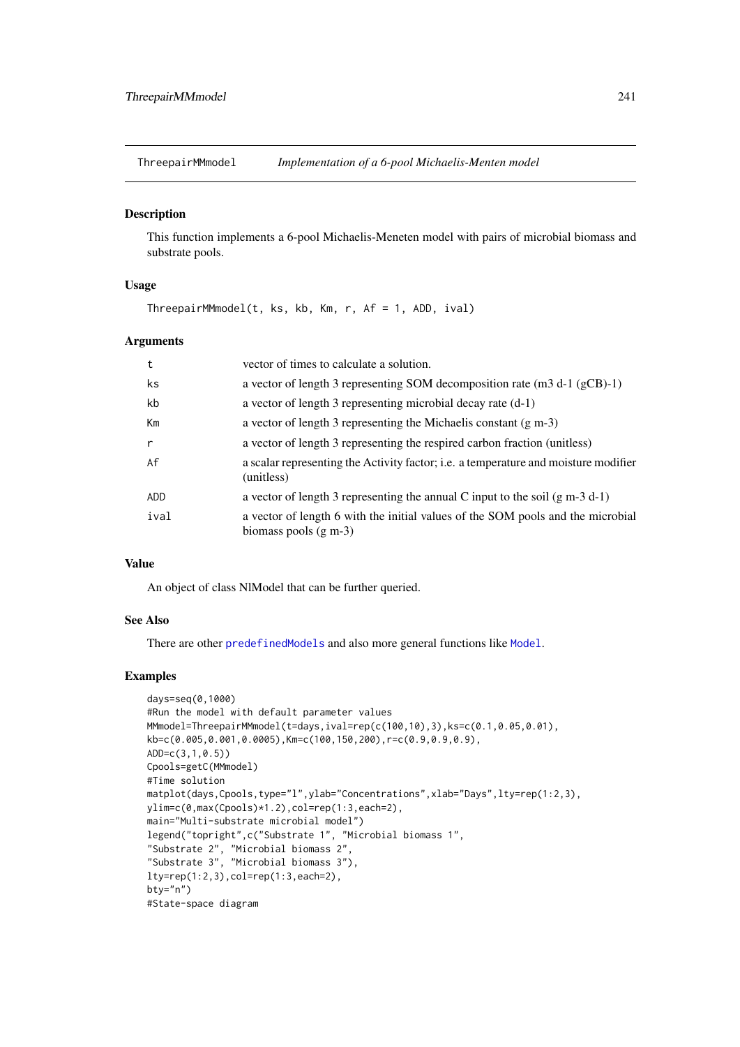ThreepairMMmodel — *Implementation of a 6-pool Michaelis-Menten model*

### Description

This function implements a 6-pool Michaelis-Meneten model with pairs of microbial biomass and substrate pools.

### Usage

```
ThreepairMMmodel(t, ks, kb, Km, r, Af = 1, ADD, ival)
```

### Arguments

| | |
|---|---|
| t | vector of times to calculate a solution. |
| ks | a vector of length 3 representing SOM decomposition rate (m3 d-1 (gCB)-1) |
| kb | a vector of length 3 representing microbial decay rate (d-1) |
| Km | a vector of length 3 representing the Michaelis constant (g m-3) |
| r | a vector of length 3 representing the respired carbon fraction (unitless) |
| Af | a scalar representing the Activity factor; i.e. a temperature and moisture modifier (unitless) |
| ADD | a vector of length 3 representing the annual C input to the soil (g m-3 d-1) |
| ival | a vector of length 6 with the initial values of the SOM pools and the microbial biomass pools (g m-3) |

### Value

An object of class NlModel that can be further queried.

### See Also

There are other `predefinedModels` and also more general functions like `Model`.

### Examples

```
days=seq(0,1000)
#Run the model with default parameter values
MMmodel=ThreepairMMmodel(t=days,ival=rep(c(100,10),3),ks=c(0.1,0.05,0.01),
kb=c(0.005,0.001,0.0005),Km=c(100,150,200),r=c(0.9,0.9,0.9),
ADD=c(3,1,0.5))
Cpools=getC(MMmodel)
#Time solution
matplot(days,Cpools,type="l",ylab="Concentrations",xlab="Days",lty=rep(1:2,3),
ylim=c(0,max(Cpools)*1.2),col=rep(1:3,each=2),
main="Multi-substrate microbial model")
legend("topright",c("Substrate 1", "Microbial biomass 1",
"Substrate 2", "Microbial biomass 2",
"Substrate 3", "Microbial biomass 3"),
lty=rep(1:2,3),col=rep(1:3,each=2),
bty="n")
#State-space diagram
```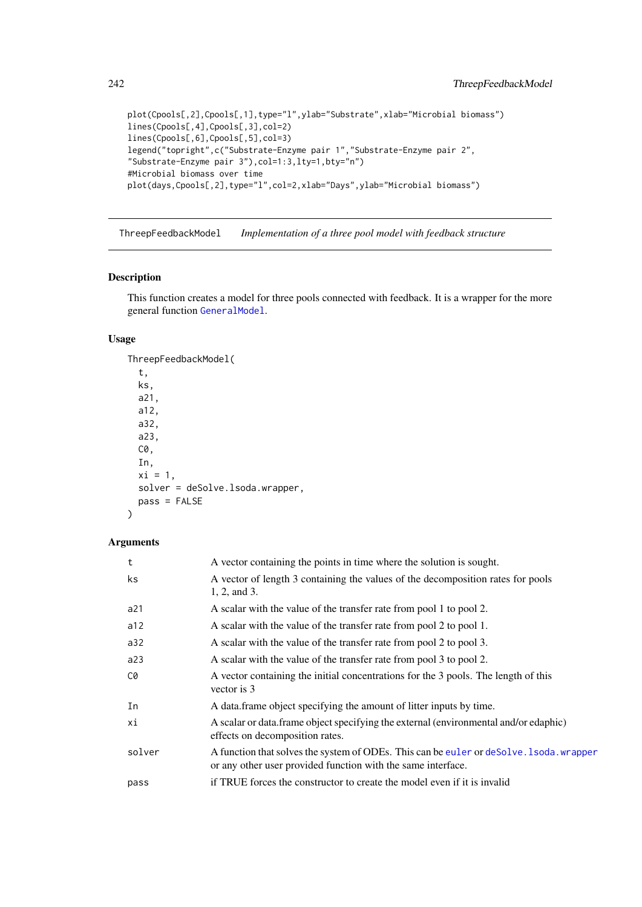```
plot(Cpools[,2],Cpools[,1],type="l",ylab="Substrate",xlab="Microbial biomass")
lines(Cpools[,4],Cpools[,3],col=2)
lines(Cpools[,6],Cpools[,5],col=3)
legend("topright",c("Substrate-Enzyme pair 1","Substrate-Enzyme pair 2",
"Substrate-Enzyme pair 3"),col=1:3,lty=1,bty="n")
#Microbial biomass over time
plot(days,Cpools[,2],type="l",col=2,xlab="Days",ylab="Microbial biomass")
```

---

## ThreepFeedbackModel — *Implementation of a three pool model with feedback structure*

---

### Description

This function creates a model for three pools connected with feedback. It is a wrapper for the more general function `GeneralModel`.

### Usage

```
ThreepFeedbackModel(
  t,
  ks,
  a21,
  a12,
  a32,
  a23,
  C0,
  In,
  xi = 1,
  solver = deSolve.lsoda.wrapper,
  pass = FALSE
)
```

### Arguments

| | |
|---|---|
| `t` | A vector containing the points in time where the solution is sought. |
| `ks` | A vector of length 3 containing the values of the decomposition rates for pools 1, 2, and 3. |
| `a21` | A scalar with the value of the transfer rate from pool 1 to pool 2. |
| `a12` | A scalar with the value of the transfer rate from pool 2 to pool 1. |
| `a32` | A scalar with the value of the transfer rate from pool 2 to pool 3. |
| `a23` | A scalar with the value of the transfer rate from pool 3 to pool 2. |
| `C0` | A vector containing the initial concentrations for the 3 pools. The length of this vector is 3 |
| `In` | A data.frame object specifying the amount of litter inputs by time. |
| `xi` | A scalar or data.frame object specifying the external (environmental and/or edaphic) effects on decomposition rates. |
| `solver` | A function that solves the system of ODEs. This can be `euler` or `deSolve.lsoda.wrapper` or any other user provided function with the same interface. |
| `pass` | if TRUE forces the constructor to create the model even if it is invalid |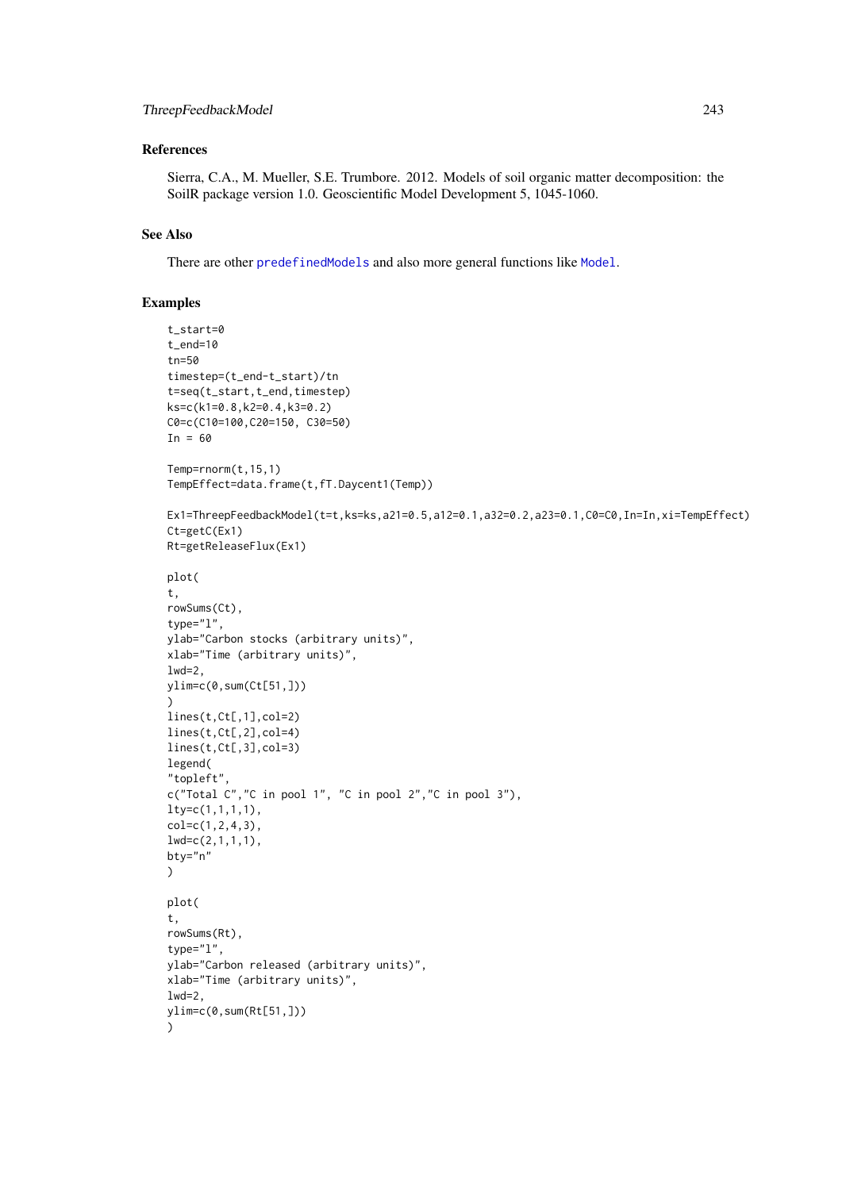### References

Sierra, C.A., M. Mueller, S.E. Trumbore. 2012. Models of soil organic matter decomposition: the SoilR package version 1.0. Geoscientific Model Development 5, 1045-1060.

### See Also

There are other predefinedModels and also more general functions like Model.

### Examples

```
t_start=0
t_end=10
tn=50
timestep=(t_end-t_start)/tn
t=seq(t_start,t_end,timestep)
ks=c(k1=0.8,k2=0.4,k3=0.2)
C0=c(C10=100,C20=150, C30=50)
In = 60

Temp=rnorm(t,15,1)
TempEffect=data.frame(t,fT.Daycent1(Temp))

Ex1=ThreepFeedbackModel(t=t,ks=ks,a21=0.5,a12=0.1,a32=0.2,a23=0.1,C0=C0,In=In,xi=TempEffect)
Ct=getC(Ex1)
Rt=getReleaseFlux(Ex1)

plot(
t,
rowSums(Ct),
type="l",
ylab="Carbon stocks (arbitrary units)",
xlab="Time (arbitrary units)",
lwd=2,
ylim=c(0,sum(Ct[51,]))
)
lines(t,Ct[,1],col=2)
lines(t,Ct[,2],col=4)
lines(t,Ct[,3],col=3)
legend(
"topleft",
c("Total C","C in pool 1", "C in pool 2","C in pool 3"),
lty=c(1,1,1,1),
col=c(1,2,4,3),
lwd=c(2,1,1,1),
bty="n"
)

plot(
t,
rowSums(Rt),
type="l",
ylab="Carbon released (arbitrary units)",
xlab="Time (arbitrary units)",
lwd=2,
ylim=c(0,sum(Rt[51,]))
)
```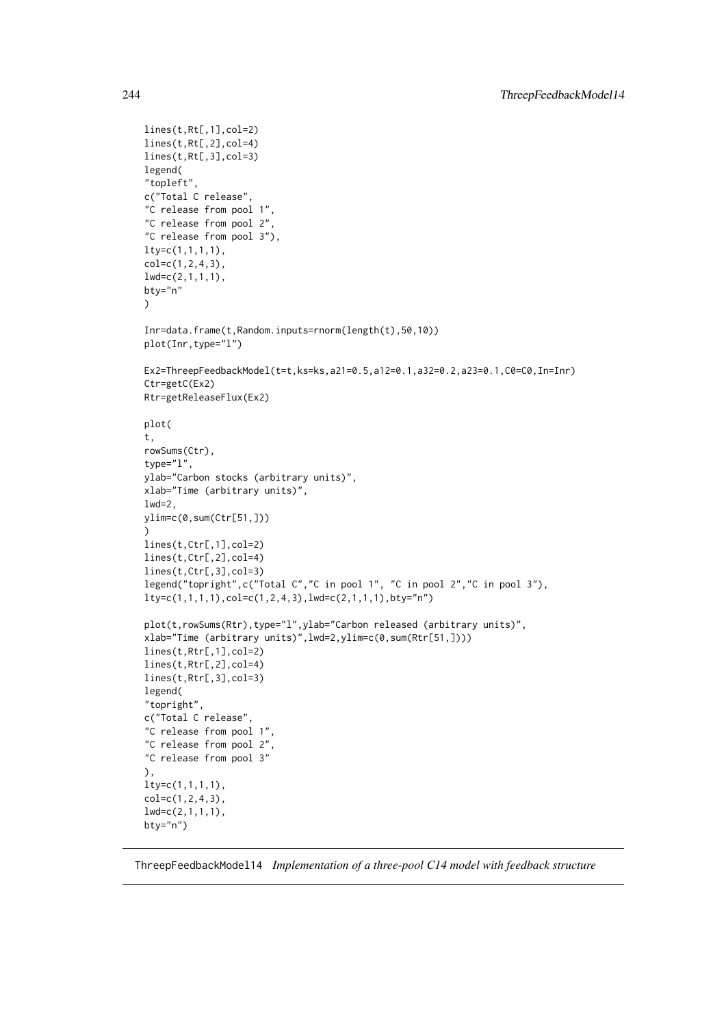```
lines(t,Rt[,1],col=2)
lines(t,Rt[,2],col=4)
lines(t,Rt[,3],col=3)
legend(
"topleft",
c("Total C release",
"C release from pool 1",
"C release from pool 2",
"C release from pool 3"),
lty=c(1,1,1,1),
col=c(1,2,4,3),
lwd=c(2,1,1,1),
bty="n"
)

Inr=data.frame(t,Random.inputs=rnorm(length(t),50,10))
plot(Inr,type="l")

Ex2=ThreepFeedbackModel(t=t,ks=ks,a21=0.5,a12=0.1,a32=0.2,a23=0.1,C0=C0,In=Inr)
Ctr=getC(Ex2)
Rtr=getReleaseFlux(Ex2)

plot(
t,
rowSums(Ctr),
type="l",
ylab="Carbon stocks (arbitrary units)",
xlab="Time (arbitrary units)",
lwd=2,
ylim=c(0,sum(Ctr[51,]))
)
lines(t,Ctr[,1],col=2)
lines(t,Ctr[,2],col=4)
lines(t,Ctr[,3],col=3)
legend("topright",c("Total C","C in pool 1", "C in pool 2","C in pool 3"),
lty=c(1,1,1,1),col=c(1,2,4,3),lwd=c(2,1,1,1),bty="n")

plot(t,rowSums(Rtr),type="l",ylab="Carbon released (arbitrary units)",
xlab="Time (arbitrary units)",lwd=2,ylim=c(0,sum(Rtr[51,])))
lines(t,Rtr[,1],col=2)
lines(t,Rtr[,2],col=4)
lines(t,Rtr[,3],col=3)
legend(
"topright",
c("Total C release",
"C release from pool 1",
"C release from pool 2",
"C release from pool 3"
),
lty=c(1,1,1,1),
col=c(1,2,4,3),
lwd=c(2,1,1,1),
bty="n")
```

## ThreepFeedbackModel14 *Implementation of a three-pool C14 model with feedback structure*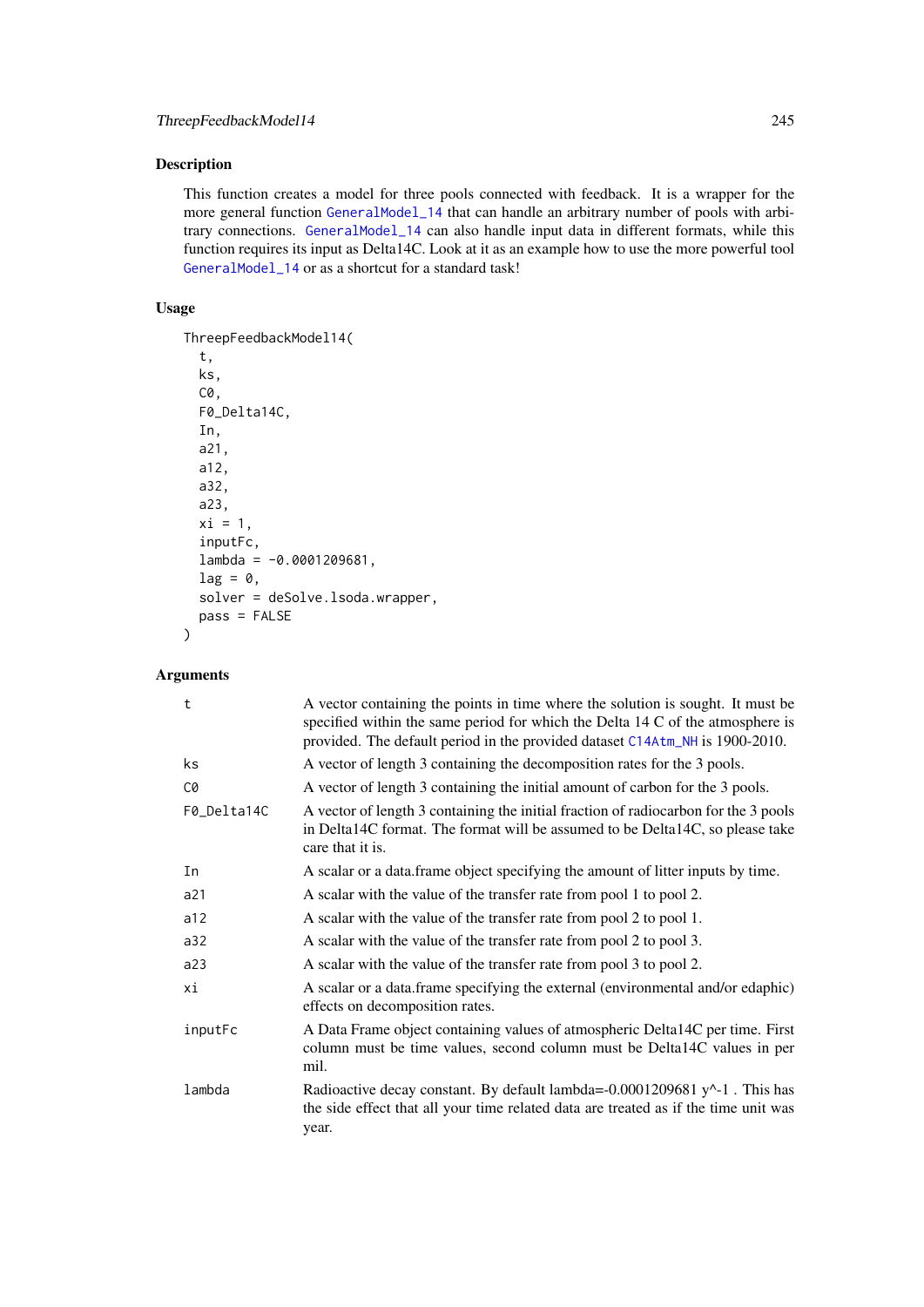## Description

This function creates a model for three pools connected with feedback. It is a wrapper for the more general function GeneralModel_14 that can handle an arbitrary number of pools with arbitrary connections. GeneralModel_14 can also handle input data in different formats, while this function requires its input as Delta14C. Look at it as an example how to use the more powerful tool GeneralModel_14 or as a shortcut for a standard task!

## Usage

```
ThreepFeedbackModel14(
  t,
  ks,
  C0,
  F0_Delta14C,
  In,
  a21,
  a12,
  a32,
  a23,
  xi = 1,
  inputFc,
  lambda = -0.0001209681,
  lag = 0,
  solver = deSolve.lsoda.wrapper,
  pass = FALSE
)
```

## Arguments

| Argument | Description |
|---|---|
| `t` | A vector containing the points in time where the solution is sought. It must be specified within the same period for which the Delta 14 C of the atmosphere is provided. The default period in the provided dataset C14Atm_NH is 1900-2010. |
| `ks` | A vector of length 3 containing the decomposition rates for the 3 pools. |
| `C0` | A vector of length 3 containing the initial amount of carbon for the 3 pools. |
| `F0_Delta14C` | A vector of length 3 containing the initial fraction of radiocarbon for the 3 pools in Delta14C format. The format will be assumed to be Delta14C, so please take care that it is. |
| `In` | A scalar or a data.frame object specifying the amount of litter inputs by time. |
| `a21` | A scalar with the value of the transfer rate from pool 1 to pool 2. |
| `a12` | A scalar with the value of the transfer rate from pool 2 to pool 1. |
| `a32` | A scalar with the value of the transfer rate from pool 2 to pool 3. |
| `a23` | A scalar with the value of the transfer rate from pool 3 to pool 2. |
| `xi` | A scalar or a data.frame specifying the external (environmental and/or edaphic) effects on decomposition rates. |
| `inputFc` | A Data Frame object containing values of atmospheric Delta14C per time. First column must be time values, second column must be Delta14C values in per mil. |
| `lambda` | Radioactive decay constant. By default lambda=-0.0001209681 y^-1 . This has the side effect that all your time related data are treated as if the time unit was year. |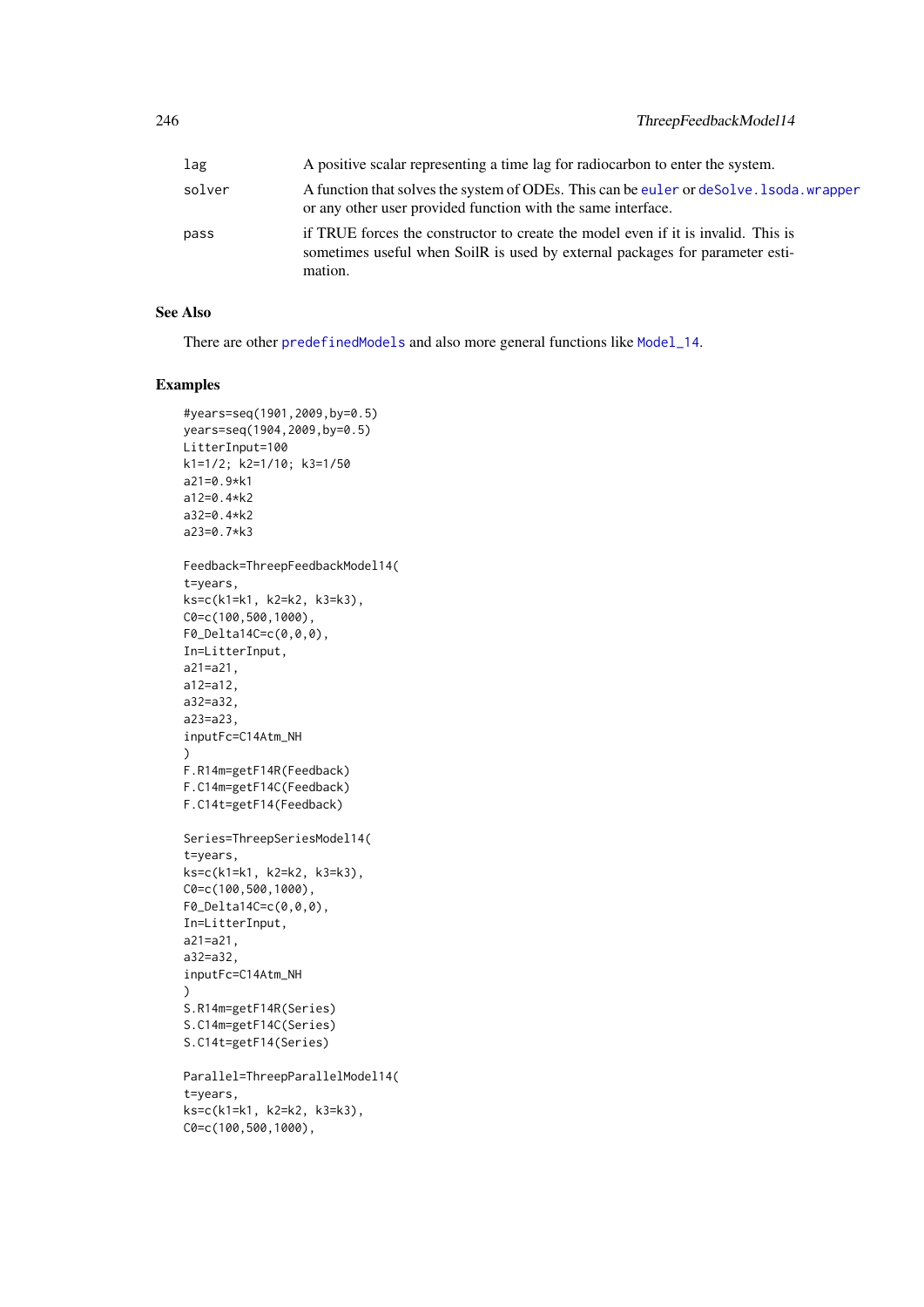| | |
|---|---|
| lag | A positive scalar representing a time lag for radiocarbon to enter the system. |
| solver | A function that solves the system of ODEs. This can be euler or deSolve.lsoda.wrapper or any other user provided function with the same interface. |
| pass | if TRUE forces the constructor to create the model even if it is invalid. This is sometimes useful when SoilR is used by external packages for parameter estimation. |

## See Also

There are other predefinedModels and also more general functions like Model_14.

## Examples

```
#years=seq(1901,2009,by=0.5)
years=seq(1904,2009,by=0.5)
LitterInput=100
k1=1/2; k2=1/10; k3=1/50
a21=0.9*k1
a12=0.4*k2
a32=0.4*k2
a23=0.7*k3

Feedback=ThreepFeedbackModel14(
t=years,
ks=c(k1=k1, k2=k2, k3=k3),
C0=c(100,500,1000),
F0_Delta14C=c(0,0,0),
In=LitterInput,
a21=a21,
a12=a12,
a32=a32,
a23=a23,
inputFc=C14Atm_NH
)
F.R14m=getF14R(Feedback)
F.C14m=getF14C(Feedback)
F.C14t=getF14(Feedback)

Series=ThreepSeriesModel14(
t=years,
ks=c(k1=k1, k2=k2, k3=k3),
C0=c(100,500,1000),
F0_Delta14C=c(0,0,0),
In=LitterInput,
a21=a21,
a32=a32,
inputFc=C14Atm_NH
)
S.R14m=getF14R(Series)
S.C14m=getF14C(Series)
S.C14t=getF14(Series)

Parallel=ThreepParallelModel14(
t=years,
ks=c(k1=k1, k2=k2, k3=k3),
C0=c(100,500,1000),
```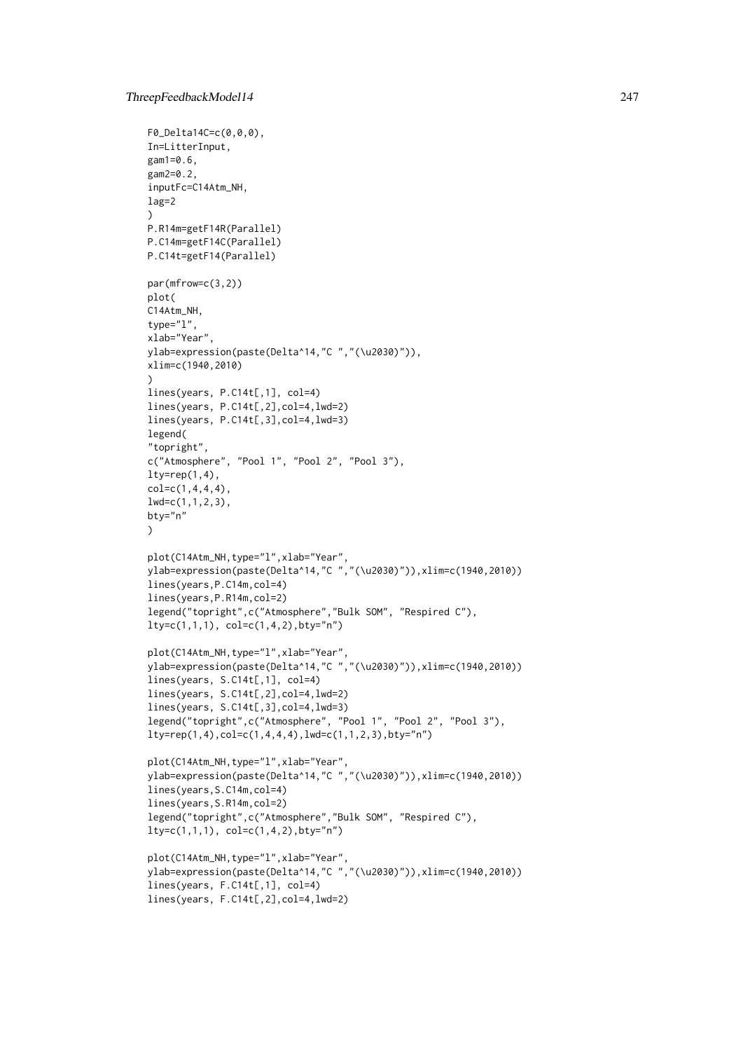```
F0_Delta14C=c(0,0,0),
In=LitterInput,
gam1=0.6,
gam2=0.2,
inputFc=C14Atm_NH,
lag=2
)
P.R14m=getF14R(Parallel)
P.C14m=getF14C(Parallel)
P.C14t=getF14(Parallel)

par(mfrow=c(3,2))
plot(
C14Atm_NH,
type="l",
xlab="Year",
ylab=expression(paste(Delta^14,"C ","(\u2030)")),
xlim=c(1940,2010)
)
lines(years, P.C14t[,1], col=4)
lines(years, P.C14t[,2],col=4,lwd=2)
lines(years, P.C14t[,3],col=4,lwd=3)
legend(
"topright",
c("Atmosphere", "Pool 1", "Pool 2", "Pool 3"),
lty=rep(1,4),
col=c(1,4,4,4),
lwd=c(1,1,2,3),
bty="n"
)

plot(C14Atm_NH,type="l",xlab="Year",
ylab=expression(paste(Delta^14,"C ","(\u2030)")),xlim=c(1940,2010))
lines(years,P.C14m,col=4)
lines(years,P.R14m,col=2)
legend("topright",c("Atmosphere","Bulk SOM", "Respired C"),
lty=c(1,1,1), col=c(1,4,2),bty="n")

plot(C14Atm_NH,type="l",xlab="Year",
ylab=expression(paste(Delta^14,"C ","(\u2030)")),xlim=c(1940,2010))
lines(years, S.C14t[,1], col=4)
lines(years, S.C14t[,2],col=4,lwd=2)
lines(years, S.C14t[,3],col=4,lwd=3)
legend("topright",c("Atmosphere", "Pool 1", "Pool 2", "Pool 3"),
lty=rep(1,4),col=c(1,4,4,4),lwd=c(1,1,2,3),bty="n")

plot(C14Atm_NH,type="l",xlab="Year",
ylab=expression(paste(Delta^14,"C ","(\u2030)")),xlim=c(1940,2010))
lines(years,S.C14m,col=4)
lines(years,S.R14m,col=2)
legend("topright",c("Atmosphere","Bulk SOM", "Respired C"),
lty=c(1,1,1), col=c(1,4,2),bty="n")

plot(C14Atm_NH,type="l",xlab="Year",
ylab=expression(paste(Delta^14,"C ","(\u2030)")),xlim=c(1940,2010))
lines(years, F.C14t[,1], col=4)
lines(years, F.C14t[,2],col=4,lwd=2)
```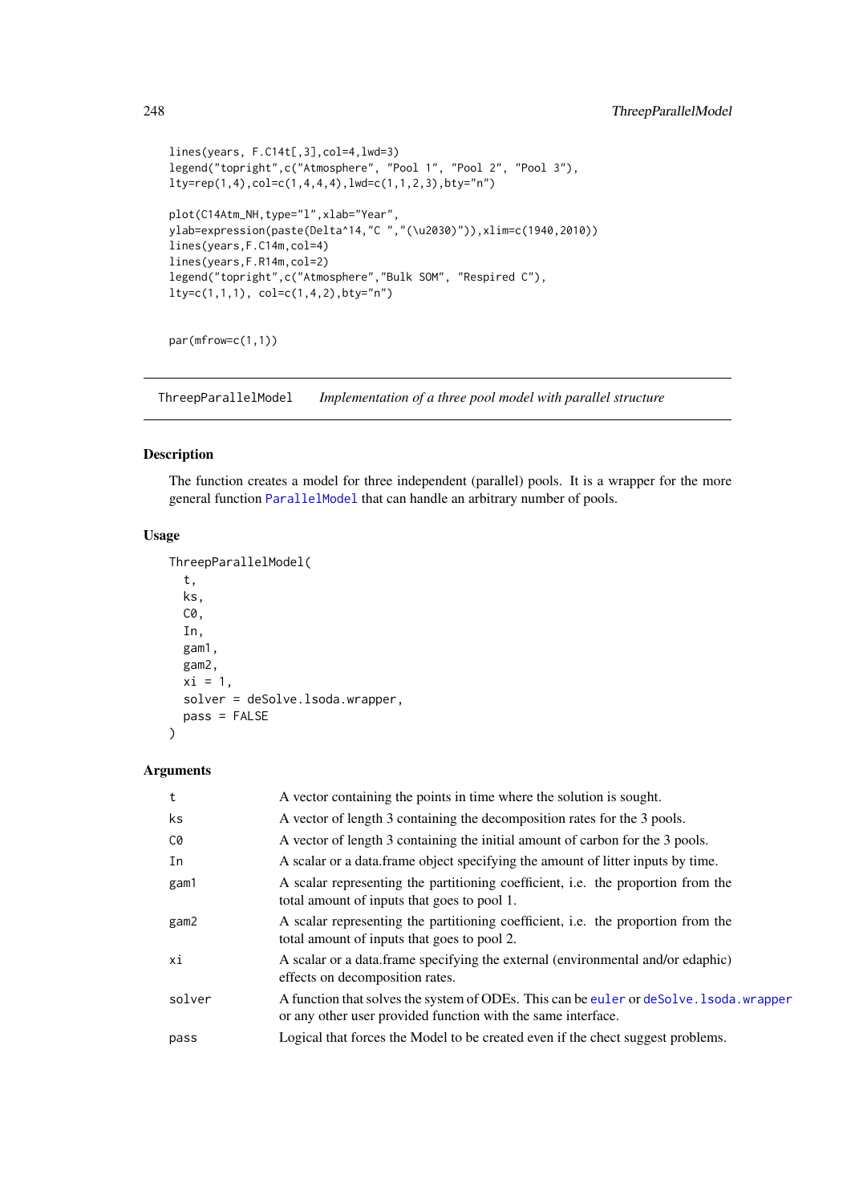```
lines(years, F.C14t[,3],col=4,lwd=3)
legend("topright",c("Atmosphere", "Pool 1", "Pool 2", "Pool 3"),
lty=rep(1,4),col=c(1,4,4,4),lwd=c(1,1,2,3),bty="n")

plot(C14Atm_NH,type="l",xlab="Year",
ylab=expression(paste(Delta^14,"C ","(\u2030)")),xlim=c(1940,2010))
lines(years,F.C14m,col=4)
lines(years,F.R14m,col=2)
legend("topright",c("Atmosphere","Bulk SOM", "Respired C"),
lty=c(1,1,1), col=c(1,4,2),bty="n")


par(mfrow=c(1,1))
```

---

## ThreepParallelModel — *Implementation of a three pool model with parallel structure*

---

### Description

The function creates a model for three independent (parallel) pools. It is a wrapper for the more general function `ParallelModel` that can handle an arbitrary number of pools.

### Usage

```
ThreepParallelModel(
  t,
  ks,
  C0,
  In,
  gam1,
  gam2,
  xi = 1,
  solver = deSolve.lsoda.wrapper,
  pass = FALSE
)
```

### Arguments

| | |
|---|---|
| `t` | A vector containing the points in time where the solution is sought. |
| `ks` | A vector of length 3 containing the decomposition rates for the 3 pools. |
| `C0` | A vector of length 3 containing the initial amount of carbon for the 3 pools. |
| `In` | A scalar or a data.frame object specifying the amount of litter inputs by time. |
| `gam1` | A scalar representing the partitioning coefficient, i.e. the proportion from the total amount of inputs that goes to pool 1. |
| `gam2` | A scalar representing the partitioning coefficient, i.e. the proportion from the total amount of inputs that goes to pool 2. |
| `xi` | A scalar or a data.frame specifying the external (environmental and/or edaphic) effects on decomposition rates. |
| `solver` | A function that solves the system of ODEs. This can be `euler` or `deSolve.lsoda.wrapper` or any other user provided function with the same interface. |
| `pass` | Logical that forces the Model to be created even if the chect suggest problems. |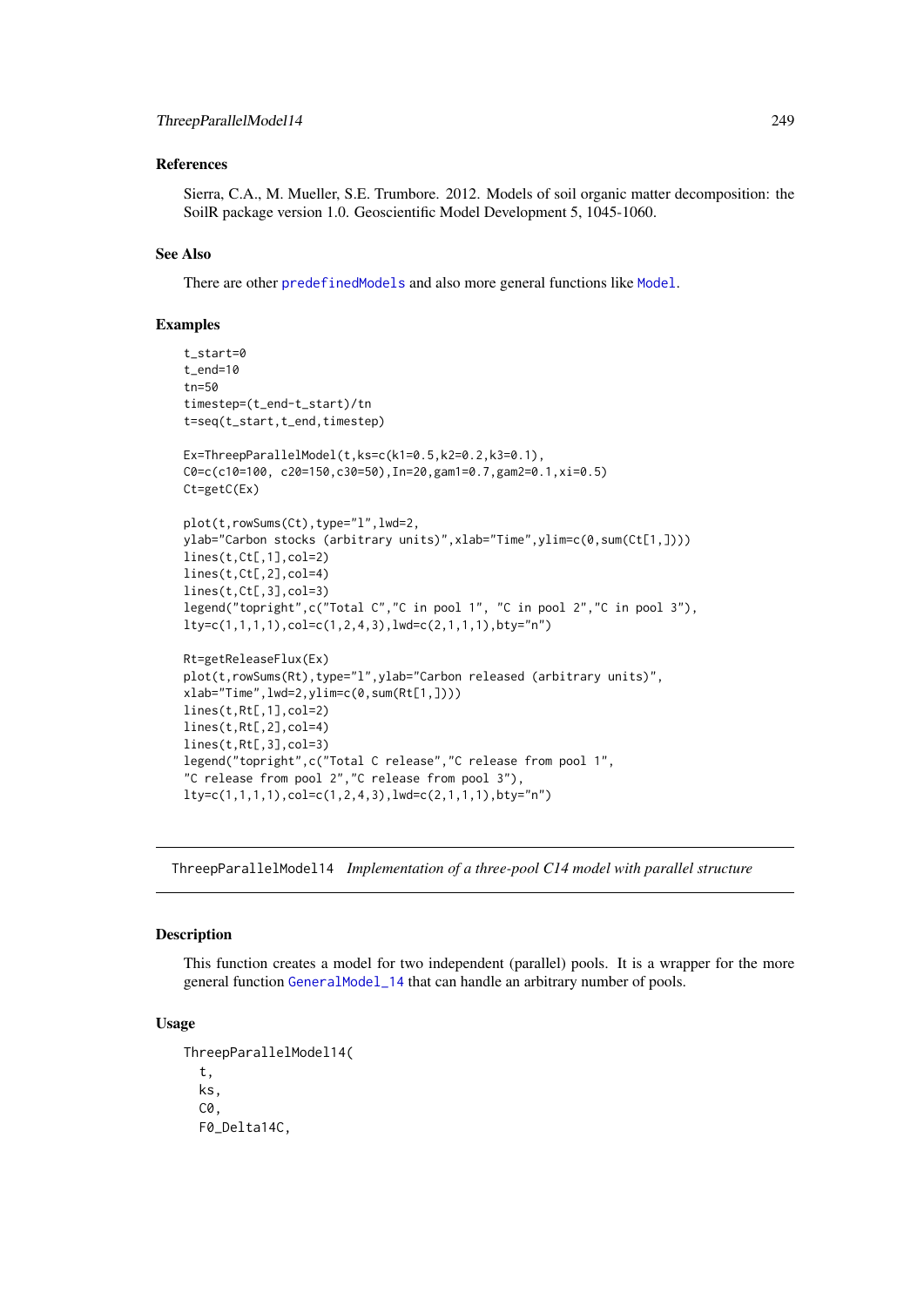### References

Sierra, C.A., M. Mueller, S.E. Trumbore. 2012. Models of soil organic matter decomposition: the SoilR package version 1.0. Geoscientific Model Development 5, 1045-1060.

### See Also

There are other predefinedModels and also more general functions like Model.

### Examples

```
t_start=0
t_end=10
tn=50
timestep=(t_end-t_start)/tn
t=seq(t_start,t_end,timestep)

Ex=ThreepParallelModel(t,ks=c(k1=0.5,k2=0.2,k3=0.1),
C0=c(c10=100, c20=150,c30=50),In=20,gam1=0.7,gam2=0.1,xi=0.5)
Ct=getC(Ex)

plot(t,rowSums(Ct),type="l",lwd=2,
ylab="Carbon stocks (arbitrary units)",xlab="Time",ylim=c(0,sum(Ct[1,])))
lines(t,Ct[,1],col=2)
lines(t,Ct[,2],col=4)
lines(t,Ct[,3],col=3)
legend("topright",c("Total C","C in pool 1", "C in pool 2","C in pool 3"),
lty=c(1,1,1,1),col=c(1,2,4,3),lwd=c(2,1,1,1),bty="n")

Rt=getReleaseFlux(Ex)
plot(t,rowSums(Rt),type="l",ylab="Carbon released (arbitrary units)",
xlab="Time",lwd=2,ylim=c(0,sum(Rt[1,])))
lines(t,Rt[,1],col=2)
lines(t,Rt[,2],col=4)
lines(t,Rt[,3],col=3)
legend("topright",c("Total C release","C release from pool 1",
"C release from pool 2","C release from pool 3"),
lty=c(1,1,1,1),col=c(1,2,4,3),lwd=c(2,1,1,1),bty="n")
```

---

## ThreepParallelModel14 *Implementation of a three-pool C14 model with parallel structure*

### Description

This function creates a model for two independent (parallel) pools. It is a wrapper for the more general function GeneralModel_14 that can handle an arbitrary number of pools.

### Usage

```
ThreepParallelModel14(
  t,
  ks,
  C0,
  F0_Delta14C,
```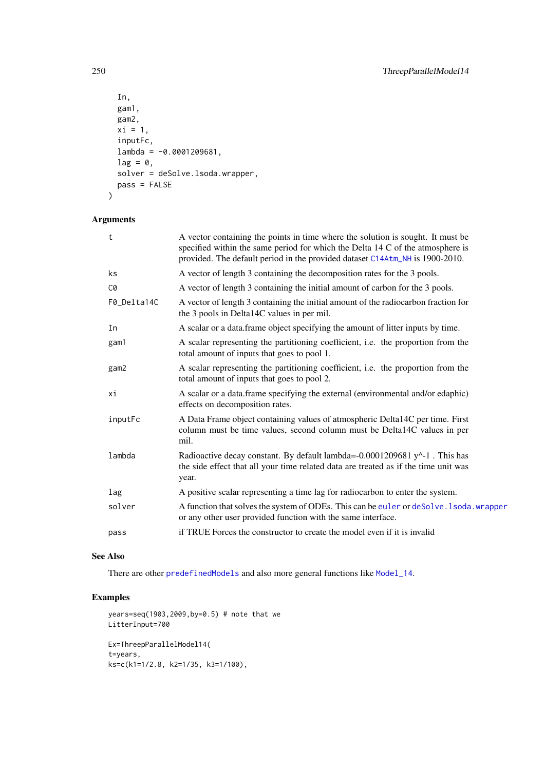```
  In,
  gam1,
  gam2,
  xi = 1,
  inputFc,
  lambda = -0.0001209681,
  lag = 0,
  solver = deSolve.lsoda.wrapper,
  pass = FALSE
)
```

### Arguments

| | |
|---|---|
| t | A vector containing the points in time where the solution is sought. It must be specified within the same period for which the Delta 14 C of the atmosphere is provided. The default period in the provided dataset C14Atm_NH is 1900-2010. |
| ks | A vector of length 3 containing the decomposition rates for the 3 pools. |
| C0 | A vector of length 3 containing the initial amount of carbon for the 3 pools. |
| F0_Delta14C | A vector of length 3 containing the initial amount of the radiocarbon fraction for the 3 pools in Delta14C values in per mil. |
| In | A scalar or a data.frame object specifying the amount of litter inputs by time. |
| gam1 | A scalar representing the partitioning coefficient, i.e. the proportion from the total amount of inputs that goes to pool 1. |
| gam2 | A scalar representing the partitioning coefficient, i.e. the proportion from the total amount of inputs that goes to pool 2. |
| xi | A scalar or a data.frame specifying the external (environmental and/or edaphic) effects on decomposition rates. |
| inputFc | A Data Frame object containing values of atmospheric Delta14C per time. First column must be time values, second column must be Delta14C values in per mil. |
| lambda | Radioactive decay constant. By default lambda=-0.0001209681 y^-1 . This has the side effect that all your time related data are treated as if the time unit was year. |
| lag | A positive scalar representing a time lag for radiocarbon to enter the system. |
| solver | A function that solves the system of ODEs. This can be euler or deSolve.lsoda.wrapper or any other user provided function with the same interface. |
| pass | if TRUE Forces the constructor to create the model even if it is invalid |

### See Also

There are other predefinedModels and also more general functions like Model_14.

### Examples

```
years=seq(1903,2009,by=0.5) # note that we
LitterInput=700

Ex=ThreepParallelModel14(
t=years,
ks=c(k1=1/2.8, k2=1/35, k3=1/100),
```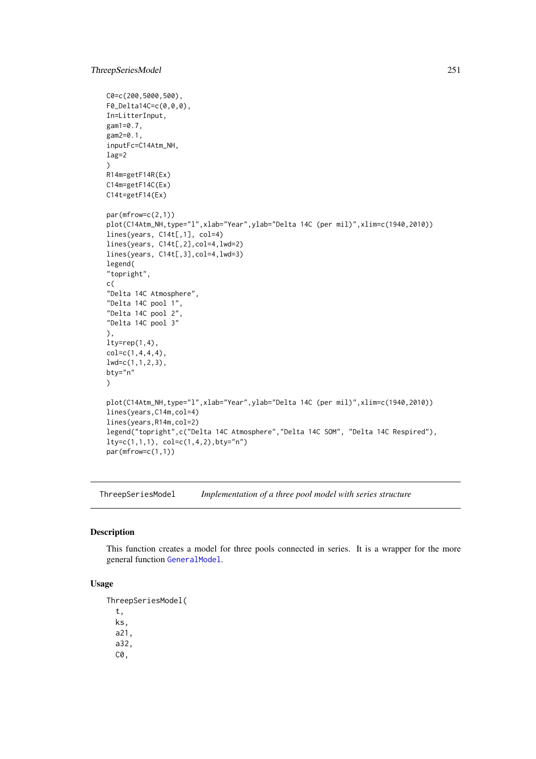```
C0=c(200,5000,500),
F0_Delta14C=c(0,0,0),
In=LitterInput,
gam1=0.7,
gam2=0.1,
inputFc=C14Atm_NH,
lag=2
)
R14m=getF14R(Ex)
C14m=getF14C(Ex)
C14t=getF14(Ex)

par(mfrow=c(2,1))
plot(C14Atm_NH,type="l",xlab="Year",ylab="Delta 14C (per mil)",xlim=c(1940,2010))
lines(years, C14t[,1], col=4)
lines(years, C14t[,2],col=4,lwd=2)
lines(years, C14t[,3],col=4,lwd=3)
legend(
"topright",
c(
"Delta 14C Atmosphere",
"Delta 14C pool 1",
"Delta 14C pool 2",
"Delta 14C pool 3"
),
lty=rep(1,4),
col=c(1,4,4,4),
lwd=c(1,1,2,3),
bty="n"
)

plot(C14Atm_NH,type="l",xlab="Year",ylab="Delta 14C (per mil)",xlim=c(1940,2010))
lines(years,C14m,col=4)
lines(years,R14m,col=2)
legend("topright",c("Delta 14C Atmosphere","Delta 14C SOM", "Delta 14C Respired"),
lty=c(1,1,1), col=c(1,4,2),bty="n")
par(mfrow=c(1,1))
```

## ThreepSeriesModel — *Implementation of a three pool model with series structure*

### Description

This function creates a model for three pools connected in series. It is a wrapper for the more general function GeneralModel.

### Usage

```
ThreepSeriesModel(
  t,
  ks,
  a21,
  a32,
  C0,
```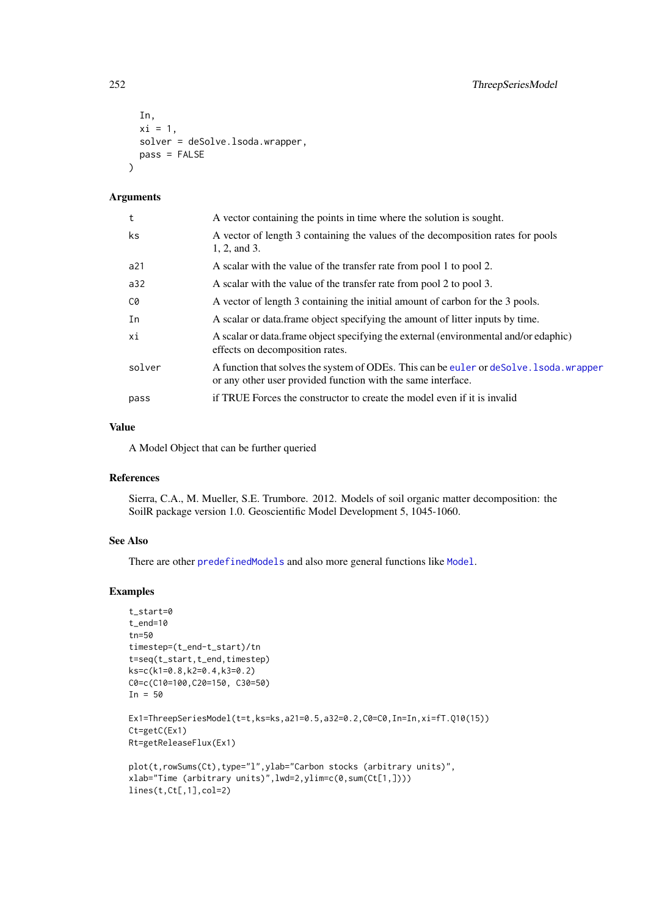```
  In,
  xi = 1,
  solver = deSolve.lsoda.wrapper,
  pass = FALSE
)
```

### Arguments

| | |
|---|---|
| t | A vector containing the points in time where the solution is sought. |
| ks | A vector of length 3 containing the values of the decomposition rates for pools 1, 2, and 3. |
| a21 | A scalar with the value of the transfer rate from pool 1 to pool 2. |
| a32 | A scalar with the value of the transfer rate from pool 2 to pool 3. |
| C0 | A vector of length 3 containing the initial amount of carbon for the 3 pools. |
| In | A scalar or data.frame object specifying the amount of litter inputs by time. |
| xi | A scalar or data.frame object specifying the external (environmental and/or edaphic) effects on decomposition rates. |
| solver | A function that solves the system of ODEs. This can be euler or deSolve.lsoda.wrapper or any other user provided function with the same interface. |
| pass | if TRUE Forces the constructor to create the model even if it is invalid |

### Value

A Model Object that can be further queried

### References

Sierra, C.A., M. Mueller, S.E. Trumbore. 2012. Models of soil organic matter decomposition: the SoilR package version 1.0. Geoscientific Model Development 5, 1045-1060.

### See Also

There are other predefinedModels and also more general functions like Model.

### Examples

```
t_start=0
t_end=10
tn=50
timestep=(t_end-t_start)/tn
t=seq(t_start,t_end,timestep)
ks=c(k1=0.8,k2=0.4,k3=0.2)
C0=c(C10=100,C20=150, C30=50)
In = 50

Ex1=ThreepSeriesModel(t=t,ks=ks,a21=0.5,a32=0.2,C0=C0,In=In,xi=fT.Q10(15))
Ct=getC(Ex1)
Rt=getReleaseFlux(Ex1)

plot(t,rowSums(Ct),type="l",ylab="Carbon stocks (arbitrary units)",
xlab="Time (arbitrary units)",lwd=2,ylim=c(0,sum(Ct[1,])))
lines(t,Ct[,1],col=2)
```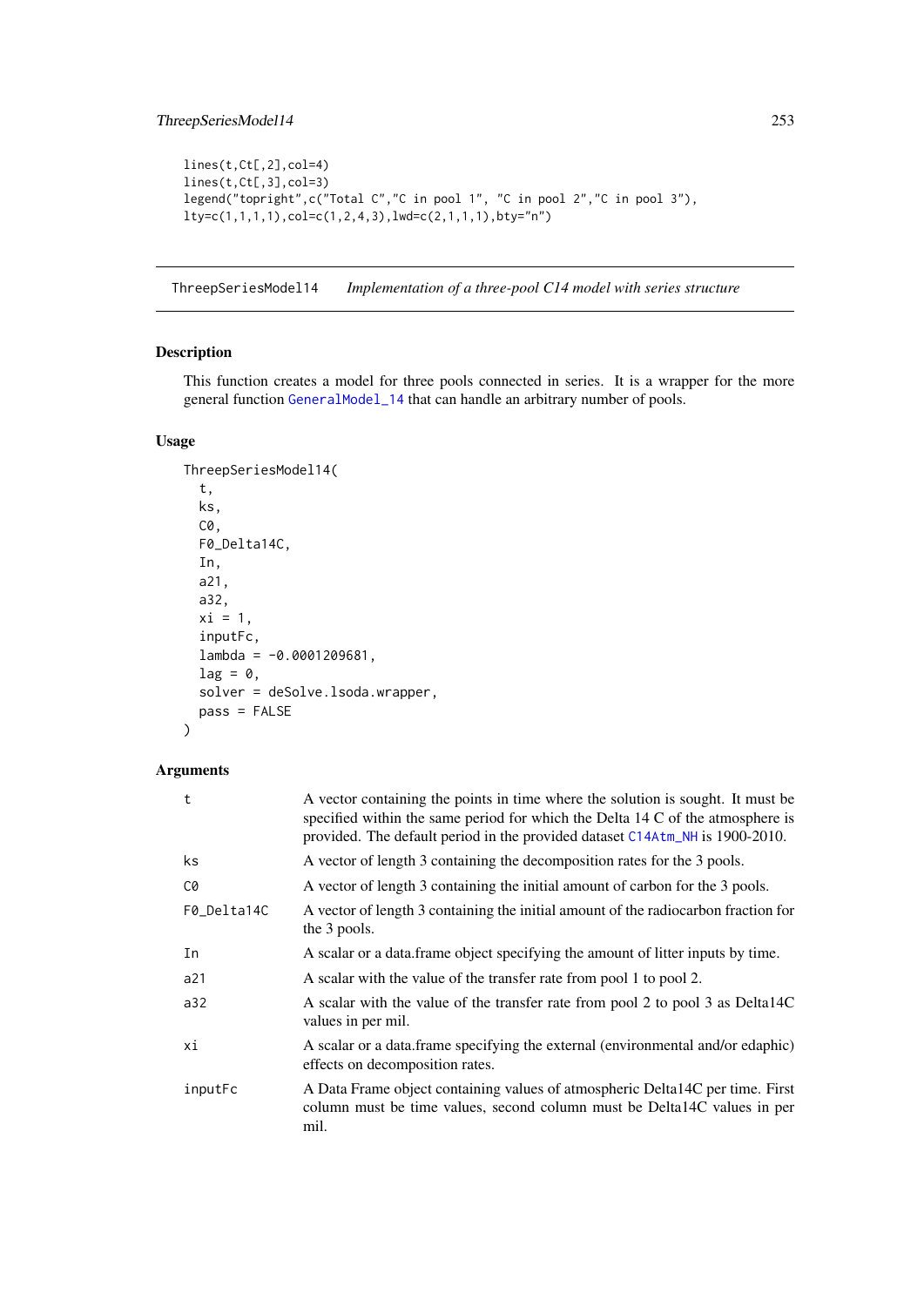```
lines(t,Ct[,2],col=4)
lines(t,Ct[,3],col=3)
legend("topright",c("Total C","C in pool 1", "C in pool 2","C in pool 3"),
lty=c(1,1,1,1),col=c(1,2,4,3),lwd=c(2,1,1,1),bty="n")
```

## ThreepSeriesModel14 *Implementation of a three-pool C14 model with series structure*

### Description

This function creates a model for three pools connected in series. It is a wrapper for the more general function GeneralModel_14 that can handle an arbitrary number of pools.

### Usage

```
ThreepSeriesModel14(
  t,
  ks,
  C0,
  F0_Delta14C,
  In,
  a21,
  a32,
  xi = 1,
  inputFc,
  lambda = -0.0001209681,
  lag = 0,
  solver = deSolve.lsoda.wrapper,
  pass = FALSE
)
```

### Arguments

| | |
|---|---|
| t | A vector containing the points in time where the solution is sought. It must be specified within the same period for which the Delta 14 C of the atmosphere is provided. The default period in the provided dataset C14Atm_NH is 1900-2010. |
| ks | A vector of length 3 containing the decomposition rates for the 3 pools. |
| C0 | A vector of length 3 containing the initial amount of carbon for the 3 pools. |
| F0_Delta14C | A vector of length 3 containing the initial amount of the radiocarbon fraction for the 3 pools. |
| In | A scalar or a data.frame object specifying the amount of litter inputs by time. |
| a21 | A scalar with the value of the transfer rate from pool 1 to pool 2. |
| a32 | A scalar with the value of the transfer rate from pool 2 to pool 3 as Delta14C values in per mil. |
| xi | A scalar or a data.frame specifying the external (environmental and/or edaphic) effects on decomposition rates. |
| inputFc | A Data Frame object containing values of atmospheric Delta14C per time. First column must be time values, second column must be Delta14C values in per mil. |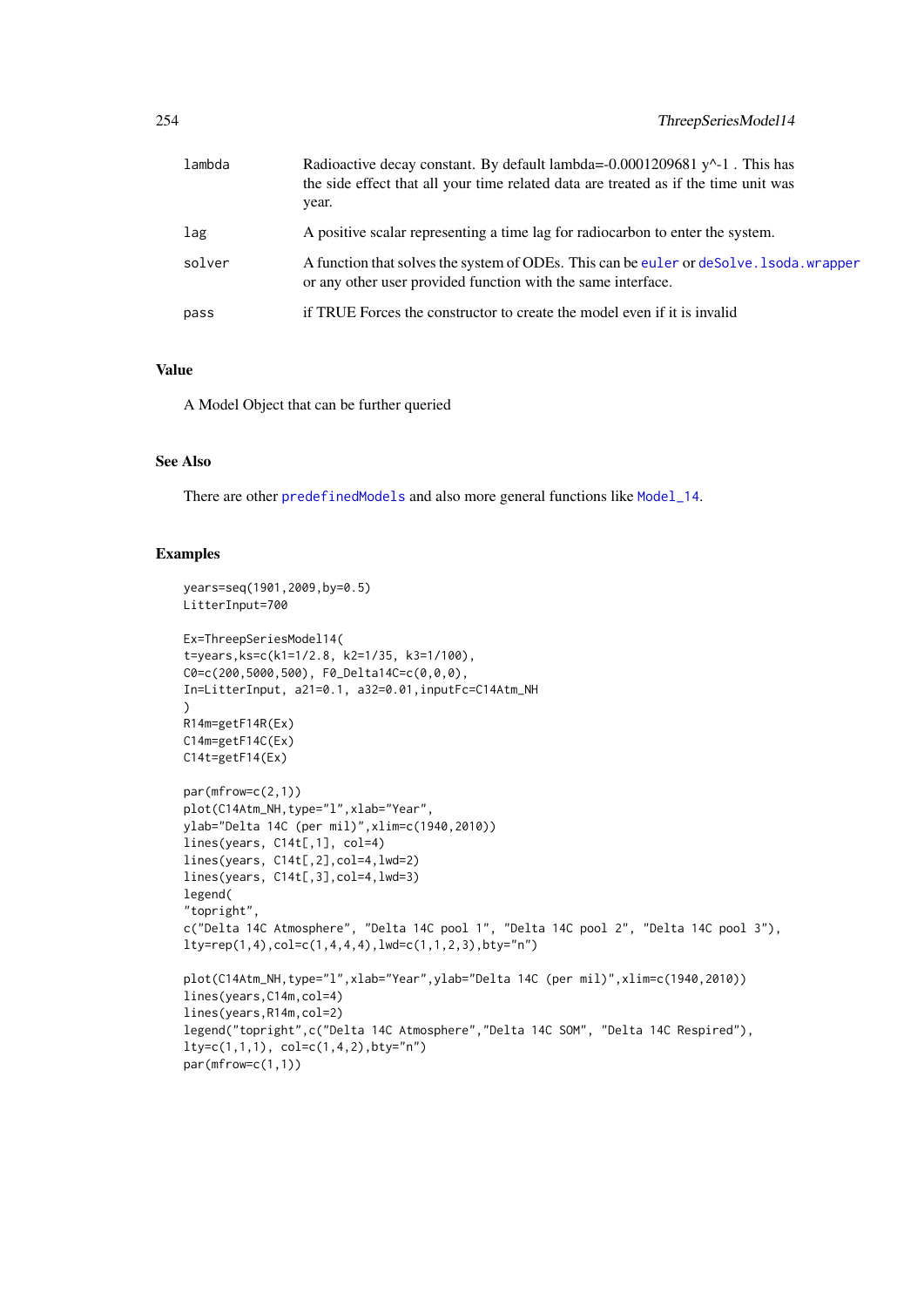| | |
|---|---|
| lambda | Radioactive decay constant. By default lambda=-0.0001209681 y^-1 . This has the side effect that all your time related data are treated as if the time unit was year. |
| lag | A positive scalar representing a time lag for radiocarbon to enter the system. |
| solver | A function that solves the system of ODEs. This can be euler or deSolve.lsoda.wrapper or any other user provided function with the same interface. |
| pass | if TRUE Forces the constructor to create the model even if it is invalid |

## Value

A Model Object that can be further queried

## See Also

There are other predefinedModels and also more general functions like Model_14.

## Examples

```
years=seq(1901,2009,by=0.5)
LitterInput=700

Ex=ThreepSeriesModel14(
t=years,ks=c(k1=1/2.8, k2=1/35, k3=1/100),
C0=c(200,5000,500), F0_Delta14C=c(0,0,0),
In=LitterInput, a21=0.1, a32=0.01,inputFc=C14Atm_NH
)
R14m=getF14R(Ex)
C14m=getF14C(Ex)
C14t=getF14(Ex)

par(mfrow=c(2,1))
plot(C14Atm_NH,type="l",xlab="Year",
ylab="Delta 14C (per mil)",xlim=c(1940,2010))
lines(years, C14t[,1], col=4)
lines(years, C14t[,2],col=4,lwd=2)
lines(years, C14t[,3],col=4,lwd=3)
legend(
"topright",
c("Delta 14C Atmosphere", "Delta 14C pool 1", "Delta 14C pool 2", "Delta 14C pool 3"),
lty=rep(1,4),col=c(1,4,4,4),lwd=c(1,1,2,3),bty="n")

plot(C14Atm_NH,type="l",xlab="Year",ylab="Delta 14C (per mil)",xlim=c(1940,2010))
lines(years,C14m,col=4)
lines(years,R14m,col=2)
legend("topright",c("Delta 14C Atmosphere","Delta 14C SOM", "Delta 14C Respired"),
lty=c(1,1,1), col=c(1,4,2),bty="n")
par(mfrow=c(1,1))
```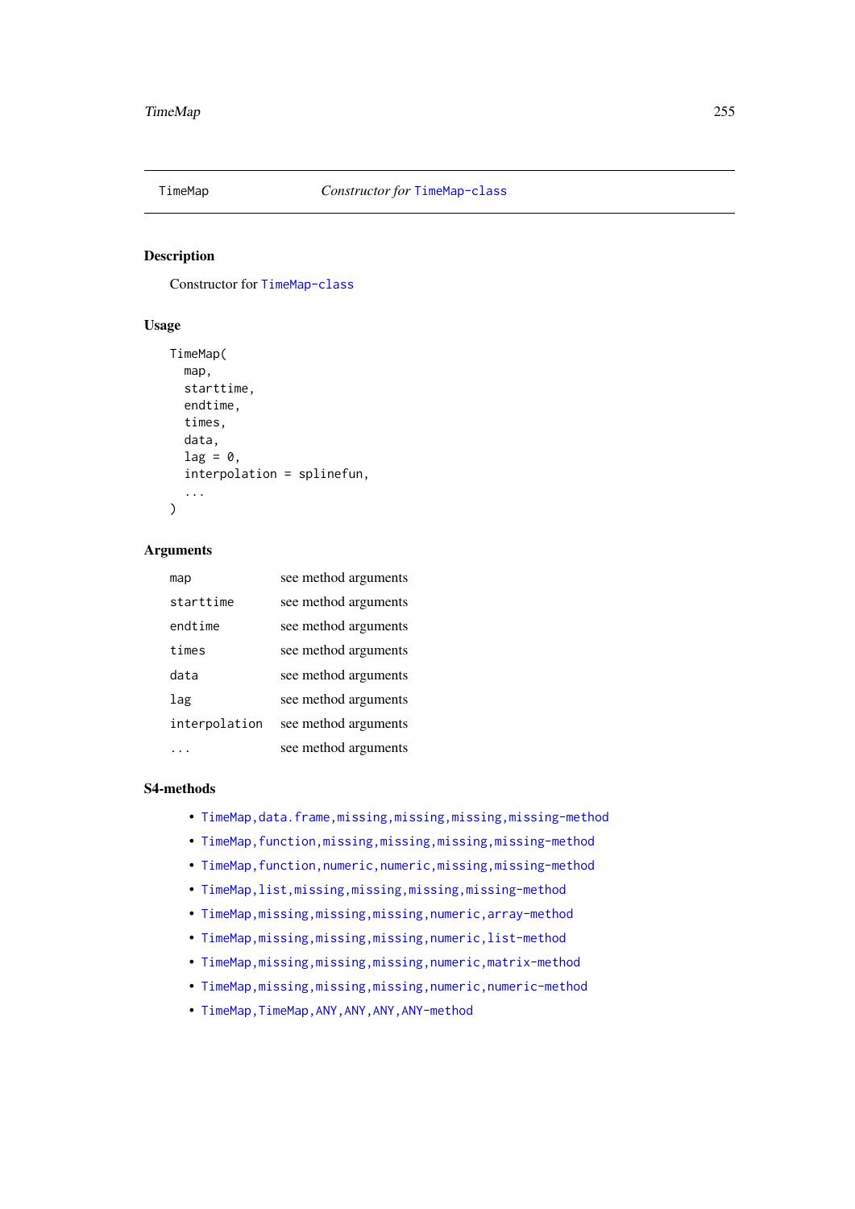TimeMap *Constructor for* TimeMap-class

## Description

Constructor for TimeMap-class

## Usage

```
TimeMap(
  map,
  starttime,
  endtime,
  times,
  data,
  lag = 0,
  interpolation = splinefun,
  ...
)
```

## Arguments

| | |
|---|---|
| map | see method arguments |
| starttime | see method arguments |
| endtime | see method arguments |
| times | see method arguments |
| data | see method arguments |
| lag | see method arguments |
| interpolation | see method arguments |
| ... | see method arguments |

## S4-methods

- TimeMap,data.frame,missing,missing,missing,missing-method
- TimeMap,function,missing,missing,missing,missing-method
- TimeMap,function,numeric,numeric,missing,missing-method
- TimeMap,list,missing,missing,missing,missing-method
- TimeMap,missing,missing,missing,numeric,array-method
- TimeMap,missing,missing,missing,numeric,list-method
- TimeMap,missing,missing,missing,numeric,matrix-method
- TimeMap,missing,missing,missing,numeric,numeric-method
- TimeMap,TimeMap,ANY,ANY,ANY,ANY-method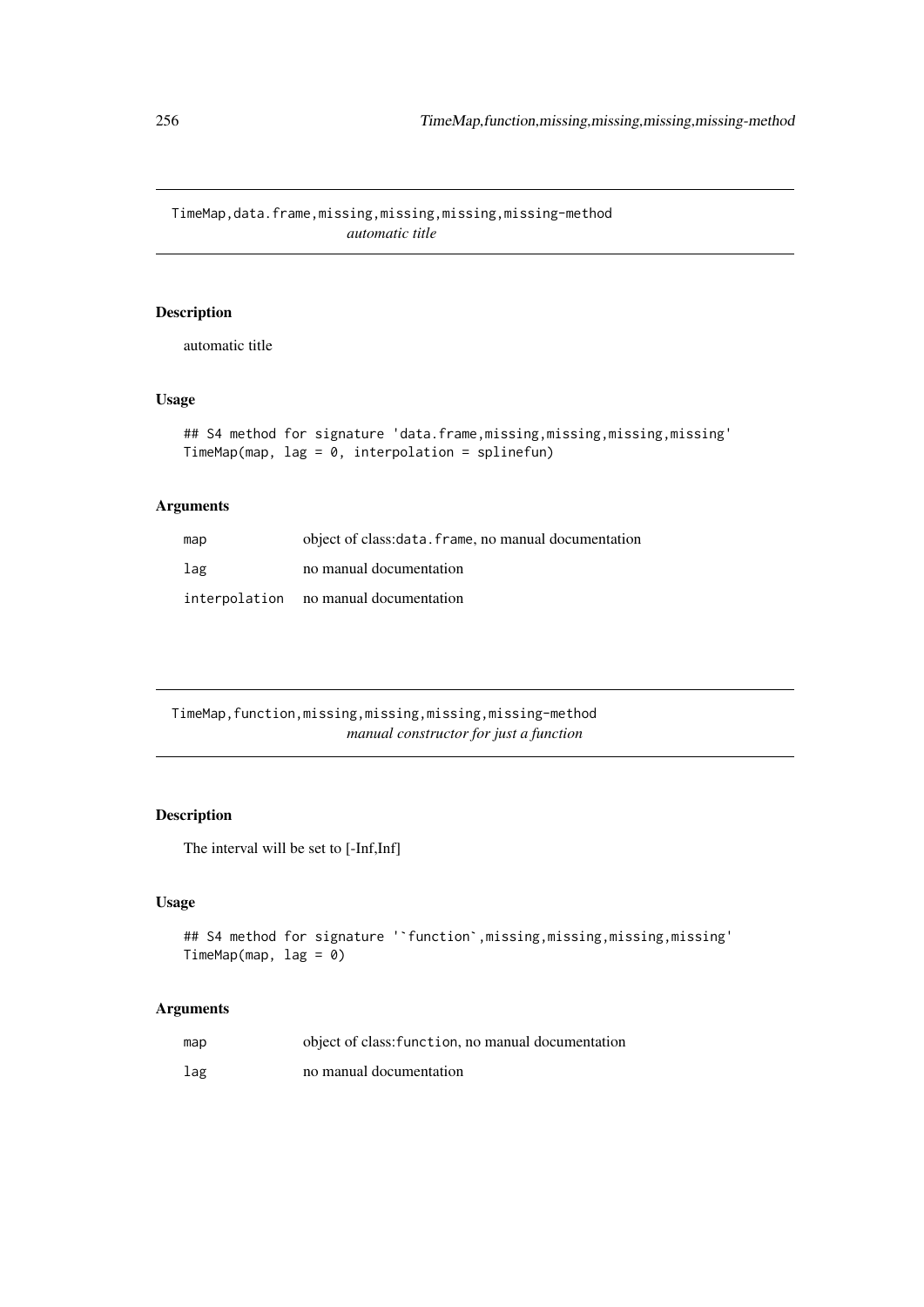## TimeMap,data.frame,missing,missing,missing,missing-method

*automatic title*

### Description

automatic title

### Usage

```
## S4 method for signature 'data.frame,missing,missing,missing,missing'
TimeMap(map, lag = 0, interpolation = splinefun)
```

### Arguments

| | |
|---|---|
| map | object of class:`data.frame`, no manual documentation |
| lag | no manual documentation |
| interpolation | no manual documentation |

## TimeMap,function,missing,missing,missing,missing-method

*manual constructor for just a function*

### Description

The interval will be set to [-Inf,Inf]

### Usage

```
## S4 method for signature '`function`,missing,missing,missing,missing'
TimeMap(map, lag = 0)
```

### Arguments

| | |
|---|---|
| map | object of class:`function`, no manual documentation |
| lag | no manual documentation |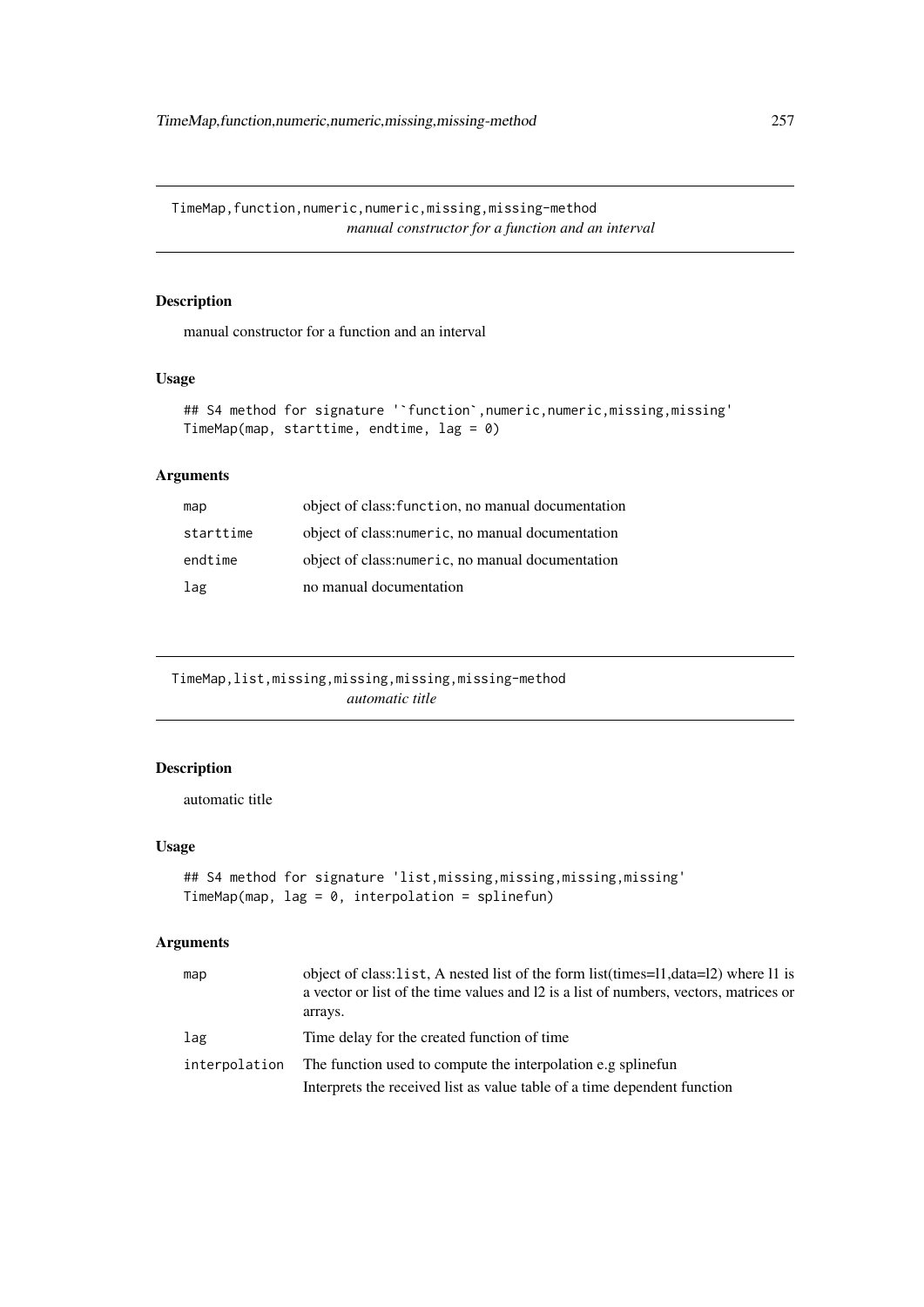## TimeMap,function,numeric,numeric,missing,missing-method

*manual constructor for a function and an interval*

### Description

manual constructor for a function and an interval

### Usage

```
## S4 method for signature '`function`,numeric,numeric,missing,missing'
TimeMap(map, starttime, endtime, lag = 0)
```

### Arguments

| | |
|---|---|
| map | object of class:`function`, no manual documentation |
| starttime | object of class:`numeric`, no manual documentation |
| endtime | object of class:`numeric`, no manual documentation |
| lag | no manual documentation |

## TimeMap,list,missing,missing,missing,missing-method

*automatic title*

### Description

automatic title

### Usage

```
## S4 method for signature 'list,missing,missing,missing,missing'
TimeMap(map, lag = 0, interpolation = splinefun)
```

### Arguments

| | |
|---|---|
| map | object of class:`list`, A nested list of the form list(times=l1,data=l2) where l1 is a vector or list of the time values and l2 is a list of numbers, vectors, matrices or arrays. |
| lag | Time delay for the created function of time |
| interpolation | The function used to compute the interpolation e.g splinefun<br>Interprets the received list as value table of a time dependent function |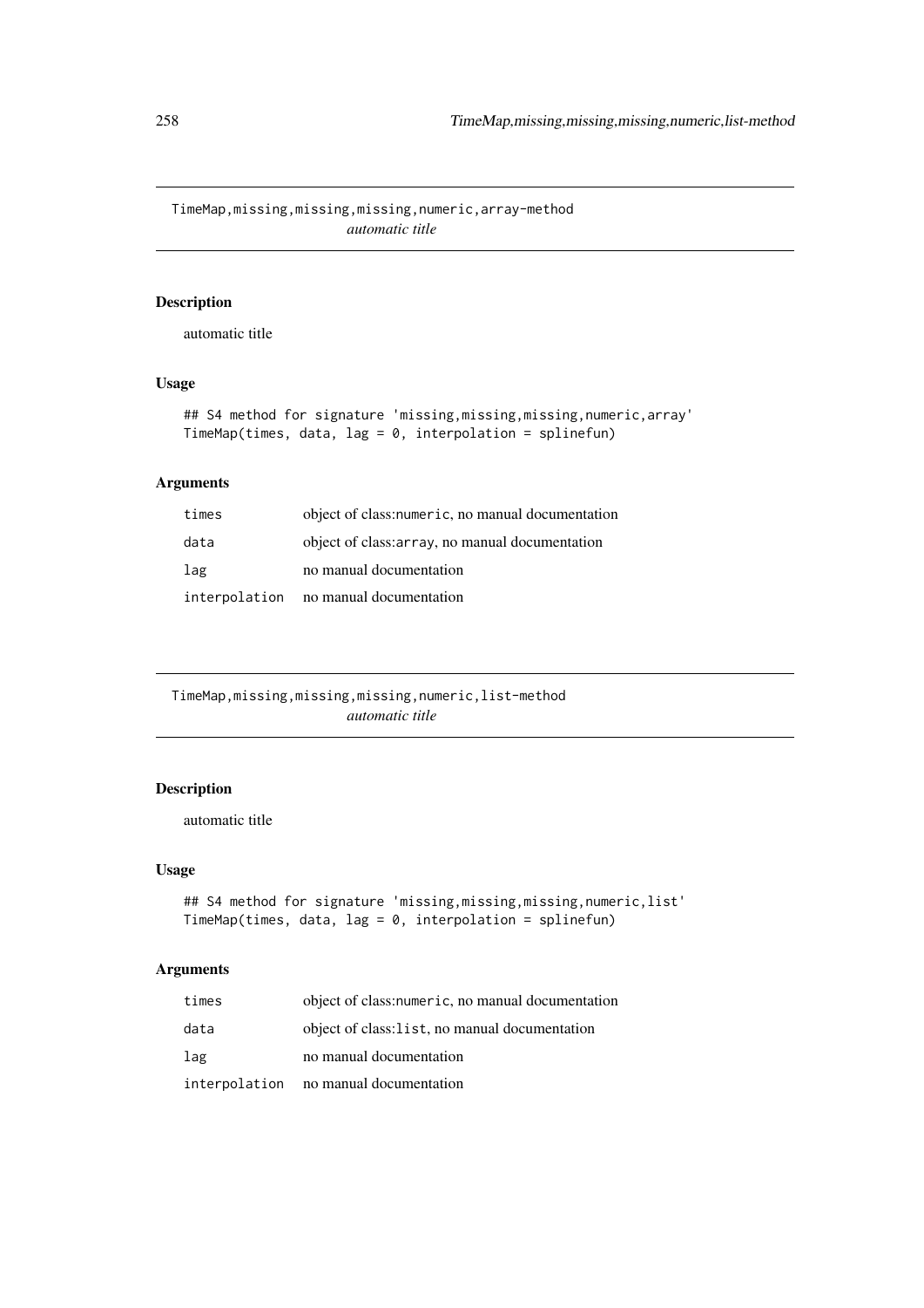## TimeMap,missing,missing,missing,numeric,array-method

*automatic title*

### Description

automatic title

### Usage

```
## S4 method for signature 'missing,missing,missing,numeric,array'
TimeMap(times, data, lag = 0, interpolation = splinefun)
```

### Arguments

| | |
|---|---|
| `times` | object of class:`numeric`, no manual documentation |
| `data` | object of class:`array`, no manual documentation |
| `lag` | no manual documentation |
| `interpolation` | no manual documentation |

## TimeMap,missing,missing,missing,numeric,list-method

*automatic title*

### Description

automatic title

### Usage

```
## S4 method for signature 'missing,missing,missing,numeric,list'
TimeMap(times, data, lag = 0, interpolation = splinefun)
```

### Arguments

| | |
|---|---|
| `times` | object of class:`numeric`, no manual documentation |
| `data` | object of class:`list`, no manual documentation |
| `lag` | no manual documentation |
| `interpolation` | no manual documentation |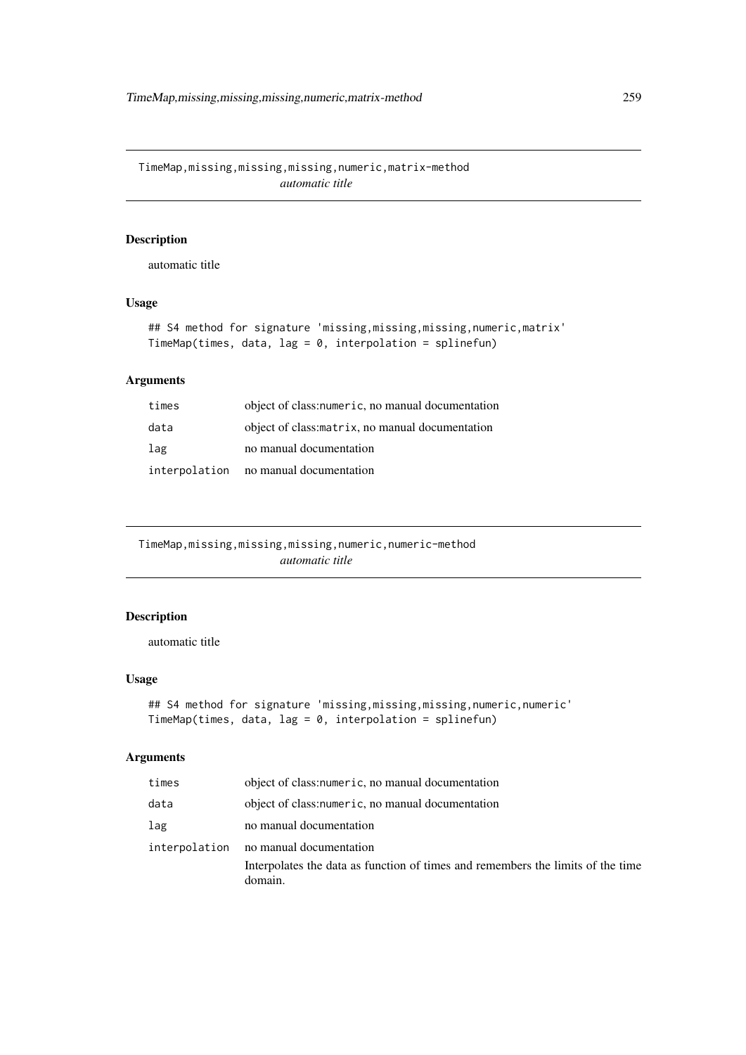## TimeMap,missing,missing,missing,numeric,matrix-method

*automatic title*

### Description

automatic title

### Usage

```
## S4 method for signature 'missing,missing,missing,numeric,matrix'
TimeMap(times, data, lag = 0, interpolation = splinefun)
```

### Arguments

| | |
|---|---|
| times | object of class:numeric, no manual documentation |
| data | object of class:matrix, no manual documentation |
| lag | no manual documentation |
| interpolation | no manual documentation |

## TimeMap,missing,missing,missing,numeric,numeric-method

*automatic title*

### Description

automatic title

### Usage

```
## S4 method for signature 'missing,missing,missing,numeric,numeric'
TimeMap(times, data, lag = 0, interpolation = splinefun)
```

### Arguments

| | |
|---|---|
| times | object of class:numeric, no manual documentation |
| data | object of class:numeric, no manual documentation |
| lag | no manual documentation |
| interpolation | no manual documentation<br>Interpolates the data as function of times and remembers the limits of the time domain. |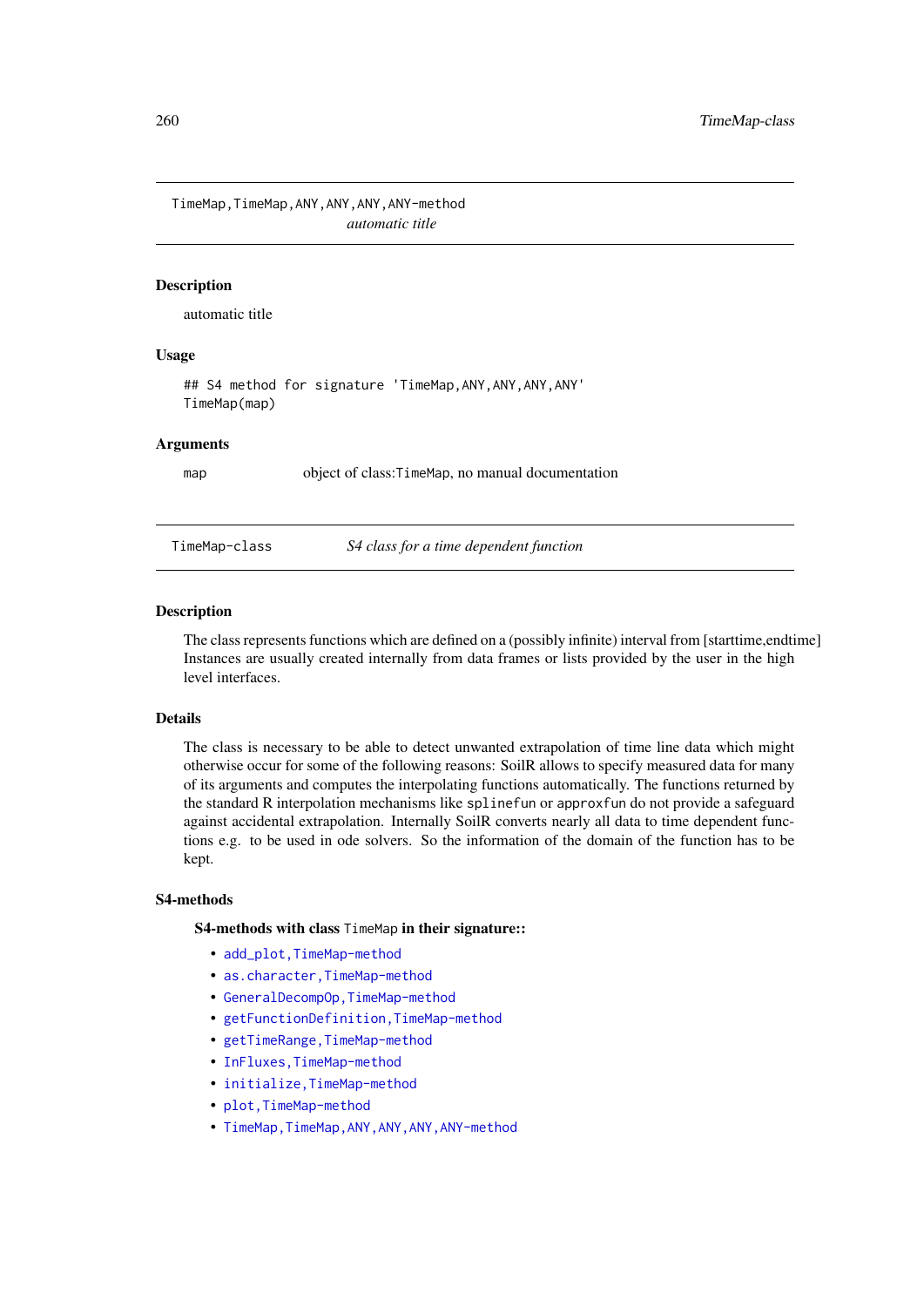## TimeMap,TimeMap,ANY,ANY,ANY,ANY-method

*automatic title*

### Description

automatic title

### Usage

```
## S4 method for signature 'TimeMap,ANY,ANY,ANY,ANY'
TimeMap(map)
```

### Arguments

| | |
|---|---|
| map | object of class:TimeMap, no manual documentation |

## TimeMap-class

*S4 class for a time dependent function*

### Description

The class represents functions which are defined on a (possibly infinite) interval from [starttime,endtime] Instances are usually created internally from data frames or lists provided by the user in the high level interfaces.

### Details

The class is necessary to be able to detect unwanted extrapolation of time line data which might otherwise occur for some of the following reasons: SoilR allows to specify measured data for many of its arguments and computes the interpolating functions automatically. The functions returned by the standard R interpolation mechanisms like splinefun or approxfun do not provide a safeguard against accidental extrapolation. Internally SoilR converts nearly all data to time dependent functions e.g. to be used in ode solvers. So the information of the domain of the function has to be kept.

### S4-methods

**S4-methods with class TimeMap in their signature::**

- add_plot,TimeMap-method
- as.character,TimeMap-method
- GeneralDecompOp,TimeMap-method
- getFunctionDefinition,TimeMap-method
- getTimeRange,TimeMap-method
- InFluxes,TimeMap-method
- initialize,TimeMap-method
- plot,TimeMap-method
- TimeMap,TimeMap,ANY,ANY,ANY,ANY-method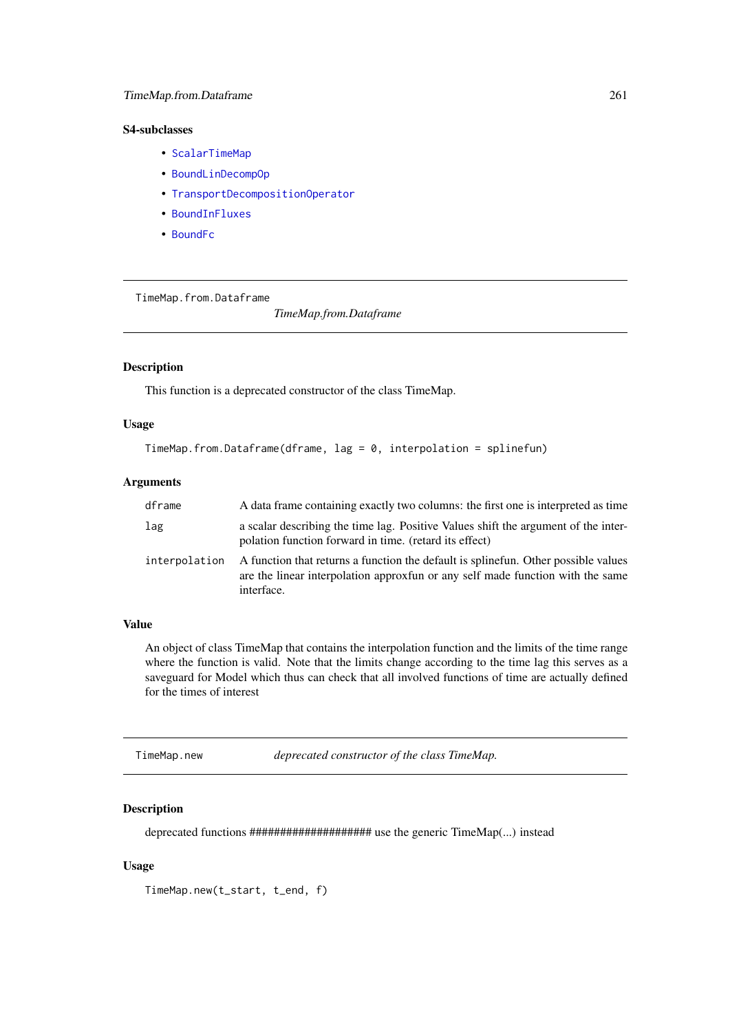### S4-subclasses

- ScalarTimeMap
- BoundLinDecompOp
- TransportDecompositionOperator
- BoundInFluxes
- BoundFc

---

## TimeMap.from.Dataframe *TimeMap.from.Dataframe*

---

### Description

This function is a deprecated constructor of the class TimeMap.

### Usage

```
TimeMap.from.Dataframe(dframe, lag = 0, interpolation = splinefun)
```

### Arguments

| | |
|---|---|
| `dframe` | A data frame containing exactly two columns: the first one is interpreted as time |
| `lag` | a scalar describing the time lag. Positive Values shift the argument of the interpolation function forward in time. (retard its effect) |
| `interpolation` | A function that returns a function the default is splinefun. Other possible values are the linear interpolation approxfun or any self made function with the same interface. |

### Value

An object of class TimeMap that contains the interpolation function and the limits of the time range where the function is valid. Note that the limits change according to the time lag this serves as a saveguard for Model which thus can check that all involved functions of time are actually defined for the times of interest

---

## TimeMap.new *deprecated constructor of the class TimeMap.*

---

### Description

deprecated functions #################### use the generic TimeMap(...) instead

### Usage

```
TimeMap.new(t_start, t_end, f)
```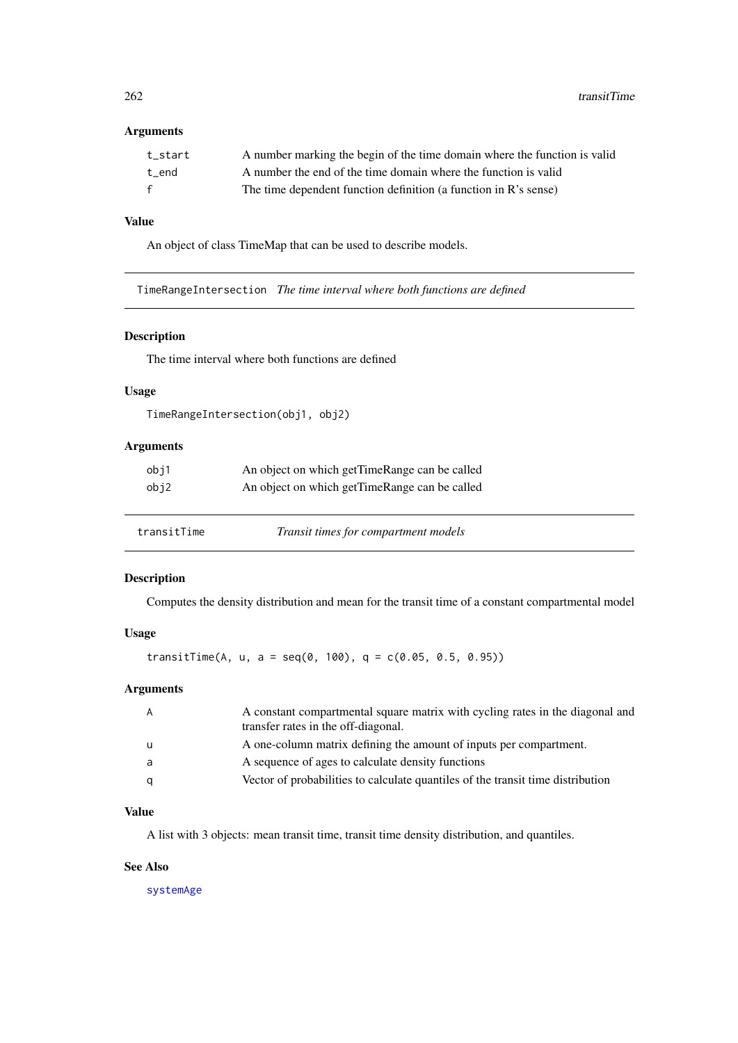### Arguments

| | |
|---|---|
| t_start | A number marking the begin of the time domain where the function is valid |
| t_end | A number the end of the time domain where the function is valid |
| f | The time dependent function definition (a function in R's sense) |

### Value

An object of class TimeMap that can be used to describe models.

---

## TimeRangeIntersection *The time interval where both functions are defined*

---

### Description

The time interval where both functions are defined

### Usage

```
TimeRangeIntersection(obj1, obj2)
```

### Arguments

| | |
|---|---|
| obj1 | An object on which getTimeRange can be called |
| obj2 | An object on which getTimeRange can be called |

---

## transitTime *Transit times for compartment models*

---

### Description

Computes the density distribution and mean for the transit time of a constant compartmental model

### Usage

```
transitTime(A, u, a = seq(0, 100), q = c(0.05, 0.5, 0.95))
```

### Arguments

| | |
|---|---|
| A | A constant compartmental square matrix with cycling rates in the diagonal and transfer rates in the off-diagonal. |
| u | A one-column matrix defining the amount of inputs per compartment. |
| a | A sequence of ages to calculate density functions |
| q | Vector of probabilities to calculate quantiles of the transit time distribution |

### Value

A list with 3 objects: mean transit time, transit time density distribution, and quantiles.

### See Also

systemAge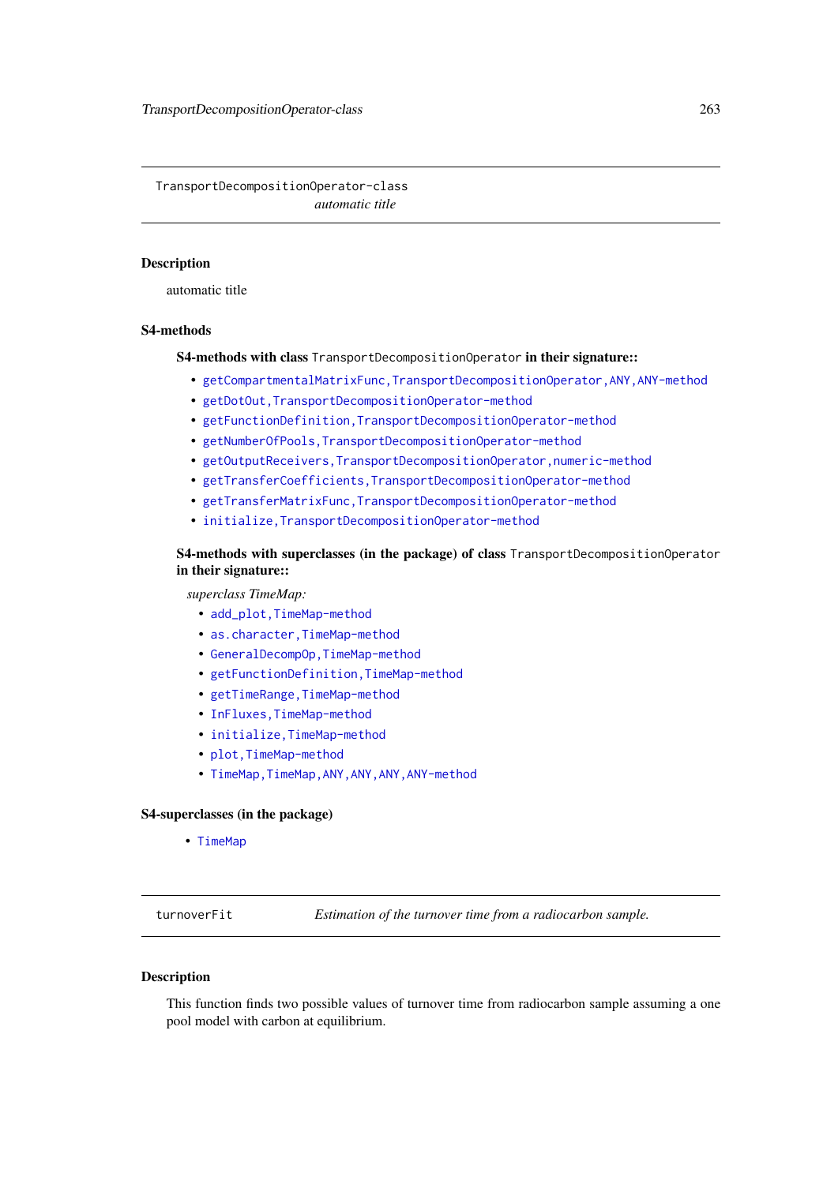## TransportDecompositionOperator-class

*automatic title*

### Description

automatic title

### S4-methods

**S4-methods with class `TransportDecompositionOperator` in their signature::**

- `getCompartmentalMatrixFunc,TransportDecompositionOperator,ANY,ANY-method`
- `getDotOut,TransportDecompositionOperator-method`
- `getFunctionDefinition,TransportDecompositionOperator-method`
- `getNumberOfPools,TransportDecompositionOperator-method`
- `getOutputReceivers,TransportDecompositionOperator,numeric-method`
- `getTransferCoefficients,TransportDecompositionOperator-method`
- `getTransferMatrixFunc,TransportDecompositionOperator-method`
- `initialize,TransportDecompositionOperator-method`

**S4-methods with superclasses (in the package) of class `TransportDecompositionOperator` in their signature::**

*superclass TimeMap:*

- `add_plot,TimeMap-method`
- `as.character,TimeMap-method`
- `GeneralDecompOp,TimeMap-method`
- `getFunctionDefinition,TimeMap-method`
- `getTimeRange,TimeMap-method`
- `InFluxes,TimeMap-method`
- `initialize,TimeMap-method`
- `plot,TimeMap-method`
- `TimeMap,TimeMap,ANY,ANY,ANY,ANY-method`

### S4-superclasses (in the package)

- `TimeMap`

## turnoverFit

*Estimation of the turnover time from a radiocarbon sample.*

### Description

This function finds two possible values of turnover time from radiocarbon sample assuming a one pool model with carbon at equilibrium.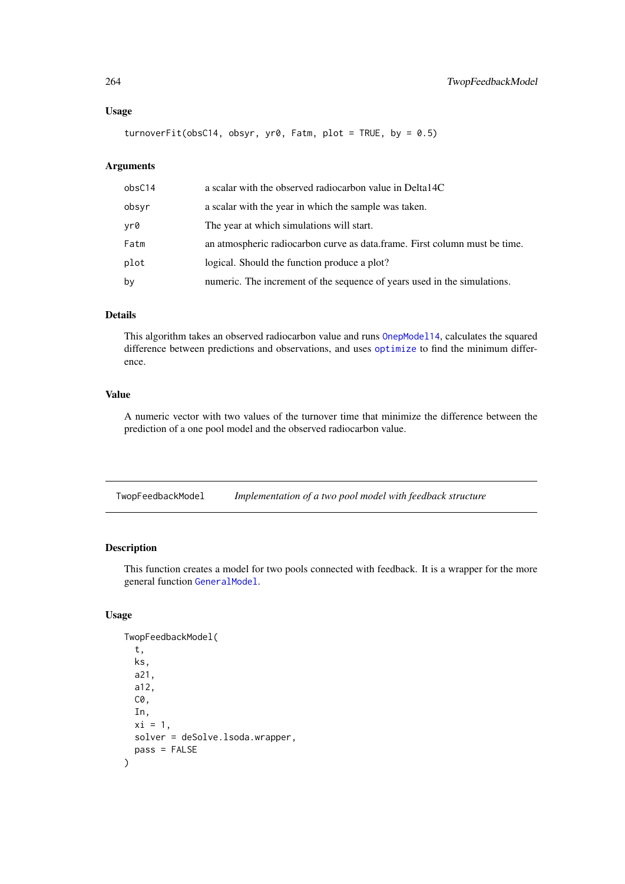### Usage

```
turnoverFit(obsC14, obsyr, yr0, Fatm, plot = TRUE, by = 0.5)
```

### Arguments

| | |
|---|---|
| obsC14 | a scalar with the observed radiocarbon value in Delta14C |
| obsyr | a scalar with the year in which the sample was taken. |
| yr0 | The year at which simulations will start. |
| Fatm | an atmospheric radiocarbon curve as data.frame. First column must be time. |
| plot | logical. Should the function produce a plot? |
| by | numeric. The increment of the sequence of years used in the simulations. |

### Details

This algorithm takes an observed radiocarbon value and runs OnepModel14, calculates the squared difference between predictions and observations, and uses optimize to find the minimum difference.

### Value

A numeric vector with two values of the turnover time that minimize the difference between the prediction of a one pool model and the observed radiocarbon value.

---

## TwopFeedbackModel    *Implementation of a two pool model with feedback structure*

---

### Description

This function creates a model for two pools connected with feedback. It is a wrapper for the more general function GeneralModel.

### Usage

```
TwopFeedbackModel(
  t,
  ks,
  a21,
  a12,
  C0,
  In,
  xi = 1,
  solver = deSolve.lsoda.wrapper,
  pass = FALSE
)
```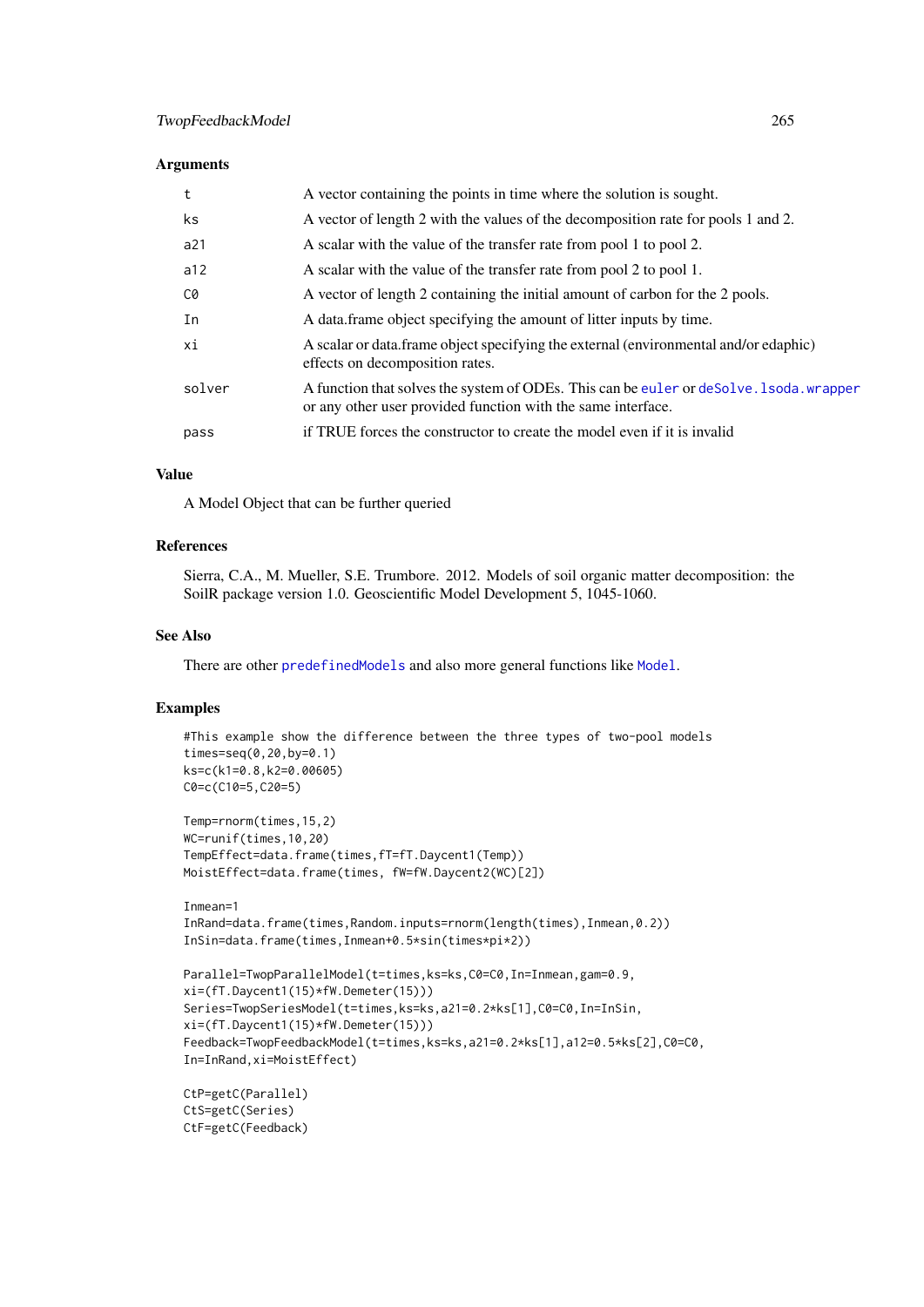## Arguments

| | |
|---|---|
| t | A vector containing the points in time where the solution is sought. |
| ks | A vector of length 2 with the values of the decomposition rate for pools 1 and 2. |
| a21 | A scalar with the value of the transfer rate from pool 1 to pool 2. |
| a12 | A scalar with the value of the transfer rate from pool 2 to pool 1. |
| C0 | A vector of length 2 containing the initial amount of carbon for the 2 pools. |
| In | A data.frame object specifying the amount of litter inputs by time. |
| xi | A scalar or data.frame object specifying the external (environmental and/or edaphic) effects on decomposition rates. |
| solver | A function that solves the system of ODEs. This can be euler or deSolve.lsoda.wrapper or any other user provided function with the same interface. |
| pass | if TRUE forces the constructor to create the model even if it is invalid |

## Value

A Model Object that can be further queried

## References

Sierra, C.A., M. Mueller, S.E. Trumbore. 2012. Models of soil organic matter decomposition: the SoilR package version 1.0. Geoscientific Model Development 5, 1045-1060.

## See Also

There are other predefinedModels and also more general functions like Model.

## Examples

```
#This example show the difference between the three types of two-pool models
times=seq(0,20,by=0.1)
ks=c(k1=0.8,k2=0.00605)
C0=c(C10=5,C20=5)

Temp=rnorm(times,15,2)
WC=runif(times,10,20)
TempEffect=data.frame(times,fT=fT.Daycent1(Temp))
MoistEffect=data.frame(times, fW=fW.Daycent2(WC)[2])

Inmean=1
InRand=data.frame(times,Random.inputs=rnorm(length(times),Inmean,0.2))
InSin=data.frame(times,Inmean+0.5*sin(times*pi*2))

Parallel=TwopParallelModel(t=times,ks=ks,C0=C0,In=Inmean,gam=0.9,
xi=(fT.Daycent1(15)*fW.Demeter(15)))
Series=TwopSeriesModel(t=times,ks=ks,a21=0.2*ks[1],C0=C0,In=InSin,
xi=(fT.Daycent1(15)*fW.Demeter(15)))
Feedback=TwopFeedbackModel(t=times,ks=ks,a21=0.2*ks[1],a12=0.5*ks[2],C0=C0,
In=InRand,xi=MoistEffect)

CtP=getC(Parallel)
CtS=getC(Series)
CtF=getC(Feedback)
```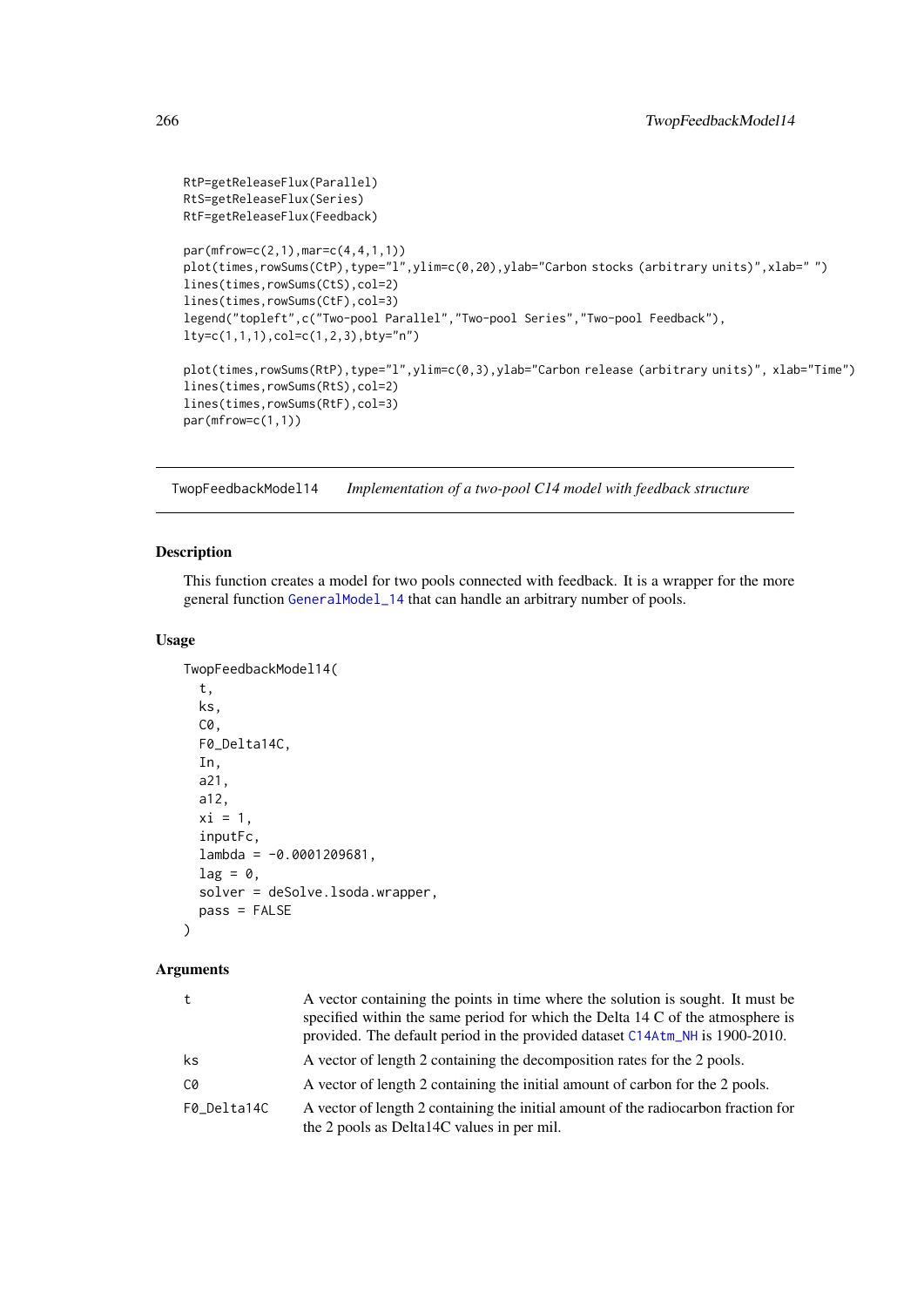```
RtP=getReleaseFlux(Parallel)
RtS=getReleaseFlux(Series)
RtF=getReleaseFlux(Feedback)

par(mfrow=c(2,1),mar=c(4,4,1,1))
plot(times,rowSums(CtP),type="l",ylim=c(0,20),ylab="Carbon stocks (arbitrary units)",xlab=" ")
lines(times,rowSums(CtS),col=2)
lines(times,rowSums(CtF),col=3)
legend("topleft",c("Two-pool Parallel","Two-pool Series","Two-pool Feedback"),
lty=c(1,1,1),col=c(1,2,3),bty="n")

plot(times,rowSums(RtP),type="l",ylim=c(0,3),ylab="Carbon release (arbitrary units)", xlab="Time")
lines(times,rowSums(RtS),col=2)
lines(times,rowSums(RtF),col=3)
par(mfrow=c(1,1))
```

## TwopFeedbackModel14 — *Implementation of a two-pool C14 model with feedback structure*

### Description

This function creates a model for two pools connected with feedback. It is a wrapper for the more general function GeneralModel_14 that can handle an arbitrary number of pools.

### Usage

```
TwopFeedbackModel14(
  t,
  ks,
  C0,
  F0_Delta14C,
  In,
  a21,
  a12,
  xi = 1,
  inputFc,
  lambda = -0.0001209681,
  lag = 0,
  solver = deSolve.lsoda.wrapper,
  pass = FALSE
)
```

### Arguments

| | |
|---|---|
| t | A vector containing the points in time where the solution is sought. It must be specified within the same period for which the Delta 14 C of the atmosphere is provided. The default period in the provided dataset C14Atm_NH is 1900-2010. |
| ks | A vector of length 2 containing the decomposition rates for the 2 pools. |
| C0 | A vector of length 2 containing the initial amount of carbon for the 2 pools. |
| F0_Delta14C | A vector of length 2 containing the initial amount of the radiocarbon fraction for the 2 pools as Delta14C values in per mil. |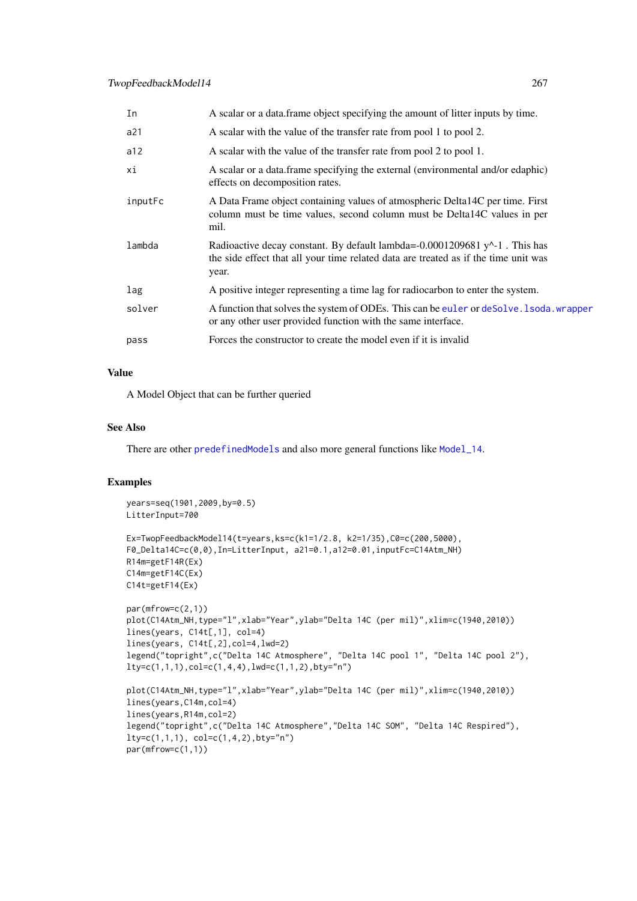| | |
|---|---|
| In | A scalar or a data.frame object specifying the amount of litter inputs by time. |
| a21 | A scalar with the value of the transfer rate from pool 1 to pool 2. |
| a12 | A scalar with the value of the transfer rate from pool 2 to pool 1. |
| xi | A scalar or a data.frame specifying the external (environmental and/or edaphic) effects on decomposition rates. |
| inputFc | A Data Frame object containing values of atmospheric Delta14C per time. First column must be time values, second column must be Delta14C values in per mil. |
| lambda | Radioactive decay constant. By default lambda=-0.0001209681 y^-1 . This has the side effect that all your time related data are treated as if the time unit was year. |
| lag | A positive integer representing a time lag for radiocarbon to enter the system. |
| solver | A function that solves the system of ODEs. This can be euler or deSolve.lsoda.wrapper or any other user provided function with the same interface. |
| pass | Forces the constructor to create the model even if it is invalid |

### Value

A Model Object that can be further queried

### See Also

There are other predefinedModels and also more general functions like Model_14.

### Examples

```
years=seq(1901,2009,by=0.5)
LitterInput=700

Ex=TwopFeedbackModel14(t=years,ks=c(k1=1/2.8, k2=1/35),C0=c(200,5000),
F0_Delta14C=c(0,0),In=LitterInput, a21=0.1,a12=0.01,inputFc=C14Atm_NH)
R14m=getF14R(Ex)
C14m=getF14C(Ex)
C14t=getF14(Ex)

par(mfrow=c(2,1))
plot(C14Atm_NH,type="l",xlab="Year",ylab="Delta 14C (per mil)",xlim=c(1940,2010))
lines(years, C14t[,1], col=4)
lines(years, C14t[,2],col=4,lwd=2)
legend("topright",c("Delta 14C Atmosphere", "Delta 14C pool 1", "Delta 14C pool 2"),
lty=c(1,1,1),col=c(1,4,4),lwd=c(1,1,2),bty="n")

plot(C14Atm_NH,type="l",xlab="Year",ylab="Delta 14C (per mil)",xlim=c(1940,2010))
lines(years,C14m,col=4)
lines(years,R14m,col=2)
legend("topright",c("Delta 14C Atmosphere","Delta 14C SOM", "Delta 14C Respired"),
lty=c(1,1,1), col=c(1,4,2),bty="n")
par(mfrow=c(1,1))
```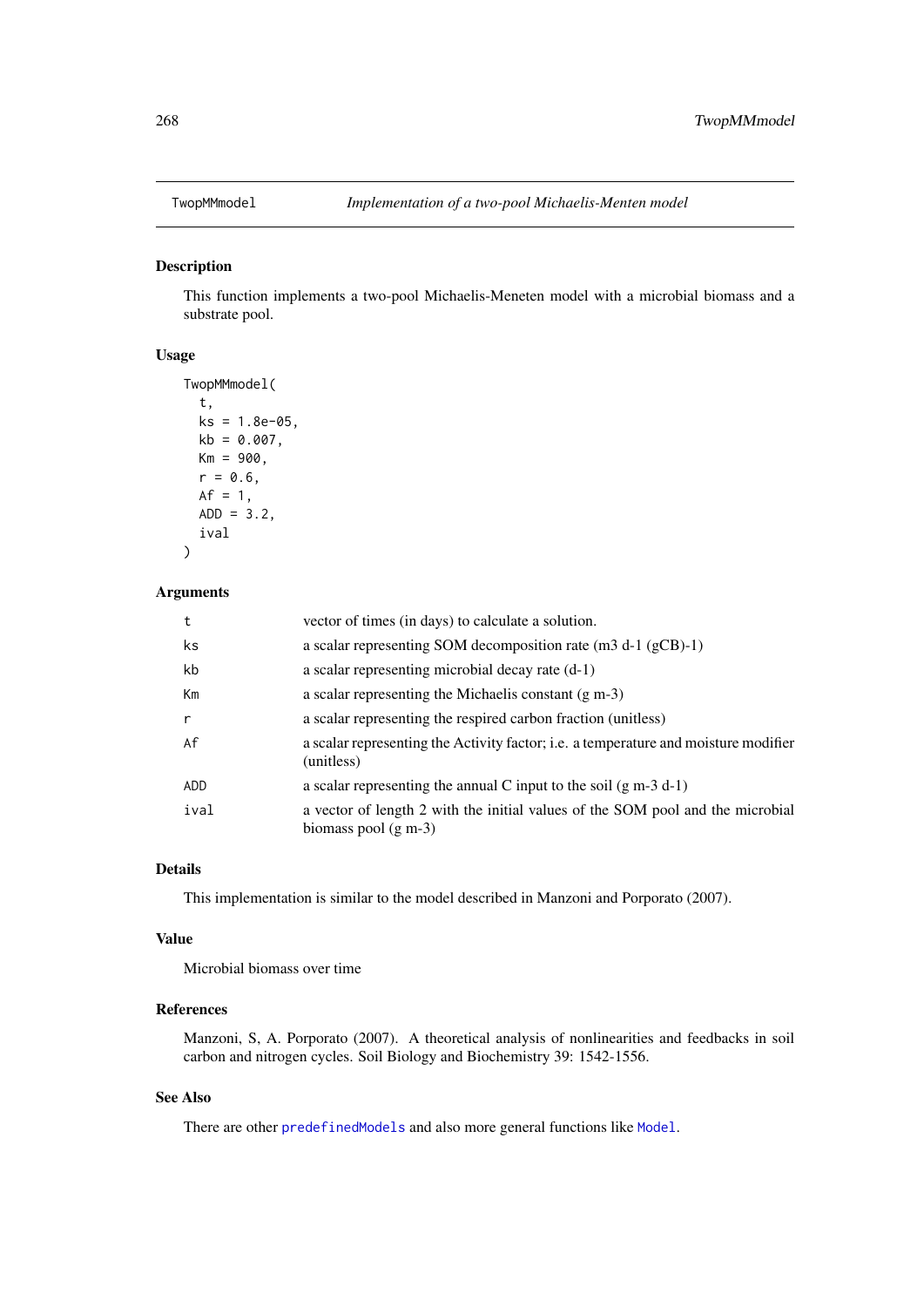## TwopMMmodel — *Implementation of a two-pool Michaelis-Menten model*

### Description

This function implements a two-pool Michaelis-Meneten model with a microbial biomass and a substrate pool.

### Usage

```
TwopMMmodel(
  t,
  ks = 1.8e-05,
  kb = 0.007,
  Km = 900,
  r = 0.6,
  Af = 1,
  ADD = 3.2,
  ival
)
```

### Arguments

| | |
|---|---|
| t | vector of times (in days) to calculate a solution. |
| ks | a scalar representing SOM decomposition rate (m3 d-1 (gCB)-1) |
| kb | a scalar representing microbial decay rate (d-1) |
| Km | a scalar representing the Michaelis constant (g m-3) |
| r | a scalar representing the respired carbon fraction (unitless) |
| Af | a scalar representing the Activity factor; i.e. a temperature and moisture modifier (unitless) |
| ADD | a scalar representing the annual C input to the soil (g m-3 d-1) |
| ival | a vector of length 2 with the initial values of the SOM pool and the microbial biomass pool (g m-3) |

### Details

This implementation is similar to the model described in Manzoni and Porporato (2007).

### Value

Microbial biomass over time

### References

Manzoni, S, A. Porporato (2007). A theoretical analysis of nonlinearities and feedbacks in soil carbon and nitrogen cycles. Soil Biology and Biochemistry 39: 1542-1556.

### See Also

There are other predefinedModels and also more general functions like Model.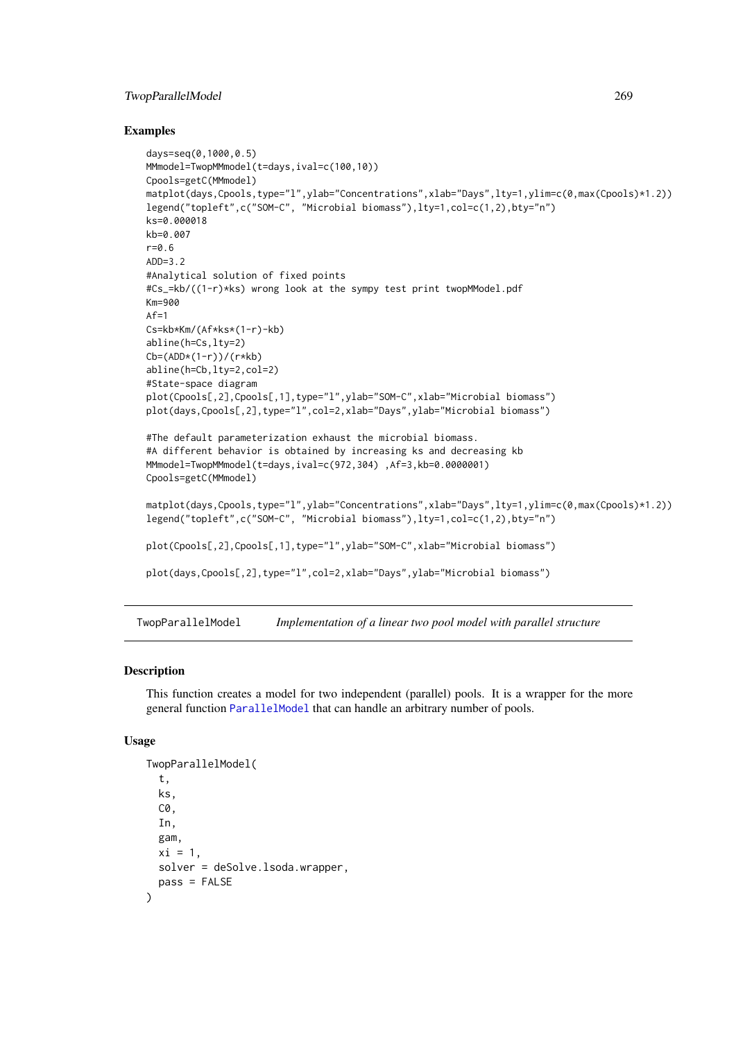## Examples

```
days=seq(0,1000,0.5)
MMmodel=TwopMMmodel(t=days,ival=c(100,10))
Cpools=getC(MMmodel)
matplot(days,Cpools,type="l",ylab="Concentrations",xlab="Days",lty=1,ylim=c(0,max(Cpools)*1.2))
legend("topleft",c("SOM-C", "Microbial biomass"),lty=1,col=c(1,2),bty="n")
ks=0.000018
kb=0.007
r=0.6
ADD=3.2
#Analytical solution of fixed points
#Cs_=kb/((1-r)*ks) wrong look at the sympy test print twopMMModel.pdf
Km=900
Af=1
Cs=kb*Km/(Af*ks*(1-r)-kb)
abline(h=Cs,lty=2)
Cb=(ADD*(1-r))/(r*kb)
abline(h=Cb,lty=2,col=2)
#State-space diagram
plot(Cpools[,2],Cpools[,1],type="l",ylab="SOM-C",xlab="Microbial biomass")
plot(days,Cpools[,2],type="l",col=2,xlab="Days",ylab="Microbial biomass")

#The default parameterization exhaust the microbial biomass.
#A different behavior is obtained by increasing ks and decreasing kb
MMmodel=TwopMMmodel(t=days,ival=c(972,304) ,Af=3,kb=0.0000001)
Cpools=getC(MMmodel)

matplot(days,Cpools,type="l",ylab="Concentrations",xlab="Days",lty=1,ylim=c(0,max(Cpools)*1.2))
legend("topleft",c("SOM-C", "Microbial biomass"),lty=1,col=c(1,2),bty="n")

plot(Cpools[,2],Cpools[,1],type="l",ylab="SOM-C",xlab="Microbial biomass")

plot(days,Cpools[,2],type="l",col=2,xlab="Days",ylab="Microbial biomass")
```

---

## TwopParallelModel — *Implementation of a linear two pool model with parallel structure*

---

### Description

This function creates a model for two independent (parallel) pools. It is a wrapper for the more general function ParallelModel that can handle an arbitrary number of pools.

### Usage

```
TwopParallelModel(
  t,
  ks,
  C0,
  In,
  gam,
  xi = 1,
  solver = deSolve.lsoda.wrapper,
  pass = FALSE
)
```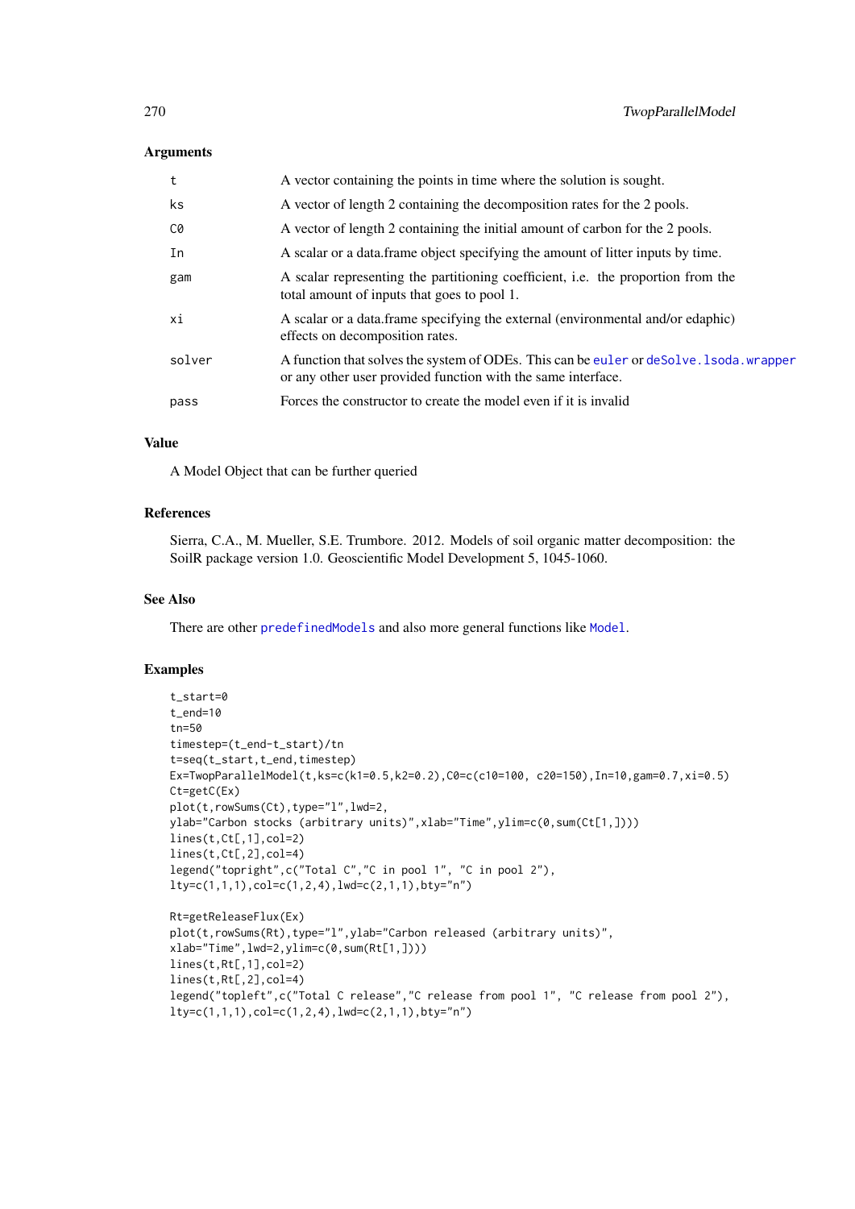### Arguments

| | |
|---|---|
| t | A vector containing the points in time where the solution is sought. |
| ks | A vector of length 2 containing the decomposition rates for the 2 pools. |
| C0 | A vector of length 2 containing the initial amount of carbon for the 2 pools. |
| In | A scalar or a data.frame object specifying the amount of litter inputs by time. |
| gam | A scalar representing the partitioning coefficient, i.e. the proportion from the total amount of inputs that goes to pool 1. |
| xi | A scalar or a data.frame specifying the external (environmental and/or edaphic) effects on decomposition rates. |
| solver | A function that solves the system of ODEs. This can be euler or deSolve.lsoda.wrapper or any other user provided function with the same interface. |
| pass | Forces the constructor to create the model even if it is invalid |

### Value

A Model Object that can be further queried

### References

Sierra, C.A., M. Mueller, S.E. Trumbore. 2012. Models of soil organic matter decomposition: the SoilR package version 1.0. Geoscientific Model Development 5, 1045-1060.

### See Also

There are other predefinedModels and also more general functions like Model.

### Examples

```
t_start=0
t_end=10
tn=50
timestep=(t_end-t_start)/tn
t=seq(t_start,t_end,timestep)
Ex=TwopParallelModel(t,ks=c(k1=0.5,k2=0.2),C0=c(c10=100, c20=150),In=10,gam=0.7,xi=0.5)
Ct=getC(Ex)
plot(t,rowSums(Ct),type="l",lwd=2,
ylab="Carbon stocks (arbitrary units)",xlab="Time",ylim=c(0,sum(Ct[1,])))
lines(t,Ct[,1],col=2)
lines(t,Ct[,2],col=4)
legend("topright",c("Total C","C in pool 1", "C in pool 2"),
lty=c(1,1,1),col=c(1,2,4),lwd=c(2,1,1),bty="n")

Rt=getReleaseFlux(Ex)
plot(t,rowSums(Rt),type="l",ylab="Carbon released (arbitrary units)",
xlab="Time",lwd=2,ylim=c(0,sum(Rt[1,])))
lines(t,Rt[,1],col=2)
lines(t,Rt[,2],col=4)
legend("topleft",c("Total C release","C release from pool 1", "C release from pool 2"),
lty=c(1,1,1),col=c(1,2,4),lwd=c(2,1,1),bty="n")
```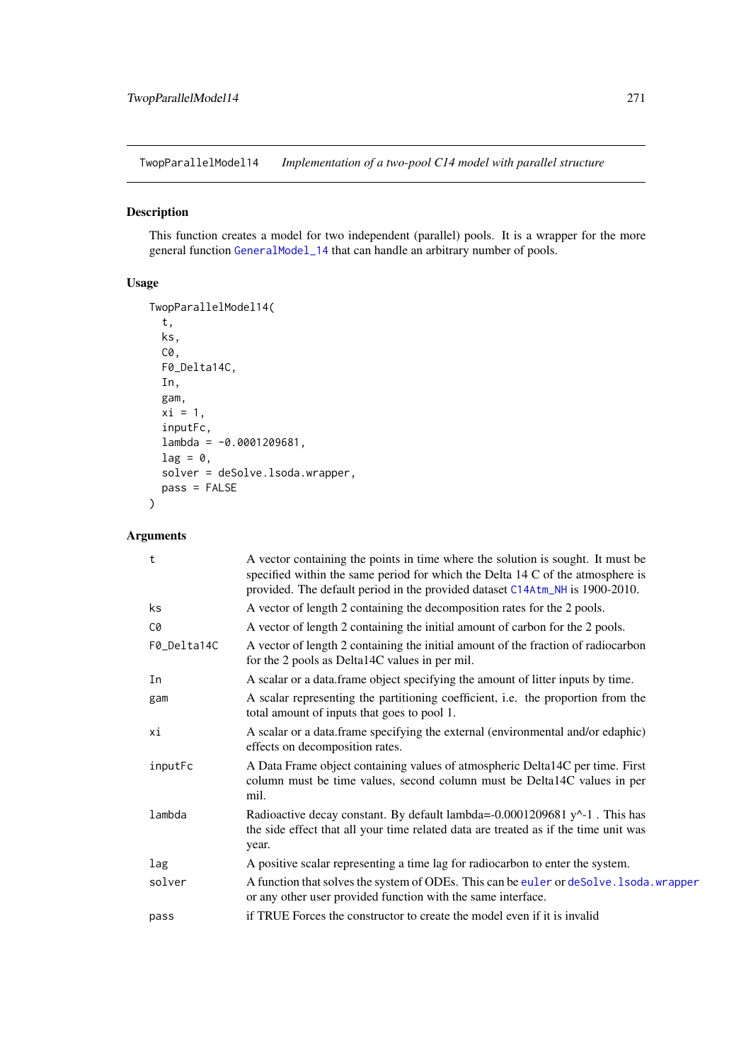TwopParallelModel14 *Implementation of a two-pool C14 model with parallel structure*

## Description

This function creates a model for two independent (parallel) pools. It is a wrapper for the more general function GeneralModel_14 that can handle an arbitrary number of pools.

## Usage

```
TwopParallelModel14(
  t,
  ks,
  C0,
  F0_Delta14C,
  In,
  gam,
  xi = 1,
  inputFc,
  lambda = -0.0001209681,
  lag = 0,
  solver = deSolve.lsoda.wrapper,
  pass = FALSE
)
```

## Arguments

| | |
|---|---|
| t | A vector containing the points in time where the solution is sought. It must be specified within the same period for which the Delta 14 C of the atmosphere is provided. The default period in the provided dataset C14Atm_NH is 1900-2010. |
| ks | A vector of length 2 containing the decomposition rates for the 2 pools. |
| C0 | A vector of length 2 containing the initial amount of carbon for the 2 pools. |
| F0_Delta14C | A vector of length 2 containing the initial amount of the fraction of radiocarbon for the 2 pools as Delta14C values in per mil. |
| In | A scalar or a data.frame object specifying the amount of litter inputs by time. |
| gam | A scalar representing the partitioning coefficient, i.e. the proportion from the total amount of inputs that goes to pool 1. |
| xi | A scalar or a data.frame specifying the external (environmental and/or edaphic) effects on decomposition rates. |
| inputFc | A Data Frame object containing values of atmospheric Delta14C per time. First column must be time values, second column must be Delta14C values in per mil. |
| lambda | Radioactive decay constant. By default lambda=-0.0001209681 y^-1 . This has the side effect that all your time related data are treated as if the time unit was year. |
| lag | A positive scalar representing a time lag for radiocarbon to enter the system. |
| solver | A function that solves the system of ODEs. This can be euler or deSolve.lsoda.wrapper or any other user provided function with the same interface. |
| pass | if TRUE Forces the constructor to create the model even if it is invalid |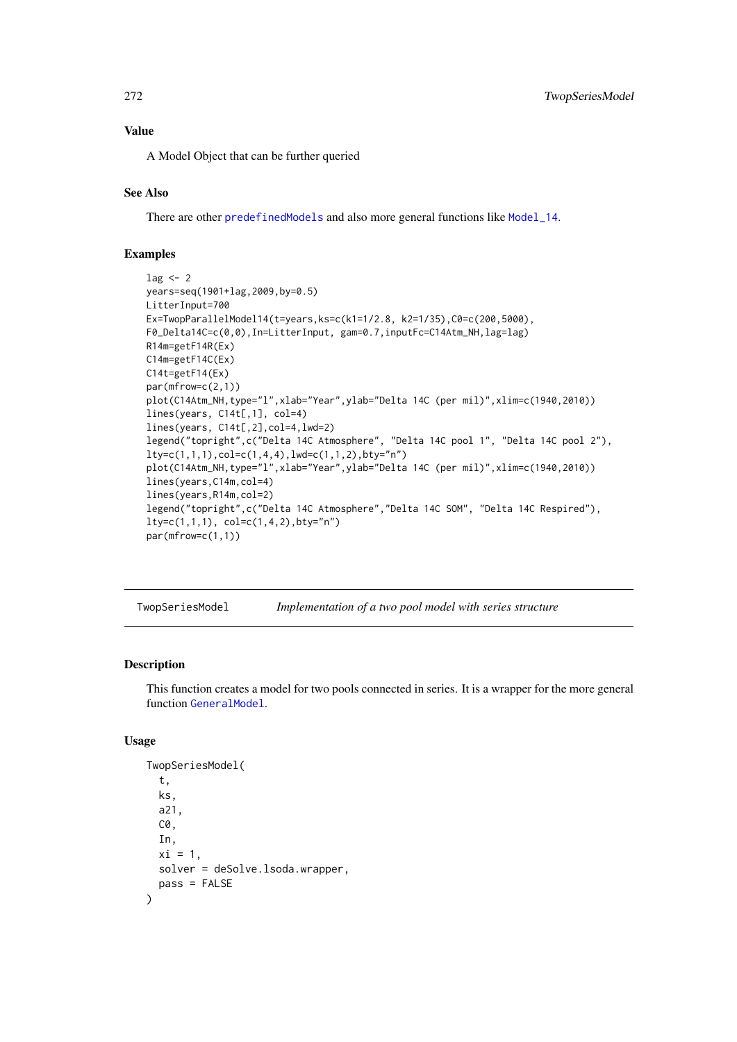### Value

A Model Object that can be further queried

### See Also

There are other predefinedModels and also more general functions like Model_14.

### Examples

```
lag <- 2
years=seq(1901+lag,2009,by=0.5)
LitterInput=700
Ex=TwopParallelModel14(t=years,ks=c(k1=1/2.8, k2=1/35),C0=c(200,5000),
F0_Delta14C=c(0,0),In=LitterInput, gam=0.7,inputFc=C14Atm_NH,lag=lag)
R14m=getF14R(Ex)
C14m=getF14C(Ex)
C14t=getF14(Ex)
par(mfrow=c(2,1))
plot(C14Atm_NH,type="l",xlab="Year",ylab="Delta 14C (per mil)",xlim=c(1940,2010))
lines(years, C14t[,1], col=4)
lines(years, C14t[,2],col=4,lwd=2)
legend("topright",c("Delta 14C Atmosphere", "Delta 14C pool 1", "Delta 14C pool 2"),
lty=c(1,1,1),col=c(1,4,4),lwd=c(1,1,2),bty="n")
plot(C14Atm_NH,type="l",xlab="Year",ylab="Delta 14C (per mil)",xlim=c(1940,2010))
lines(years,C14m,col=4)
lines(years,R14m,col=2)
legend("topright",c("Delta 14C Atmosphere","Delta 14C SOM", "Delta 14C Respired"),
lty=c(1,1,1), col=c(1,4,2),bty="n")
par(mfrow=c(1,1))
```

---

## TwopSeriesModel — *Implementation of a two pool model with series structure*

### Description

This function creates a model for two pools connected in series. It is a wrapper for the more general function GeneralModel.

### Usage

```
TwopSeriesModel(
  t,
  ks,
  a21,
  C0,
  In,
  xi = 1,
  solver = deSolve.lsoda.wrapper,
  pass = FALSE
)
```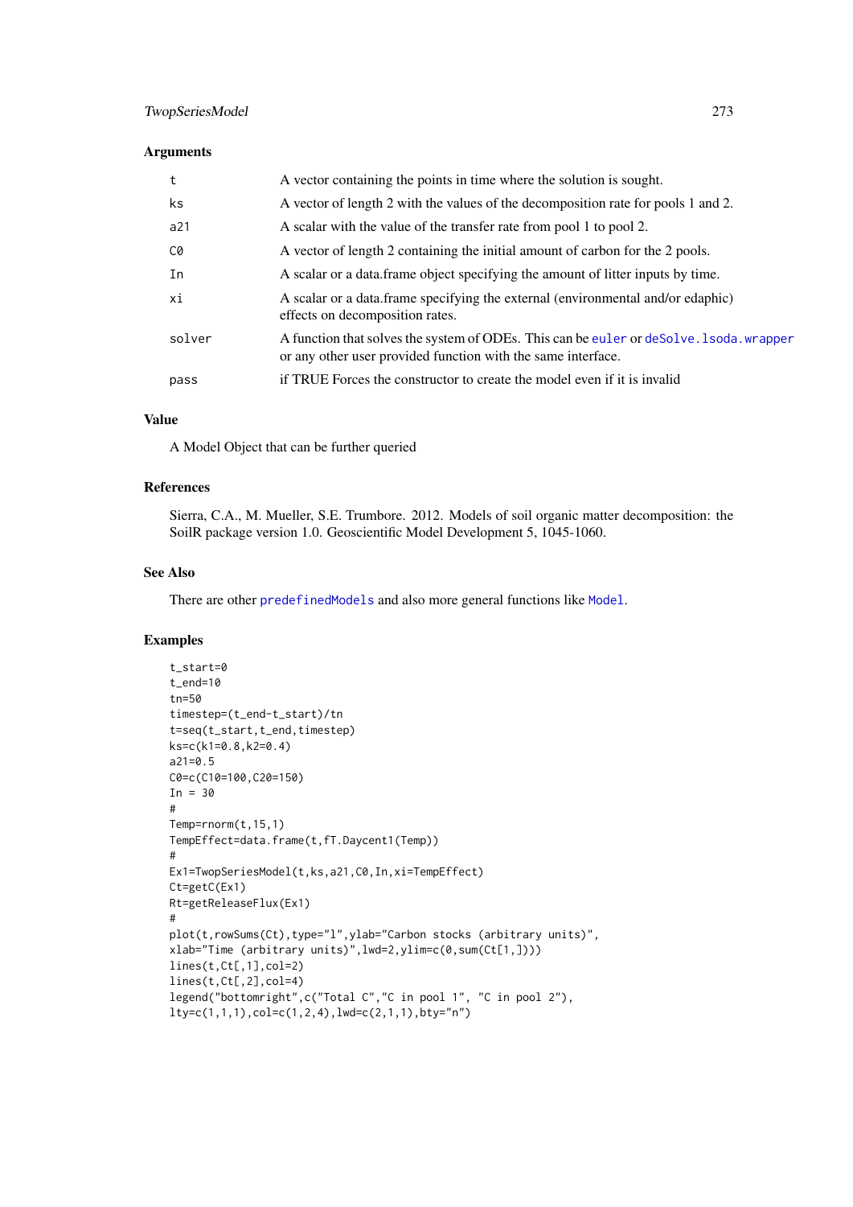## Arguments

| | |
|---|---|
| t | A vector containing the points in time where the solution is sought. |
| ks | A vector of length 2 with the values of the decomposition rate for pools 1 and 2. |
| a21 | A scalar with the value of the transfer rate from pool 1 to pool 2. |
| C0 | A vector of length 2 containing the initial amount of carbon for the 2 pools. |
| In | A scalar or a data.frame object specifying the amount of litter inputs by time. |
| xi | A scalar or a data.frame specifying the external (environmental and/or edaphic) effects on decomposition rates. |
| solver | A function that solves the system of ODEs. This can be euler or deSolve.lsoda.wrapper or any other user provided function with the same interface. |
| pass | if TRUE Forces the constructor to create the model even if it is invalid |

## Value

A Model Object that can be further queried

## References

Sierra, C.A., M. Mueller, S.E. Trumbore. 2012. Models of soil organic matter decomposition: the SoilR package version 1.0. Geoscientific Model Development 5, 1045-1060.

## See Also

There are other predefinedModels and also more general functions like Model.

## Examples

```
t_start=0
t_end=10
tn=50
timestep=(t_end-t_start)/tn
t=seq(t_start,t_end,timestep)
ks=c(k1=0.8,k2=0.4)
a21=0.5
C0=c(C10=100,C20=150)
In = 30
#
Temp=rnorm(t,15,1)
TempEffect=data.frame(t,fT.Daycent1(Temp))
#
Ex1=TwopSeriesModel(t,ks,a21,C0,In,xi=TempEffect)
Ct=getC(Ex1)
Rt=getReleaseFlux(Ex1)
#
plot(t,rowSums(Ct),type="l",ylab="Carbon stocks (arbitrary units)",
xlab="Time (arbitrary units)",lwd=2,ylim=c(0,sum(Ct[1,])))
lines(t,Ct[,1],col=2)
lines(t,Ct[,2],col=4)
legend("bottomright",c("Total C","C in pool 1", "C in pool 2"),
lty=c(1,1,1),col=c(1,2,4),lwd=c(2,1,1),bty="n")
```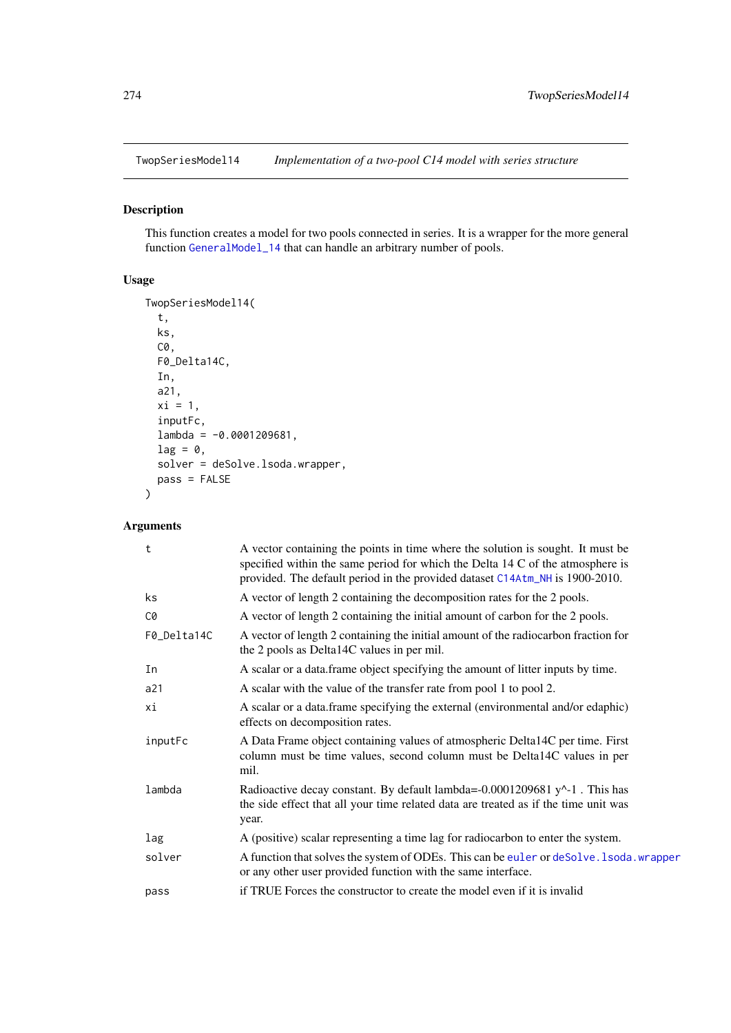TwopSeriesModel14 *Implementation of a two-pool C14 model with series structure*

## Description

This function creates a model for two pools connected in series. It is a wrapper for the more general function GeneralModel_14 that can handle an arbitrary number of pools.

## Usage

```
TwopSeriesModel14(
  t,
  ks,
  C0,
  F0_Delta14C,
  In,
  a21,
  xi = 1,
  inputFc,
  lambda = -0.0001209681,
  lag = 0,
  solver = deSolve.lsoda.wrapper,
  pass = FALSE
)
```

## Arguments

| | |
|---|---|
| t | A vector containing the points in time where the solution is sought. It must be specified within the same period for which the Delta 14 C of the atmosphere is provided. The default period in the provided dataset C14Atm_NH is 1900-2010. |
| ks | A vector of length 2 containing the decomposition rates for the 2 pools. |
| C0 | A vector of length 2 containing the initial amount of carbon for the 2 pools. |
| F0_Delta14C | A vector of length 2 containing the initial amount of the radiocarbon fraction for the 2 pools as Delta14C values in per mil. |
| In | A scalar or a data.frame object specifying the amount of litter inputs by time. |
| a21 | A scalar with the value of the transfer rate from pool 1 to pool 2. |
| xi | A scalar or a data.frame specifying the external (environmental and/or edaphic) effects on decomposition rates. |
| inputFc | A Data Frame object containing values of atmospheric Delta14C per time. First column must be time values, second column must be Delta14C values in per mil. |
| lambda | Radioactive decay constant. By default lambda=-0.0001209681 y^-1 . This has the side effect that all your time related data are treated as if the time unit was year. |
| lag | A (positive) scalar representing a time lag for radiocarbon to enter the system. |
| solver | A function that solves the system of ODEs. This can be euler or deSolve.lsoda.wrapper or any other user provided function with the same interface. |
| pass | if TRUE Forces the constructor to create the model even if it is invalid |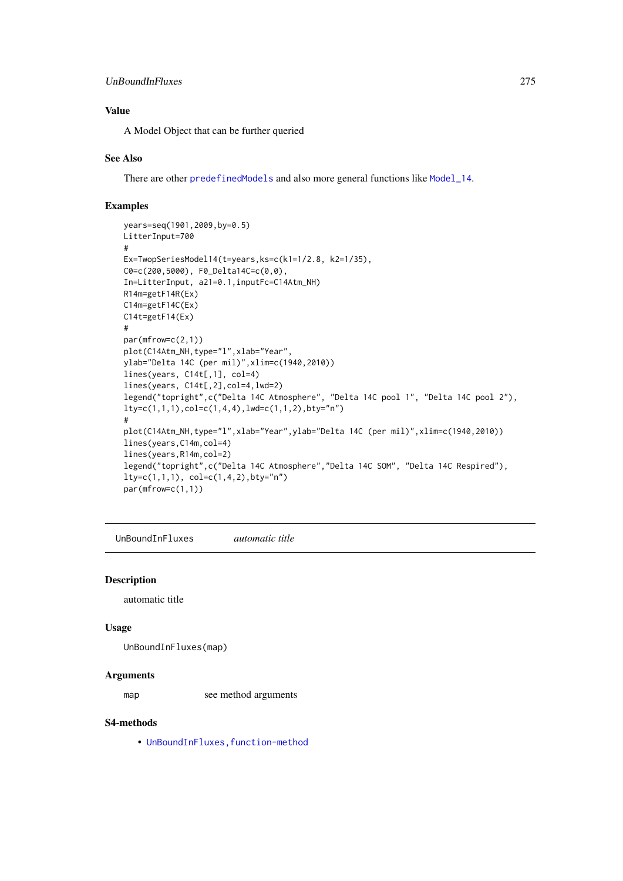### Value

A Model Object that can be further queried

### See Also

There are other predefinedModels and also more general functions like Model_14.

### Examples

```
years=seq(1901,2009,by=0.5)
LitterInput=700
#
Ex=TwopSeriesModel14(t=years,ks=c(k1=1/2.8, k2=1/35),
C0=c(200,5000), F0_Delta14C=c(0,0),
In=LitterInput, a21=0.1,inputFc=C14Atm_NH)
R14m=getF14R(Ex)
C14m=getF14C(Ex)
C14t=getF14(Ex)
#
par(mfrow=c(2,1))
plot(C14Atm_NH,type="l",xlab="Year",
ylab="Delta 14C (per mil)",xlim=c(1940,2010))
lines(years, C14t[,1], col=4)
lines(years, C14t[,2],col=4,lwd=2)
legend("topright",c("Delta 14C Atmosphere", "Delta 14C pool 1", "Delta 14C pool 2"),
lty=c(1,1,1),col=c(1,4,4),lwd=c(1,1,2),bty="n")
#
plot(C14Atm_NH,type="l",xlab="Year",ylab="Delta 14C (per mil)",xlim=c(1940,2010))
lines(years,C14m,col=4)
lines(years,R14m,col=2)
legend("topright",c("Delta 14C Atmosphere","Delta 14C SOM", "Delta 14C Respired"),
lty=c(1,1,1), col=c(1,4,2),bty="n")
par(mfrow=c(1,1))
```

---

## UnBoundInFluxes *automatic title*

### Description

automatic title

### Usage

```
UnBoundInFluxes(map)
```

### Arguments

map	see method arguments

### S4-methods

- UnBoundInFluxes,function-method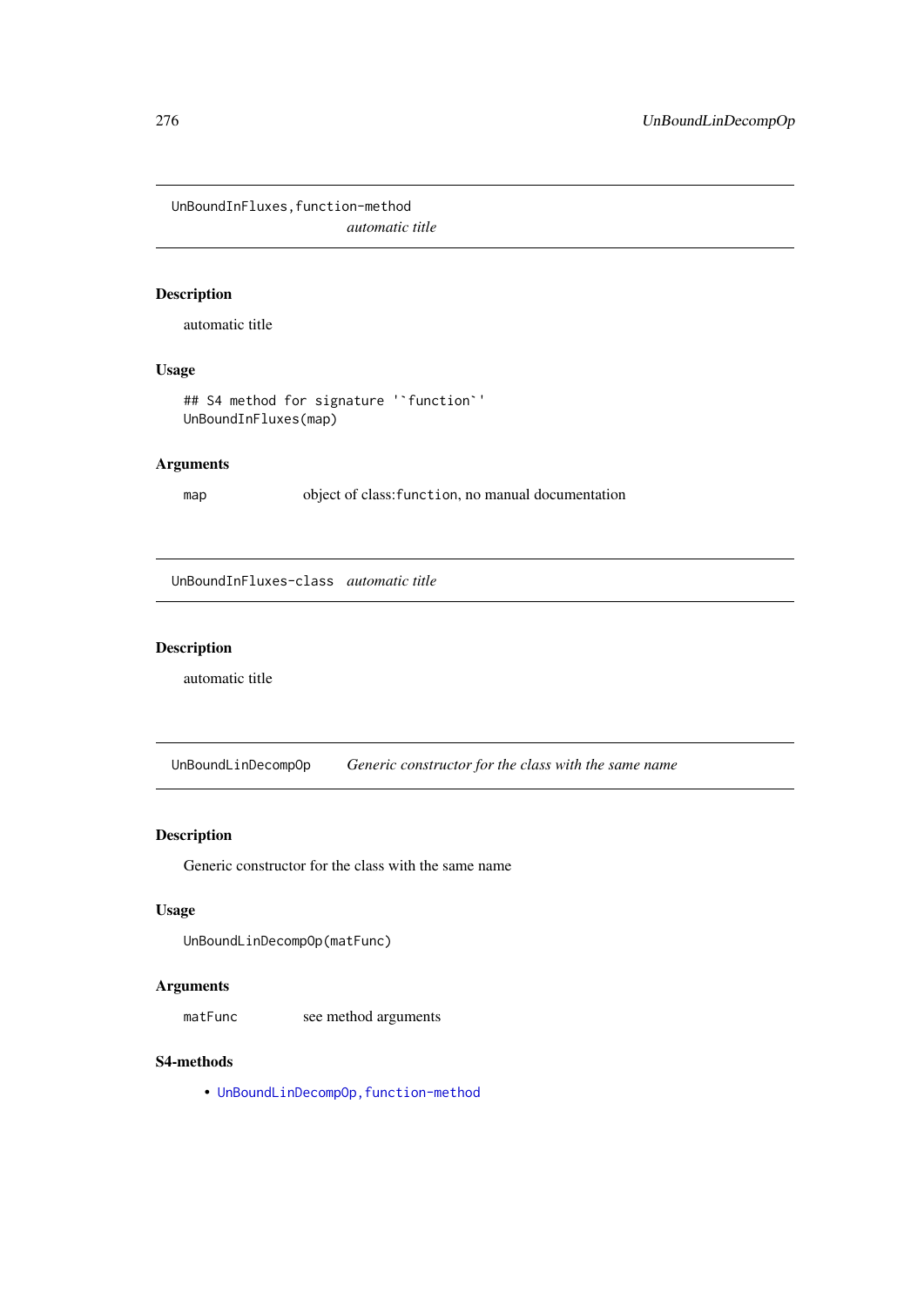## UnBoundInFluxes,function-method

*automatic title*

### Description

automatic title

### Usage

```
## S4 method for signature '`function`'
UnBoundInFluxes(map)
```

### Arguments

| | |
|---|---|
| map | object of class:`function`, no manual documentation |

## UnBoundInFluxes-class

*automatic title*

### Description

automatic title

## UnBoundLinDecompOp

*Generic constructor for the class with the same name*

### Description

Generic constructor for the class with the same name

### Usage

```
UnBoundLinDecompOp(matFunc)
```

### Arguments

| | |
|---|---|
| matFunc | see method arguments |

### S4-methods

- `UnBoundLinDecompOp,function-method`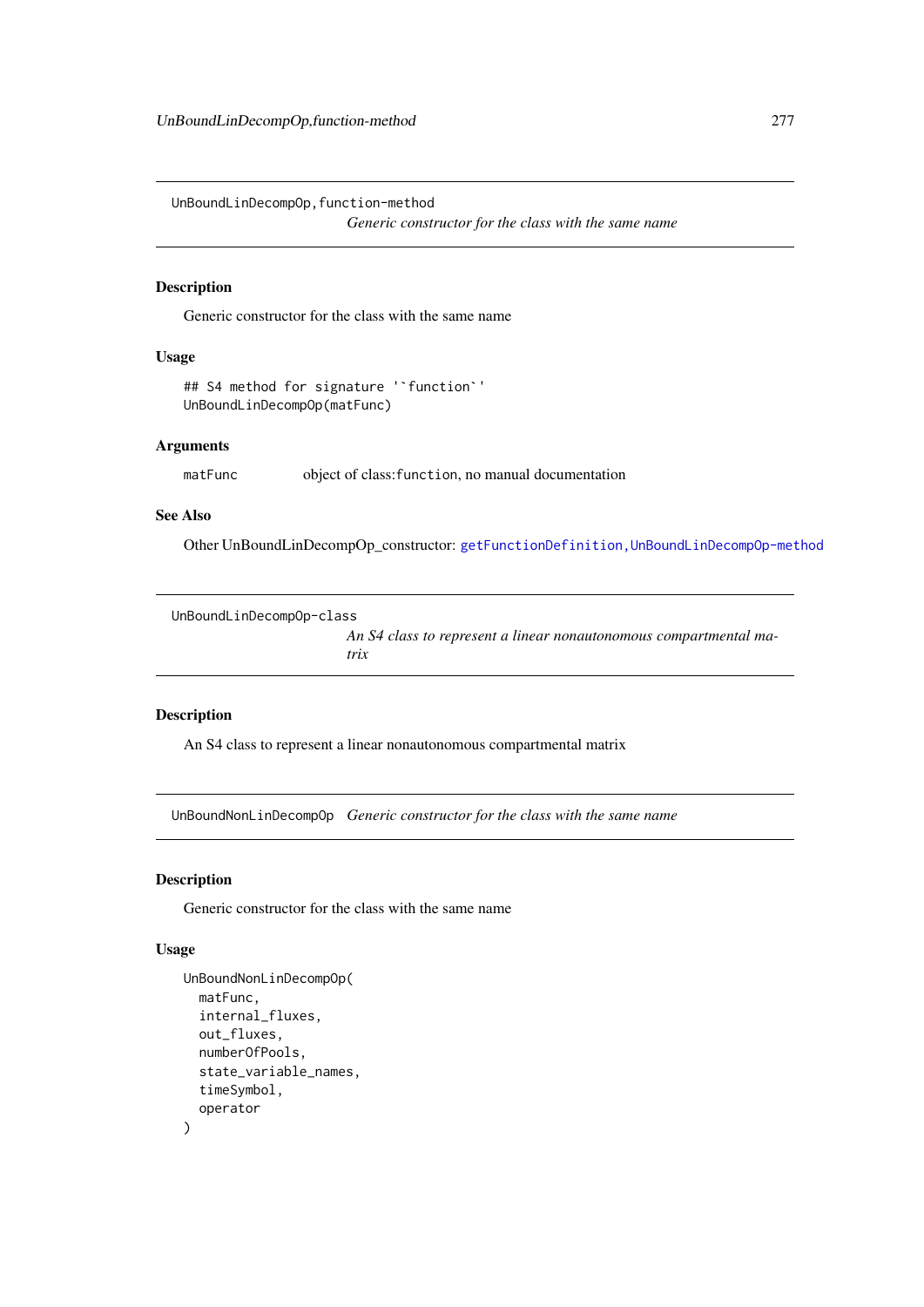## UnBoundLinDecompOp,function-method

*Generic constructor for the class with the same name*

### Description

Generic constructor for the class with the same name

### Usage

```
## S4 method for signature '`function`'
UnBoundLinDecompOp(matFunc)
```

### Arguments

| | |
|---|---|
| matFunc | object of class:function, no manual documentation |

### See Also

Other UnBoundLinDecompOp_constructor: getFunctionDefinition,UnBoundLinDecompOp-method

## UnBoundLinDecompOp-class

*An S4 class to represent a linear nonautonomous compartmental matrix*

### Description

An S4 class to represent a linear nonautonomous compartmental matrix

## UnBoundNonLinDecompOp

*Generic constructor for the class with the same name*

### Description

Generic constructor for the class with the same name

### Usage

```
UnBoundNonLinDecompOp(
  matFunc,
  internal_fluxes,
  out_fluxes,
  numberOfPools,
  state_variable_names,
  timeSymbol,
  operator
)
```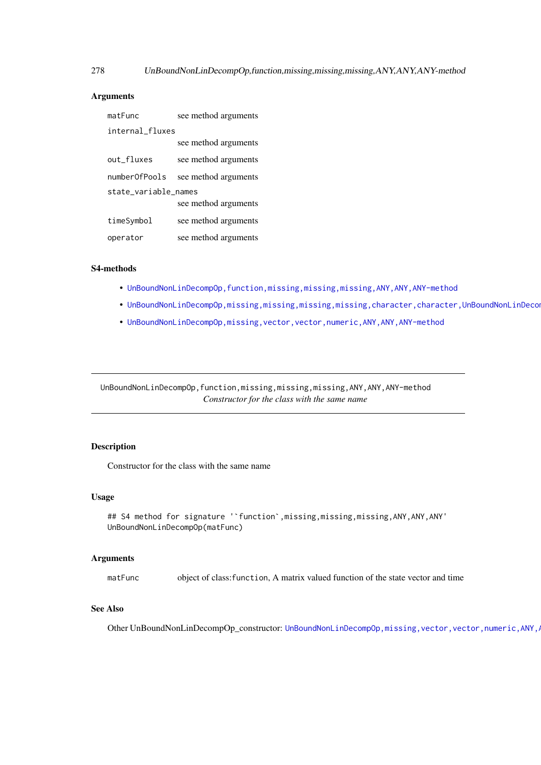### Arguments

| | |
|---|---|
| `matFunc` | see method arguments |
| `internal_fluxes` | see method arguments |
| `out_fluxes` | see method arguments |
| `numberOfPools` | see method arguments |
| `state_variable_names` | see method arguments |
| `timeSymbol` | see method arguments |
| `operator` | see method arguments |

### S4-methods

- `UnBoundNonLinDecompOp,function,missing,missing,missing,ANY,ANY,ANY-method`
- `UnBoundNonLinDecompOp,missing,missing,missing,missing,character,character,UnBoundNonLinDecon`
- `UnBoundNonLinDecompOp,missing,vector,vector,numeric,ANY,ANY,ANY-method`

---

## UnBoundNonLinDecompOp,function,missing,missing,missing,ANY,ANY,ANY-method

*Constructor for the class with the same name*

---

### Description

Constructor for the class with the same name

### Usage

```
## S4 method for signature '`function`,missing,missing,missing,ANY,ANY,ANY'
UnBoundNonLinDecompOp(matFunc)
```

### Arguments

| | |
|---|---|
| `matFunc` | object of class:`function`, A matrix valued function of the state vector and time |

### See Also

Other UnBoundNonLinDecompOp_constructor: `UnBoundNonLinDecompOp,missing,vector,vector,numeric,ANY,A`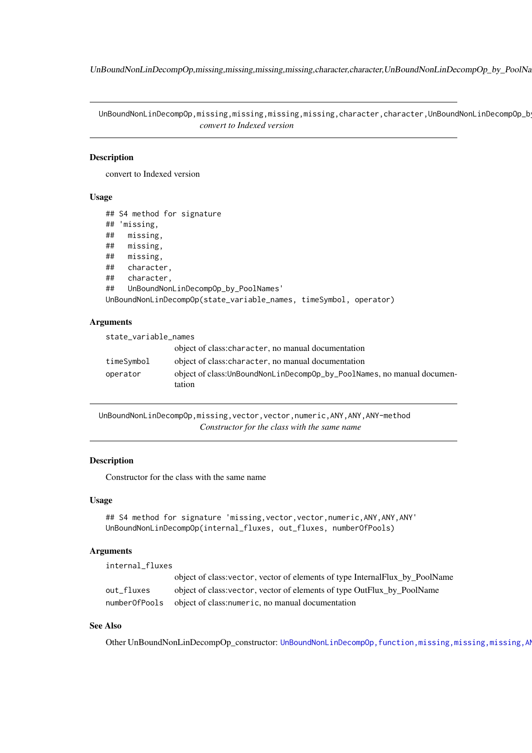UnBoundNonLinDecompOp,missing,missing,missing,missing,character,character,UnBoundNonLinDecompOp_by

*convert to Indexed version*

### Description

convert to Indexed version

### Usage

```
## S4 method for signature
## 'missing,
##   missing,
##   missing,
##   missing,
##   character,
##   character,
##   UnBoundNonLinDecompOp_by_PoolNames'
UnBoundNonLinDecompOp(state_variable_names, timeSymbol, operator)
```

### Arguments

| | |
|---|---|
| state_variable_names | object of class:character, no manual documentation |
| timeSymbol | object of class:character, no manual documentation |
| operator | object of class:UnBoundNonLinDecompOp_by_PoolNames, no manual documentation |

UnBoundNonLinDecompOp,missing,vector,vector,numeric,ANY,ANY,ANY-method

*Constructor for the class with the same name*

### Description

Constructor for the class with the same name

### Usage

```
## S4 method for signature 'missing,vector,vector,numeric,ANY,ANY,ANY'
UnBoundNonLinDecompOp(internal_fluxes, out_fluxes, numberOfPools)
```

### Arguments

| | |
|---|---|
| internal_fluxes | object of class:vector, vector of elements of type InternalFlux_by_PoolName |
| out_fluxes | object of class:vector, vector of elements of type OutFlux_by_PoolName |
| numberOfPools | object of class:numeric, no manual documentation |

### See Also

Other UnBoundNonLinDecompOp_constructor: UnBoundNonLinDecompOp,function,missing,missing,missing,AN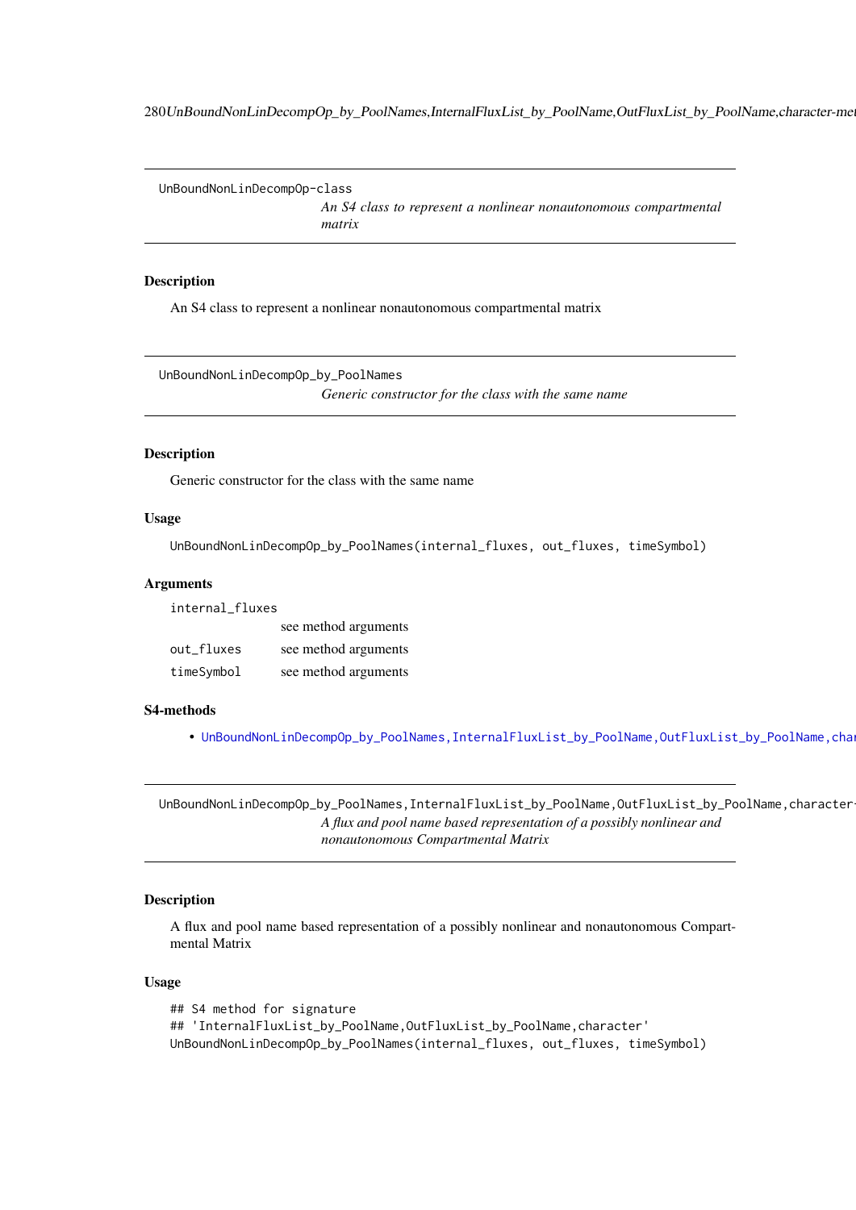## UnBoundNonLinDecompOp-class

*An S4 class to represent a nonlinear nonautonomous compartmental matrix*

### Description

An S4 class to represent a nonlinear nonautonomous compartmental matrix

## UnBoundNonLinDecompOp_by_PoolNames

*Generic constructor for the class with the same name*

### Description

Generic constructor for the class with the same name

### Usage

```
UnBoundNonLinDecompOp_by_PoolNames(internal_fluxes, out_fluxes, timeSymbol)
```

### Arguments

| | |
|---|---|
| internal_fluxes | see method arguments |
| out_fluxes | see method arguments |
| timeSymbol | see method arguments |

### S4-methods

- UnBoundNonLinDecompOp_by_PoolNames,InternalFluxList_by_PoolName,OutFluxList_by_PoolName,char

## UnBoundNonLinDecompOp_by_PoolNames,InternalFluxList_by_PoolName,OutFluxList_by_PoolName,character-

*A flux and pool name based representation of a possibly nonlinear and nonautonomous Compartmental Matrix*

### Description

A flux and pool name based representation of a possibly nonlinear and nonautonomous Compartmental Matrix

### Usage

```
## S4 method for signature
## 'InternalFluxList_by_PoolName,OutFluxList_by_PoolName,character'
UnBoundNonLinDecompOp_by_PoolNames(internal_fluxes, out_fluxes, timeSymbol)
```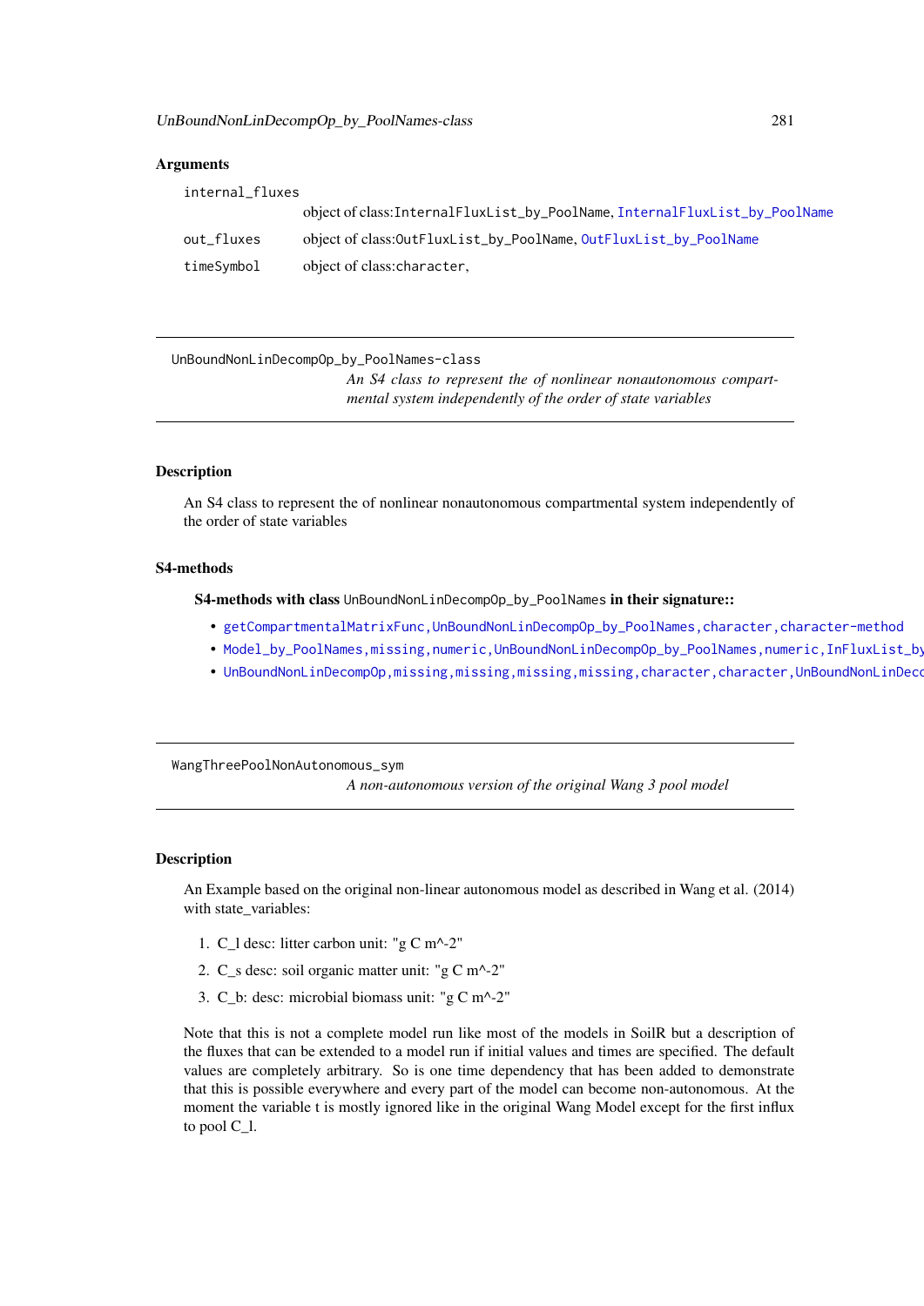## Arguments

internal_fluxes
: object of class:`InternalFluxList_by_PoolName`, `InternalFluxList_by_PoolName`

out_fluxes
: object of class:`OutFluxList_by_PoolName`, `OutFluxList_by_PoolName`

timeSymbol
: object of class:`character`,

---

`UnBoundNonLinDecompOp_by_PoolNames-class`
*An S4 class to represent the of nonlinear nonautonomous compartmental system independently of the order of state variables*

---

## Description

An S4 class to represent the of nonlinear nonautonomous compartmental system independently of the order of state variables

## S4-methods

**S4-methods with class** `UnBoundNonLinDecompOp_by_PoolNames` **in their signature::**

- `getCompartmentalMatrixFunc,UnBoundNonLinDecompOp_by_PoolNames,character,character-method`
- `Model_by_PoolNames,missing,numeric,UnBoundNonLinDecompOp_by_PoolNames,numeric,InFluxList_by`
- `UnBoundNonLinDecompOp,missing,missing,missing,missing,character,character,UnBoundNonLinDeco`

---

`WangThreePoolNonAutonomous_sym`
*A non-autonomous version of the original Wang 3 pool model*

---

## Description

An Example based on the original non-linear autonomous model as described in Wang et al. (2014) with state_variables:

1. C_l desc: litter carbon unit: "g C m^-2"
2. C_s desc: soil organic matter unit: "g C m^-2"
3. C_b: desc: microbial biomass unit: "g C m^-2"

Note that this is not a complete model run like most of the models in SoilR but a description of the fluxes that can be extended to a model run if initial values and times are specified. The default values are completely arbitrary. So is one time dependency that has been added to demonstrate that this is possible everywhere and every part of the model can become non-autonomous. At the moment the variable t is mostly ignored like in the original Wang Model except for the first influx to pool C_l.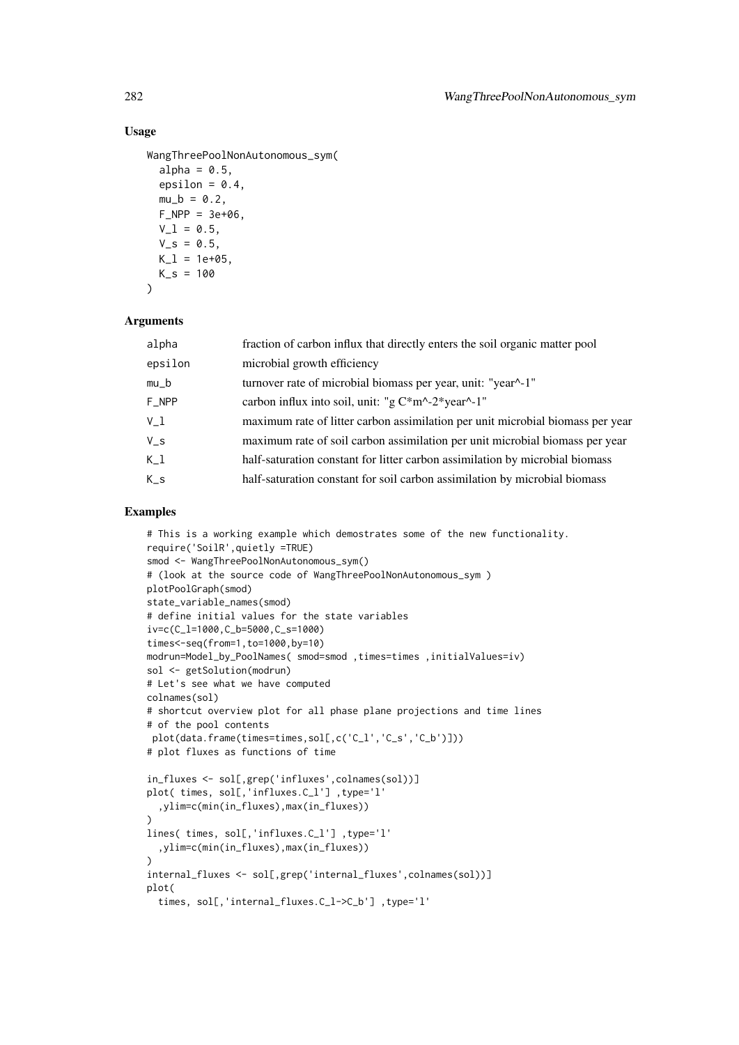### Usage

```
WangThreePoolNonAutonomous_sym(
  alpha = 0.5,
  epsilon = 0.4,
  mu_b = 0.2,
  F_NPP = 3e+06,
  V_l = 0.5,
  V_s = 0.5,
  K_l = 1e+05,
  K_s = 100
)
```

### Arguments

| | |
|---|---|
| alpha | fraction of carbon influx that directly enters the soil organic matter pool |
| epsilon | microbial growth efficiency |
| mu_b | turnover rate of microbial biomass per year, unit: "year^-1" |
| F_NPP | carbon influx into soil, unit: "g C*m^-2*year^-1" |
| V_l | maximum rate of litter carbon assimilation per unit microbial biomass per year |
| V_s | maximum rate of soil carbon assimilation per unit microbial biomass per year |
| K_l | half-saturation constant for litter carbon assimilation by microbial biomass |
| K_s | half-saturation constant for soil carbon assimilation by microbial biomass |

### Examples

```
# This is a working example which demostrates some of the new functionality.
require('SoilR',quietly =TRUE)
smod <- WangThreePoolNonAutonomous_sym()
# (look at the source code of WangThreePoolNonAutonomous_sym )
plotPoolGraph(smod)
state_variable_names(smod)
# define initial values for the state variables
iv=c(C_l=1000,C_b=5000,C_s=1000)
times<-seq(from=1,to=1000,by=10)
modrun=Model_by_PoolNames( smod=smod ,times=times ,initialValues=iv)
sol <- getSolution(modrun)
# Let's see what we have computed
colnames(sol)
# shortcut overview plot for all phase plane projections and time lines
# of the pool contents
 plot(data.frame(times=times,sol[,c('C_l','C_s','C_b')]))
# plot fluxes as functions of time

in_fluxes <- sol[,grep('influxes',colnames(sol))]
plot( times, sol[,'influxes.C_l'] ,type='l'
  ,ylim=c(min(in_fluxes),max(in_fluxes))
)
lines( times, sol[,'influxes.C_l'] ,type='l'
  ,ylim=c(min(in_fluxes),max(in_fluxes))
)
internal_fluxes <- sol[,grep('internal_fluxes',colnames(sol))]
plot(
  times, sol[,'internal_fluxes.C_l->C_b'] ,type='l'
```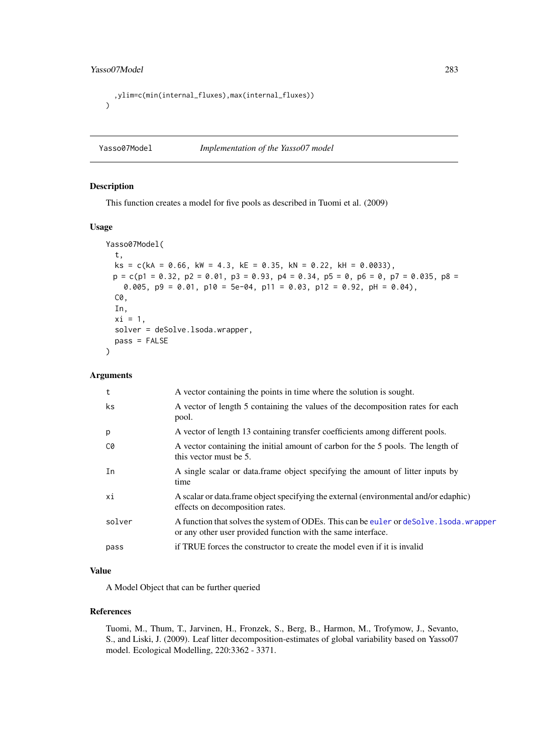```
,ylim=c(min(internal_fluxes),max(internal_fluxes))
)
```

## Yasso07Model — *Implementation of the Yasso07 model*

### Description

This function creates a model for five pools as described in Tuomi et al. (2009)

### Usage

```
Yasso07Model(
  t,
  ks = c(kA = 0.66, kW = 4.3, kE = 0.35, kN = 0.22, kH = 0.0033),
 p = c(p1 = 0.32, p2 = 0.01, p3 = 0.93, p4 = 0.34, p5 = 0, p6 = 0, p7 = 0.035, p8 =
    0.005, p9 = 0.01, p10 = 5e-04, p11 = 0.03, p12 = 0.92, pH = 0.04),
  C0,
  In,
  xi = 1,
  solver = deSolve.lsoda.wrapper,
  pass = FALSE
)
```

### Arguments

| | |
|---|---|
| t | A vector containing the points in time where the solution is sought. |
| ks | A vector of length 5 containing the values of the decomposition rates for each pool. |
| p | A vector of length 13 containing transfer coefficients among different pools. |
| C0 | A vector containing the initial amount of carbon for the 5 pools. The length of this vector must be 5. |
| In | A single scalar or data.frame object specifying the amount of litter inputs by time |
| xi | A scalar or data.frame object specifying the external (environmental and/or edaphic) effects on decomposition rates. |
| solver | A function that solves the system of ODEs. This can be euler or deSolve.lsoda.wrapper or any other user provided function with the same interface. |
| pass | if TRUE forces the constructor to create the model even if it is invalid |

### Value

A Model Object that can be further queried

### References

Tuomi, M., Thum, T., Jarvinen, H., Fronzek, S., Berg, B., Harmon, M., Trofymow, J., Sevanto, S., and Liski, J. (2009). Leaf litter decomposition-estimates of global variability based on Yasso07 model. Ecological Modelling, 220:3362 - 3371.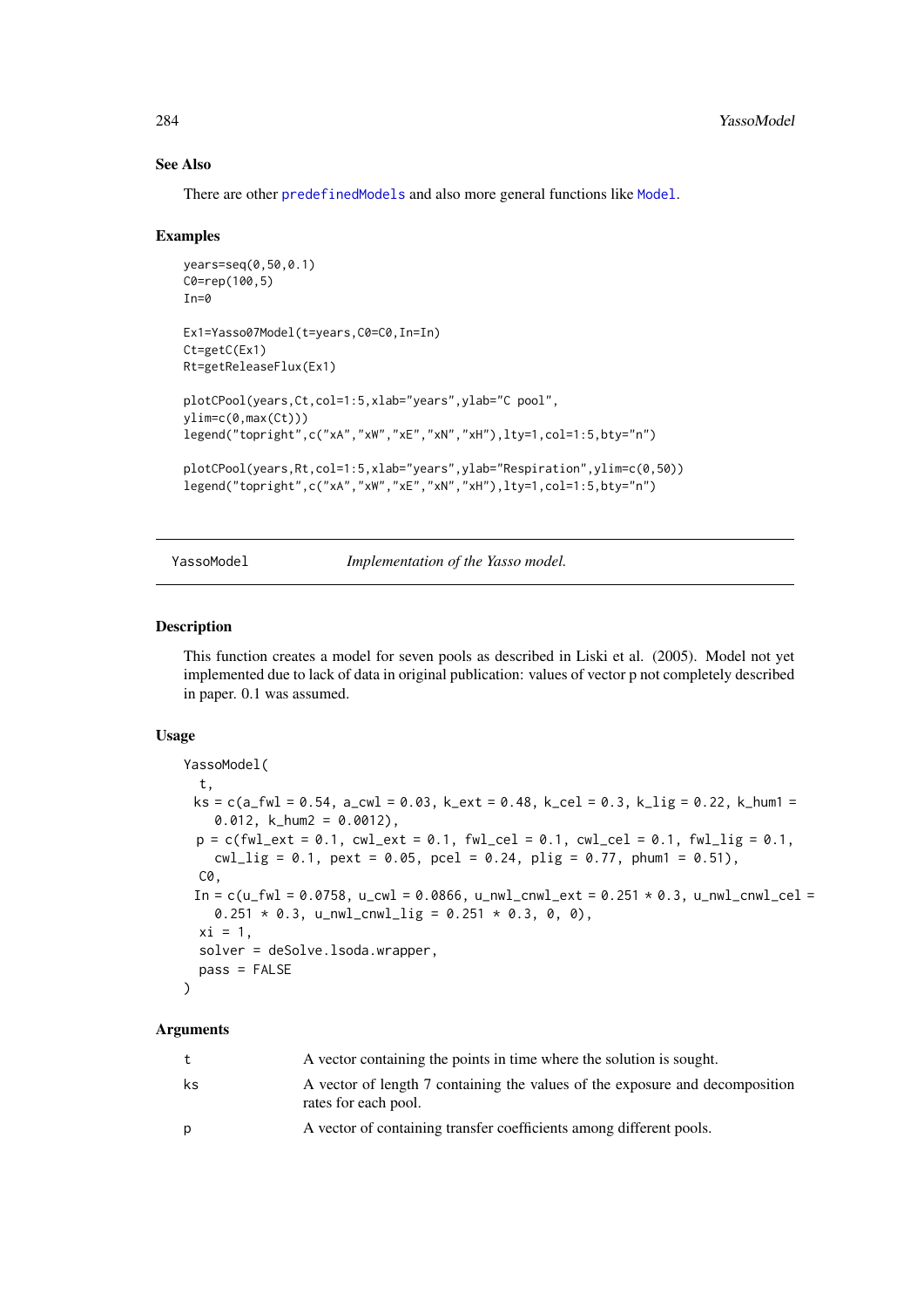### See Also

There are other predefinedModels and also more general functions like Model.

### Examples

```
years=seq(0,50,0.1)
C0=rep(100,5)
In=0

Ex1=Yasso07Model(t=years,C0=C0,In=In)
Ct=getC(Ex1)
Rt=getReleaseFlux(Ex1)

plotCPool(years,Ct,col=1:5,xlab="years",ylab="C pool",
ylim=c(0,max(Ct)))
legend("topright",c("xA","xW","xE","xN","xH"),lty=1,col=1:5,bty="n")

plotCPool(years,Rt,col=1:5,xlab="years",ylab="Respiration",ylim=c(0,50))
legend("topright",c("xA","xW","xE","xN","xH"),lty=1,col=1:5,bty="n")
```

---

## YassoModel    *Implementation of the Yasso model.*

---

### Description

This function creates a model for seven pools as described in Liski et al. (2005). Model not yet implemented due to lack of data in original publication: values of vector p not completely described in paper. 0.1 was assumed.

### Usage

```
YassoModel(
  t,
  ks = c(a_fwl = 0.54, a_cwl = 0.03, k_ext = 0.48, k_cel = 0.3, k_lig = 0.22, k_hum1 =
    0.012, k_hum2 = 0.0012),
  p = c(fwl_ext = 0.1, cwl_ext = 0.1, fwl_cel = 0.1, cwl_cel = 0.1, fwl_lig = 0.1,
    cwl_lig = 0.1, pext = 0.05, pcel = 0.24, plig = 0.77, phum1 = 0.51),
  C0,
  In = c(u_fwl = 0.0758, u_cwl = 0.0866, u_nwl_cnwl_ext = 0.251 * 0.3, u_nwl_cnwl_cel =
    0.251 * 0.3, u_nwl_cnwl_lig = 0.251 * 0.3, 0, 0),
  xi = 1,
  solver = deSolve.lsoda.wrapper,
  pass = FALSE
)
```

### Arguments

| | |
|---|---|
| t | A vector containing the points in time where the solution is sought. |
| ks | A vector of length 7 containing the values of the exposure and decomposition rates for each pool. |
| p | A vector of containing transfer coefficients among different pools. |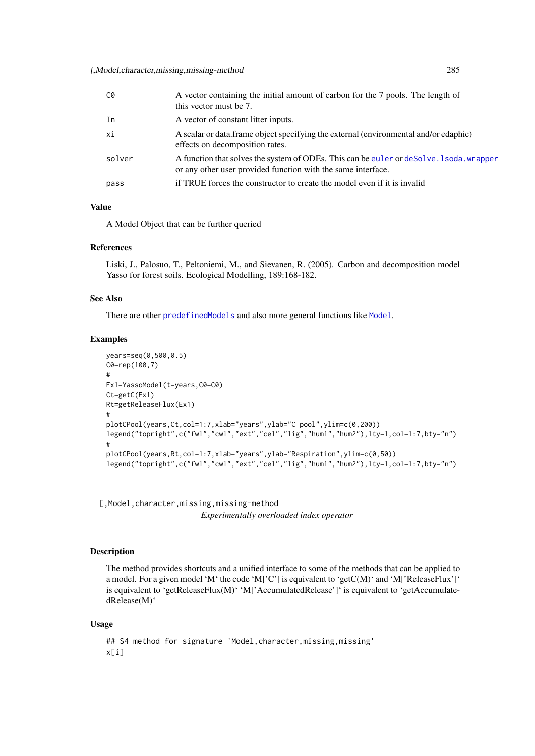| | |
|---|---|
| C0 | A vector containing the initial amount of carbon for the 7 pools. The length of this vector must be 7. |
| In | A vector of constant litter inputs. |
| xi | A scalar or data.frame object specifying the external (environmental and/or edaphic) effects on decomposition rates. |
| solver | A function that solves the system of ODEs. This can be euler or deSolve.lsoda.wrapper or any other user provided function with the same interface. |
| pass | if TRUE forces the constructor to create the model even if it is invalid |

### Value

A Model Object that can be further queried

### References

Liski, J., Palosuo, T., Peltoniemi, M., and Sievanen, R. (2005). Carbon and decomposition model Yasso for forest soils. Ecological Modelling, 189:168-182.

### See Also

There are other predefinedModels and also more general functions like Model.

### Examples

```
years=seq(0,500,0.5)
C0=rep(100,7)
#
Ex1=YassoModel(t=years,C0=C0)
Ct=getC(Ex1)
Rt=getReleaseFlux(Ex1)
#
plotCPool(years,Ct,col=1:7,xlab="years",ylab="C pool",ylim=c(0,200))
legend("topright",c("fwl","cwl","ext","cel","lig","hum1","hum2"),lty=1,col=1:7,bty="n")
#
plotCPool(years,Rt,col=1:7,xlab="years",ylab="Respiration",ylim=c(0,50))
legend("topright",c("fwl","cwl","ext","cel","lig","hum1","hum2"),lty=1,col=1:7,bty="n")
```

---

## [,Model,character,missing,missing-method

*Experimentally overloaded index operator*

---

### Description

The method provides shortcuts and a unified interface to some of the methods that can be applied to a model. For a given model 'M' the code 'M['C'] is equivalent to 'getC(M)' and 'M['ReleaseFlux']' is equivalent to 'getReleaseFlux(M)' 'M['AccumulatedRelease']' is equivalent to 'getAccumulatedRelease(M)'

### Usage

```
## S4 method for signature 'Model,character,missing,missing'
x[i]
```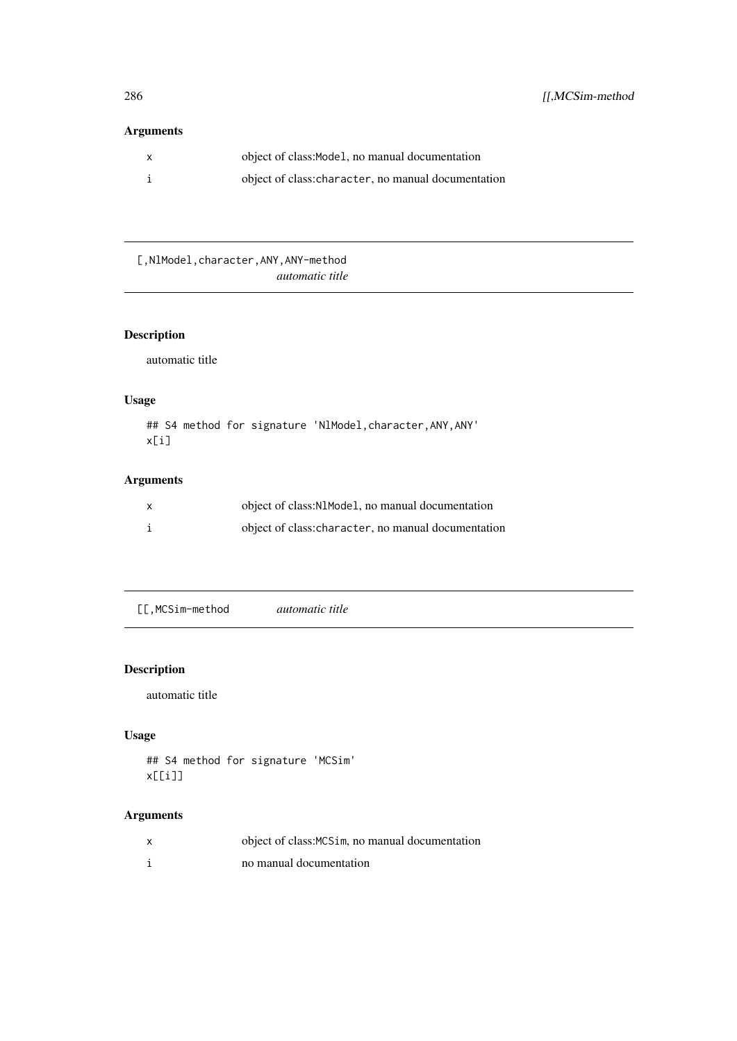### Arguments

x object of class:`Model`, no manual documentation

i object of class:`character`, no manual documentation

---

## [,NlModel,character,ANY,ANY-method *automatic title*

### Description

automatic title

### Usage

```
## S4 method for signature 'NlModel,character,ANY,ANY'
x[i]
```

### Arguments

x object of class:`NlModel`, no manual documentation

i object of class:`character`, no manual documentation

---

## [[,MCSim-method *automatic title*

### Description

automatic title

### Usage

```
## S4 method for signature 'MCSim'
x[[i]]
```

### Arguments

x object of class:`MCSim`, no manual documentation

i no manual documentation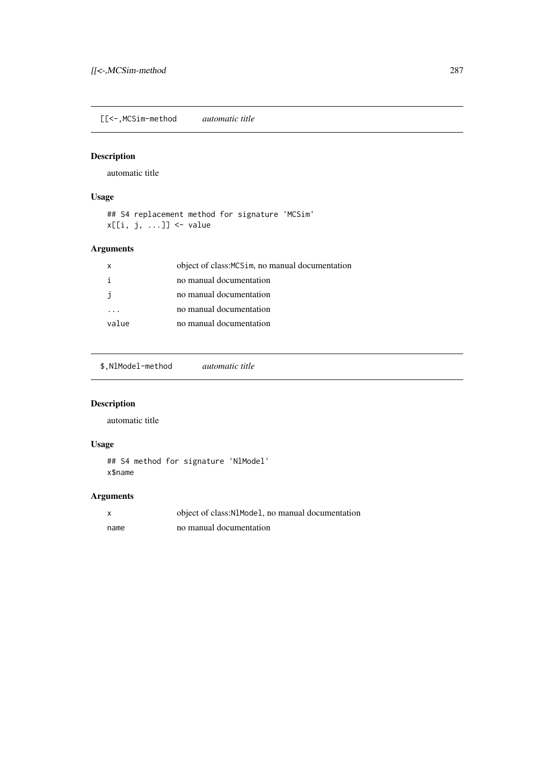## [[<-,MCSim-method *automatic title*

### Description

automatic title

### Usage

```
## S4 replacement method for signature 'MCSim'
x[[i, j, ...]] <- value
```

### Arguments

| | |
|---|---|
| x | object of class:MCSim, no manual documentation |
| i | no manual documentation |
| j | no manual documentation |
| ... | no manual documentation |
| value | no manual documentation |

## $,NlModel-method *automatic title*

### Description

automatic title

### Usage

```
## S4 method for signature 'NlModel'
x$name
```

### Arguments

| | |
|---|---|
| x | object of class:NlModel, no manual documentation |
| name | no manual documentation |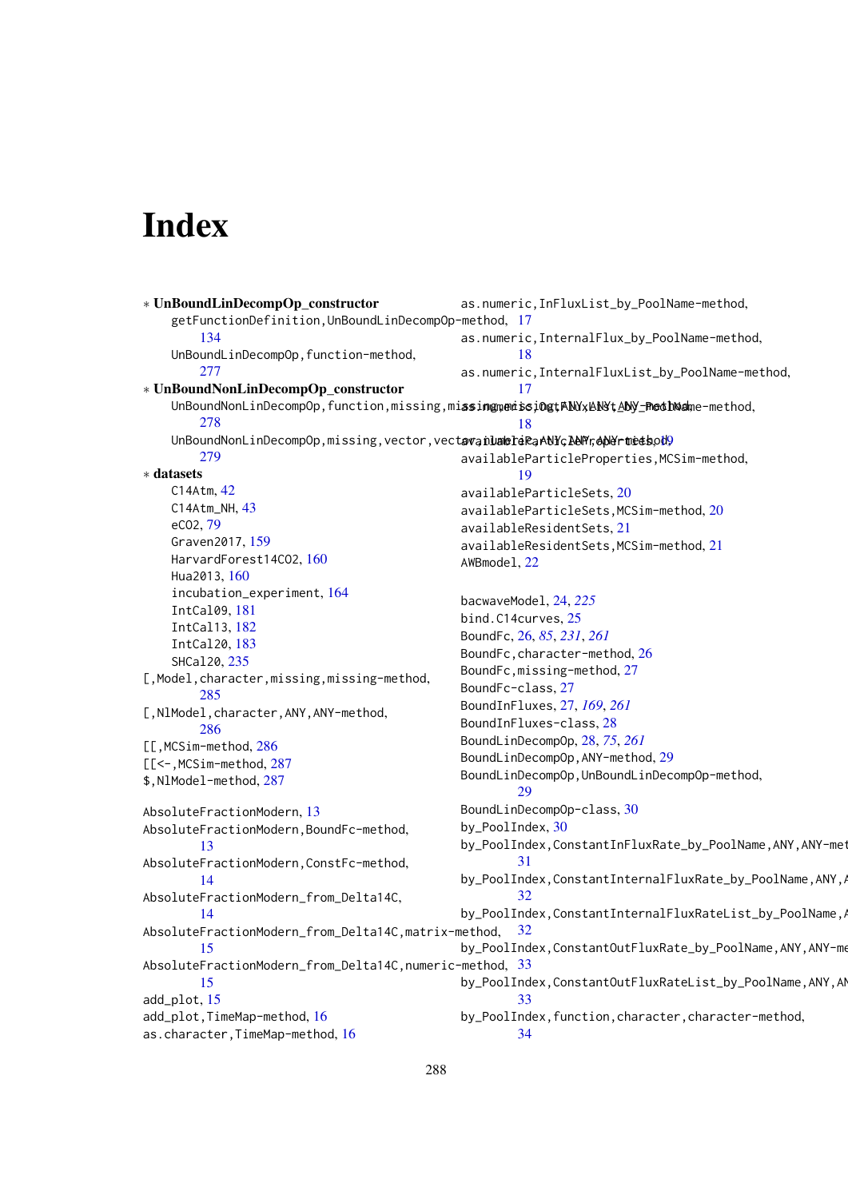# Index

* **UnBoundLinDecompOp_constructor**
  - getFunctionDefinition,UnBoundLinDecompOp-method, 134
  - UnBoundLinDecompOp,function-method, 277
* **UnBoundNonLinDecompOp_constructor**
  - UnBoundNonLinDecompOp,function,missing,missing,missing,ANY,ANY,ANY-method, 278
  - UnBoundNonLinDecompOp,missing,vector,vector,numeric,ANY,ANY,ANY-method, 279
* **datasets**
  - C14Atm, 42
  - C14Atm_NH, 43
  - eCO2, 79
  - Graven2017, 159
  - HarvardForest14CO2, 160
  - Hua2013, 160
  - incubation_experiment, 164
  - IntCal09, 181
  - IntCal13, 182
  - IntCal20, 183
  - SHCal20, 235

[,Model,character,missing,missing-method, 285
[,NlModel,character,ANY,ANY-method, 286
[[,MCSim-method, 286
[[<-,MCSim-method, 287
$,NlModel-method, 287

AbsoluteFractionModern, 13
AbsoluteFractionModern,BoundFc-method, 13
AbsoluteFractionModern,ConstFc-method, 14
AbsoluteFractionModern_from_Delta14C, 14
AbsoluteFractionModern_from_Delta14C,matrix-method, 15
AbsoluteFractionModern_from_Delta14C,numeric-method, 15
add_plot, 15
add_plot,TimeMap-method, 16
as.character,TimeMap-method, 16
as.numeric,InFluxList_by_PoolName-method, 17
as.numeric,InternalFlux_by_PoolName-method, 18
as.numeric,InternalFluxList_by_PoolName-method, 17
as.numeric,OutFluxList_by_PoolName-method, 18
availableParticleProperties, 19
availableParticleProperties,MCSim-method, 19
availableParticleSets, 20
availableParticleSets,MCSim-method, 20
availableResidentSets, 21
availableResidentSets,MCSim-method, 21
AWBmodel, 22

bacwaveModel, 24, *225*
bind.C14curves, 25
BoundFc, 26, *85*, *231*, *261*
BoundFc,character-method, 26
BoundFc,missing-method, 27
BoundFc-class, 27
BoundInFluxes, 27, *169*, *261*
BoundInFluxes-class, 28
BoundLinDecompOp, 28, *75*, *261*
BoundLinDecompOp,ANY-method, 29
BoundLinDecompOp,UnBoundLinDecompOp-method, 29
BoundLinDecompOp-class, 30
by_PoolIndex, 30
by_PoolIndex,ConstantInFluxRate_by_PoolName,ANY,ANY-method, 31
by_PoolIndex,ConstantInternalFluxRate_by_PoolName,ANY,ANY-method, 32
by_PoolIndex,ConstantInternalFluxRateList_by_PoolName,ANY,ANY-method, 32
by_PoolIndex,ConstantOutFluxRate_by_PoolName,ANY,ANY-method, 33
by_PoolIndex,ConstantOutFluxRateList_by_PoolName,ANY,ANY-method, 33
by_PoolIndex,function,character,character-method, 34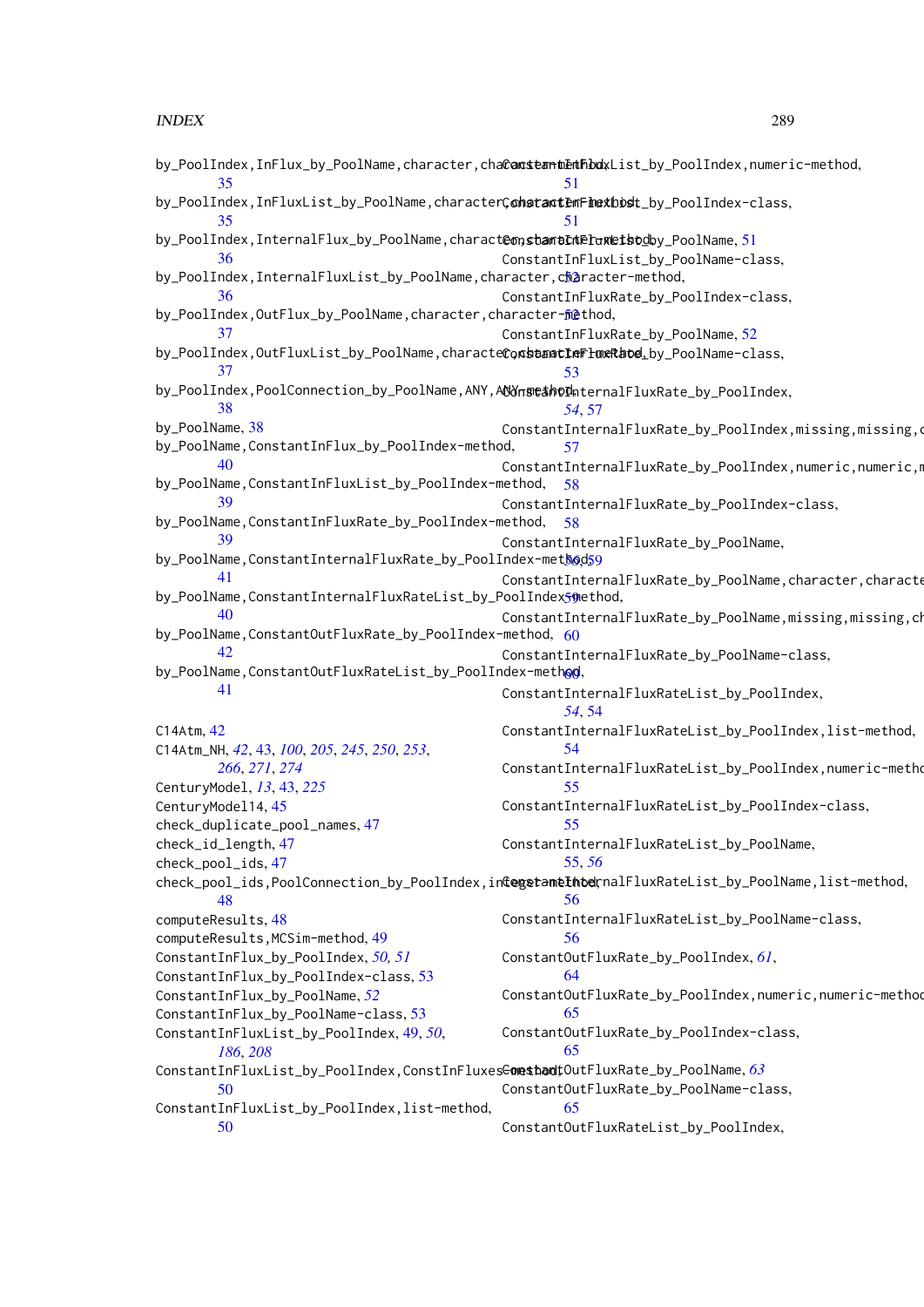by_PoolIndex,InFlux_by_PoolName,character,character-method, 35
by_PoolIndex,InFluxList_by_PoolName,character,character-method, 35
by_PoolIndex,InternalFlux_by_PoolName,character,character-method, 36
by_PoolIndex,InternalFluxList_by_PoolName,character,character-method, 36
by_PoolIndex,OutFlux_by_PoolName,character,character-method, 37
by_PoolIndex,OutFluxList_by_PoolName,character,character-method, 37
by_PoolIndex,PoolConnection_by_PoolName,ANY,ANY-method, 38
by_PoolName, 38
by_PoolName,ConstantInFlux_by_PoolIndex-method, 40
by_PoolName,ConstantInFluxList_by_PoolIndex-method, 39
by_PoolName,ConstantInFluxRate_by_PoolIndex-method, 39
by_PoolName,ConstantInternalFluxRate_by_PoolIndex-method, 41
by_PoolName,ConstantInternalFluxRateList_by_PoolIndex-method, 40
by_PoolName,ConstantOutFluxRate_by_PoolIndex-method, 42
by_PoolName,ConstantOutFluxRateList_by_PoolIndex-method, 41

C14Atm, 42
C14Atm_NH, *42*, 43, *100*, *205*, *245*, *250*, *253*, *266*, *271*, *274*
CenturyModel, *13*, 43, *225*
CenturyModel14, 45
check_duplicate_pool_names, 47
check_id_length, 47
check_pool_ids, 47
check_pool_ids,PoolConnection_by_PoolIndex,integer-method, 48
computeResults, 48
computeResults,MCSim-method, 49
ConstantInFlux_by_PoolIndex, *50, 51*
ConstantInFlux_by_PoolIndex-class, 53
ConstantInFlux_by_PoolName, *52*
ConstantInFlux_by_PoolName-class, 53
ConstantInFluxList_by_PoolIndex, 49, *50*, *186*, *208*
ConstantInFluxList_by_PoolIndex,ConstInFluxes-method, 50
ConstantInFluxList_by_PoolIndex,list-method, 50
ConstantInFluxList_by_PoolIndex,numeric-method, 51
ConstantInFluxList_by_PoolIndex-class, 51
ConstantInFluxList_by_PoolName, 51
ConstantInFluxList_by_PoolName-class, 52
ConstantInFluxRate_by_PoolIndex-class, 52
ConstantInFluxRate_by_PoolName, 52
ConstantInFluxRate_by_PoolName-class, 53
ConstantInternalFluxRate_by_PoolIndex, *54*, 57
ConstantInternalFluxRate_by_PoolIndex,missing,missing,c 57
ConstantInternalFluxRate_by_PoolIndex,numeric,numeric,n 58
ConstantInternalFluxRate_by_PoolIndex-class, 58
ConstantInternalFluxRate_by_PoolName, *56*, 59
ConstantInternalFluxRate_by_PoolName,character,characte 59
ConstantInternalFluxRate_by_PoolName,missing,missing,ch 60
ConstantInternalFluxRate_by_PoolName-class, 60
ConstantInternalFluxRateList_by_PoolIndex, *54*, 54
ConstantInternalFluxRateList_by_PoolIndex,list-method, 54
ConstantInternalFluxRateList_by_PoolIndex,numeric-metho 55
ConstantInternalFluxRateList_by_PoolIndex-class, 55
ConstantInternalFluxRateList_by_PoolName, 55, *56*
ConstantInternalFluxRateList_by_PoolName,list-method, 56
ConstantInternalFluxRateList_by_PoolName-class, 56
ConstantOutFluxRate_by_PoolIndex, *61*, 64
ConstantOutFluxRate_by_PoolIndex,numeric,numeric-metho 65
ConstantOutFluxRate_by_PoolIndex-class, 65
ConstantOutFluxRate_by_PoolName, *63*
ConstantOutFluxRate_by_PoolName-class, 65
ConstantOutFluxRateList_by_PoolIndex,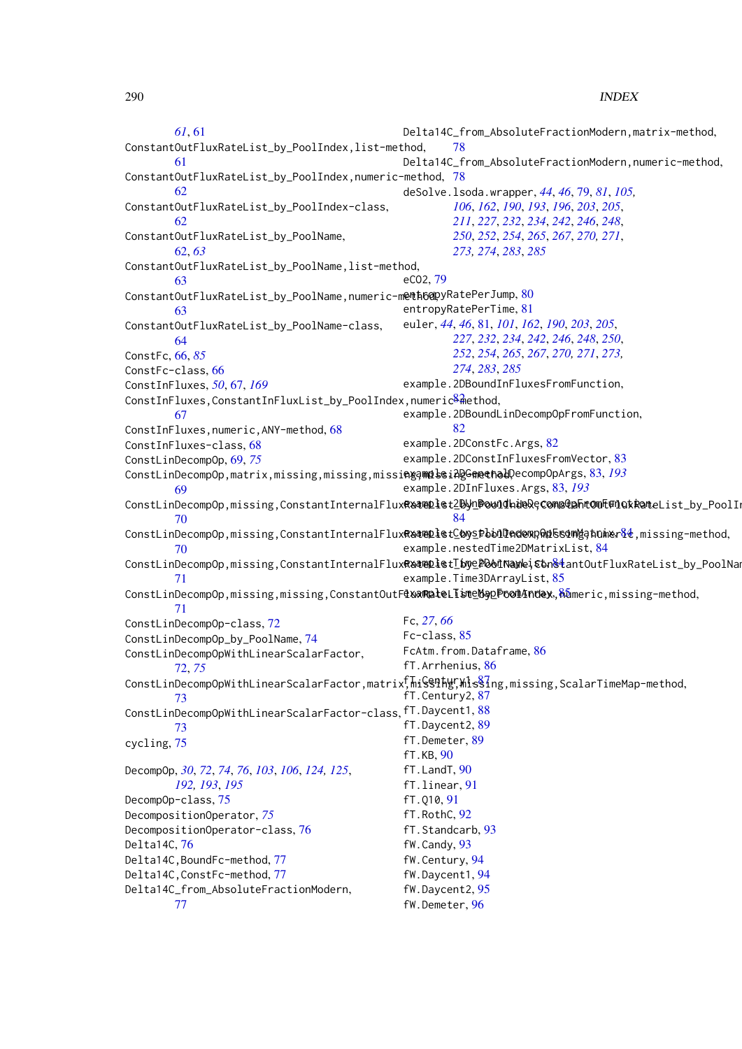*61*, 61
ConstantOutFluxRateList_by_PoolIndex,list-method, 61
ConstantOutFluxRateList_by_PoolIndex,numeric-method, 62
ConstantOutFluxRateList_by_PoolIndex-class, 62
ConstantOutFluxRateList_by_PoolName, 62, *63*
ConstantOutFluxRateList_by_PoolName,list-method, 63
ConstantOutFluxRateList_by_PoolName,numeric-method, 63
ConstantOutFluxRateList_by_PoolName-class, 64
ConstFc, 66, *85*
ConstFc-class, 66
ConstInFluxes, *50*, 67, *169*
ConstInFluxes,ConstantInFluxList_by_PoolIndex,numeric-method, 67
ConstInFluxes,numeric,ANY-method, 68
ConstInFluxes-class, 68
ConstLinDecompOp, 69, *75*
ConstLinDecompOp,matrix,missing,missing,missing,missing-method, 69
ConstLinDecompOp,missing,ConstantInternalFluxRateList_by_PoolIndex,ConstantOutFluxRateList_by_PoolIndex,numeric-method, 70
ConstLinDecompOp,missing,ConstantInternalFluxRateList_by_PoolIndex,missing,numeric,missing-method, 70
ConstLinDecompOp,missing,ConstantInternalFluxRateList_by_PoolName,ConstantOutFluxRateList_by_PoolName, 71
ConstLinDecompOp,missing,missing,ConstantOutFluxRateList_by_PoolIndex,numeric,missing-method, 71
ConstLinDecompOp-class, 72
ConstLinDecompOp_by_PoolName, 74
ConstLinDecompOpWithLinearScalarFactor, 72, *75*
ConstLinDecompOpWithLinearScalarFactor,matrix,missing,missing,missing,ScalarTimeMap-method, 73
ConstLinDecompOpWithLinearScalarFactor-class, 73
cycling, 75

DecompOp, *30*, *72*, *74*, *76*, *103*, *106*, *124, 125*, *192, 193*, *195*
DecompOp-class, 75
DecompositionOperator, *75*
DecompositionOperator-class, 76
Delta14C, 76
Delta14C,BoundFc-method, 77
Delta14C,ConstFc-method, 77
Delta14C_from_AbsoluteFractionModern, 77
Delta14C_from_AbsoluteFractionModern,matrix-method, 78
Delta14C_from_AbsoluteFractionModern,numeric-method, 78
deSolve.lsoda.wrapper, *44*, *46*, 79, *81*, *105*, *106*, *162*, *190*, *193*, *196*, *203*, *205*, *211*, *227*, *232*, *234*, *242*, *246*, *248*, *250*, *252*, *254*, *265*, *267*, *270, 271*, *273, 274*, *283*, *285*

eCO2, 79
entropyRatePerJump, 80
entropyRatePerTime, 81
euler, *44*, *46*, 81, *101*, *162*, *190*, *203*, *205*, *227*, *232*, *234*, *242*, *246*, *248*, *250*, *252*, *254*, *265*, *267*, *270, 271*, *273*, *274*, *283*, *285*
example.2DBoundInFluxesFromFunction, 82
example.2DBoundLinDecompOpFromFunction, 82
example.2DConstFc.Args, 82
example.2DConstInFluxesFromVector, 83
example.2DGeneralDecompOpArgs, 83, *193*
example.2DInFluxes.Args, 83, *193*
example.2DUnBoundLinDecompOpFromFunction, 84
example.ConstlinDecompOpFromMatrix, 84
example.nestedTime2DMatrixList, 84
example.Time2DArrayList, 84
example.Time3DArrayList, 85
example.TimeMapFromArray, 85

Fc, *27*, *66*
Fc-class, 85
FcAtm.from.Dataframe, 86
fT.Arrhenius, 86
fT.Century1, 87
fT.Century2, 87
fT.Daycent1, 88
fT.Daycent2, 89
fT.Demeter, 89
fT.KB, 90
fT.LandT, 90
fT.linear, 91
fT.Q10, 91
fT.RothC, 92
fT.Standcarb, 93
fW.Candy, 93
fW.Century, 94
fW.Daycent1, 94
fW.Daycent2, 95
fW.Demeter, 96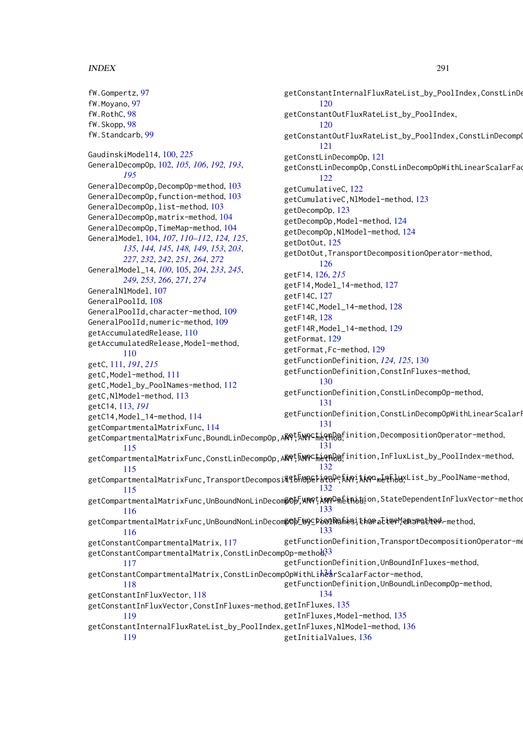fW.Gompertz, 97
fW.Moyano, 97
fW.RothC, 98
fW.Skopp, 98
fW.Standcarb, 99

GaudinskiModel14, 100, *225*
GeneralDecompOp, 102, *105, 106*, *192, 193*, *195*
GeneralDecompOp,DecompOp-method, 103
GeneralDecompOp,function-method, 103
GeneralDecompOp,list-method, 103
GeneralDecompOp,matrix-method, 104
GeneralDecompOp,TimeMap-method, 104
GeneralModel, 104, *107*, *110–112*, *124, 125*, *135*, *144, 145*, *148, 149*, *153*, *203*, *227*, *232*, *242*, *251*, *264*, *272*
GeneralModel_14, *100*, 105, *204*, *233*, *245*, *249*, *253*, *266*, *271*, *274*
GeneralNlModel, 107
GeneralPoolId, 108
GeneralPoolId,character-method, 109
GeneralPoolId,numeric-method, 109
getAccumulatedRelease, 110
getAccumulatedRelease,Model-method, 110
getC, 111, *191*, *215*
getC,Model-method, 111
getC,Model_by_PoolNames-method, 112
getC,NlModel-method, 113
getC14, 113, *191*
getC14,Model_14-method, 114
getCompartmentalMatrixFunc, 114
getCompartmentalMatrixFunc,BoundLinDecompOp,ANY,ANY-method, 115
getCompartmentalMatrixFunc,ConstLinDecompOp,ANY,ANY-method, 115
getCompartmentalMatrixFunc,TransportDecompositionOperator,ANY,ANY-method, 115
getCompartmentalMatrixFunc,UnBoundNonLinDecompOp,ANY,ANY-method, 116
getCompartmentalMatrixFunc,UnBoundNonLinDecompOp_by_PoolNames,character,character-method, 116
getConstantCompartmentalMatrix, 117
getConstantCompartmentalMatrix,ConstLinDecompOp-method, 117
getConstantCompartmentalMatrix,ConstLinDecompOpWithLinearScalarFactor-method, 118
getConstantInFluxVector, 118
getConstantInFluxVector,ConstInFluxes-method, 119
getConstantInternalFluxRateList_by_PoolIndex, 119
getConstantInternalFluxRateList_by_PoolIndex,ConstLinDe 120
getConstantOutFluxRateList_by_PoolIndex, 120
getConstantOutFluxRateList_by_PoolIndex,ConstLinDecompO 121
getConstLinDecompOp, 121
getConstLinDecompOp,ConstLinDecompOpWithLinearScalarFac 122
getCumulativeC, 122
getCumulativeC,NlModel-method, 123
getDecompOp, 123
getDecompOp,Model-method, 124
getDecompOp,NlModel-method, 124
getDotOut, 125
getDotOut,TransportDecompositionOperator-method, 126
getF14, 126, *215*
getF14,Model_14-method, 127
getF14C, 127
getF14C,Model_14-method, 128
getF14R, 128
getF14R,Model_14-method, 129
getFormat, 129
getFormat,Fc-method, 129
getFunctionDefinition, *124, 125*, 130
getFunctionDefinition,ConstInFluxes-method, 130
getFunctionDefinition,ConstLinDecompOp-method, 131
getFunctionDefinition,ConstLinDecompOpWithLinearScalarF 131
getFunctionDefinition,DecompositionOperator-method, 131
getFunctionDefinition,InFluxList_by_PoolIndex-method, 132
getFunctionDefinition,InFluxList_by_PoolName-method, 132
getFunctionDefinition,StateDependentInFluxVector-method 133
getFunctionDefinition,TimeMap-method, 133
getFunctionDefinition,TransportDecompositionOperator-me 133
getFunctionDefinition,UnBoundInFluxes-method, 134
getFunctionDefinition,UnBoundLinDecompOp-method, 134
getInFluxes, 135
getInFluxes,Model-method, 135
getInFluxes,NlModel-method, 136
getInitialValues, 136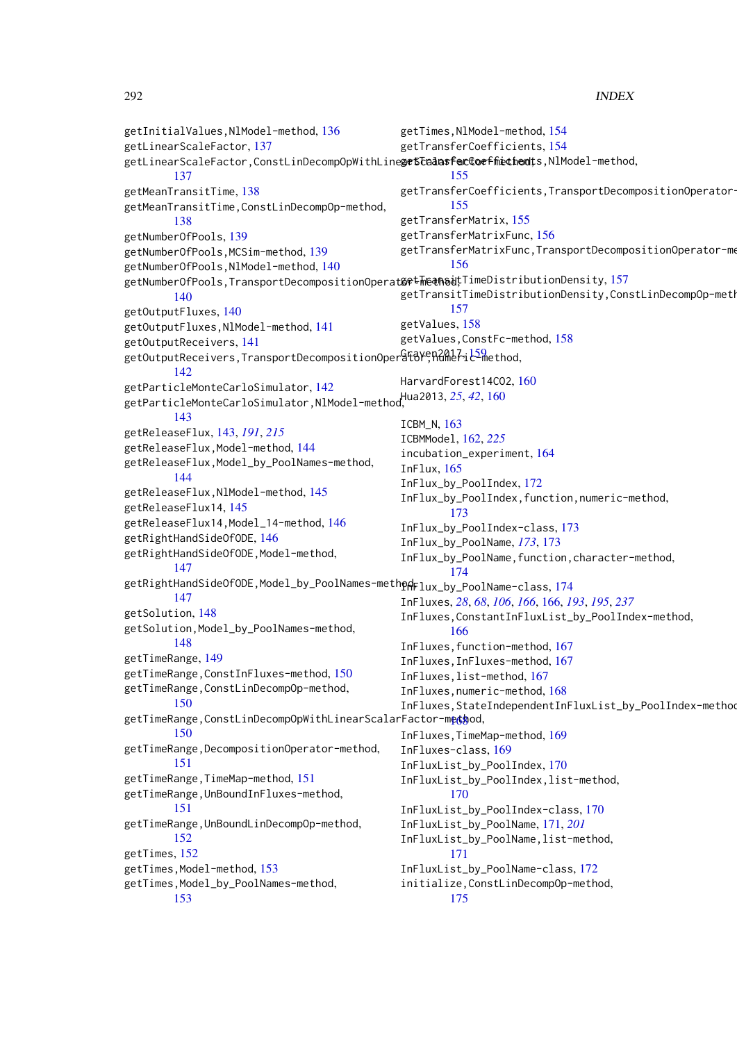getInitialValues,NlModel-method, 136
getLinearScaleFactor, 137
getLinearScaleFactor,ConstLinDecompOpWithLinearScalarFactor-method, 137
getMeanTransitTime, 138
getMeanTransitTime,ConstLinDecompOp-method, 138
getNumberOfPools, 139
getNumberOfPools,MCSim-method, 139
getNumberOfPools,NlModel-method, 140
getNumberOfPools,TransportDecompositionOperator-method, 140
getOutputFluxes, 140
getOutputFluxes,NlModel-method, 141
getOutputReceivers, 141
getOutputReceivers,TransportDecompositionOperator,numeric-method, 142
getParticleMonteCarloSimulator, 142
getParticleMonteCarloSimulator,NlModel-method, 143
getReleaseFlux, 143, *191*, *215*
getReleaseFlux,Model-method, 144
getReleaseFlux,Model_by_PoolNames-method, 144
getReleaseFlux,NlModel-method, 145
getReleaseFlux14, 145
getReleaseFlux14,Model_14-method, 146
getRightHandSideOfODE, 146
getRightHandSideOfODE,Model-method, 147
getRightHandSideOfODE,Model_by_PoolNames-method, 147
getSolution, 148
getSolution,Model_by_PoolNames-method, 148
getTimeRange, 149
getTimeRange,ConstInFluxes-method, 150
getTimeRange,ConstLinDecompOp-method, 150
getTimeRange,ConstLinDecompOpWithLinearScalarFactor-method, 150
getTimeRange,DecompositionOperator-method, 151
getTimeRange,TimeMap-method, 151
getTimeRange,UnBoundInFluxes-method, 151
getTimeRange,UnBoundLinDecompOp-method, 152
getTimes, 152
getTimes,Model-method, 153
getTimes,Model_by_PoolNames-method, 153
getTimes,NlModel-method, 154
getTransferCoefficients, 154
getTransferCoefficients,NlModel-method, 155
getTransferCoefficients,TransportDecompositionOperator-method, 155
getTransferMatrix, 155
getTransferMatrixFunc, 156
getTransferMatrixFunc,TransportDecompositionOperator-method, 156
getTransitTimeDistributionDensity, 157
getTransitTimeDistributionDensity,ConstLinDecompOp-method, 157
getValues, 158
getValues,ConstFc-method, 158
Graven2017, 159

HarvardForest14CO2, 160
Hua2013, *25*, *42*, 160

ICBM_N, 163
ICBMModel, 162, *225*
incubation_experiment, 164
InFlux, 165
InFlux_by_PoolIndex, 172
InFlux_by_PoolIndex,function,numeric-method, 173
InFlux_by_PoolIndex-class, 173
InFlux_by_PoolName, *173*, 173
InFlux_by_PoolName,function,character-method, 174
InFlux_by_PoolName-class, 174
InFluxes, *28*, *68*, *106*, *166*, 166, *193*, *195*, *237*
InFluxes,ConstantInFluxList_by_PoolIndex-method, 166
InFluxes,function-method, 167
InFluxes,InFluxes-method, 167
InFluxes,list-method, 167
InFluxes,numeric-method, 168
InFluxes,StateIndependentInFluxList_by_PoolIndex-method, 168
InFluxes,TimeMap-method, 169
InFluxes-class, 169
InFluxList_by_PoolIndex, 170
InFluxList_by_PoolIndex,list-method, 170
InFluxList_by_PoolIndex-class, 170
InFluxList_by_PoolName, 171, *201*
InFluxList_by_PoolName,list-method, 171
InFluxList_by_PoolName-class, 172
initialize,ConstLinDecompOp-method, 175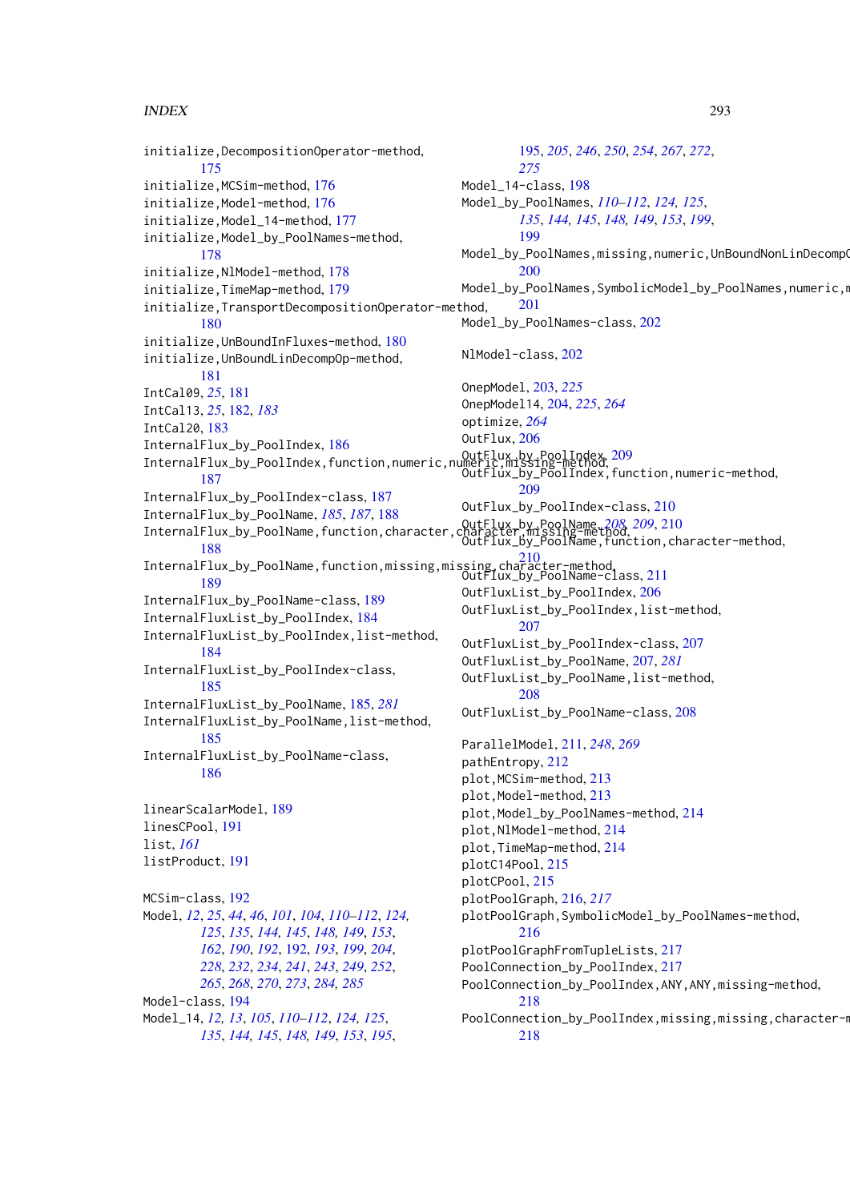initialize,DecompositionOperator-method, 175
initialize,MCSim-method, 176
initialize,Model-method, 176
initialize,Model_14-method, 177
initialize,Model_by_PoolNames-method, 178
initialize,NlModel-method, 178
initialize,TimeMap-method, 179
initialize,TransportDecompositionOperator-method, 180
initialize,UnBoundInFluxes-method, 180
initialize,UnBoundLinDecompOp-method, 181
IntCal09, *25*, 181
IntCal13, *25*, 182, *183*
IntCal20, 183
InternalFlux_by_PoolIndex, 186
InternalFlux_by_PoolIndex,function,numeric,numeric,missing-method, 187
InternalFlux_by_PoolIndex-class, 187
InternalFlux_by_PoolName, *185*, *187*, 188
InternalFlux_by_PoolName,function,character,character,missing-method, 188
InternalFlux_by_PoolName,function,missing,missing,character-method, 189
InternalFlux_by_PoolName-class, 189
InternalFluxList_by_PoolIndex, 184
InternalFluxList_by_PoolIndex,list-method, 184
InternalFluxList_by_PoolIndex-class, 185
InternalFluxList_by_PoolName, 185, *281*
InternalFluxList_by_PoolName,list-method, 185
InternalFluxList_by_PoolName-class, 186

linearScalarModel, 189
linesCPool, 191
list, *161*
listProduct, 191

MCSim-class, 192
Model, *12*, *25*, *44*, *46*, *101*, *104*, *110–112*, *124*, *125*, *135*, *144*, *145*, *148*, *149*, *153*, *162*, *190*, *192*, 192, *193*, *199*, *204*, *228*, *232*, *234*, *241*, *243*, *249*, *252*, *265*, *268*, *270*, *273*, *284*, *285*
Model-class, 194
Model_14, *12*, *13*, *105*, *110–112*, *124*, *125*, *135*, *144*, *145*, *148*, *149*, *153*, *195*, 195, *205*, *246*, *250*, *254*, *267*, *272*, *275*
Model_14-class, 198
Model_by_PoolNames, *110–112*, *124*, *125*, *135*, *144*, *145*, *148*, *149*, *153*, *199*, 199
Model_by_PoolNames,missing,numeric,UnBoundNonLinDecompO... 200
Model_by_PoolNames,SymbolicModel_by_PoolNames,numeric,m... 201
Model_by_PoolNames-class, 202

NlModel-class, 202

OnepModel, 203, *225*
OnepModel14, 204, *225*, *264*
optimize, *264*
OutFlux, 206
OutFlux_by_PoolIndex, 209
OutFlux_by_PoolIndex,function,numeric-method, 209
OutFlux_by_PoolIndex-class, 210
OutFlux_by_PoolName, *208*, *209*, 210
OutFlux_by_PoolName,function,character-method, 210
OutFlux_by_PoolName-class, 211
OutFluxList_by_PoolIndex, 206
OutFluxList_by_PoolIndex,list-method, 207
OutFluxList_by_PoolIndex-class, 207
OutFluxList_by_PoolName, 207, *281*
OutFluxList_by_PoolName,list-method, 208
OutFluxList_by_PoolName-class, 208

ParallelModel, 211, *248*, *269*
pathEntropy, 212
plot,MCSim-method, 213
plot,Model-method, 213
plot,Model_by_PoolNames-method, 214
plot,NlModel-method, 214
plot,TimeMap-method, 214
plotC14Pool, 215
plotCPool, 215
plotPoolGraph, 216, *217*
plotPoolGraph,SymbolicModel_by_PoolNames-method, 216
plotPoolGraphFromTupleLists, 217
PoolConnection_by_PoolIndex, 217
PoolConnection_by_PoolIndex,ANY,ANY,missing-method, 218
PoolConnection_by_PoolIndex,missing,missing,character-m... 218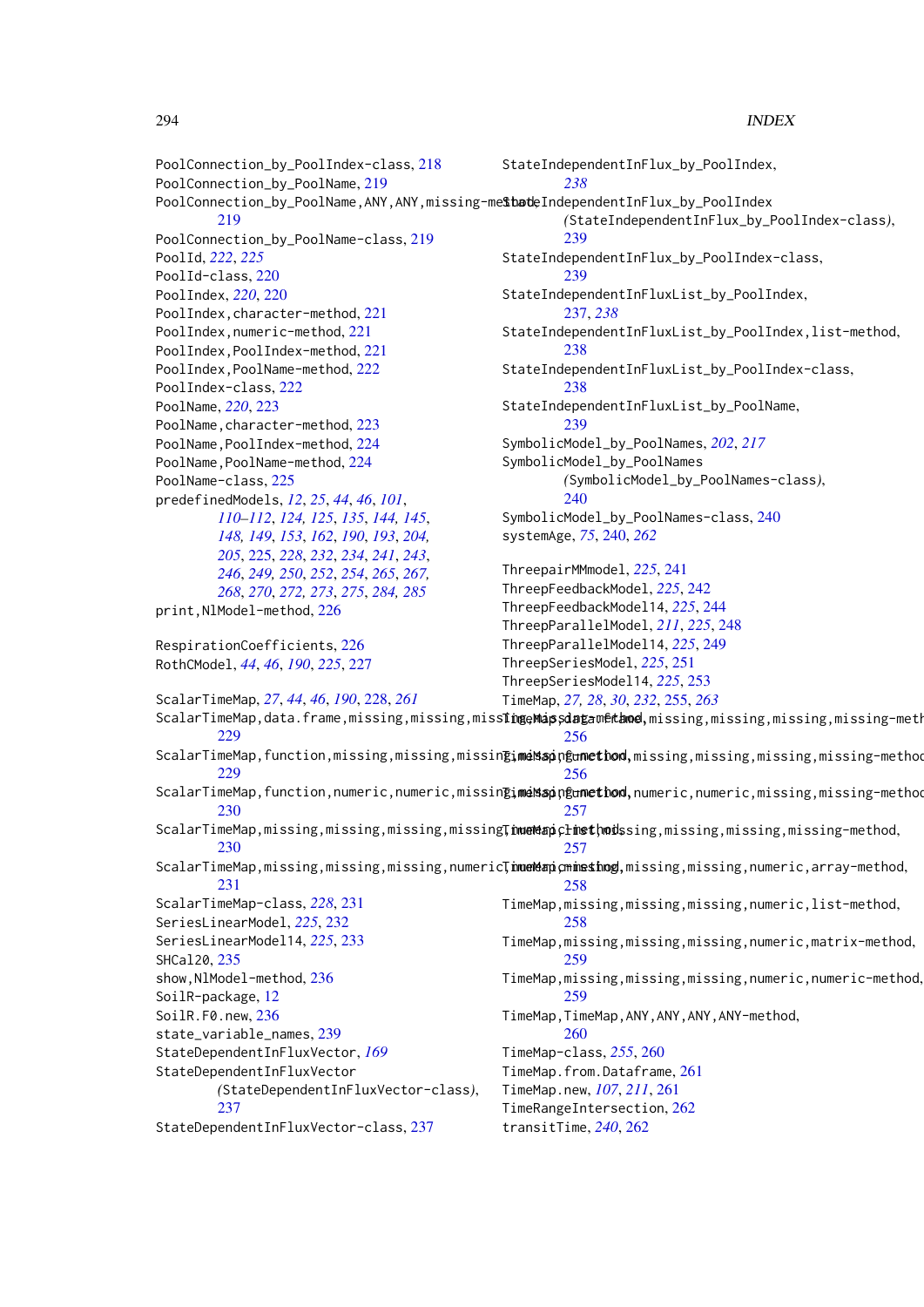PoolConnection_by_PoolIndex-class, 218
PoolConnection_by_PoolName, 219
PoolConnection_by_PoolName,ANY,ANY,missing-method, 219
PoolConnection_by_PoolName-class, 219
PoolId, *222*, *225*
PoolId-class, 220
PoolIndex, *220*, 220
PoolIndex,character-method, 221
PoolIndex,numeric-method, 221
PoolIndex,PoolIndex-method, 221
PoolIndex,PoolName-method, 222
PoolIndex-class, 222
PoolName, *220*, 223
PoolName,character-method, 223
PoolName,PoolIndex-method, 224
PoolName,PoolName-method, 224
PoolName-class, 225
predefinedModels, *12*, *25*, *44*, *46*, *101*, *110–112*, *124, 125*, *135*, *144, 145*, *148, 149*, *153*, *162*, *190*, *193*, *204, 205*, 225, *228*, *232*, *234*, *241*, *243*, *246*, *249, 250*, *252*, *254*, *265*, *267, 268*, *270*, *272, 273*, *275*, *284, 285*
print,NlModel-method, 226

RespirationCoefficients, 226
RothCModel, *44*, *46*, *190*, *225*, 227

ScalarTimeMap, *27*, *44*, *46*, *190*, 228, *261*
ScalarTimeMap,data.frame,missing,missing,missing,missing-method, 229
ScalarTimeMap,function,missing,missing,missing,missing-method, 229
ScalarTimeMap,function,numeric,numeric,missing,missing-method, 230
ScalarTimeMap,missing,missing,missing,missing,numeric-method, 230
ScalarTimeMap,missing,missing,missing,numeric,numeric-method, 231
ScalarTimeMap-class, *228*, 231
SeriesLinearModel, *225*, 232
SeriesLinearModel14, *225*, 233
SHCal20, 235
show,NlModel-method, 236
SoilR-package, 12
SoilR.F0.new, 236
state_variable_names, 239
StateDependentInFluxVector, *169*
StateDependentInFluxVector (StateDependentInFluxVector-class), 237
StateDependentInFluxVector-class, 237
StateIndependentInFlux_by_PoolIndex, *238*
StateIndependentInFlux_by_PoolIndex (StateIndependentInFlux_by_PoolIndex-class), 239
StateIndependentInFlux_by_PoolIndex-class, 239
StateIndependentInFluxList_by_PoolIndex, 237, *238*
StateIndependentInFluxList_by_PoolIndex,list-method, 238
StateIndependentInFluxList_by_PoolIndex-class, 238
StateIndependentInFluxList_by_PoolName, 239
SymbolicModel_by_PoolNames, *202*, *217*
SymbolicModel_by_PoolNames (SymbolicModel_by_PoolNames-class), 240
SymbolicModel_by_PoolNames-class, 240
systemAge, *75*, 240, *262*

ThreepairMMmodel, *225*, 241
ThreepFeedbackModel, *225*, 242
ThreepFeedbackModel14, *225*, 244
ThreepParallelModel, *211*, *225*, 248
ThreepParallelModel14, *225*, 249
ThreepSeriesModel, *225*, 251
ThreepSeriesModel14, *225*, 253
TimeMap, *27, 28*, *30*, *232*, 255, *263*
TimeMap,data.frame,missing,missing,missing,missing-method, 256
TimeMap,function,missing,missing,missing,missing-method, 256
TimeMap,function,numeric,numeric,missing,missing-method, 257
TimeMap,list,missing,missing,missing,missing-method, 257
TimeMap,missing,missing,missing,numeric,array-method, 258
TimeMap,missing,missing,missing,numeric,list-method, 258
TimeMap,missing,missing,missing,numeric,matrix-method, 259
TimeMap,missing,missing,missing,numeric,numeric-method, 259
TimeMap,TimeMap,ANY,ANY,ANY,ANY-method, 260
TimeMap-class, *255*, 260
TimeMap.from.Dataframe, 261
TimeMap.new, *107*, *211*, 261
TimeRangeIntersection, 262
transitTime, *240*, 262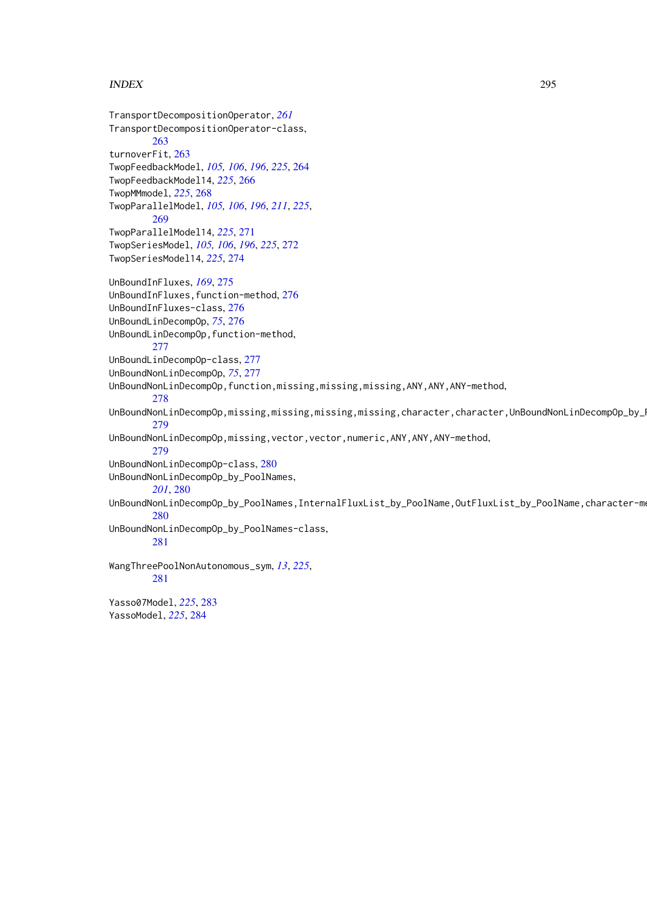TransportDecompositionOperator, *261*
TransportDecompositionOperator-class, 263
turnoverFit, 263
TwopFeedbackModel, *105, 106*, *196*, *225*, 264
TwopFeedbackModel14, *225*, 266
TwopMMmodel, *225*, 268
TwopParallelModel, *105, 106*, *196*, *211*, *225*, 269
TwopParallelModel14, *225*, 271
TwopSeriesModel, *105, 106*, *196*, *225*, 272
TwopSeriesModel14, *225*, 274

UnBoundInFluxes, *169*, 275
UnBoundInFluxes,function-method, 276
UnBoundInFluxes-class, 276
UnBoundLinDecompOp, *75*, 276
UnBoundLinDecompOp,function-method, 277
UnBoundLinDecompOp-class, 277
UnBoundNonLinDecompOp, *75*, 277
UnBoundNonLinDecompOp,function,missing,missing,missing,ANY,ANY,ANY-method, 278
UnBoundNonLinDecompOp,missing,missing,missing,missing,character,character,UnBoundNonLinDecompOp_by_P 279
UnBoundNonLinDecompOp,missing,vector,vector,numeric,ANY,ANY,ANY-method, 279
UnBoundNonLinDecompOp-class, 280
UnBoundNonLinDecompOp_by_PoolNames, *201*, 280
UnBoundNonLinDecompOp_by_PoolNames,InternalFluxList_by_PoolName,OutFluxList_by_PoolName,character-me 280
UnBoundNonLinDecompOp_by_PoolNames-class, 281

WangThreePoolNonAutonomous_sym, *13*, *225*, 281

Yasso07Model, *225*, 283
YassoModel, *225*, 284